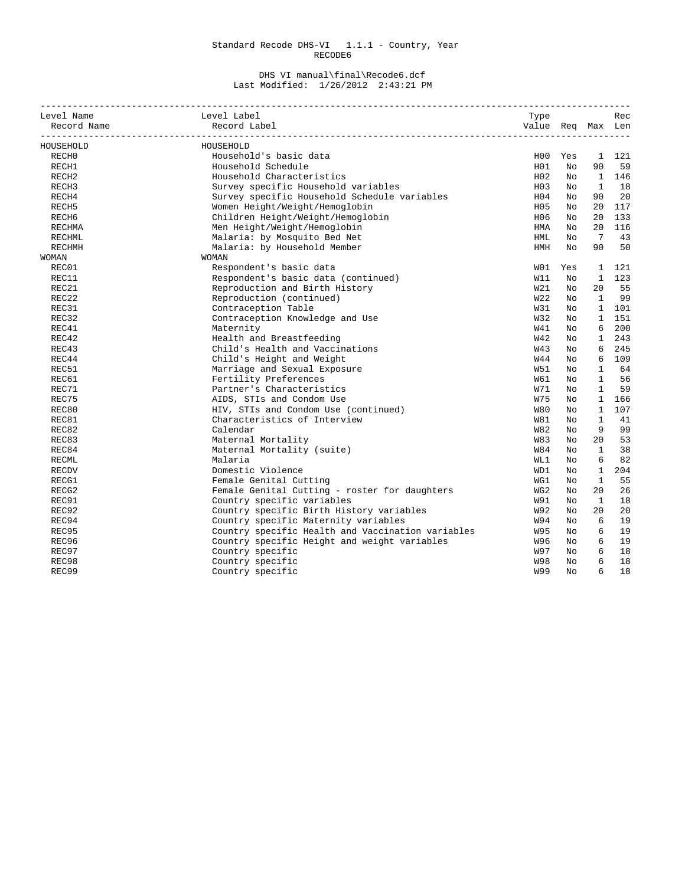Standard Recode DHS-VI 1.1.1 - Country, Year
RECODE6

DHS VI manual\final\Recode6.dcf
Last Modified: 1/26/2012 2:43:21 PM

| Level Name<br>Record Name | Level Label<br>Record Label | Type<br>Value | Req | Max | Rec<br>Len |
|---|---|---|---|---|---|
| HOUSEHOLD | HOUSEHOLD | | | | |
| RECH0 | Household's basic data | H00 | Yes | 1 | 121 |
| RECH1 | Household Schedule | H01 | No | 90 | 59 |
| RECH2 | Household Characteristics | H02 | No | 1 | 146 |
| RECH3 | Survey specific Household variables | H03 | No | 1 | 18 |
| RECH4 | Survey specific Household Schedule variables | H04 | No | 90 | 20 |
| RECH5 | Women Height/Weight/Hemoglobin | H05 | No | 20 | 117 |
| RECH6 | Children Height/Weight/Hemoglobin | H06 | No | 20 | 133 |
| RECHMA | Men Height/Weight/Hemoglobin | HMA | No | 20 | 116 |
| RECHML | Malaria: by Mosquito Bed Net | HML | No | 7 | 43 |
| RECHMH | Malaria: by Household Member | HMH | No | 90 | 50 |
| WOMAN | WOMAN | | | | |
| REC01 | Respondent's basic data | W01 | Yes | 1 | 121 |
| REC11 | Respondent's basic data (continued) | W11 | No | 1 | 123 |
| REC21 | Reproduction and Birth History | W21 | No | 20 | 55 |
| REC22 | Reproduction (continued) | W22 | No | 1 | 99 |
| REC31 | Contraception Table | W31 | No | 1 | 101 |
| REC32 | Contraception Knowledge and Use | W32 | No | 1 | 151 |
| REC41 | Maternity | W41 | No | 6 | 200 |
| REC42 | Health and Breastfeeding | W42 | No | 1 | 243 |
| REC43 | Child's Health and Vaccinations | W43 | No | 6 | 245 |
| REC44 | Child's Height and Weight | W44 | No | 6 | 109 |
| REC51 | Marriage and Sexual Exposure | W51 | No | 1 | 64 |
| REC61 | Fertility Preferences | W61 | No | 1 | 56 |
| REC71 | Partner's Characteristics | W71 | No | 1 | 59 |
| REC75 | AIDS, STIs and Condom Use | W75 | No | 1 | 166 |
| REC80 | HIV, STIs and Condom Use (continued) | W80 | No | 1 | 107 |
| REC81 | Characteristics of Interview | W81 | No | 1 | 41 |
| REC82 | Calendar | W82 | No | 9 | 99 |
| REC83 | Maternal Mortality | W83 | No | 20 | 53 |
| REC84 | Maternal Mortality (suite) | W84 | No | 1 | 38 |
| RECML | Malaria | WL1 | No | 6 | 82 |
| RECDV | Domestic Violence | WD1 | No | 1 | 204 |
| RECG1 | Female Genital Cutting | WG1 | No | 1 | 55 |
| RECG2 | Female Genital Cutting - roster for daughters | WG2 | No | 20 | 26 |
| REC91 | Country specific variables | W91 | No | 1 | 18 |
| REC92 | Country specific Birth History variables | W92 | No | 20 | 20 |
| REC94 | Country specific Maternity variables | W94 | No | 6 | 19 |
| REC95 | Country specific Health and Vaccination variables | W95 | No | 6 | 19 |
| REC96 | Country specific Height and weight variables | W96 | No | 6 | 19 |
| REC97 | Country specific | W97 | No | 6 | 18 |
| REC98 | Country specific | W98 | No | 6 | 18 |
| REC99 | Country specific | W99 | No | 6 | 18 |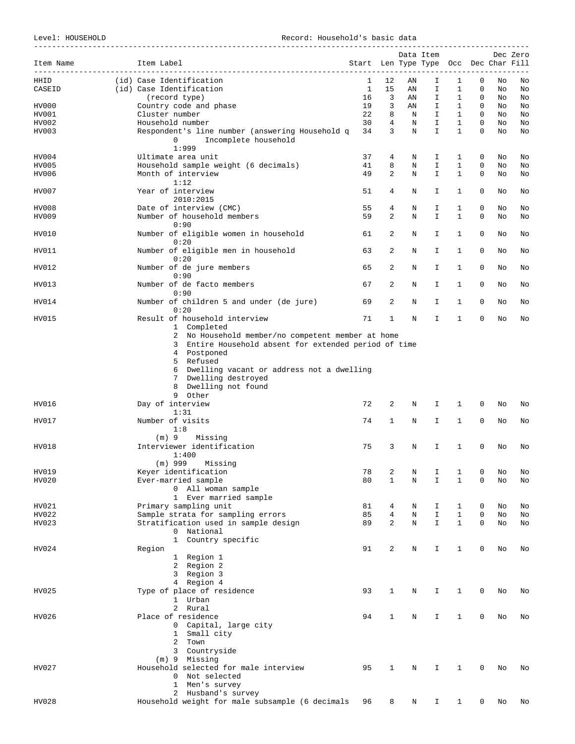Level: HOUSEHOLD Record: Household's basic data

| Item Name | Item Label | Start | Len | Data Type | Item Type | Occ | Dec | Dec Char | Zero Fill |
|---|---|---|---|---|---|---|---|---|---|
| HHID | (id) Case Identification | 1 | 12 | AN | I | 1 | 0 | No | No |
| CASEID | (id) Case Identification | 1 | 15 | AN | I | 1 | 0 | No | No |
| | (record type) | 16 | 3 | AN | I | 1 | 0 | No | No |
| HV000 | Country code and phase | 19 | 3 | AN | I | 1 | 0 | No | No |
| HV001 | Cluster number | 22 | 8 | N | I | 1 | 0 | No | No |
| HV002 | Household number | 30 | 4 | N | I | 1 | 0 | No | No |
| HV003 | Respondent's line number (answering Household q<br>0 Incomplete household<br>1:999 | 34 | 3 | N | I | 1 | 0 | No | No |
| HV004 | Ultimate area unit | 37 | 4 | N | I | 1 | 0 | No | No |
| HV005 | Household sample weight (6 decimals) | 41 | 8 | N | I | 1 | 0 | No | No |
| HV006 | Month of interview<br>1:12 | 49 | 2 | N | I | 1 | 0 | No | No |
| HV007 | Year of interview<br>2010:2015 | 51 | 4 | N | I | 1 | 0 | No | No |
| HV008 | Date of interview (CMC) | 55 | 4 | N | I | 1 | 0 | No | No |
| HV009 | Number of household members<br>0:90 | 59 | 2 | N | I | 1 | 0 | No | No |
| HV010 | Number of eligible women in household<br>0:20 | 61 | 2 | N | I | 1 | 0 | No | No |
| HV011 | Number of eligible men in household<br>0:20 | 63 | 2 | N | I | 1 | 0 | No | No |
| HV012 | Number of de jure members<br>0:90 | 65 | 2 | N | I | 1 | 0 | No | No |
| HV013 | Number of de facto members<br>0:90 | 67 | 2 | N | I | 1 | 0 | No | No |
| HV014 | Number of children 5 and under (de jure)<br>0:20 | 69 | 2 | N | I | 1 | 0 | No | No |
| HV015 | Result of household interview<br>1 Completed<br>2 No Household member/no competent member at home<br>3 Entire Household absent for extended period of time<br>4 Postponed<br>5 Refused<br>6 Dwelling vacant or address not a dwelling<br>7 Dwelling destroyed<br>8 Dwelling not found<br>9 Other | 71 | 1 | N | I | 1 | 0 | No | No |
| HV016 | Day of interview<br>1:31 | 72 | 2 | N | I | 1 | 0 | No | No |
| HV017 | Number of visits<br>1:8<br>(m) 9 Missing | 74 | 1 | N | I | 1 | 0 | No | No |
| HV018 | Interviewer identification<br>1:400<br>(m) 999 Missing | 75 | 3 | N | I | 1 | 0 | No | No |
| HV019 | Keyer identification | 78 | 2 | N | I | 1 | 0 | No | No |
| HV020 | Ever-married sample<br>0 All woman sample<br>1 Ever married sample | 80 | 1 | N | I | 1 | 0 | No | No |
| HV021 | Primary sampling unit | 81 | 4 | N | I | 1 | 0 | No | No |
| HV022 | Sample strata for sampling errors | 85 | 4 | N | I | 1 | 0 | No | No |
| HV023 | Stratification used in sample design<br>0 National<br>1 Country specific | 89 | 2 | N | I | 1 | 0 | No | No |
| HV024 | Region<br>1 Region 1<br>2 Region 2<br>3 Region 3<br>4 Region 4 | 91 | 2 | N | I | 1 | 0 | No | No |
| HV025 | Type of place of residence<br>1 Urban<br>2 Rural | 93 | 1 | N | I | 1 | 0 | No | No |
| HV026 | Place of residence<br>0 Capital, large city<br>1 Small city<br>2 Town<br>3 Countryside<br>(m) 9 Missing | 94 | 1 | N | I | 1 | 0 | No | No |
| HV027 | Household selected for male interview<br>0 Not selected<br>1 Men's survey<br>2 Husband's survey | 95 | 1 | N | I | 1 | 0 | No | No |
| HV028 | Household weight for male subsample (6 decimals | 96 | 8 | N | I | 1 | 0 | No | No |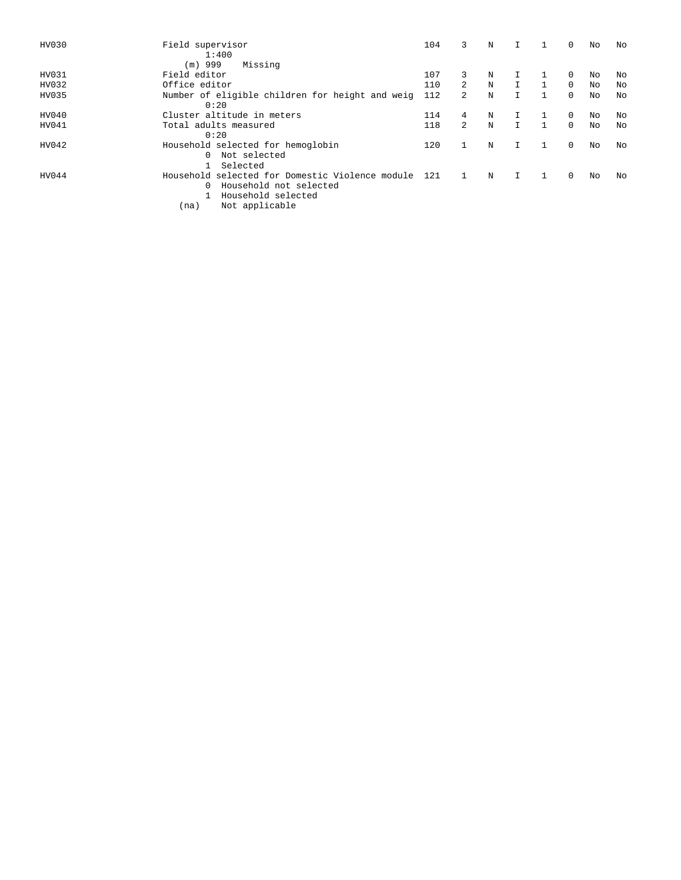| | | | | | | | | | |
|---|---|---|---|---|---|---|---|---|---|
| HV030 | Field supervisor<br>1:400<br>(m) 999 Missing | 104 | 3 | N | I | 1 | 0 | No | No |
| HV031 | Field editor | 107 | 3 | N | I | 1 | 0 | No | No |
| HV032 | Office editor | 110 | 2 | N | I | 1 | 0 | No | No |
| HV035 | Number of eligible children for height and weig<br>0:20 | 112 | 2 | N | I | 1 | 0 | No | No |
| HV040 | Cluster altitude in meters | 114 | 4 | N | I | 1 | 0 | No | No |
| HV041 | Total adults measured<br>0:20 | 118 | 2 | N | I | 1 | 0 | No | No |
| HV042 | Household selected for hemoglobin<br>0 Not selected<br>1 Selected | 120 | 1 | N | I | 1 | 0 | No | No |
| HV044 | Household selected for Domestic Violence module<br>0 Household not selected<br>1 Household selected<br>(na) Not applicable | 121 | 1 | N | I | 1 | 0 | No | No |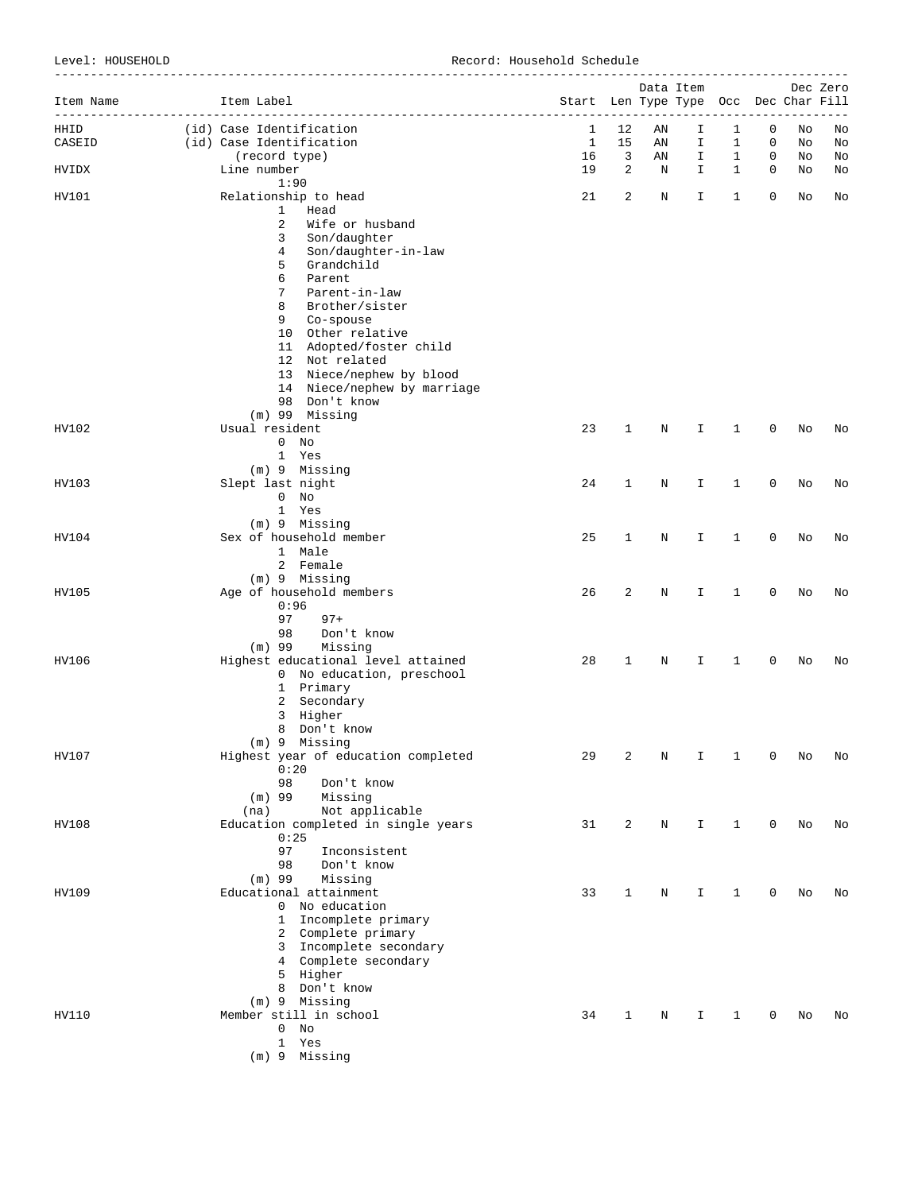Level: HOUSEHOLD Record: Household Schedule

| Item Name | Item Label | Start | Len | Data Type | Item Type | Occ | Dec | Dec Char | Zero Fill |
|---|---|---|---|---|---|---|---|---|---|
| HHID | (id) Case Identification | 1 | 12 | AN | I | 1 | 0 | No | No |
| CASEID | (id) Case Identification | 1 | 15 | AN | I | 1 | 0 | No | No |
| | (record type) | 16 | 3 | AN | I | 1 | 0 | No | No |
| HVIDX | Line number<br>1:90 | 19 | 2 | N | I | 1 | 0 | No | No |
| HV101 | Relationship to head<br>1 Head<br>2 Wife or husband<br>3 Son/daughter<br>4 Son/daughter-in-law<br>5 Grandchild<br>6 Parent<br>7 Parent-in-law<br>8 Brother/sister<br>9 Co-spouse<br>10 Other relative<br>11 Adopted/foster child<br>12 Not related<br>13 Niece/nephew by blood<br>14 Niece/nephew by marriage<br>98 Don't know<br>(m) 99 Missing | 21 | 2 | N | I | 1 | 0 | No | No |
| HV102 | Usual resident<br>0 No<br>1 Yes<br>(m) 9 Missing | 23 | 1 | N | I | 1 | 0 | No | No |
| HV103 | Slept last night<br>0 No<br>1 Yes<br>(m) 9 Missing | 24 | 1 | N | I | 1 | 0 | No | No |
| HV104 | Sex of household member<br>1 Male<br>2 Female<br>(m) 9 Missing | 25 | 1 | N | I | 1 | 0 | No | No |
| HV105 | Age of household members<br>0:96<br>97 97+<br>98 Don't know<br>(m) 99 Missing | 26 | 2 | N | I | 1 | 0 | No | No |
| HV106 | Highest educational level attained<br>0 No education, preschool<br>1 Primary<br>2 Secondary<br>3 Higher<br>8 Don't know<br>(m) 9 Missing | 28 | 1 | N | I | 1 | 0 | No | No |
| HV107 | Highest year of education completed<br>0:20<br>98 Don't know<br>(m) 99 Missing<br>(na) Not applicable | 29 | 2 | N | I | 1 | 0 | No | No |
| HV108 | Education completed in single years<br>0:25<br>97 Inconsistent<br>98 Don't know<br>(m) 99 Missing | 31 | 2 | N | I | 1 | 0 | No | No |
| HV109 | Educational attainment<br>0 No education<br>1 Incomplete primary<br>2 Complete primary<br>3 Incomplete secondary<br>4 Complete secondary<br>5 Higher<br>8 Don't know<br>(m) 9 Missing | 33 | 1 | N | I | 1 | 0 | No | No |
| HV110 | Member still in school<br>0 No<br>1 Yes<br>(m) 9 Missing | 34 | 1 | N | I | 1 | 0 | No | No |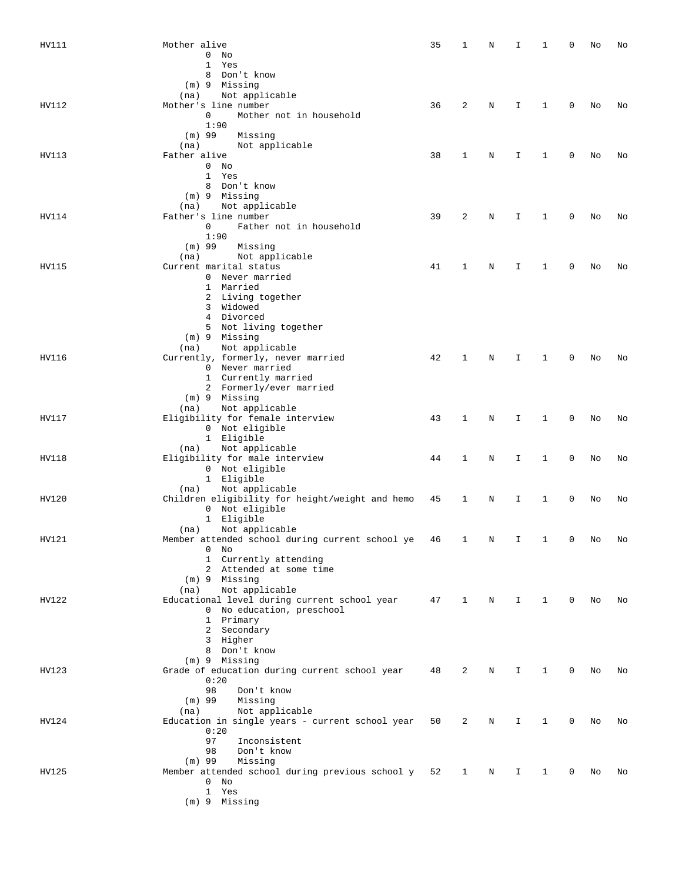```
HV111               Mother alive                                    35   1   N   I   1   0   No   No
                          0  No
                          1  Yes
                          8  Don't know
                      (m) 9  Missing
                     (na)    Not applicable
HV112               Mother's line number                            36   2   N   I   1   0   No   No
                          0     Mother not in household
                          1:90
                      (m) 99    Missing
                     (na)       Not applicable
HV113               Father alive                                    38   1   N   I   1   0   No   No
                          0  No
                          1  Yes
                          8  Don't know
                      (m) 9  Missing
                     (na)    Not applicable
HV114               Father's line number                            39   2   N   I   1   0   No   No
                          0     Father not in household
                          1:90
                      (m) 99    Missing
                     (na)       Not applicable
HV115               Current marital status                          41   1   N   I   1   0   No   No
                          0  Never married
                          1  Married
                          2  Living together
                          3  Widowed
                          4  Divorced
                          5  Not living together
                      (m) 9  Missing
                     (na)    Not applicable
HV116               Currently, formerly, never married              42   1   N   I   1   0   No   No
                          0  Never married
                          1  Currently married
                          2  Formerly/ever married
                      (m) 9  Missing
                     (na)    Not applicable
HV117               Eligibility for female interview                43   1   N   I   1   0   No   No
                          0  Not eligible
                          1  Eligible
                     (na)    Not applicable
HV118               Eligibility for male interview                  44   1   N   I   1   0   No   No
                          0  Not eligible
                          1  Eligible
                     (na)    Not applicable
HV120               Children eligibility for height/weight and hemo 45   1   N   I   1   0   No   No
                          0  Not eligible
                          1  Eligible
                     (na)    Not applicable
HV121               Member attended school during current school ye 46   1   N   I   1   0   No   No
                          0  No
                          1  Currently attending
                          2  Attended at some time
                      (m) 9  Missing
                     (na)    Not applicable
HV122               Educational level during current school year    47   1   N   I   1   0   No   No
                          0  No education, preschool
                          1  Primary
                          2  Secondary
                          3  Higher
                          8  Don't know
                      (m) 9  Missing
HV123               Grade of education during current school year   48   2   N   I   1   0   No   No
                          0:20
                          98    Don't know
                      (m) 99    Missing
                     (na)       Not applicable
HV124               Education in single years - current school year 50   2   N   I   1   0   No   No
                          0:20
                          97    Inconsistent
                          98    Don't know
                      (m) 99    Missing
HV125               Member attended school during previous school y 52   1   N   I   1   0   No   No
                          0  No
                          1  Yes
                      (m) 9  Missing
```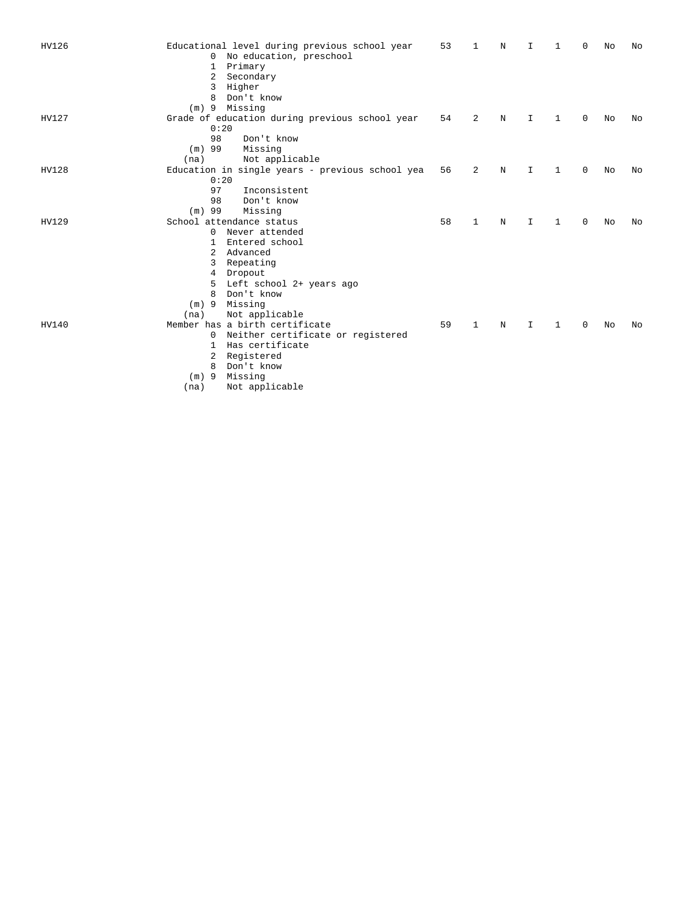| | | | | | | | | | |
|---|---|---|---|---|---|---|---|---|---|
| HV126 | Educational level during previous school year | 53 | 1 | N | I | 1 | 0 | No | No |
| | 0 No education, preschool | | | | | | | | |
| | 1 Primary | | | | | | | | |
| | 2 Secondary | | | | | | | | |
| | 3 Higher | | | | | | | | |
| | 8 Don't know | | | | | | | | |
| | (m) 9 Missing | | | | | | | | |
| HV127 | Grade of education during previous school year | 54 | 2 | N | I | 1 | 0 | No | No |
| | 0:20 | | | | | | | | |
| | 98 Don't know | | | | | | | | |
| | (m) 99 Missing | | | | | | | | |
| | (na) Not applicable | | | | | | | | |
| HV128 | Education in single years - previous school yea | 56 | 2 | N | I | 1 | 0 | No | No |
| | 0:20 | | | | | | | | |
| | 97 Inconsistent | | | | | | | | |
| | 98 Don't know | | | | | | | | |
| | (m) 99 Missing | | | | | | | | |
| HV129 | School attendance status | 58 | 1 | N | I | 1 | 0 | No | No |
| | 0 Never attended | | | | | | | | |
| | 1 Entered school | | | | | | | | |
| | 2 Advanced | | | | | | | | |
| | 3 Repeating | | | | | | | | |
| | 4 Dropout | | | | | | | | |
| | 5 Left school 2+ years ago | | | | | | | | |
| | 8 Don't know | | | | | | | | |
| | (m) 9 Missing | | | | | | | | |
| | (na) Not applicable | | | | | | | | |
| HV140 | Member has a birth certificate | 59 | 1 | N | I | 1 | 0 | No | No |
| | 0 Neither certificate or registered | | | | | | | | |
| | 1 Has certificate | | | | | | | | |
| | 2 Registered | | | | | | | | |
| | 8 Don't know | | | | | | | | |
| | (m) 9 Missing | | | | | | | | |
| | (na) Not applicable | | | | | | | | |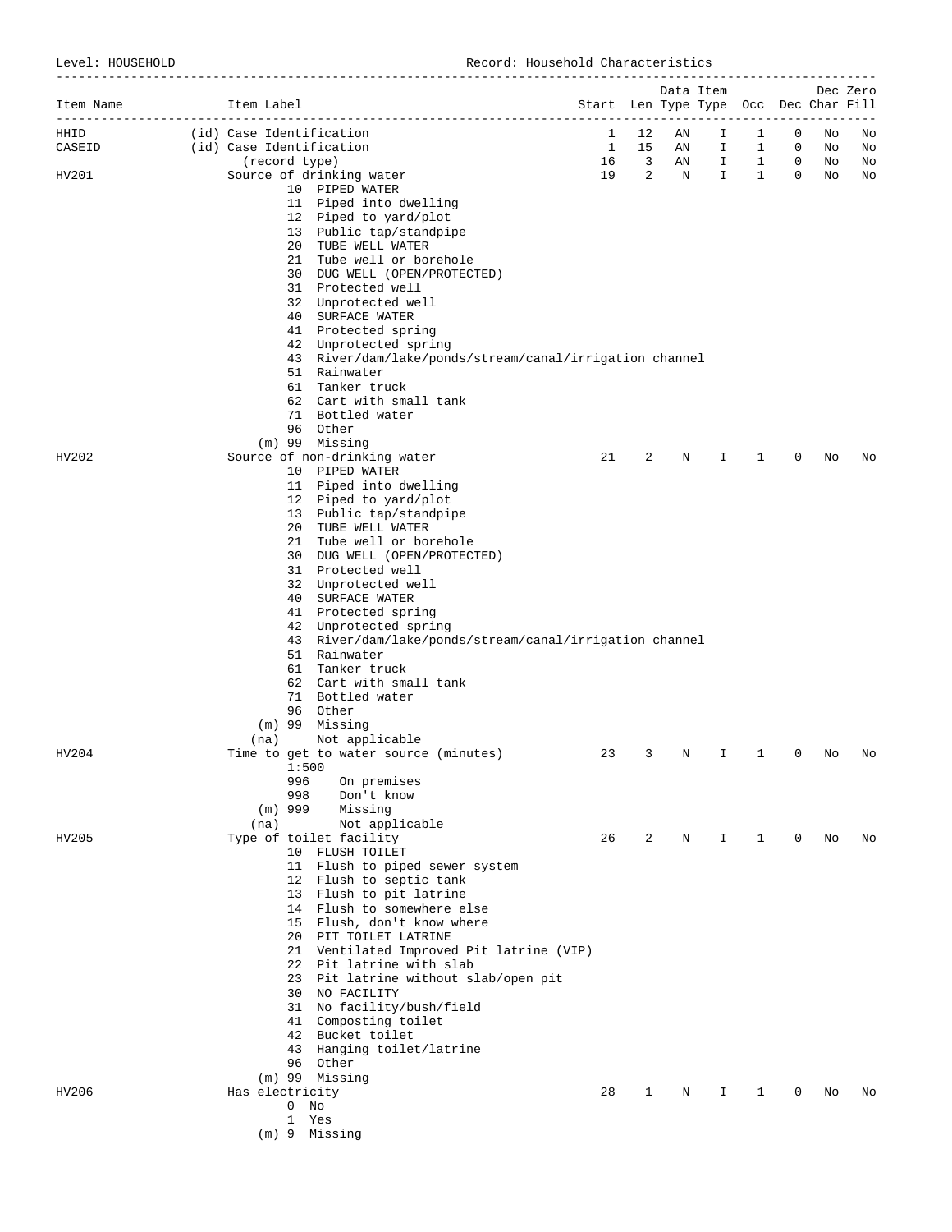Level: HOUSEHOLD Record: Household Characteristics

| Item Name | Item Label | Start | Len | Data Type | Item Type | Occ | Dec | Dec Char | Zero Fill |
|---|---|---|---|---|---|---|---|---|---|
| HHID | (id) Case Identification | 1 | 12 | AN | I | 1 | 0 | No | No |
| CASEID | (id) Case Identification | 1 | 15 | AN | I | 1 | 0 | No | No |
| | (record type) | 16 | 3 | AN | I | 1 | 0 | No | No |
| HV201 | Source of drinking water | 19 | 2 | N | I | 1 | 0 | No | No |
| | 10 PIPED WATER | | | | | | | | |
| | 11 Piped into dwelling | | | | | | | | |
| | 12 Piped to yard/plot | | | | | | | | |
| | 13 Public tap/standpipe | | | | | | | | |
| | 20 TUBE WELL WATER | | | | | | | | |
| | 21 Tube well or borehole | | | | | | | | |
| | 30 DUG WELL (OPEN/PROTECTED) | | | | | | | | |
| | 31 Protected well | | | | | | | | |
| | 32 Unprotected well | | | | | | | | |
| | 40 SURFACE WATER | | | | | | | | |
| | 41 Protected spring | | | | | | | | |
| | 42 Unprotected spring | | | | | | | | |
| | 43 River/dam/lake/ponds/stream/canal/irrigation channel | | | | | | | | |
| | 51 Rainwater | | | | | | | | |
| | 61 Tanker truck | | | | | | | | |
| | 62 Cart with small tank | | | | | | | | |
| | 71 Bottled water | | | | | | | | |
| | 96 Other | | | | | | | | |
| | (m) 99 Missing | | | | | | | | |
| HV202 | Source of non-drinking water | 21 | 2 | N | I | 1 | 0 | No | No |
| | 10 PIPED WATER | | | | | | | | |
| | 11 Piped into dwelling | | | | | | | | |
| | 12 Piped to yard/plot | | | | | | | | |
| | 13 Public tap/standpipe | | | | | | | | |
| | 20 TUBE WELL WATER | | | | | | | | |
| | 21 Tube well or borehole | | | | | | | | |
| | 30 DUG WELL (OPEN/PROTECTED) | | | | | | | | |
| | 31 Protected well | | | | | | | | |
| | 32 Unprotected well | | | | | | | | |
| | 40 SURFACE WATER | | | | | | | | |
| | 41 Protected spring | | | | | | | | |
| | 42 Unprotected spring | | | | | | | | |
| | 43 River/dam/lake/ponds/stream/canal/irrigation channel | | | | | | | | |
| | 51 Rainwater | | | | | | | | |
| | 61 Tanker truck | | | | | | | | |
| | 62 Cart with small tank | | | | | | | | |
| | 71 Bottled water | | | | | | | | |
| | 96 Other | | | | | | | | |
| | (m) 99 Missing | | | | | | | | |
| | (na) Not applicable | | | | | | | | |
| HV204 | Time to get to water source (minutes) | 23 | 3 | N | I | 1 | 0 | No | No |
| | 1:500 | | | | | | | | |
| | 996 On premises | | | | | | | | |
| | 998 Don't know | | | | | | | | |
| | (m) 999 Missing | | | | | | | | |
| | (na) Not applicable | | | | | | | | |
| HV205 | Type of toilet facility | 26 | 2 | N | I | 1 | 0 | No | No |
| | 10 FLUSH TOILET | | | | | | | | |
| | 11 Flush to piped sewer system | | | | | | | | |
| | 12 Flush to septic tank | | | | | | | | |
| | 13 Flush to pit latrine | | | | | | | | |
| | 14 Flush to somewhere else | | | | | | | | |
| | 15 Flush, don't know where | | | | | | | | |
| | 20 PIT TOILET LATRINE | | | | | | | | |
| | 21 Ventilated Improved Pit latrine (VIP) | | | | | | | | |
| | 22 Pit latrine with slab | | | | | | | | |
| | 23 Pit latrine without slab/open pit | | | | | | | | |
| | 30 NO FACILITY | | | | | | | | |
| | 31 No facility/bush/field | | | | | | | | |
| | 41 Composting toilet | | | | | | | | |
| | 42 Bucket toilet | | | | | | | | |
| | 43 Hanging toilet/latrine | | | | | | | | |
| | 96 Other | | | | | | | | |
| | (m) 99 Missing | | | | | | | | |
| HV206 | Has electricity | 28 | 1 | N | I | 1 | 0 | No | No |
| | 0 No | | | | | | | | |
| | 1 Yes | | | | | | | | |
| | (m) 9 Missing | | | | | | | | |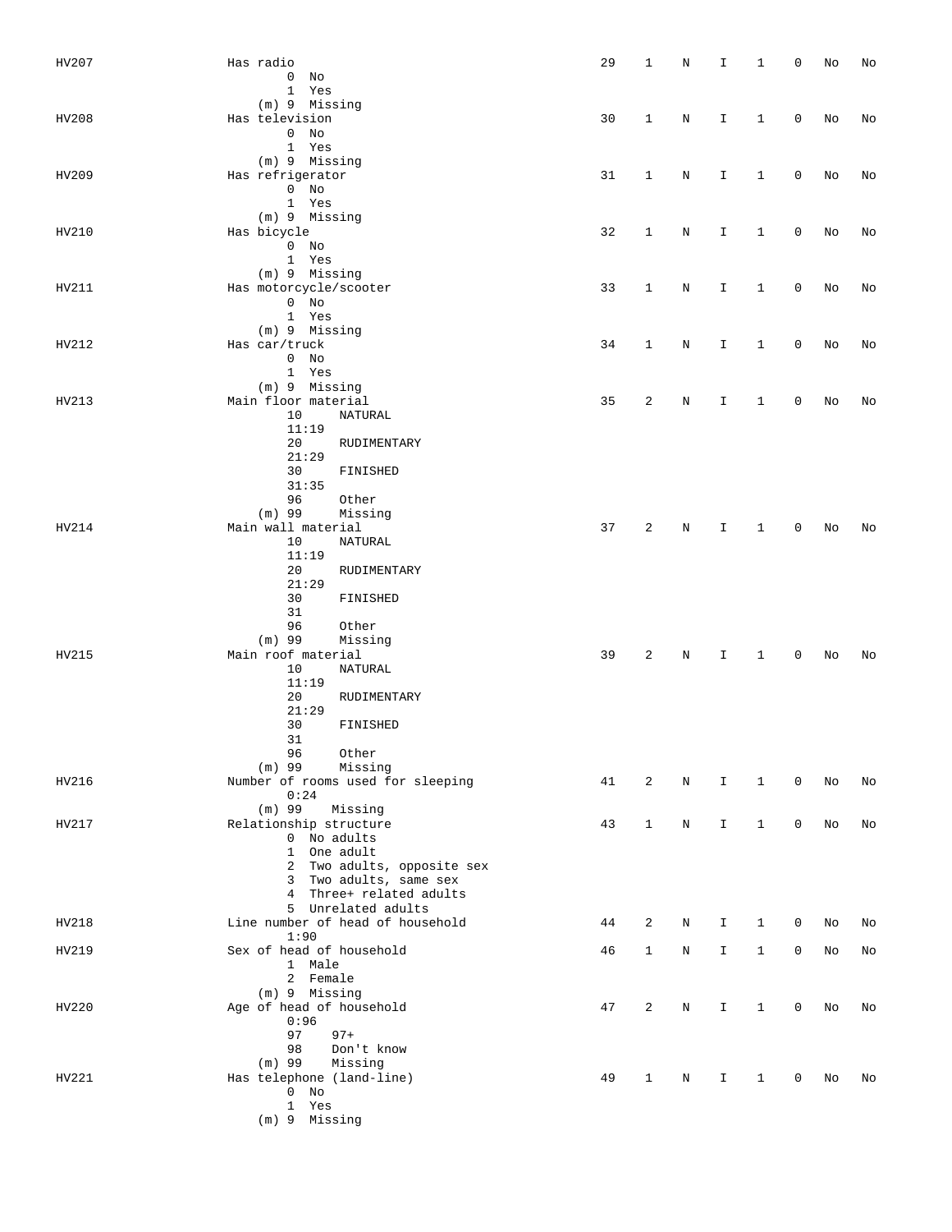| | | | | | | | | | |
|---|---|---|---|---|---|---|---|---|---|
| HV207 | Has radio | 29 | 1 | N | I | 1 | 0 | No | No |
| | 0 No | | | | | | | | |
| | 1 Yes | | | | | | | | |
| | (m) 9 Missing | | | | | | | | |
| HV208 | Has television | 30 | 1 | N | I | 1 | 0 | No | No |
| | 0 No | | | | | | | | |
| | 1 Yes | | | | | | | | |
| | (m) 9 Missing | | | | | | | | |
| HV209 | Has refrigerator | 31 | 1 | N | I | 1 | 0 | No | No |
| | 0 No | | | | | | | | |
| | 1 Yes | | | | | | | | |
| | (m) 9 Missing | | | | | | | | |
| HV210 | Has bicycle | 32 | 1 | N | I | 1 | 0 | No | No |
| | 0 No | | | | | | | | |
| | 1 Yes | | | | | | | | |
| | (m) 9 Missing | | | | | | | | |
| HV211 | Has motorcycle/scooter | 33 | 1 | N | I | 1 | 0 | No | No |
| | 0 No | | | | | | | | |
| | 1 Yes | | | | | | | | |
| | (m) 9 Missing | | | | | | | | |
| HV212 | Has car/truck | 34 | 1 | N | I | 1 | 0 | No | No |
| | 0 No | | | | | | | | |
| | 1 Yes | | | | | | | | |
| | (m) 9 Missing | | | | | | | | |
| HV213 | Main floor material | 35 | 2 | N | I | 1 | 0 | No | No |
| | 10 NATURAL | | | | | | | | |
| | 11:19 | | | | | | | | |
| | 20 RUDIMENTARY | | | | | | | | |
| | 21:29 | | | | | | | | |
| | 30 FINISHED | | | | | | | | |
| | 31:35 | | | | | | | | |
| | 96 Other | | | | | | | | |
| | (m) 99 Missing | | | | | | | | |
| HV214 | Main wall material | 37 | 2 | N | I | 1 | 0 | No | No |
| | 10 NATURAL | | | | | | | | |
| | 11:19 | | | | | | | | |
| | 20 RUDIMENTARY | | | | | | | | |
| | 21:29 | | | | | | | | |
| | 30 FINISHED | | | | | | | | |
| | 31 | | | | | | | | |
| | 96 Other | | | | | | | | |
| | (m) 99 Missing | | | | | | | | |
| HV215 | Main roof material | 39 | 2 | N | I | 1 | 0 | No | No |
| | 10 NATURAL | | | | | | | | |
| | 11:19 | | | | | | | | |
| | 20 RUDIMENTARY | | | | | | | | |
| | 21:29 | | | | | | | | |
| | 30 FINISHED | | | | | | | | |
| | 31 | | | | | | | | |
| | 96 Other | | | | | | | | |
| | (m) 99 Missing | | | | | | | | |
| HV216 | Number of rooms used for sleeping | 41 | 2 | N | I | 1 | 0 | No | No |
| | 0:24 | | | | | | | | |
| | (m) 99 Missing | | | | | | | | |
| HV217 | Relationship structure | 43 | 1 | N | I | 1 | 0 | No | No |
| | 0 No adults | | | | | | | | |
| | 1 One adult | | | | | | | | |
| | 2 Two adults, opposite sex | | | | | | | | |
| | 3 Two adults, same sex | | | | | | | | |
| | 4 Three+ related adults | | | | | | | | |
| | 5 Unrelated adults | | | | | | | | |
| HV218 | Line number of head of household | 44 | 2 | N | I | 1 | 0 | No | No |
| | 1:90 | | | | | | | | |
| HV219 | Sex of head of household | 46 | 1 | N | I | 1 | 0 | No | No |
| | 1 Male | | | | | | | | |
| | 2 Female | | | | | | | | |
| | (m) 9 Missing | | | | | | | | |
| HV220 | Age of head of household | 47 | 2 | N | I | 1 | 0 | No | No |
| | 0:96 | | | | | | | | |
| | 97 97+ | | | | | | | | |
| | 98 Don't know | | | | | | | | |
| | (m) 99 Missing | | | | | | | | |
| HV221 | Has telephone (land-line) | 49 | 1 | N | I | 1 | 0 | No | No |
| | 0 No | | | | | | | | |
| | 1 Yes | | | | | | | | |
| | (m) 9 Missing | | | | | | | | |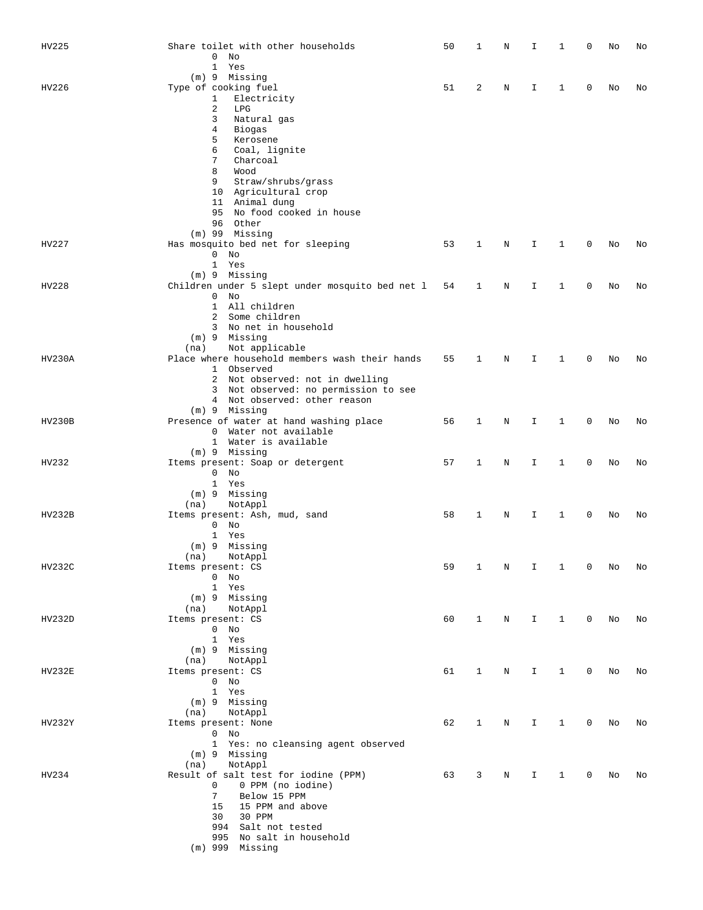```
HV225              Share toilet with other households            50    1    N    I    1    0    No    No
                          0  No
                          1  Yes
                      (m) 9  Missing
HV226              Type of cooking fuel                          51    2    N    I    1    0    No    No
                          1   Electricity
                          2   LPG
                          3   Natural gas
                          4   Biogas
                          5   Kerosene
                          6   Coal, lignite
                          7   Charcoal
                          8   Wood
                          9   Straw/shrubs/grass
                          10  Agricultural crop
                          11  Animal dung
                          95  No food cooked in house
                          96  Other
                      (m) 99  Missing
HV227              Has mosquito bed net for sleeping             53    1    N    I    1    0    No    No
                          0  No
                          1  Yes
                      (m) 9  Missing
HV228              Children under 5 slept under mosquito bed net l  54    1    N    I    1    0    No    No
                          0  No
                          1  All children
                          2  Some children
                          3  No net in household
                      (m) 9  Missing
                     (na)    Not applicable
HV230A             Place where household members wash their hands  55    1    N    I    1    0    No    No
                          1  Observed
                          2  Not observed: not in dwelling
                          3  Not observed: no permission to see
                          4  Not observed: other reason
                      (m) 9  Missing
HV230B             Presence of water at hand washing place       56    1    N    I    1    0    No    No
                          0  Water not available
                          1  Water is available
                      (m) 9  Missing
HV232              Items present: Soap or detergent              57    1    N    I    1    0    No    No
                          0  No
                          1  Yes
                      (m) 9  Missing
                     (na)    NotAppl
HV232B             Items present: Ash, mud, sand                 58    1    N    I    1    0    No    No
                          0  No
                          1  Yes
                      (m) 9  Missing
                     (na)    NotAppl
HV232C             Items present: CS                             59    1    N    I    1    0    No    No
                          0  No
                          1  Yes
                      (m) 9  Missing
                     (na)    NotAppl
HV232D             Items present: CS                             60    1    N    I    1    0    No    No
                          0  No
                          1  Yes
                      (m) 9  Missing
                     (na)    NotAppl
HV232E             Items present: CS                             61    1    N    I    1    0    No    No
                          0  No
                          1  Yes
                      (m) 9  Missing
                     (na)    NotAppl
HV232Y             Items present: None                           62    1    N    I    1    0    No    No
                          0  No
                          1  Yes: no cleansing agent observed
                      (m) 9  Missing
                     (na)    NotAppl
HV234              Result of salt test for iodine (PPM)          63    3    N    I    1    0    No    No
                          0    0 PPM (no iodine)
                          7    Below 15 PPM
                          15   15 PPM and above
                          30   30 PPM
                          994  Salt not tested
                          995  No salt in household
                      (m) 999  Missing
```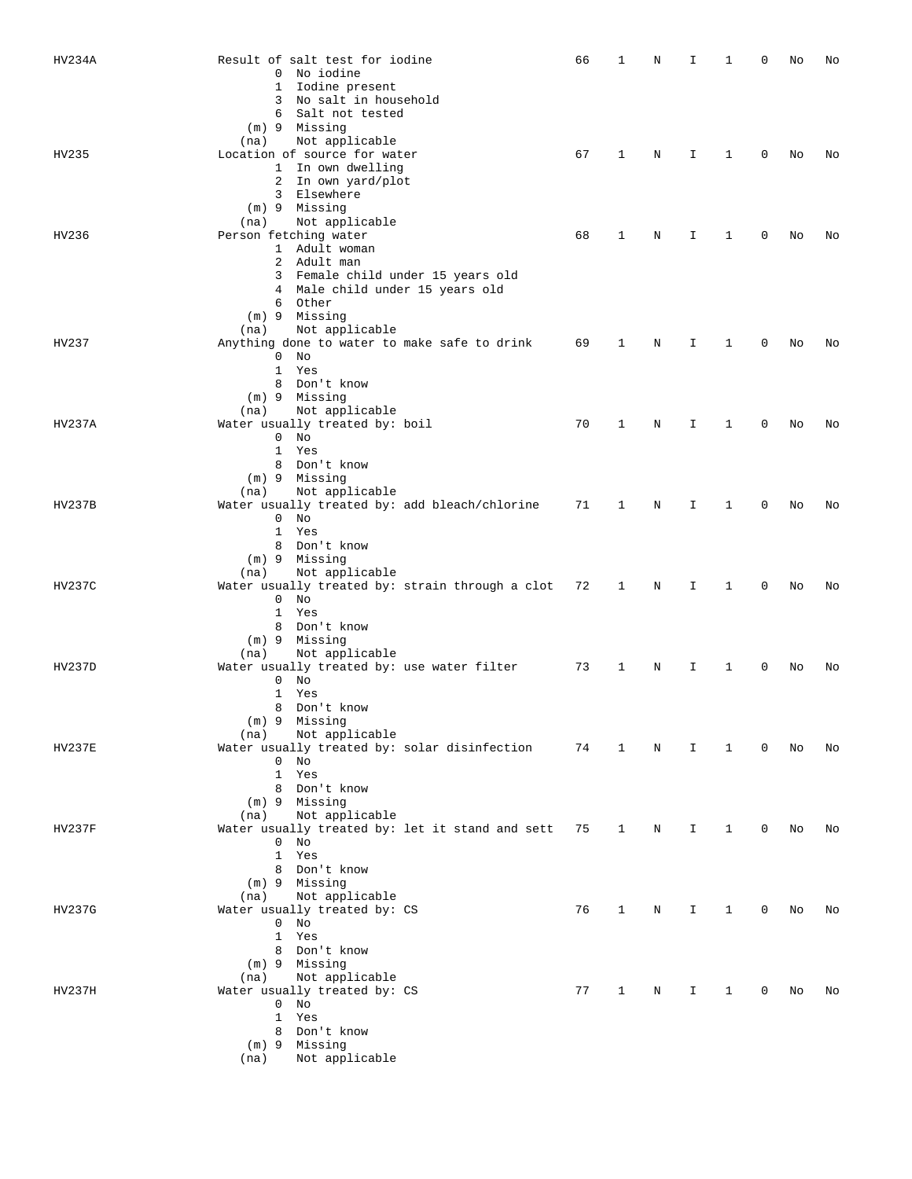```
HV234A          Result of salt test for iodine                 66    1    N    I    1    0   No   No
                        0  No iodine
                        1  Iodine present
                        3  No salt in household
                        6  Salt not tested
                    (m) 9  Missing
                   (na)    Not applicable
HV235           Location of source for water                   67    1    N    I    1    0   No   No
                        1  In own dwelling
                        2  In own yard/plot
                        3  Elsewhere
                    (m) 9  Missing
                   (na)    Not applicable
HV236           Person fetching water                          68    1    N    I    1    0   No   No
                        1  Adult woman
                        2  Adult man
                        3  Female child under 15 years old
                        4  Male child under 15 years old
                        6  Other
                    (m) 9  Missing
                   (na)    Not applicable
HV237           Anything done to water to make safe to drink   69    1    N    I    1    0   No   No
                        0  No
                        1  Yes
                        8  Don't know
                    (m) 9  Missing
                   (na)    Not applicable
HV237A          Water usually treated by: boil                 70    1    N    I    1    0   No   No
                        0  No
                        1  Yes
                        8  Don't know
                    (m) 9  Missing
                   (na)    Not applicable
HV237B          Water usually treated by: add bleach/chlorine  71    1    N    I    1    0   No   No
                        0  No
                        1  Yes
                        8  Don't know
                    (m) 9  Missing
                   (na)    Not applicable
HV237C          Water usually treated by: strain through a clot 72   1    N    I    1    0   No   No
                        0  No
                        1  Yes
                        8  Don't know
                    (m) 9  Missing
                   (na)    Not applicable
HV237D          Water usually treated by: use water filter     73    1    N    I    1    0   No   No
                        0  No
                        1  Yes
                        8  Don't know
                    (m) 9  Missing
                   (na)    Not applicable
HV237E          Water usually treated by: solar disinfection   74    1    N    I    1    0   No   No
                        0  No
                        1  Yes
                        8  Don't know
                    (m) 9  Missing
                   (na)    Not applicable
HV237F          Water usually treated by: let it stand and sett 75   1    N    I    1    0   No   No
                        0  No
                        1  Yes
                        8  Don't know
                    (m) 9  Missing
                   (na)    Not applicable
HV237G          Water usually treated by: CS                   76    1    N    I    1    0   No   No
                        0  No
                        1  Yes
                        8  Don't know
                    (m) 9  Missing
                   (na)    Not applicable
HV237H          Water usually treated by: CS                   77    1    N    I    1    0   No   No
                        0  No
                        1  Yes
                        8  Don't know
                    (m) 9  Missing
                   (na)    Not applicable
```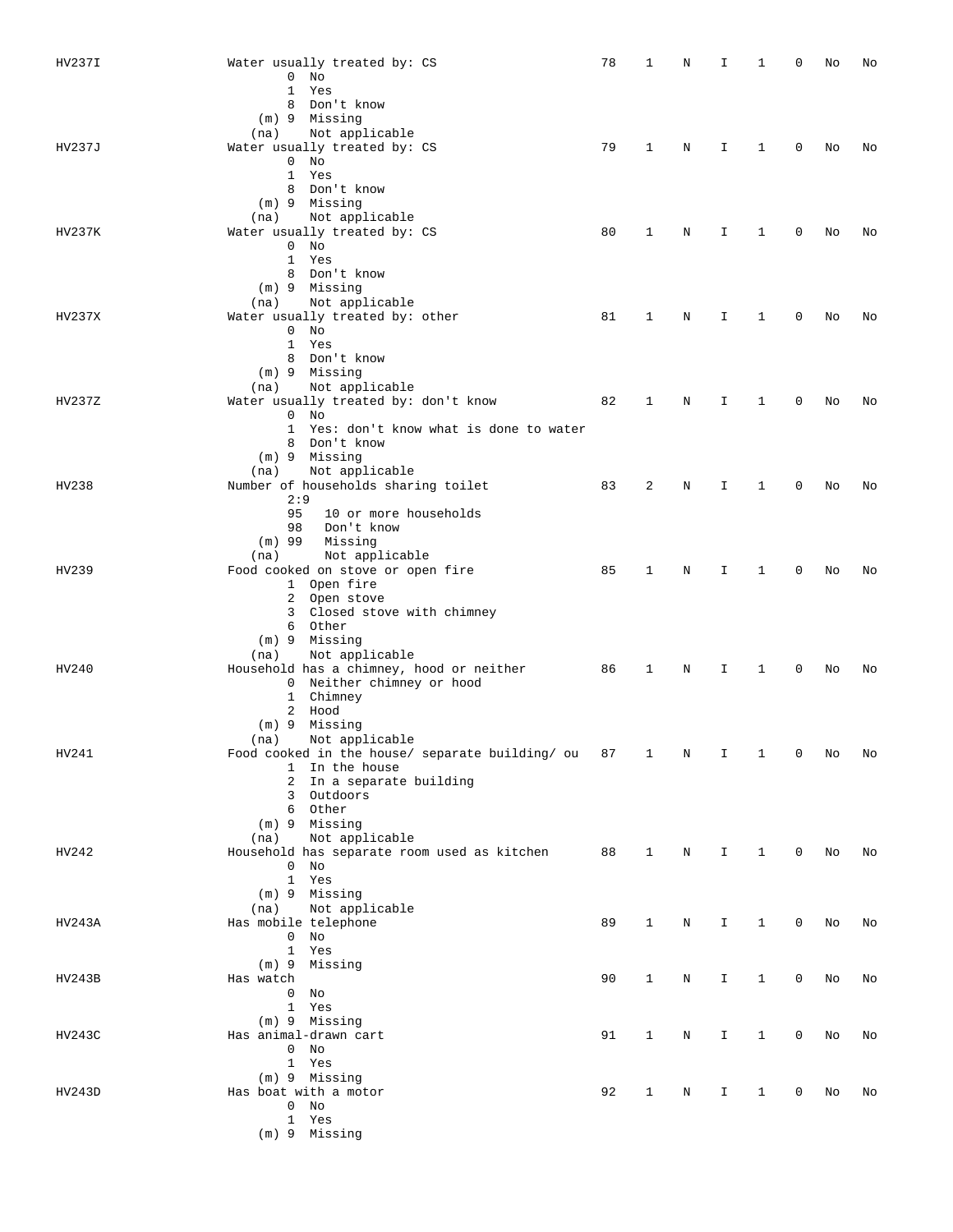```
HV237I              Water usually treated by: CS                  78    1    N    I    1    0   No    No
                          0  No
                          1  Yes
                          8  Don't know
                      (m) 9  Missing
                     (na)    Not applicable
HV237J              Water usually treated by: CS                  79    1    N    I    1    0   No    No
                          0  No
                          1  Yes
                          8  Don't know
                      (m) 9  Missing
                     (na)    Not applicable
HV237K              Water usually treated by: CS                  80    1    N    I    1    0   No    No
                          0  No
                          1  Yes
                          8  Don't know
                      (m) 9  Missing
                     (na)    Not applicable
HV237X              Water usually treated by: other               81    1    N    I    1    0   No    No
                          0  No
                          1  Yes
                          8  Don't know
                      (m) 9  Missing
                     (na)    Not applicable
HV237Z              Water usually treated by: don't know          82    1    N    I    1    0   No    No
                          0  No
                          1  Yes: don't know what is done to water
                          8  Don't know
                      (m) 9  Missing
                     (na)    Not applicable
HV238               Number of households sharing toilet           83    2    N    I    1    0   No    No
                         2:9
                         95   10 or more households
                         98   Don't know
                      (m) 99   Missing
                     (na)      Not applicable
HV239               Food cooked on stove or open fire             85    1    N    I    1    0   No    No
                          1  Open fire
                          2  Open stove
                          3  Closed stove with chimney
                          6  Other
                      (m) 9  Missing
                     (na)    Not applicable
HV240               Household has a chimney, hood or neither      86    1    N    I    1    0   No    No
                          0  Neither chimney or hood
                          1  Chimney
                          2  Hood
                      (m) 9  Missing
                     (na)    Not applicable
HV241               Food cooked in the house/ separate building/ ou  87    1    N    I    1    0   No    No
                          1  In the house
                          2  In a separate building
                          3  Outdoors
                          6  Other
                      (m) 9  Missing
                     (na)    Not applicable
HV242               Household has separate room used as kitchen   88    1    N    I    1    0   No    No
                          0  No
                          1  Yes
                      (m) 9  Missing
                     (na)    Not applicable
HV243A              Has mobile telephone                          89    1    N    I    1    0   No    No
                          0  No
                          1  Yes
                      (m) 9  Missing
HV243B              Has watch                                     90    1    N    I    1    0   No    No
                          0  No
                          1  Yes
                      (m) 9  Missing
HV243C              Has animal-drawn cart                         91    1    N    I    1    0   No    No
                          0  No
                          1  Yes
                      (m) 9  Missing
HV243D              Has boat with a motor                         92    1    N    I    1    0   No    No
                          0  No
                          1  Yes
                      (m) 9  Missing
```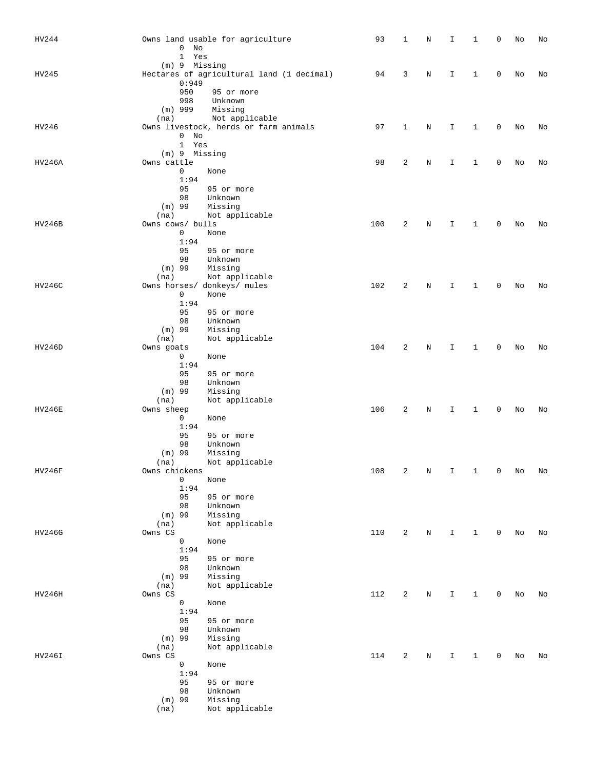```
HV244                Owns land usable for agriculture              93    1    N    I    1    0    No    No
                           0  No
                           1  Yes
                       (m) 9  Missing
HV245                Hectares of agricultural land (1 decimal)     94    3    N    I    1    0    No    No
                           0:949
                           950    95 or more
                           998    Unknown
                       (m) 999    Missing
                      (na)        Not applicable
HV246                Owns livestock, herds or farm animals          97    1    N    I    1    0    No    No
                           0  No
                           1  Yes
                       (m) 9  Missing
HV246A               Owns cattle                                    98    2    N    I    1    0    No    No
                           0     None
                           1:94
                           95    95 or more
                           98    Unknown
                       (m) 99    Missing
                      (na)       Not applicable
HV246B               Owns cows/ bulls                              100    2    N    I    1    0    No    No
                           0     None
                           1:94
                           95    95 or more
                           98    Unknown
                       (m) 99    Missing
                      (na)       Not applicable
HV246C               Owns horses/ donkeys/ mules                   102    2    N    I    1    0    No    No
                           0     None
                           1:94
                           95    95 or more
                           98    Unknown
                       (m) 99    Missing
                      (na)       Not applicable
HV246D               Owns goats                                    104    2    N    I    1    0    No    No
                           0     None
                           1:94
                           95    95 or more
                           98    Unknown
                       (m) 99    Missing
                      (na)       Not applicable
HV246E               Owns sheep                                    106    2    N    I    1    0    No    No
                           0     None
                           1:94
                           95    95 or more
                           98    Unknown
                       (m) 99    Missing
                      (na)       Not applicable
HV246F               Owns chickens                                 108    2    N    I    1    0    No    No
                           0     None
                           1:94
                           95    95 or more
                           98    Unknown
                       (m) 99    Missing
                      (na)       Not applicable
HV246G               Owns CS                                       110    2    N    I    1    0    No    No
                           0     None
                           1:94
                           95    95 or more
                           98    Unknown
                       (m) 99    Missing
                      (na)       Not applicable
HV246H               Owns CS                                       112    2    N    I    1    0    No    No
                           0     None
                           1:94
                           95    95 or more
                           98    Unknown
                       (m) 99    Missing
                      (na)       Not applicable
HV246I               Owns CS                                       114    2    N    I    1    0    No    No
                           0     None
                           1:94
                           95    95 or more
                           98    Unknown
                       (m) 99    Missing
                      (na)       Not applicable
```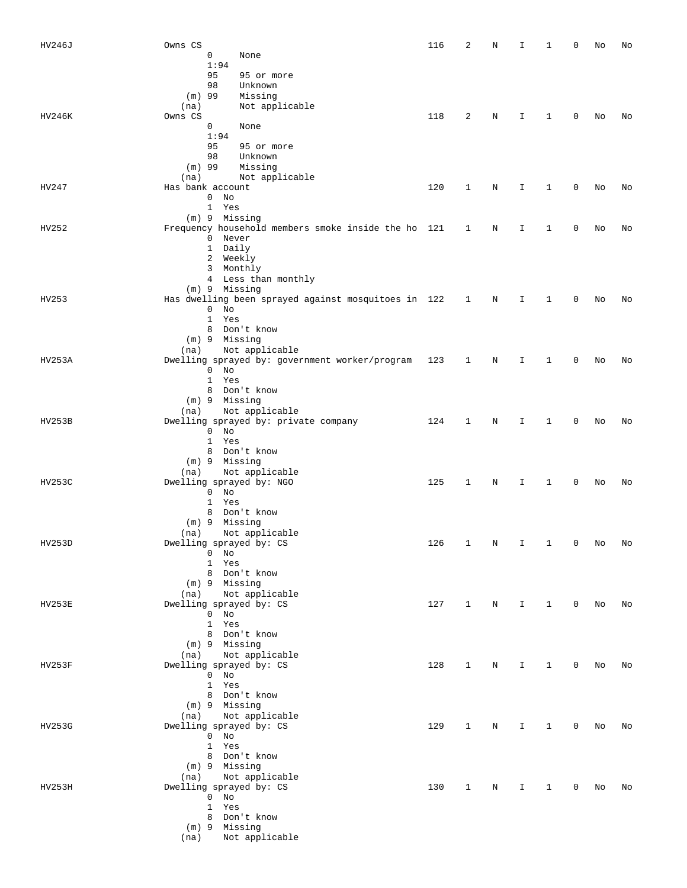```
HV246J          Owns CS                                           116   2   N   I   1   0   No   No
                      0     None
                      1:94
                      95    95 or more
                      98    Unknown
                  (m) 99    Missing
                 (na)       Not applicable
HV246K          Owns CS                                           118   2   N   I   1   0   No   No
                      0     None
                      1:94
                      95    95 or more
                      98    Unknown
                  (m) 99    Missing
                 (na)       Not applicable
HV247           Has bank account                                  120   1   N   I   1   0   No   No
                      0  No
                      1  Yes
                  (m) 9  Missing
HV252           Frequency household members smoke inside the ho   121   1   N   I   1   0   No   No
                      0  Never
                      1  Daily
                      2  Weekly
                      3  Monthly
                      4  Less than monthly
                  (m) 9  Missing
HV253           Has dwelling been sprayed against mosquitoes in   122   1   N   I   1   0   No   No
                      0  No
                      1  Yes
                      8  Don't know
                  (m) 9  Missing
                 (na)    Not applicable
HV253A          Dwelling sprayed by: government worker/program    123   1   N   I   1   0   No   No
                      0  No
                      1  Yes
                      8  Don't know
                  (m) 9  Missing
                 (na)    Not applicable
HV253B          Dwelling sprayed by: private company              124   1   N   I   1   0   No   No
                      0  No
                      1  Yes
                      8  Don't know
                  (m) 9  Missing
                 (na)    Not applicable
HV253C          Dwelling sprayed by: NGO                          125   1   N   I   1   0   No   No
                      0  No
                      1  Yes
                      8  Don't know
                  (m) 9  Missing
                 (na)    Not applicable
HV253D          Dwelling sprayed by: CS                           126   1   N   I   1   0   No   No
                      0  No
                      1  Yes
                      8  Don't know
                  (m) 9  Missing
                 (na)    Not applicable
HV253E          Dwelling sprayed by: CS                           127   1   N   I   1   0   No   No
                      0  No
                      1  Yes
                      8  Don't know
                  (m) 9  Missing
                 (na)    Not applicable
HV253F          Dwelling sprayed by: CS                           128   1   N   I   1   0   No   No
                      0  No
                      1  Yes
                      8  Don't know
                  (m) 9  Missing
                 (na)    Not applicable
HV253G          Dwelling sprayed by: CS                           129   1   N   I   1   0   No   No
                      0  No
                      1  Yes
                      8  Don't know
                  (m) 9  Missing
                 (na)    Not applicable
HV253H          Dwelling sprayed by: CS                           130   1   N   I   1   0   No   No
                      0  No
                      1  Yes
                      8  Don't know
                  (m) 9  Missing
                 (na)    Not applicable
```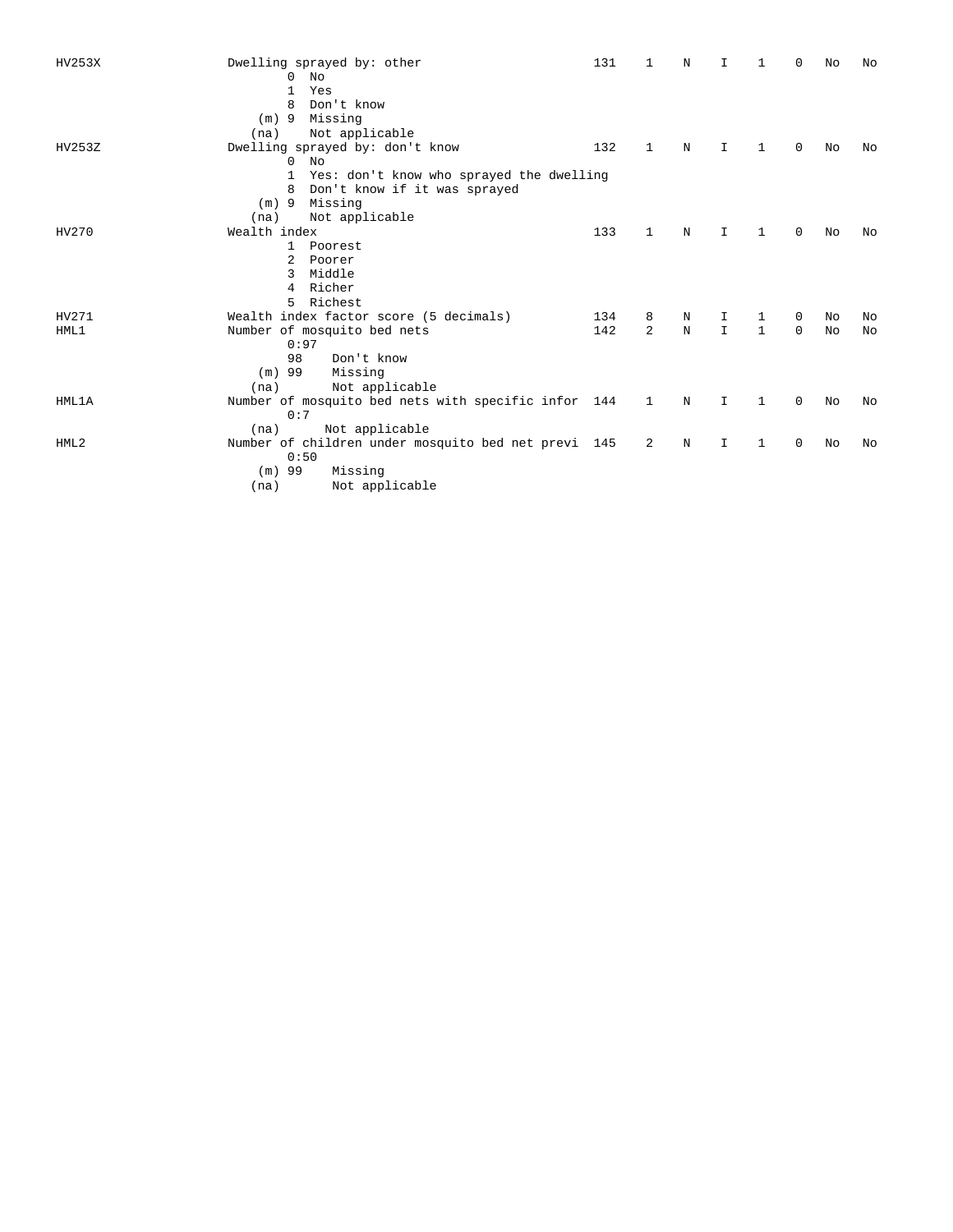| | | | | | | | | | |
|---|---|---|---|---|---|---|---|---|---|
| HV253X | Dwelling sprayed by: other | 131 | 1 | N | I | 1 | 0 | No | No |
| | 0 No | | | | | | | | |
| | 1 Yes | | | | | | | | |
| | 8 Don't know | | | | | | | | |
| | (m) 9 Missing | | | | | | | | |
| | (na) Not applicable | | | | | | | | |
| HV253Z | Dwelling sprayed by: don't know | 132 | 1 | N | I | 1 | 0 | No | No |
| | 0 No | | | | | | | | |
| | 1 Yes: don't know who sprayed the dwelling | | | | | | | | |
| | 8 Don't know if it was sprayed | | | | | | | | |
| | (m) 9 Missing | | | | | | | | |
| | (na) Not applicable | | | | | | | | |
| HV270 | Wealth index | 133 | 1 | N | I | 1 | 0 | No | No |
| | 1 Poorest | | | | | | | | |
| | 2 Poorer | | | | | | | | |
| | 3 Middle | | | | | | | | |
| | 4 Richer | | | | | | | | |
| | 5 Richest | | | | | | | | |
| HV271 | Wealth index factor score (5 decimals) | 134 | 8 | N | I | 1 | 0 | No | No |
| HML1 | Number of mosquito bed nets | 142 | 2 | N | I | 1 | 0 | No | No |
| | 0:97 | | | | | | | | |
| | 98 Don't know | | | | | | | | |
| | (m) 99 Missing | | | | | | | | |
| | (na) Not applicable | | | | | | | | |
| HML1A | Number of mosquito bed nets with specific infor | 144 | 1 | N | I | 1 | 0 | No | No |
| | 0:7 | | | | | | | | |
| | (na) Not applicable | | | | | | | | |
| HML2 | Number of children under mosquito bed net previ | 145 | 2 | N | I | 1 | 0 | No | No |
| | 0:50 | | | | | | | | |
| | (m) 99 Missing | | | | | | | | |
| | (na) Not applicable | | | | | | | | |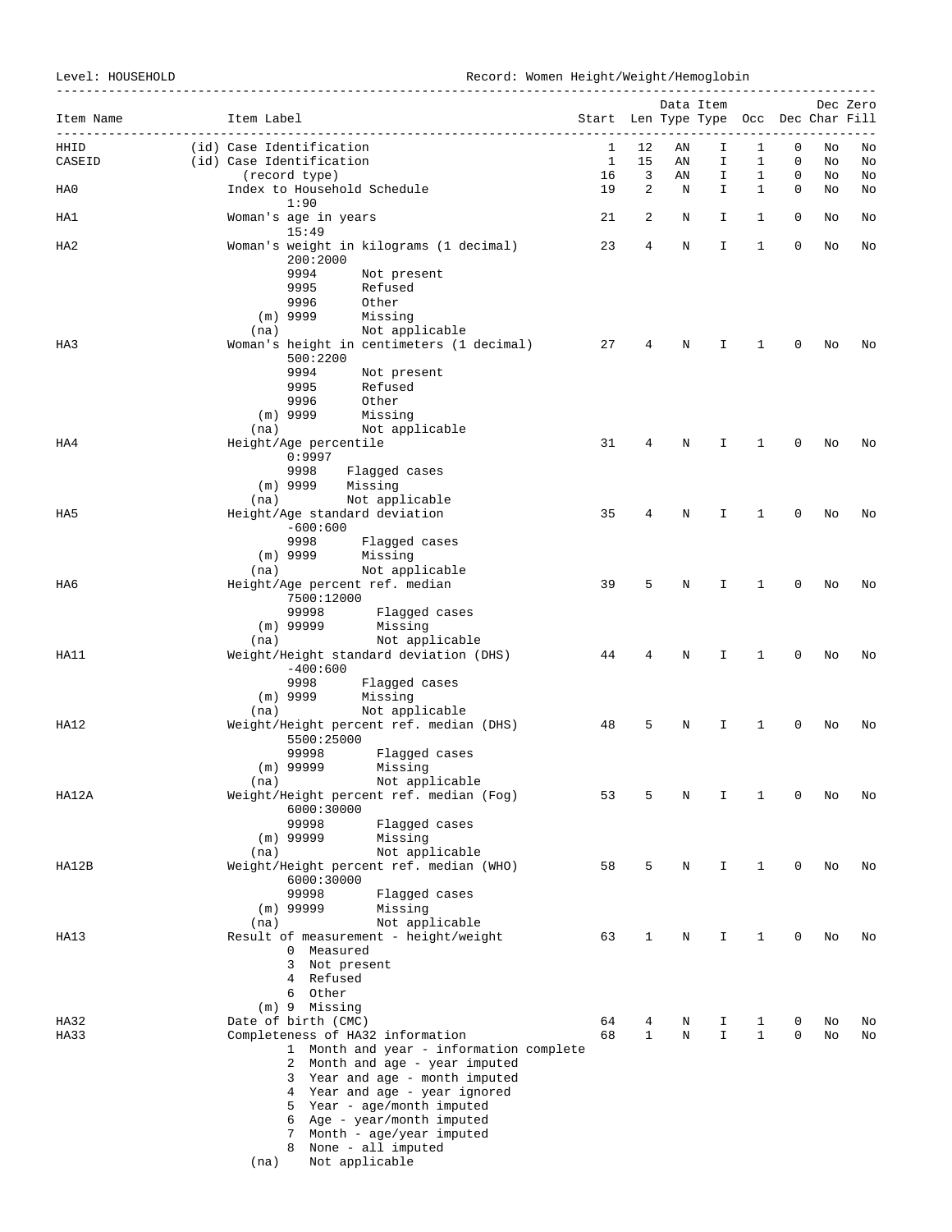Level: HOUSEHOLD Record: Women Height/Weight/Hemoglobin

| Item Name | Item Label | Start | Len | Data Type | Item Type | Occ | Dec | Dec Char | Zero Fill |
|---|---|---|---|---|---|---|---|---|---|
| HHID | (id) Case Identification | 1 | 12 | AN | I | 1 | 0 | No | No |
| CASEID | (id) Case Identification | 1 | 15 | AN | I | 1 | 0 | No | No |
| | (record type) | 16 | 3 | AN | I | 1 | 0 | No | No |
| HA0 | Index to Household Schedule<br>1:90 | 19 | 2 | N | I | 1 | 0 | No | No |
| HA1 | Woman's age in years<br>15:49 | 21 | 2 | N | I | 1 | 0 | No | No |
| HA2 | Woman's weight in kilograms (1 decimal)<br>200:2000<br>9994 Not present<br>9995 Refused<br>9996 Other<br>(m) 9999 Missing<br>(na) Not applicable | 23 | 4 | N | I | 1 | 0 | No | No |
| HA3 | Woman's height in centimeters (1 decimal)<br>500:2200<br>9994 Not present<br>9995 Refused<br>9996 Other<br>(m) 9999 Missing<br>(na) Not applicable | 27 | 4 | N | I | 1 | 0 | No | No |
| HA4 | Height/Age percentile<br>0:9997<br>9998 Flagged cases<br>(m) 9999 Missing<br>(na) Not applicable | 31 | 4 | N | I | 1 | 0 | No | No |
| HA5 | Height/Age standard deviation<br>-600:600<br>9998 Flagged cases<br>(m) 9999 Missing<br>(na) Not applicable | 35 | 4 | N | I | 1 | 0 | No | No |
| HA6 | Height/Age percent ref. median<br>7500:12000<br>99998 Flagged cases<br>(m) 99999 Missing<br>(na) Not applicable | 39 | 5 | N | I | 1 | 0 | No | No |
| HA11 | Weight/Height standard deviation (DHS)<br>-400:600<br>9998 Flagged cases<br>(m) 9999 Missing<br>(na) Not applicable | 44 | 4 | N | I | 1 | 0 | No | No |
| HA12 | Weight/Height percent ref. median (DHS)<br>5500:25000<br>99998 Flagged cases<br>(m) 99999 Missing<br>(na) Not applicable | 48 | 5 | N | I | 1 | 0 | No | No |
| HA12A | Weight/Height percent ref. median (Fog)<br>6000:30000<br>99998 Flagged cases<br>(m) 99999 Missing<br>(na) Not applicable | 53 | 5 | N | I | 1 | 0 | No | No |
| HA12B | Weight/Height percent ref. median (WHO)<br>6000:30000<br>99998 Flagged cases<br>(m) 99999 Missing<br>(na) Not applicable | 58 | 5 | N | I | 1 | 0 | No | No |
| HA13 | Result of measurement - height/weight<br>0 Measured<br>3 Not present<br>4 Refused<br>6 Other<br>(m) 9 Missing | 63 | 1 | N | I | 1 | 0 | No | No |
| HA32 | Date of birth (CMC) | 64 | 4 | N | I | 1 | 0 | No | No |
| HA33 | Completeness of HA32 information<br>1 Month and year - information complete<br>2 Month and age - year imputed<br>3 Year and age - month imputed<br>4 Year and age - year ignored<br>5 Year - age/month imputed<br>6 Age - year/month imputed<br>7 Month - age/year imputed<br>8 None - all imputed<br>(na) Not applicable | 68 | 1 | N | I | 1 | 0 | No | No |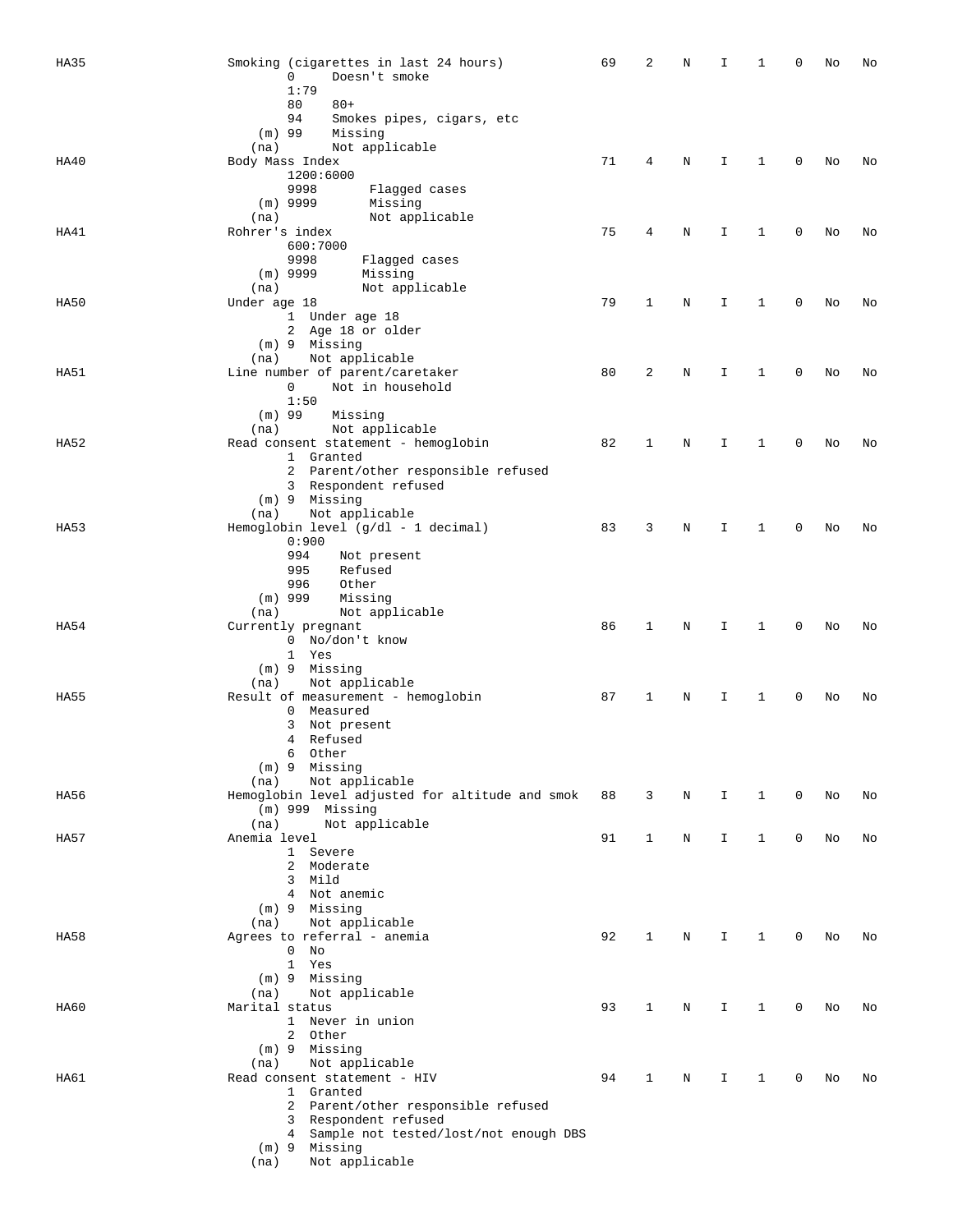```
HA35                Smoking (cigarettes in last 24 hours)          69    2    N    I    1    0   No   No
                          0     Doesn't smoke
                          1:79
                          80    80+
                          94    Smokes pipes, cigars, etc
                      (m) 99    Missing
                     (na)       Not applicable
HA40                Body Mass Index                                71    4    N    I    1    0   No   No
                          1200:6000
                          9998       Flagged cases
                      (m) 9999       Missing
                     (na)            Not applicable
HA41                Rohrer's index                                 75    4    N    I    1    0   No   No
                          600:7000
                          9998      Flagged cases
                      (m) 9999      Missing
                     (na)           Not applicable
HA50                Under age 18                                   79    1    N    I    1    0   No   No
                          1  Under age 18
                          2  Age 18 or older
                      (m) 9  Missing
                     (na)    Not applicable
HA51                Line number of parent/caretaker                80    2    N    I    1    0   No   No
                          0     Not in household
                          1:50
                      (m) 99    Missing
                     (na)       Not applicable
HA52                Read consent statement - hemoglobin            82    1    N    I    1    0   No   No
                          1  Granted
                          2  Parent/other responsible refused
                          3  Respondent refused
                      (m) 9  Missing
                     (na)    Not applicable
HA53                Hemoglobin level (g/dl - 1 decimal)            83    3    N    I    1    0   No   No
                          0:900
                          994    Not present
                          995    Refused
                          996    Other
                      (m) 999    Missing
                     (na)        Not applicable
HA54                Currently pregnant                             86    1    N    I    1    0   No   No
                          0  No/don't know
                          1  Yes
                      (m) 9  Missing
                     (na)    Not applicable
HA55                Result of measurement - hemoglobin             87    1    N    I    1    0   No   No
                          0  Measured
                          3  Not present
                          4  Refused
                          6  Other
                      (m) 9  Missing
                     (na)    Not applicable
HA56                Hemoglobin level adjusted for altitude and smok  88    3    N    I    1    0   No   No
                      (m) 999  Missing
                     (na)      Not applicable
HA57                Anemia level                                   91    1    N    I    1    0   No   No
                          1  Severe
                          2  Moderate
                          3  Mild
                          4  Not anemic
                      (m) 9  Missing
                     (na)    Not applicable
HA58                Agrees to referral - anemia                    92    1    N    I    1    0   No   No
                          0  No
                          1  Yes
                      (m) 9  Missing
                     (na)    Not applicable
HA60                Marital status                                 93    1    N    I    1    0   No   No
                          1  Never in union
                          2  Other
                      (m) 9  Missing
                     (na)    Not applicable
HA61                Read consent statement - HIV                   94    1    N    I    1    0   No   No
                          1  Granted
                          2  Parent/other responsible refused
                          3  Respondent refused
                          4  Sample not tested/lost/not enough DBS
                      (m) 9  Missing
                     (na)    Not applicable
```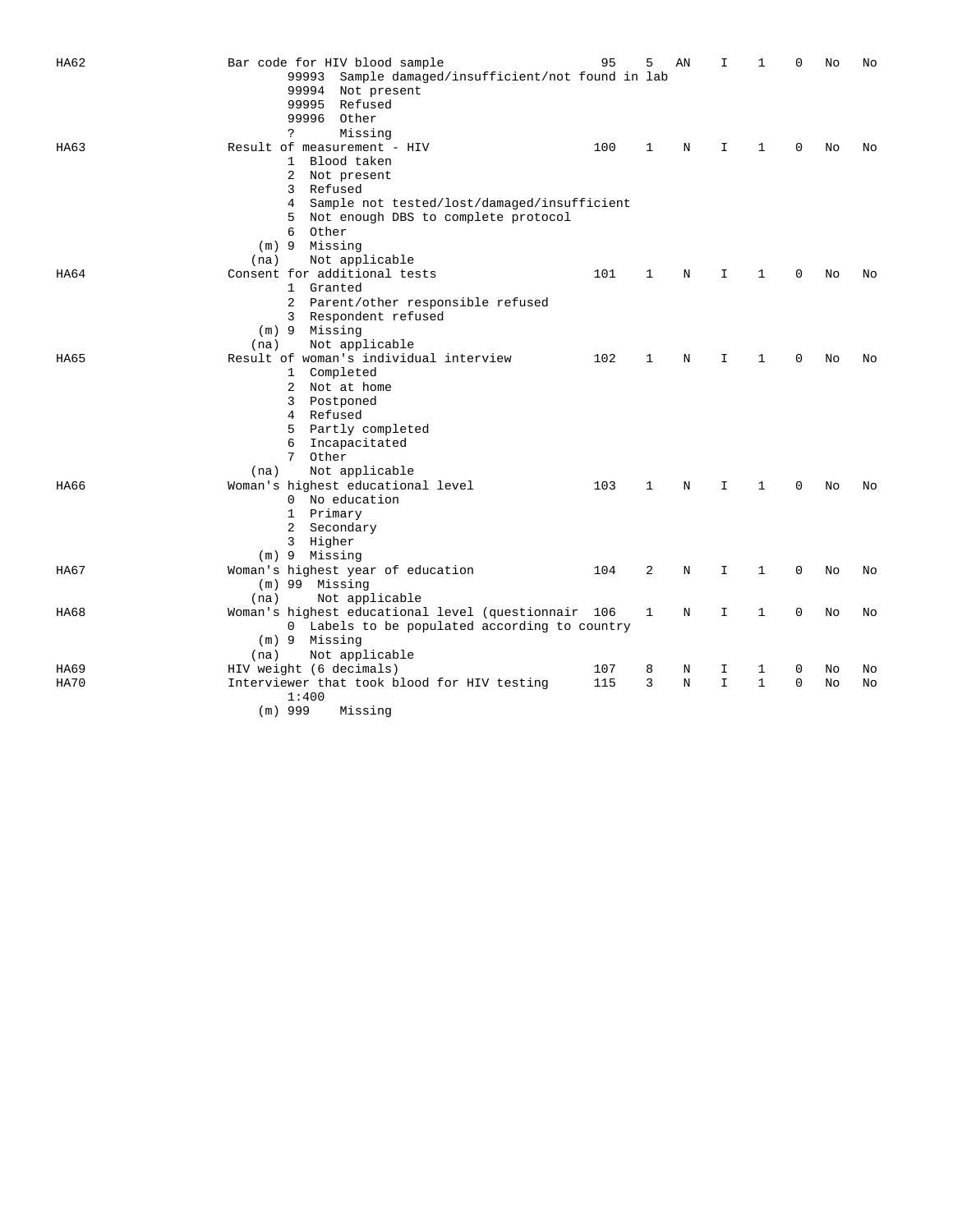```
HA62                Bar code for HIV blood sample                  95    5   AN    I    1    0   No    No
                            99993  Sample damaged/insufficient/not found in lab
                            99994  Not present
                            99995  Refused
                            99996  Other
                            ?      Missing
HA63                Result of measurement - HIV                   100    1   N     I    1    0   No    No
                            1  Blood taken
                            2  Not present
                            3  Refused
                            4  Sample not tested/lost/damaged/insufficient
                            5  Not enough DBS to complete protocol
                            6  Other
                        (m) 9  Missing
                       (na)    Not applicable
HA64                Consent for additional tests                  101    1   N     I    1    0   No    No
                            1  Granted
                            2  Parent/other responsible refused
                            3  Respondent refused
                        (m) 9  Missing
                       (na)    Not applicable
HA65                Result of woman's individual interview        102    1   N     I    1    0   No    No
                            1  Completed
                            2  Not at home
                            3  Postponed
                            4  Refused
                            5  Partly completed
                            6  Incapacitated
                            7  Other
                       (na)    Not applicable
HA66                Woman's highest educational level             103    1   N     I    1    0   No    No
                            0  No education
                            1  Primary
                            2  Secondary
                            3  Higher
                        (m) 9  Missing
HA67                Woman's highest year of education             104    2   N     I    1    0   No    No
                        (m) 99  Missing
                       (na)     Not applicable
HA68                Woman's highest educational level (questionnair  106  1   N     I    1    0   No    No
                            0  Labels to be populated according to country
                        (m) 9  Missing
                       (na)    Not applicable
HA69                HIV weight (6 decimals)                       107    8   N     I    1    0   No    No
HA70                Interviewer that took blood for HIV testing   115    3   N     I    1    0   No    No
                            1:400
                        (m) 999    Missing
```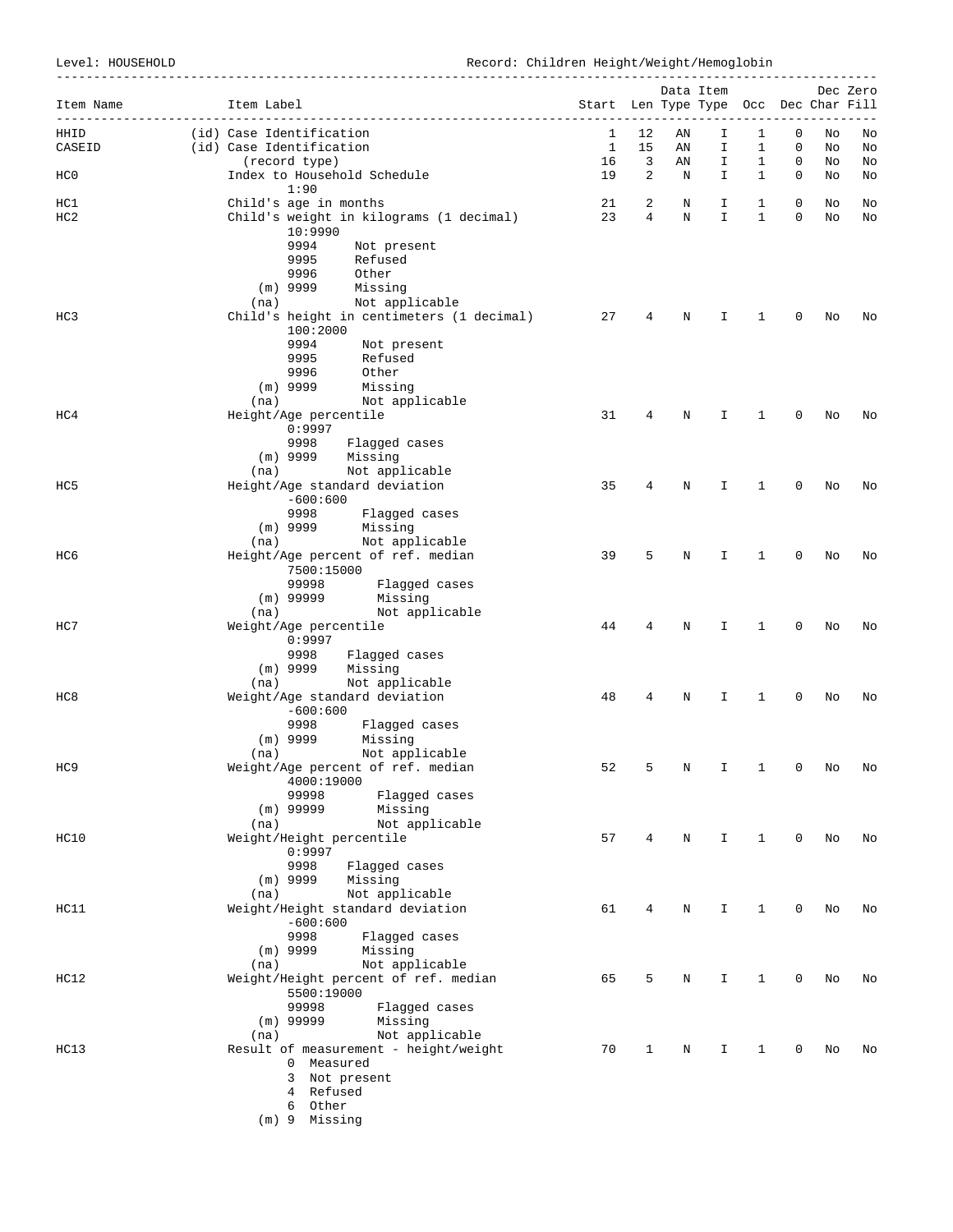Level: HOUSEHOLD Record: Children Height/Weight/Hemoglobin

| Item Name | Item Label | Start | Len | Data Type | Item Type | Occ | Dec | Dec Char | Zero Fill |
|---|---|---|---|---|---|---|---|---|---|
| HHID | (id) Case Identification | 1 | 12 | AN | I | 1 | 0 | No | No |
| CASEID | (id) Case Identification | 1 | 15 | AN | I | 1 | 0 | No | No |
| | (record type) | 16 | 3 | AN | I | 1 | 0 | No | No |
| HC0 | Index to Household Schedule<br>1:90 | 19 | 2 | N | I | 1 | 0 | No | No |
| HC1 | Child's age in months | 21 | 2 | N | I | 1 | 0 | No | No |
| HC2 | Child's weight in kilograms (1 decimal)<br>10:9990<br>9994 Not present<br>9995 Refused<br>9996 Other<br>(m) 9999 Missing<br>(na) Not applicable | 23 | 4 | N | I | 1 | 0 | No | No |
| HC3 | Child's height in centimeters (1 decimal)<br>100:2000<br>9994 Not present<br>9995 Refused<br>9996 Other<br>(m) 9999 Missing<br>(na) Not applicable | 27 | 4 | N | I | 1 | 0 | No | No |
| HC4 | Height/Age percentile<br>0:9997<br>9998 Flagged cases<br>(m) 9999 Missing<br>(na) Not applicable | 31 | 4 | N | I | 1 | 0 | No | No |
| HC5 | Height/Age standard deviation<br>-600:600<br>9998 Flagged cases<br>(m) 9999 Missing<br>(na) Not applicable | 35 | 4 | N | I | 1 | 0 | No | No |
| HC6 | Height/Age percent of ref. median<br>7500:15000<br>99998 Flagged cases<br>(m) 99999 Missing<br>(na) Not applicable | 39 | 5 | N | I | 1 | 0 | No | No |
| HC7 | Weight/Age percentile<br>0:9997<br>9998 Flagged cases<br>(m) 9999 Missing<br>(na) Not applicable | 44 | 4 | N | I | 1 | 0 | No | No |
| HC8 | Weight/Age standard deviation<br>-600:600<br>9998 Flagged cases<br>(m) 9999 Missing<br>(na) Not applicable | 48 | 4 | N | I | 1 | 0 | No | No |
| HC9 | Weight/Age percent of ref. median<br>4000:19000<br>99998 Flagged cases<br>(m) 99999 Missing<br>(na) Not applicable | 52 | 5 | N | I | 1 | 0 | No | No |
| HC10 | Weight/Height percentile<br>0:9997<br>9998 Flagged cases<br>(m) 9999 Missing<br>(na) Not applicable | 57 | 4 | N | I | 1 | 0 | No | No |
| HC11 | Weight/Height standard deviation<br>-600:600<br>9998 Flagged cases<br>(m) 9999 Missing<br>(na) Not applicable | 61 | 4 | N | I | 1 | 0 | No | No |
| HC12 | Weight/Height percent of ref. median<br>5500:19000<br>99998 Flagged cases<br>(m) 99999 Missing<br>(na) Not applicable | 65 | 5 | N | I | 1 | 0 | No | No |
| HC13 | Result of measurement - height/weight<br>0 Measured<br>3 Not present<br>4 Refused<br>6 Other<br>(m) 9 Missing | 70 | 1 | N | I | 1 | 0 | No | No |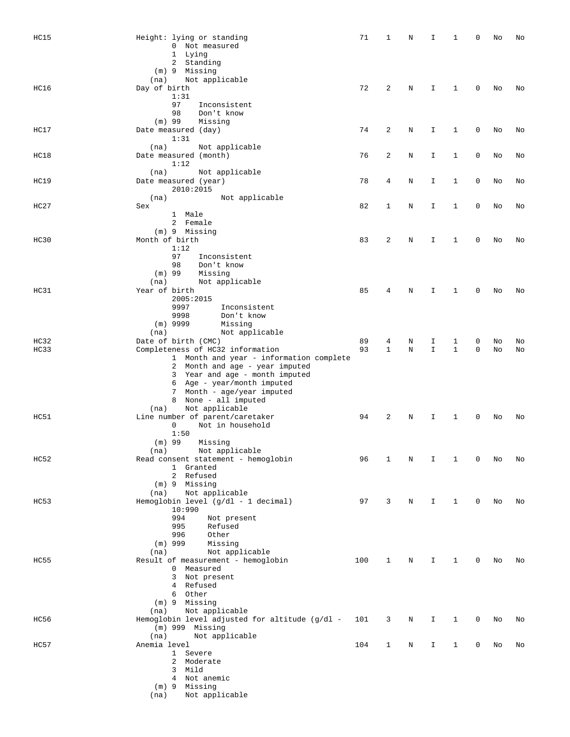```
HC15                  Height: lying or standing                     71    1    N    I    1    0    No    No
                             0  Not measured
                             1  Lying
                             2  Standing
                         (m) 9  Missing
                        (na)    Not applicable
HC16                  Day of birth                                  72    2    N    I    1    0    No    No
                             1:31
                             97    Inconsistent
                             98    Don't know
                         (m) 99    Missing
HC17                  Date measured (day)                           74    2    N    I    1    0    No    No
                             1:31
                        (na)       Not applicable
HC18                  Date measured (month)                         76    2    N    I    1    0    No    No
                             1:12
                        (na)       Not applicable
HC19                  Date measured (year)                          78    4    N    I    1    0    No    No
                             2010:2015
                        (na)            Not applicable
HC27                  Sex                                           82    1    N    I    1    0    No    No
                             1  Male
                             2  Female
                         (m) 9  Missing
HC30                  Month of birth                                83    2    N    I    1    0    No    No
                             1:12
                             97    Inconsistent
                             98    Don't know
                         (m) 99    Missing
                        (na)       Not applicable
HC31                  Year of birth                                 85    4    N    I    1    0    No    No
                             2005:2015
                             9997       Inconsistent
                             9998       Don't know
                         (m) 9999       Missing
                        (na)            Not applicable
HC32                  Date of birth (CMC)                           89    4    N    I    1    0    No    No
HC33                  Completeness of HC32 information              93    1    N    I    1    0    No    No
                             1  Month and year - information complete
                             2  Month and age - year imputed
                             3  Year and age - month imputed
                             6  Age - year/month imputed
                             7  Month - age/year imputed
                             8  None - all imputed
                        (na)    Not applicable
HC51                  Line number of parent/caretaker               94    2    N    I    1    0    No    No
                             0     Not in household
                             1:50
                         (m) 99    Missing
                        (na)       Not applicable
HC52                  Read consent statement - hemoglobin           96    1    N    I    1    0    No    No
                             1  Granted
                             2  Refused
                         (m) 9  Missing
                        (na)    Not applicable
HC53                  Hemoglobin level (g/dl - 1 decimal)           97    3    N    I    1    0    No    No
                             10:990
                             994     Not present
                             995     Refused
                             996     Other
                         (m) 999     Missing
                        (na)         Not applicable
HC55                  Result of measurement - hemoglobin           100    1    N    I    1    0    No    No
                             0  Measured
                             3  Not present
                             4  Refused
                             6  Other
                         (m) 9  Missing
                        (na)    Not applicable
HC56                  Hemoglobin level adjusted for altitude (g/dl - 101    3    N    I    1    0    No    No
                         (m) 999  Missing
                        (na)      Not applicable
HC57                  Anemia level                                 104    1    N    I    1    0    No    No
                             1  Severe
                             2  Moderate
                             3  Mild
                             4  Not anemic
                         (m) 9  Missing
                        (na)    Not applicable
```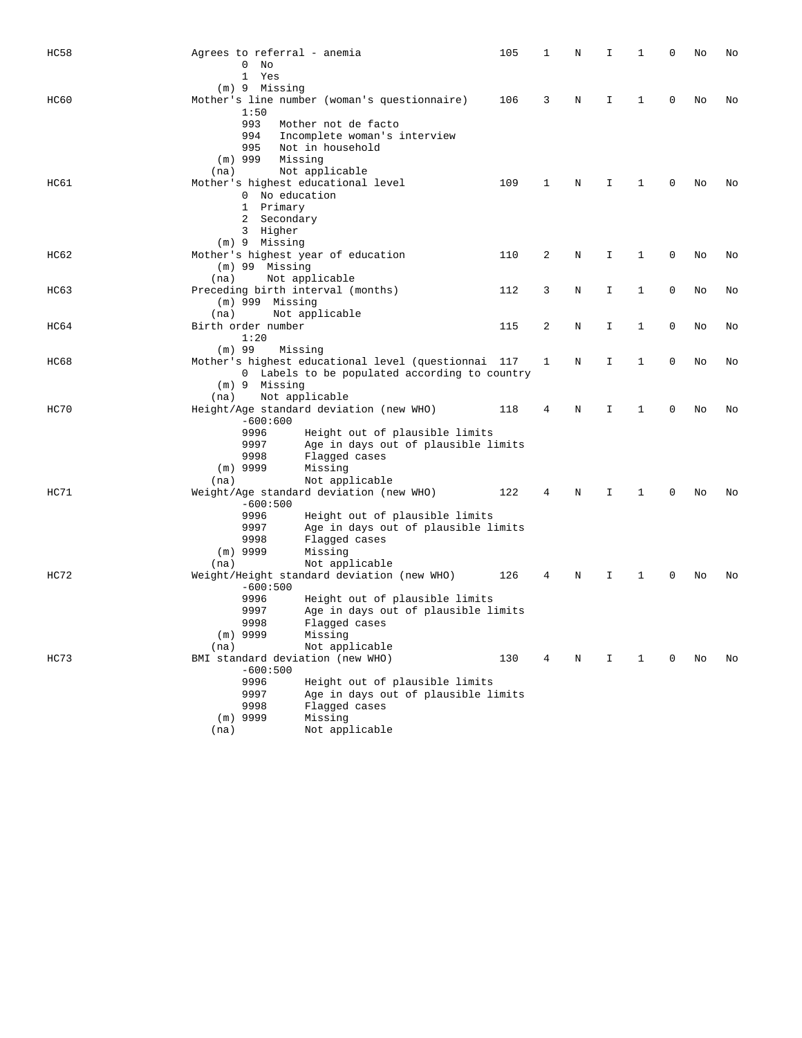```
HC58                Agrees to referral - anemia                     105    1    N    I    1    0    No    No
                          0  No
                          1  Yes
                      (m) 9  Missing
HC60                Mother's line number (woman's questionnaire)    106    3    N    I    1    0    No    No
                          1:50
                          993   Mother not de facto
                          994   Incomplete woman's interview
                          995   Not in household
                      (m) 999   Missing
                     (na)       Not applicable
HC61                Mother's highest educational level              109    1    N    I    1    0    No    No
                          0  No education
                          1  Primary
                          2  Secondary
                          3  Higher
                      (m) 9  Missing
HC62                Mother's highest year of education              110    2    N    I    1    0    No    No
                      (m) 99  Missing
                     (na)     Not applicable
HC63                Preceding birth interval (months)               112    3    N    I    1    0    No    No
                      (m) 999  Missing
                     (na)      Not applicable
HC64                Birth order number                              115    2    N    I    1    0    No    No
                          1:20
                      (m) 99    Missing
HC68                Mother's highest educational level (questionnai 117    1    N    I    1    0    No    No
                          0  Labels to be populated according to country
                      (m) 9  Missing
                     (na)    Not applicable
HC70                Height/Age standard deviation (new WHO)         118    4    N    I    1    0    No    No
                          -600:600
                           9996      Height out of plausible limits
                           9997      Age in days out of plausible limits
                           9998      Flagged cases
                      (m) 9999      Missing
                     (na)            Not applicable
HC71                Weight/Age standard deviation (new WHO)         122    4    N    I    1    0    No    No
                          -600:500
                           9996      Height out of plausible limits
                           9997      Age in days out of plausible limits
                           9998      Flagged cases
                      (m) 9999      Missing
                     (na)            Not applicable
HC72                Weight/Height standard deviation (new WHO)      126    4    N    I    1    0    No    No
                          -600:500
                           9996      Height out of plausible limits
                           9997      Age in days out of plausible limits
                           9998      Flagged cases
                      (m) 9999      Missing
                     (na)            Not applicable
HC73                BMI standard deviation (new WHO)                130    4    N    I    1    0    No    No
                          -600:500
                           9996      Height out of plausible limits
                           9997      Age in days out of plausible limits
                           9998      Flagged cases
                      (m) 9999      Missing
                     (na)            Not applicable
```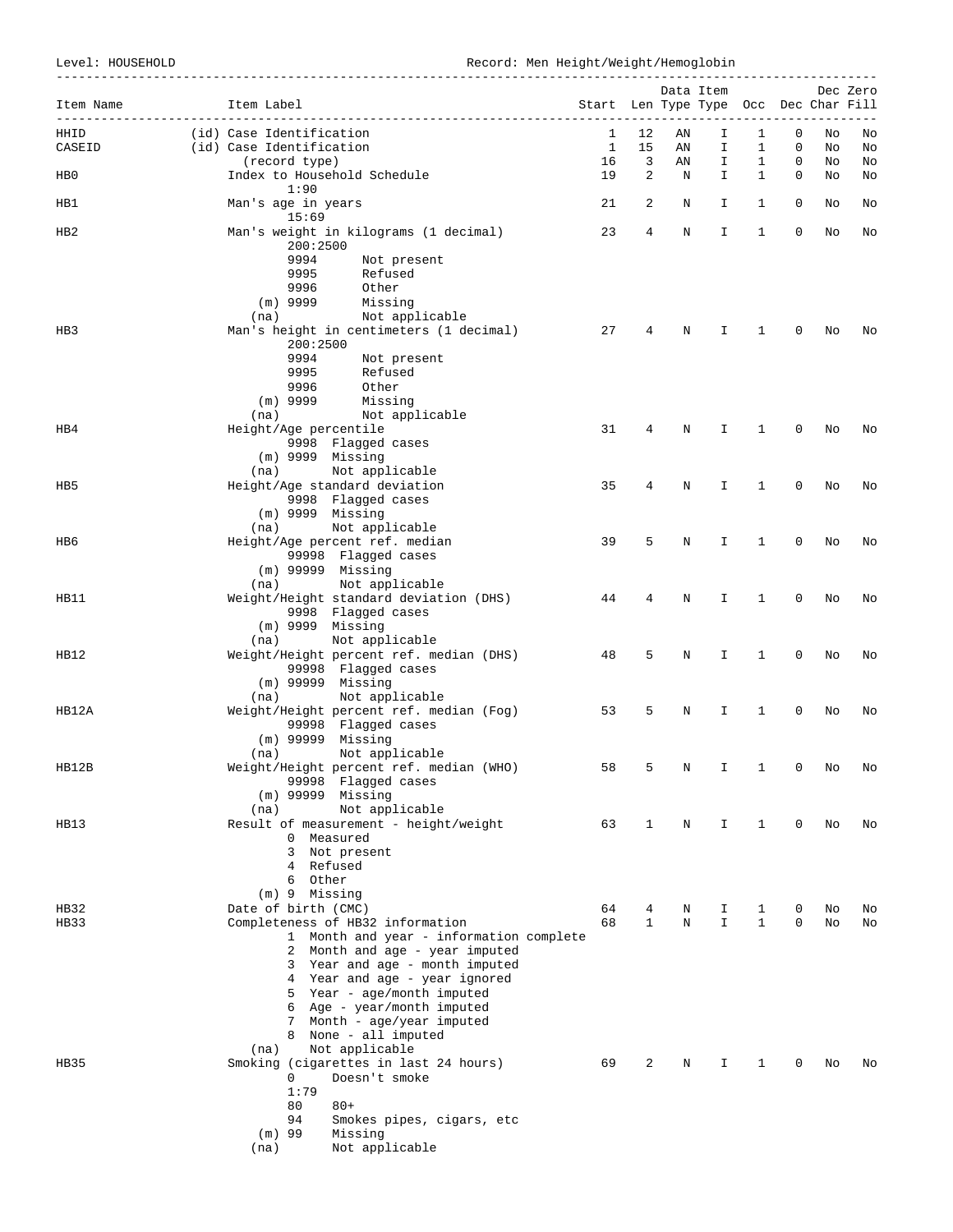Level: HOUSEHOLD Record: Men Height/Weight/Hemoglobin

| Item Name | Item Label | Start | Len | Data Type | Item Type | Occ | Dec | Dec Char | Zero Fill |
|---|---|---|---|---|---|---|---|---|---|
| HHID | (id) Case Identification | 1 | 12 | AN | I | 1 | 0 | No | No |
| CASEID | (id) Case Identification | 1 | 15 | AN | I | 1 | 0 | No | No |
| | (record type) | 16 | 3 | AN | I | 1 | 0 | No | No |
| HB0 | Index to Household Schedule<br>1:90 | 19 | 2 | N | I | 1 | 0 | No | No |
| HB1 | Man's age in years<br>15:69 | 21 | 2 | N | I | 1 | 0 | No | No |
| HB2 | Man's weight in kilograms (1 decimal)<br>200:2500<br>9994 Not present<br>9995 Refused<br>9996 Other<br>(m) 9999 Missing<br>(na) Not applicable | 23 | 4 | N | I | 1 | 0 | No | No |
| HB3 | Man's height in centimeters (1 decimal)<br>200:2500<br>9994 Not present<br>9995 Refused<br>9996 Other<br>(m) 9999 Missing<br>(na) Not applicable | 27 | 4 | N | I | 1 | 0 | No | No |
| HB4 | Height/Age percentile<br>9998 Flagged cases<br>(m) 9999 Missing<br>(na) Not applicable | 31 | 4 | N | I | 1 | 0 | No | No |
| HB5 | Height/Age standard deviation<br>9998 Flagged cases<br>(m) 9999 Missing<br>(na) Not applicable | 35 | 4 | N | I | 1 | 0 | No | No |
| HB6 | Height/Age percent ref. median<br>99998 Flagged cases<br>(m) 99999 Missing<br>(na) Not applicable | 39 | 5 | N | I | 1 | 0 | No | No |
| HB11 | Weight/Height standard deviation (DHS)<br>9998 Flagged cases<br>(m) 9999 Missing<br>(na) Not applicable | 44 | 4 | N | I | 1 | 0 | No | No |
| HB12 | Weight/Height percent ref. median (DHS)<br>99998 Flagged cases<br>(m) 99999 Missing<br>(na) Not applicable | 48 | 5 | N | I | 1 | 0 | No | No |
| HB12A | Weight/Height percent ref. median (Fog)<br>99998 Flagged cases<br>(m) 99999 Missing<br>(na) Not applicable | 53 | 5 | N | I | 1 | 0 | No | No |
| HB12B | Weight/Height percent ref. median (WHO)<br>99998 Flagged cases<br>(m) 99999 Missing<br>(na) Not applicable | 58 | 5 | N | I | 1 | 0 | No | No |
| HB13 | Result of measurement - height/weight<br>0 Measured<br>3 Not present<br>4 Refused<br>6 Other<br>(m) 9 Missing | 63 | 1 | N | I | 1 | 0 | No | No |
| HB32 | Date of birth (CMC) | 64 | 4 | N | I | 1 | 0 | No | No |
| HB33 | Completeness of HB32 information<br>1 Month and year - information complete<br>2 Month and age - year imputed<br>3 Year and age - month imputed<br>4 Year and age - year ignored<br>5 Year - age/month imputed<br>6 Age - year/month imputed<br>7 Month - age/year imputed<br>8 None - all imputed<br>(na) Not applicable | 68 | 1 | N | I | 1 | 0 | No | No |
| HB35 | Smoking (cigarettes in last 24 hours)<br>0 Doesn't smoke<br>1:79<br>80 80+<br>94 Smokes pipes, cigars, etc<br>(m) 99 Missing<br>(na) Not applicable | 69 | 2 | N | I | 1 | 0 | No | No |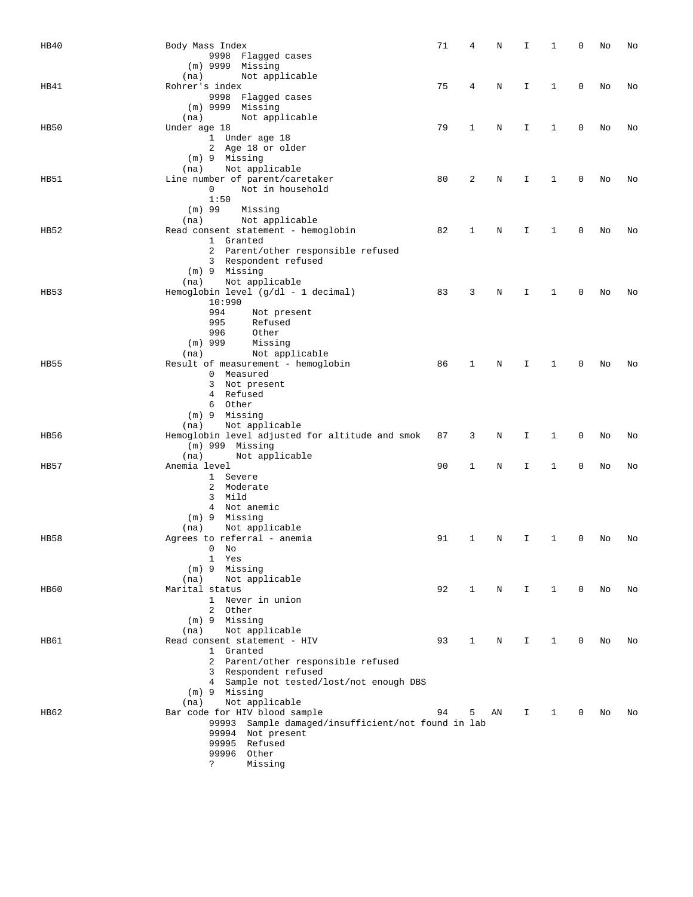```
HB40                Body Mass Index                                   71    4    N    I    1    0    No    No
                           9998  Flagged cases
                       (m) 9999  Missing
                     (na)        Not applicable
HB41                Rohrer's index                                    75    4    N    I    1    0    No    No
                           9998  Flagged cases
                       (m) 9999  Missing
                     (na)        Not applicable
HB50                Under age 18                                      79    1    N    I    1    0    No    No
                           1  Under age 18
                           2  Age 18 or older
                       (m) 9  Missing
                     (na)     Not applicable
HB51                Line number of parent/caretaker                   80    2    N    I    1    0    No    No
                           0      Not in household
                           1:50
                       (m) 99     Missing
                     (na)         Not applicable
HB52                Read consent statement - hemoglobin               82    1    N    I    1    0    No    No
                           1  Granted
                           2  Parent/other responsible refused
                           3  Respondent refused
                       (m) 9  Missing
                     (na)     Not applicable
HB53                Hemoglobin level (g/dl - 1 decimal)               83    3    N    I    1    0    No    No
                           10:990
                           994     Not present
                           995     Refused
                           996     Other
                       (m) 999     Missing
                     (na)          Not applicable
HB55                Result of measurement - hemoglobin                86    1    N    I    1    0    No    No
                           0  Measured
                           3  Not present
                           4  Refused
                           6  Other
                       (m) 9  Missing
                     (na)     Not applicable
HB56                Hemoglobin level adjusted for altitude and smok   87    3    N    I    1    0    No    No
                       (m) 999  Missing
                     (na)       Not applicable
HB57                Anemia level                                      90    1    N    I    1    0    No    No
                           1  Severe
                           2  Moderate
                           3  Mild
                           4  Not anemic
                       (m) 9  Missing
                     (na)     Not applicable
HB58                Agrees to referral - anemia                       91    1    N    I    1    0    No    No
                           0  No
                           1  Yes
                       (m) 9  Missing
                     (na)     Not applicable
HB60                Marital status                                    92    1    N    I    1    0    No    No
                           1  Never in union
                           2  Other
                       (m) 9  Missing
                     (na)     Not applicable
HB61                Read consent statement - HIV                      93    1    N    I    1    0    No    No
                           1  Granted
                           2  Parent/other responsible refused
                           3  Respondent refused
                           4  Sample not tested/lost/not enough DBS
                       (m) 9  Missing
                     (na)     Not applicable
HB62                Bar code for HIV blood sample                     94    5    AN   I    1    0    No    No
                           99993  Sample damaged/insufficient/not found in lab
                           99994  Not present
                           99995  Refused
                           99996  Other
                           ?      Missing
```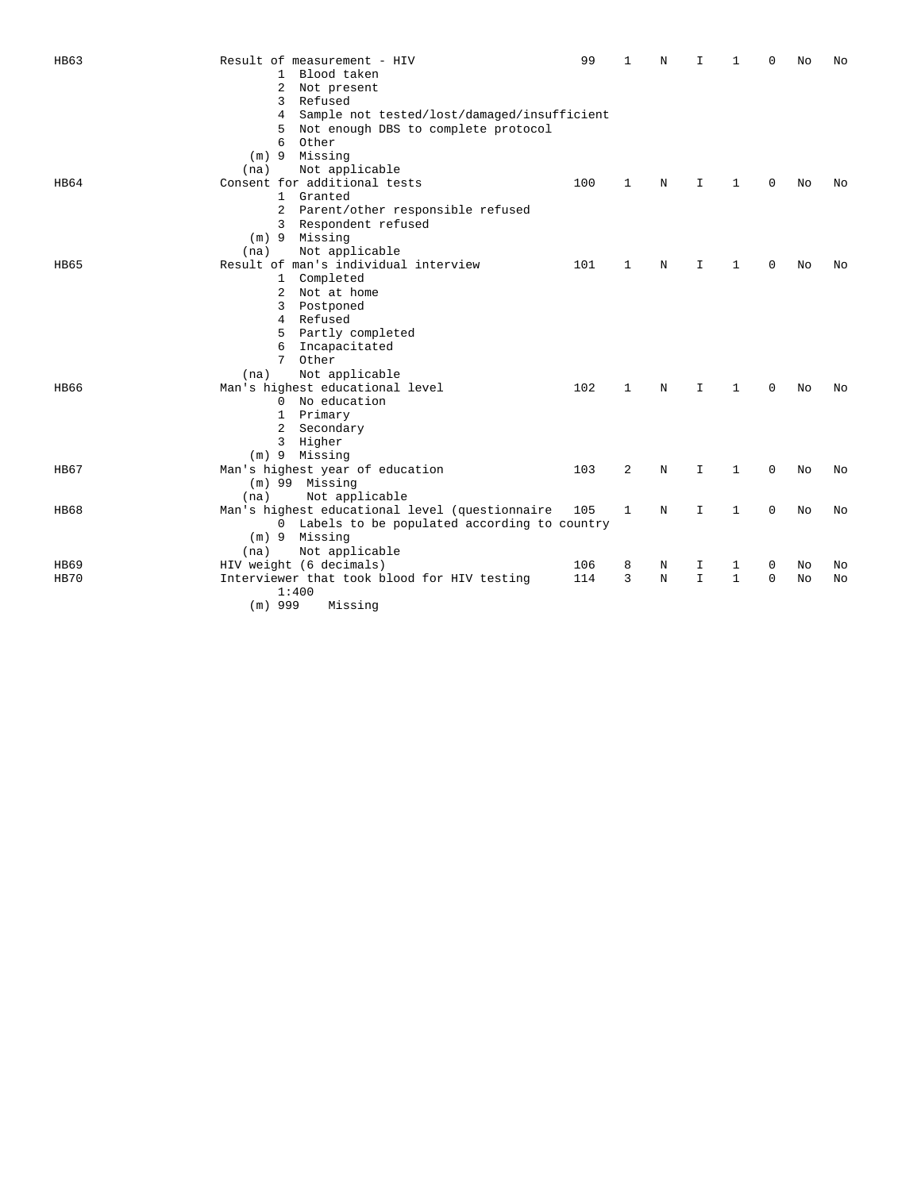| | | | | | | | | | |
|---|---|---|---|---|---|---|---|---|---|
| HB63 | Result of measurement - HIV | 99 | 1 | N | I | 1 | 0 | No | No |
| | 1 Blood taken | | | | | | | | |
| | 2 Not present | | | | | | | | |
| | 3 Refused | | | | | | | | |
| | 4 Sample not tested/lost/damaged/insufficient | | | | | | | | |
| | 5 Not enough DBS to complete protocol | | | | | | | | |
| | 6 Other | | | | | | | | |
| | (m) 9 Missing | | | | | | | | |
| | (na) Not applicable | | | | | | | | |
| HB64 | Consent for additional tests | 100 | 1 | N | I | 1 | 0 | No | No |
| | 1 Granted | | | | | | | | |
| | 2 Parent/other responsible refused | | | | | | | | |
| | 3 Respondent refused | | | | | | | | |
| | (m) 9 Missing | | | | | | | | |
| | (na) Not applicable | | | | | | | | |
| HB65 | Result of man's individual interview | 101 | 1 | N | I | 1 | 0 | No | No |
| | 1 Completed | | | | | | | | |
| | 2 Not at home | | | | | | | | |
| | 3 Postponed | | | | | | | | |
| | 4 Refused | | | | | | | | |
| | 5 Partly completed | | | | | | | | |
| | 6 Incapacitated | | | | | | | | |
| | 7 Other | | | | | | | | |
| | (na) Not applicable | | | | | | | | |
| HB66 | Man's highest educational level | 102 | 1 | N | I | 1 | 0 | No | No |
| | 0 No education | | | | | | | | |
| | 1 Primary | | | | | | | | |
| | 2 Secondary | | | | | | | | |
| | 3 Higher | | | | | | | | |
| | (m) 9 Missing | | | | | | | | |
| HB67 | Man's highest year of education | 103 | 2 | N | I | 1 | 0 | No | No |
| | (m) 99 Missing | | | | | | | | |
| | (na) Not applicable | | | | | | | | |
| HB68 | Man's highest educational level (questionnaire | 105 | 1 | N | I | 1 | 0 | No | No |
| | 0 Labels to be populated according to country | | | | | | | | |
| | (m) 9 Missing | | | | | | | | |
| | (na) Not applicable | | | | | | | | |
| HB69 | HIV weight (6 decimals) | 106 | 8 | N | I | 1 | 0 | No | No |
| HB70 | Interviewer that took blood for HIV testing | 114 | 3 | N | I | 1 | 0 | No | No |
| | 1:400 | | | | | | | | |
| | (m) 999 Missing | | | | | | | | |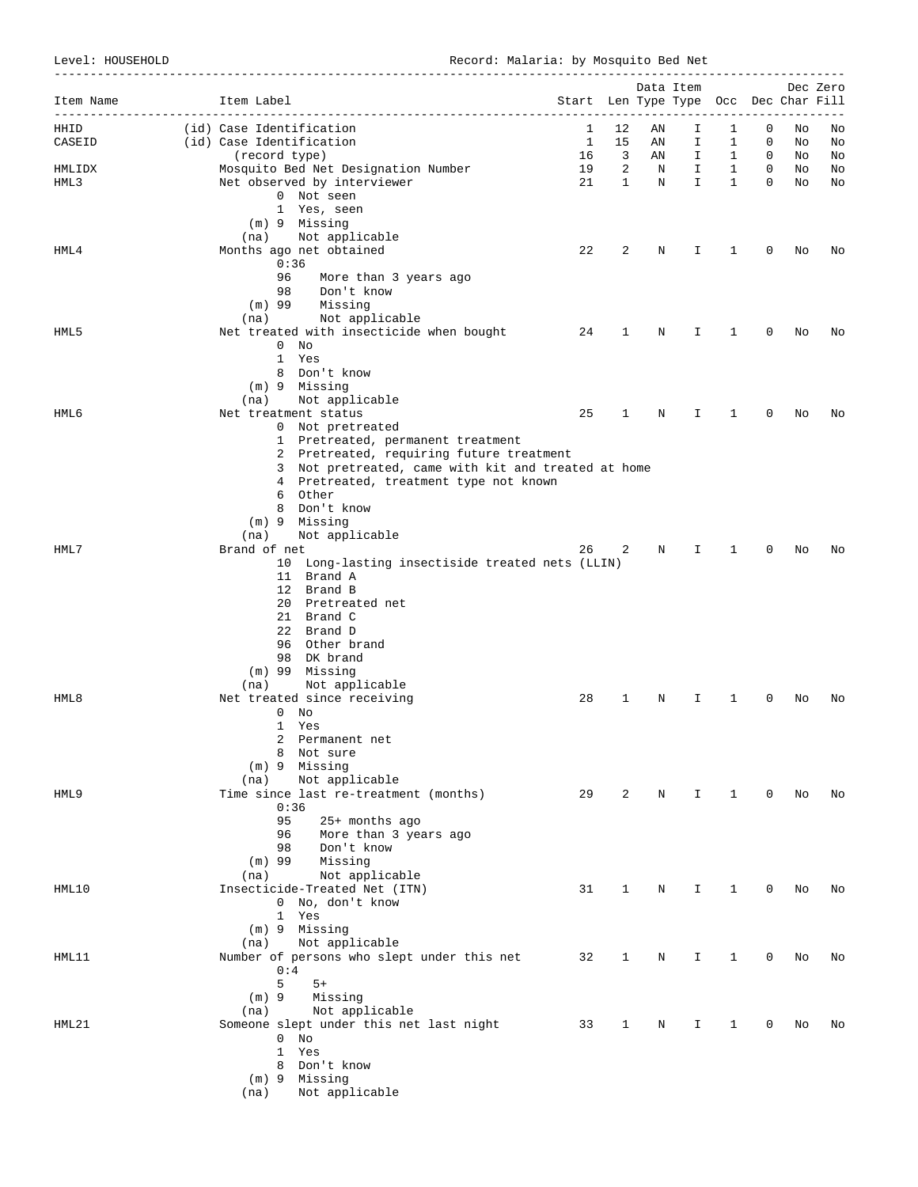Level: HOUSEHOLD　　　　Record: Malaria: by Mosquito Bed Net

| Item Name | Item Label | Start | Len | Data Type | Item Type | Occ | Dec | Dec Char | Zero Fill |
|---|---|---|---|---|---|---|---|---|---|
| HHID | (id) Case Identification | 1 | 12 | AN | I | 1 | 0 | No | No |
| CASEID | (id) Case Identification | 1 | 15 | AN | I | 1 | 0 | No | No |
| | (record type) | 16 | 3 | AN | I | 1 | 0 | No | No |
| HMLIDX | Mosquito Bed Net Designation Number | 19 | 2 | N | I | 1 | 0 | No | No |
| HML3 | Net observed by interviewer<br>0 Not seen<br>1 Yes, seen<br>(m) 9 Missing<br>(na) Not applicable | 21 | 1 | N | I | 1 | 0 | No | No |
| HML4 | Months ago net obtained<br>0:36<br>96 More than 3 years ago<br>98 Don't know<br>(m) 99 Missing<br>(na) Not applicable | 22 | 2 | N | I | 1 | 0 | No | No |
| HML5 | Net treated with insecticide when bought<br>0 No<br>1 Yes<br>8 Don't know<br>(m) 9 Missing<br>(na) Not applicable | 24 | 1 | N | I | 1 | 0 | No | No |
| HML6 | Net treatment status<br>0 Not pretreated<br>1 Pretreated, permanent treatment<br>2 Pretreated, requiring future treatment<br>3 Not pretreated, came with kit and treated at home<br>4 Pretreated, treatment type not known<br>6 Other<br>8 Don't know<br>(m) 9 Missing<br>(na) Not applicable | 25 | 1 | N | I | 1 | 0 | No | No |
| HML7 | Brand of net<br>10 Long-lasting insectiside treated nets (LLIN)<br>11 Brand A<br>12 Brand B<br>20 Pretreated net<br>21 Brand C<br>22 Brand D<br>96 Other brand<br>98 DK brand<br>(m) 99 Missing<br>(na) Not applicable | 26 | 2 | N | I | 1 | 0 | No | No |
| HML8 | Net treated since receiving<br>0 No<br>1 Yes<br>2 Permanent net<br>8 Not sure<br>(m) 9 Missing<br>(na) Not applicable | 28 | 1 | N | I | 1 | 0 | No | No |
| HML9 | Time since last re-treatment (months)<br>0:36<br>95 25+ months ago<br>96 More than 3 years ago<br>98 Don't know<br>(m) 99 Missing<br>(na) Not applicable | 29 | 2 | N | I | 1 | 0 | No | No |
| HML10 | Insecticide-Treated Net (ITN)<br>0 No, don't know<br>1 Yes<br>(m) 9 Missing<br>(na) Not applicable | 31 | 1 | N | I | 1 | 0 | No | No |
| HML11 | Number of persons who slept under this net<br>0:4<br>5 5+<br>(m) 9 Missing<br>(na) Not applicable | 32 | 1 | N | I | 1 | 0 | No | No |
| HML21 | Someone slept under this net last night<br>0 No<br>1 Yes<br>8 Don't know<br>(m) 9 Missing<br>(na) Not applicable | 33 | 1 | N | I | 1 | 0 | No | No |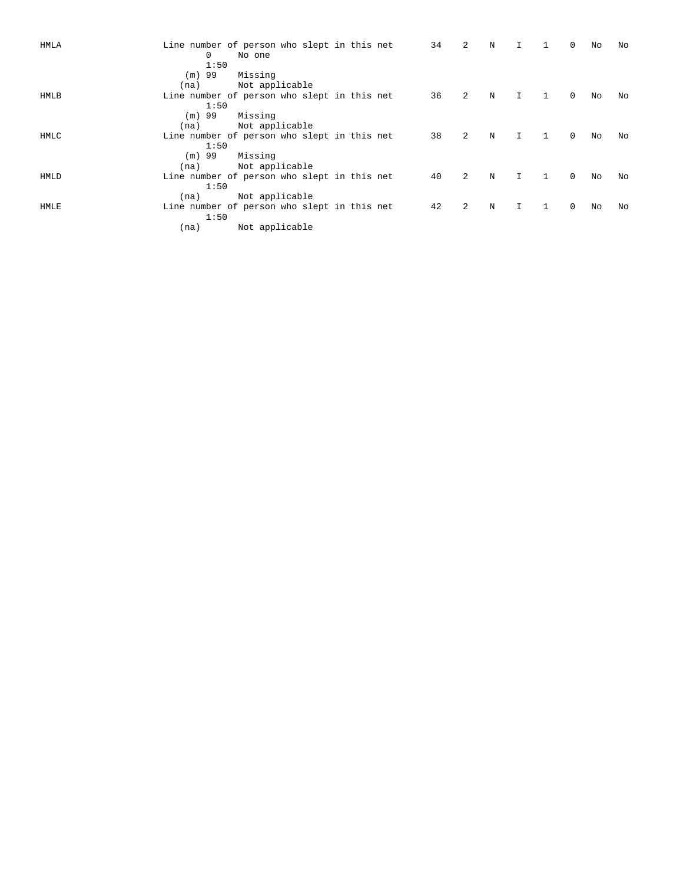```
HMLA                    Line number of person who slept in this net       34    2    N    I    1    0   No   No
                                0     No one
                                1:50
                            (m) 99    Missing
                           (na)       Not applicable
HMLB                    Line number of person who slept in this net       36    2    N    I    1    0   No   No
                                1:50
                            (m) 99    Missing
                           (na)       Not applicable
HMLC                    Line number of person who slept in this net       38    2    N    I    1    0   No   No
                                1:50
                            (m) 99    Missing
                           (na)       Not applicable
HMLD                    Line number of person who slept in this net       40    2    N    I    1    0   No   No
                                1:50
                           (na)       Not applicable
HMLE                    Line number of person who slept in this net       42    2    N    I    1    0   No   No
                                1:50
                           (na)       Not applicable
```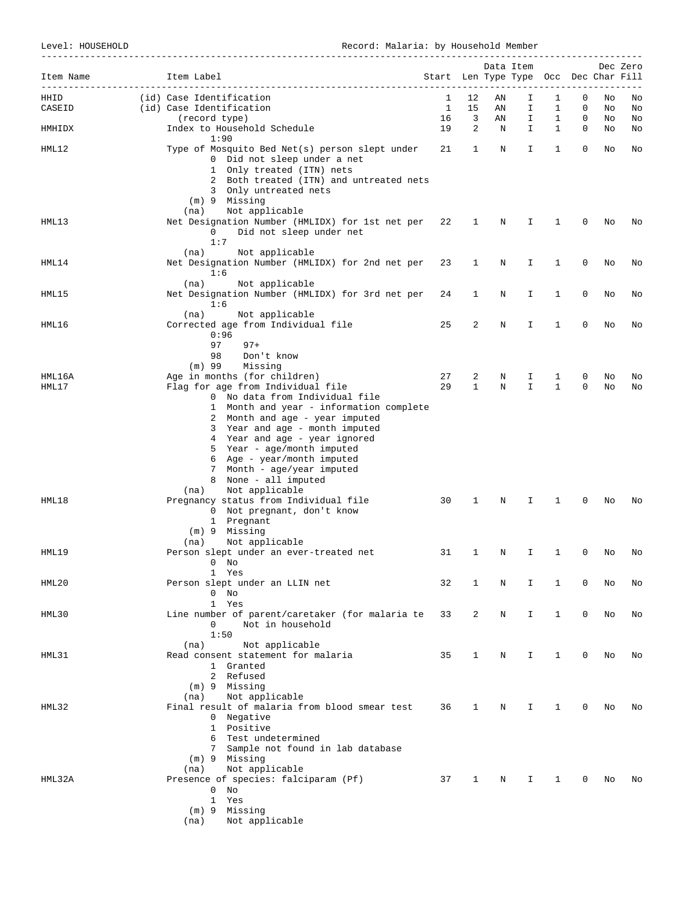Level: HOUSEHOLD                                    Record: Malaria: by Household Member

| Item Name | Item Label | Start | Len | Data Type | Item Type | Occ | Dec | Dec Char | Zero Fill |
|---|---|---|---|---|---|---|---|---|---|
| HHID | (id) Case Identification | 1 | 12 | AN | I | 1 | 0 | No | No |
| CASEID | (id) Case Identification | 1 | 15 | AN | I | 1 | 0 | No | No |
| | (record type) | 16 | 3 | AN | I | 1 | 0 | No | No |
| HMHIDX | Index to Household Schedule<br>1:90 | 19 | 2 | N | I | 1 | 0 | No | No |
| HML12 | Type of Mosquito Bed Net(s) person slept under<br>0 Did not sleep under a net<br>1 Only treated (ITN) nets<br>2 Both treated (ITN) and untreated nets<br>3 Only untreated nets<br>(m) 9 Missing<br>(na) Not applicable | 21 | 1 | N | I | 1 | 0 | No | No |
| HML13 | Net Designation Number (HMLIDX) for 1st net per<br>0 Did not sleep under net<br>1:7<br>(na) Not applicable | 22 | 1 | N | I | 1 | 0 | No | No |
| HML14 | Net Designation Number (HMLIDX) for 2nd net per<br>1:6<br>(na) Not applicable | 23 | 1 | N | I | 1 | 0 | No | No |
| HML15 | Net Designation Number (HMLIDX) for 3rd net per<br>1:6<br>(na) Not applicable | 24 | 1 | N | I | 1 | 0 | No | No |
| HML16 | Corrected age from Individual file<br>0:96<br>97 97+<br>98 Don't know<br>(m) 99 Missing | 25 | 2 | N | I | 1 | 0 | No | No |
| HML16A | Age in months (for children) | 27 | 2 | N | I | 1 | 0 | No | No |
| HML17 | Flag for age from Individual file<br>0 No data from Individual file<br>1 Month and year - information complete<br>2 Month and age - year imputed<br>3 Year and age - month imputed<br>4 Year and age - year ignored<br>5 Year - age/month imputed<br>6 Age - year/month imputed<br>7 Month - age/year imputed<br>8 None - all imputed<br>(na) Not applicable | 29 | 1 | N | I | 1 | 0 | No | No |
| HML18 | Pregnancy status from Individual file<br>0 Not pregnant, don't know<br>1 Pregnant<br>(m) 9 Missing<br>(na) Not applicable | 30 | 1 | N | I | 1 | 0 | No | No |
| HML19 | Person slept under an ever-treated net<br>0 No<br>1 Yes | 31 | 1 | N | I | 1 | 0 | No | No |
| HML20 | Person slept under an LLIN net<br>0 No<br>1 Yes | 32 | 1 | N | I | 1 | 0 | No | No |
| HML30 | Line number of parent/caretaker (for malaria te<br>0 Not in household<br>1:50<br>(na) Not applicable | 33 | 2 | N | I | 1 | 0 | No | No |
| HML31 | Read consent statement for malaria<br>1 Granted<br>2 Refused<br>(m) 9 Missing<br>(na) Not applicable | 35 | 1 | N | I | 1 | 0 | No | No |
| HML32 | Final result of malaria from blood smear test<br>0 Negative<br>1 Positive<br>6 Test undetermined<br>7 Sample not found in lab database<br>(m) 9 Missing<br>(na) Not applicable | 36 | 1 | N | I | 1 | 0 | No | No |
| HML32A | Presence of species: falciparam (Pf)<br>0 No<br>1 Yes<br>(m) 9 Missing<br>(na) Not applicable | 37 | 1 | N | I | 1 | 0 | No | No |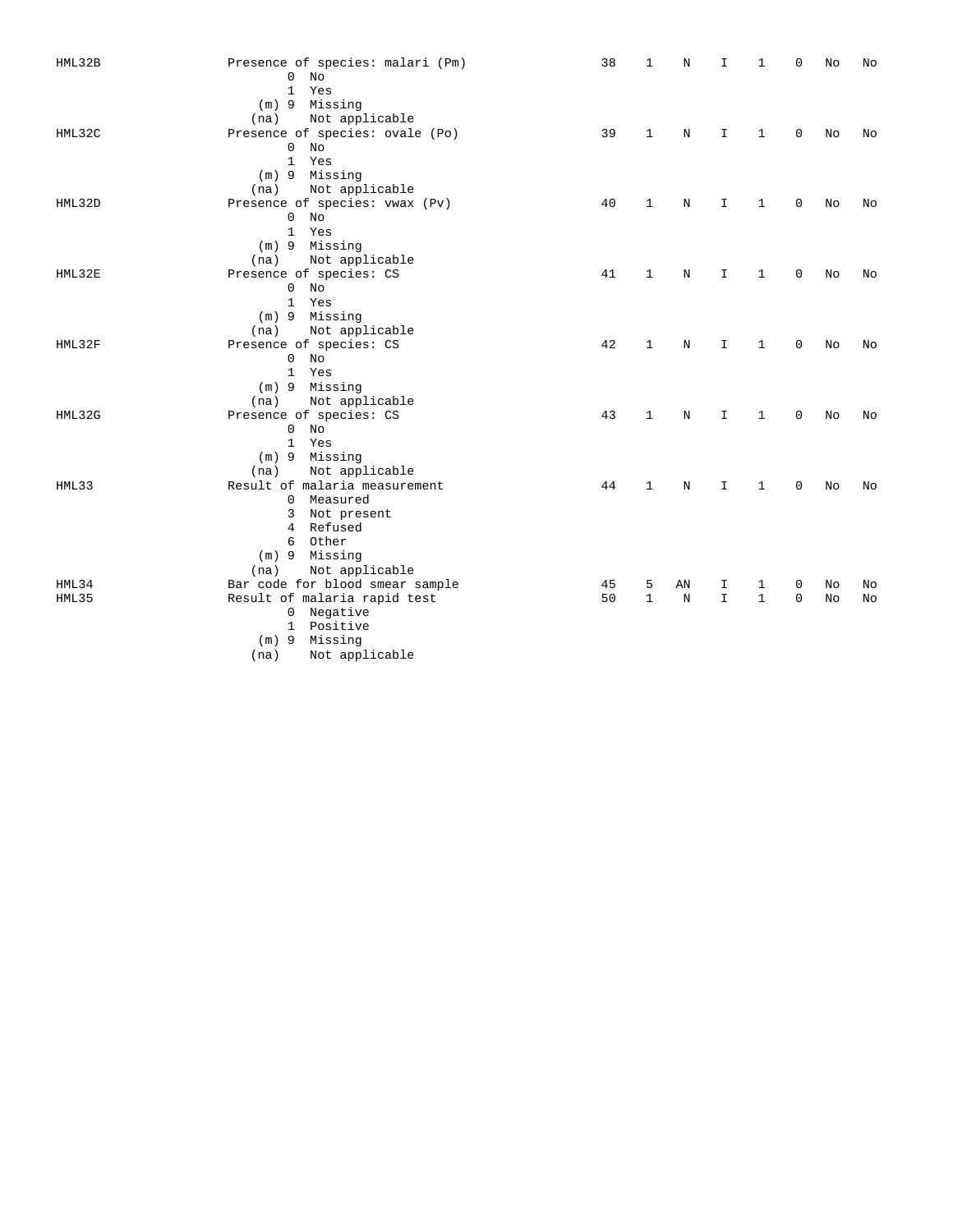| | | | | | | | | | |
|---|---|---|---|---|---|---|---|---|---|
| HML32B | Presence of species: malari (Pm) | 38 | 1 | N | I | 1 | 0 | No | No |
| | 0 No | | | | | | | | |
| | 1 Yes | | | | | | | | |
| | (m) 9 Missing | | | | | | | | |
| | (na) Not applicable | | | | | | | | |
| HML32C | Presence of species: ovale (Po) | 39 | 1 | N | I | 1 | 0 | No | No |
| | 0 No | | | | | | | | |
| | 1 Yes | | | | | | | | |
| | (m) 9 Missing | | | | | | | | |
| | (na) Not applicable | | | | | | | | |
| HML32D | Presence of species: vwax (Pv) | 40 | 1 | N | I | 1 | 0 | No | No |
| | 0 No | | | | | | | | |
| | 1 Yes | | | | | | | | |
| | (m) 9 Missing | | | | | | | | |
| | (na) Not applicable | | | | | | | | |
| HML32E | Presence of species: CS | 41 | 1 | N | I | 1 | 0 | No | No |
| | 0 No | | | | | | | | |
| | 1 Yes | | | | | | | | |
| | (m) 9 Missing | | | | | | | | |
| | (na) Not applicable | | | | | | | | |
| HML32F | Presence of species: CS | 42 | 1 | N | I | 1 | 0 | No | No |
| | 0 No | | | | | | | | |
| | 1 Yes | | | | | | | | |
| | (m) 9 Missing | | | | | | | | |
| | (na) Not applicable | | | | | | | | |
| HML32G | Presence of species: CS | 43 | 1 | N | I | 1 | 0 | No | No |
| | 0 No | | | | | | | | |
| | 1 Yes | | | | | | | | |
| | (m) 9 Missing | | | | | | | | |
| | (na) Not applicable | | | | | | | | |
| HML33 | Result of malaria measurement | 44 | 1 | N | I | 1 | 0 | No | No |
| | 0 Measured | | | | | | | | |
| | 3 Not present | | | | | | | | |
| | 4 Refused | | | | | | | | |
| | 6 Other | | | | | | | | |
| | (m) 9 Missing | | | | | | | | |
| | (na) Not applicable | | | | | | | | |
| HML34 | Bar code for blood smear sample | 45 | 5 | AN | I | 1 | 0 | No | No |
| HML35 | Result of malaria rapid test | 50 | 1 | N | I | 1 | 0 | No | No |
| | 0 Negative | | | | | | | | |
| | 1 Positive | | | | | | | | |
| | (m) 9 Missing | | | | | | | | |
| | (na) Not applicable | | | | | | | | |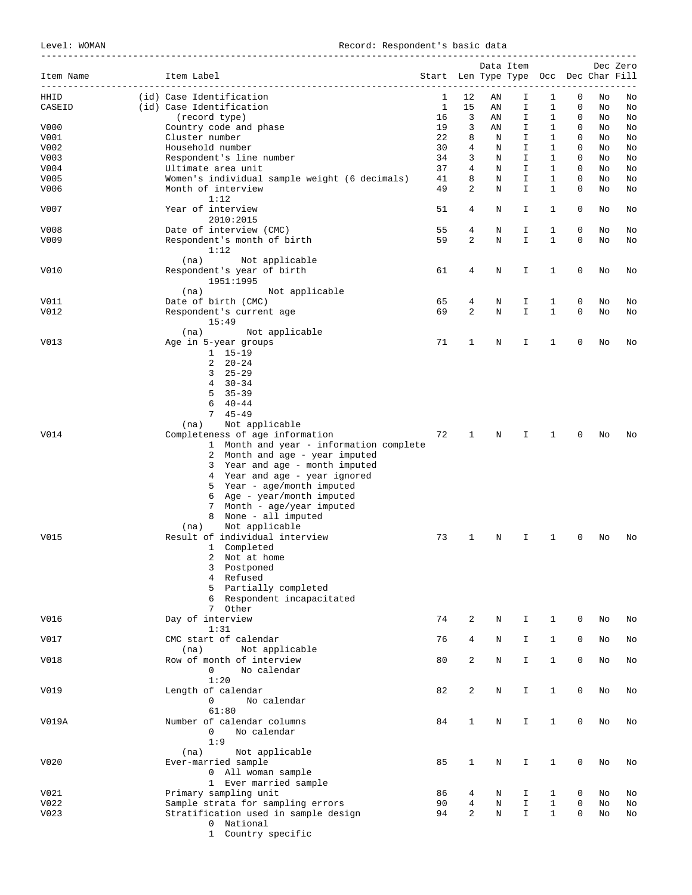Level: WOMAN　　　　　　　　　　　　　　　　Record: Respondent's basic data

| Item Name | Item Label | Start | Len | Data Type | Item Type | Occ | Dec | Dec Char | Zero Fill |
|---|---|---|---|---|---|---|---|---|---|
| HHID | (id) Case Identification | 1 | 12 | AN | I | 1 | 0 | No | No |
| CASEID | (id) Case Identification | 1 | 15 | AN | I | 1 | 0 | No | No |
| | (record type) | 16 | 3 | AN | I | 1 | 0 | No | No |
| V000 | Country code and phase | 19 | 3 | AN | I | 1 | 0 | No | No |
| V001 | Cluster number | 22 | 8 | N | I | 1 | 0 | No | No |
| V002 | Household number | 30 | 4 | N | I | 1 | 0 | No | No |
| V003 | Respondent's line number | 34 | 3 | N | I | 1 | 0 | No | No |
| V004 | Ultimate area unit | 37 | 4 | N | I | 1 | 0 | No | No |
| V005 | Women's individual sample weight (6 decimals) | 41 | 8 | N | I | 1 | 0 | No | No |
| V006 | Month of interview<br>1:12 | 49 | 2 | N | I | 1 | 0 | No | No |
| V007 | Year of interview<br>2010:2015 | 51 | 4 | N | I | 1 | 0 | No | No |
| V008 | Date of interview (CMC) | 55 | 4 | N | I | 1 | 0 | No | No |
| V009 | Respondent's month of birth<br>1:12<br>(na) Not applicable | 59 | 2 | N | I | 1 | 0 | No | No |
| V010 | Respondent's year of birth<br>1951:1995<br>(na) Not applicable | 61 | 4 | N | I | 1 | 0 | No | No |
| V011 | Date of birth (CMC) | 65 | 4 | N | I | 1 | 0 | No | No |
| V012 | Respondent's current age<br>15:49<br>(na) Not applicable | 69 | 2 | N | I | 1 | 0 | No | No |
| V013 | Age in 5-year groups<br>1 15-19<br>2 20-24<br>3 25-29<br>4 30-34<br>5 35-39<br>6 40-44<br>7 45-49<br>(na) Not applicable | 71 | 1 | N | I | 1 | 0 | No | No |
| V014 | Completeness of age information<br>1 Month and year - information complete<br>2 Month and age - year imputed<br>3 Year and age - month imputed<br>4 Year and age - year ignored<br>5 Year - age/month imputed<br>6 Age - year/month imputed<br>7 Month - age/year imputed<br>8 None - all imputed<br>(na) Not applicable | 72 | 1 | N | I | 1 | 0 | No | No |
| V015 | Result of individual interview<br>1 Completed<br>2 Not at home<br>3 Postponed<br>4 Refused<br>5 Partially completed<br>6 Respondent incapacitated<br>7 Other | 73 | 1 | N | I | 1 | 0 | No | No |
| V016 | Day of interview<br>1:31 | 74 | 2 | N | I | 1 | 0 | No | No |
| V017 | CMC start of calendar<br>(na) Not applicable | 76 | 4 | N | I | 1 | 0 | No | No |
| V018 | Row of month of interview<br>0 No calendar<br>1:20 | 80 | 2 | N | I | 1 | 0 | No | No |
| V019 | Length of calendar<br>0 No calendar<br>61:80 | 82 | 2 | N | I | 1 | 0 | No | No |
| V019A | Number of calendar columns<br>0 No calendar<br>1:9<br>(na) Not applicable | 84 | 1 | N | I | 1 | 0 | No | No |
| V020 | Ever-married sample<br>0 All woman sample<br>1 Ever married sample | 85 | 1 | N | I | 1 | 0 | No | No |
| V021 | Primary sampling unit | 86 | 4 | N | I | 1 | 0 | No | No |
| V022 | Sample strata for sampling errors | 90 | 4 | N | I | 1 | 0 | No | No |
| V023 | Stratification used in sample design<br>0 National<br>1 Country specific | 94 | 2 | N | I | 1 | 0 | No | No |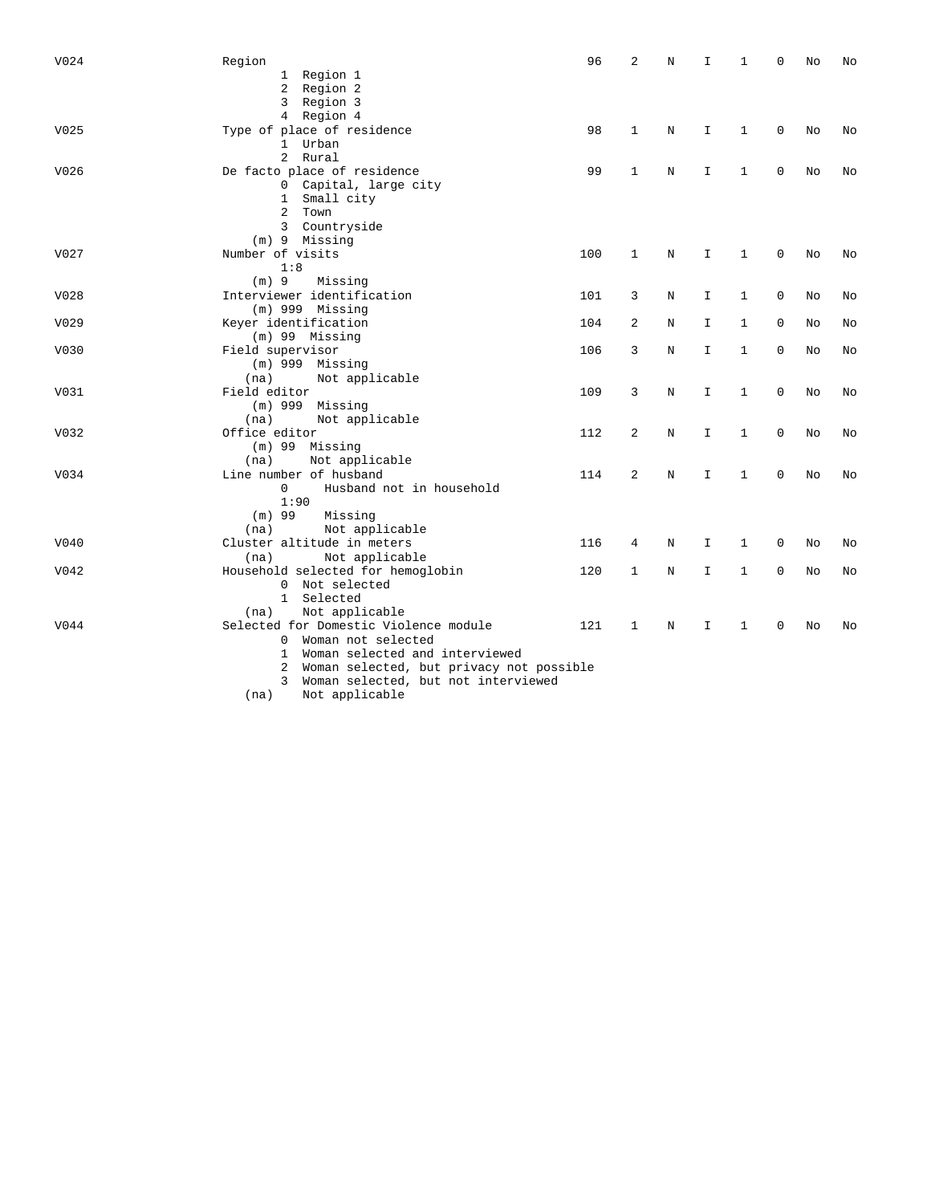| | | | | | | | | | |
|---|---|---|---|---|---|---|---|---|---|
| V024 | Region | 96 | 2 | N | I | 1 | 0 | No | No |
| | 1 Region 1 | | | | | | | | |
| | 2 Region 2 | | | | | | | | |
| | 3 Region 3 | | | | | | | | |
| | 4 Region 4 | | | | | | | | |
| V025 | Type of place of residence | 98 | 1 | N | I | 1 | 0 | No | No |
| | 1 Urban | | | | | | | | |
| | 2 Rural | | | | | | | | |
| V026 | De facto place of residence | 99 | 1 | N | I | 1 | 0 | No | No |
| | 0 Capital, large city | | | | | | | | |
| | 1 Small city | | | | | | | | |
| | 2 Town | | | | | | | | |
| | 3 Countryside | | | | | | | | |
| | (m) 9 Missing | | | | | | | | |
| V027 | Number of visits | 100 | 1 | N | I | 1 | 0 | No | No |
| | 1:8 | | | | | | | | |
| | (m) 9 Missing | | | | | | | | |
| V028 | Interviewer identification | 101 | 3 | N | I | 1 | 0 | No | No |
| | (m) 999 Missing | | | | | | | | |
| V029 | Keyer identification | 104 | 2 | N | I | 1 | 0 | No | No |
| | (m) 99 Missing | | | | | | | | |
| V030 | Field supervisor | 106 | 3 | N | I | 1 | 0 | No | No |
| | (m) 999 Missing | | | | | | | | |
| | (na) Not applicable | | | | | | | | |
| V031 | Field editor | 109 | 3 | N | I | 1 | 0 | No | No |
| | (m) 999 Missing | | | | | | | | |
| | (na) Not applicable | | | | | | | | |
| V032 | Office editor | 112 | 2 | N | I | 1 | 0 | No | No |
| | (m) 99 Missing | | | | | | | | |
| | (na) Not applicable | | | | | | | | |
| V034 | Line number of husband | 114 | 2 | N | I | 1 | 0 | No | No |
| | 0 Husband not in household | | | | | | | | |
| | 1:90 | | | | | | | | |
| | (m) 99 Missing | | | | | | | | |
| | (na) Not applicable | | | | | | | | |
| V040 | Cluster altitude in meters | 116 | 4 | N | I | 1 | 0 | No | No |
| | (na) Not applicable | | | | | | | | |
| V042 | Household selected for hemoglobin | 120 | 1 | N | I | 1 | 0 | No | No |
| | 0 Not selected | | | | | | | | |
| | 1 Selected | | | | | | | | |
| | (na) Not applicable | | | | | | | | |
| V044 | Selected for Domestic Violence module | 121 | 1 | N | I | 1 | 0 | No | No |
| | 0 Woman not selected | | | | | | | | |
| | 1 Woman selected and interviewed | | | | | | | | |
| | 2 Woman selected, but privacy not possible | | | | | | | | |
| | 3 Woman selected, but not interviewed | | | | | | | | |
| | (na) Not applicable | | | | | | | | |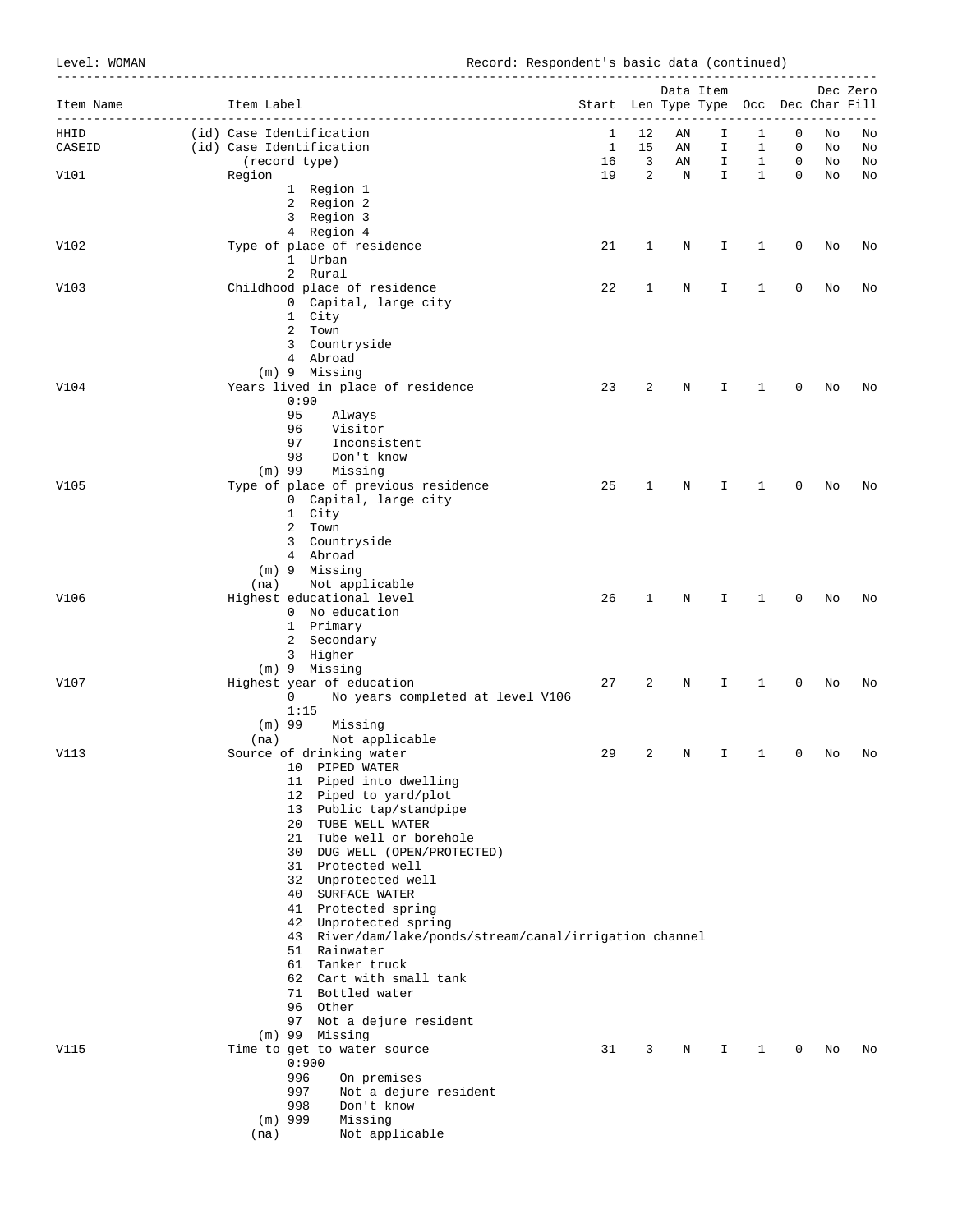Level: WOMAN Record: Respondent's basic data (continued)

| Item Name | Item Label | Start | Len | Data Type | Item Type | Occ | Dec | Dec Char | Zero Fill |
|---|---|---|---|---|---|---|---|---|---|
| HHID | (id) Case Identification | 1 | 12 | AN | I | 1 | 0 | No | No |
| CASEID | (id) Case Identification | 1 | 15 | AN | I | 1 | 0 | No | No |
| | (record type) | 16 | 3 | AN | I | 1 | 0 | No | No |
| V101 | Region | 19 | 2 | N | I | 1 | 0 | No | No |
| | 1 Region 1 | | | | | | | | |
| | 2 Region 2 | | | | | | | | |
| | 3 Region 3 | | | | | | | | |
| | 4 Region 4 | | | | | | | | |
| V102 | Type of place of residence | 21 | 1 | N | I | 1 | 0 | No | No |
| | 1 Urban | | | | | | | | |
| | 2 Rural | | | | | | | | |
| V103 | Childhood place of residence | 22 | 1 | N | I | 1 | 0 | No | No |
| | 0 Capital, large city | | | | | | | | |
| | 1 City | | | | | | | | |
| | 2 Town | | | | | | | | |
| | 3 Countryside | | | | | | | | |
| | 4 Abroad | | | | | | | | |
| | (m) 9 Missing | | | | | | | | |
| V104 | Years lived in place of residence | 23 | 2 | N | I | 1 | 0 | No | No |
| | 0:90 | | | | | | | | |
| | 95 Always | | | | | | | | |
| | 96 Visitor | | | | | | | | |
| | 97 Inconsistent | | | | | | | | |
| | 98 Don't know | | | | | | | | |
| | (m) 99 Missing | | | | | | | | |
| V105 | Type of place of previous residence | 25 | 1 | N | I | 1 | 0 | No | No |
| | 0 Capital, large city | | | | | | | | |
| | 1 City | | | | | | | | |
| | 2 Town | | | | | | | | |
| | 3 Countryside | | | | | | | | |
| | 4 Abroad | | | | | | | | |
| | (m) 9 Missing | | | | | | | | |
| | (na) Not applicable | | | | | | | | |
| V106 | Highest educational level | 26 | 1 | N | I | 1 | 0 | No | No |
| | 0 No education | | | | | | | | |
| | 1 Primary | | | | | | | | |
| | 2 Secondary | | | | | | | | |
| | 3 Higher | | | | | | | | |
| | (m) 9 Missing | | | | | | | | |
| V107 | Highest year of education | 27 | 2 | N | I | 1 | 0 | No | No |
| | 0 No years completed at level V106 | | | | | | | | |
| | 1:15 | | | | | | | | |
| | (m) 99 Missing | | | | | | | | |
| | (na) Not applicable | | | | | | | | |
| V113 | Source of drinking water | 29 | 2 | N | I | 1 | 0 | No | No |
| | 10 PIPED WATER | | | | | | | | |
| | 11 Piped into dwelling | | | | | | | | |
| | 12 Piped to yard/plot | | | | | | | | |
| | 13 Public tap/standpipe | | | | | | | | |
| | 20 TUBE WELL WATER | | | | | | | | |
| | 21 Tube well or borehole | | | | | | | | |
| | 30 DUG WELL (OPEN/PROTECTED) | | | | | | | | |
| | 31 Protected well | | | | | | | | |
| | 32 Unprotected well | | | | | | | | |
| | 40 SURFACE WATER | | | | | | | | |
| | 41 Protected spring | | | | | | | | |
| | 42 Unprotected spring | | | | | | | | |
| | 43 River/dam/lake/ponds/stream/canal/irrigation channel | | | | | | | | |
| | 51 Rainwater | | | | | | | | |
| | 61 Tanker truck | | | | | | | | |
| | 62 Cart with small tank | | | | | | | | |
| | 71 Bottled water | | | | | | | | |
| | 96 Other | | | | | | | | |
| | 97 Not a dejure resident | | | | | | | | |
| | (m) 99 Missing | | | | | | | | |
| V115 | Time to get to water source | 31 | 3 | N | I | 1 | 0 | No | No |
| | 0:900 | | | | | | | | |
| | 996 On premises | | | | | | | | |
| | 997 Not a dejure resident | | | | | | | | |
| | 998 Don't know | | | | | | | | |
| | (m) 999 Missing | | | | | | | | |
| | (na) Not applicable | | | | | | | | |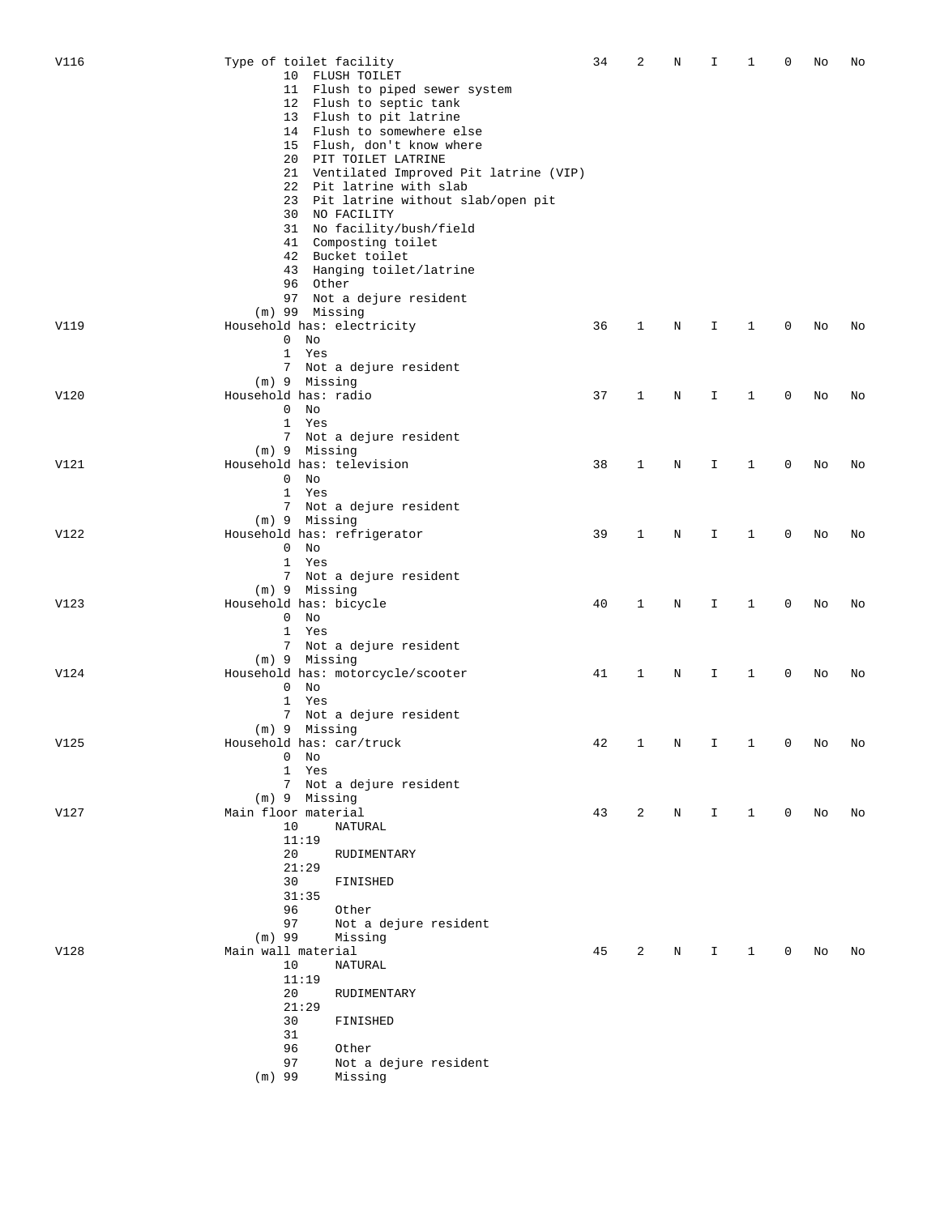| | | | | | | | | | |
|---|---|---|---|---|---|---|---|---|---|
| V116 | Type of toilet facility | 34 | 2 | N | I | 1 | 0 | No | No |
| | 10 FLUSH TOILET | | | | | | | | |
| | 11 Flush to piped sewer system | | | | | | | | |
| | 12 Flush to septic tank | | | | | | | | |
| | 13 Flush to pit latrine | | | | | | | | |
| | 14 Flush to somewhere else | | | | | | | | |
| | 15 Flush, don't know where | | | | | | | | |
| | 20 PIT TOILET LATRINE | | | | | | | | |
| | 21 Ventilated Improved Pit latrine (VIP) | | | | | | | | |
| | 22 Pit latrine with slab | | | | | | | | |
| | 23 Pit latrine without slab/open pit | | | | | | | | |
| | 30 NO FACILITY | | | | | | | | |
| | 31 No facility/bush/field | | | | | | | | |
| | 41 Composting toilet | | | | | | | | |
| | 42 Bucket toilet | | | | | | | | |
| | 43 Hanging toilet/latrine | | | | | | | | |
| | 96 Other | | | | | | | | |
| | 97 Not a dejure resident | | | | | | | | |
| | (m) 99 Missing | | | | | | | | |
| V119 | Household has: electricity | 36 | 1 | N | I | 1 | 0 | No | No |
| | 0 No | | | | | | | | |
| | 1 Yes | | | | | | | | |
| | 7 Not a dejure resident | | | | | | | | |
| | (m) 9 Missing | | | | | | | | |
| V120 | Household has: radio | 37 | 1 | N | I | 1 | 0 | No | No |
| | 0 No | | | | | | | | |
| | 1 Yes | | | | | | | | |
| | 7 Not a dejure resident | | | | | | | | |
| | (m) 9 Missing | | | | | | | | |
| V121 | Household has: television | 38 | 1 | N | I | 1 | 0 | No | No |
| | 0 No | | | | | | | | |
| | 1 Yes | | | | | | | | |
| | 7 Not a dejure resident | | | | | | | | |
| | (m) 9 Missing | | | | | | | | |
| V122 | Household has: refrigerator | 39 | 1 | N | I | 1 | 0 | No | No |
| | 0 No | | | | | | | | |
| | 1 Yes | | | | | | | | |
| | 7 Not a dejure resident | | | | | | | | |
| | (m) 9 Missing | | | | | | | | |
| V123 | Household has: bicycle | 40 | 1 | N | I | 1 | 0 | No | No |
| | 0 No | | | | | | | | |
| | 1 Yes | | | | | | | | |
| | 7 Not a dejure resident | | | | | | | | |
| | (m) 9 Missing | | | | | | | | |
| V124 | Household has: motorcycle/scooter | 41 | 1 | N | I | 1 | 0 | No | No |
| | 0 No | | | | | | | | |
| | 1 Yes | | | | | | | | |
| | 7 Not a dejure resident | | | | | | | | |
| | (m) 9 Missing | | | | | | | | |
| V125 | Household has: car/truck | 42 | 1 | N | I | 1 | 0 | No | No |
| | 0 No | | | | | | | | |
| | 1 Yes | | | | | | | | |
| | 7 Not a dejure resident | | | | | | | | |
| | (m) 9 Missing | | | | | | | | |
| V127 | Main floor material | 43 | 2 | N | I | 1 | 0 | No | No |
| | 10 NATURAL | | | | | | | | |
| | 11:19 | | | | | | | | |
| | 20 RUDIMENTARY | | | | | | | | |
| | 21:29 | | | | | | | | |
| | 30 FINISHED | | | | | | | | |
| | 31:35 | | | | | | | | |
| | 96 Other | | | | | | | | |
| | 97 Not a dejure resident | | | | | | | | |
| | (m) 99 Missing | | | | | | | | |
| V128 | Main wall material | 45 | 2 | N | I | 1 | 0 | No | No |
| | 10 NATURAL | | | | | | | | |
| | 11:19 | | | | | | | | |
| | 20 RUDIMENTARY | | | | | | | | |
| | 21:29 | | | | | | | | |
| | 30 FINISHED | | | | | | | | |
| | 31 | | | | | | | | |
| | 96 Other | | | | | | | | |
| | 97 Not a dejure resident | | | | | | | | |
| | (m) 99 Missing | | | | | | | | |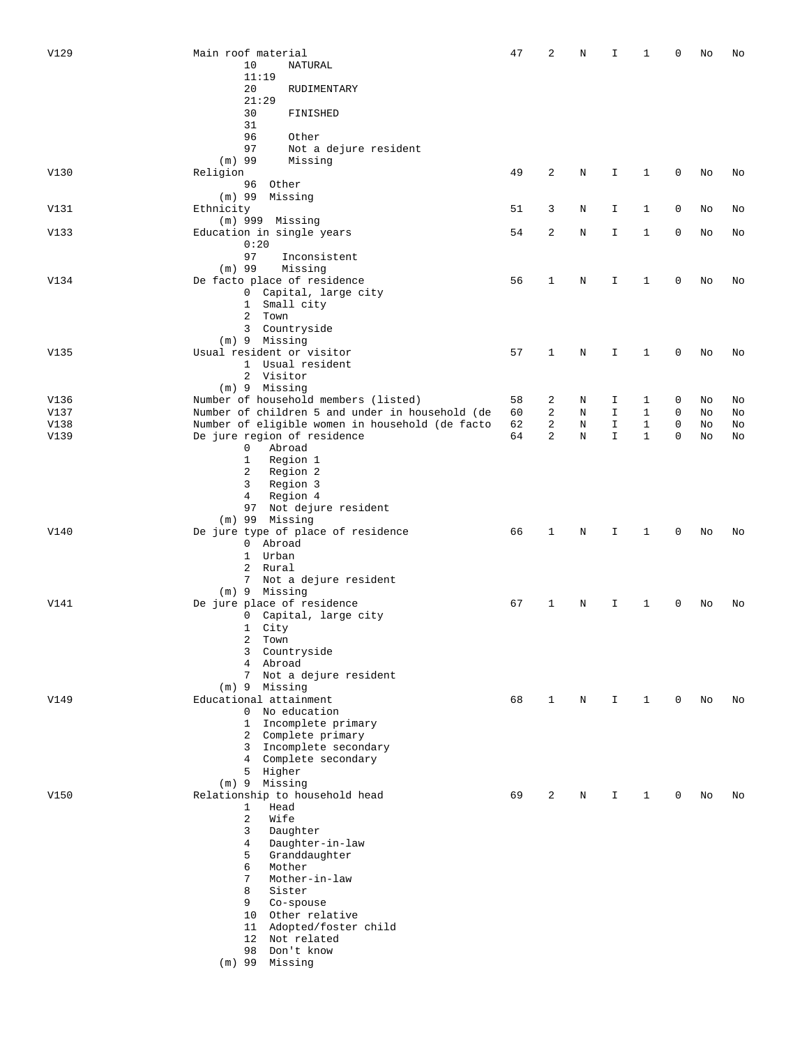| | | | | | | | | | |
|---|---|---|---|---|---|---|---|---|---|
| V129 | Main roof material | 47 | 2 | N | I | 1 | 0 | No | No |
| | 10 NATURAL<br>11:19<br>20 RUDIMENTARY<br>21:29<br>30 FINISHED<br>31<br>96 Other<br>97 Not a dejure resident<br>(m) 99 Missing | | | | | | | | |
| V130 | Religion | 49 | 2 | N | I | 1 | 0 | No | No |
| | 96 Other<br>(m) 99 Missing | | | | | | | | |
| V131 | Ethnicity | 51 | 3 | N | I | 1 | 0 | No | No |
| | (m) 999 Missing | | | | | | | | |
| V133 | Education in single years | 54 | 2 | N | I | 1 | 0 | No | No |
| | 0:20<br>97 Inconsistent<br>(m) 99 Missing | | | | | | | | |
| V134 | De facto place of residence | 56 | 1 | N | I | 1 | 0 | No | No |
| | 0 Capital, large city<br>1 Small city<br>2 Town<br>3 Countryside<br>(m) 9 Missing | | | | | | | | |
| V135 | Usual resident or visitor | 57 | 1 | N | I | 1 | 0 | No | No |
| | 1 Usual resident<br>2 Visitor<br>(m) 9 Missing | | | | | | | | |
| V136 | Number of household members (listed) | 58 | 2 | N | I | 1 | 0 | No | No |
| V137 | Number of children 5 and under in household (de | 60 | 2 | N | I | 1 | 0 | No | No |
| V138 | Number of eligible women in household (de facto | 62 | 2 | N | I | 1 | 0 | No | No |
| V139 | De jure region of residence | 64 | 2 | N | I | 1 | 0 | No | No |
| | 0 Abroad<br>1 Region 1<br>2 Region 2<br>3 Region 3<br>4 Region 4<br>97 Not dejure resident<br>(m) 99 Missing | | | | | | | | |
| V140 | De jure type of place of residence | 66 | 1 | N | I | 1 | 0 | No | No |
| | 0 Abroad<br>1 Urban<br>2 Rural<br>7 Not a dejure resident<br>(m) 9 Missing | | | | | | | | |
| V141 | De jure place of residence | 67 | 1 | N | I | 1 | 0 | No | No |
| | 0 Capital, large city<br>1 City<br>2 Town<br>3 Countryside<br>4 Abroad<br>7 Not a dejure resident<br>(m) 9 Missing | | | | | | | | |
| V149 | Educational attainment | 68 | 1 | N | I | 1 | 0 | No | No |
| | 0 No education<br>1 Incomplete primary<br>2 Complete primary<br>3 Incomplete secondary<br>4 Complete secondary<br>5 Higher<br>(m) 9 Missing | | | | | | | | |
| V150 | Relationship to household head | 69 | 2 | N | I | 1 | 0 | No | No |
| | 1 Head<br>2 Wife<br>3 Daughter<br>4 Daughter-in-law<br>5 Granddaughter<br>6 Mother<br>7 Mother-in-law<br>8 Sister<br>9 Co-spouse<br>10 Other relative<br>11 Adopted/foster child<br>12 Not related<br>98 Don't know<br>(m) 99 Missing | | | | | | | | |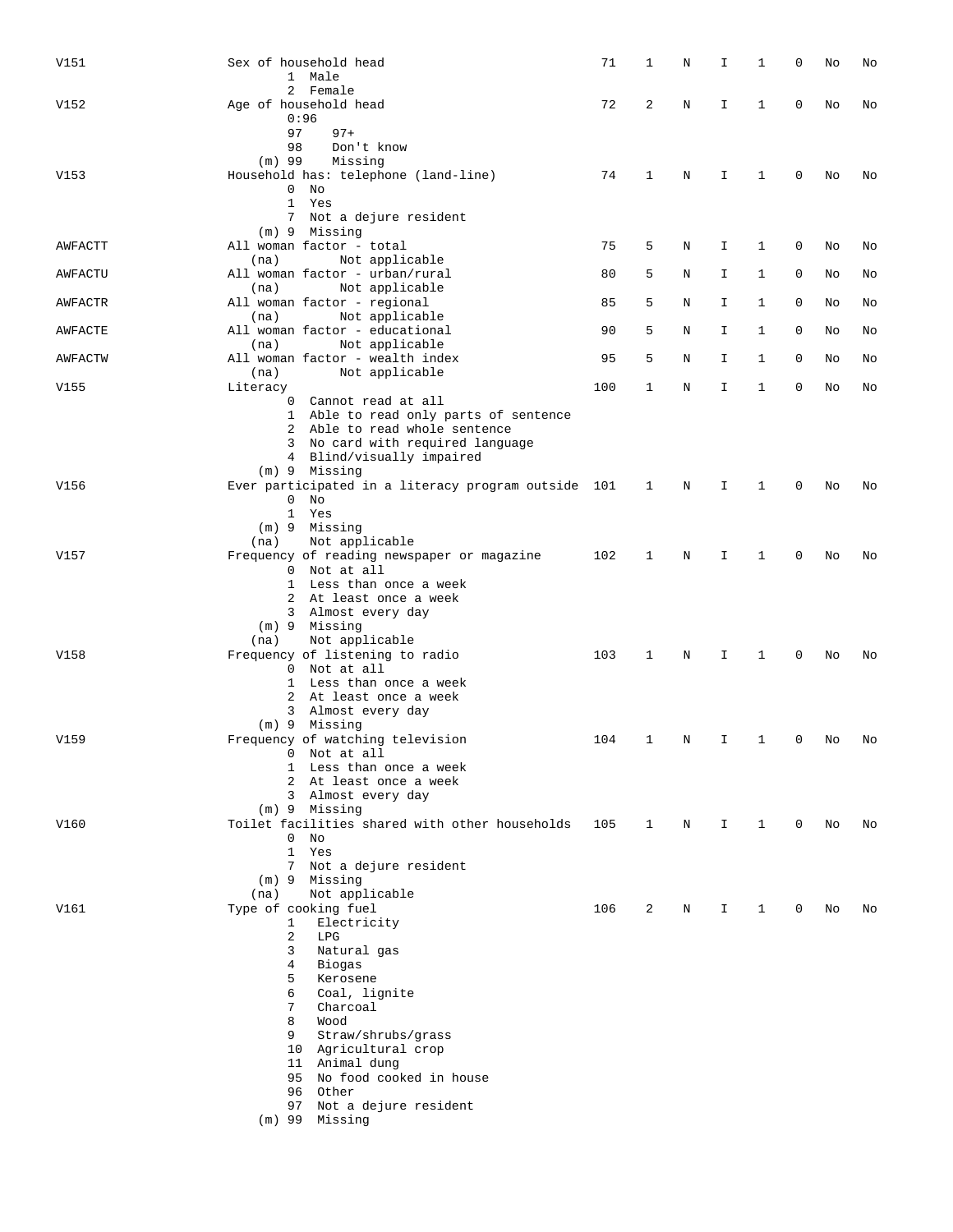```
V151                Sex of household head                          71    1    N    I    1    0    No    No
                          1  Male
                          2  Female
V152                Age of household head                          72    2    N    I    1    0    No    No
                          0:96
                          97     97+
                          98     Don't know
                      (m) 99     Missing
V153                Household has: telephone (land-line)           74    1    N    I    1    0    No    No
                          0  No
                          1  Yes
                          7  Not a dejure resident
                      (m) 9  Missing
AWFACTT             All woman factor - total                       75    5    N    I    1    0    No    No
                     (na)         Not applicable
AWFACTU             All woman factor - urban/rural                 80    5    N    I    1    0    No    No
                     (na)         Not applicable
AWFACTR             All woman factor - regional                    85    5    N    I    1    0    No    No
                     (na)         Not applicable
AWFACTE             All woman factor - educational                 90    5    N    I    1    0    No    No
                     (na)         Not applicable
AWFACTW             All woman factor - wealth index                95    5    N    I    1    0    No    No
                     (na)         Not applicable
V155                Literacy                                      100    1    N    I    1    0    No    No
                          0  Cannot read at all
                          1  Able to read only parts of sentence
                          2  Able to read whole sentence
                          3  No card with required language
                          4  Blind/visually impaired
                      (m) 9  Missing
V156                Ever participated in a literacy program outside  101    1    N    I    1    0    No    No
                          0  No
                          1  Yes
                      (m) 9  Missing
                     (na)    Not applicable
V157                Frequency of reading newspaper or magazine    102    1    N    I    1    0    No    No
                          0  Not at all
                          1  Less than once a week
                          2  At least once a week
                          3  Almost every day
                      (m) 9  Missing
                     (na)    Not applicable
V158                Frequency of listening to radio               103    1    N    I    1    0    No    No
                          0  Not at all
                          1  Less than once a week
                          2  At least once a week
                          3  Almost every day
                      (m) 9  Missing
V159                Frequency of watching television              104    1    N    I    1    0    No    No
                          0  Not at all
                          1  Less than once a week
                          2  At least once a week
                          3  Almost every day
                      (m) 9  Missing
V160                Toilet facilities shared with other households  105    1    N    I    1    0    No    No
                          0  No
                          1  Yes
                          7  Not a dejure resident
                      (m) 9  Missing
                     (na)    Not applicable
V161                Type of cooking fuel                          106    2    N    I    1    0    No    No
                          1   Electricity
                          2   LPG
                          3   Natural gas
                          4   Biogas
                          5   Kerosene
                          6   Coal, lignite
                          7   Charcoal
                          8   Wood
                          9   Straw/shrubs/grass
                          10  Agricultural crop
                          11  Animal dung
                          95  No food cooked in house
                          96  Other
                          97  Not a dejure resident
                      (m) 99  Missing
```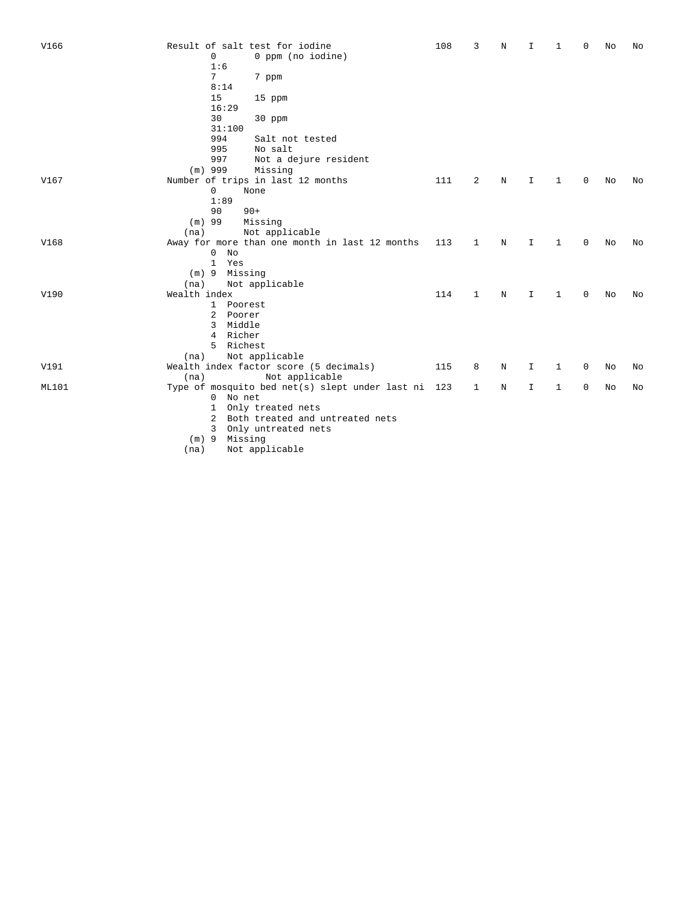```
V166                 Result of salt test for iodine                108   3   N   I   1   0   No   No
                            0       0 ppm (no iodine)
                            1:6
                            7       7 ppm
                            8:14
                            15      15 ppm
                            16:29
                            30      30 ppm
                            31:100
                            994     Salt not tested
                            995     No salt
                            997     Not a dejure resident
                        (m) 999     Missing
V167                 Number of trips in last 12 months             111   2   N   I   1   0   No   No
                            0     None
                            1:89
                            90    90+
                        (m) 99    Missing
                       (na)       Not applicable
V168                 Away for more than one month in last 12 months  113   1   N   I   1   0   No   No
                            0  No
                            1  Yes
                        (m) 9  Missing
                       (na)    Not applicable
V190                 Wealth index                                  114   1   N   I   1   0   No   No
                            1  Poorest
                            2  Poorer
                            3  Middle
                            4  Richer
                            5  Richest
                       (na)    Not applicable
V191                 Wealth index factor score (5 decimals)        115   8   N   I   1   0   No   No
                       (na)           Not applicable
ML101                Type of mosquito bed net(s) slept under last ni  123   1   N   I   1   0   No   No
                            0  No net
                            1  Only treated nets
                            2  Both treated and untreated nets
                            3  Only untreated nets
                        (m) 9  Missing
                       (na)    Not applicable
```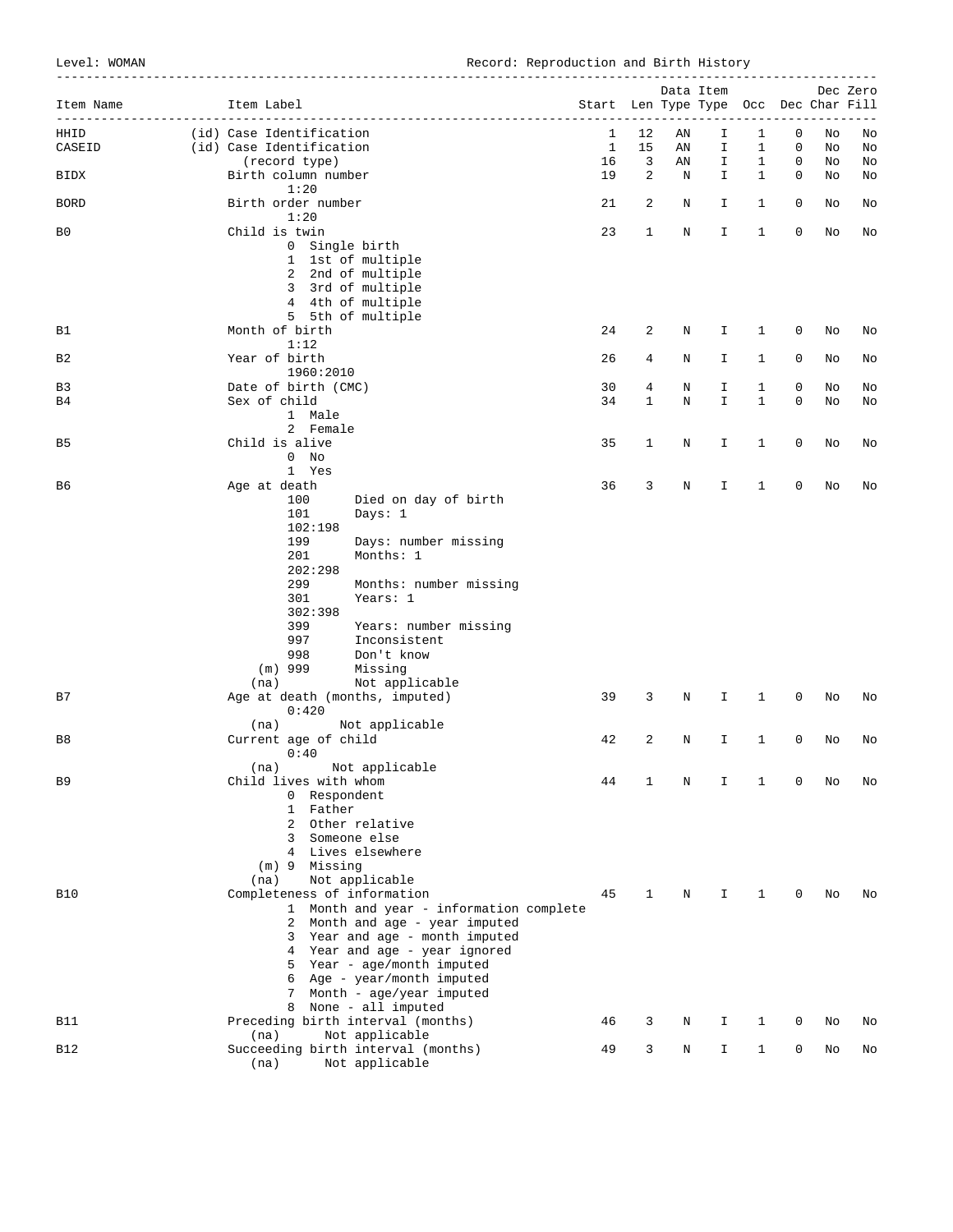Level: WOMAN — Record: Reproduction and Birth History

| Item Name | Item Label | Start | Len | Data Type | Item Type | Occ | Dec | Dec Char | Zero Fill |
|---|---|---|---|---|---|---|---|---|---|
| HHID | (id) Case Identification | 1 | 12 | AN | I | 1 | 0 | No | No |
| CASEID | (id) Case Identification | 1 | 15 | AN | I | 1 | 0 | No | No |
| | (record type) | 16 | 3 | AN | I | 1 | 0 | No | No |
| BIDX | Birth column number<br>1:20 | 19 | 2 | N | I | 1 | 0 | No | No |
| BORD | Birth order number<br>1:20 | 21 | 2 | N | I | 1 | 0 | No | No |
| B0 | Child is twin<br>0 Single birth<br>1 1st of multiple<br>2 2nd of multiple<br>3 3rd of multiple<br>4 4th of multiple<br>5 5th of multiple | 23 | 1 | N | I | 1 | 0 | No | No |
| B1 | Month of birth<br>1:12 | 24 | 2 | N | I | 1 | 0 | No | No |
| B2 | Year of birth<br>1960:2010 | 26 | 4 | N | I | 1 | 0 | No | No |
| B3 | Date of birth (CMC) | 30 | 4 | N | I | 1 | 0 | No | No |
| B4 | Sex of child<br>1 Male<br>2 Female | 34 | 1 | N | I | 1 | 0 | No | No |
| B5 | Child is alive<br>0 No<br>1 Yes | 35 | 1 | N | I | 1 | 0 | No | No |
| B6 | Age at death<br>100 Died on day of birth<br>101 Days: 1<br>102:198<br>199 Days: number missing<br>201 Months: 1<br>202:298<br>299 Months: number missing<br>301 Years: 1<br>302:398<br>399 Years: number missing<br>997 Inconsistent<br>998 Don't know<br>(m) 999 Missing<br>(na) Not applicable | 36 | 3 | N | I | 1 | 0 | No | No |
| B7 | Age at death (months, imputed)<br>0:420<br>(na) Not applicable | 39 | 3 | N | I | 1 | 0 | No | No |
| B8 | Current age of child<br>0:40<br>(na) Not applicable | 42 | 2 | N | I | 1 | 0 | No | No |
| B9 | Child lives with whom<br>0 Respondent<br>1 Father<br>2 Other relative<br>3 Someone else<br>4 Lives elsewhere<br>(m) 9 Missing<br>(na) Not applicable | 44 | 1 | N | I | 1 | 0 | No | No |
| B10 | Completeness of information<br>1 Month and year - information complete<br>2 Month and age - year imputed<br>3 Year and age - month imputed<br>4 Year and age - year ignored<br>5 Year - age/month imputed<br>6 Age - year/month imputed<br>7 Month - age/year imputed<br>8 None - all imputed | 45 | 1 | N | I | 1 | 0 | No | No |
| B11 | Preceding birth interval (months)<br>(na) Not applicable | 46 | 3 | N | I | 1 | 0 | No | No |
| B12 | Succeeding birth interval (months)<br>(na) Not applicable | 49 | 3 | N | I | 1 | 0 | No | No |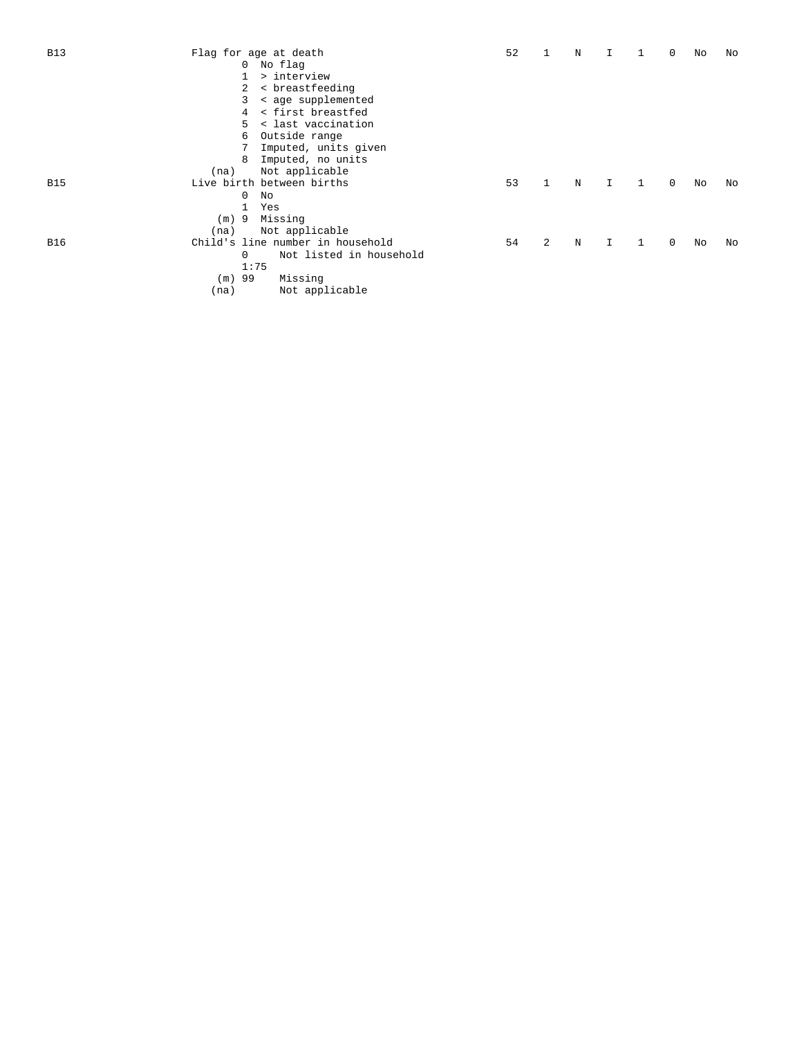| | | | | | | | | | |
|---|---|---|---|---|---|---|---|---|---|
| B13 | Flag for age at death | 52 | 1 | N | I | 1 | 0 | No | No |
| | 0 No flag | | | | | | | | |
| | 1 > interview | | | | | | | | |
| | 2 < breastfeeding | | | | | | | | |
| | 3 < age supplemented | | | | | | | | |
| | 4 < first breastfed | | | | | | | | |
| | 5 < last vaccination | | | | | | | | |
| | 6 Outside range | | | | | | | | |
| | 7 Imputed, units given | | | | | | | | |
| | 8 Imputed, no units | | | | | | | | |
| | (na) Not applicable | | | | | | | | |
| B15 | Live birth between births | 53 | 1 | N | I | 1 | 0 | No | No |
| | 0 No | | | | | | | | |
| | 1 Yes | | | | | | | | |
| | (m) 9 Missing | | | | | | | | |
| | (na) Not applicable | | | | | | | | |
| B16 | Child's line number in household | 54 | 2 | N | I | 1 | 0 | No | No |
| | 0 Not listed in household | | | | | | | | |
| | 1:75 | | | | | | | | |
| | (m) 99 Missing | | | | | | | | |
| | (na) Not applicable | | | | | | | | |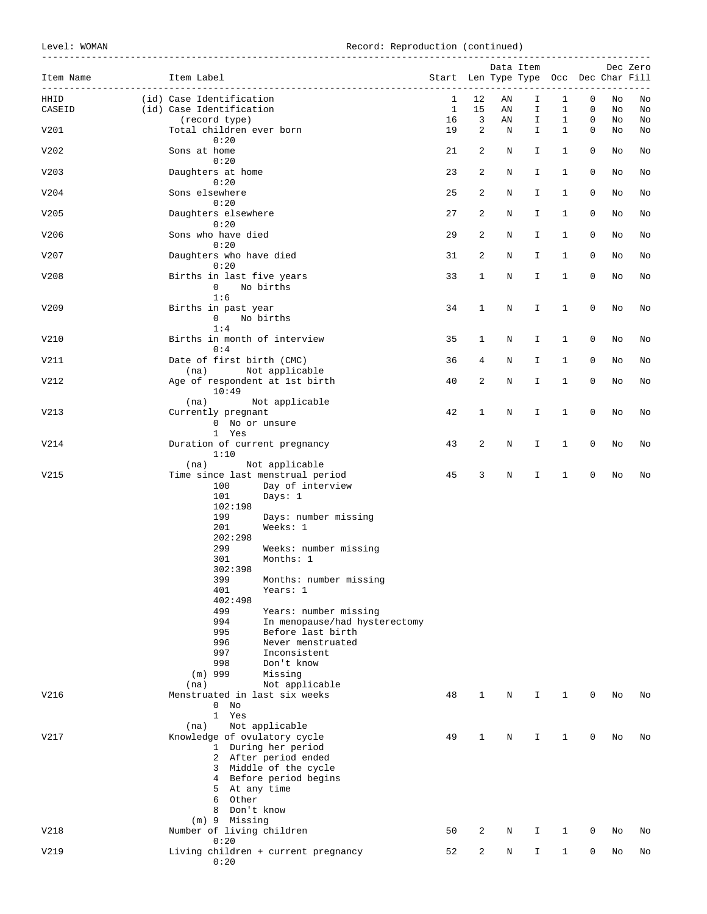Level: WOMAN　　　　　　　　　　Record: Reproduction (continued)

| Item Name | Item Label | Start | Len | Data Type | Item Type | Occ | Dec | Dec Char | Zero Fill |
|---|---|---|---|---|---|---|---|---|---|
| HHID | (id) Case Identification | 1 | 12 | AN | I | 1 | 0 | No | No |
| CASEID | (id) Case Identification | 1 | 15 | AN | I | 1 | 0 | No | No |
| | (record type) | 16 | 3 | AN | I | 1 | 0 | No | No |
| V201 | Total children ever born<br>0:20 | 19 | 2 | N | I | 1 | 0 | No | No |
| V202 | Sons at home<br>0:20 | 21 | 2 | N | I | 1 | 0 | No | No |
| V203 | Daughters at home<br>0:20 | 23 | 2 | N | I | 1 | 0 | No | No |
| V204 | Sons elsewhere<br>0:20 | 25 | 2 | N | I | 1 | 0 | No | No |
| V205 | Daughters elsewhere<br>0:20 | 27 | 2 | N | I | 1 | 0 | No | No |
| V206 | Sons who have died<br>0:20 | 29 | 2 | N | I | 1 | 0 | No | No |
| V207 | Daughters who have died<br>0:20 | 31 | 2 | N | I | 1 | 0 | No | No |
| V208 | Births in last five years<br>0 No births<br>1:6 | 33 | 1 | N | I | 1 | 0 | No | No |
| V209 | Births in past year<br>0 No births<br>1:4 | 34 | 1 | N | I | 1 | 0 | No | No |
| V210 | Births in month of interview<br>0:4 | 35 | 1 | N | I | 1 | 0 | No | No |
| V211 | Date of first birth (CMC)<br>(na) Not applicable | 36 | 4 | N | I | 1 | 0 | No | No |
| V212 | Age of respondent at 1st birth<br>10:49<br>(na) Not applicable | 40 | 2 | N | I | 1 | 0 | No | No |
| V213 | Currently pregnant<br>0 No or unsure<br>1 Yes | 42 | 1 | N | I | 1 | 0 | No | No |
| V214 | Duration of current pregnancy<br>1:10<br>(na) Not applicable | 43 | 2 | N | I | 1 | 0 | No | No |
| V215 | Time since last menstrual period<br>100 Day of interview<br>101 Days: 1<br>102:198<br>199 Days: number missing<br>201 Weeks: 1<br>202:298<br>299 Weeks: number missing<br>301 Months: 1<br>302:398<br>399 Months: number missing<br>401 Years: 1<br>402:498<br>499 Years: number missing<br>994 In menopause/had hysterectomy<br>995 Before last birth<br>996 Never menstruated<br>997 Inconsistent<br>998 Don't know<br>(m) 999 Missing<br>(na) Not applicable | 45 | 3 | N | I | 1 | 0 | No | No |
| V216 | Menstruated in last six weeks<br>0 No<br>1 Yes<br>(na) Not applicable | 48 | 1 | N | I | 1 | 0 | No | No |
| V217 | Knowledge of ovulatory cycle<br>1 During her period<br>2 After period ended<br>3 Middle of the cycle<br>4 Before period begins<br>5 At any time<br>6 Other<br>8 Don't know<br>(m) 9 Missing | 49 | 1 | N | I | 1 | 0 | No | No |
| V218 | Number of living children<br>0:20 | 50 | 2 | N | I | 1 | 0 | No | No |
| V219 | Living children + current pregnancy<br>0:20 | 52 | 2 | N | I | 1 | 0 | No | No |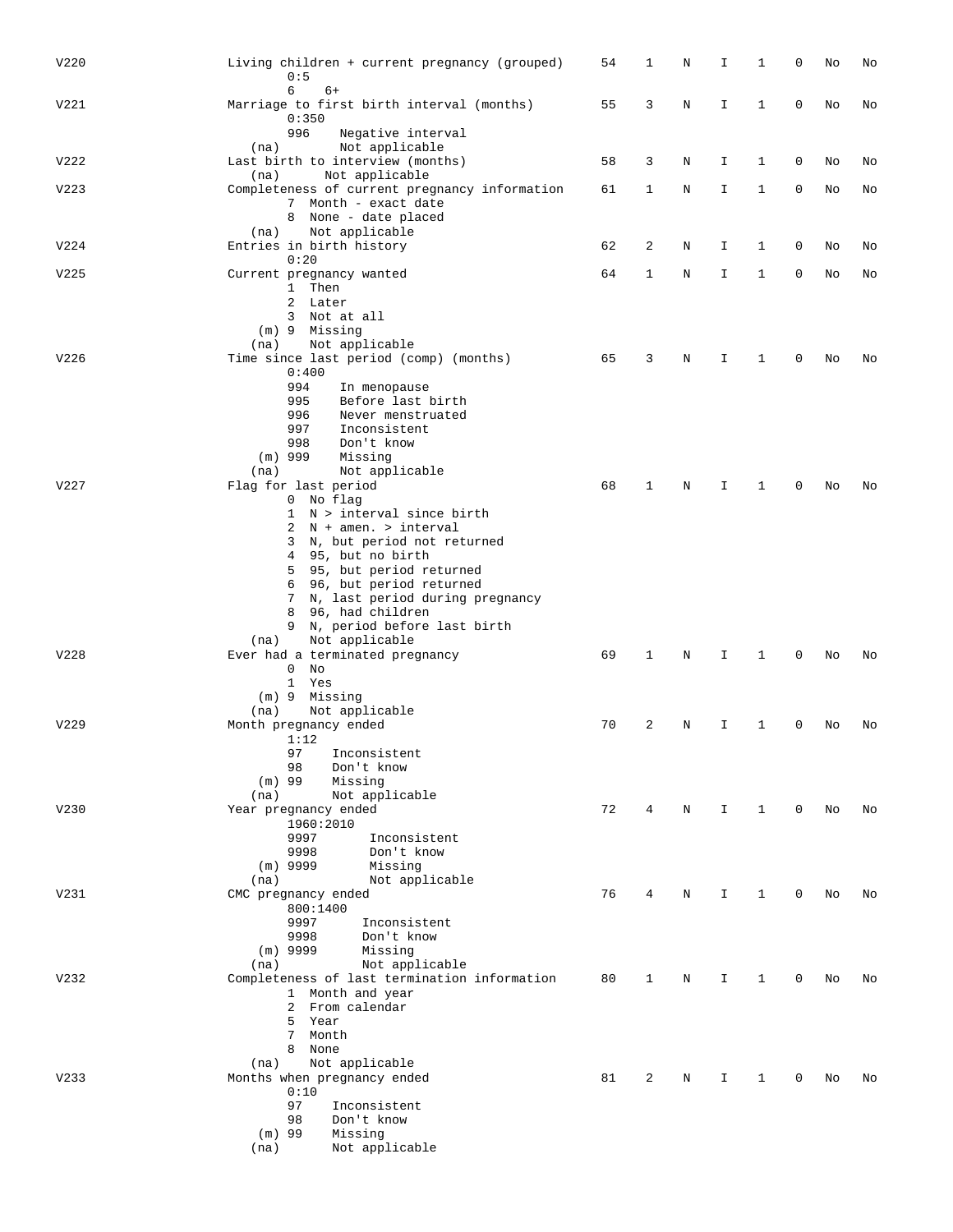| | | | | | | | | | |
|---|---|---|---|---|---|---|---|---|---|
| V220 | Living children + current pregnancy (grouped)<br>0:5<br>6 6+ | 54 | 1 | N | I | 1 | 0 | No | No |
| V221 | Marriage to first birth interval (months)<br>0:350<br>996 Negative interval<br>(na) Not applicable | 55 | 3 | N | I | 1 | 0 | No | No |
| V222 | Last birth to interview (months)<br>(na) Not applicable | 58 | 3 | N | I | 1 | 0 | No | No |
| V223 | Completeness of current pregnancy information<br>7 Month - exact date<br>8 None - date placed<br>(na) Not applicable | 61 | 1 | N | I | 1 | 0 | No | No |
| V224 | Entries in birth history<br>0:20 | 62 | 2 | N | I | 1 | 0 | No | No |
| V225 | Current pregnancy wanted<br>1 Then<br>2 Later<br>3 Not at all<br>(m) 9 Missing<br>(na) Not applicable | 64 | 1 | N | I | 1 | 0 | No | No |
| V226 | Time since last period (comp) (months)<br>0:400<br>994 In menopause<br>995 Before last birth<br>996 Never menstruated<br>997 Inconsistent<br>998 Don't know<br>(m) 999 Missing<br>(na) Not applicable | 65 | 3 | N | I | 1 | 0 | No | No |
| V227 | Flag for last period<br>0 No flag<br>1 N > interval since birth<br>2 N + amen. > interval<br>3 N, but period not returned<br>4 95, but no birth<br>5 95, but period returned<br>6 96, but period returned<br>7 N, last period during pregnancy<br>8 96, had children<br>9 N, period before last birth<br>(na) Not applicable | 68 | 1 | N | I | 1 | 0 | No | No |
| V228 | Ever had a terminated pregnancy<br>0 No<br>1 Yes<br>(m) 9 Missing<br>(na) Not applicable | 69 | 1 | N | I | 1 | 0 | No | No |
| V229 | Month pregnancy ended<br>1:12<br>97 Inconsistent<br>98 Don't know<br>(m) 99 Missing<br>(na) Not applicable | 70 | 2 | N | I | 1 | 0 | No | No |
| V230 | Year pregnancy ended<br>1960:2010<br>9997 Inconsistent<br>9998 Don't know<br>(m) 9999 Missing<br>(na) Not applicable | 72 | 4 | N | I | 1 | 0 | No | No |
| V231 | CMC pregnancy ended<br>800:1400<br>9997 Inconsistent<br>9998 Don't know<br>(m) 9999 Missing<br>(na) Not applicable | 76 | 4 | N | I | 1 | 0 | No | No |
| V232 | Completeness of last termination information<br>1 Month and year<br>2 From calendar<br>5 Year<br>7 Month<br>8 None<br>(na) Not applicable | 80 | 1 | N | I | 1 | 0 | No | No |
| V233 | Months when pregnancy ended<br>0:10<br>97 Inconsistent<br>98 Don't know<br>(m) 99 Missing<br>(na) Not applicable | 81 | 2 | N | I | 1 | 0 | No | No |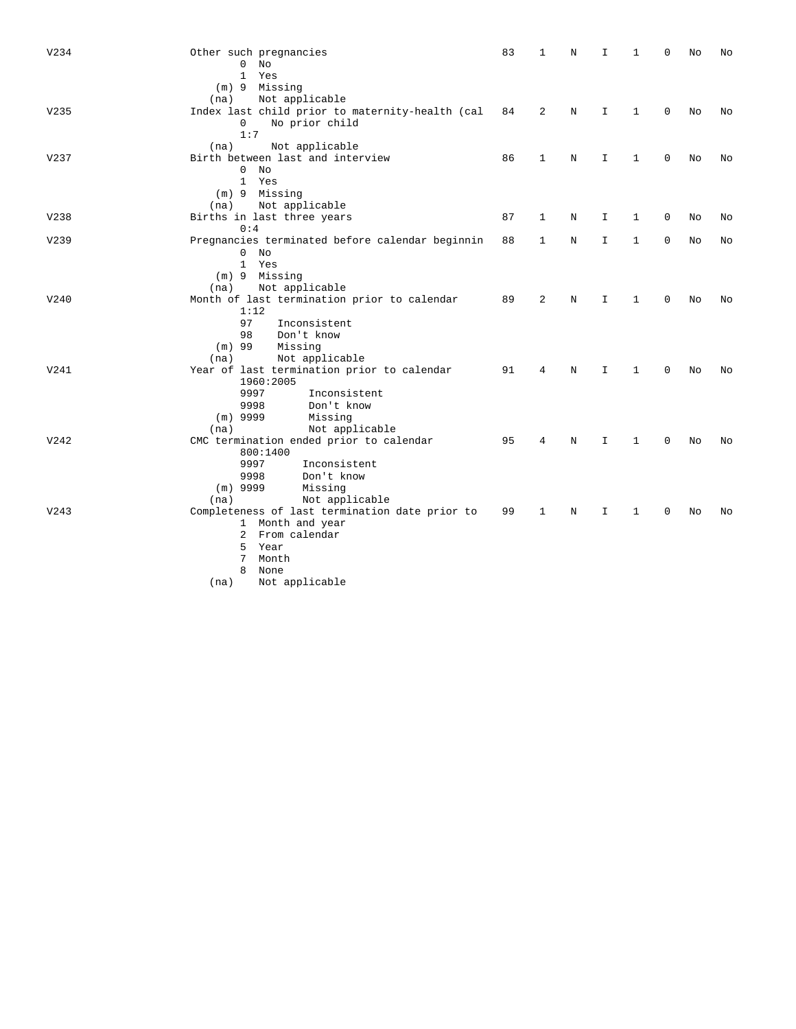```
V234                Other such pregnancies                          83   1   N   I   1   0   No   No
                          0  No
                          1  Yes
                      (m) 9  Missing
                     (na)    Not applicable
V235                Index last child prior to maternity-health (cal 84   2   N   I   1   0   No   No
                          0    No prior child
                          1:7
                     (na)      Not applicable
V237                Birth between last and interview                86   1   N   I   1   0   No   No
                          0  No
                          1  Yes
                      (m) 9  Missing
                     (na)    Not applicable
V238                Births in last three years                      87   1   N   I   1   0   No   No
                          0:4
V239                Pregnancies terminated before calendar beginnin 88   1   N   I   1   0   No   No
                          0  No
                          1  Yes
                      (m) 9  Missing
                     (na)    Not applicable
V240                Month of last termination prior to calendar     89   2   N   I   1   0   No   No
                          1:12
                          97    Inconsistent
                          98    Don't know
                      (m) 99    Missing
                     (na)       Not applicable
V241                Year of last termination prior to calendar      91   4   N   I   1   0   No   No
                          1960:2005
                          9997       Inconsistent
                          9998       Don't know
                      (m) 9999       Missing
                     (na)            Not applicable
V242                CMC termination ended prior to calendar         95   4   N   I   1   0   No   No
                          800:1400
                          9997      Inconsistent
                          9998      Don't know
                      (m) 9999      Missing
                     (na)           Not applicable
V243                Completeness of last termination date prior to  99   1   N   I   1   0   No   No
                          1  Month and year
                          2  From calendar
                          5  Year
                          7  Month
                          8  None
                     (na)    Not applicable
```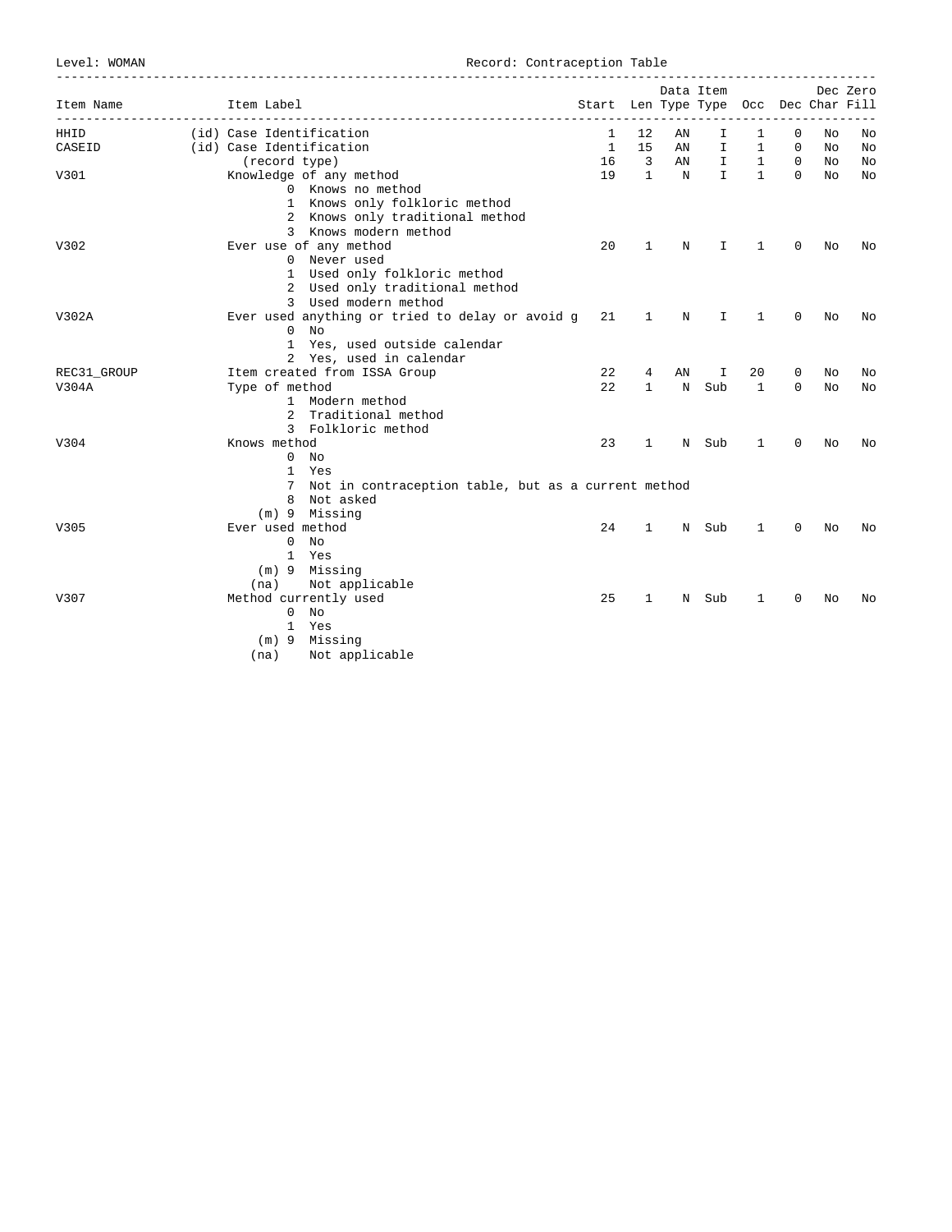Level: WOMAN　　Record: Contraception Table

| Item Name | Item Label | Start | Len | Data Type | Item Type | Occ | Dec | Dec Char | Zero Fill |
|---|---|---|---|---|---|---|---|---|---|
| HHID | (id) Case Identification | 1 | 12 | AN | I | 1 | 0 | No | No |
| CASEID | (id) Case Identification | 1 | 15 | AN | I | 1 | 0 | No | No |
| | (record type) | 16 | 3 | AN | I | 1 | 0 | No | No |
| V301 | Knowledge of any method | 19 | 1 | N | I | 1 | 0 | No | No |
| | 0 Knows no method | | | | | | | | |
| | 1 Knows only folkloric method | | | | | | | | |
| | 2 Knows only traditional method | | | | | | | | |
| | 3 Knows modern method | | | | | | | | |
| V302 | Ever use of any method | 20 | 1 | N | I | 1 | 0 | No | No |
| | 0 Never used | | | | | | | | |
| | 1 Used only folkloric method | | | | | | | | |
| | 2 Used only traditional method | | | | | | | | |
| | 3 Used modern method | | | | | | | | |
| V302A | Ever used anything or tried to delay or avoid g | 21 | 1 | N | I | 1 | 0 | No | No |
| | 0 No | | | | | | | | |
| | 1 Yes, used outside calendar | | | | | | | | |
| | 2 Yes, used in calendar | | | | | | | | |
| REC31_GROUP | Item created from ISSA Group | 22 | 4 | AN | I | 20 | 0 | No | No |
| V304A | Type of method | 22 | 1 | N | Sub | 1 | 0 | No | No |
| | 1 Modern method | | | | | | | | |
| | 2 Traditional method | | | | | | | | |
| | 3 Folkloric method | | | | | | | | |
| V304 | Knows method | 23 | 1 | N | Sub | 1 | 0 | No | No |
| | 0 No | | | | | | | | |
| | 1 Yes | | | | | | | | |
| | 7 Not in contraception table, but as a current method | | | | | | | | |
| | 8 Not asked | | | | | | | | |
| | (m) 9 Missing | | | | | | | | |
| V305 | Ever used method | 24 | 1 | N | Sub | 1 | 0 | No | No |
| | 0 No | | | | | | | | |
| | 1 Yes | | | | | | | | |
| | (m) 9 Missing | | | | | | | | |
| | (na) Not applicable | | | | | | | | |
| V307 | Method currently used | 25 | 1 | N | Sub | 1 | 0 | No | No |
| | 0 No | | | | | | | | |
| | 1 Yes | | | | | | | | |
| | (m) 9 Missing | | | | | | | | |
| | (na) Not applicable | | | | | | | | |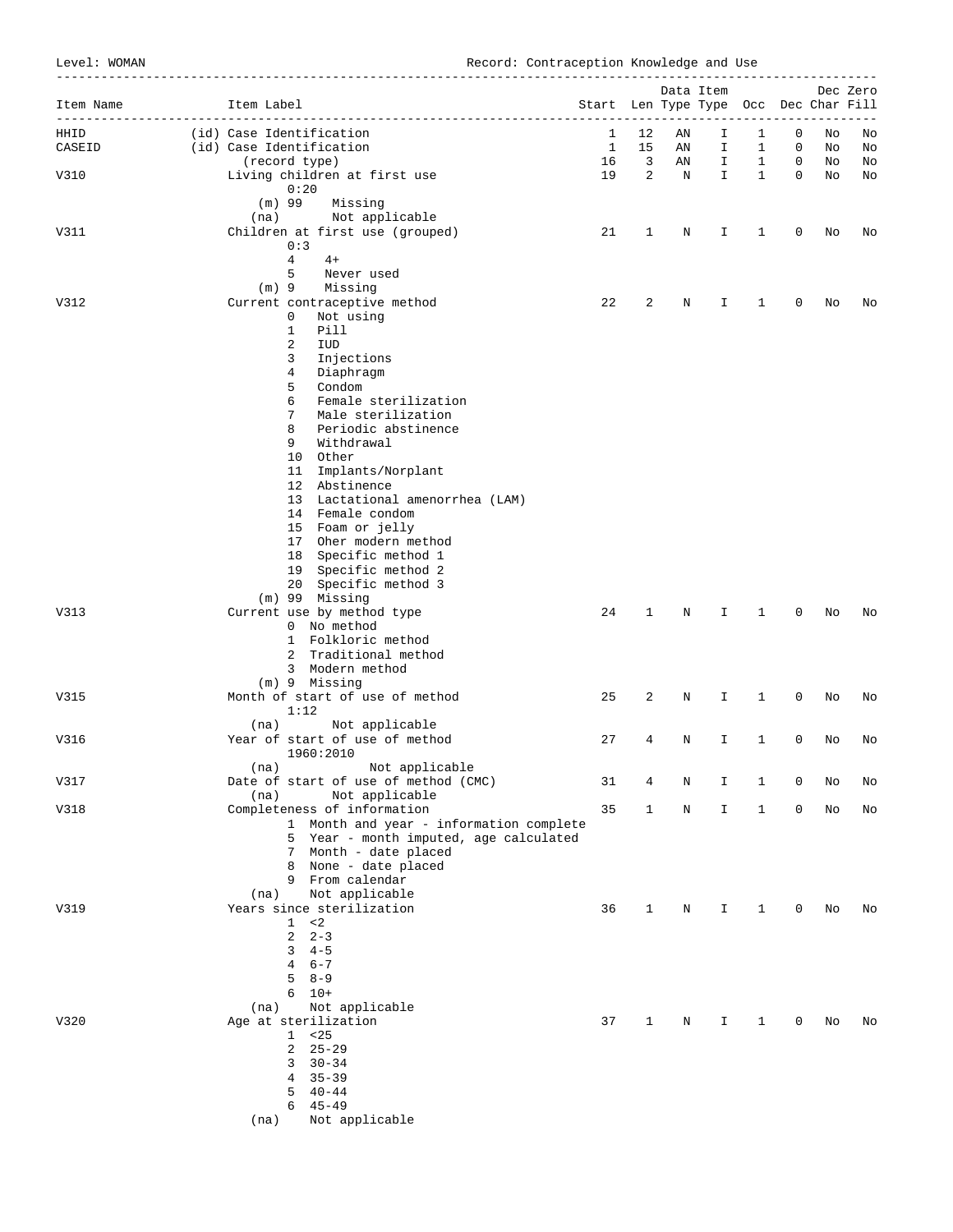Level: WOMAN Record: Contraception Knowledge and Use

| Item Name | Item Label | Start | Len | Data Type | Item Type | Occ | Dec | Dec Char | Zero Fill |
|---|---|---|---|---|---|---|---|---|---|
| HHID | (id) Case Identification | 1 | 12 | AN | I | 1 | 0 | No | No |
| CASEID | (id) Case Identification | 1 | 15 | AN | I | 1 | 0 | No | No |
| | (record type) | 16 | 3 | AN | I | 1 | 0 | No | No |
| V310 | Living children at first use<br>0:20<br>(m) 99 Missing<br>(na) Not applicable | 19 | 2 | N | I | 1 | 0 | No | No |
| V311 | Children at first use (grouped)<br>0:3<br>4 4+<br>5 Never used<br>(m) 9 Missing | 21 | 1 | N | I | 1 | 0 | No | No |
| V312 | Current contraceptive method<br>0 Not using<br>1 Pill<br>2 IUD<br>3 Injections<br>4 Diaphragm<br>5 Condom<br>6 Female sterilization<br>7 Male sterilization<br>8 Periodic abstinence<br>9 Withdrawal<br>10 Other<br>11 Implants/Norplant<br>12 Abstinence<br>13 Lactational amenorrhea (LAM)<br>14 Female condom<br>15 Foam or jelly<br>17 Oher modern method<br>18 Specific method 1<br>19 Specific method 2<br>20 Specific method 3<br>(m) 99 Missing | 22 | 2 | N | I | 1 | 0 | No | No |
| V313 | Current use by method type<br>0 No method<br>1 Folkloric method<br>2 Traditional method<br>3 Modern method<br>(m) 9 Missing | 24 | 1 | N | I | 1 | 0 | No | No |
| V315 | Month of start of use of method<br>1:12<br>(na) Not applicable | 25 | 2 | N | I | 1 | 0 | No | No |
| V316 | Year of start of use of method<br>1960:2010<br>(na) Not applicable | 27 | 4 | N | I | 1 | 0 | No | No |
| V317 | Date of start of use of method (CMC)<br>(na) Not applicable | 31 | 4 | N | I | 1 | 0 | No | No |
| V318 | Completeness of information<br>1 Month and year - information complete<br>5 Year - month imputed, age calculated<br>7 Month - date placed<br>8 None - date placed<br>9 From calendar<br>(na) Not applicable | 35 | 1 | N | I | 1 | 0 | No | No |
| V319 | Years since sterilization<br>1 <2<br>2 2-3<br>3 4-5<br>4 6-7<br>5 8-9<br>6 10+<br>(na) Not applicable | 36 | 1 | N | I | 1 | 0 | No | No |
| V320 | Age at sterilization<br>1 <25<br>2 25-29<br>3 30-34<br>4 35-39<br>5 40-44<br>6 45-49<br>(na) Not applicable | 37 | 1 | N | I | 1 | 0 | No | No |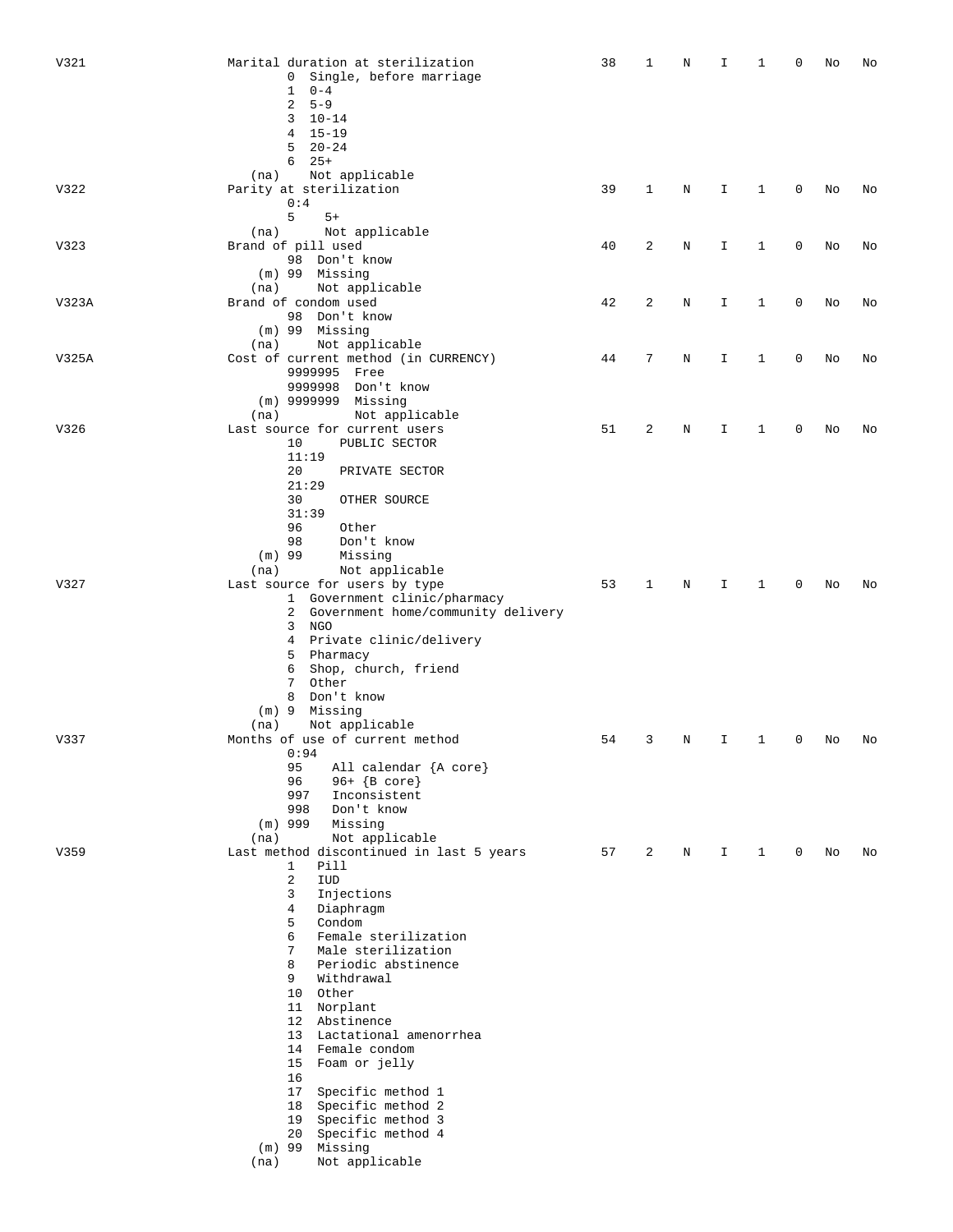```
V321                 Marital duration at sterilization             38   1   N   I   1   0   No   No
                            0  Single, before marriage
                            1  0-4
                            2  5-9
                            3  10-14
                            4  15-19
                            5  20-24
                            6  25+
                        (na)    Not applicable
V322                 Parity at sterilization                       39   1   N   I   1   0   No   No
                            0:4
                            5     5+
                        (na)      Not applicable
V323                 Brand of pill used                            40   2   N   I   1   0   No   No
                            98  Don't know
                        (m) 99  Missing
                        (na)     Not applicable
V323A                Brand of condom used                          42   2   N   I   1   0   No   No
                            98  Don't know
                        (m) 99  Missing
                        (na)     Not applicable
V325A                Cost of current method (in CURRENCY)          44   7   N   I   1   0   No   No
                            9999995  Free
                            9999998  Don't know
                        (m) 9999999  Missing
                        (na)          Not applicable
V326                 Last source for current users                 51   2   N   I   1   0   No   No
                            10      PUBLIC SECTOR
                            11:19
                            20      PRIVATE SECTOR
                            21:29
                            30      OTHER SOURCE
                            31:39
                            96      Other
                            98      Don't know
                        (m) 99      Missing
                        (na)        Not applicable
V327                 Last source for users by type                 53   1   N   I   1   0   No   No
                            1  Government clinic/pharmacy
                            2  Government home/community delivery
                            3  NGO
                            4  Private clinic/delivery
                            5  Pharmacy
                            6  Shop, church, friend
                            7  Other
                            8  Don't know
                        (m) 9  Missing
                        (na)    Not applicable
V337                 Months of use of current method               54   3   N   I   1   0   No   No
                            0:94
                            95    All calendar {A core}
                            96    96+ {B core}
                            997   Inconsistent
                            998   Don't know
                        (m) 999   Missing
                        (na)       Not applicable
V359                 Last method discontinued in last 5 years      57   2   N   I   1   0   No   No
                            1   Pill
                            2   IUD
                            3   Injections
                            4   Diaphragm
                            5   Condom
                            6   Female sterilization
                            7   Male sterilization
                            8   Periodic abstinence
                            9   Withdrawal
                            10  Other
                            11  Norplant
                            12  Abstinence
                            13  Lactational amenorrhea
                            14  Female condom
                            15  Foam or jelly
                            16
                            17  Specific method 1
                            18  Specific method 2
                            19  Specific method 3
                            20  Specific method 4
                        (m) 99  Missing
                        (na)     Not applicable
```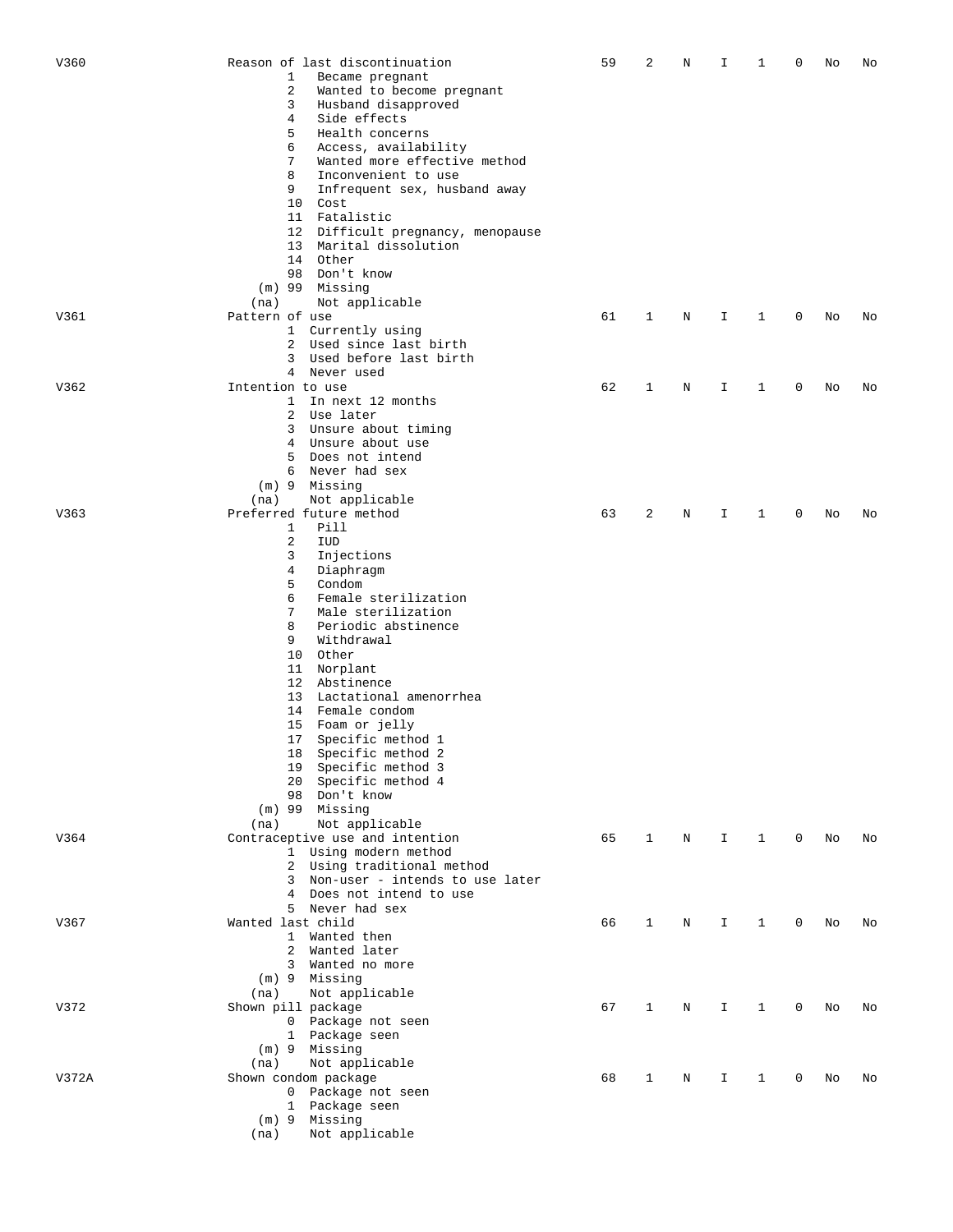| | | | | | | | | | |
|---|---|---|---|---|---|---|---|---|---|
| V360 | Reason of last discontinuation | 59 | 2 | N | I | 1 | 0 | No | No |
| | 1 Became pregnant | | | | | | | | |
| | 2 Wanted to become pregnant | | | | | | | | |
| | 3 Husband disapproved | | | | | | | | |
| | 4 Side effects | | | | | | | | |
| | 5 Health concerns | | | | | | | | |
| | 6 Access, availability | | | | | | | | |
| | 7 Wanted more effective method | | | | | | | | |
| | 8 Inconvenient to use | | | | | | | | |
| | 9 Infrequent sex, husband away | | | | | | | | |
| | 10 Cost | | | | | | | | |
| | 11 Fatalistic | | | | | | | | |
| | 12 Difficult pregnancy, menopause | | | | | | | | |
| | 13 Marital dissolution | | | | | | | | |
| | 14 Other | | | | | | | | |
| | 98 Don't know | | | | | | | | |
| | (m) 99 Missing | | | | | | | | |
| | (na) Not applicable | | | | | | | | |
| V361 | Pattern of use | 61 | 1 | N | I | 1 | 0 | No | No |
| | 1 Currently using | | | | | | | | |
| | 2 Used since last birth | | | | | | | | |
| | 3 Used before last birth | | | | | | | | |
| | 4 Never used | | | | | | | | |
| V362 | Intention to use | 62 | 1 | N | I | 1 | 0 | No | No |
| | 1 In next 12 months | | | | | | | | |
| | 2 Use later | | | | | | | | |
| | 3 Unsure about timing | | | | | | | | |
| | 4 Unsure about use | | | | | | | | |
| | 5 Does not intend | | | | | | | | |
| | 6 Never had sex | | | | | | | | |
| | (m) 9 Missing | | | | | | | | |
| | (na) Not applicable | | | | | | | | |
| V363 | Preferred future method | 63 | 2 | N | I | 1 | 0 | No | No |
| | 1 Pill | | | | | | | | |
| | 2 IUD | | | | | | | | |
| | 3 Injections | | | | | | | | |
| | 4 Diaphragm | | | | | | | | |
| | 5 Condom | | | | | | | | |
| | 6 Female sterilization | | | | | | | | |
| | 7 Male sterilization | | | | | | | | |
| | 8 Periodic abstinence | | | | | | | | |
| | 9 Withdrawal | | | | | | | | |
| | 10 Other | | | | | | | | |
| | 11 Norplant | | | | | | | | |
| | 12 Abstinence | | | | | | | | |
| | 13 Lactational amenorrhea | | | | | | | | |
| | 14 Female condom | | | | | | | | |
| | 15 Foam or jelly | | | | | | | | |
| | 17 Specific method 1 | | | | | | | | |
| | 18 Specific method 2 | | | | | | | | |
| | 19 Specific method 3 | | | | | | | | |
| | 20 Specific method 4 | | | | | | | | |
| | 98 Don't know | | | | | | | | |
| | (m) 99 Missing | | | | | | | | |
| | (na) Not applicable | | | | | | | | |
| V364 | Contraceptive use and intention | 65 | 1 | N | I | 1 | 0 | No | No |
| | 1 Using modern method | | | | | | | | |
| | 2 Using traditional method | | | | | | | | |
| | 3 Non-user - intends to use later | | | | | | | | |
| | 4 Does not intend to use | | | | | | | | |
| | 5 Never had sex | | | | | | | | |
| V367 | Wanted last child | 66 | 1 | N | I | 1 | 0 | No | No |
| | 1 Wanted then | | | | | | | | |
| | 2 Wanted later | | | | | | | | |
| | 3 Wanted no more | | | | | | | | |
| | (m) 9 Missing | | | | | | | | |
| | (na) Not applicable | | | | | | | | |
| V372 | Shown pill package | 67 | 1 | N | I | 1 | 0 | No | No |
| | 0 Package not seen | | | | | | | | |
| | 1 Package seen | | | | | | | | |
| | (m) 9 Missing | | | | | | | | |
| | (na) Not applicable | | | | | | | | |
| V372A | Shown condom package | 68 | 1 | N | I | 1 | 0 | No | No |
| | 0 Package not seen | | | | | | | | |
| | 1 Package seen | | | | | | | | |
| | (m) 9 Missing | | | | | | | | |
| | (na) Not applicable | | | | | | | | |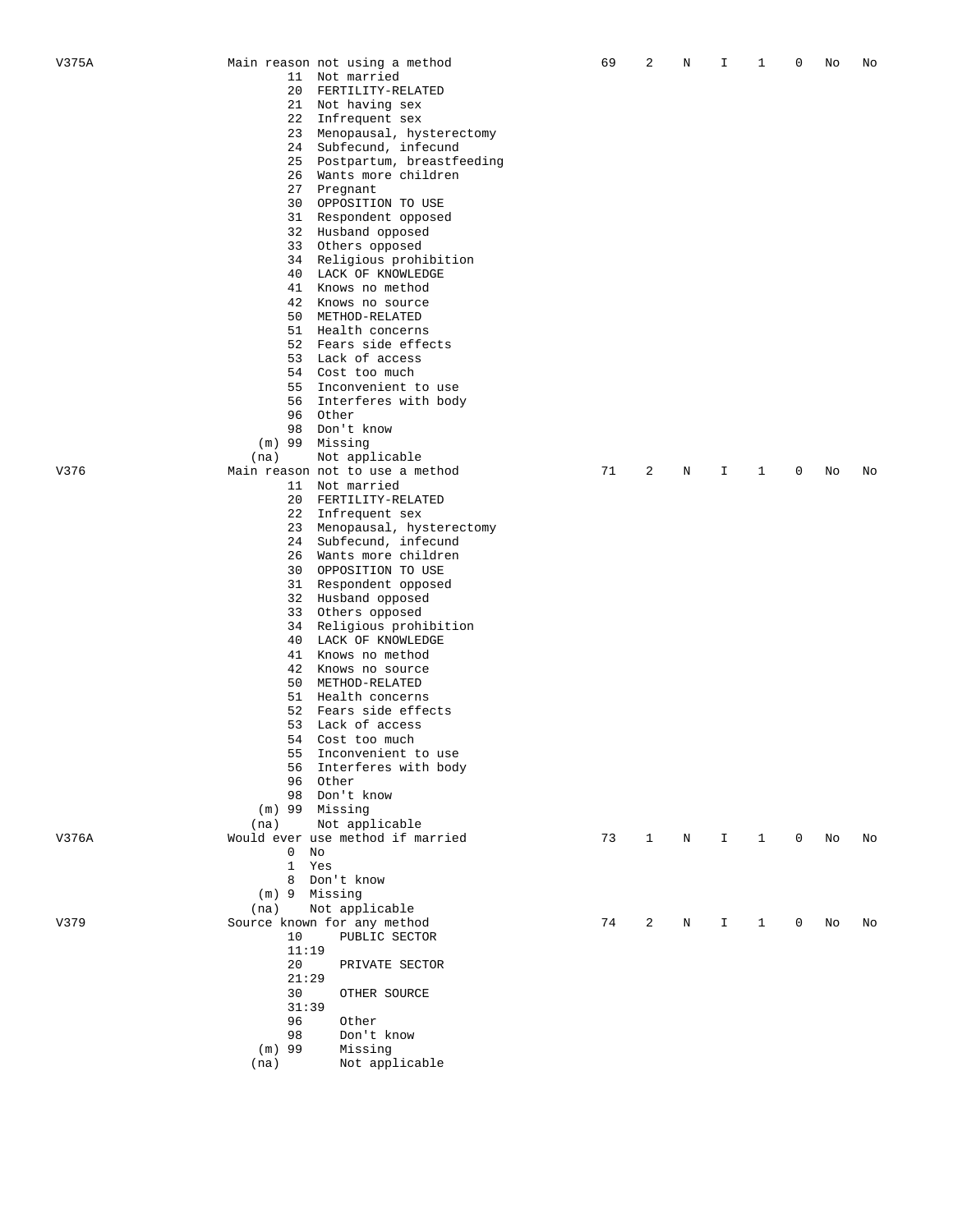```
V375A                Main reason not using a method          69   2   N   I   1   0   No   No
                          11  Not married
                          20  FERTILITY-RELATED
                          21  Not having sex
                          22  Infrequent sex
                          23  Menopausal, hysterectomy
                          24  Subfecund, infecund
                          25  Postpartum, breastfeeding
                          26  Wants more children
                          27  Pregnant
                          30  OPPOSITION TO USE
                          31  Respondent opposed
                          32  Husband opposed
                          33  Others opposed
                          34  Religious prohibition
                          40  LACK OF KNOWLEDGE
                          41  Knows no method
                          42  Knows no source
                          50  METHOD-RELATED
                          51  Health concerns
                          52  Fears side effects
                          53  Lack of access
                          54  Cost too much
                          55  Inconvenient to use
                          56  Interferes with body
                          96  Other
                          98  Don't know
                      (m) 99  Missing
                     (na)     Not applicable
V376                 Main reason not to use a method         71   2   N   I   1   0   No   No
                          11  Not married
                          20  FERTILITY-RELATED
                          22  Infrequent sex
                          23  Menopausal, hysterectomy
                          24  Subfecund, infecund
                          26  Wants more children
                          30  OPPOSITION TO USE
                          31  Respondent opposed
                          32  Husband opposed
                          33  Others opposed
                          34  Religious prohibition
                          40  LACK OF KNOWLEDGE
                          41  Knows no method
                          42  Knows no source
                          50  METHOD-RELATED
                          51  Health concerns
                          52  Fears side effects
                          53  Lack of access
                          54  Cost too much
                          55  Inconvenient to use
                          56  Interferes with body
                          96  Other
                          98  Don't know
                      (m) 99  Missing
                     (na)     Not applicable
V376A                Would ever use method if married       73   1   N   I   1   0   No   No
                          0  No
                          1  Yes
                          8  Don't know
                      (m) 9  Missing
                     (na)    Not applicable
V379                 Source known for any method             74   2   N   I   1   0   No   No
                          10      PUBLIC SECTOR
                          11:19
                          20      PRIVATE SECTOR
                          21:29
                          30      OTHER SOURCE
                          31:39
                          96      Other
                          98      Don't know
                      (m) 99      Missing
                     (na)         Not applicable
```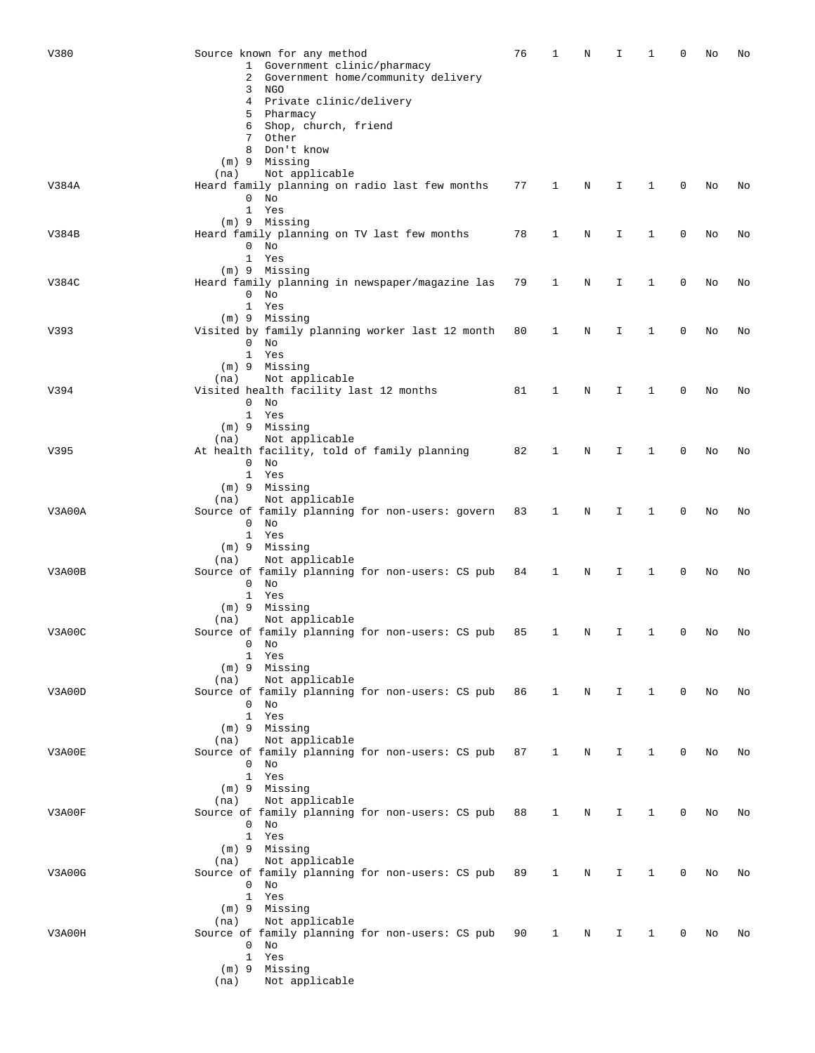```
V380                Source known for any method                     76    1    N    I    1    0    No    No
                          1  Government clinic/pharmacy
                          2  Government home/community delivery
                          3  NGO
                          4  Private clinic/delivery
                          5  Pharmacy
                          6  Shop, church, friend
                          7  Other
                          8  Don't know
                      (m) 9  Missing
                     (na)    Not applicable
V384A               Heard family planning on radio last few months  77    1    N    I    1    0    No    No
                          0  No
                          1  Yes
                      (m) 9  Missing
V384B               Heard family planning on TV last few months     78    1    N    I    1    0    No    No
                          0  No
                          1  Yes
                      (m) 9  Missing
V384C               Heard family planning in newspaper/magazine las 79    1    N    I    1    0    No    No
                          0  No
                          1  Yes
                      (m) 9  Missing
V393                Visited by family planning worker last 12 month 80    1    N    I    1    0    No    No
                          0  No
                          1  Yes
                      (m) 9  Missing
                     (na)    Not applicable
V394                Visited health facility last 12 months          81    1    N    I    1    0    No    No
                          0  No
                          1  Yes
                      (m) 9  Missing
                     (na)    Not applicable
V395                At health facility, told of family planning     82    1    N    I    1    0    No    No
                          0  No
                          1  Yes
                      (m) 9  Missing
                     (na)    Not applicable
V3A00A              Source of family planning for non-users: govern 83    1    N    I    1    0    No    No
                          0  No
                          1  Yes
                      (m) 9  Missing
                     (na)    Not applicable
V3A00B              Source of family planning for non-users: CS pub 84    1    N    I    1    0    No    No
                          0  No
                          1  Yes
                      (m) 9  Missing
                     (na)    Not applicable
V3A00C              Source of family planning for non-users: CS pub 85    1    N    I    1    0    No    No
                          0  No
                          1  Yes
                      (m) 9  Missing
                     (na)    Not applicable
V3A00D              Source of family planning for non-users: CS pub 86    1    N    I    1    0    No    No
                          0  No
                          1  Yes
                      (m) 9  Missing
                     (na)    Not applicable
V3A00E              Source of family planning for non-users: CS pub 87    1    N    I    1    0    No    No
                          0  No
                          1  Yes
                      (m) 9  Missing
                     (na)    Not applicable
V3A00F              Source of family planning for non-users: CS pub 88    1    N    I    1    0    No    No
                          0  No
                          1  Yes
                      (m) 9  Missing
                     (na)    Not applicable
V3A00G              Source of family planning for non-users: CS pub 89    1    N    I    1    0    No    No
                          0  No
                          1  Yes
                      (m) 9  Missing
                     (na)    Not applicable
V3A00H              Source of family planning for non-users: CS pub 90    1    N    I    1    0    No    No
                          0  No
                          1  Yes
                      (m) 9  Missing
                     (na)    Not applicable
```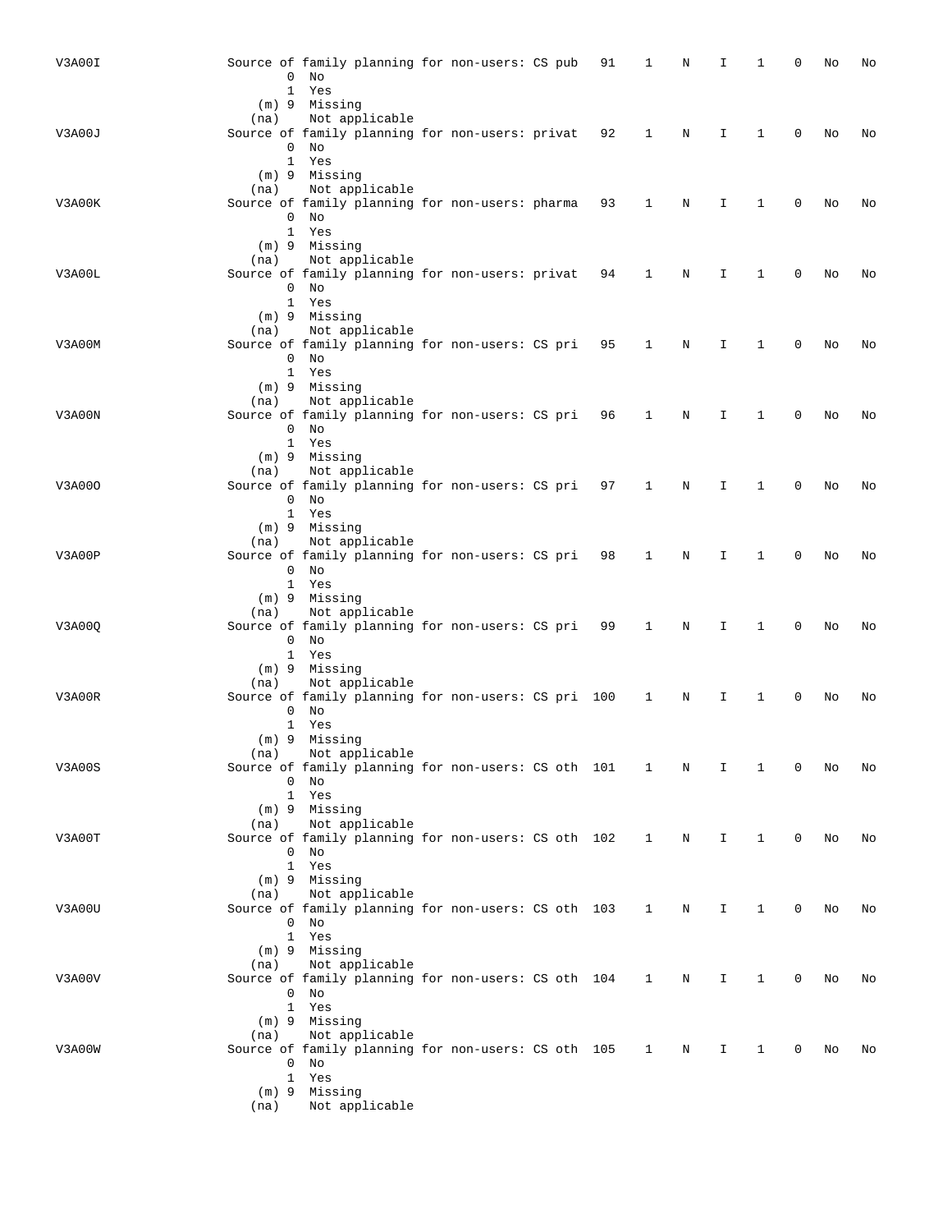```
V3A00I              Source of family planning for non-users: CS pub   91    1    N    I    1    0   No    No
                          0  No
                          1  Yes
                      (m) 9  Missing
                     (na)    Not applicable
V3A00J              Source of family planning for non-users: privat   92    1    N    I    1    0   No    No
                          0  No
                          1  Yes
                      (m) 9  Missing
                     (na)    Not applicable
V3A00K              Source of family planning for non-users: pharma   93    1    N    I    1    0   No    No
                          0  No
                          1  Yes
                      (m) 9  Missing
                     (na)    Not applicable
V3A00L              Source of family planning for non-users: privat   94    1    N    I    1    0   No    No
                          0  No
                          1  Yes
                      (m) 9  Missing
                     (na)    Not applicable
V3A00M              Source of family planning for non-users: CS pri   95    1    N    I    1    0   No    No
                          0  No
                          1  Yes
                      (m) 9  Missing
                     (na)    Not applicable
V3A00N              Source of family planning for non-users: CS pri   96    1    N    I    1    0   No    No
                          0  No
                          1  Yes
                      (m) 9  Missing
                     (na)    Not applicable
V3A00O              Source of family planning for non-users: CS pri   97    1    N    I    1    0   No    No
                          0  No
                          1  Yes
                      (m) 9  Missing
                     (na)    Not applicable
V3A00P              Source of family planning for non-users: CS pri   98    1    N    I    1    0   No    No
                          0  No
                          1  Yes
                      (m) 9  Missing
                     (na)    Not applicable
V3A00Q              Source of family planning for non-users: CS pri   99    1    N    I    1    0   No    No
                          0  No
                          1  Yes
                      (m) 9  Missing
                     (na)    Not applicable
V3A00R              Source of family planning for non-users: CS pri  100    1    N    I    1    0   No    No
                          0  No
                          1  Yes
                      (m) 9  Missing
                     (na)    Not applicable
V3A00S              Source of family planning for non-users: CS oth  101    1    N    I    1    0   No    No
                          0  No
                          1  Yes
                      (m) 9  Missing
                     (na)    Not applicable
V3A00T              Source of family planning for non-users: CS oth  102    1    N    I    1    0   No    No
                          0  No
                          1  Yes
                      (m) 9  Missing
                     (na)    Not applicable
V3A00U              Source of family planning for non-users: CS oth  103    1    N    I    1    0   No    No
                          0  No
                          1  Yes
                      (m) 9  Missing
                     (na)    Not applicable
V3A00V              Source of family planning for non-users: CS oth  104    1    N    I    1    0   No    No
                          0  No
                          1  Yes
                      (m) 9  Missing
                     (na)    Not applicable
V3A00W              Source of family planning for non-users: CS oth  105    1    N    I    1    0   No    No
                          0  No
                          1  Yes
                      (m) 9  Missing
                     (na)    Not applicable
```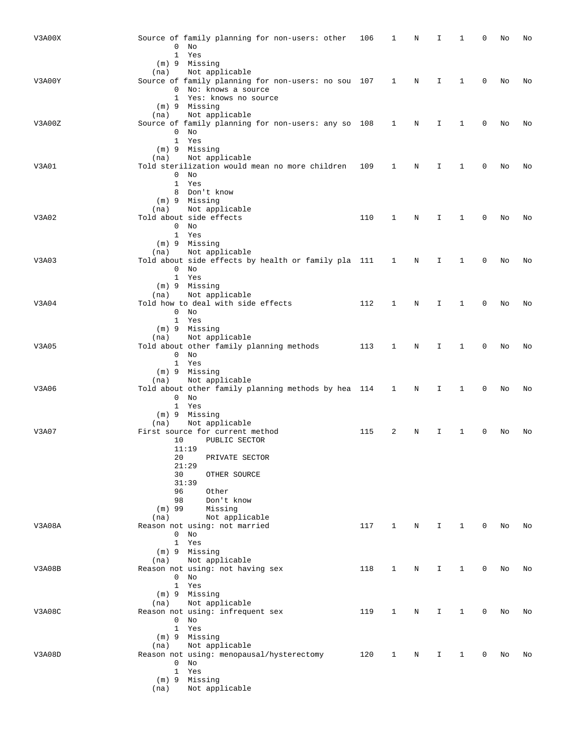```
V3A00X              Source of family planning for non-users: other   106    1    N    I    1    0    No    No
                          0  No
                          1  Yes
                      (m) 9  Missing
                     (na)    Not applicable
V3A00Y              Source of family planning for non-users: no sou  107    1    N    I    1    0    No    No
                          0  No: knows a source
                          1  Yes: knows no source
                      (m) 9  Missing
                     (na)    Not applicable
V3A00Z              Source of family planning for non-users: any so  108    1    N    I    1    0    No    No
                          0  No
                          1  Yes
                      (m) 9  Missing
                     (na)    Not applicable
V3A01               Told sterilization would mean no more children   109    1    N    I    1    0    No    No
                          0  No
                          1  Yes
                          8  Don't know
                      (m) 9  Missing
                     (na)    Not applicable
V3A02               Told about side effects                          110    1    N    I    1    0    No    No
                          0  No
                          1  Yes
                      (m) 9  Missing
                     (na)    Not applicable
V3A03               Told about side effects by health or family pla  111    1    N    I    1    0    No    No
                          0  No
                          1  Yes
                      (m) 9  Missing
                     (na)    Not applicable
V3A04               Told how to deal with side effects               112    1    N    I    1    0    No    No
                          0  No
                          1  Yes
                      (m) 9  Missing
                     (na)    Not applicable
V3A05               Told about other family planning methods         113    1    N    I    1    0    No    No
                          0  No
                          1  Yes
                      (m) 9  Missing
                     (na)    Not applicable
V3A06               Told about other family planning methods by hea  114    1    N    I    1    0    No    No
                          0  No
                          1  Yes
                      (m) 9  Missing
                     (na)    Not applicable
V3A07               First source for current method                  115    2    N    I    1    0    No    No
                          10     PUBLIC SECTOR
                          11:19
                          20     PRIVATE SECTOR
                          21:29
                          30     OTHER SOURCE
                          31:39
                          96     Other
                          98     Don't know
                      (m) 99     Missing
                     (na)        Not applicable
V3A08A              Reason not using: not married                    117    1    N    I    1    0    No    No
                          0  No
                          1  Yes
                      (m) 9  Missing
                     (na)    Not applicable
V3A08B              Reason not using: not having sex                 118    1    N    I    1    0    No    No
                          0  No
                          1  Yes
                      (m) 9  Missing
                     (na)    Not applicable
V3A08C              Reason not using: infrequent sex                 119    1    N    I    1    0    No    No
                          0  No
                          1  Yes
                      (m) 9  Missing
                     (na)    Not applicable
V3A08D              Reason not using: menopausal/hysterectomy        120    1    N    I    1    0    No    No
                          0  No
                          1  Yes
                      (m) 9  Missing
                     (na)    Not applicable
```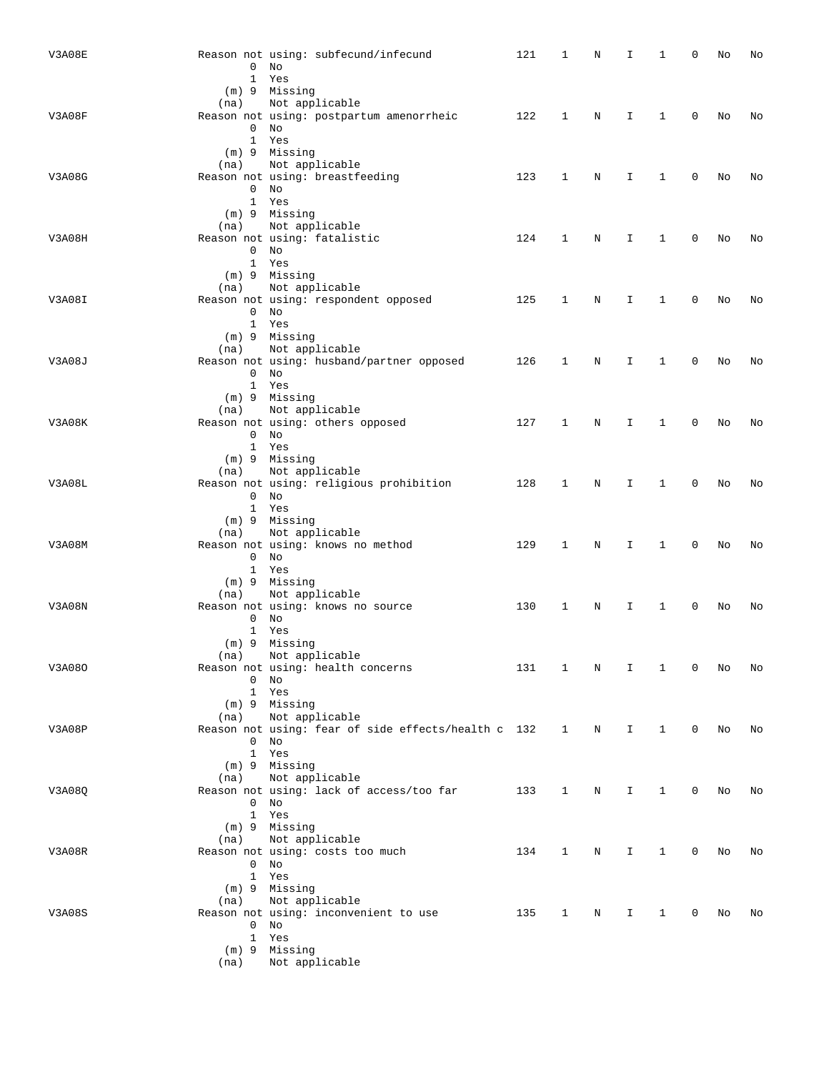```
V3A08E               Reason not using: subfecund/infecund          121    1    N    I    1    0   No   No
                          0  No
                          1  Yes
                      (m) 9  Missing
                     (na)    Not applicable
V3A08F               Reason not using: postpartum amenorrheic      122    1    N    I    1    0   No   No
                          0  No
                          1  Yes
                      (m) 9  Missing
                     (na)    Not applicable
V3A08G               Reason not using: breastfeeding               123    1    N    I    1    0   No   No
                          0  No
                          1  Yes
                      (m) 9  Missing
                     (na)    Not applicable
V3A08H               Reason not using: fatalistic                  124    1    N    I    1    0   No   No
                          0  No
                          1  Yes
                      (m) 9  Missing
                     (na)    Not applicable
V3A08I               Reason not using: respondent opposed          125    1    N    I    1    0   No   No
                          0  No
                          1  Yes
                      (m) 9  Missing
                     (na)    Not applicable
V3A08J               Reason not using: husband/partner opposed     126    1    N    I    1    0   No   No
                          0  No
                          1  Yes
                      (m) 9  Missing
                     (na)    Not applicable
V3A08K               Reason not using: others opposed              127    1    N    I    1    0   No   No
                          0  No
                          1  Yes
                      (m) 9  Missing
                     (na)    Not applicable
V3A08L               Reason not using: religious prohibition       128    1    N    I    1    0   No   No
                          0  No
                          1  Yes
                      (m) 9  Missing
                     (na)    Not applicable
V3A08M               Reason not using: knows no method             129    1    N    I    1    0   No   No
                          0  No
                          1  Yes
                      (m) 9  Missing
                     (na)    Not applicable
V3A08N               Reason not using: knows no source             130    1    N    I    1    0   No   No
                          0  No
                          1  Yes
                      (m) 9  Missing
                     (na)    Not applicable
V3A08O               Reason not using: health concerns             131    1    N    I    1    0   No   No
                          0  No
                          1  Yes
                      (m) 9  Missing
                     (na)    Not applicable
V3A08P               Reason not using: fear of side effects/health c  132    1    N    I    1    0   No   No
                          0  No
                          1  Yes
                      (m) 9  Missing
                     (na)    Not applicable
V3A08Q               Reason not using: lack of access/too far      133    1    N    I    1    0   No   No
                          0  No
                          1  Yes
                      (m) 9  Missing
                     (na)    Not applicable
V3A08R               Reason not using: costs too much              134    1    N    I    1    0   No   No
                          0  No
                          1  Yes
                      (m) 9  Missing
                     (na)    Not applicable
V3A08S               Reason not using: inconvenient to use         135    1    N    I    1    0   No   No
                          0  No
                          1  Yes
                      (m) 9  Missing
                     (na)    Not applicable
```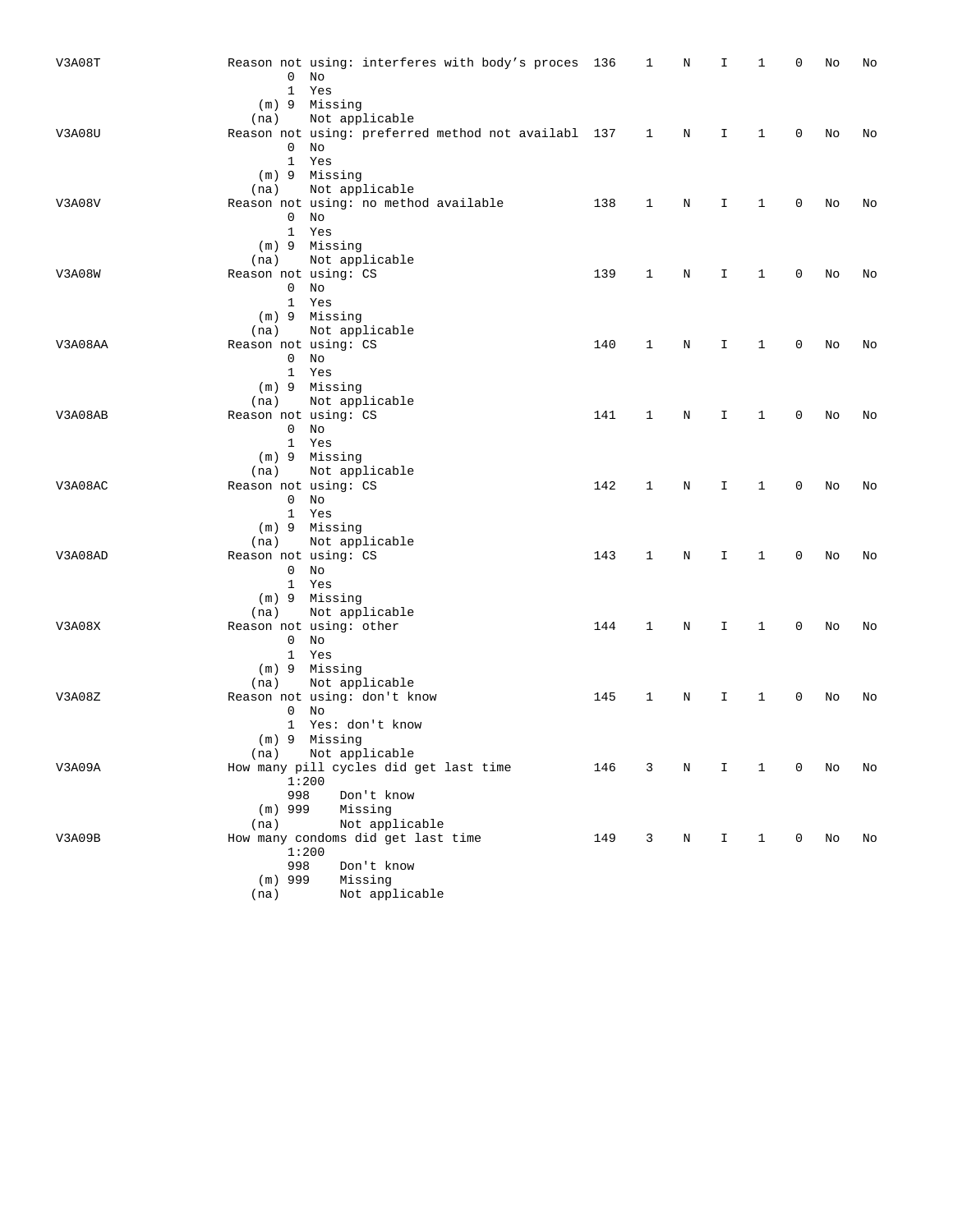```
V3A08T              Reason not using: interferes with body's proces  136    1    N    I    1    0    No    No
                          0  No
                          1  Yes
                      (m) 9  Missing
                     (na)    Not applicable
V3A08U              Reason not using: preferred method not availabl  137    1    N    I    1    0    No    No
                          0  No
                          1  Yes
                      (m) 9  Missing
                     (na)    Not applicable
V3A08V              Reason not using: no method available            138    1    N    I    1    0    No    No
                          0  No
                          1  Yes
                      (m) 9  Missing
                     (na)    Not applicable
V3A08W              Reason not using: CS                             139    1    N    I    1    0    No    No
                          0  No
                          1  Yes
                      (m) 9  Missing
                     (na)    Not applicable
V3A08AA             Reason not using: CS                             140    1    N    I    1    0    No    No
                          0  No
                          1  Yes
                      (m) 9  Missing
                     (na)    Not applicable
V3A08AB             Reason not using: CS                             141    1    N    I    1    0    No    No
                          0  No
                          1  Yes
                      (m) 9  Missing
                     (na)    Not applicable
V3A08AC             Reason not using: CS                             142    1    N    I    1    0    No    No
                          0  No
                          1  Yes
                      (m) 9  Missing
                     (na)    Not applicable
V3A08AD             Reason not using: CS                             143    1    N    I    1    0    No    No
                          0  No
                          1  Yes
                      (m) 9  Missing
                     (na)    Not applicable
V3A08X              Reason not using: other                          144    1    N    I    1    0    No    No
                          0  No
                          1  Yes
                      (m) 9  Missing
                     (na)    Not applicable
V3A08Z              Reason not using: don't know                     145    1    N    I    1    0    No    No
                          0  No
                          1  Yes: don't know
                      (m) 9  Missing
                     (na)    Not applicable
V3A09A              How many pill cycles did get last time           146    3    N    I    1    0    No    No
                        1:200
                        998     Don't know
                    (m) 999     Missing
                     (na)       Not applicable
V3A09B              How many condoms did get last time               149    3    N    I    1    0    No    No
                        1:200
                        998     Don't know
                    (m) 999     Missing
                     (na)       Not applicable
```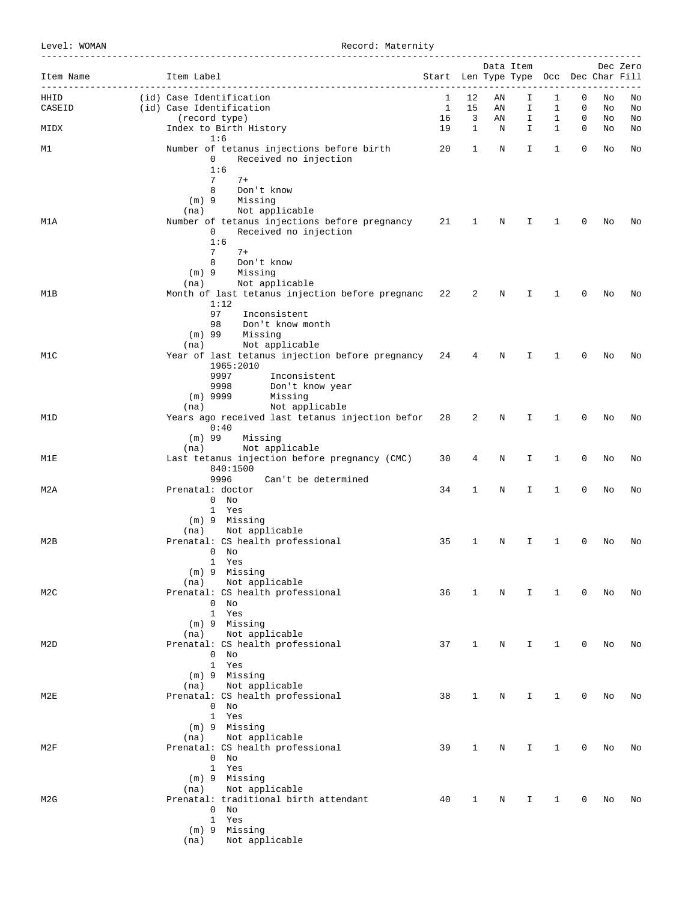Level: WOMAN Record: Maternity

| Item Name | Item Label | Start | Len | Data Type | Item Type | Occ | Dec | Dec Char | Zero Fill |
|---|---|---|---|---|---|---|---|---|---|
| HHID | (id) Case Identification | 1 | 12 | AN | I | 1 | 0 | No | No |
| CASEID | (id) Case Identification | 1 | 15 | AN | I | 1 | 0 | No | No |
| | (record type) | 16 | 3 | AN | I | 1 | 0 | No | No |
| MIDX | Index to Birth History<br>1:6 | 19 | 1 | N | I | 1 | 0 | No | No |
| M1 | Number of tetanus injections before birth<br>0 Received no injection<br>1:6<br>7 7+<br>8 Don't know<br>(m) 9 Missing<br>(na) Not applicable | 20 | 1 | N | I | 1 | 0 | No | No |
| M1A | Number of tetanus injections before pregnancy<br>0 Received no injection<br>1:6<br>7 7+<br>8 Don't know<br>(m) 9 Missing<br>(na) Not applicable | 21 | 1 | N | I | 1 | 0 | No | No |
| M1B | Month of last tetanus injection before pregnanc<br>1:12<br>97 Inconsistent<br>98 Don't know month<br>(m) 99 Missing<br>(na) Not applicable | 22 | 2 | N | I | 1 | 0 | No | No |
| M1C | Year of last tetanus injection before pregnancy<br>1965:2010<br>9997 Inconsistent<br>9998 Don't know year<br>(m) 9999 Missing<br>(na) Not applicable | 24 | 4 | N | I | 1 | 0 | No | No |
| M1D | Years ago received last tetanus injection befor<br>0:40<br>(m) 99 Missing<br>(na) Not applicable | 28 | 2 | N | I | 1 | 0 | No | No |
| M1E | Last tetanus injection before pregnancy (CMC)<br>840:1500<br>9996 Can't be determined | 30 | 4 | N | I | 1 | 0 | No | No |
| M2A | Prenatal: doctor<br>0 No<br>1 Yes<br>(m) 9 Missing<br>(na) Not applicable | 34 | 1 | N | I | 1 | 0 | No | No |
| M2B | Prenatal: CS health professional<br>0 No<br>1 Yes<br>(m) 9 Missing<br>(na) Not applicable | 35 | 1 | N | I | 1 | 0 | No | No |
| M2C | Prenatal: CS health professional<br>0 No<br>1 Yes<br>(m) 9 Missing<br>(na) Not applicable | 36 | 1 | N | I | 1 | 0 | No | No |
| M2D | Prenatal: CS health professional<br>0 No<br>1 Yes<br>(m) 9 Missing<br>(na) Not applicable | 37 | 1 | N | I | 1 | 0 | No | No |
| M2E | Prenatal: CS health professional<br>0 No<br>1 Yes<br>(m) 9 Missing<br>(na) Not applicable | 38 | 1 | N | I | 1 | 0 | No | No |
| M2F | Prenatal: CS health professional<br>0 No<br>1 Yes<br>(m) 9 Missing<br>(na) Not applicable | 39 | 1 | N | I | 1 | 0 | No | No |
| M2G | Prenatal: traditional birth attendant<br>0 No<br>1 Yes<br>(m) 9 Missing<br>(na) Not applicable | 40 | 1 | N | I | 1 | 0 | No | No |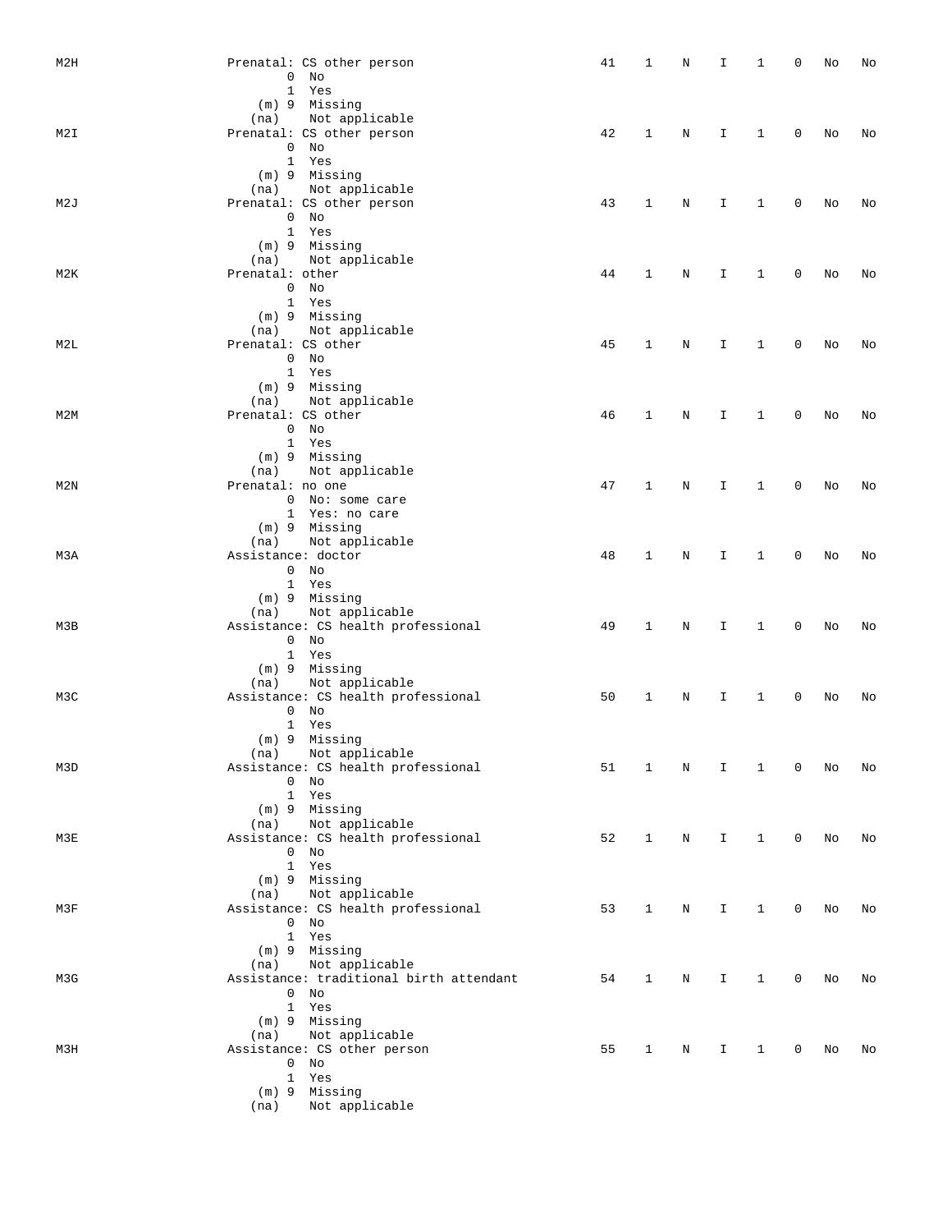| | | | | | | | | | |
|---|---|---|---|---|---|---|---|---|---|
| M2H | Prenatal: CS other person<br>0 No<br>1 Yes<br>(m) 9 Missing<br>(na) Not applicable | 41 | 1 | N | I | 1 | 0 | No | No |
| M2I | Prenatal: CS other person<br>0 No<br>1 Yes<br>(m) 9 Missing<br>(na) Not applicable | 42 | 1 | N | I | 1 | 0 | No | No |
| M2J | Prenatal: CS other person<br>0 No<br>1 Yes<br>(m) 9 Missing<br>(na) Not applicable | 43 | 1 | N | I | 1 | 0 | No | No |
| M2K | Prenatal: other<br>0 No<br>1 Yes<br>(m) 9 Missing<br>(na) Not applicable | 44 | 1 | N | I | 1 | 0 | No | No |
| M2L | Prenatal: CS other<br>0 No<br>1 Yes<br>(m) 9 Missing<br>(na) Not applicable | 45 | 1 | N | I | 1 | 0 | No | No |
| M2M | Prenatal: CS other<br>0 No<br>1 Yes<br>(m) 9 Missing<br>(na) Not applicable | 46 | 1 | N | I | 1 | 0 | No | No |
| M2N | Prenatal: no one<br>0 No: some care<br>1 Yes: no care<br>(m) 9 Missing<br>(na) Not applicable | 47 | 1 | N | I | 1 | 0 | No | No |
| M3A | Assistance: doctor<br>0 No<br>1 Yes<br>(m) 9 Missing<br>(na) Not applicable | 48 | 1 | N | I | 1 | 0 | No | No |
| M3B | Assistance: CS health professional<br>0 No<br>1 Yes<br>(m) 9 Missing<br>(na) Not applicable | 49 | 1 | N | I | 1 | 0 | No | No |
| M3C | Assistance: CS health professional<br>0 No<br>1 Yes<br>(m) 9 Missing<br>(na) Not applicable | 50 | 1 | N | I | 1 | 0 | No | No |
| M3D | Assistance: CS health professional<br>0 No<br>1 Yes<br>(m) 9 Missing<br>(na) Not applicable | 51 | 1 | N | I | 1 | 0 | No | No |
| M3E | Assistance: CS health professional<br>0 No<br>1 Yes<br>(m) 9 Missing<br>(na) Not applicable | 52 | 1 | N | I | 1 | 0 | No | No |
| M3F | Assistance: CS health professional<br>0 No<br>1 Yes<br>(m) 9 Missing<br>(na) Not applicable | 53 | 1 | N | I | 1 | 0 | No | No |
| M3G | Assistance: traditional birth attendant<br>0 No<br>1 Yes<br>(m) 9 Missing<br>(na) Not applicable | 54 | 1 | N | I | 1 | 0 | No | No |
| M3H | Assistance: CS other person<br>0 No<br>1 Yes<br>(m) 9 Missing<br>(na) Not applicable | 55 | 1 | N | I | 1 | 0 | No | No |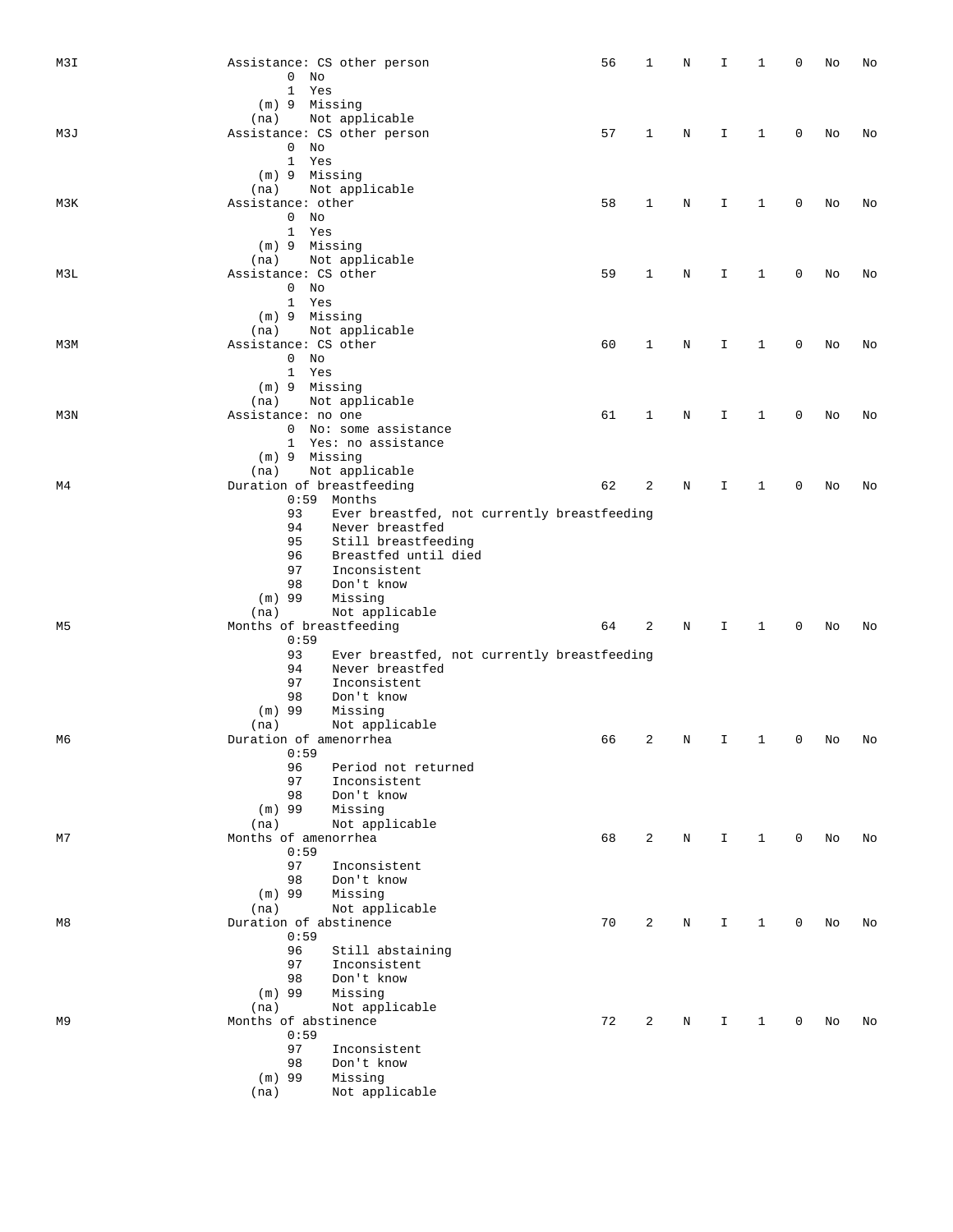```
M3I                Assistance: CS other person                      56   1   N   I   1   0   No   No
                         0  No
                         1  Yes
                     (m) 9  Missing
                    (na)    Not applicable
M3J                Assistance: CS other person                      57   1   N   I   1   0   No   No
                         0  No
                         1  Yes
                     (m) 9  Missing
                    (na)    Not applicable
M3K                Assistance: other                                58   1   N   I   1   0   No   No
                         0  No
                         1  Yes
                     (m) 9  Missing
                    (na)    Not applicable
M3L                Assistance: CS other                             59   1   N   I   1   0   No   No
                         0  No
                         1  Yes
                     (m) 9  Missing
                    (na)    Not applicable
M3M                Assistance: CS other                             60   1   N   I   1   0   No   No
                         0  No
                         1  Yes
                     (m) 9  Missing
                    (na)    Not applicable
M3N                Assistance: no one                               61   1   N   I   1   0   No   No
                         0  No: some assistance
                         1  Yes: no assistance
                     (m) 9  Missing
                    (na)    Not applicable
M4                 Duration of breastfeeding                        62   2   N   I   1   0   No   No
                        0:59  Months
                        93    Ever breastfed, not currently breastfeeding
                        94    Never breastfed
                        95    Still breastfeeding
                        96    Breastfed until died
                        97    Inconsistent
                        98    Don't know
                    (m) 99    Missing
                   (na)       Not applicable
M5                 Months of breastfeeding                          64   2   N   I   1   0   No   No
                        0:59
                        93    Ever breastfed, not currently breastfeeding
                        94    Never breastfed
                        97    Inconsistent
                        98    Don't know
                    (m) 99    Missing
                   (na)       Not applicable
M6                 Duration of amenorrhea                           66   2   N   I   1   0   No   No
                        0:59
                        96    Period not returned
                        97    Inconsistent
                        98    Don't know
                    (m) 99    Missing
                   (na)       Not applicable
M7                 Months of amenorrhea                             68   2   N   I   1   0   No   No
                        0:59
                        97    Inconsistent
                        98    Don't know
                    (m) 99    Missing
                   (na)       Not applicable
M8                 Duration of abstinence                           70   2   N   I   1   0   No   No
                        0:59
                        96    Still abstaining
                        97    Inconsistent
                        98    Don't know
                    (m) 99    Missing
                   (na)       Not applicable
M9                 Months of abstinence                             72   2   N   I   1   0   No   No
                        0:59
                        97    Inconsistent
                        98    Don't know
                    (m) 99    Missing
                   (na)       Not applicable
```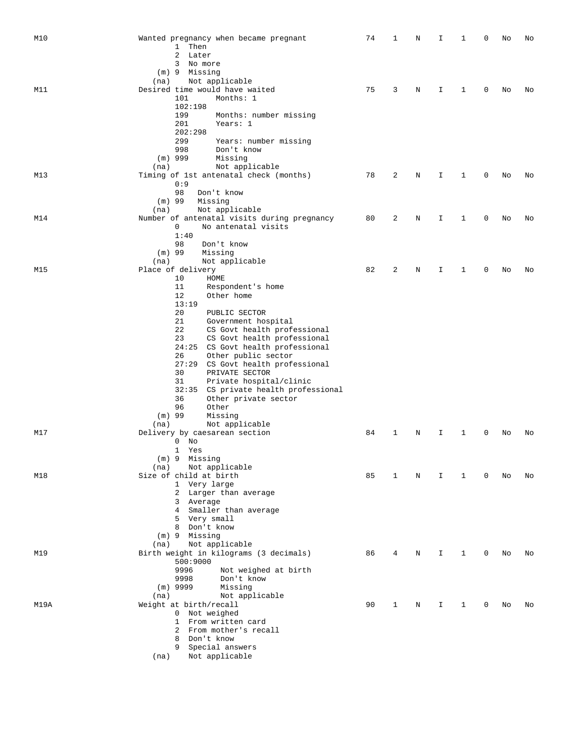| | | | | | | | | | |
|---|---|---|---|---|---|---|---|---|---|
| M10 | Wanted pregnancy when became pregnant | 74 | 1 | N | I | 1 | 0 | No | No |
| | 1 Then | | | | | | | | |
| | 2 Later | | | | | | | | |
| | 3 No more | | | | | | | | |
| | (m) 9 Missing | | | | | | | | |
| | (na) Not applicable | | | | | | | | |
| M11 | Desired time would have waited | 75 | 3 | N | I | 1 | 0 | No | No |
| | 101 Months: 1 | | | | | | | | |
| | 102:198 | | | | | | | | |
| | 199 Months: number missing | | | | | | | | |
| | 201 Years: 1 | | | | | | | | |
| | 202:298 | | | | | | | | |
| | 299 Years: number missing | | | | | | | | |
| | 998 Don't know | | | | | | | | |
| | (m) 999 Missing | | | | | | | | |
| | (na) Not applicable | | | | | | | | |
| M13 | Timing of 1st antenatal check (months) | 78 | 2 | N | I | 1 | 0 | No | No |
| | 0:9 | | | | | | | | |
| | 98 Don't know | | | | | | | | |
| | (m) 99 Missing | | | | | | | | |
| | (na) Not applicable | | | | | | | | |
| M14 | Number of antenatal visits during pregnancy | 80 | 2 | N | I | 1 | 0 | No | No |
| | 0 No antenatal visits | | | | | | | | |
| | 1:40 | | | | | | | | |
| | 98 Don't know | | | | | | | | |
| | (m) 99 Missing | | | | | | | | |
| | (na) Not applicable | | | | | | | | |
| M15 | Place of delivery | 82 | 2 | N | I | 1 | 0 | No | No |
| | 10 HOME | | | | | | | | |
| | 11 Respondent's home | | | | | | | | |
| | 12 Other home | | | | | | | | |
| | 13:19 | | | | | | | | |
| | 20 PUBLIC SECTOR | | | | | | | | |
| | 21 Government hospital | | | | | | | | |
| | 22 CS Govt health professional | | | | | | | | |
| | 23 CS Govt health professional | | | | | | | | |
| | 24:25 CS Govt health professional | | | | | | | | |
| | 26 Other public sector | | | | | | | | |
| | 27:29 CS Govt health professional | | | | | | | | |
| | 30 PRIVATE SECTOR | | | | | | | | |
| | 31 Private hospital/clinic | | | | | | | | |
| | 32:35 CS private health professional | | | | | | | | |
| | 36 Other private sector | | | | | | | | |
| | 96 Other | | | | | | | | |
| | (m) 99 Missing | | | | | | | | |
| | (na) Not applicable | | | | | | | | |
| M17 | Delivery by caesarean section | 84 | 1 | N | I | 1 | 0 | No | No |
| | 0 No | | | | | | | | |
| | 1 Yes | | | | | | | | |
| | (m) 9 Missing | | | | | | | | |
| | (na) Not applicable | | | | | | | | |
| M18 | Size of child at birth | 85 | 1 | N | I | 1 | 0 | No | No |
| | 1 Very large | | | | | | | | |
| | 2 Larger than average | | | | | | | | |
| | 3 Average | | | | | | | | |
| | 4 Smaller than average | | | | | | | | |
| | 5 Very small | | | | | | | | |
| | 8 Don't know | | | | | | | | |
| | (m) 9 Missing | | | | | | | | |
| | (na) Not applicable | | | | | | | | |
| M19 | Birth weight in kilograms (3 decimals) | 86 | 4 | N | I | 1 | 0 | No | No |
| | 500:9000 | | | | | | | | |
| | 9996 Not weighed at birth | | | | | | | | |
| | 9998 Don't know | | | | | | | | |
| | (m) 9999 Missing | | | | | | | | |
| | (na) Not applicable | | | | | | | | |
| M19A | Weight at birth/recall | 90 | 1 | N | I | 1 | 0 | No | No |
| | 0 Not weighed | | | | | | | | |
| | 1 From written card | | | | | | | | |
| | 2 From mother's recall | | | | | | | | |
| | 8 Don't know | | | | | | | | |
| | 9 Special answers | | | | | | | | |
| | (na) Not applicable | | | | | | | | |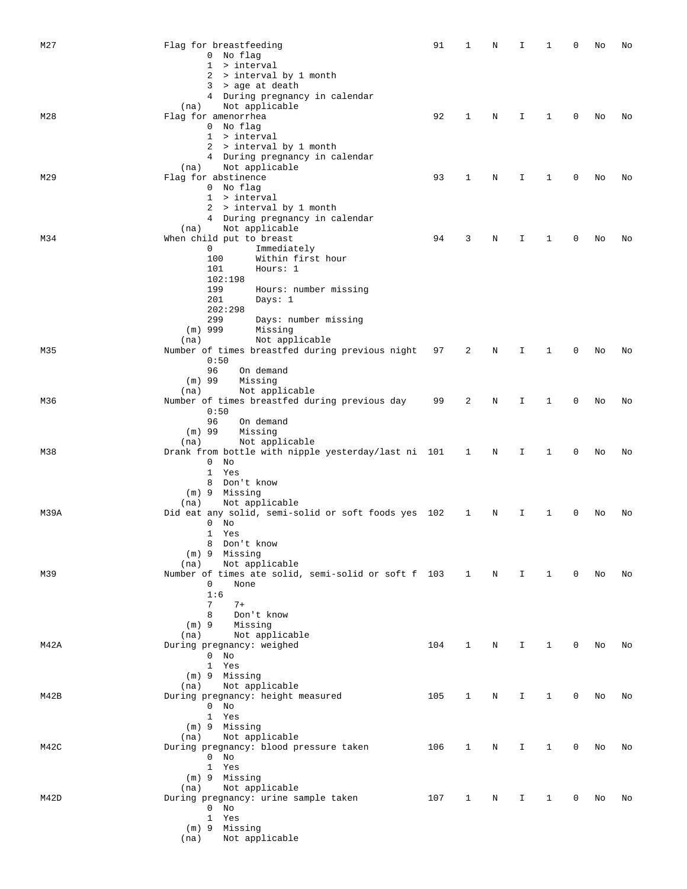```
M27                 Flag for breastfeeding                           91    1    N    I    1    0    No    No
                          0  No flag
                          1  > interval
                          2  > interval by 1 month
                          3  > age at death
                          4  During pregnancy in calendar
                       (na)    Not applicable
M28                 Flag for amenorrhea                              92    1    N    I    1    0    No    No
                          0  No flag
                          1  > interval
                          2  > interval by 1 month
                          4  During pregnancy in calendar
                       (na)    Not applicable
M29                 Flag for abstinence                              93    1    N    I    1    0    No    No
                          0  No flag
                          1  > interval
                          2  > interval by 1 month
                          4  During pregnancy in calendar
                       (na)    Not applicable
M34                 When child put to breast                         94    3    N    I    1    0    No    No
                          0         Immediately
                          100       Within first hour
                          101       Hours: 1
                          102:198
                          199       Hours: number missing
                          201       Days: 1
                          202:298
                          299       Days: number missing
                       (m) 999      Missing
                       (na)         Not applicable
M35                 Number of times breastfed during previous night  97    2    N    I    1    0    No    No
                          0:50
                          96    On demand
                       (m) 99    Missing
                       (na)      Not applicable
M36                 Number of times breastfed during previous day    99    2    N    I    1    0    No    No
                          0:50
                          96    On demand
                       (m) 99    Missing
                       (na)      Not applicable
M38                 Drank from bottle with nipple yesterday/last ni  101   1    N    I    1    0    No    No
                          0  No
                          1  Yes
                          8  Don't know
                       (m) 9  Missing
                       (na)    Not applicable
M39A                Did eat any solid, semi-solid or soft foods yes  102   1    N    I    1    0    No    No
                          0  No
                          1  Yes
                          8  Don't know
                       (m) 9  Missing
                       (na)    Not applicable
M39                 Number of times ate solid, semi-solid or soft f  103   1    N    I    1    0    No    No
                          0    None
                          1:6
                          7    7+
                          8    Don't know
                       (m) 9    Missing
                       (na)     Not applicable
M42A                During pregnancy: weighed                        104   1    N    I    1    0    No    No
                          0  No
                          1  Yes
                       (m) 9  Missing
                       (na)    Not applicable
M42B                During pregnancy: height measured                105   1    N    I    1    0    No    No
                          0  No
                          1  Yes
                       (m) 9  Missing
                       (na)    Not applicable
M42C                During pregnancy: blood pressure taken           106   1    N    I    1    0    No    No
                          0  No
                          1  Yes
                       (m) 9  Missing
                       (na)    Not applicable
M42D                During pregnancy: urine sample taken             107   1    N    I    1    0    No    No
                          0  No
                          1  Yes
                       (m) 9  Missing
                       (na)    Not applicable
```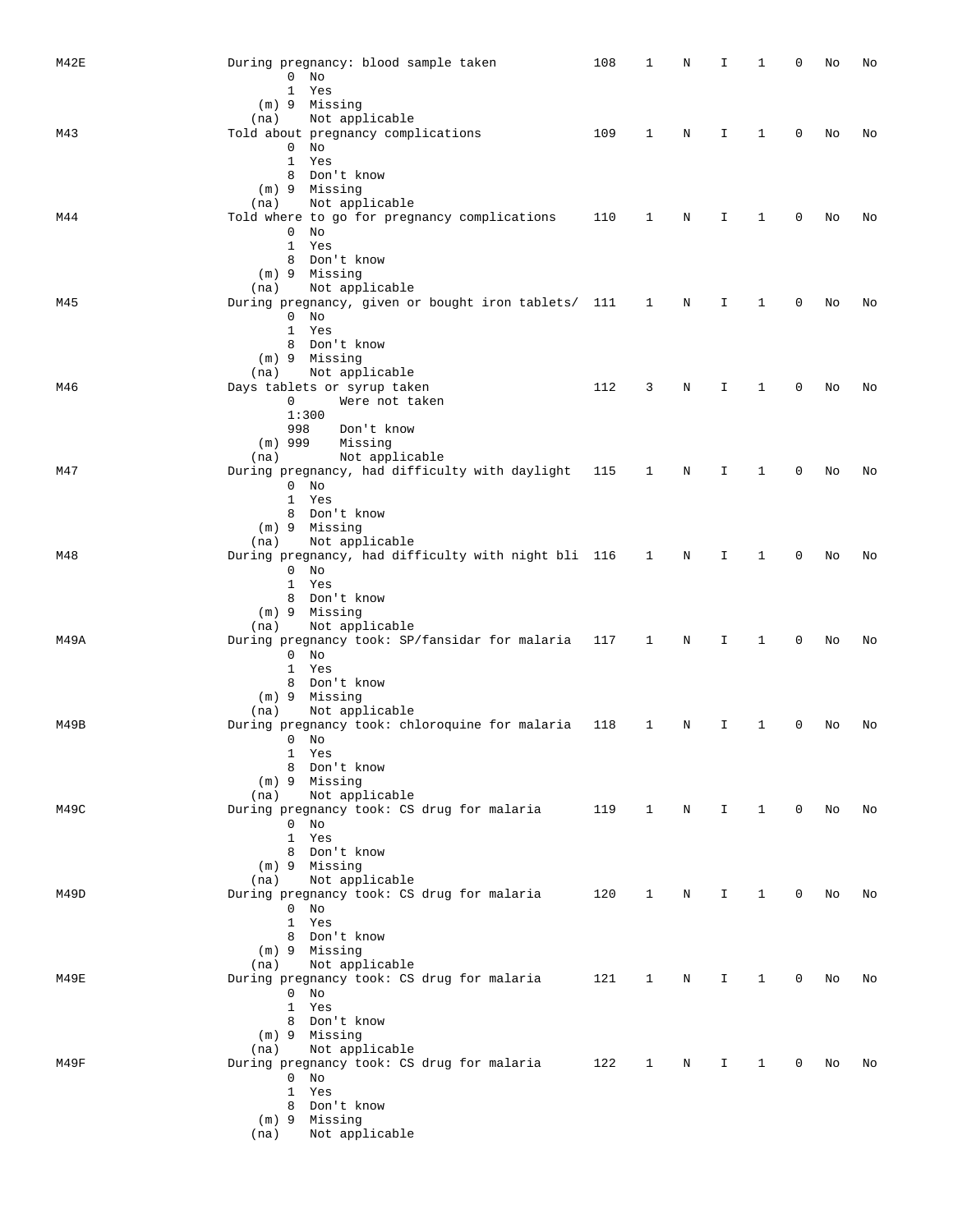```
M42E                During pregnancy: blood sample taken           108    1    N    I    1    0   No    No
                          0  No
                          1  Yes
                      (m) 9  Missing
                     (na)    Not applicable
M43                 Told about pregnancy complications             109    1    N    I    1    0   No    No
                          0  No
                          1  Yes
                          8  Don't know
                      (m) 9  Missing
                     (na)    Not applicable
M44                 Told where to go for pregnancy complications   110    1    N    I    1    0   No    No
                          0  No
                          1  Yes
                          8  Don't know
                      (m) 9  Missing
                     (na)    Not applicable
M45                 During pregnancy, given or bought iron tablets/ 111   1    N    I    1    0   No    No
                          0  No
                          1  Yes
                          8  Don't know
                      (m) 9  Missing
                     (na)    Not applicable
M46                 Days tablets or syrup taken                    112    3    N    I    1    0   No    No
                          0       Were not taken
                          1:300
                          998     Don't know
                      (m) 999     Missing
                     (na)         Not applicable
M47                 During pregnancy, had difficulty with daylight 115    1    N    I    1    0   No    No
                          0  No
                          1  Yes
                          8  Don't know
                      (m) 9  Missing
                     (na)    Not applicable
M48                 During pregnancy, had difficulty with night bli 116   1    N    I    1    0   No    No
                          0  No
                          1  Yes
                          8  Don't know
                      (m) 9  Missing
                     (na)    Not applicable
M49A                During pregnancy took: SP/fansidar for malaria 117    1    N    I    1    0   No    No
                          0  No
                          1  Yes
                          8  Don't know
                      (m) 9  Missing
                     (na)    Not applicable
M49B                During pregnancy took: chloroquine for malaria 118    1    N    I    1    0   No    No
                          0  No
                          1  Yes
                          8  Don't know
                      (m) 9  Missing
                     (na)    Not applicable
M49C                During pregnancy took: CS drug for malaria     119    1    N    I    1    0   No    No
                          0  No
                          1  Yes
                          8  Don't know
                      (m) 9  Missing
                     (na)    Not applicable
M49D                During pregnancy took: CS drug for malaria     120    1    N    I    1    0   No    No
                          0  No
                          1  Yes
                          8  Don't know
                      (m) 9  Missing
                     (na)    Not applicable
M49E                During pregnancy took: CS drug for malaria     121    1    N    I    1    0   No    No
                          0  No
                          1  Yes
                          8  Don't know
                      (m) 9  Missing
                     (na)    Not applicable
M49F                During pregnancy took: CS drug for malaria     122    1    N    I    1    0   No    No
                          0  No
                          1  Yes
                          8  Don't know
                      (m) 9  Missing
                     (na)    Not applicable
```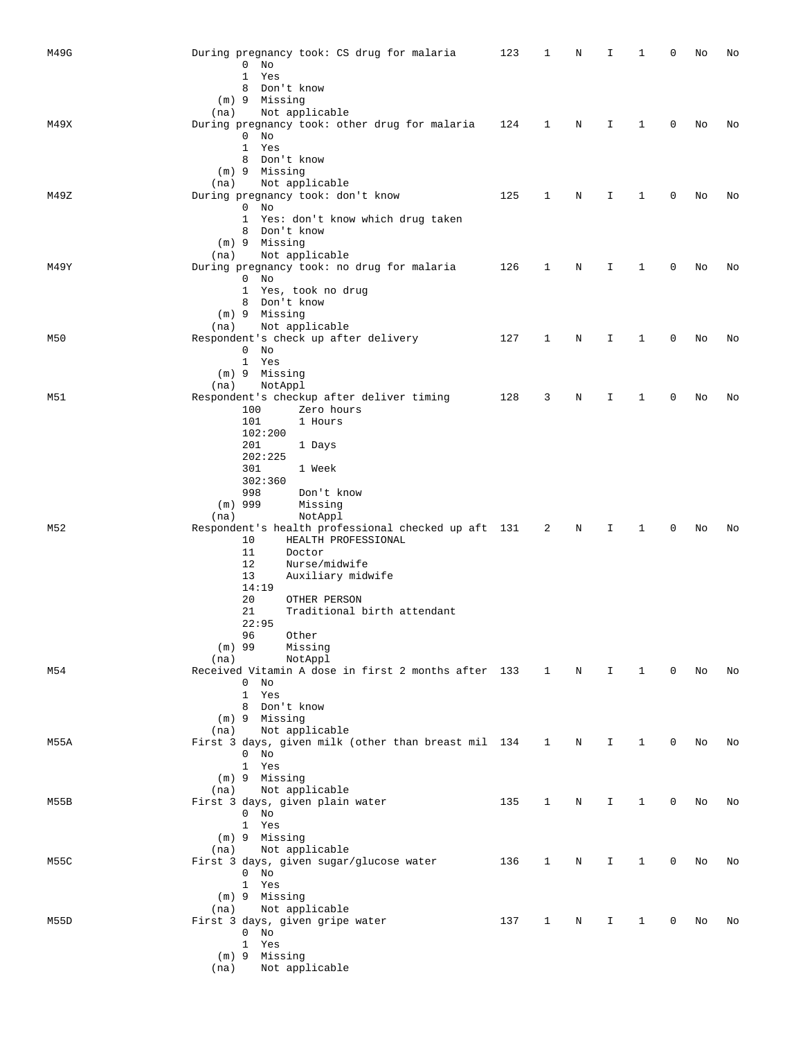```
M49G                  During pregnancy took: CS drug for malaria       123    1    N    I    1    0   No   No
                             0  No
                             1  Yes
                             8  Don't know
                         (m) 9  Missing
                        (na)    Not applicable
M49X                  During pregnancy took: other drug for malaria    124    1    N    I    1    0   No   No
                             0  No
                             1  Yes
                             8  Don't know
                         (m) 9  Missing
                        (na)    Not applicable
M49Z                  During pregnancy took: don't know                125    1    N    I    1    0   No   No
                             0  No
                             1  Yes: don't know which drug taken
                             8  Don't know
                         (m) 9  Missing
                        (na)    Not applicable
M49Y                  During pregnancy took: no drug for malaria       126    1    N    I    1    0   No   No
                             0  No
                             1  Yes, took no drug
                             8  Don't know
                         (m) 9  Missing
                        (na)    Not applicable
M50                   Respondent's check up after delivery             127    1    N    I    1    0   No   No
                             0  No
                             1  Yes
                         (m) 9  Missing
                        (na)    NotAppl
M51                   Respondent's checkup after deliver timing        128    3    N    I    1    0   No   No
                             100      Zero hours
                             101      1 Hours
                             102:200
                             201      1 Days
                             202:225
                             301      1 Week
                             302:360
                             998      Don't know
                         (m) 999      Missing
                        (na)          NotAppl
M52                   Respondent's health professional checked up aft  131    2    N    I    1    0   No   No
                             10     HEALTH PROFESSIONAL
                             11     Doctor
                             12     Nurse/midwife
                             13     Auxiliary midwife
                             14:19
                             20     OTHER PERSON
                             21     Traditional birth attendant
                             22:95
                             96     Other
                         (m) 99     Missing
                        (na)        NotAppl
M54                   Received Vitamin A dose in first 2 months after  133    1    N    I    1    0   No   No
                             0  No
                             1  Yes
                             8  Don't know
                         (m) 9  Missing
                        (na)    Not applicable
M55A                  First 3 days, given milk (other than breast mil  134    1    N    I    1    0   No   No
                             0  No
                             1  Yes
                         (m) 9  Missing
                        (na)    Not applicable
M55B                  First 3 days, given plain water                  135    1    N    I    1    0   No   No
                             0  No
                             1  Yes
                         (m) 9  Missing
                        (na)    Not applicable
M55C                  First 3 days, given sugar/glucose water          136    1    N    I    1    0   No   No
                             0  No
                             1  Yes
                         (m) 9  Missing
                        (na)    Not applicable
M55D                  First 3 days, given gripe water                  137    1    N    I    1    0   No   No
                             0  No
                             1  Yes
                         (m) 9  Missing
                        (na)    Not applicable
```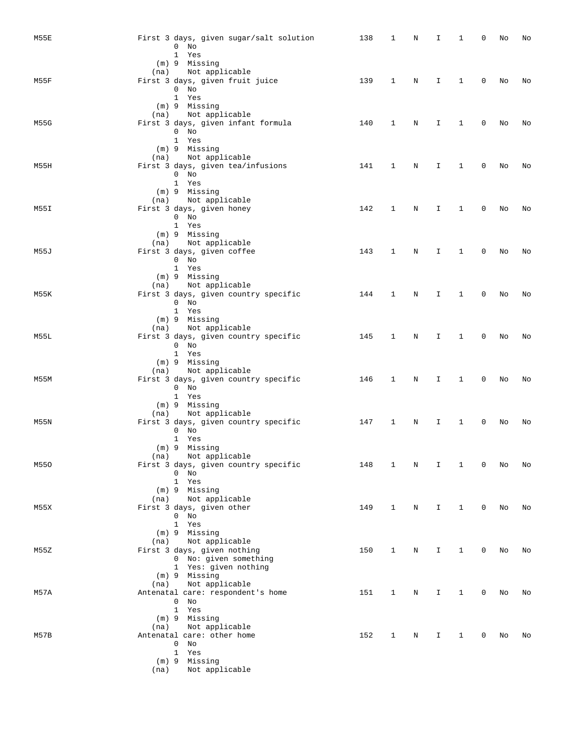| | | | | | | | | | |
|---|---|---|---|---|---|---|---|---|---|
| M55E | First 3 days, given sugar/salt solution<br>0 No<br>1 Yes<br>(m) 9 Missing<br>(na) Not applicable | 138 | 1 | N | I | 1 | 0 | No | No |
| M55F | First 3 days, given fruit juice<br>0 No<br>1 Yes<br>(m) 9 Missing<br>(na) Not applicable | 139 | 1 | N | I | 1 | 0 | No | No |
| M55G | First 3 days, given infant formula<br>0 No<br>1 Yes<br>(m) 9 Missing<br>(na) Not applicable | 140 | 1 | N | I | 1 | 0 | No | No |
| M55H | First 3 days, given tea/infusions<br>0 No<br>1 Yes<br>(m) 9 Missing<br>(na) Not applicable | 141 | 1 | N | I | 1 | 0 | No | No |
| M55I | First 3 days, given honey<br>0 No<br>1 Yes<br>(m) 9 Missing<br>(na) Not applicable | 142 | 1 | N | I | 1 | 0 | No | No |
| M55J | First 3 days, given coffee<br>0 No<br>1 Yes<br>(m) 9 Missing<br>(na) Not applicable | 143 | 1 | N | I | 1 | 0 | No | No |
| M55K | First 3 days, given country specific<br>0 No<br>1 Yes<br>(m) 9 Missing<br>(na) Not applicable | 144 | 1 | N | I | 1 | 0 | No | No |
| M55L | First 3 days, given country specific<br>0 No<br>1 Yes<br>(m) 9 Missing<br>(na) Not applicable | 145 | 1 | N | I | 1 | 0 | No | No |
| M55M | First 3 days, given country specific<br>0 No<br>1 Yes<br>(m) 9 Missing<br>(na) Not applicable | 146 | 1 | N | I | 1 | 0 | No | No |
| M55N | First 3 days, given country specific<br>0 No<br>1 Yes<br>(m) 9 Missing<br>(na) Not applicable | 147 | 1 | N | I | 1 | 0 | No | No |
| M55O | First 3 days, given country specific<br>0 No<br>1 Yes<br>(m) 9 Missing<br>(na) Not applicable | 148 | 1 | N | I | 1 | 0 | No | No |
| M55X | First 3 days, given other<br>0 No<br>1 Yes<br>(m) 9 Missing<br>(na) Not applicable | 149 | 1 | N | I | 1 | 0 | No | No |
| M55Z | First 3 days, given nothing<br>0 No: given something<br>1 Yes: given nothing<br>(m) 9 Missing<br>(na) Not applicable | 150 | 1 | N | I | 1 | 0 | No | No |
| M57A | Antenatal care: respondent's home<br>0 No<br>1 Yes<br>(m) 9 Missing<br>(na) Not applicable | 151 | 1 | N | I | 1 | 0 | No | No |
| M57B | Antenatal care: other home<br>0 No<br>1 Yes<br>(m) 9 Missing<br>(na) Not applicable | 152 | 1 | N | I | 1 | 0 | No | No |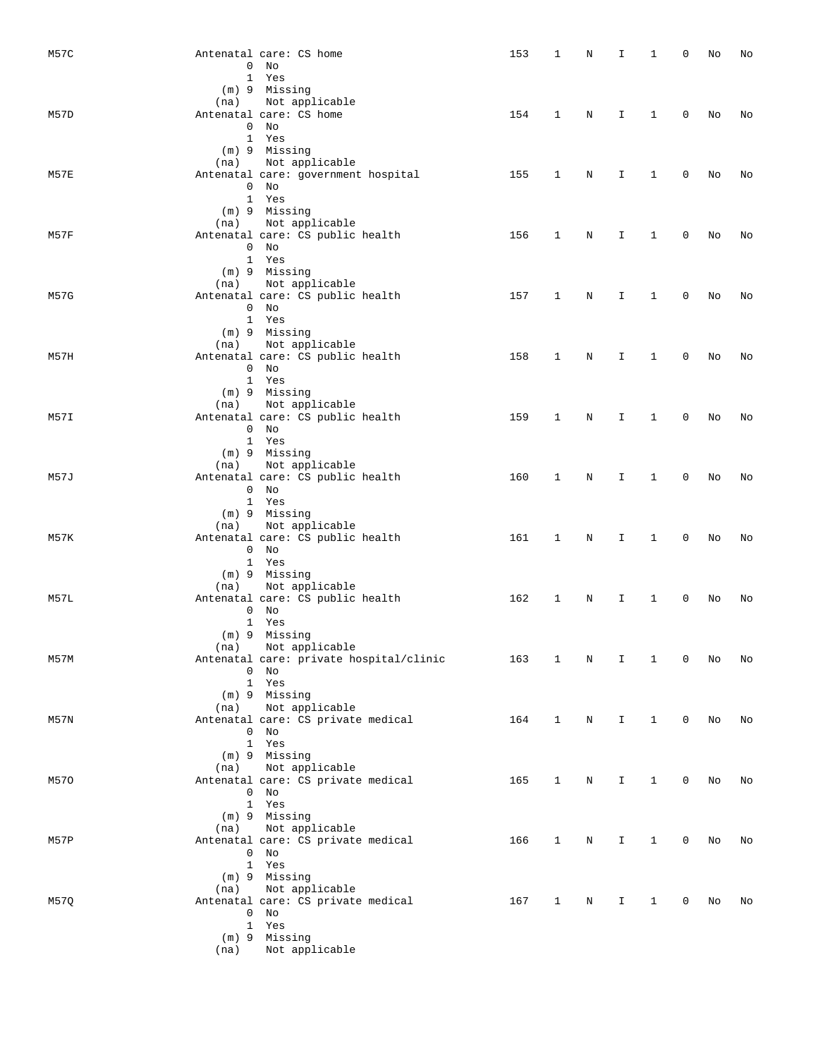| | | | | | | | | | |
|---|---|---|---|---|---|---|---|---|---|
| M57C | Antenatal care: CS home | 153 | 1 | N | I | 1 | 0 | No | No |
| | 0 No | | | | | | | | |
| | 1 Yes | | | | | | | | |
| | (m) 9 Missing | | | | | | | | |
| | (na) Not applicable | | | | | | | | |
| M57D | Antenatal care: CS home | 154 | 1 | N | I | 1 | 0 | No | No |
| | 0 No | | | | | | | | |
| | 1 Yes | | | | | | | | |
| | (m) 9 Missing | | | | | | | | |
| | (na) Not applicable | | | | | | | | |
| M57E | Antenatal care: government hospital | 155 | 1 | N | I | 1 | 0 | No | No |
| | 0 No | | | | | | | | |
| | 1 Yes | | | | | | | | |
| | (m) 9 Missing | | | | | | | | |
| | (na) Not applicable | | | | | | | | |
| M57F | Antenatal care: CS public health | 156 | 1 | N | I | 1 | 0 | No | No |
| | 0 No | | | | | | | | |
| | 1 Yes | | | | | | | | |
| | (m) 9 Missing | | | | | | | | |
| | (na) Not applicable | | | | | | | | |
| M57G | Antenatal care: CS public health | 157 | 1 | N | I | 1 | 0 | No | No |
| | 0 No | | | | | | | | |
| | 1 Yes | | | | | | | | |
| | (m) 9 Missing | | | | | | | | |
| | (na) Not applicable | | | | | | | | |
| M57H | Antenatal care: CS public health | 158 | 1 | N | I | 1 | 0 | No | No |
| | 0 No | | | | | | | | |
| | 1 Yes | | | | | | | | |
| | (m) 9 Missing | | | | | | | | |
| | (na) Not applicable | | | | | | | | |
| M57I | Antenatal care: CS public health | 159 | 1 | N | I | 1 | 0 | No | No |
| | 0 No | | | | | | | | |
| | 1 Yes | | | | | | | | |
| | (m) 9 Missing | | | | | | | | |
| | (na) Not applicable | | | | | | | | |
| M57J | Antenatal care: CS public health | 160 | 1 | N | I | 1 | 0 | No | No |
| | 0 No | | | | | | | | |
| | 1 Yes | | | | | | | | |
| | (m) 9 Missing | | | | | | | | |
| | (na) Not applicable | | | | | | | | |
| M57K | Antenatal care: CS public health | 161 | 1 | N | I | 1 | 0 | No | No |
| | 0 No | | | | | | | | |
| | 1 Yes | | | | | | | | |
| | (m) 9 Missing | | | | | | | | |
| | (na) Not applicable | | | | | | | | |
| M57L | Antenatal care: CS public health | 162 | 1 | N | I | 1 | 0 | No | No |
| | 0 No | | | | | | | | |
| | 1 Yes | | | | | | | | |
| | (m) 9 Missing | | | | | | | | |
| | (na) Not applicable | | | | | | | | |
| M57M | Antenatal care: private hospital/clinic | 163 | 1 | N | I | 1 | 0 | No | No |
| | 0 No | | | | | | | | |
| | 1 Yes | | | | | | | | |
| | (m) 9 Missing | | | | | | | | |
| | (na) Not applicable | | | | | | | | |
| M57N | Antenatal care: CS private medical | 164 | 1 | N | I | 1 | 0 | No | No |
| | 0 No | | | | | | | | |
| | 1 Yes | | | | | | | | |
| | (m) 9 Missing | | | | | | | | |
| | (na) Not applicable | | | | | | | | |
| M57O | Antenatal care: CS private medical | 165 | 1 | N | I | 1 | 0 | No | No |
| | 0 No | | | | | | | | |
| | 1 Yes | | | | | | | | |
| | (m) 9 Missing | | | | | | | | |
| | (na) Not applicable | | | | | | | | |
| M57P | Antenatal care: CS private medical | 166 | 1 | N | I | 1 | 0 | No | No |
| | 0 No | | | | | | | | |
| | 1 Yes | | | | | | | | |
| | (m) 9 Missing | | | | | | | | |
| | (na) Not applicable | | | | | | | | |
| M57Q | Antenatal care: CS private medical | 167 | 1 | N | I | 1 | 0 | No | No |
| | 0 No | | | | | | | | |
| | 1 Yes | | | | | | | | |
| | (m) 9 Missing | | | | | | | | |
| | (na) Not applicable | | | | | | | | |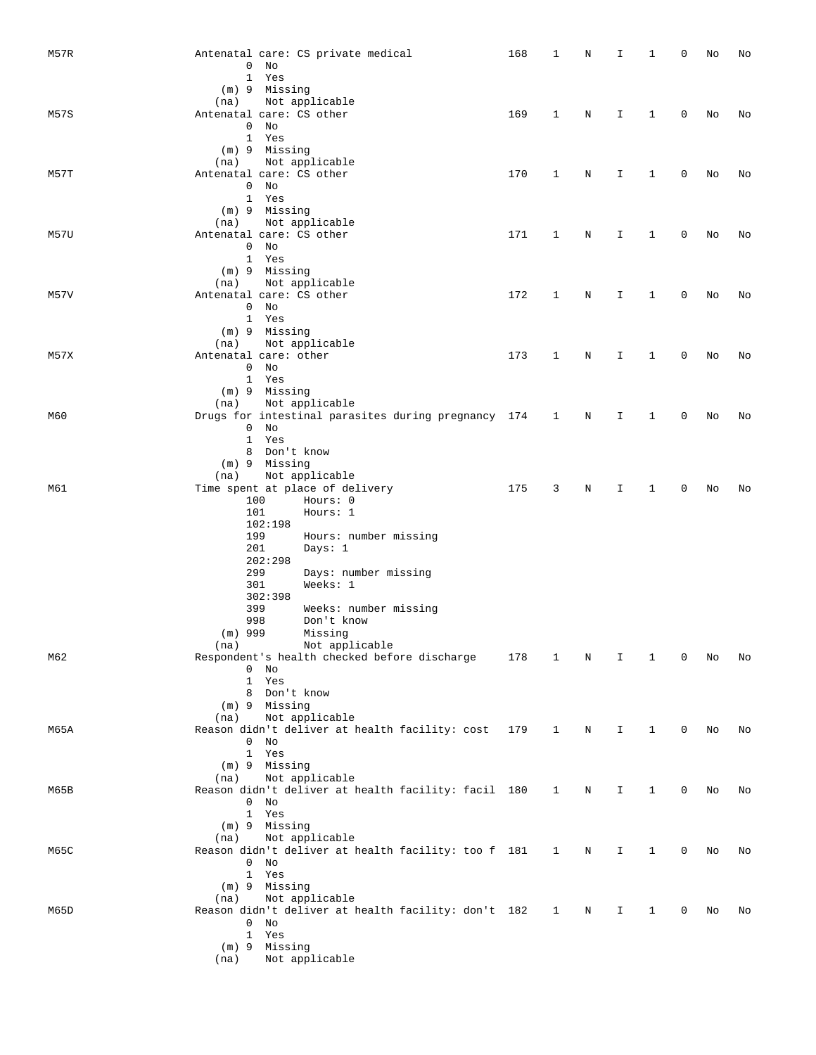```
M57R                 Antenatal care: CS private medical             168    1    N    I    1    0   No    No
                           0  No
                           1  Yes
                       (m) 9  Missing
                      (na)    Not applicable
M57S                 Antenatal care: CS other                       169    1    N    I    1    0   No    No
                           0  No
                           1  Yes
                       (m) 9  Missing
                      (na)    Not applicable
M57T                 Antenatal care: CS other                       170    1    N    I    1    0   No    No
                           0  No
                           1  Yes
                       (m) 9  Missing
                      (na)    Not applicable
M57U                 Antenatal care: CS other                       171    1    N    I    1    0   No    No
                           0  No
                           1  Yes
                       (m) 9  Missing
                      (na)    Not applicable
M57V                 Antenatal care: CS other                       172    1    N    I    1    0   No    No
                           0  No
                           1  Yes
                       (m) 9  Missing
                      (na)    Not applicable
M57X                 Antenatal care: other                          173    1    N    I    1    0   No    No
                           0  No
                           1  Yes
                       (m) 9  Missing
                      (na)    Not applicable
M60                  Drugs for intestinal parasites during pregnancy  174    1    N    I    1    0   No    No
                           0  No
                           1  Yes
                           8  Don't know
                       (m) 9  Missing
                      (na)    Not applicable
M61                  Time spent at place of delivery                175    3    N    I    1    0   No    No
                          100       Hours: 0
                          101       Hours: 1
                          102:198
                          199       Hours: number missing
                          201       Days: 1
                          202:298
                          299       Days: number missing
                          301       Weeks: 1
                          302:398
                          399       Weeks: number missing
                          998       Don't know
                      (m) 999       Missing
                      (na)          Not applicable
M62                  Respondent's health checked before discharge   178    1    N    I    1    0   No    No
                           0  No
                           1  Yes
                           8  Don't know
                       (m) 9  Missing
                      (na)    Not applicable
M65A                 Reason didn't deliver at health facility: cost   179    1    N    I    1    0   No    No
                           0  No
                           1  Yes
                       (m) 9  Missing
                      (na)    Not applicable
M65B                 Reason didn't deliver at health facility: facil  180    1    N    I    1    0   No    No
                           0  No
                           1  Yes
                       (m) 9  Missing
                      (na)    Not applicable
M65C                 Reason didn't deliver at health facility: too f  181    1    N    I    1    0   No    No
                           0  No
                           1  Yes
                       (m) 9  Missing
                      (na)    Not applicable
M65D                 Reason didn't deliver at health facility: don't  182    1    N    I    1    0   No    No
                           0  No
                           1  Yes
                       (m) 9  Missing
                      (na)    Not applicable
```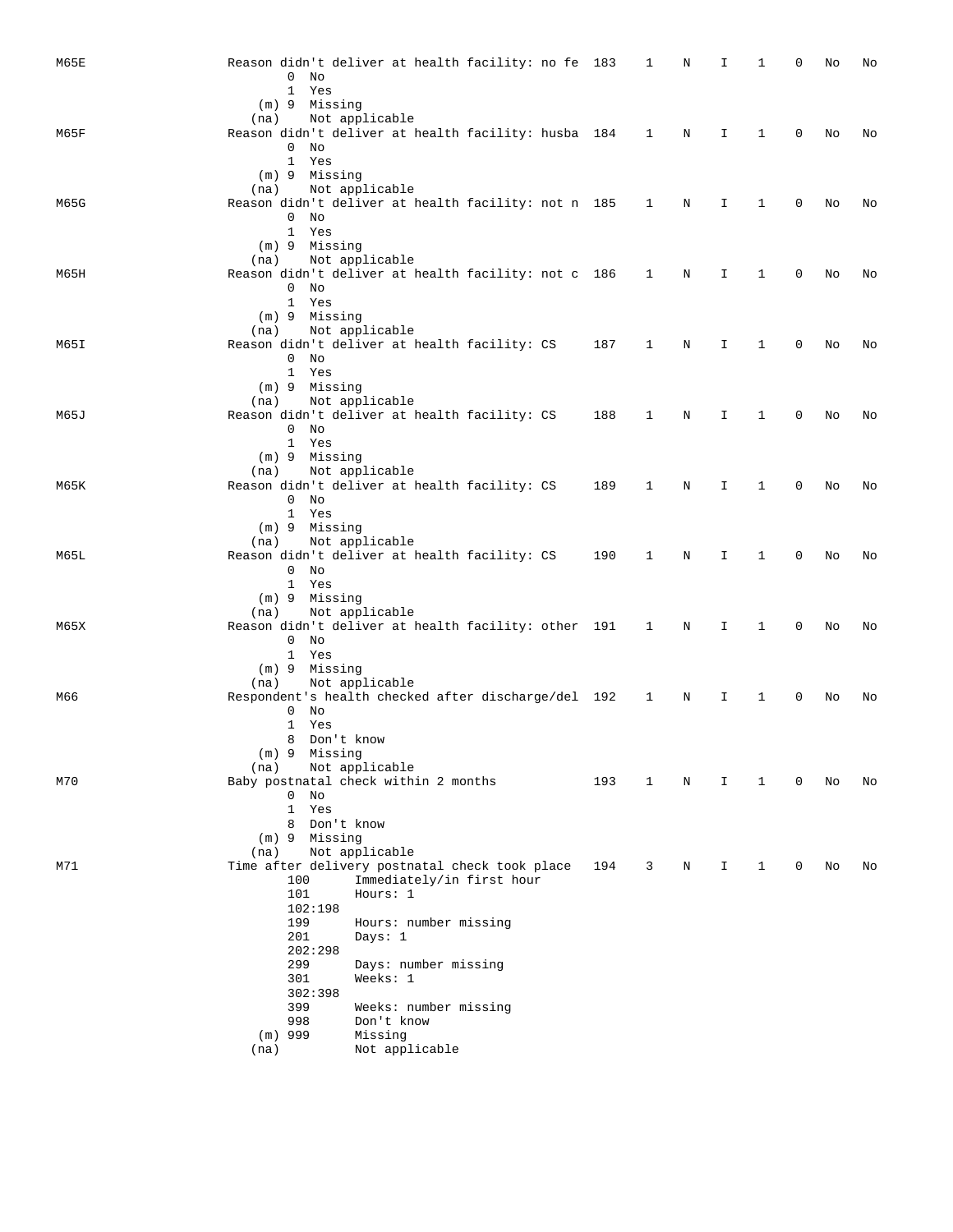```
M65E                Reason didn't deliver at health facility: no fe  183    1    N    I    1    0    No    No
                          0  No
                          1  Yes
                      (m) 9  Missing
                     (na)    Not applicable
M65F                Reason didn't deliver at health facility: husba  184    1    N    I    1    0    No    No
                          0  No
                          1  Yes
                      (m) 9  Missing
                     (na)    Not applicable
M65G                Reason didn't deliver at health facility: not n  185    1    N    I    1    0    No    No
                          0  No
                          1  Yes
                      (m) 9  Missing
                     (na)    Not applicable
M65H                Reason didn't deliver at health facility: not c  186    1    N    I    1    0    No    No
                          0  No
                          1  Yes
                      (m) 9  Missing
                     (na)    Not applicable
M65I                Reason didn't deliver at health facility: CS     187    1    N    I    1    0    No    No
                          0  No
                          1  Yes
                      (m) 9  Missing
                     (na)    Not applicable
M65J                Reason didn't deliver at health facility: CS     188    1    N    I    1    0    No    No
                          0  No
                          1  Yes
                      (m) 9  Missing
                     (na)    Not applicable
M65K                Reason didn't deliver at health facility: CS     189    1    N    I    1    0    No    No
                          0  No
                          1  Yes
                      (m) 9  Missing
                     (na)    Not applicable
M65L                Reason didn't deliver at health facility: CS     190    1    N    I    1    0    No    No
                          0  No
                          1  Yes
                      (m) 9  Missing
                     (na)    Not applicable
M65X                Reason didn't deliver at health facility: other  191    1    N    I    1    0    No    No
                          0  No
                          1  Yes
                      (m) 9  Missing
                     (na)    Not applicable
M66                 Respondent's health checked after discharge/del  192    1    N    I    1    0    No    No
                          0  No
                          1  Yes
                          8  Don't know
                      (m) 9  Missing
                     (na)    Not applicable
M70                 Baby postnatal check within 2 months             193    1    N    I    1    0    No    No
                          0  No
                          1  Yes
                          8  Don't know
                      (m) 9  Missing
                     (na)    Not applicable
M71                 Time after delivery postnatal check took place   194    3    N    I    1    0    No    No
                          100      Immediately/in first hour
                          101      Hours: 1
                          102:198
                          199      Hours: number missing
                          201      Days: 1
                          202:298
                          299      Days: number missing
                          301      Weeks: 1
                          302:398
                          399      Weeks: number missing
                          998      Don't know
                      (m) 999      Missing
                     (na)          Not applicable
```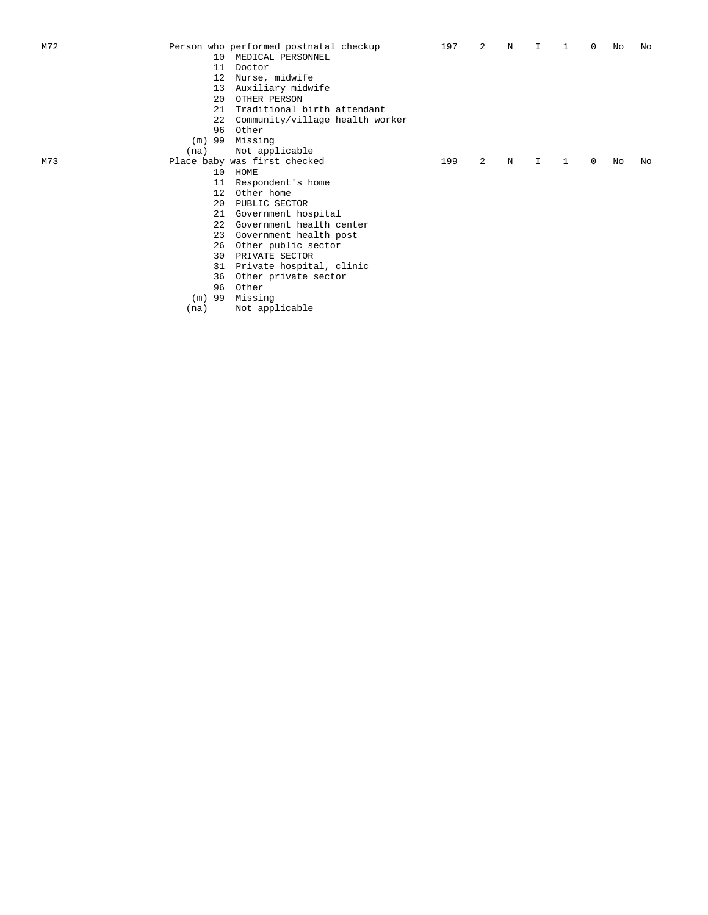```
M72                     Person who performed postnatal checkup          197    2    N    I    1    0   No   No
                                10  MEDICAL PERSONNEL
                                11  Doctor
                                12  Nurse, midwife
                                13  Auxiliary midwife
                                20  OTHER PERSON
                                21  Traditional birth attendant
                                22  Community/village health worker
                                96  Other
                            (m) 99  Missing
                           (na)     Not applicable
M73                     Place baby was first checked                    199    2    N    I    1    0   No   No
                                10  HOME
                                11  Respondent's home
                                12  Other home
                                20  PUBLIC SECTOR
                                21  Government hospital
                                22  Government health center
                                23  Government health post
                                26  Other public sector
                                30  PRIVATE SECTOR
                                31  Private hospital, clinic
                                36  Other private sector
                                96  Other
                            (m) 99  Missing
                           (na)     Not applicable
```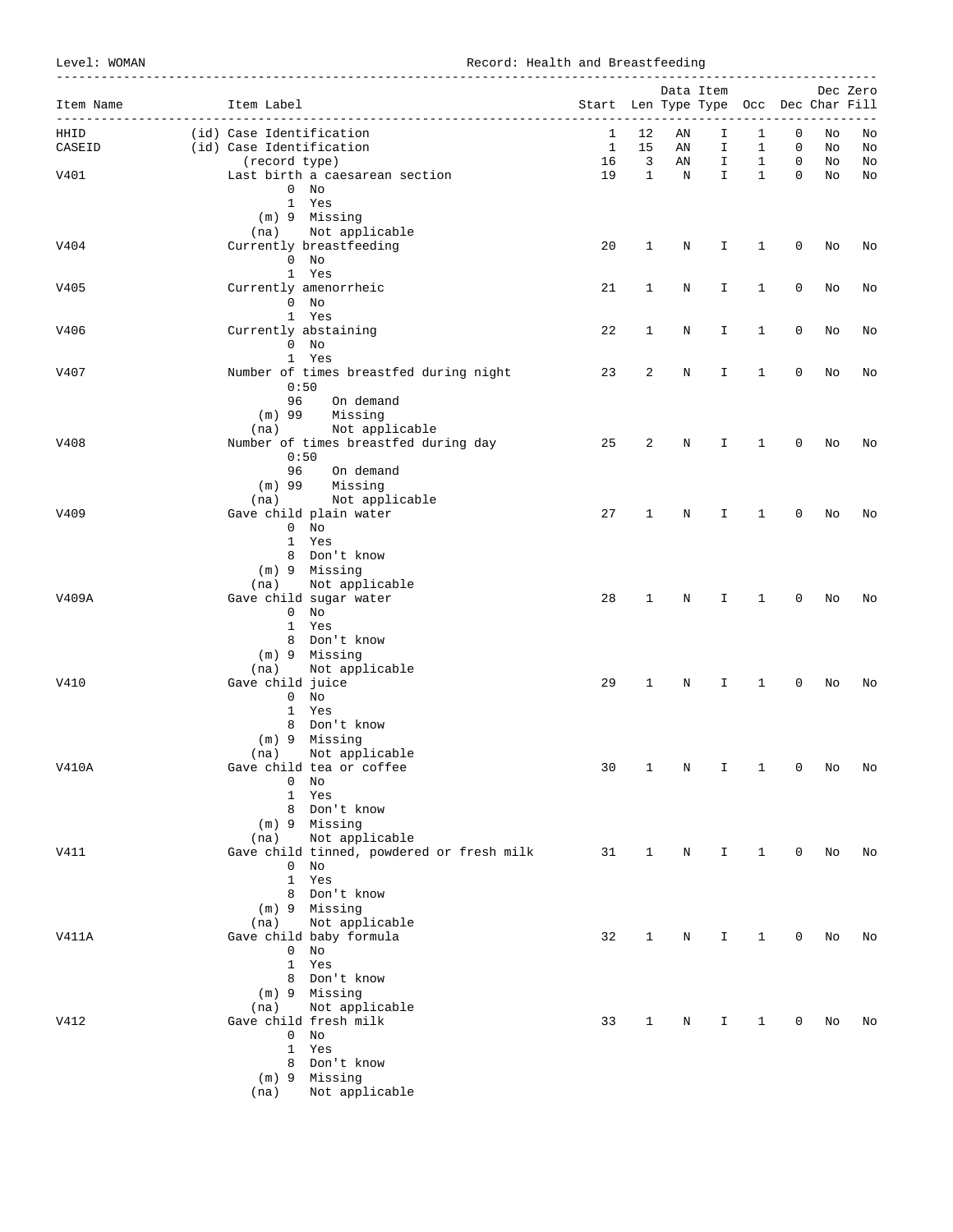Level: WOMAN                                                    Record: Health and Breastfeeding

| Item Name | Item Label | Start | Len | Data Type | Item Type | Occ | Dec | Dec Char | Zero Fill |
|---|---|---|---|---|---|---|---|---|---|
| HHID | (id) Case Identification | 1 | 12 | AN | I | 1 | 0 | No | No |
| CASEID | (id) Case Identification | 1 | 15 | AN | I | 1 | 0 | No | No |
| | (record type) | 16 | 3 | AN | I | 1 | 0 | No | No |
| V401 | Last birth a caesarean section<br>0 No<br>1 Yes<br>(m) 9 Missing<br>(na) Not applicable | 19 | 1 | N | I | 1 | 0 | No | No |
| V404 | Currently breastfeeding<br>0 No<br>1 Yes | 20 | 1 | N | I | 1 | 0 | No | No |
| V405 | Currently amenorrheic<br>0 No<br>1 Yes | 21 | 1 | N | I | 1 | 0 | No | No |
| V406 | Currently abstaining<br>0 No<br>1 Yes | 22 | 1 | N | I | 1 | 0 | No | No |
| V407 | Number of times breastfed during night<br>0:50<br>96 On demand<br>(m) 99 Missing<br>(na) Not applicable | 23 | 2 | N | I | 1 | 0 | No | No |
| V408 | Number of times breastfed during day<br>0:50<br>96 On demand<br>(m) 99 Missing<br>(na) Not applicable | 25 | 2 | N | I | 1 | 0 | No | No |
| V409 | Gave child plain water<br>0 No<br>1 Yes<br>8 Don't know<br>(m) 9 Missing<br>(na) Not applicable | 27 | 1 | N | I | 1 | 0 | No | No |
| V409A | Gave child sugar water<br>0 No<br>1 Yes<br>8 Don't know<br>(m) 9 Missing<br>(na) Not applicable | 28 | 1 | N | I | 1 | 0 | No | No |
| V410 | Gave child juice<br>0 No<br>1 Yes<br>8 Don't know<br>(m) 9 Missing<br>(na) Not applicable | 29 | 1 | N | I | 1 | 0 | No | No |
| V410A | Gave child tea or coffee<br>0 No<br>1 Yes<br>8 Don't know<br>(m) 9 Missing<br>(na) Not applicable | 30 | 1 | N | I | 1 | 0 | No | No |
| V411 | Gave child tinned, powdered or fresh milk<br>0 No<br>1 Yes<br>8 Don't know<br>(m) 9 Missing<br>(na) Not applicable | 31 | 1 | N | I | 1 | 0 | No | No |
| V411A | Gave child baby formula<br>0 No<br>1 Yes<br>8 Don't know<br>(m) 9 Missing<br>(na) Not applicable | 32 | 1 | N | I | 1 | 0 | No | No |
| V412 | Gave child fresh milk<br>0 No<br>1 Yes<br>8 Don't know<br>(m) 9 Missing<br>(na) Not applicable | 33 | 1 | N | I | 1 | 0 | No | No |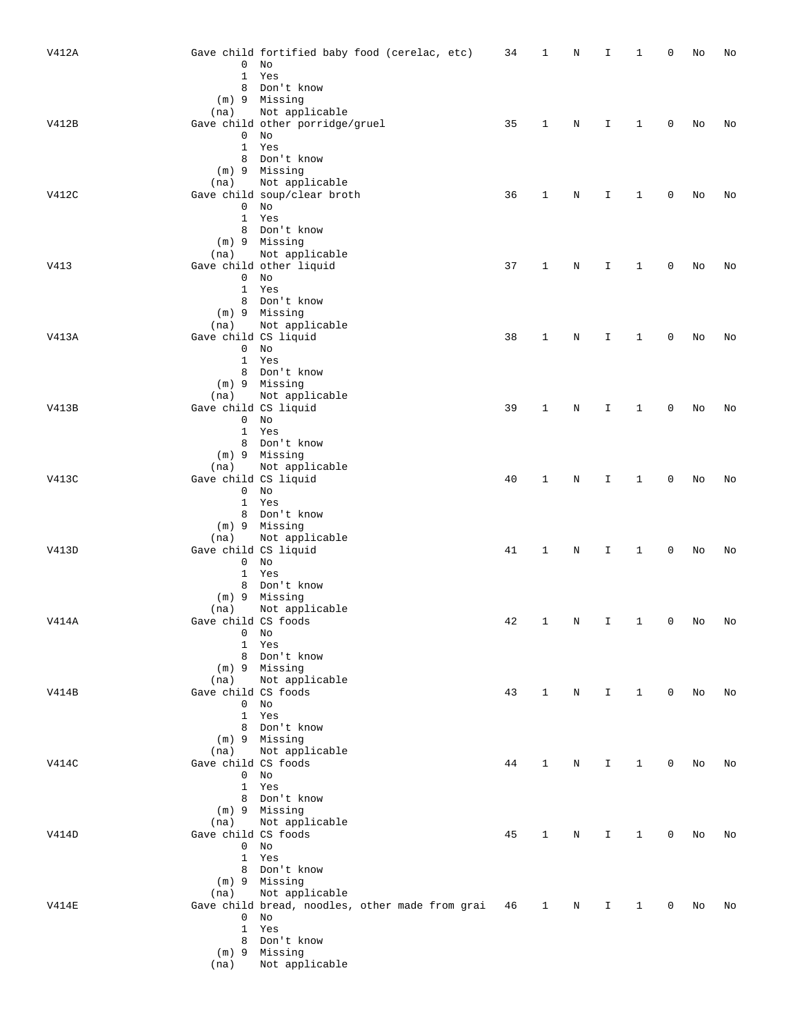```
V412A                Gave child fortified baby food (cerelac, etc)     34    1    N    I    1    0   No    No
                         0  No
                         1  Yes
                         8  Don't know
                     (m) 9  Missing
                    (na)    Not applicable
V412B                Gave child other porridge/gruel                   35    1    N    I    1    0   No    No
                         0  No
                         1  Yes
                         8  Don't know
                     (m) 9  Missing
                    (na)    Not applicable
V412C                Gave child soup/clear broth                       36    1    N    I    1    0   No    No
                         0  No
                         1  Yes
                         8  Don't know
                     (m) 9  Missing
                    (na)    Not applicable
V413                 Gave child other liquid                           37    1    N    I    1    0   No    No
                         0  No
                         1  Yes
                         8  Don't know
                     (m) 9  Missing
                    (na)    Not applicable
V413A                Gave child CS liquid                              38    1    N    I    1    0   No    No
                         0  No
                         1  Yes
                         8  Don't know
                     (m) 9  Missing
                    (na)    Not applicable
V413B                Gave child CS liquid                              39    1    N    I    1    0   No    No
                         0  No
                         1  Yes
                         8  Don't know
                     (m) 9  Missing
                    (na)    Not applicable
V413C                Gave child CS liquid                              40    1    N    I    1    0   No    No
                         0  No
                         1  Yes
                         8  Don't know
                     (m) 9  Missing
                    (na)    Not applicable
V413D                Gave child CS liquid                              41    1    N    I    1    0   No    No
                         0  No
                         1  Yes
                         8  Don't know
                     (m) 9  Missing
                    (na)    Not applicable
V414A                Gave child CS foods                               42    1    N    I    1    0   No    No
                         0  No
                         1  Yes
                         8  Don't know
                     (m) 9  Missing
                    (na)    Not applicable
V414B                Gave child CS foods                               43    1    N    I    1    0   No    No
                         0  No
                         1  Yes
                         8  Don't know
                     (m) 9  Missing
                    (na)    Not applicable
V414C                Gave child CS foods                               44    1    N    I    1    0   No    No
                         0  No
                         1  Yes
                         8  Don't know
                     (m) 9  Missing
                    (na)    Not applicable
V414D                Gave child CS foods                               45    1    N    I    1    0   No    No
                         0  No
                         1  Yes
                         8  Don't know
                     (m) 9  Missing
                    (na)    Not applicable
V414E                Gave child bread, noodles, other made from grai   46    1    N    I    1    0   No    No
                         0  No
                         1  Yes
                         8  Don't know
                     (m) 9  Missing
                    (na)    Not applicable
```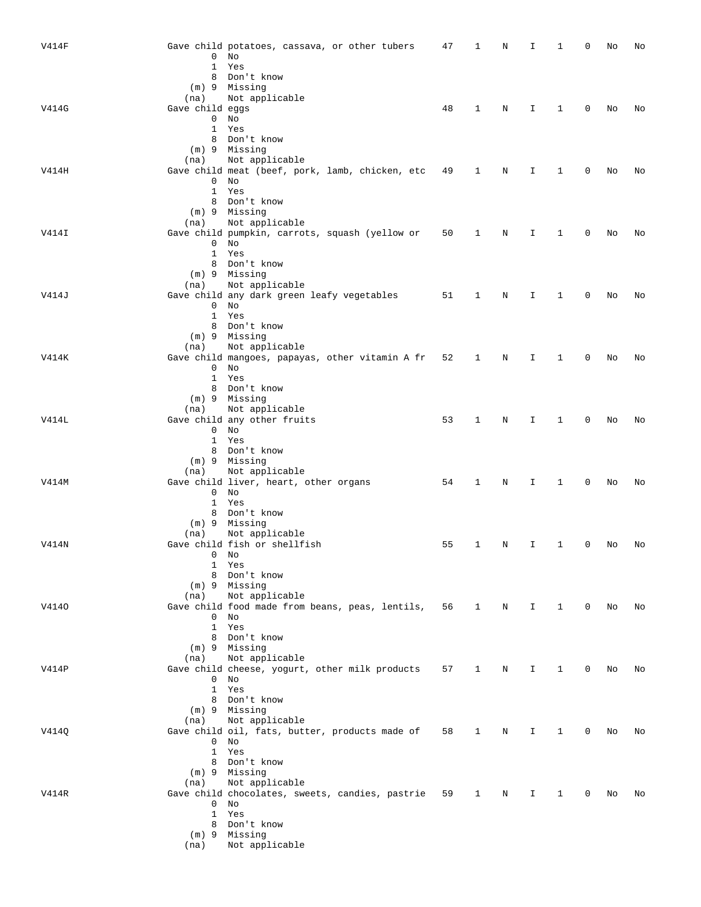```
V414F                   Gave child potatoes, cassava, or other tubers     47    1    N    I    1    0   No    No
                              0  No
                              1  Yes
                              8  Don't know
                          (m) 9  Missing
                         (na)    Not applicable
V414G                   Gave child eggs                                   48    1    N    I    1    0   No    No
                              0  No
                              1  Yes
                              8  Don't know
                          (m) 9  Missing
                         (na)    Not applicable
V414H                   Gave child meat (beef, pork, lamb, chicken, etc   49    1    N    I    1    0   No    No
                              0  No
                              1  Yes
                              8  Don't know
                          (m) 9  Missing
                         (na)    Not applicable
V414I                   Gave child pumpkin, carrots, squash (yellow or    50    1    N    I    1    0   No    No
                              0  No
                              1  Yes
                              8  Don't know
                          (m) 9  Missing
                         (na)    Not applicable
V414J                   Gave child any dark green leafy vegetables        51    1    N    I    1    0   No    No
                              0  No
                              1  Yes
                              8  Don't know
                          (m) 9  Missing
                         (na)    Not applicable
V414K                   Gave child mangoes, papayas, other vitamin A fr   52    1    N    I    1    0   No    No
                              0  No
                              1  Yes
                              8  Don't know
                          (m) 9  Missing
                         (na)    Not applicable
V414L                   Gave child any other fruits                       53    1    N    I    1    0   No    No
                              0  No
                              1  Yes
                              8  Don't know
                          (m) 9  Missing
                         (na)    Not applicable
V414M                   Gave child liver, heart, other organs             54    1    N    I    1    0   No    No
                              0  No
                              1  Yes
                              8  Don't know
                          (m) 9  Missing
                         (na)    Not applicable
V414N                   Gave child fish or shellfish                      55    1    N    I    1    0   No    No
                              0  No
                              1  Yes
                              8  Don't know
                          (m) 9  Missing
                         (na)    Not applicable
V414O                   Gave child food made from beans, peas, lentils,   56    1    N    I    1    0   No    No
                              0  No
                              1  Yes
                              8  Don't know
                          (m) 9  Missing
                         (na)    Not applicable
V414P                   Gave child cheese, yogurt, other milk products    57    1    N    I    1    0   No    No
                              0  No
                              1  Yes
                              8  Don't know
                          (m) 9  Missing
                         (na)    Not applicable
V414Q                   Gave child oil, fats, butter, products made of    58    1    N    I    1    0   No    No
                              0  No
                              1  Yes
                              8  Don't know
                          (m) 9  Missing
                         (na)    Not applicable
V414R                   Gave child chocolates, sweets, candies, pastrie   59    1    N    I    1    0   No    No
                              0  No
                              1  Yes
                              8  Don't know
                          (m) 9  Missing
                         (na)    Not applicable
```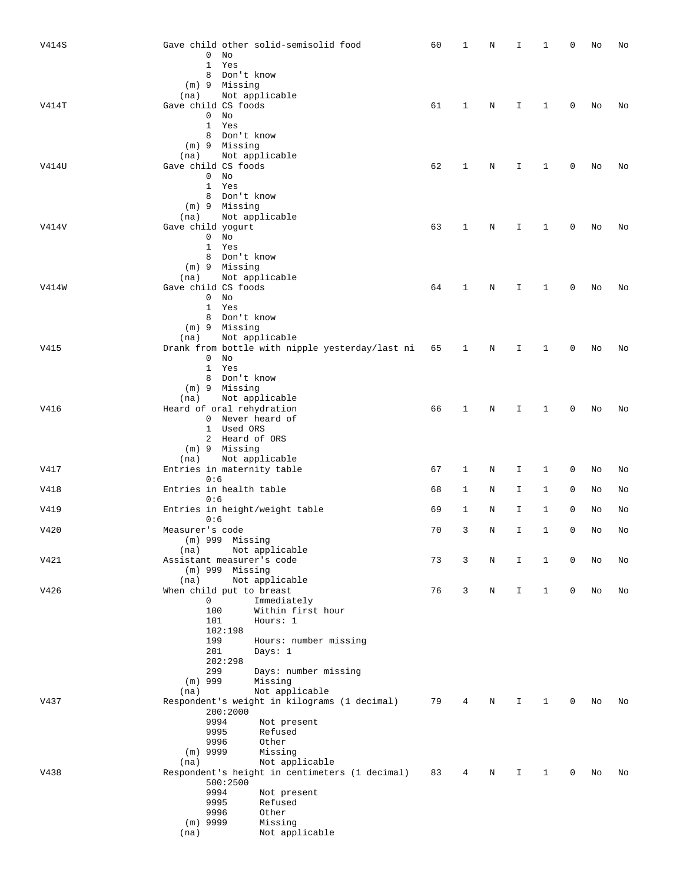```
V414S                Gave child other solid-semisolid food           60    1    N    I    1    0    No    No
                            0  No
                            1  Yes
                            8  Don't know
                        (m) 9  Missing
                       (na)    Not applicable
V414T                Gave child CS foods                             61    1    N    I    1    0    No    No
                            0  No
                            1  Yes
                            8  Don't know
                        (m) 9  Missing
                       (na)    Not applicable
V414U                Gave child CS foods                             62    1    N    I    1    0    No    No
                            0  No
                            1  Yes
                            8  Don't know
                        (m) 9  Missing
                       (na)    Not applicable
V414V                Gave child yogurt                               63    1    N    I    1    0    No    No
                            0  No
                            1  Yes
                            8  Don't know
                        (m) 9  Missing
                       (na)    Not applicable
V414W                Gave child CS foods                             64    1    N    I    1    0    No    No
                            0  No
                            1  Yes
                            8  Don't know
                        (m) 9  Missing
                       (na)    Not applicable
V415                 Drank from bottle with nipple yesterday/last ni 65    1    N    I    1    0    No    No
                            0  No
                            1  Yes
                            8  Don't know
                        (m) 9  Missing
                       (na)    Not applicable
V416                 Heard of oral rehydration                       66    1    N    I    1    0    No    No
                            0  Never heard of
                            1  Used ORS
                            2  Heard of ORS
                        (m) 9  Missing
                       (na)    Not applicable
V417                 Entries in maternity table                      67    1    N    I    1    0    No    No
                            0:6
V418                 Entries in health table                         68    1    N    I    1    0    No    No
                            0:6
V419                 Entries in height/weight table                  69    1    N    I    1    0    No    No
                            0:6
V420                 Measurer's code                                 70    3    N    I    1    0    No    No
                        (m) 999  Missing
                       (na)      Not applicable
V421                 Assistant measurer's code                       73    3    N    I    1    0    No    No
                        (m) 999  Missing
                       (na)      Not applicable
V426                 When child put to breast                        76    3    N    I    1    0    No    No
                            0          Immediately
                            100        Within first hour
                            101        Hours: 1
                            102:198
                            199        Hours: number missing
                            201        Days: 1
                            202:298
                            299        Days: number missing
                        (m) 999        Missing
                       (na)            Not applicable
V437                 Respondent's weight in kilograms (1 decimal)    79    4    N    I    1    0    No    No
                            200:2000
                            9994        Not present
                            9995        Refused
                            9996        Other
                        (m) 9999        Missing
                       (na)             Not applicable
V438                 Respondent's height in centimeters (1 decimal)  83    4    N    I    1    0    No    No
                            500:2500
                            9994        Not present
                            9995        Refused
                            9996        Other
                        (m) 9999        Missing
                       (na)             Not applicable
```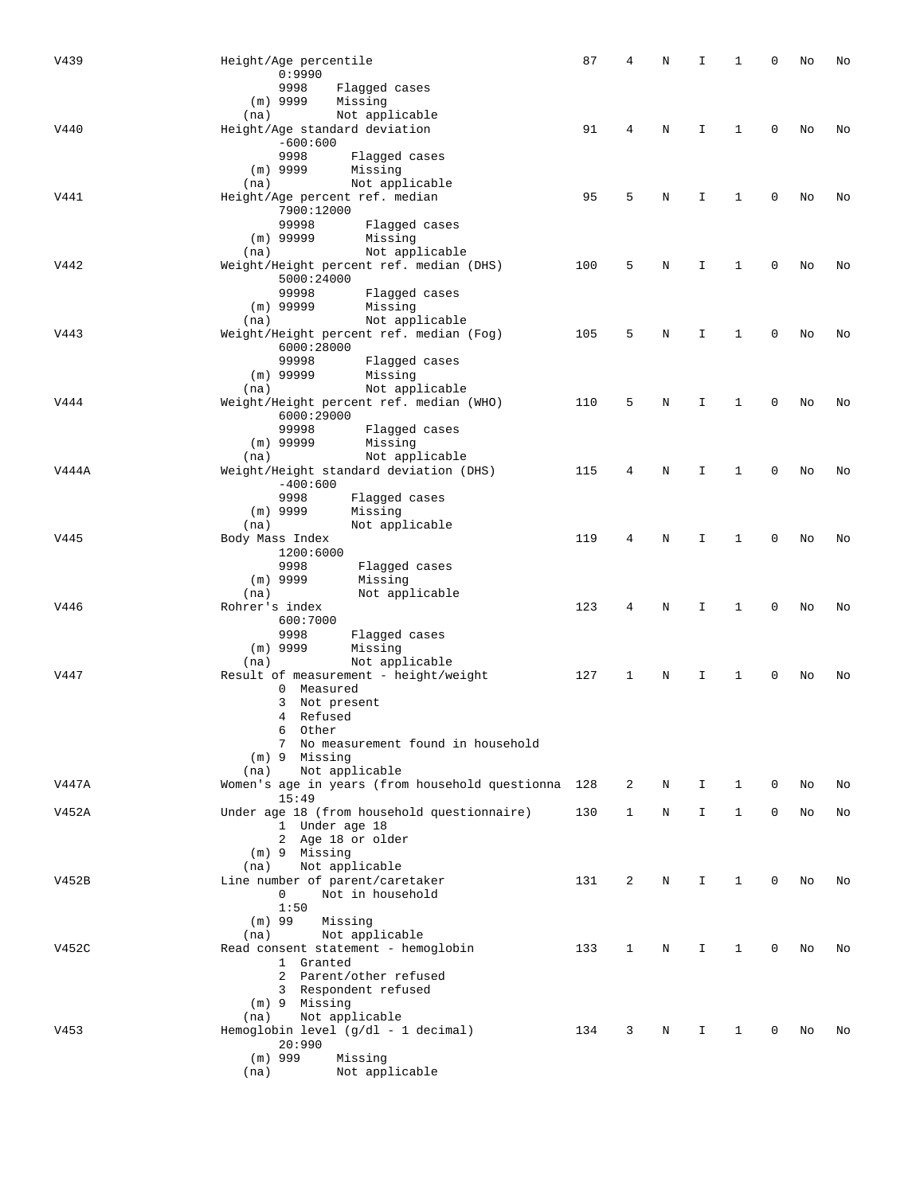```
V439                Height/Age percentile                            87    4    N    I    1    0    No    No
                          0:9990
                          9998     Flagged cases
                      (m) 9999     Missing
                     (na)          Not applicable
V440                Height/Age standard deviation                    91    4    N    I    1    0    No    No
                          -600:600
                          9998      Flagged cases
                      (m) 9999      Missing
                     (na)           Not applicable
V441                Height/Age percent ref. median                   95    5    N    I    1    0    No    No
                          7900:12000
                          99998       Flagged cases
                      (m) 99999       Missing
                     (na)             Not applicable
V442                Weight/Height percent ref. median (DHS)         100    5    N    I    1    0    No    No
                          5000:24000
                          99998       Flagged cases
                      (m) 99999       Missing
                     (na)             Not applicable
V443                Weight/Height percent ref. median (Fog)         105    5    N    I    1    0    No    No
                          6000:28000
                          99998       Flagged cases
                      (m) 99999       Missing
                     (na)             Not applicable
V444                Weight/Height percent ref. median (WHO)         110    5    N    I    1    0    No    No
                          6000:29000
                          99998       Flagged cases
                      (m) 99999       Missing
                     (na)             Not applicable
V444A               Weight/Height standard deviation (DHS)          115    4    N    I    1    0    No    No
                          -400:600
                          9998      Flagged cases
                      (m) 9999      Missing
                     (na)           Not applicable
V445                Body Mass Index                                 119    4    N    I    1    0    No    No
                          1200:6000
                          9998       Flagged cases
                      (m) 9999       Missing
                     (na)            Not applicable
V446                Rohrer's index                                  123    4    N    I    1    0    No    No
                          600:7000
                          9998      Flagged cases
                      (m) 9999      Missing
                     (na)           Not applicable
V447                Result of measurement - height/weight           127    1    N    I    1    0    No    No
                          0  Measured
                          3  Not present
                          4  Refused
                          6  Other
                          7  No measurement found in household
                      (m) 9  Missing
                     (na)    Not applicable
V447A               Women's age in years (from household questionna 128    2    N    I    1    0    No    No
                          15:49
V452A               Under age 18 (from household questionnaire)     130    1    N    I    1    0    No    No
                          1  Under age 18
                          2  Age 18 or older
                      (m) 9  Missing
                     (na)    Not applicable
V452B               Line number of parent/caretaker                 131    2    N    I    1    0    No    No
                          0     Not in household
                          1:50
                      (m) 99    Missing
                     (na)       Not applicable
V452C               Read consent statement - hemoglobin             133    1    N    I    1    0    No    No
                          1  Granted
                          2  Parent/other refused
                          3  Respondent refused
                      (m) 9  Missing
                     (na)    Not applicable
V453                Hemoglobin level (g/dl - 1 decimal)             134    3    N    I    1    0    No    No
                          20:990
                      (m) 999     Missing
                     (na)         Not applicable
```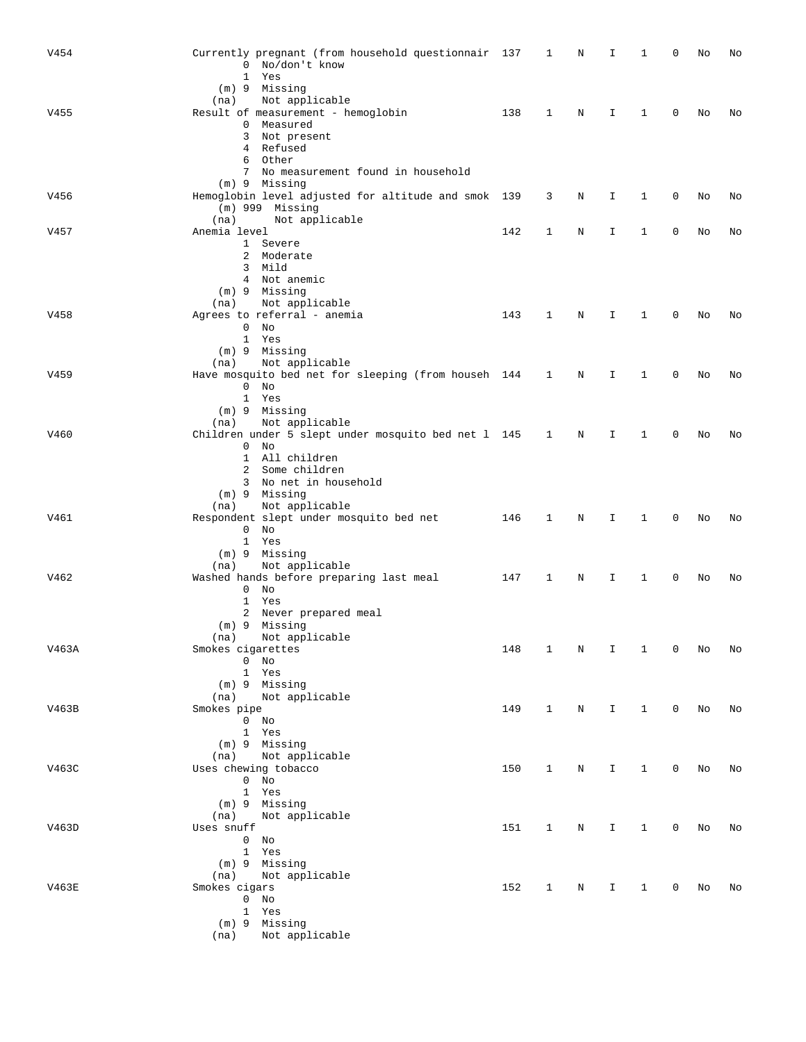| | | | | | | | | | |
|---|---|---|---|---|---|---|---|---|---|
| V454 | Currently pregnant (from household questionnair | 137 | 1 | N | I | 1 | 0 | No | No |
| | 0 No/don't know | | | | | | | | |
| | 1 Yes | | | | | | | | |
| | (m) 9 Missing | | | | | | | | |
| | (na) Not applicable | | | | | | | | |
| V455 | Result of measurement - hemoglobin | 138 | 1 | N | I | 1 | 0 | No | No |
| | 0 Measured | | | | | | | | |
| | 3 Not present | | | | | | | | |
| | 4 Refused | | | | | | | | |
| | 6 Other | | | | | | | | |
| | 7 No measurement found in household | | | | | | | | |
| | (m) 9 Missing | | | | | | | | |
| V456 | Hemoglobin level adjusted for altitude and smok | 139 | 3 | N | I | 1 | 0 | No | No |
| | (m) 999 Missing | | | | | | | | |
| | (na) Not applicable | | | | | | | | |
| V457 | Anemia level | 142 | 1 | N | I | 1 | 0 | No | No |
| | 1 Severe | | | | | | | | |
| | 2 Moderate | | | | | | | | |
| | 3 Mild | | | | | | | | |
| | 4 Not anemic | | | | | | | | |
| | (m) 9 Missing | | | | | | | | |
| | (na) Not applicable | | | | | | | | |
| V458 | Agrees to referral - anemia | 143 | 1 | N | I | 1 | 0 | No | No |
| | 0 No | | | | | | | | |
| | 1 Yes | | | | | | | | |
| | (m) 9 Missing | | | | | | | | |
| | (na) Not applicable | | | | | | | | |
| V459 | Have mosquito bed net for sleeping (from househ | 144 | 1 | N | I | 1 | 0 | No | No |
| | 0 No | | | | | | | | |
| | 1 Yes | | | | | | | | |
| | (m) 9 Missing | | | | | | | | |
| | (na) Not applicable | | | | | | | | |
| V460 | Children under 5 slept under mosquito bed net l | 145 | 1 | N | I | 1 | 0 | No | No |
| | 0 No | | | | | | | | |
| | 1 All children | | | | | | | | |
| | 2 Some children | | | | | | | | |
| | 3 No net in household | | | | | | | | |
| | (m) 9 Missing | | | | | | | | |
| | (na) Not applicable | | | | | | | | |
| V461 | Respondent slept under mosquito bed net | 146 | 1 | N | I | 1 | 0 | No | No |
| | 0 No | | | | | | | | |
| | 1 Yes | | | | | | | | |
| | (m) 9 Missing | | | | | | | | |
| | (na) Not applicable | | | | | | | | |
| V462 | Washed hands before preparing last meal | 147 | 1 | N | I | 1 | 0 | No | No |
| | 0 No | | | | | | | | |
| | 1 Yes | | | | | | | | |
| | 2 Never prepared meal | | | | | | | | |
| | (m) 9 Missing | | | | | | | | |
| | (na) Not applicable | | | | | | | | |
| V463A | Smokes cigarettes | 148 | 1 | N | I | 1 | 0 | No | No |
| | 0 No | | | | | | | | |
| | 1 Yes | | | | | | | | |
| | (m) 9 Missing | | | | | | | | |
| | (na) Not applicable | | | | | | | | |
| V463B | Smokes pipe | 149 | 1 | N | I | 1 | 0 | No | No |
| | 0 No | | | | | | | | |
| | 1 Yes | | | | | | | | |
| | (m) 9 Missing | | | | | | | | |
| | (na) Not applicable | | | | | | | | |
| V463C | Uses chewing tobacco | 150 | 1 | N | I | 1 | 0 | No | No |
| | 0 No | | | | | | | | |
| | 1 Yes | | | | | | | | |
| | (m) 9 Missing | | | | | | | | |
| | (na) Not applicable | | | | | | | | |
| V463D | Uses snuff | 151 | 1 | N | I | 1 | 0 | No | No |
| | 0 No | | | | | | | | |
| | 1 Yes | | | | | | | | |
| | (m) 9 Missing | | | | | | | | |
| | (na) Not applicable | | | | | | | | |
| V463E | Smokes cigars | 152 | 1 | N | I | 1 | 0 | No | No |
| | 0 No | | | | | | | | |
| | 1 Yes | | | | | | | | |
| | (m) 9 Missing | | | | | | | | |
| | (na) Not applicable | | | | | | | | |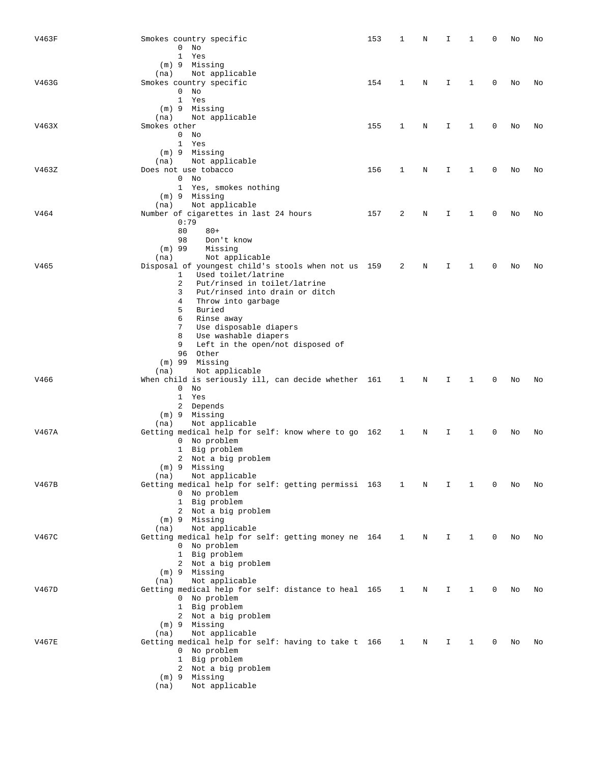```
V463F                Smokes country specific                     153    1    N    I    1    0   No    No
                            0  No
                            1  Yes
                        (m) 9  Missing
                       (na)    Not applicable
V463G                Smokes country specific                     154    1    N    I    1    0   No    No
                            0  No
                            1  Yes
                        (m) 9  Missing
                       (na)    Not applicable
V463X                Smokes other                                155    1    N    I    1    0   No    No
                            0  No
                            1  Yes
                        (m) 9  Missing
                       (na)    Not applicable
V463Z                Does not use tobacco                        156    1    N    I    1    0   No    No
                            0  No
                            1  Yes, smokes nothing
                        (m) 9  Missing
                       (na)    Not applicable
V464                 Number of cigarettes in last 24 hours       157    2    N    I    1    0   No    No
                            0:79
                            80    80+
                            98    Don't know
                        (m) 99    Missing
                       (na)       Not applicable
V465                 Disposal of youngest child's stools when not us  159    2    N    I    1    0   No    No
                            1   Used toilet/latrine
                            2   Put/rinsed in toilet/latrine
                            3   Put/rinsed into drain or ditch
                            4   Throw into garbage
                            5   Buried
                            6   Rinse away
                            7   Use disposable diapers
                            8   Use washable diapers
                            9   Left in the open/not disposed of
                            96  Other
                        (m) 99  Missing
                       (na)     Not applicable
V466                 When child is seriously ill, can decide whether  161    1    N    I    1    0   No    No
                            0  No
                            1  Yes
                            2  Depends
                        (m) 9  Missing
                       (na)    Not applicable
V467A                Getting medical help for self: know where to go  162    1    N    I    1    0   No    No
                            0  No problem
                            1  Big problem
                            2  Not a big problem
                        (m) 9  Missing
                       (na)    Not applicable
V467B                Getting medical help for self: getting permissi  163    1    N    I    1    0   No    No
                            0  No problem
                            1  Big problem
                            2  Not a big problem
                        (m) 9  Missing
                       (na)    Not applicable
V467C                Getting medical help for self: getting money ne  164    1    N    I    1    0   No    No
                            0  No problem
                            1  Big problem
                            2  Not a big problem
                        (m) 9  Missing
                       (na)    Not applicable
V467D                Getting medical help for self: distance to heal  165    1    N    I    1    0   No    No
                            0  No problem
                            1  Big problem
                            2  Not a big problem
                        (m) 9  Missing
                       (na)    Not applicable
V467E                Getting medical help for self: having to take t  166    1    N    I    1    0   No    No
                            0  No problem
                            1  Big problem
                            2  Not a big problem
                        (m) 9  Missing
                       (na)    Not applicable
```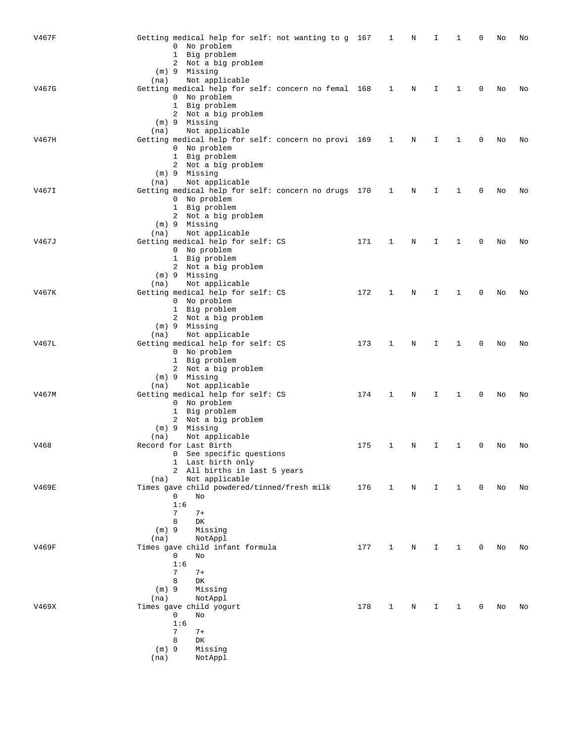```
V467F                Getting medical help for self: not wanting to g  167    1    N    I    1    0    No    No
                            0  No problem
                            1  Big problem
                            2  Not a big problem
                        (m) 9  Missing
                       (na)    Not applicable
V467G                Getting medical help for self: concern no femal  168    1    N    I    1    0    No    No
                            0  No problem
                            1  Big problem
                            2  Not a big problem
                        (m) 9  Missing
                       (na)    Not applicable
V467H                Getting medical help for self: concern no provi  169    1    N    I    1    0    No    No
                            0  No problem
                            1  Big problem
                            2  Not a big problem
                        (m) 9  Missing
                       (na)    Not applicable
V467I                Getting medical help for self: concern no drugs  170    1    N    I    1    0    No    No
                            0  No problem
                            1  Big problem
                            2  Not a big problem
                        (m) 9  Missing
                       (na)    Not applicable
V467J                Getting medical help for self: CS                171    1    N    I    1    0    No    No
                            0  No problem
                            1  Big problem
                            2  Not a big problem
                        (m) 9  Missing
                       (na)    Not applicable
V467K                Getting medical help for self: CS                172    1    N    I    1    0    No    No
                            0  No problem
                            1  Big problem
                            2  Not a big problem
                        (m) 9  Missing
                       (na)    Not applicable
V467L                Getting medical help for self: CS                173    1    N    I    1    0    No    No
                            0  No problem
                            1  Big problem
                            2  Not a big problem
                        (m) 9  Missing
                       (na)    Not applicable
V467M                Getting medical help for self: CS                174    1    N    I    1    0    No    No
                            0  No problem
                            1  Big problem
                            2  Not a big problem
                        (m) 9  Missing
                       (na)    Not applicable
V468                 Record for Last Birth                            175    1    N    I    1    0    No    No
                            0  See specific questions
                            1  Last birth only
                            2  All births in last 5 years
                       (na)    Not applicable
V469E                Times gave child powdered/tinned/fresh milk      176    1    N    I    1    0    No    No
                            0    No
                           1:6
                            7    7+
                            8    DK
                        (m) 9    Missing
                       (na)      NotAppl
V469F                Times gave child infant formula                  177    1    N    I    1    0    No    No
                            0    No
                           1:6
                            7    7+
                            8    DK
                        (m) 9    Missing
                       (na)      NotAppl
V469X                Times gave child yogurt                          178    1    N    I    1    0    No    No
                            0    No
                           1:6
                            7    7+
                            8    DK
                        (m) 9    Missing
                       (na)      NotAppl
```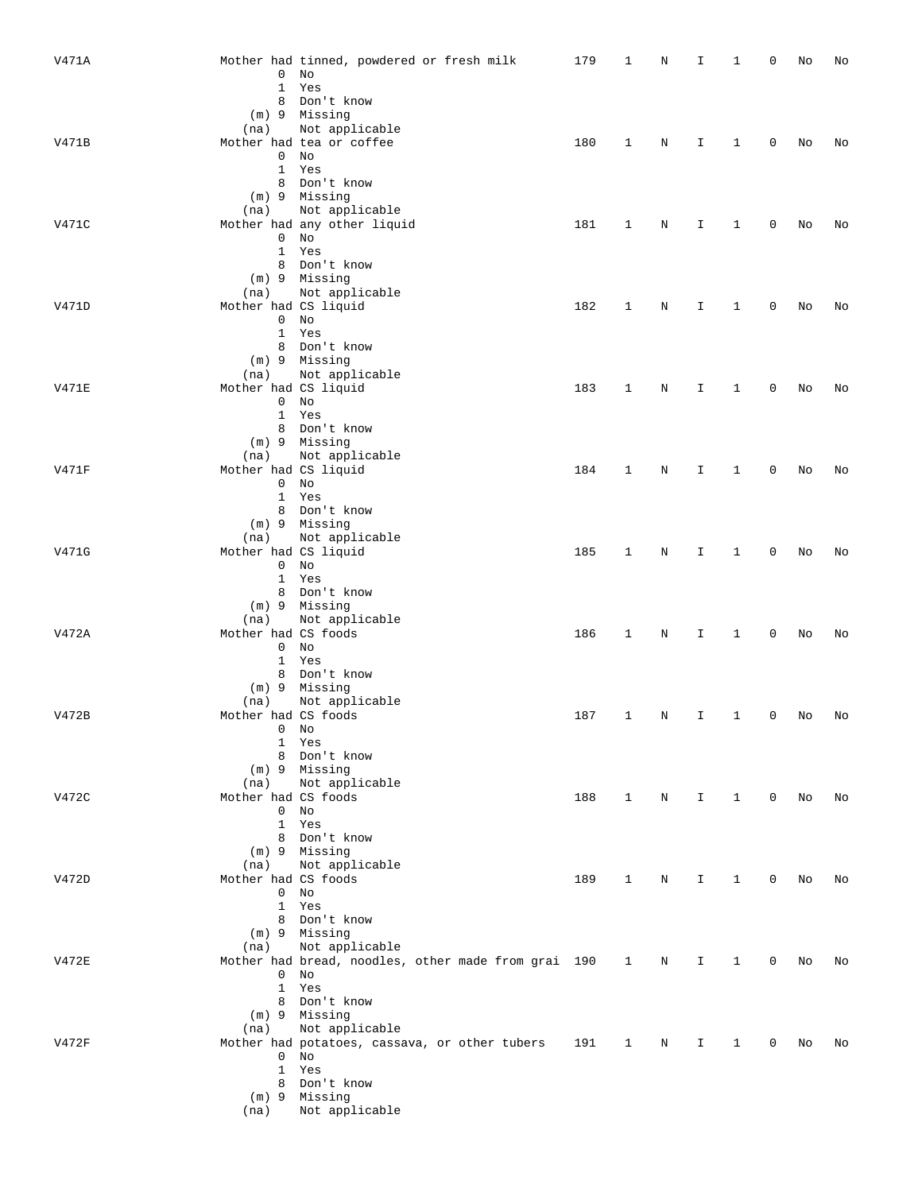```
V471A                 Mother had tinned, powdered or fresh milk       179    1    N    I    1    0   No    No
                            0  No
                            1  Yes
                            8  Don't know
                        (m) 9  Missing
                       (na)    Not applicable
V471B                 Mother had tea or coffee                        180    1    N    I    1    0   No    No
                            0  No
                            1  Yes
                            8  Don't know
                        (m) 9  Missing
                       (na)    Not applicable
V471C                 Mother had any other liquid                     181    1    N    I    1    0   No    No
                            0  No
                            1  Yes
                            8  Don't know
                        (m) 9  Missing
                       (na)    Not applicable
V471D                 Mother had CS liquid                            182    1    N    I    1    0   No    No
                            0  No
                            1  Yes
                            8  Don't know
                        (m) 9  Missing
                       (na)    Not applicable
V471E                 Mother had CS liquid                            183    1    N    I    1    0   No    No
                            0  No
                            1  Yes
                            8  Don't know
                        (m) 9  Missing
                       (na)    Not applicable
V471F                 Mother had CS liquid                            184    1    N    I    1    0   No    No
                            0  No
                            1  Yes
                            8  Don't know
                        (m) 9  Missing
                       (na)    Not applicable
V471G                 Mother had CS liquid                            185    1    N    I    1    0   No    No
                            0  No
                            1  Yes
                            8  Don't know
                        (m) 9  Missing
                       (na)    Not applicable
V472A                 Mother had CS foods                             186    1    N    I    1    0   No    No
                            0  No
                            1  Yes
                            8  Don't know
                        (m) 9  Missing
                       (na)    Not applicable
V472B                 Mother had CS foods                             187    1    N    I    1    0   No    No
                            0  No
                            1  Yes
                            8  Don't know
                        (m) 9  Missing
                       (na)    Not applicable
V472C                 Mother had CS foods                             188    1    N    I    1    0   No    No
                            0  No
                            1  Yes
                            8  Don't know
                        (m) 9  Missing
                       (na)    Not applicable
V472D                 Mother had CS foods                             189    1    N    I    1    0   No    No
                            0  No
                            1  Yes
                            8  Don't know
                        (m) 9  Missing
                       (na)    Not applicable
V472E                 Mother had bread, noodles, other made from grai 190    1    N    I    1    0   No    No
                            0  No
                            1  Yes
                            8  Don't know
                        (m) 9  Missing
                       (na)    Not applicable
V472F                 Mother had potatoes, cassava, or other tubers   191    1    N    I    1    0   No    No
                            0  No
                            1  Yes
                            8  Don't know
                        (m) 9  Missing
                       (na)    Not applicable
```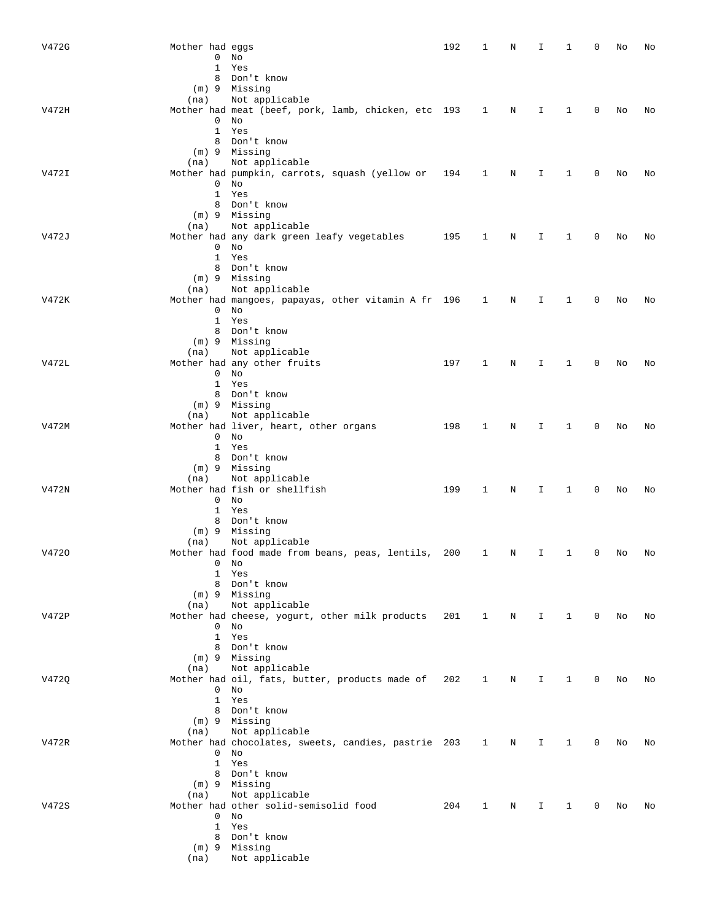```
V472G               Mother had eggs                                 192    1    N    I    1    0   No    No
                           0  No
                           1  Yes
                           8  Don't know
                       (m) 9  Missing
                      (na)    Not applicable
V472H               Mother had meat (beef, pork, lamb, chicken, etc 193    1    N    I    1    0   No    No
                           0  No
                           1  Yes
                           8  Don't know
                       (m) 9  Missing
                      (na)    Not applicable
V472I               Mother had pumpkin, carrots, squash (yellow or  194    1    N    I    1    0   No    No
                           0  No
                           1  Yes
                           8  Don't know
                       (m) 9  Missing
                      (na)    Not applicable
V472J               Mother had any dark green leafy vegetables      195    1    N    I    1    0   No    No
                           0  No
                           1  Yes
                           8  Don't know
                       (m) 9  Missing
                      (na)    Not applicable
V472K               Mother had mangoes, papayas, other vitamin A fr 196    1    N    I    1    0   No    No
                           0  No
                           1  Yes
                           8  Don't know
                       (m) 9  Missing
                      (na)    Not applicable
V472L               Mother had any other fruits                     197    1    N    I    1    0   No    No
                           0  No
                           1  Yes
                           8  Don't know
                       (m) 9  Missing
                      (na)    Not applicable
V472M               Mother had liver, heart, other organs           198    1    N    I    1    0   No    No
                           0  No
                           1  Yes
                           8  Don't know
                       (m) 9  Missing
                      (na)    Not applicable
V472N               Mother had fish or shellfish                    199    1    N    I    1    0   No    No
                           0  No
                           1  Yes
                           8  Don't know
                       (m) 9  Missing
                      (na)    Not applicable
V472O               Mother had food made from beans, peas, lentils, 200    1    N    I    1    0   No    No
                           0  No
                           1  Yes
                           8  Don't know
                       (m) 9  Missing
                      (na)    Not applicable
V472P               Mother had cheese, yogurt, other milk products  201    1    N    I    1    0   No    No
                           0  No
                           1  Yes
                           8  Don't know
                       (m) 9  Missing
                      (na)    Not applicable
V472Q               Mother had oil, fats, butter, products made of  202    1    N    I    1    0   No    No
                           0  No
                           1  Yes
                           8  Don't know
                       (m) 9  Missing
                      (na)    Not applicable
V472R               Mother had chocolates, sweets, candies, pastrie 203    1    N    I    1    0   No    No
                           0  No
                           1  Yes
                           8  Don't know
                       (m) 9  Missing
                      (na)    Not applicable
V472S               Mother had other solid-semisolid food           204    1    N    I    1    0   No    No
                           0  No
                           1  Yes
                           8  Don't know
                       (m) 9  Missing
                      (na)    Not applicable
```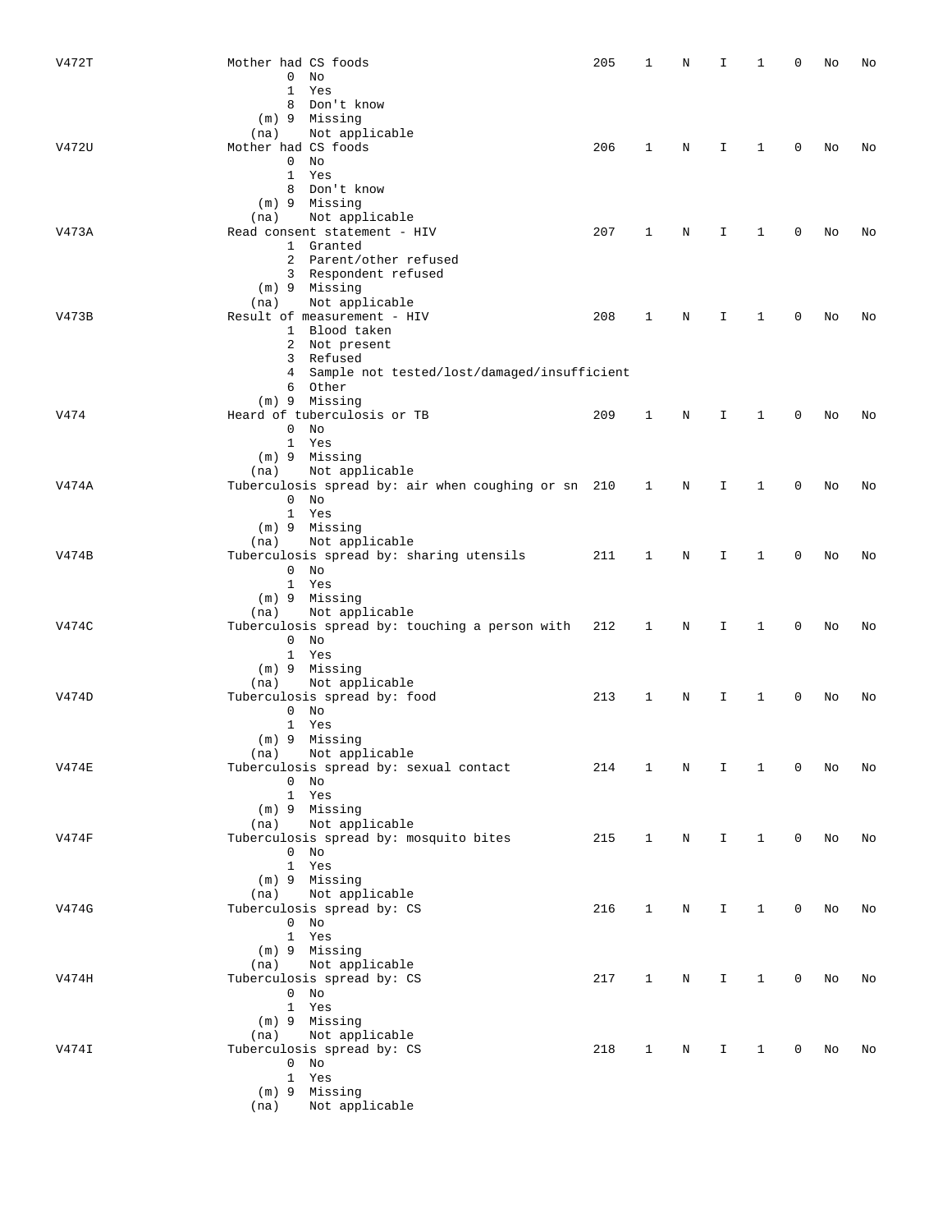```
V472T               Mother had CS foods                          205    1    N    I    1    0    No    No
                          0  No
                          1  Yes
                          8  Don't know
                      (m) 9  Missing
                     (na)    Not applicable
V472U               Mother had CS foods                          206    1    N    I    1    0    No    No
                          0  No
                          1  Yes
                          8  Don't know
                      (m) 9  Missing
                     (na)    Not applicable
V473A               Read consent statement - HIV                 207    1    N    I    1    0    No    No
                          1  Granted
                          2  Parent/other refused
                          3  Respondent refused
                      (m) 9  Missing
                     (na)    Not applicable
V473B               Result of measurement - HIV                  208    1    N    I    1    0    No    No
                          1  Blood taken
                          2  Not present
                          3  Refused
                          4  Sample not tested/lost/damaged/insufficient
                          6  Other
                      (m) 9  Missing
V474                Heard of tuberculosis or TB                  209    1    N    I    1    0    No    No
                          0  No
                          1  Yes
                      (m) 9  Missing
                     (na)    Not applicable
V474A               Tuberculosis spread by: air when coughing or sn  210    1    N    I    1    0    No    No
                          0  No
                          1  Yes
                      (m) 9  Missing
                     (na)    Not applicable
V474B               Tuberculosis spread by: sharing utensils     211    1    N    I    1    0    No    No
                          0  No
                          1  Yes
                      (m) 9  Missing
                     (na)    Not applicable
V474C               Tuberculosis spread by: touching a person with  212    1    N    I    1    0    No    No
                          0  No
                          1  Yes
                      (m) 9  Missing
                     (na)    Not applicable
V474D               Tuberculosis spread by: food                 213    1    N    I    1    0    No    No
                          0  No
                          1  Yes
                      (m) 9  Missing
                     (na)    Not applicable
V474E               Tuberculosis spread by: sexual contact       214    1    N    I    1    0    No    No
                          0  No
                          1  Yes
                      (m) 9  Missing
                     (na)    Not applicable
V474F               Tuberculosis spread by: mosquito bites       215    1    N    I    1    0    No    No
                          0  No
                          1  Yes
                      (m) 9  Missing
                     (na)    Not applicable
V474G               Tuberculosis spread by: CS                   216    1    N    I    1    0    No    No
                          0  No
                          1  Yes
                      (m) 9  Missing
                     (na)    Not applicable
V474H               Tuberculosis spread by: CS                   217    1    N    I    1    0    No    No
                          0  No
                          1  Yes
                      (m) 9  Missing
                     (na)    Not applicable
V474I               Tuberculosis spread by: CS                   218    1    N    I    1    0    No    No
                          0  No
                          1  Yes
                      (m) 9  Missing
                     (na)    Not applicable
```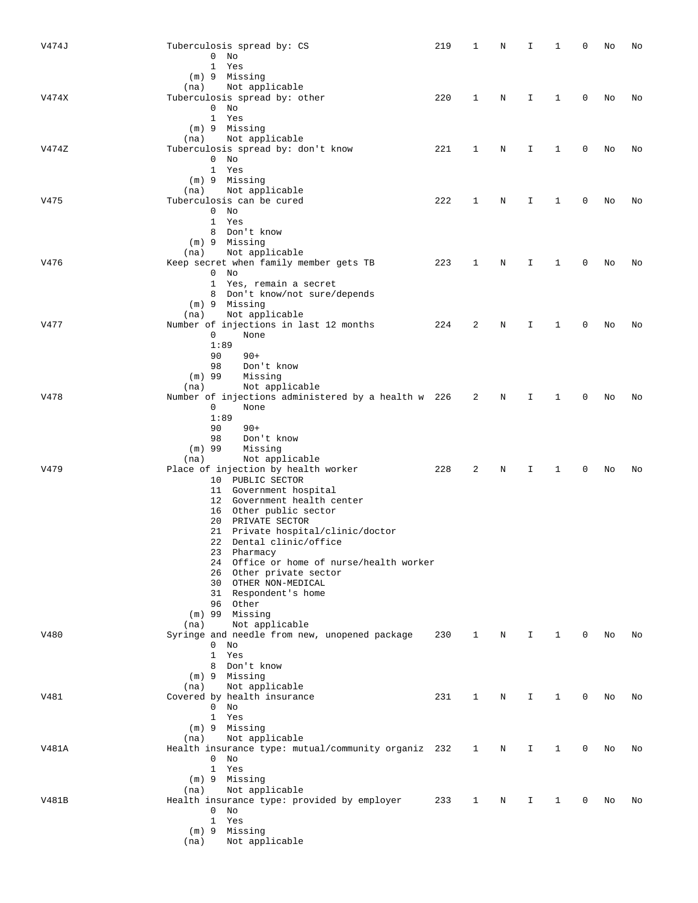```
V474J                Tuberculosis spread by: CS                    219    1    N    I    1    0    No    No
                            0  No
                            1  Yes
                        (m) 9  Missing
                       (na)    Not applicable
V474X                Tuberculosis spread by: other                 220    1    N    I    1    0    No    No
                            0  No
                            1  Yes
                        (m) 9  Missing
                       (na)    Not applicable
V474Z                Tuberculosis spread by: don't know            221    1    N    I    1    0    No    No
                            0  No
                            1  Yes
                        (m) 9  Missing
                       (na)    Not applicable
V475                 Tuberculosis can be cured                     222    1    N    I    1    0    No    No
                            0  No
                            1  Yes
                            8  Don't know
                        (m) 9  Missing
                       (na)    Not applicable
V476                 Keep secret when family member gets TB        223    1    N    I    1    0    No    No
                            0  No
                            1  Yes, remain a secret
                            8  Don't know/not sure/depends
                        (m) 9  Missing
                       (na)    Not applicable
V477                 Number of injections in last 12 months        224    2    N    I    1    0    No    No
                            0     None
                            1:89
                            90    90+
                            98    Don't know
                        (m) 99    Missing
                       (na)       Not applicable
V478                 Number of injections administered by a health w  226    2    N    I    1    0    No    No
                            0     None
                            1:89
                            90    90+
                            98    Don't know
                        (m) 99    Missing
                       (na)       Not applicable
V479                 Place of injection by health worker           228    2    N    I    1    0    No    No
                            10  PUBLIC SECTOR
                            11  Government hospital
                            12  Government health center
                            16  Other public sector
                            20  PRIVATE SECTOR
                            21  Private hospital/clinic/doctor
                            22  Dental clinic/office
                            23  Pharmacy
                            24  Office or home of nurse/health worker
                            26  Other private sector
                            30  OTHER NON-MEDICAL
                            31  Respondent's home
                            96  Other
                        (m) 99  Missing
                       (na)     Not applicable
V480                 Syringe and needle from new, unopened package  230    1    N    I    1    0    No    No
                            0  No
                            1  Yes
                            8  Don't know
                        (m) 9  Missing
                       (na)    Not applicable
V481                 Covered by health insurance                   231    1    N    I    1    0    No    No
                            0  No
                            1  Yes
                        (m) 9  Missing
                       (na)    Not applicable
V481A                Health insurance type: mutual/community organiz  232    1    N    I    1    0    No    No
                            0  No
                            1  Yes
                        (m) 9  Missing
                       (na)    Not applicable
V481B                Health insurance type: provided by employer   233    1    N    I    1    0    No    No
                            0  No
                            1  Yes
                        (m) 9  Missing
                       (na)    Not applicable
```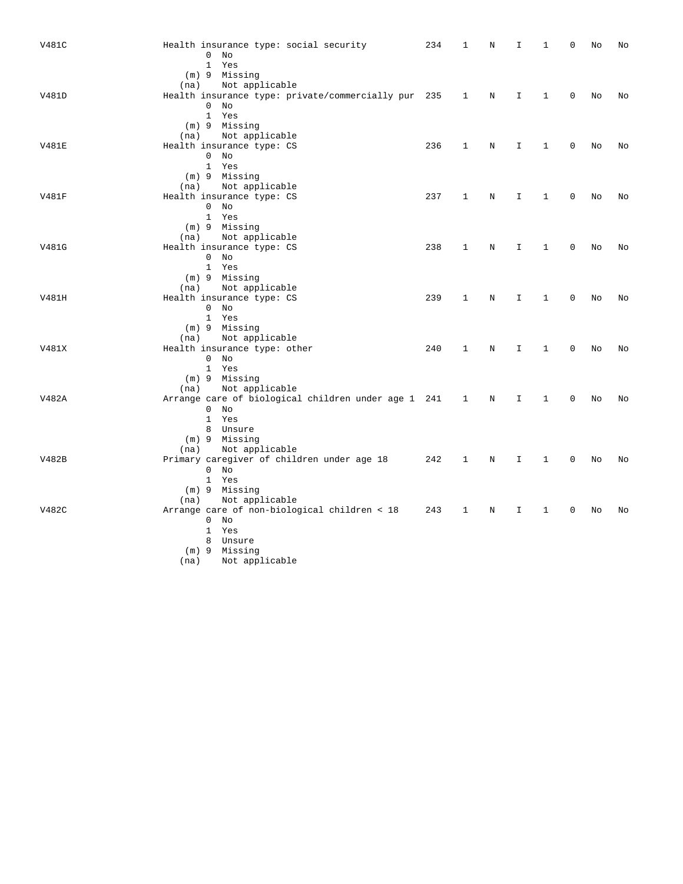| | | | | | | | | | |
|---|---|---|---|---|---|---|---|---|---|
| V481C | Health insurance type: social security | 234 | 1 | N | I | 1 | 0 | No | No |
| | 0 No | | | | | | | | |
| | 1 Yes | | | | | | | | |
| | (m) 9 Missing | | | | | | | | |
| | (na) Not applicable | | | | | | | | |
| V481D | Health insurance type: private/commercially pur | 235 | 1 | N | I | 1 | 0 | No | No |
| | 0 No | | | | | | | | |
| | 1 Yes | | | | | | | | |
| | (m) 9 Missing | | | | | | | | |
| | (na) Not applicable | | | | | | | | |
| V481E | Health insurance type: CS | 236 | 1 | N | I | 1 | 0 | No | No |
| | 0 No | | | | | | | | |
| | 1 Yes | | | | | | | | |
| | (m) 9 Missing | | | | | | | | |
| | (na) Not applicable | | | | | | | | |
| V481F | Health insurance type: CS | 237 | 1 | N | I | 1 | 0 | No | No |
| | 0 No | | | | | | | | |
| | 1 Yes | | | | | | | | |
| | (m) 9 Missing | | | | | | | | |
| | (na) Not applicable | | | | | | | | |
| V481G | Health insurance type: CS | 238 | 1 | N | I | 1 | 0 | No | No |
| | 0 No | | | | | | | | |
| | 1 Yes | | | | | | | | |
| | (m) 9 Missing | | | | | | | | |
| | (na) Not applicable | | | | | | | | |
| V481H | Health insurance type: CS | 239 | 1 | N | I | 1 | 0 | No | No |
| | 0 No | | | | | | | | |
| | 1 Yes | | | | | | | | |
| | (m) 9 Missing | | | | | | | | |
| | (na) Not applicable | | | | | | | | |
| V481X | Health insurance type: other | 240 | 1 | N | I | 1 | 0 | No | No |
| | 0 No | | | | | | | | |
| | 1 Yes | | | | | | | | |
| | (m) 9 Missing | | | | | | | | |
| | (na) Not applicable | | | | | | | | |
| V482A | Arrange care of biological children under age 1 | 241 | 1 | N | I | 1 | 0 | No | No |
| | 0 No | | | | | | | | |
| | 1 Yes | | | | | | | | |
| | 8 Unsure | | | | | | | | |
| | (m) 9 Missing | | | | | | | | |
| | (na) Not applicable | | | | | | | | |
| V482B | Primary caregiver of children under age 18 | 242 | 1 | N | I | 1 | 0 | No | No |
| | 0 No | | | | | | | | |
| | 1 Yes | | | | | | | | |
| | (m) 9 Missing | | | | | | | | |
| | (na) Not applicable | | | | | | | | |
| V482C | Arrange care of non-biological children < 18 | 243 | 1 | N | I | 1 | 0 | No | No |
| | 0 No | | | | | | | | |
| | 1 Yes | | | | | | | | |
| | 8 Unsure | | | | | | | | |
| | (m) 9 Missing | | | | | | | | |
| | (na) Not applicable | | | | | | | | |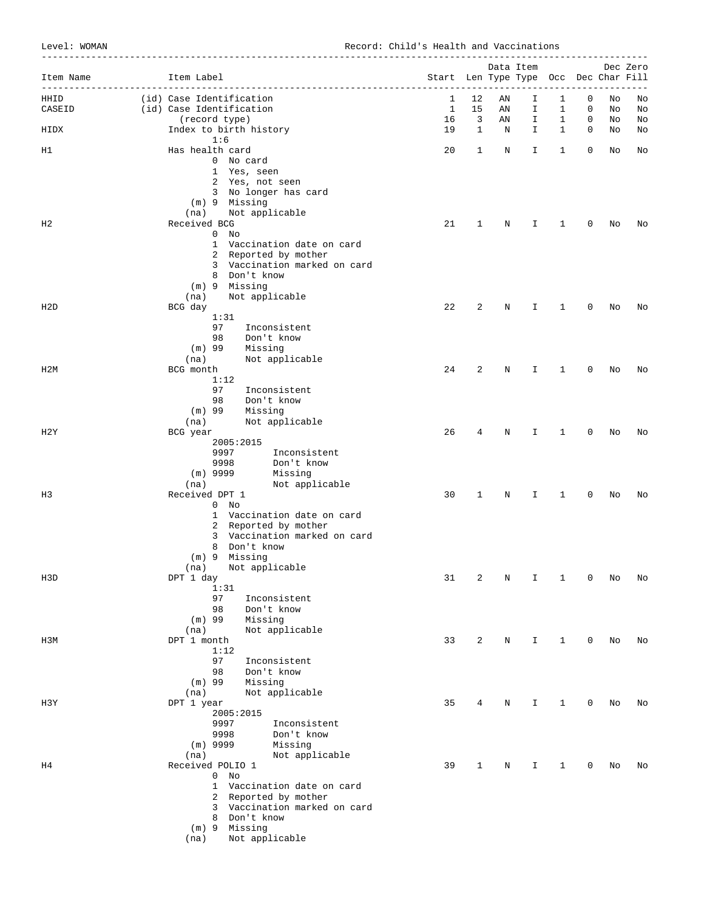Level: WOMAN                                                    Record: Child's Health and Vaccinations

| Item Name | Item Label | Start | Len | Data Type | Item Type | Occ | Dec | Dec Char | Zero Fill |
|---|---|---|---|---|---|---|---|---|---|
| HHID | (id) Case Identification | 1 | 12 | AN | I | 1 | 0 | No | No |
| CASEID | (id) Case Identification | 1 | 15 | AN | I | 1 | 0 | No | No |
| | (record type) | 16 | 3 | AN | I | 1 | 0 | No | No |
| HIDX | Index to birth history<br>1:6 | 19 | 1 | N | I | 1 | 0 | No | No |
| H1 | Has health card<br>0 No card<br>1 Yes, seen<br>2 Yes, not seen<br>3 No longer has card<br>(m) 9 Missing<br>(na) Not applicable | 20 | 1 | N | I | 1 | 0 | No | No |
| H2 | Received BCG<br>0 No<br>1 Vaccination date on card<br>2 Reported by mother<br>3 Vaccination marked on card<br>8 Don't know<br>(m) 9 Missing<br>(na) Not applicable | 21 | 1 | N | I | 1 | 0 | No | No |
| H2D | BCG day<br>1:31<br>97 Inconsistent<br>98 Don't know<br>(m) 99 Missing<br>(na) Not applicable | 22 | 2 | N | I | 1 | 0 | No | No |
| H2M | BCG month<br>1:12<br>97 Inconsistent<br>98 Don't know<br>(m) 99 Missing<br>(na) Not applicable | 24 | 2 | N | I | 1 | 0 | No | No |
| H2Y | BCG year<br>2005:2015<br>9997 Inconsistent<br>9998 Don't know<br>(m) 9999 Missing<br>(na) Not applicable | 26 | 4 | N | I | 1 | 0 | No | No |
| H3 | Received DPT 1<br>0 No<br>1 Vaccination date on card<br>2 Reported by mother<br>3 Vaccination marked on card<br>8 Don't know<br>(m) 9 Missing<br>(na) Not applicable | 30 | 1 | N | I | 1 | 0 | No | No |
| H3D | DPT 1 day<br>1:31<br>97 Inconsistent<br>98 Don't know<br>(m) 99 Missing<br>(na) Not applicable | 31 | 2 | N | I | 1 | 0 | No | No |
| H3M | DPT 1 month<br>1:12<br>97 Inconsistent<br>98 Don't know<br>(m) 99 Missing<br>(na) Not applicable | 33 | 2 | N | I | 1 | 0 | No | No |
| H3Y | DPT 1 year<br>2005:2015<br>9997 Inconsistent<br>9998 Don't know<br>(m) 9999 Missing<br>(na) Not applicable | 35 | 4 | N | I | 1 | 0 | No | No |
| H4 | Received POLIO 1<br>0 No<br>1 Vaccination date on card<br>2 Reported by mother<br>3 Vaccination marked on card<br>8 Don't know<br>(m) 9 Missing<br>(na) Not applicable | 39 | 1 | N | I | 1 | 0 | No | No |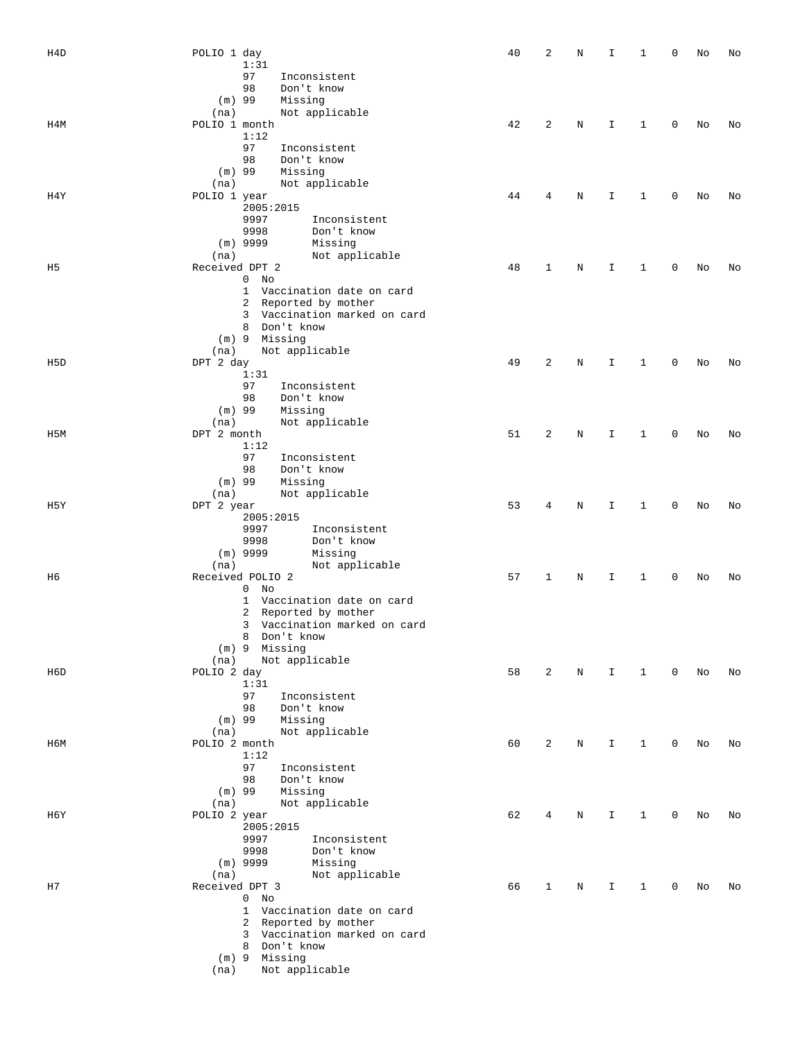```
H4D                 POLIO 1 day                                   40   2   N   I   1   0   No   No
                         1:31
                         97    Inconsistent
                         98    Don't know
                     (m) 99    Missing
                    (na)       Not applicable
H4M                 POLIO 1 month                                 42   2   N   I   1   0   No   No
                         1:12
                         97    Inconsistent
                         98    Don't know
                     (m) 99    Missing
                    (na)       Not applicable
H4Y                 POLIO 1 year                                  44   4   N   I   1   0   No   No
                         2005:2015
                         9997       Inconsistent
                         9998       Don't know
                     (m) 9999       Missing
                    (na)            Not applicable
H5                  Received DPT 2                                48   1   N   I   1   0   No   No
                         0  No
                         1  Vaccination date on card
                         2  Reported by mother
                         3  Vaccination marked on card
                         8  Don't know
                     (m) 9  Missing
                    (na)    Not applicable
H5D                 DPT 2 day                                     49   2   N   I   1   0   No   No
                         1:31
                         97    Inconsistent
                         98    Don't know
                     (m) 99    Missing
                    (na)       Not applicable
H5M                 DPT 2 month                                   51   2   N   I   1   0   No   No
                         1:12
                         97    Inconsistent
                         98    Don't know
                     (m) 99    Missing
                    (na)       Not applicable
H5Y                 DPT 2 year                                    53   4   N   I   1   0   No   No
                         2005:2015
                         9997       Inconsistent
                         9998       Don't know
                     (m) 9999       Missing
                    (na)            Not applicable
H6                  Received POLIO 2                              57   1   N   I   1   0   No   No
                         0  No
                         1  Vaccination date on card
                         2  Reported by mother
                         3  Vaccination marked on card
                         8  Don't know
                     (m) 9  Missing
                    (na)    Not applicable
H6D                 POLIO 2 day                                   58   2   N   I   1   0   No   No
                         1:31
                         97    Inconsistent
                         98    Don't know
                     (m) 99    Missing
                    (na)       Not applicable
H6M                 POLIO 2 month                                 60   2   N   I   1   0   No   No
                         1:12
                         97    Inconsistent
                         98    Don't know
                     (m) 99    Missing
                    (na)       Not applicable
H6Y                 POLIO 2 year                                  62   4   N   I   1   0   No   No
                         2005:2015
                         9997       Inconsistent
                         9998       Don't know
                     (m) 9999       Missing
                    (na)            Not applicable
H7                  Received DPT 3                                66   1   N   I   1   0   No   No
                         0  No
                         1  Vaccination date on card
                         2  Reported by mother
                         3  Vaccination marked on card
                         8  Don't know
                     (m) 9  Missing
                    (na)    Not applicable
```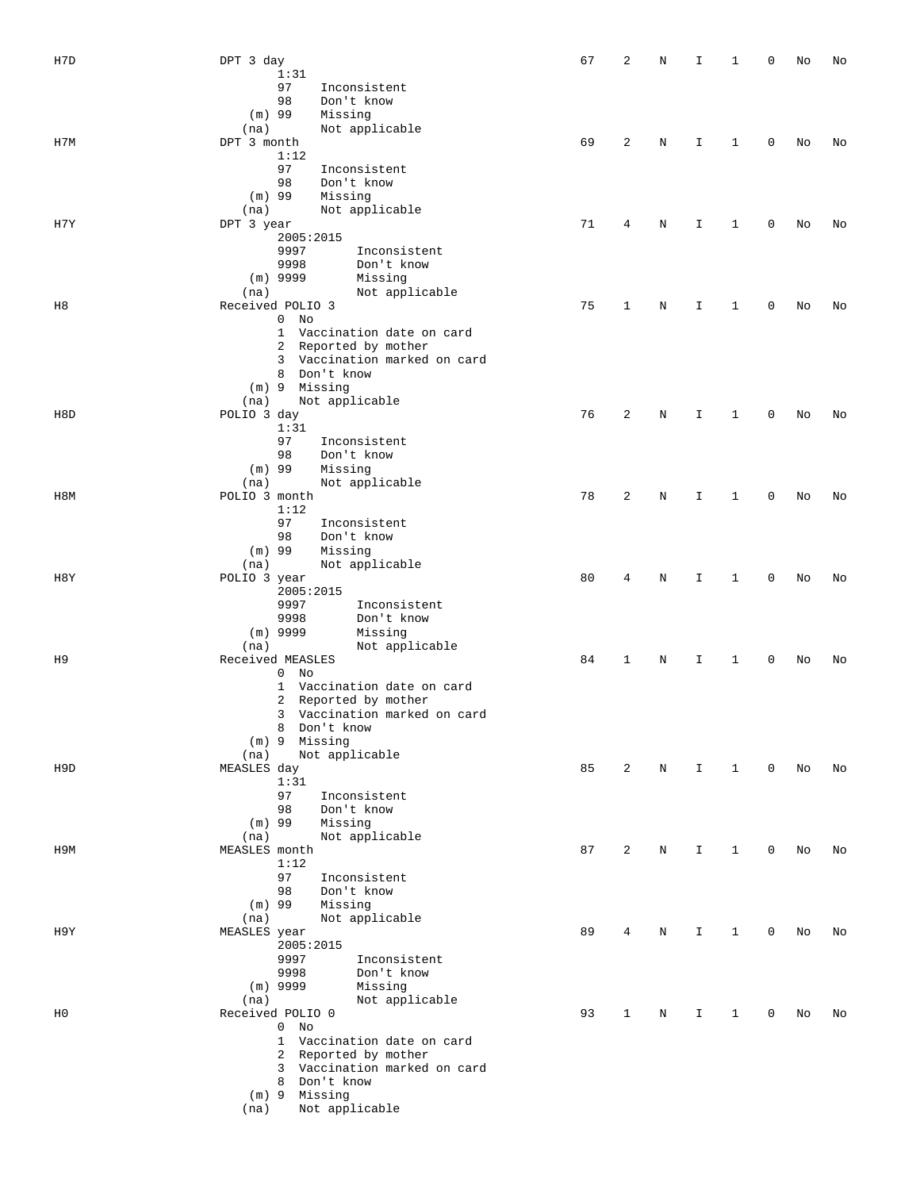```
H7D               DPT 3 day                                         67    2    N    I    1    0    No    No
                          1:31
                          97     Inconsistent
                          98     Don't know
                      (m) 99     Missing
                     (na)        Not applicable
H7M               DPT 3 month                                       69    2    N    I    1    0    No    No
                          1:12
                          97     Inconsistent
                          98     Don't know
                      (m) 99     Missing
                     (na)        Not applicable
H7Y               DPT 3 year                                        71    4    N    I    1    0    No    No
                          2005:2015
                          9997        Inconsistent
                          9998        Don't know
                      (m) 9999        Missing
                     (na)             Not applicable
H8                Received POLIO 3                                  75    1    N    I    1    0    No    No
                          0  No
                          1  Vaccination date on card
                          2  Reported by mother
                          3  Vaccination marked on card
                          8  Don't know
                      (m) 9  Missing
                     (na)    Not applicable
H8D               POLIO 3 day                                       76    2    N    I    1    0    No    No
                          1:31
                          97     Inconsistent
                          98     Don't know
                      (m) 99     Missing
                     (na)        Not applicable
H8M               POLIO 3 month                                     78    2    N    I    1    0    No    No
                          1:12
                          97     Inconsistent
                          98     Don't know
                      (m) 99     Missing
                     (na)        Not applicable
H8Y               POLIO 3 year                                      80    4    N    I    1    0    No    No
                          2005:2015
                          9997        Inconsistent
                          9998        Don't know
                      (m) 9999        Missing
                     (na)             Not applicable
H9                Received MEASLES                                  84    1    N    I    1    0    No    No
                          0  No
                          1  Vaccination date on card
                          2  Reported by mother
                          3  Vaccination marked on card
                          8  Don't know
                      (m) 9  Missing
                     (na)    Not applicable
H9D               MEASLES day                                       85    2    N    I    1    0    No    No
                          1:31
                          97     Inconsistent
                          98     Don't know
                      (m) 99     Missing
                     (na)        Not applicable
H9M               MEASLES month                                     87    2    N    I    1    0    No    No
                          1:12
                          97     Inconsistent
                          98     Don't know
                      (m) 99     Missing
                     (na)        Not applicable
H9Y               MEASLES year                                      89    4    N    I    1    0    No    No
                          2005:2015
                          9997        Inconsistent
                          9998        Don't know
                      (m) 9999        Missing
                     (na)             Not applicable
H0                Received POLIO 0                                  93    1    N    I    1    0    No    No
                          0  No
                          1  Vaccination date on card
                          2  Reported by mother
                          3  Vaccination marked on card
                          8  Don't know
                      (m) 9  Missing
                     (na)    Not applicable
```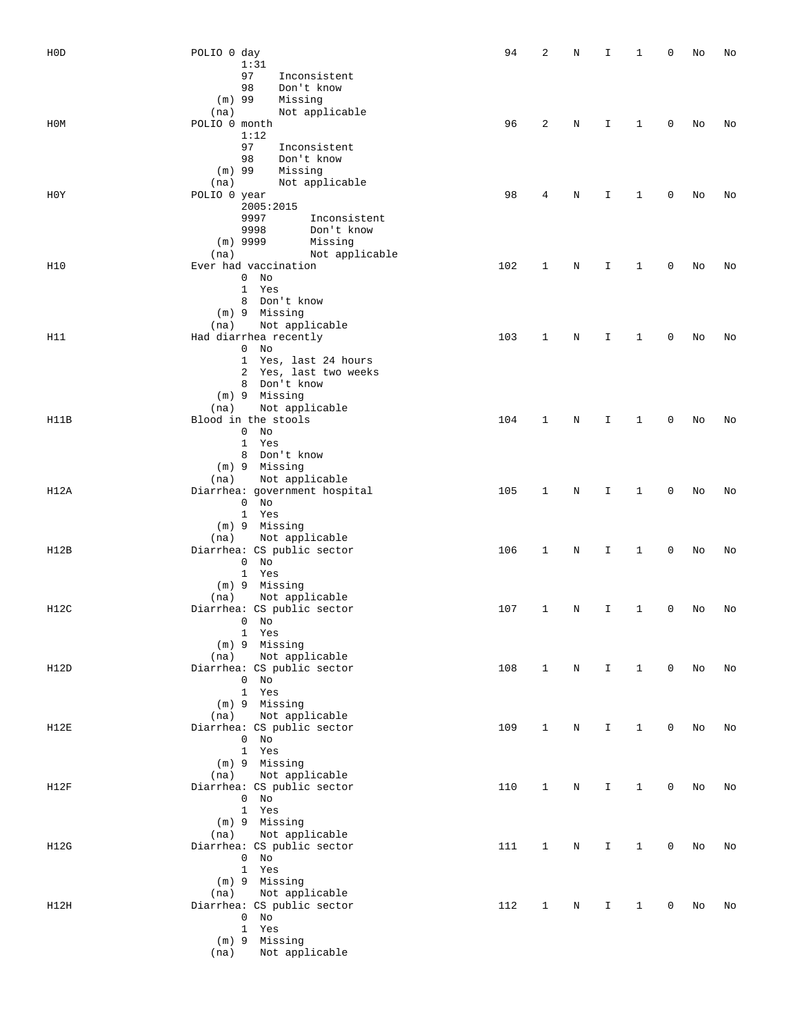| | | | | | | | | | |
|---|---|---|---|---|---|---|---|---|---|
| H0D | POLIO 0 day | 94 | 2 | N | I | 1 | 0 | No | No |
| | 1:31<br>97 Inconsistent<br>98 Don't know<br>(m) 99 Missing<br>(na) Not applicable | | | | | | | | |
| H0M | POLIO 0 month | 96 | 2 | N | I | 1 | 0 | No | No |
| | 1:12<br>97 Inconsistent<br>98 Don't know<br>(m) 99 Missing<br>(na) Not applicable | | | | | | | | |
| H0Y | POLIO 0 year | 98 | 4 | N | I | 1 | 0 | No | No |
| | 2005:2015<br>9997 Inconsistent<br>9998 Don't know<br>(m) 9999 Missing<br>(na) Not applicable | | | | | | | | |
| H10 | Ever had vaccination | 102 | 1 | N | I | 1 | 0 | No | No |
| | 0 No<br>1 Yes<br>8 Don't know<br>(m) 9 Missing<br>(na) Not applicable | | | | | | | | |
| H11 | Had diarrhea recently | 103 | 1 | N | I | 1 | 0 | No | No |
| | 0 No<br>1 Yes, last 24 hours<br>2 Yes, last two weeks<br>8 Don't know<br>(m) 9 Missing<br>(na) Not applicable | | | | | | | | |
| H11B | Blood in the stools | 104 | 1 | N | I | 1 | 0 | No | No |
| | 0 No<br>1 Yes<br>8 Don't know<br>(m) 9 Missing<br>(na) Not applicable | | | | | | | | |
| H12A | Diarrhea: government hospital | 105 | 1 | N | I | 1 | 0 | No | No |
| | 0 No<br>1 Yes<br>(m) 9 Missing<br>(na) Not applicable | | | | | | | | |
| H12B | Diarrhea: CS public sector | 106 | 1 | N | I | 1 | 0 | No | No |
| | 0 No<br>1 Yes<br>(m) 9 Missing<br>(na) Not applicable | | | | | | | | |
| H12C | Diarrhea: CS public sector | 107 | 1 | N | I | 1 | 0 | No | No |
| | 0 No<br>1 Yes<br>(m) 9 Missing<br>(na) Not applicable | | | | | | | | |
| H12D | Diarrhea: CS public sector | 108 | 1 | N | I | 1 | 0 | No | No |
| | 0 No<br>1 Yes<br>(m) 9 Missing<br>(na) Not applicable | | | | | | | | |
| H12E | Diarrhea: CS public sector | 109 | 1 | N | I | 1 | 0 | No | No |
| | 0 No<br>1 Yes<br>(m) 9 Missing<br>(na) Not applicable | | | | | | | | |
| H12F | Diarrhea: CS public sector | 110 | 1 | N | I | 1 | 0 | No | No |
| | 0 No<br>1 Yes<br>(m) 9 Missing<br>(na) Not applicable | | | | | | | | |
| H12G | Diarrhea: CS public sector | 111 | 1 | N | I | 1 | 0 | No | No |
| | 0 No<br>1 Yes<br>(m) 9 Missing<br>(na) Not applicable | | | | | | | | |
| H12H | Diarrhea: CS public sector | 112 | 1 | N | I | 1 | 0 | No | No |
| | 0 No<br>1 Yes<br>(m) 9 Missing<br>(na) Not applicable | | | | | | | | |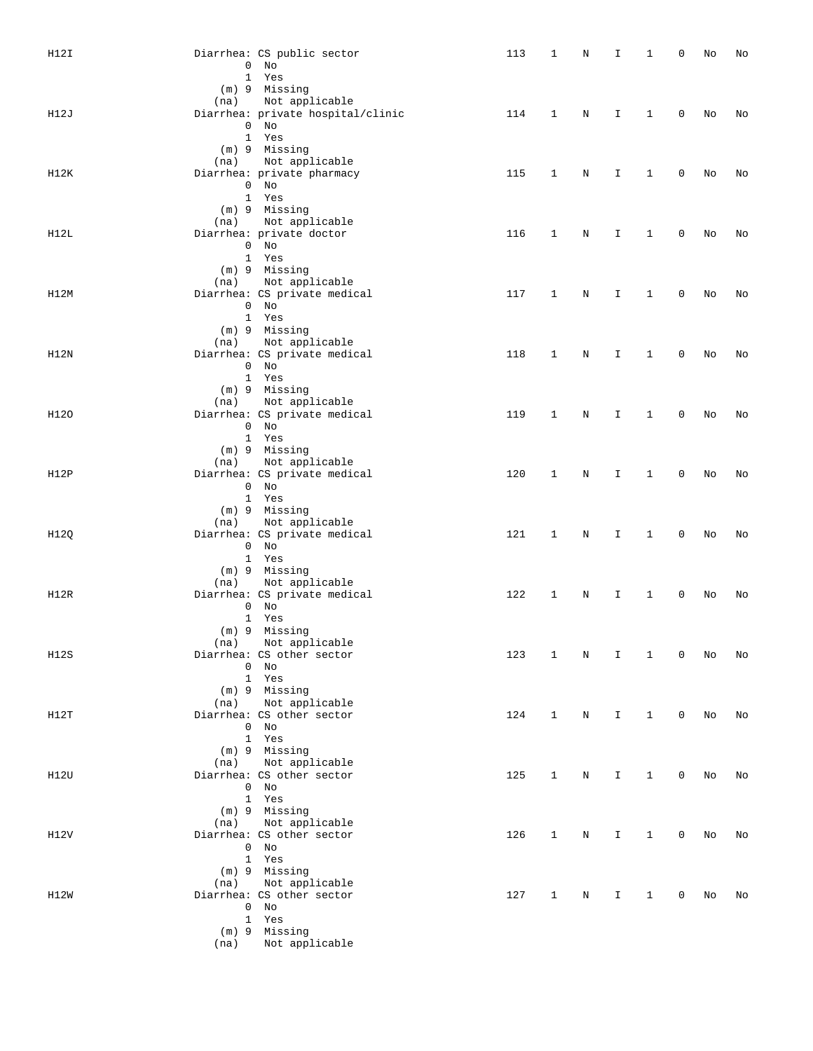| | | | | | | | | | |
|---|---|---|---|---|---|---|---|---|---|
| H12I | Diarrhea: CS public sector | 113 | 1 | N | I | 1 | 0 | No | No |
| | 0 No | | | | | | | | |
| | 1 Yes | | | | | | | | |
| | (m) 9 Missing | | | | | | | | |
| | (na) Not applicable | | | | | | | | |
| H12J | Diarrhea: private hospital/clinic | 114 | 1 | N | I | 1 | 0 | No | No |
| | 0 No | | | | | | | | |
| | 1 Yes | | | | | | | | |
| | (m) 9 Missing | | | | | | | | |
| | (na) Not applicable | | | | | | | | |
| H12K | Diarrhea: private pharmacy | 115 | 1 | N | I | 1 | 0 | No | No |
| | 0 No | | | | | | | | |
| | 1 Yes | | | | | | | | |
| | (m) 9 Missing | | | | | | | | |
| | (na) Not applicable | | | | | | | | |
| H12L | Diarrhea: private doctor | 116 | 1 | N | I | 1 | 0 | No | No |
| | 0 No | | | | | | | | |
| | 1 Yes | | | | | | | | |
| | (m) 9 Missing | | | | | | | | |
| | (na) Not applicable | | | | | | | | |
| H12M | Diarrhea: CS private medical | 117 | 1 | N | I | 1 | 0 | No | No |
| | 0 No | | | | | | | | |
| | 1 Yes | | | | | | | | |
| | (m) 9 Missing | | | | | | | | |
| | (na) Not applicable | | | | | | | | |
| H12N | Diarrhea: CS private medical | 118 | 1 | N | I | 1 | 0 | No | No |
| | 0 No | | | | | | | | |
| | 1 Yes | | | | | | | | |
| | (m) 9 Missing | | | | | | | | |
| | (na) Not applicable | | | | | | | | |
| H12O | Diarrhea: CS private medical | 119 | 1 | N | I | 1 | 0 | No | No |
| | 0 No | | | | | | | | |
| | 1 Yes | | | | | | | | |
| | (m) 9 Missing | | | | | | | | |
| | (na) Not applicable | | | | | | | | |
| H12P | Diarrhea: CS private medical | 120 | 1 | N | I | 1 | 0 | No | No |
| | 0 No | | | | | | | | |
| | 1 Yes | | | | | | | | |
| | (m) 9 Missing | | | | | | | | |
| | (na) Not applicable | | | | | | | | |
| H12Q | Diarrhea: CS private medical | 121 | 1 | N | I | 1 | 0 | No | No |
| | 0 No | | | | | | | | |
| | 1 Yes | | | | | | | | |
| | (m) 9 Missing | | | | | | | | |
| | (na) Not applicable | | | | | | | | |
| H12R | Diarrhea: CS private medical | 122 | 1 | N | I | 1 | 0 | No | No |
| | 0 No | | | | | | | | |
| | 1 Yes | | | | | | | | |
| | (m) 9 Missing | | | | | | | | |
| | (na) Not applicable | | | | | | | | |
| H12S | Diarrhea: CS other sector | 123 | 1 | N | I | 1 | 0 | No | No |
| | 0 No | | | | | | | | |
| | 1 Yes | | | | | | | | |
| | (m) 9 Missing | | | | | | | | |
| | (na) Not applicable | | | | | | | | |
| H12T | Diarrhea: CS other sector | 124 | 1 | N | I | 1 | 0 | No | No |
| | 0 No | | | | | | | | |
| | 1 Yes | | | | | | | | |
| | (m) 9 Missing | | | | | | | | |
| | (na) Not applicable | | | | | | | | |
| H12U | Diarrhea: CS other sector | 125 | 1 | N | I | 1 | 0 | No | No |
| | 0 No | | | | | | | | |
| | 1 Yes | | | | | | | | |
| | (m) 9 Missing | | | | | | | | |
| | (na) Not applicable | | | | | | | | |
| H12V | Diarrhea: CS other sector | 126 | 1 | N | I | 1 | 0 | No | No |
| | 0 No | | | | | | | | |
| | 1 Yes | | | | | | | | |
| | (m) 9 Missing | | | | | | | | |
| | (na) Not applicable | | | | | | | | |
| H12W | Diarrhea: CS other sector | 127 | 1 | N | I | 1 | 0 | No | No |
| | 0 No | | | | | | | | |
| | 1 Yes | | | | | | | | |
| | (m) 9 Missing | | | | | | | | |
| | (na) Not applicable | | | | | | | | |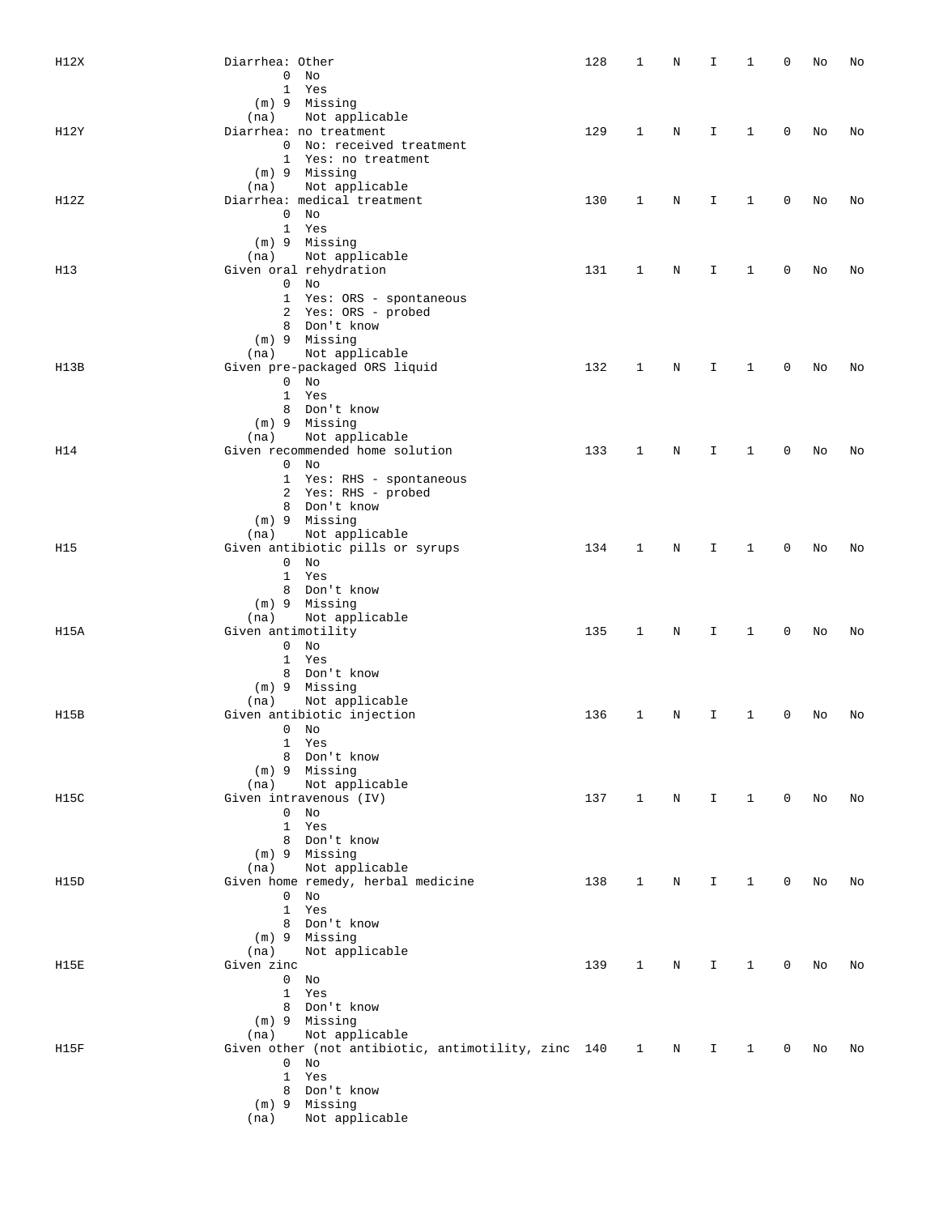```
H12X                Diarrhea: Other                                     128   1   N   I   1   0   No   No
                          0  No
                          1  Yes
                      (m) 9  Missing
                     (na)    Not applicable
H12Y                Diarrhea: no treatment                              129   1   N   I   1   0   No   No
                          0  No: received treatment
                          1  Yes: no treatment
                      (m) 9  Missing
                     (na)    Not applicable
H12Z                Diarrhea: medical treatment                         130   1   N   I   1   0   No   No
                          0  No
                          1  Yes
                      (m) 9  Missing
                     (na)    Not applicable
H13                 Given oral rehydration                              131   1   N   I   1   0   No   No
                          0  No
                          1  Yes: ORS - spontaneous
                          2  Yes: ORS - probed
                          8  Don't know
                      (m) 9  Missing
                     (na)    Not applicable
H13B                Given pre-packaged ORS liquid                       132   1   N   I   1   0   No   No
                          0  No
                          1  Yes
                          8  Don't know
                      (m) 9  Missing
                     (na)    Not applicable
H14                 Given recommended home solution                     133   1   N   I   1   0   No   No
                          0  No
                          1  Yes: RHS - spontaneous
                          2  Yes: RHS - probed
                          8  Don't know
                      (m) 9  Missing
                     (na)    Not applicable
H15                 Given antibiotic pills or syrups                    134   1   N   I   1   0   No   No
                          0  No
                          1  Yes
                          8  Don't know
                      (m) 9  Missing
                     (na)    Not applicable
H15A                Given antimotility                                  135   1   N   I   1   0   No   No
                          0  No
                          1  Yes
                          8  Don't know
                      (m) 9  Missing
                     (na)    Not applicable
H15B                Given antibiotic injection                          136   1   N   I   1   0   No   No
                          0  No
                          1  Yes
                          8  Don't know
                      (m) 9  Missing
                     (na)    Not applicable
H15C                Given intravenous (IV)                              137   1   N   I   1   0   No   No
                          0  No
                          1  Yes
                          8  Don't know
                      (m) 9  Missing
                     (na)    Not applicable
H15D                Given home remedy, herbal medicine                  138   1   N   I   1   0   No   No
                          0  No
                          1  Yes
                          8  Don't know
                      (m) 9  Missing
                     (na)    Not applicable
H15E                Given zinc                                          139   1   N   I   1   0   No   No
                          0  No
                          1  Yes
                          8  Don't know
                      (m) 9  Missing
                     (na)    Not applicable
H15F                Given other (not antibiotic, antimotility, zinc     140   1   N   I   1   0   No   No
                          0  No
                          1  Yes
                          8  Don't know
                      (m) 9  Missing
                     (na)    Not applicable
```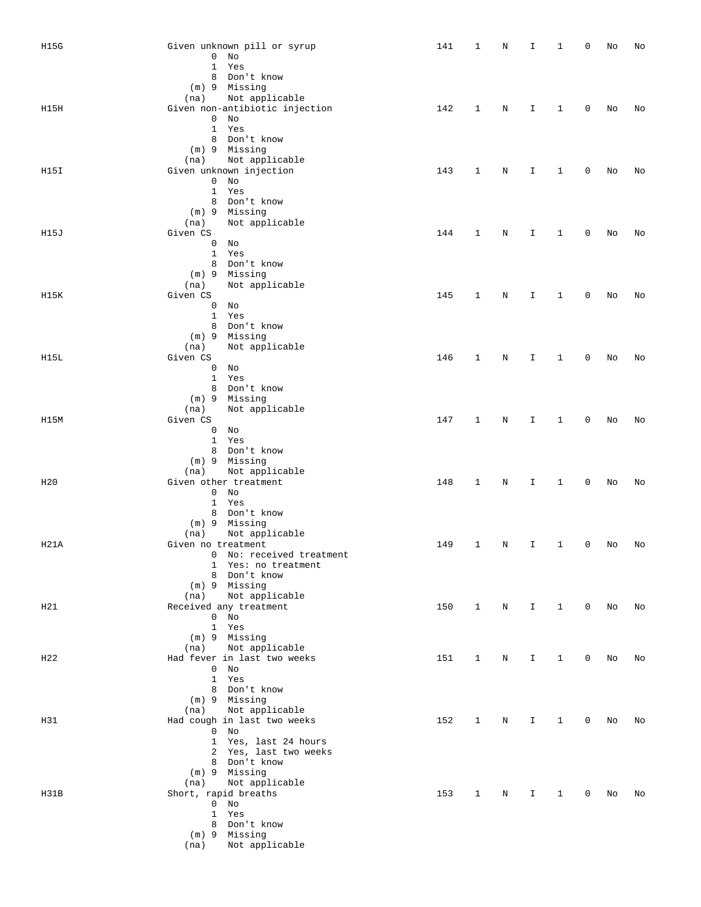```
H15G                    Given unknown pill or syrup                    141    1    N    I    1    0    No    No
                              0  No
                              1  Yes
                              8  Don't know
                          (m) 9  Missing
                         (na)    Not applicable
H15H                    Given non-antibiotic injection                 142    1    N    I    1    0    No    No
                              0  No
                              1  Yes
                              8  Don't know
                          (m) 9  Missing
                         (na)    Not applicable
H15I                    Given unknown injection                        143    1    N    I    1    0    No    No
                              0  No
                              1  Yes
                              8  Don't know
                          (m) 9  Missing
                         (na)    Not applicable
H15J                    Given CS                                       144    1    N    I    1    0    No    No
                              0  No
                              1  Yes
                              8  Don't know
                          (m) 9  Missing
                         (na)    Not applicable
H15K                    Given CS                                       145    1    N    I    1    0    No    No
                              0  No
                              1  Yes
                              8  Don't know
                          (m) 9  Missing
                         (na)    Not applicable
H15L                    Given CS                                       146    1    N    I    1    0    No    No
                              0  No
                              1  Yes
                              8  Don't know
                          (m) 9  Missing
                         (na)    Not applicable
H15M                    Given CS                                       147    1    N    I    1    0    No    No
                              0  No
                              1  Yes
                              8  Don't know
                          (m) 9  Missing
                         (na)    Not applicable
H20                     Given other treatment                          148    1    N    I    1    0    No    No
                              0  No
                              1  Yes
                              8  Don't know
                          (m) 9  Missing
                         (na)    Not applicable
H21A                    Given no treatment                             149    1    N    I    1    0    No    No
                              0  No: received treatment
                              1  Yes: no treatment
                              8  Don't know
                          (m) 9  Missing
                         (na)    Not applicable
H21                     Received any treatment                         150    1    N    I    1    0    No    No
                              0  No
                              1  Yes
                          (m) 9  Missing
                         (na)    Not applicable
H22                     Had fever in last two weeks                    151    1    N    I    1    0    No    No
                              0  No
                              1  Yes
                              8  Don't know
                          (m) 9  Missing
                         (na)    Not applicable
H31                     Had cough in last two weeks                    152    1    N    I    1    0    No    No
                              0  No
                              1  Yes, last 24 hours
                              2  Yes, last two weeks
                              8  Don't know
                          (m) 9  Missing
                         (na)    Not applicable
H31B                    Short, rapid breaths                           153    1    N    I    1    0    No    No
                              0  No
                              1  Yes
                              8  Don't know
                          (m) 9  Missing
                         (na)    Not applicable
```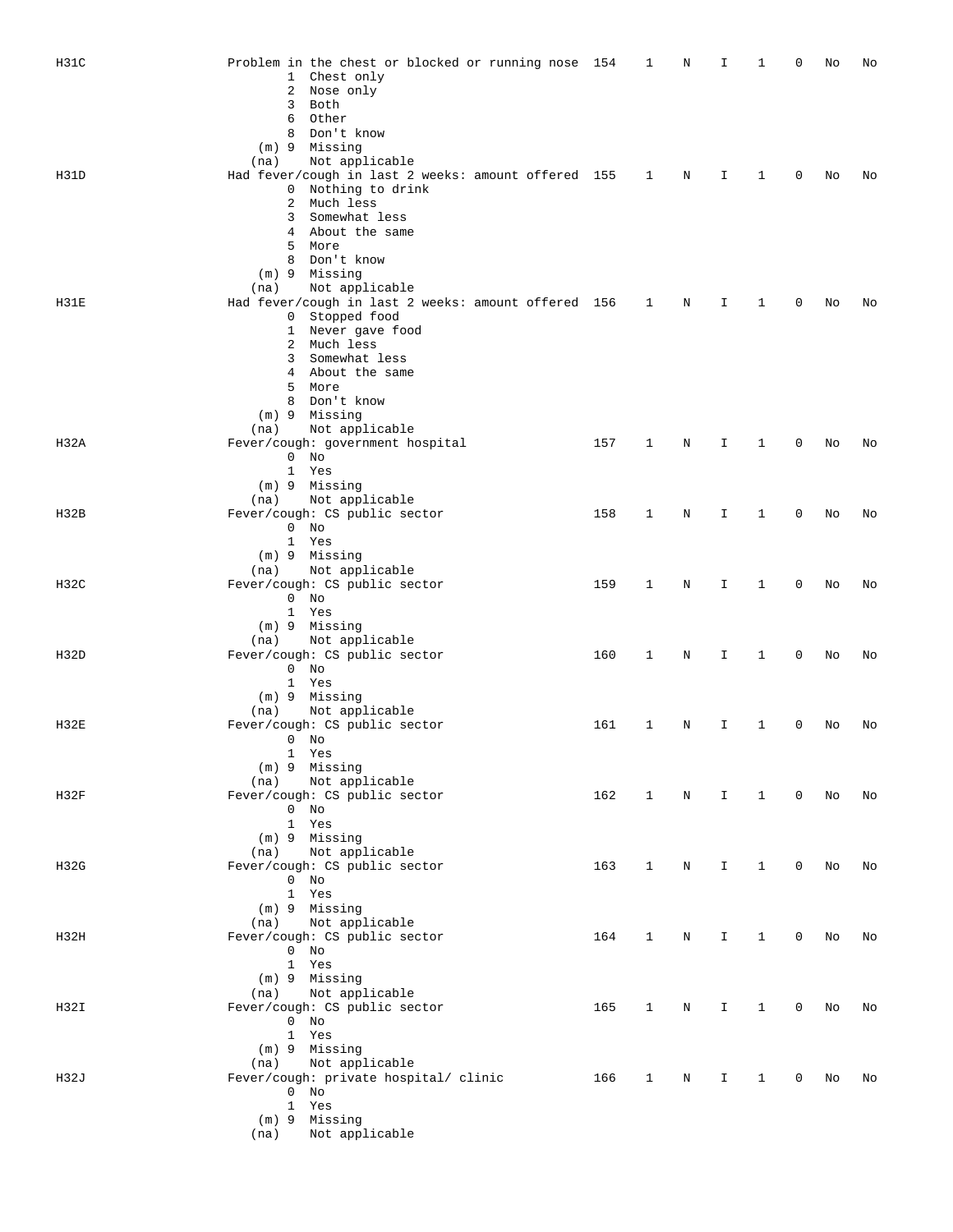```
H31C                Problem in the chest or blocked or running nose  154    1    N    I    1    0    No    No
                          1  Chest only
                          2  Nose only
                          3  Both
                          6  Other
                          8  Don't know
                      (m) 9  Missing
                     (na)    Not applicable
H31D                Had fever/cough in last 2 weeks: amount offered  155    1    N    I    1    0    No    No
                          0  Nothing to drink
                          2  Much less
                          3  Somewhat less
                          4  About the same
                          5  More
                          8  Don't know
                      (m) 9  Missing
                     (na)    Not applicable
H31E                Had fever/cough in last 2 weeks: amount offered  156    1    N    I    1    0    No    No
                          0  Stopped food
                          1  Never gave food
                          2  Much less
                          3  Somewhat less
                          4  About the same
                          5  More
                          8  Don't know
                      (m) 9  Missing
                     (na)    Not applicable
H32A                Fever/cough: government hospital                 157    1    N    I    1    0    No    No
                          0  No
                          1  Yes
                      (m) 9  Missing
                     (na)    Not applicable
H32B                Fever/cough: CS public sector                    158    1    N    I    1    0    No    No
                          0  No
                          1  Yes
                      (m) 9  Missing
                     (na)    Not applicable
H32C                Fever/cough: CS public sector                    159    1    N    I    1    0    No    No
                          0  No
                          1  Yes
                      (m) 9  Missing
                     (na)    Not applicable
H32D                Fever/cough: CS public sector                    160    1    N    I    1    0    No    No
                          0  No
                          1  Yes
                      (m) 9  Missing
                     (na)    Not applicable
H32E                Fever/cough: CS public sector                    161    1    N    I    1    0    No    No
                          0  No
                          1  Yes
                      (m) 9  Missing
                     (na)    Not applicable
H32F                Fever/cough: CS public sector                    162    1    N    I    1    0    No    No
                          0  No
                          1  Yes
                      (m) 9  Missing
                     (na)    Not applicable
H32G                Fever/cough: CS public sector                    163    1    N    I    1    0    No    No
                          0  No
                          1  Yes
                      (m) 9  Missing
                     (na)    Not applicable
H32H                Fever/cough: CS public sector                    164    1    N    I    1    0    No    No
                          0  No
                          1  Yes
                      (m) 9  Missing
                     (na)    Not applicable
H32I                Fever/cough: CS public sector                    165    1    N    I    1    0    No    No
                          0  No
                          1  Yes
                      (m) 9  Missing
                     (na)    Not applicable
H32J                Fever/cough: private hospital/ clinic            166    1    N    I    1    0    No    No
                          0  No
                          1  Yes
                      (m) 9  Missing
                     (na)    Not applicable
```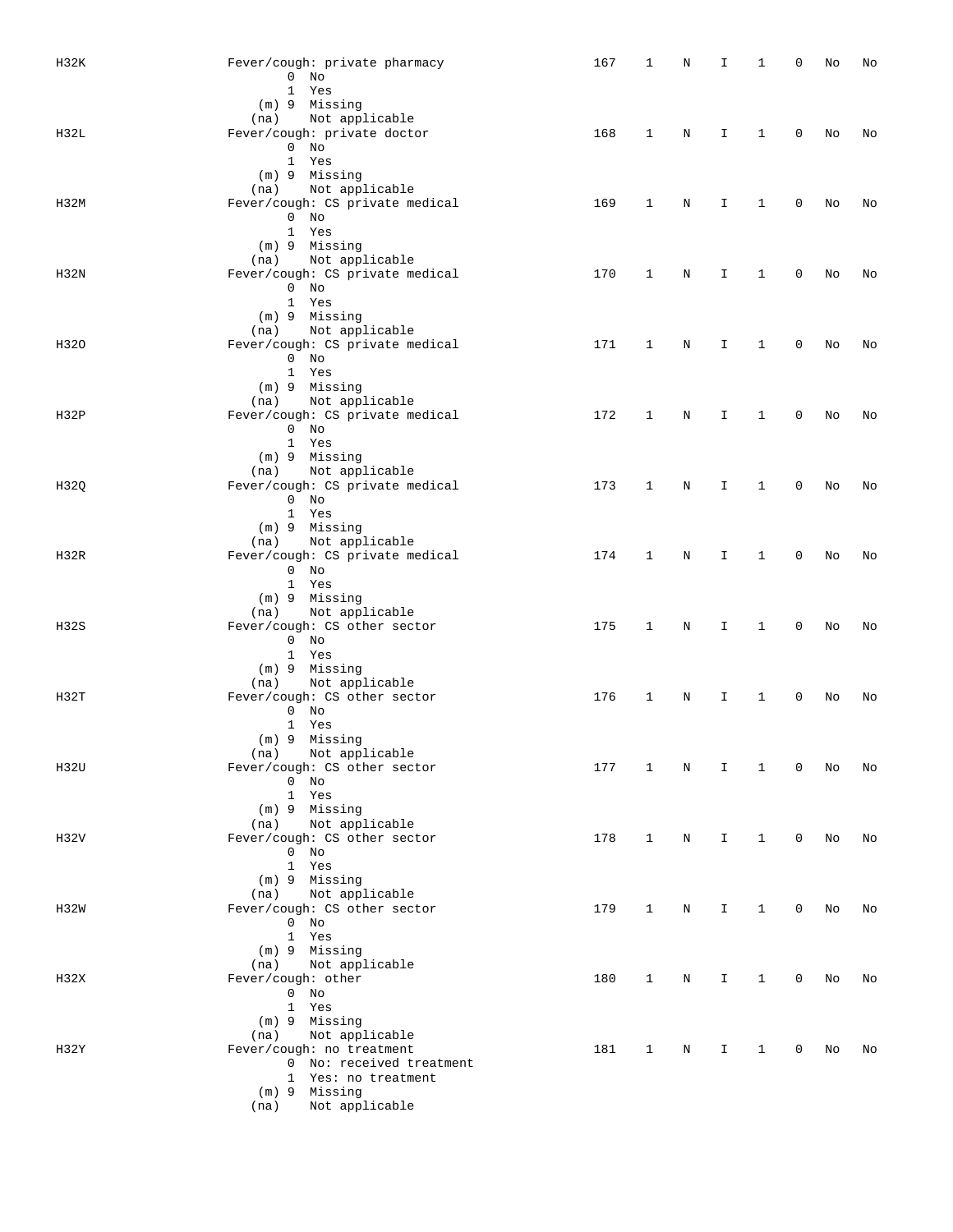```
H32K                Fever/cough: private pharmacy             167   1   N   I   1   0   No   No
                          0  No
                          1  Yes
                      (m) 9  Missing
                     (na)    Not applicable
H32L                Fever/cough: private doctor               168   1   N   I   1   0   No   No
                          0  No
                          1  Yes
                      (m) 9  Missing
                     (na)    Not applicable
H32M                Fever/cough: CS private medical           169   1   N   I   1   0   No   No
                          0  No
                          1  Yes
                      (m) 9  Missing
                     (na)    Not applicable
H32N                Fever/cough: CS private medical           170   1   N   I   1   0   No   No
                          0  No
                          1  Yes
                      (m) 9  Missing
                     (na)    Not applicable
H32O                Fever/cough: CS private medical           171   1   N   I   1   0   No   No
                          0  No
                          1  Yes
                      (m) 9  Missing
                     (na)    Not applicable
H32P                Fever/cough: CS private medical           172   1   N   I   1   0   No   No
                          0  No
                          1  Yes
                      (m) 9  Missing
                     (na)    Not applicable
H32Q                Fever/cough: CS private medical           173   1   N   I   1   0   No   No
                          0  No
                          1  Yes
                      (m) 9  Missing
                     (na)    Not applicable
H32R                Fever/cough: CS private medical           174   1   N   I   1   0   No   No
                          0  No
                          1  Yes
                      (m) 9  Missing
                     (na)    Not applicable
H32S                Fever/cough: CS other sector              175   1   N   I   1   0   No   No
                          0  No
                          1  Yes
                      (m) 9  Missing
                     (na)    Not applicable
H32T                Fever/cough: CS other sector              176   1   N   I   1   0   No   No
                          0  No
                          1  Yes
                      (m) 9  Missing
                     (na)    Not applicable
H32U                Fever/cough: CS other sector              177   1   N   I   1   0   No   No
                          0  No
                          1  Yes
                      (m) 9  Missing
                     (na)    Not applicable
H32V                Fever/cough: CS other sector              178   1   N   I   1   0   No   No
                          0  No
                          1  Yes
                      (m) 9  Missing
                     (na)    Not applicable
H32W                Fever/cough: CS other sector              179   1   N   I   1   0   No   No
                          0  No
                          1  Yes
                      (m) 9  Missing
                     (na)    Not applicable
H32X                Fever/cough: other                        180   1   N   I   1   0   No   No
                          0  No
                          1  Yes
                      (m) 9  Missing
                     (na)    Not applicable
H32Y                Fever/cough: no treatment                 181   1   N   I   1   0   No   No
                          0  No: received treatment
                          1  Yes: no treatment
                      (m) 9  Missing
                     (na)    Not applicable
```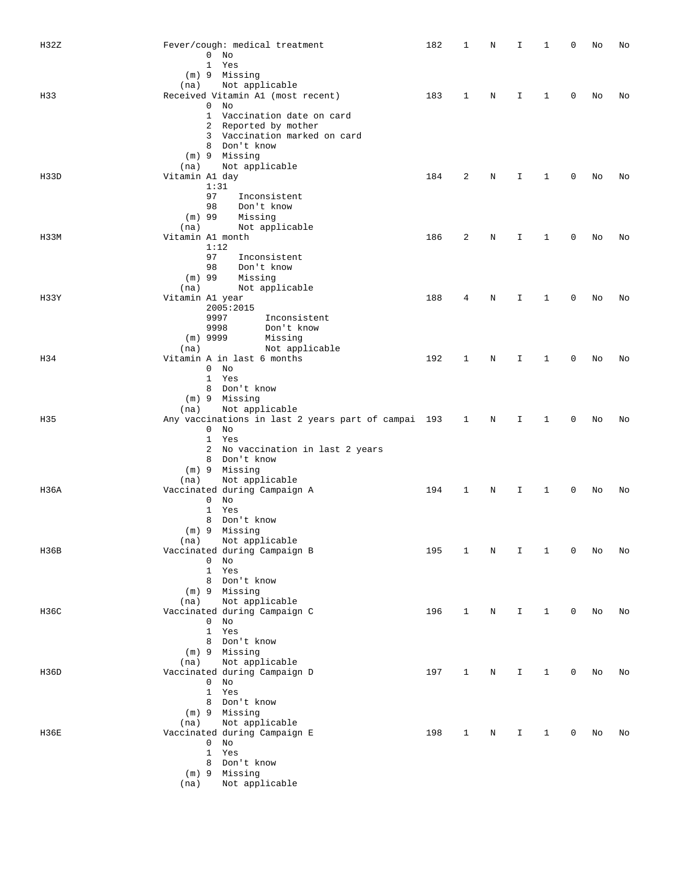```
H32Z                Fever/cough: medical treatment                    182   1   N   I   1   0   No   No
                          0  No
                          1  Yes
                      (m) 9  Missing
                     (na)    Not applicable
H33                 Received Vitamin A1 (most recent)                 183   1   N   I   1   0   No   No
                          0  No
                          1  Vaccination date on card
                          2  Reported by mother
                          3  Vaccination marked on card
                          8  Don't know
                      (m) 9  Missing
                     (na)    Not applicable
H33D                Vitamin A1 day                                    184   2   N   I   1   0   No   No
                          1:31
                          97    Inconsistent
                          98    Don't know
                      (m) 99    Missing
                     (na)       Not applicable
H33M                Vitamin A1 month                                  186   2   N   I   1   0   No   No
                          1:12
                          97    Inconsistent
                          98    Don't know
                      (m) 99    Missing
                     (na)       Not applicable
H33Y                Vitamin A1 year                                   188   4   N   I   1   0   No   No
                          2005:2015
                          9997       Inconsistent
                          9998       Don't know
                      (m) 9999       Missing
                     (na)            Not applicable
H34                 Vitamin A in last 6 months                        192   1   N   I   1   0   No   No
                          0  No
                          1  Yes
                          8  Don't know
                      (m) 9  Missing
                     (na)    Not applicable
H35                 Any vaccinations in last 2 years part of campai   193   1   N   I   1   0   No   No
                          0  No
                          1  Yes
                          2  No vaccination in last 2 years
                          8  Don't know
                      (m) 9  Missing
                     (na)    Not applicable
H36A                Vaccinated during Campaign A                      194   1   N   I   1   0   No   No
                          0  No
                          1  Yes
                          8  Don't know
                      (m) 9  Missing
                     (na)    Not applicable
H36B                Vaccinated during Campaign B                      195   1   N   I   1   0   No   No
                          0  No
                          1  Yes
                          8  Don't know
                      (m) 9  Missing
                     (na)    Not applicable
H36C                Vaccinated during Campaign C                      196   1   N   I   1   0   No   No
                          0  No
                          1  Yes
                          8  Don't know
                      (m) 9  Missing
                     (na)    Not applicable
H36D                Vaccinated during Campaign D                      197   1   N   I   1   0   No   No
                          0  No
                          1  Yes
                          8  Don't know
                      (m) 9  Missing
                     (na)    Not applicable
H36E                Vaccinated during Campaign E                      198   1   N   I   1   0   No   No
                          0  No
                          1  Yes
                          8  Don't know
                      (m) 9  Missing
                     (na)    Not applicable
```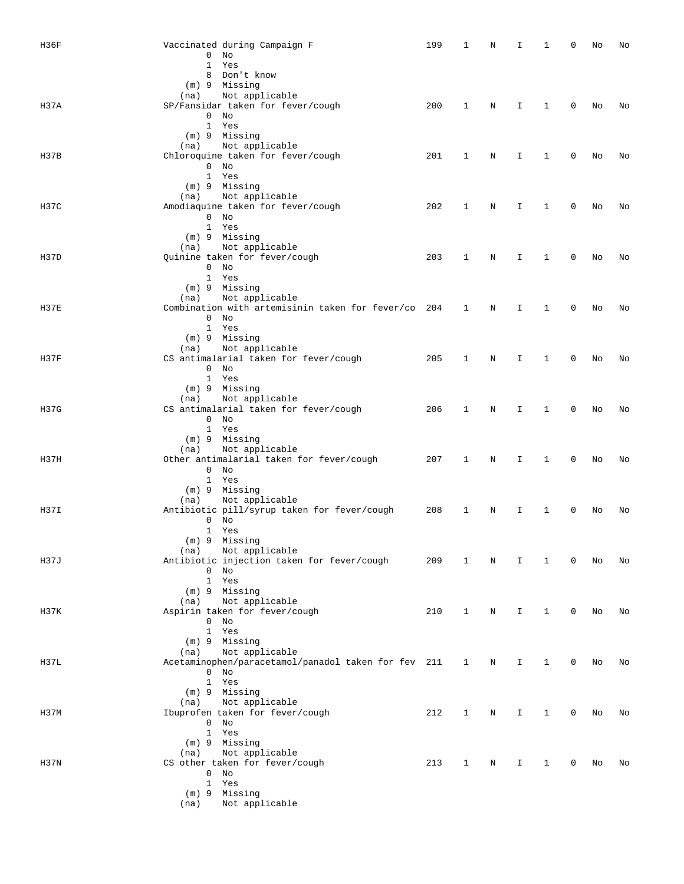```
H36F                Vaccinated during Campaign F                     199    1    N    I    1    0   No    No
                          0  No
                          1  Yes
                          8  Don't know
                      (m) 9  Missing
                     (na)    Not applicable
H37A                SP/Fansidar taken for fever/cough                200    1    N    I    1    0   No    No
                          0  No
                          1  Yes
                      (m) 9  Missing
                     (na)    Not applicable
H37B                Chloroquine taken for fever/cough                201    1    N    I    1    0   No    No
                          0  No
                          1  Yes
                      (m) 9  Missing
                     (na)    Not applicable
H37C                Amodiaquine taken for fever/cough                202    1    N    I    1    0   No    No
                          0  No
                          1  Yes
                      (m) 9  Missing
                     (na)    Not applicable
H37D                Quinine taken for fever/cough                    203    1    N    I    1    0   No    No
                          0  No
                          1  Yes
                      (m) 9  Missing
                     (na)    Not applicable
H37E                Combination with artemisinin taken for fever/co  204    1    N    I    1    0   No    No
                          0  No
                          1  Yes
                      (m) 9  Missing
                     (na)    Not applicable
H37F                CS antimalarial taken for fever/cough            205    1    N    I    1    0   No    No
                          0  No
                          1  Yes
                      (m) 9  Missing
                     (na)    Not applicable
H37G                CS antimalarial taken for fever/cough            206    1    N    I    1    0   No    No
                          0  No
                          1  Yes
                      (m) 9  Missing
                     (na)    Not applicable
H37H                Other antimalarial taken for fever/cough         207    1    N    I    1    0   No    No
                          0  No
                          1  Yes
                      (m) 9  Missing
                     (na)    Not applicable
H37I                Antibiotic pill/syrup taken for fever/cough      208    1    N    I    1    0   No    No
                          0  No
                          1  Yes
                      (m) 9  Missing
                     (na)    Not applicable
H37J                Antibiotic injection taken for fever/cough       209    1    N    I    1    0   No    No
                          0  No
                          1  Yes
                      (m) 9  Missing
                     (na)    Not applicable
H37K                Aspirin taken for fever/cough                    210    1    N    I    1    0   No    No
                          0  No
                          1  Yes
                      (m) 9  Missing
                     (na)    Not applicable
H37L                Acetaminophen/paracetamol/panadol taken for fev  211    1    N    I    1    0   No    No
                          0  No
                          1  Yes
                      (m) 9  Missing
                     (na)    Not applicable
H37M                Ibuprofen taken for fever/cough                  212    1    N    I    1    0   No    No
                          0  No
                          1  Yes
                      (m) 9  Missing
                     (na)    Not applicable
H37N                CS other taken for fever/cough                   213    1    N    I    1    0   No    No
                          0  No
                          1  Yes
                      (m) 9  Missing
                     (na)    Not applicable
```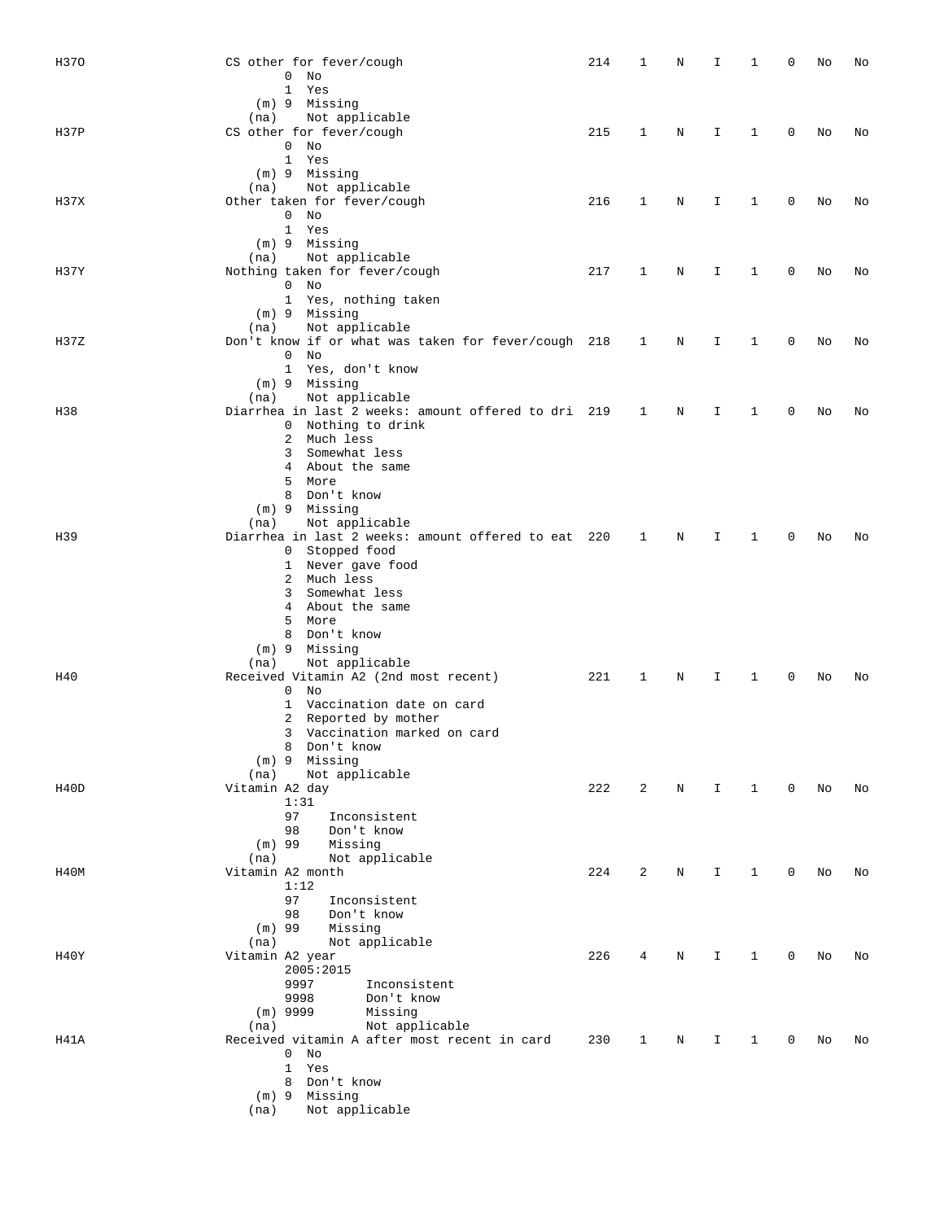```
H37O                    CS other for fever/cough                           214    1    N    I    1    0    No    No
                              0  No
                              1  Yes
                          (m) 9  Missing
                         (na)    Not applicable
H37P                    CS other for fever/cough                           215    1    N    I    1    0    No    No
                              0  No
                              1  Yes
                          (m) 9  Missing
                         (na)    Not applicable
H37X                    Other taken for fever/cough                        216    1    N    I    1    0    No    No
                              0  No
                              1  Yes
                          (m) 9  Missing
                         (na)    Not applicable
H37Y                    Nothing taken for fever/cough                      217    1    N    I    1    0    No    No
                              0  No
                              1  Yes, nothing taken
                          (m) 9  Missing
                         (na)    Not applicable
H37Z                    Don't know if or what was taken for fever/cough    218    1    N    I    1    0    No    No
                              0  No
                              1  Yes, don't know
                          (m) 9  Missing
                         (na)    Not applicable
H38                     Diarrhea in last 2 weeks: amount offered to dri    219    1    N    I    1    0    No    No
                              0  Nothing to drink
                              2  Much less
                              3  Somewhat less
                              4  About the same
                              5  More
                              8  Don't know
                          (m) 9  Missing
                         (na)    Not applicable
H39                     Diarrhea in last 2 weeks: amount offered to eat    220    1    N    I    1    0    No    No
                              0  Stopped food
                              1  Never gave food
                              2  Much less
                              3  Somewhat less
                              4  About the same
                              5  More
                              8  Don't know
                          (m) 9  Missing
                         (na)    Not applicable
H40                     Received Vitamin A2 (2nd most recent)              221    1    N    I    1    0    No    No
                              0  No
                              1  Vaccination date on card
                              2  Reported by mother
                              3  Vaccination marked on card
                              8  Don't know
                          (m) 9  Missing
                         (na)    Not applicable
H40D                    Vitamin A2 day                                     222    2    N    I    1    0    No    No
                              1:31
                              97    Inconsistent
                              98    Don't know
                          (m) 99    Missing
                         (na)       Not applicable
H40M                    Vitamin A2 month                                   224    2    N    I    1    0    No    No
                              1:12
                              97    Inconsistent
                              98    Don't know
                          (m) 99    Missing
                         (na)       Not applicable
H40Y                    Vitamin A2 year                                    226    4    N    I    1    0    No    No
                              2005:2015
                              9997       Inconsistent
                              9998       Don't know
                          (m) 9999       Missing
                         (na)            Not applicable
H41A                    Received vitamin A after most recent in card       230    1    N    I    1    0    No    No
                              0  No
                              1  Yes
                              8  Don't know
                          (m) 9  Missing
                         (na)    Not applicable
```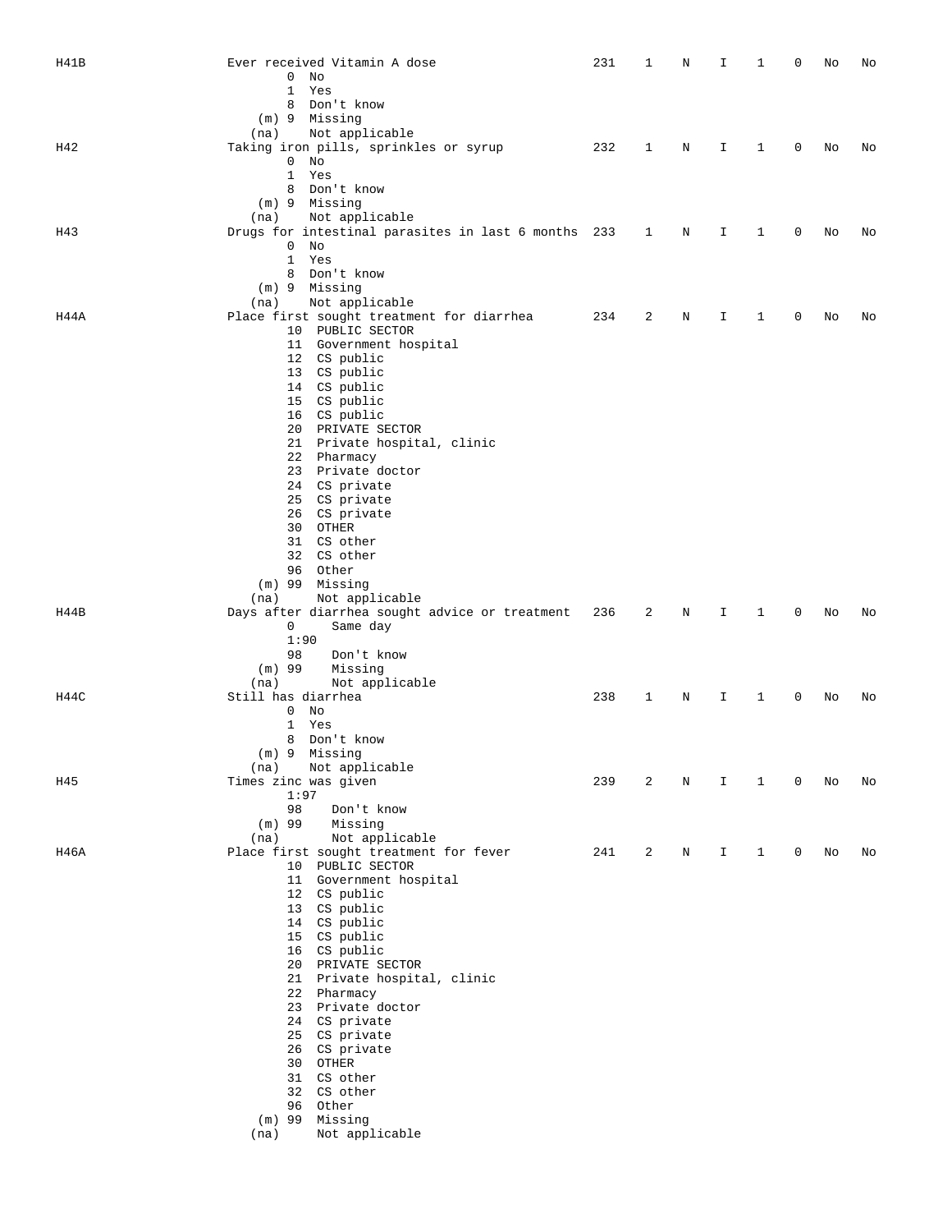```
H41B                Ever received Vitamin A dose                  231    1    N    I    1    0    No    No
                          0  No
                          1  Yes
                          8  Don't know
                      (m) 9  Missing
                     (na)    Not applicable
H42                 Taking iron pills, sprinkles or syrup         232    1    N    I    1    0    No    No
                          0  No
                          1  Yes
                          8  Don't know
                      (m) 9  Missing
                     (na)    Not applicable
H43                 Drugs for intestinal parasites in last 6 months  233    1    N    I    1    0    No    No
                          0  No
                          1  Yes
                          8  Don't know
                      (m) 9  Missing
                     (na)    Not applicable
H44A                Place first sought treatment for diarrhea     234    2    N    I    1    0    No    No
                          10  PUBLIC SECTOR
                          11  Government hospital
                          12  CS public
                          13  CS public
                          14  CS public
                          15  CS public
                          16  CS public
                          20  PRIVATE SECTOR
                          21  Private hospital, clinic
                          22  Pharmacy
                          23  Private doctor
                          24  CS private
                          25  CS private
                          26  CS private
                          30  OTHER
                          31  CS other
                          32  CS other
                          96  Other
                      (m) 99  Missing
                     (na)     Not applicable
H44B                Days after diarrhea sought advice or treatment  236    2    N    I    1    0    No    No
                          0     Same day
                          1:90
                          98    Don't know
                      (m) 99    Missing
                     (na)       Not applicable
H44C                Still has diarrhea                            238    1    N    I    1    0    No    No
                          0  No
                          1  Yes
                          8  Don't know
                      (m) 9  Missing
                     (na)    Not applicable
H45                 Times zinc was given                          239    2    N    I    1    0    No    No
                          1:97
                          98    Don't know
                      (m) 99    Missing
                     (na)       Not applicable
H46A                Place first sought treatment for fever        241    2    N    I    1    0    No    No
                          10  PUBLIC SECTOR
                          11  Government hospital
                          12  CS public
                          13  CS public
                          14  CS public
                          15  CS public
                          16  CS public
                          20  PRIVATE SECTOR
                          21  Private hospital, clinic
                          22  Pharmacy
                          23  Private doctor
                          24  CS private
                          25  CS private
                          26  CS private
                          30  OTHER
                          31  CS other
                          32  CS other
                          96  Other
                      (m) 99  Missing
                     (na)     Not applicable
```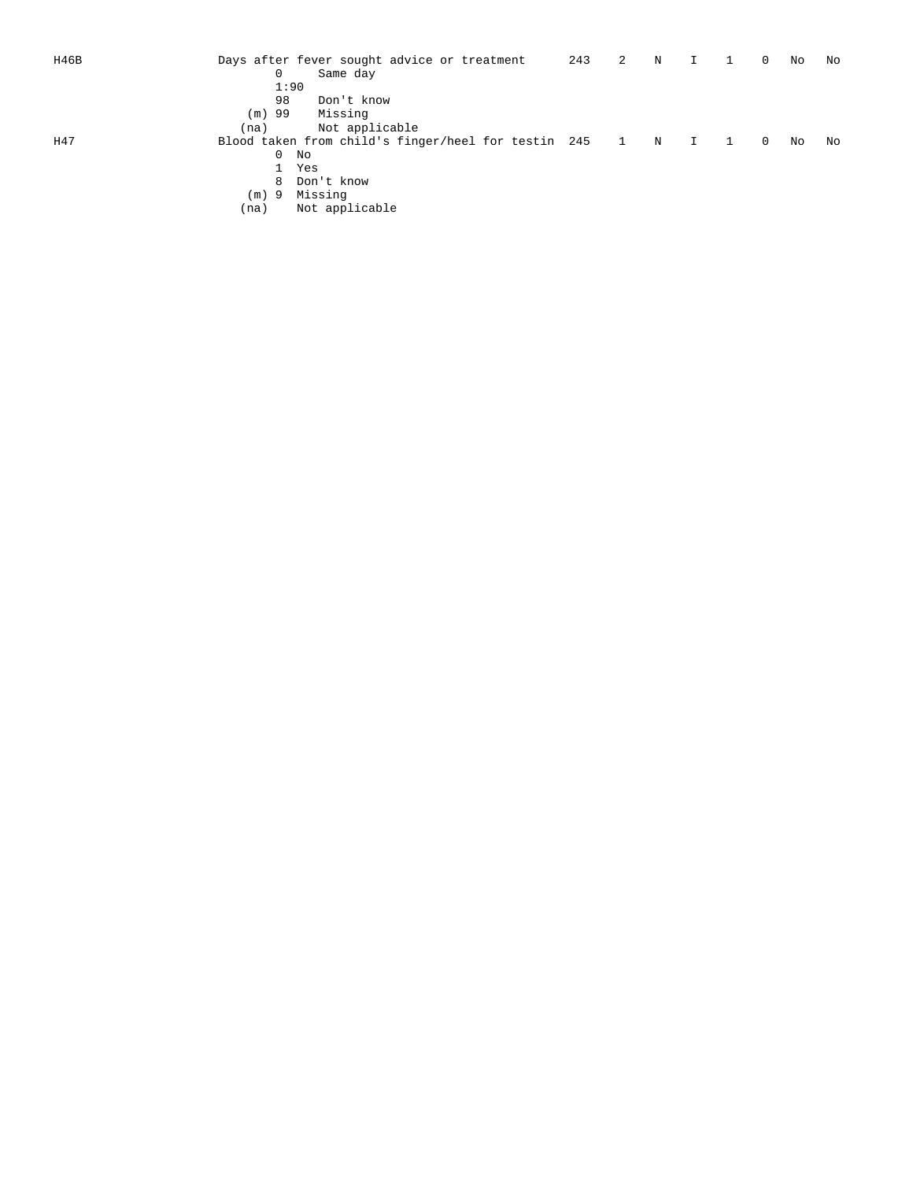```
H46B                Days after fever sought advice or treatment      243    2    N    I    1    0   No   No
                           0      Same day
                           1:90
                           98     Don't know
                       (m) 99     Missing
                      (na)        Not applicable
H47                 Blood taken from child's finger/heel for testin  245    1    N    I    1    0   No   No
                           0  No
                           1  Yes
                           8  Don't know
                       (m) 9  Missing
                      (na)    Not applicable
```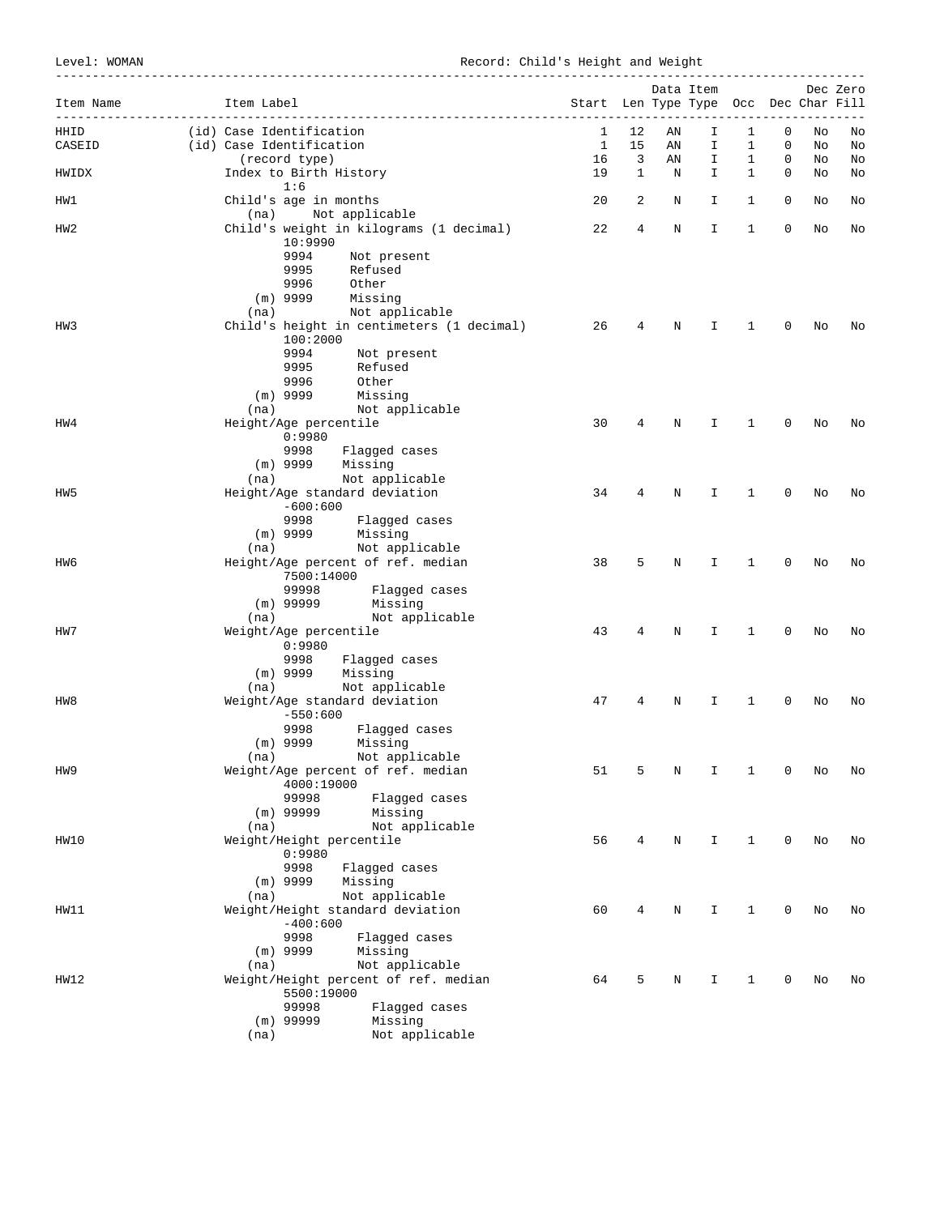Level: WOMAN                                   Record: Child's Height and Weight

| Item Name | Item Label | Start | Len | Data Type | Item Type | Occ | Dec | Dec Char | Zero Fill |
|---|---|---|---|---|---|---|---|---|---|
| HHID | (id) Case Identification | 1 | 12 | AN | I | 1 | 0 | No | No |
| CASEID | (id) Case Identification | 1 | 15 | AN | I | 1 | 0 | No | No |
| | (record type) | 16 | 3 | AN | I | 1 | 0 | No | No |
| HWIDX | Index to Birth History<br>1:6 | 19 | 1 | N | I | 1 | 0 | No | No |
| HW1 | Child's age in months<br>(na) Not applicable | 20 | 2 | N | I | 1 | 0 | No | No |
| HW2 | Child's weight in kilograms (1 decimal)<br>10:9990<br>9994 Not present<br>9995 Refused<br>9996 Other<br>(m) 9999 Missing<br>(na) Not applicable | 22 | 4 | N | I | 1 | 0 | No | No |
| HW3 | Child's height in centimeters (1 decimal)<br>100:2000<br>9994 Not present<br>9995 Refused<br>9996 Other<br>(m) 9999 Missing<br>(na) Not applicable | 26 | 4 | N | I | 1 | 0 | No | No |
| HW4 | Height/Age percentile<br>0:9980<br>9998 Flagged cases<br>(m) 9999 Missing<br>(na) Not applicable | 30 | 4 | N | I | 1 | 0 | No | No |
| HW5 | Height/Age standard deviation<br>-600:600<br>9998 Flagged cases<br>(m) 9999 Missing<br>(na) Not applicable | 34 | 4 | N | I | 1 | 0 | No | No |
| HW6 | Height/Age percent of ref. median<br>7500:14000<br>99998 Flagged cases<br>(m) 99999 Missing<br>(na) Not applicable | 38 | 5 | N | I | 1 | 0 | No | No |
| HW7 | Weight/Age percentile<br>0:9980<br>9998 Flagged cases<br>(m) 9999 Missing<br>(na) Not applicable | 43 | 4 | N | I | 1 | 0 | No | No |
| HW8 | Weight/Age standard deviation<br>-550:600<br>9998 Flagged cases<br>(m) 9999 Missing<br>(na) Not applicable | 47 | 4 | N | I | 1 | 0 | No | No |
| HW9 | Weight/Age percent of ref. median<br>4000:19000<br>99998 Flagged cases<br>(m) 99999 Missing<br>(na) Not applicable | 51 | 5 | N | I | 1 | 0 | No | No |
| HW10 | Weight/Height percentile<br>0:9980<br>9998 Flagged cases<br>(m) 9999 Missing<br>(na) Not applicable | 56 | 4 | N | I | 1 | 0 | No | No |
| HW11 | Weight/Height standard deviation<br>-400:600<br>9998 Flagged cases<br>(m) 9999 Missing<br>(na) Not applicable | 60 | 4 | N | I | 1 | 0 | No | No |
| HW12 | Weight/Height percent of ref. median<br>5500:19000<br>99998 Flagged cases<br>(m) 99999 Missing<br>(na) Not applicable | 64 | 5 | N | I | 1 | 0 | No | No |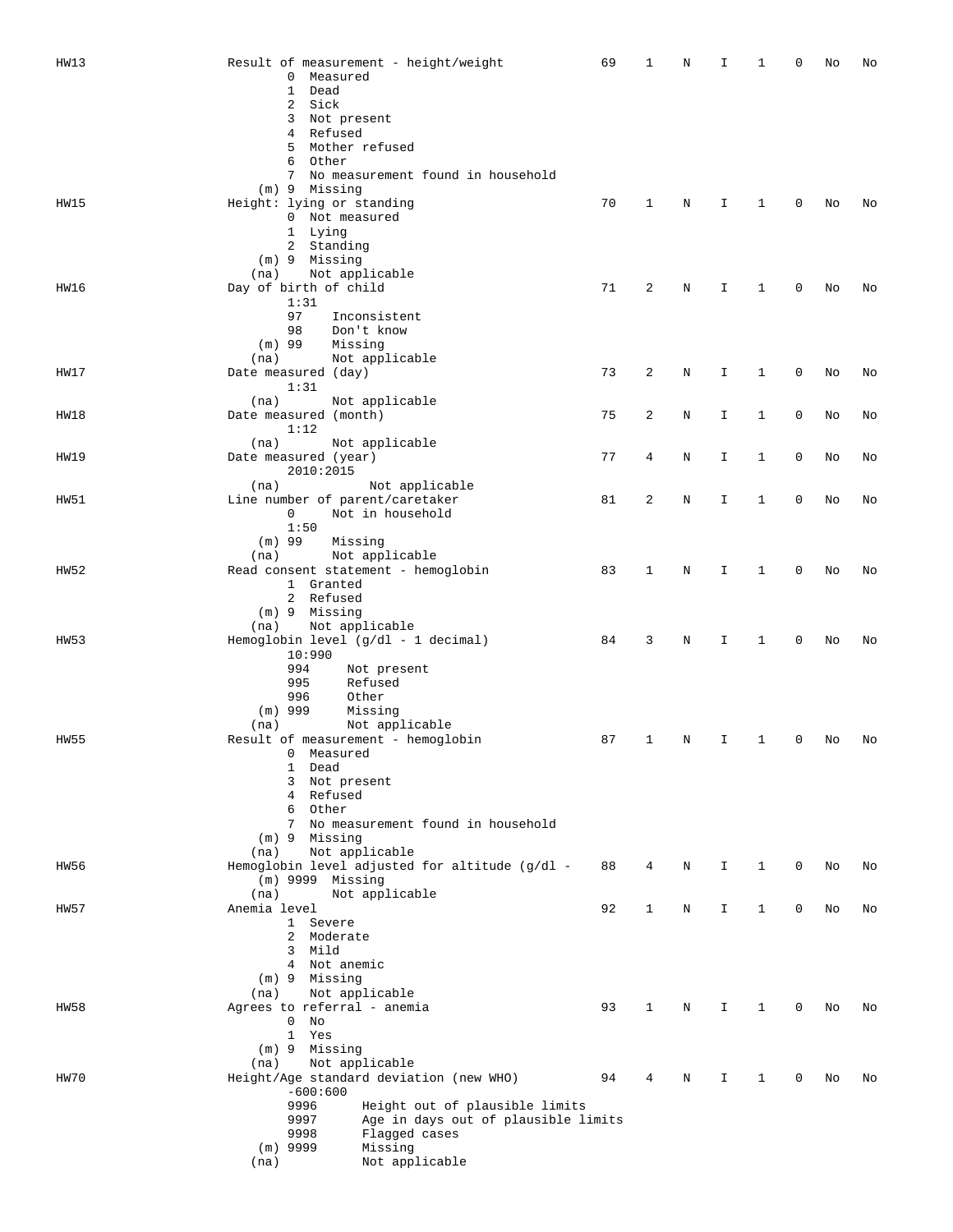```
HW13                Result of measurement - height/weight            69   1   N   I   1   0   No   No
                          0  Measured
                          1  Dead
                          2  Sick
                          3  Not present
                          4  Refused
                          5  Mother refused
                          6  Other
                          7  No measurement found in household
                      (m) 9  Missing
HW15                Height: lying or standing                        70   1   N   I   1   0   No   No
                          0  Not measured
                          1  Lying
                          2  Standing
                      (m) 9  Missing
                     (na)    Not applicable
HW16                Day of birth of child                            71   2   N   I   1   0   No   No
                          1:31
                          97    Inconsistent
                          98    Don't know
                      (m) 99    Missing
                     (na)       Not applicable
HW17                Date measured (day)                              73   2   N   I   1   0   No   No
                          1:31
                     (na)       Not applicable
HW18                Date measured (month)                            75   2   N   I   1   0   No   No
                          1:12
                     (na)       Not applicable
HW19                Date measured (year)                             77   4   N   I   1   0   No   No
                          2010:2015
                     (na)            Not applicable
HW51                Line number of parent/caretaker                  81   2   N   I   1   0   No   No
                          0     Not in household
                          1:50
                      (m) 99    Missing
                     (na)       Not applicable
HW52                Read consent statement - hemoglobin              83   1   N   I   1   0   No   No
                          1  Granted
                          2  Refused
                      (m) 9  Missing
                     (na)    Not applicable
HW53                Hemoglobin level (g/dl - 1 decimal)              84   3   N   I   1   0   No   No
                          10:990
                          994     Not present
                          995     Refused
                          996     Other
                      (m) 999     Missing
                     (na)         Not applicable
HW55                Result of measurement - hemoglobin               87   1   N   I   1   0   No   No
                          0  Measured
                          1  Dead
                          3  Not present
                          4  Refused
                          6  Other
                          7  No measurement found in household
                      (m) 9  Missing
                     (na)    Not applicable
HW56                Hemoglobin level adjusted for altitude (g/dl -   88   4   N   I   1   0   No   No
                      (m) 9999  Missing
                     (na)       Not applicable
HW57                Anemia level                                     92   1   N   I   1   0   No   No
                          1  Severe
                          2  Moderate
                          3  Mild
                          4  Not anemic
                      (m) 9  Missing
                     (na)    Not applicable
HW58                Agrees to referral - anemia                      93   1   N   I   1   0   No   No
                          0  No
                          1  Yes
                      (m) 9  Missing
                     (na)    Not applicable
HW70                Height/Age standard deviation (new WHO)          94   4   N   I   1   0   No   No
                          -600:600
                          9996      Height out of plausible limits
                          9997      Age in days out of plausible limits
                          9998      Flagged cases
                      (m) 9999      Missing
                     (na)           Not applicable
```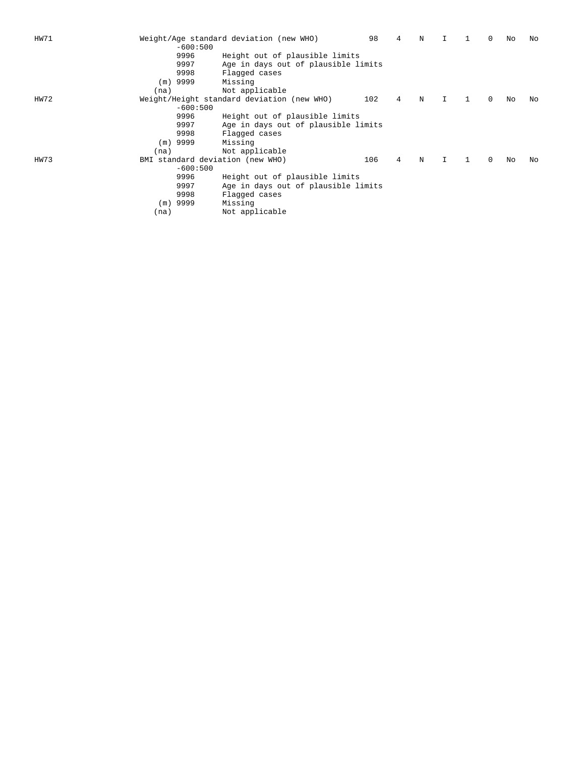```
HW71                  Weight/Age standard deviation (new WHO)        98    4    N    I    1    0   No   No
                            -600:500
                           9996      Height out of plausible limits
                           9997      Age in days out of plausible limits
                           9998      Flagged cases
                       (m) 9999      Missing
                      (na)           Not applicable
HW72                  Weight/Height standard deviation (new WHO)    102    4    N    I    1    0   No   No
                            -600:500
                           9996      Height out of plausible limits
                           9997      Age in days out of plausible limits
                           9998      Flagged cases
                       (m) 9999      Missing
                      (na)           Not applicable
HW73                  BMI standard deviation (new WHO)              106    4    N    I    1    0   No   No
                            -600:500
                           9996      Height out of plausible limits
                           9997      Age in days out of plausible limits
                           9998      Flagged cases
                       (m) 9999      Missing
                      (na)           Not applicable
```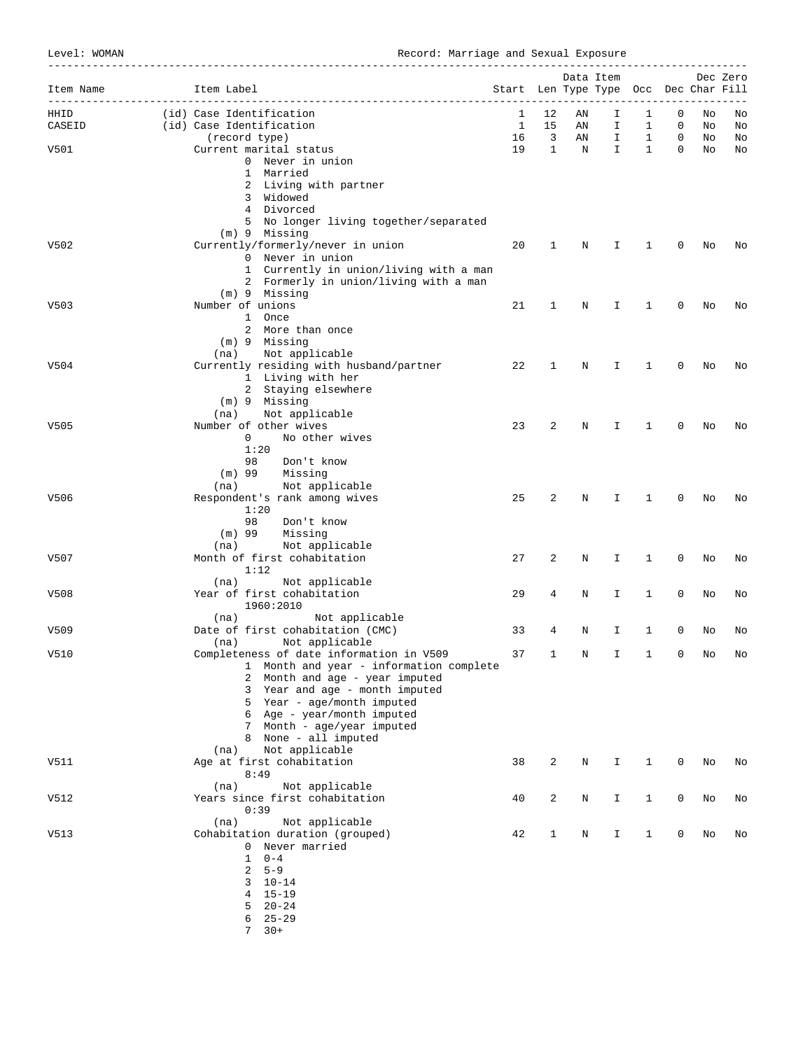Level: WOMAN Record: Marriage and Sexual Exposure

| Item Name | Item Label | Start | Len | Data Type | Item Type | Occ | Dec | Dec Char | Zero Fill |
|---|---|---|---|---|---|---|---|---|---|
| HHID | (id) Case Identification | 1 | 12 | AN | I | 1 | 0 | No | No |
| CASEID | (id) Case Identification | 1 | 15 | AN | I | 1 | 0 | No | No |
| | (record type) | 16 | 3 | AN | I | 1 | 0 | No | No |
| V501 | Current marital status | 19 | 1 | N | I | 1 | 0 | No | No |
| | 0 Never in union | | | | | | | | |
| | 1 Married | | | | | | | | |
| | 2 Living with partner | | | | | | | | |
| | 3 Widowed | | | | | | | | |
| | 4 Divorced | | | | | | | | |
| | 5 No longer living together/separated | | | | | | | | |
| | (m) 9 Missing | | | | | | | | |
| V502 | Currently/formerly/never in union | 20 | 1 | N | I | 1 | 0 | No | No |
| | 0 Never in union | | | | | | | | |
| | 1 Currently in union/living with a man | | | | | | | | |
| | 2 Formerly in union/living with a man | | | | | | | | |
| | (m) 9 Missing | | | | | | | | |
| V503 | Number of unions | 21 | 1 | N | I | 1 | 0 | No | No |
| | 1 Once | | | | | | | | |
| | 2 More than once | | | | | | | | |
| | (m) 9 Missing | | | | | | | | |
| | (na) Not applicable | | | | | | | | |
| V504 | Currently residing with husband/partner | 22 | 1 | N | I | 1 | 0 | No | No |
| | 1 Living with her | | | | | | | | |
| | 2 Staying elsewhere | | | | | | | | |
| | (m) 9 Missing | | | | | | | | |
| | (na) Not applicable | | | | | | | | |
| V505 | Number of other wives | 23 | 2 | N | I | 1 | 0 | No | No |
| | 0 No other wives | | | | | | | | |
| | 1:20 | | | | | | | | |
| | 98 Don't know | | | | | | | | |
| | (m) 99 Missing | | | | | | | | |
| | (na) Not applicable | | | | | | | | |
| V506 | Respondent's rank among wives | 25 | 2 | N | I | 1 | 0 | No | No |
| | 1:20 | | | | | | | | |
| | 98 Don't know | | | | | | | | |
| | (m) 99 Missing | | | | | | | | |
| | (na) Not applicable | | | | | | | | |
| V507 | Month of first cohabitation | 27 | 2 | N | I | 1 | 0 | No | No |
| | 1:12 | | | | | | | | |
| | (na) Not applicable | | | | | | | | |
| V508 | Year of first cohabitation | 29 | 4 | N | I | 1 | 0 | No | No |
| | 1960:2010 | | | | | | | | |
| | (na) Not applicable | | | | | | | | |
| V509 | Date of first cohabitation (CMC) | 33 | 4 | N | I | 1 | 0 | No | No |
| | (na) Not applicable | | | | | | | | |
| V510 | Completeness of date information in V509 | 37 | 1 | N | I | 1 | 0 | No | No |
| | 1 Month and year - information complete | | | | | | | | |
| | 2 Month and age - year imputed | | | | | | | | |
| | 3 Year and age - month imputed | | | | | | | | |
| | 5 Year - age/month imputed | | | | | | | | |
| | 6 Age - year/month imputed | | | | | | | | |
| | 7 Month - age/year imputed | | | | | | | | |
| | 8 None - all imputed | | | | | | | | |
| | (na) Not applicable | | | | | | | | |
| V511 | Age at first cohabitation | 38 | 2 | N | I | 1 | 0 | No | No |
| | 8:49 | | | | | | | | |
| | (na) Not applicable | | | | | | | | |
| V512 | Years since first cohabitation | 40 | 2 | N | I | 1 | 0 | No | No |
| | 0:39 | | | | | | | | |
| | (na) Not applicable | | | | | | | | |
| V513 | Cohabitation duration (grouped) | 42 | 1 | N | I | 1 | 0 | No | No |
| | 0 Never married | | | | | | | | |
| | 1 0-4 | | | | | | | | |
| | 2 5-9 | | | | | | | | |
| | 3 10-14 | | | | | | | | |
| | 4 15-19 | | | | | | | | |
| | 5 20-24 | | | | | | | | |
| | 6 25-29 | | | | | | | | |
| | 7 30+ | | | | | | | | |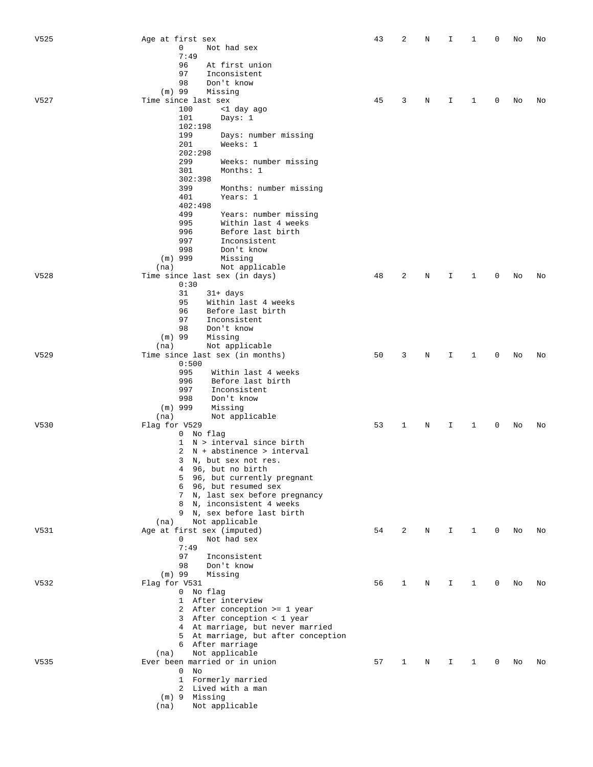```
V525                Age at first sex                          43    2    N    I    1    0    No    No
                          0     Not had sex
                          7:49
                          96    At first union
                          97    Inconsistent
                          98    Don't know
                      (m) 99    Missing
V527                Time since last sex                       45    3    N    I    1    0    No    No
                          100      <1 day ago
                          101      Days: 1
                          102:198
                          199      Days: number missing
                          201      Weeks: 1
                          202:298
                          299      Weeks: number missing
                          301      Months: 1
                          302:398
                          399      Months: number missing
                          401      Years: 1
                          402:498
                          499      Years: number missing
                          995      Within last 4 weeks
                          996      Before last birth
                          997      Inconsistent
                          998      Don't know
                      (m) 999      Missing
                     (na)          Not applicable
V528                Time since last sex (in days)             48    2    N    I    1    0    No    No
                          0:30
                          31    31+ days
                          95    Within last 4 weeks
                          96    Before last birth
                          97    Inconsistent
                          98    Don't know
                      (m) 99    Missing
                     (na)       Not applicable
V529                Time since last sex (in months)           50    3    N    I    1    0    No    No
                          0:500
                          995    Within last 4 weeks
                          996    Before last birth
                          997    Inconsistent
                          998    Don't know
                      (m) 999    Missing
                     (na)        Not applicable
V530                Flag for V529                             53    1    N    I    1    0    No    No
                          0  No flag
                          1  N > interval since birth
                          2  N + abstinence > interval
                          3  N, but sex not res.
                          4  96, but no birth
                          5  96, but currently pregnant
                          6  96, but resumed sex
                          7  N, last sex before pregnancy
                          8  N, inconsistent 4 weeks
                          9  N, sex before last birth
                     (na)    Not applicable
V531                Age at first sex (imputed)                54    2    N    I    1    0    No    No
                          0     Not had sex
                          7:49
                          97    Inconsistent
                          98    Don't know
                      (m) 99    Missing
V532                Flag for V531                             56    1    N    I    1    0    No    No
                          0  No flag
                          1  After interview
                          2  After conception >= 1 year
                          3  After conception < 1 year
                          4  At marriage, but never married
                          5  At marriage, but after conception
                          6  After marriage
                     (na)    Not applicable
V535                Ever been married or in union             57    1    N    I    1    0    No    No
                          0  No
                          1  Formerly married
                          2  Lived with a man
                      (m) 9  Missing
                     (na)    Not applicable
```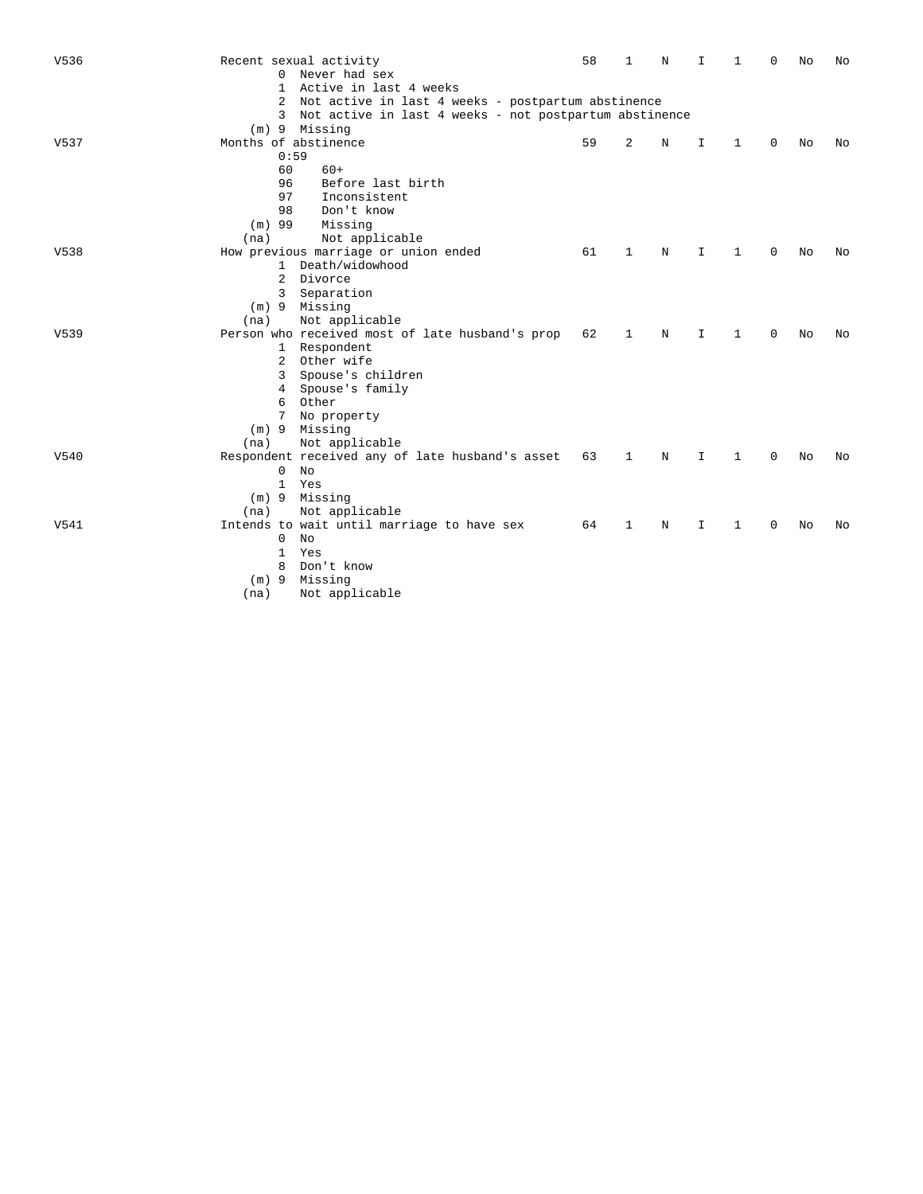| | | | | | | | | | |
|---|---|---|---|---|---|---|---|---|---|
| V536 | Recent sexual activity | 58 | 1 | N | I | 1 | 0 | No | No |
| | 0 Never had sex | | | | | | | | |
| | 1 Active in last 4 weeks | | | | | | | | |
| | 2 Not active in last 4 weeks - postpartum abstinence | | | | | | | | |
| | 3 Not active in last 4 weeks - not postpartum abstinence | | | | | | | | |
| | (m) 9 Missing | | | | | | | | |
| V537 | Months of abstinence | 59 | 2 | N | I | 1 | 0 | No | No |
| | 0:59 | | | | | | | | |
| | 60 60+ | | | | | | | | |
| | 96 Before last birth | | | | | | | | |
| | 97 Inconsistent | | | | | | | | |
| | 98 Don't know | | | | | | | | |
| | (m) 99 Missing | | | | | | | | |
| | (na) Not applicable | | | | | | | | |
| V538 | How previous marriage or union ended | 61 | 1 | N | I | 1 | 0 | No | No |
| | 1 Death/widowhood | | | | | | | | |
| | 2 Divorce | | | | | | | | |
| | 3 Separation | | | | | | | | |
| | (m) 9 Missing | | | | | | | | |
| | (na) Not applicable | | | | | | | | |
| V539 | Person who received most of late husband's prop | 62 | 1 | N | I | 1 | 0 | No | No |
| | 1 Respondent | | | | | | | | |
| | 2 Other wife | | | | | | | | |
| | 3 Spouse's children | | | | | | | | |
| | 4 Spouse's family | | | | | | | | |
| | 6 Other | | | | | | | | |
| | 7 No property | | | | | | | | |
| | (m) 9 Missing | | | | | | | | |
| | (na) Not applicable | | | | | | | | |
| V540 | Respondent received any of late husband's asset | 63 | 1 | N | I | 1 | 0 | No | No |
| | 0 No | | | | | | | | |
| | 1 Yes | | | | | | | | |
| | (m) 9 Missing | | | | | | | | |
| | (na) Not applicable | | | | | | | | |
| V541 | Intends to wait until marriage to have sex | 64 | 1 | N | I | 1 | 0 | No | No |
| | 0 No | | | | | | | | |
| | 1 Yes | | | | | | | | |
| | 8 Don't know | | | | | | | | |
| | (m) 9 Missing | | | | | | | | |
| | (na) Not applicable | | | | | | | | |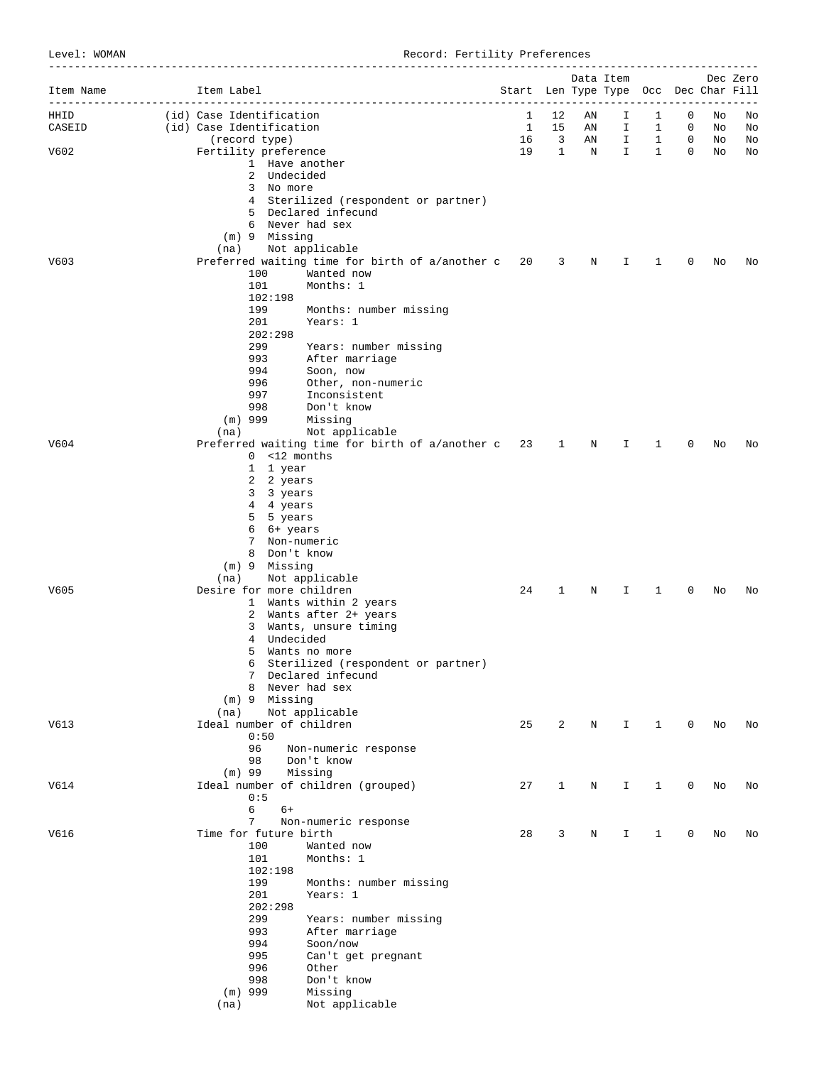Level: WOMAN Record: Fertility Preferences

```
----------------------------------------------------------------------------------------------------
                                                                      Data Item          Dec Zero
Item Name            Item Label                                 Start  Len Type Type  Occ  Dec Char Fill
----------------------------------------------------------------------------------------------------
HHID            (id) Case Identification                            1   12   AN    I    1    0   No   No
CASEID          (id) Case Identification                            1   15   AN    I    1    0   No   No
                     (record type)                                 16    3   AN    I    1    0   No   No
V602                 Fertility preference                          19    1    N    I    1    0   No   No
                            1  Have another
                            2  Undecided
                            3  No more
                            4  Sterilized (respondent or partner)
                            5  Declared infecund
                            6  Never had sex
                        (m) 9  Missing
                       (na)    Not applicable
V603                 Preferred waiting time for birth of a/another c  20    3    N    I    1    0   No   No
                            100      Wanted now
                            101      Months: 1
                            102:198
                            199      Months: number missing
                            201      Years: 1
                            202:298
                            299      Years: number missing
                            993      After marriage
                            994      Soon, now
                            996      Other, non-numeric
                            997      Inconsistent
                            998      Don't know
                        (m) 999      Missing
                       (na)          Not applicable
V604                 Preferred waiting time for birth of a/another c  23    1    N    I    1    0   No   No
                            0  <12 months
                            1  1 year
                            2  2 years
                            3  3 years
                            4  4 years
                            5  5 years
                            6  6+ years
                            7  Non-numeric
                            8  Don't know
                        (m) 9  Missing
                       (na)    Not applicable
V605                 Desire for more children                      24    1    N    I    1    0   No   No
                            1  Wants within 2 years
                            2  Wants after 2+ years
                            3  Wants, unsure timing
                            4  Undecided
                            5  Wants no more
                            6  Sterilized (respondent or partner)
                            7  Declared infecund
                            8  Never had sex
                        (m) 9  Missing
                       (na)    Not applicable
V613                 Ideal number of children                      25    2    N    I    1    0   No   No
                            0:50
                            96    Non-numeric response
                            98    Don't know
                        (m) 99    Missing
V614                 Ideal number of children (grouped)            27    1    N    I    1    0   No   No
                            0:5
                            6    6+
                            7    Non-numeric response
V616                 Time for future birth                         28    3    N    I    1    0   No   No
                            100      Wanted now
                            101      Months: 1
                            102:198
                            199      Months: number missing
                            201      Years: 1
                            202:298
                            299      Years: number missing
                            993      After marriage
                            994      Soon/now
                            995      Can't get pregnant
                            996      Other
                            998      Don't know
                        (m) 999      Missing
                       (na)          Not applicable
```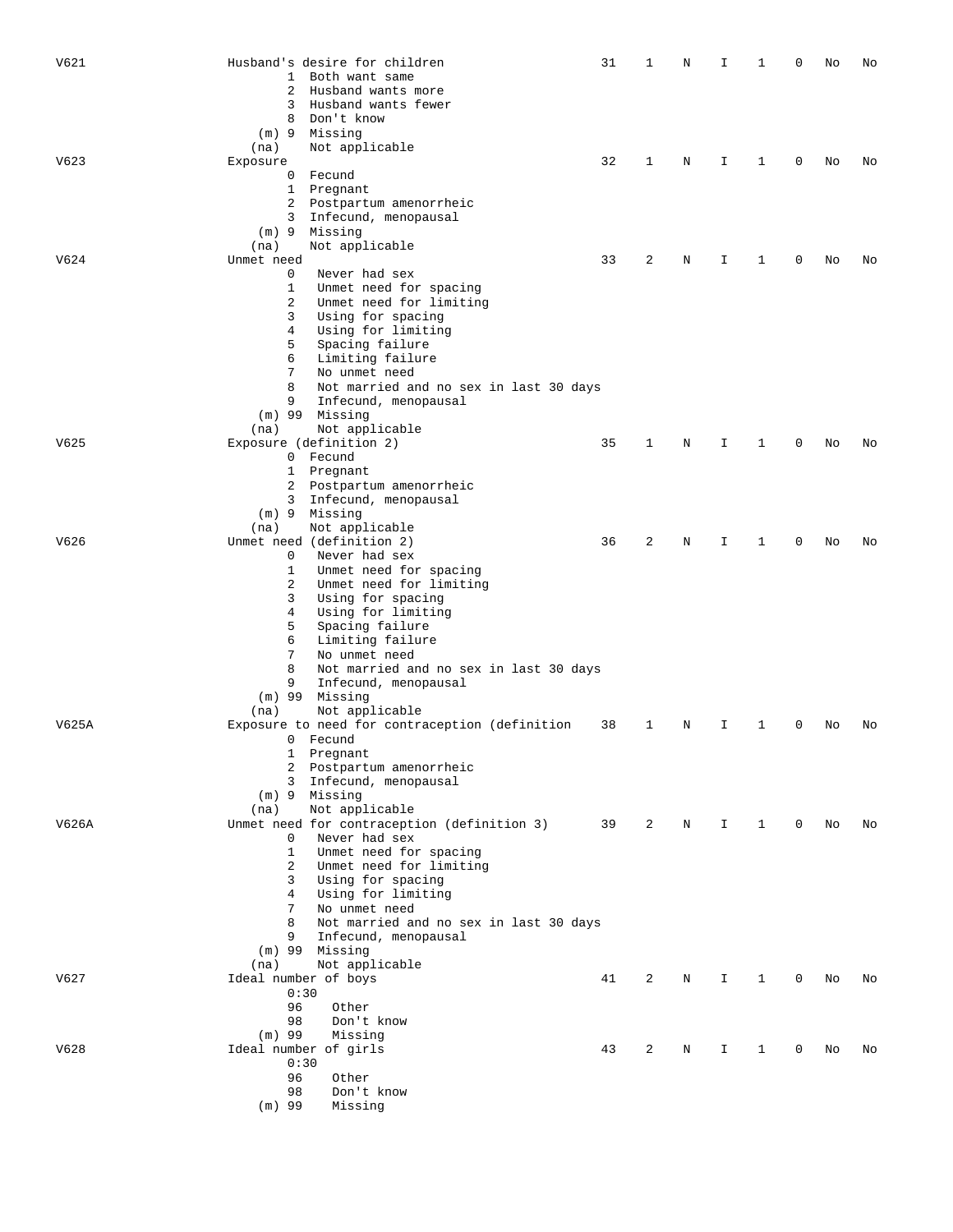```
V621                Husband's desire for children                31    1    N    I    1    0    No    No
                         1  Both want same
                         2  Husband wants more
                         3  Husband wants fewer
                         8  Don't know
                     (m) 9  Missing
                    (na)    Not applicable
V623                Exposure                                     32    1    N    I    1    0    No    No
                         0  Fecund
                         1  Pregnant
                         2  Postpartum amenorrheic
                         3  Infecund, menopausal
                     (m) 9  Missing
                    (na)    Not applicable
V624                Unmet need                                   33    2    N    I    1    0    No    No
                         0   Never had sex
                         1   Unmet need for spacing
                         2   Unmet need for limiting
                         3   Using for spacing
                         4   Using for limiting
                         5   Spacing failure
                         6   Limiting failure
                         7   No unmet need
                         8   Not married and no sex in last 30 days
                         9   Infecund, menopausal
                     (m) 99  Missing
                    (na)     Not applicable
V625                Exposure (definition 2)                      35    1    N    I    1    0    No    No
                         0  Fecund
                         1  Pregnant
                         2  Postpartum amenorrheic
                         3  Infecund, menopausal
                     (m) 9  Missing
                    (na)    Not applicable
V626                Unmet need (definition 2)                    36    2    N    I    1    0    No    No
                         0   Never had sex
                         1   Unmet need for spacing
                         2   Unmet need for limiting
                         3   Using for spacing
                         4   Using for limiting
                         5   Spacing failure
                         6   Limiting failure
                         7   No unmet need
                         8   Not married and no sex in last 30 days
                         9   Infecund, menopausal
                     (m) 99  Missing
                    (na)     Not applicable
V625A               Exposure to need for contraception (definition    38    1    N    I    1    0    No    No
                         0  Fecund
                         1  Pregnant
                         2  Postpartum amenorrheic
                         3  Infecund, menopausal
                     (m) 9  Missing
                    (na)    Not applicable
V626A               Unmet need for contraception (definition 3)  39    2    N    I    1    0    No    No
                         0   Never had sex
                         1   Unmet need for spacing
                         2   Unmet need for limiting
                         3   Using for spacing
                         4   Using for limiting
                         7   No unmet need
                         8   Not married and no sex in last 30 days
                         9   Infecund, menopausal
                     (m) 99  Missing
                    (na)     Not applicable
V627                Ideal number of boys                         41    2    N    I    1    0    No    No
                         0:30
                         96    Other
                         98    Don't know
                     (m) 99    Missing
V628                Ideal number of girls                        43    2    N    I    1    0    No    No
                         0:30
                         96    Other
                         98    Don't know
                     (m) 99    Missing
```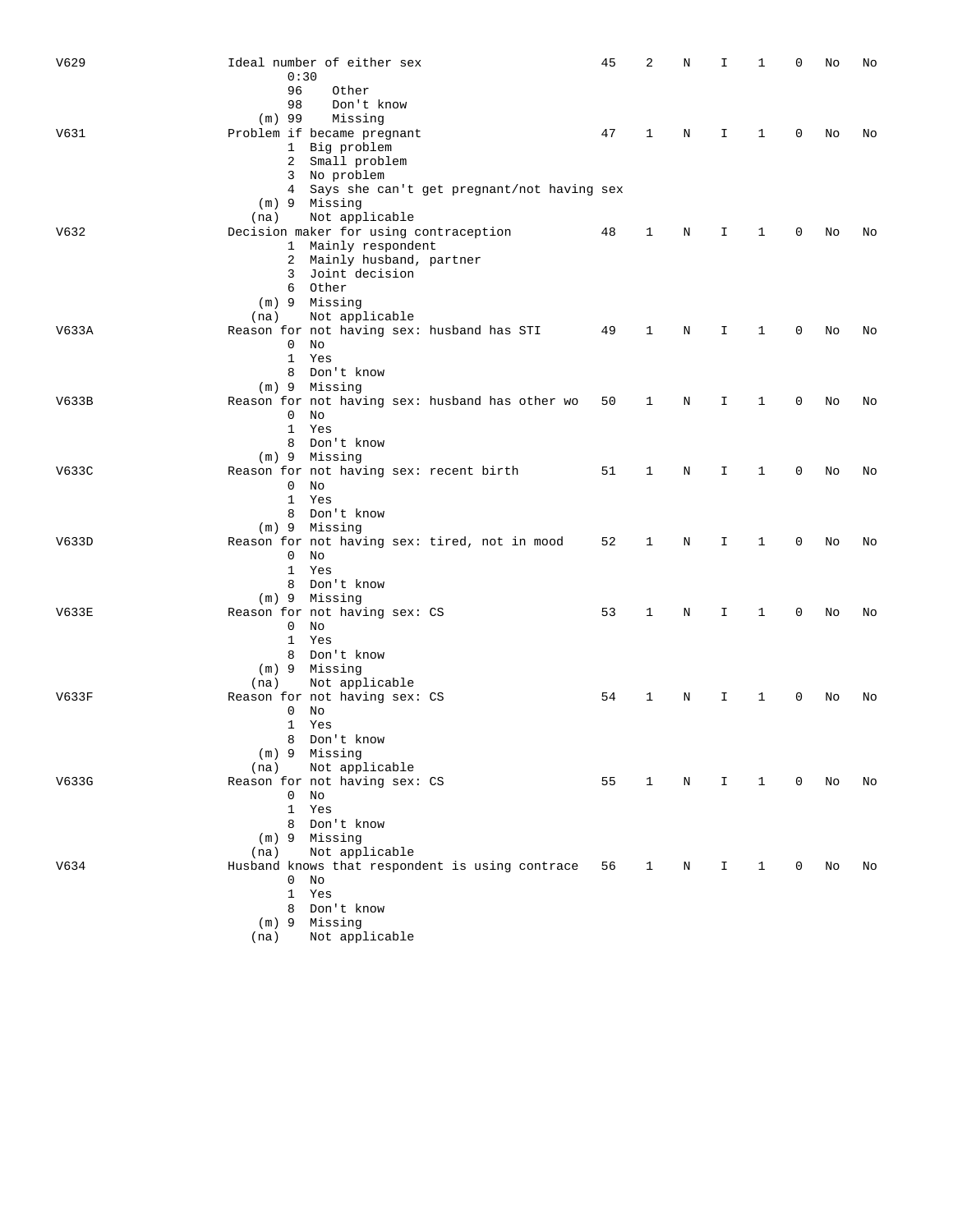```
V629                Ideal number of either sex                      45   2   N   I   1   0   No   No
                         0:30
                         96    Other
                         98    Don't know
                     (m) 99    Missing
V631                Problem if became pregnant                      47   1   N   I   1   0   No   No
                         1  Big problem
                         2  Small problem
                         3  No problem
                         4  Says she can't get pregnant/not having sex
                     (m) 9  Missing
                    (na)    Not applicable
V632                Decision maker for using contraception          48   1   N   I   1   0   No   No
                         1  Mainly respondent
                         2  Mainly husband, partner
                         3  Joint decision
                         6  Other
                     (m) 9  Missing
                    (na)    Not applicable
V633A               Reason for not having sex: husband has STI      49   1   N   I   1   0   No   No
                         0  No
                         1  Yes
                         8  Don't know
                     (m) 9  Missing
V633B               Reason for not having sex: husband has other wo 50   1   N   I   1   0   No   No
                         0  No
                         1  Yes
                         8  Don't know
                     (m) 9  Missing
V633C               Reason for not having sex: recent birth         51   1   N   I   1   0   No   No
                         0  No
                         1  Yes
                         8  Don't know
                     (m) 9  Missing
V633D               Reason for not having sex: tired, not in mood   52   1   N   I   1   0   No   No
                         0  No
                         1  Yes
                         8  Don't know
                     (m) 9  Missing
V633E               Reason for not having sex: CS                   53   1   N   I   1   0   No   No
                         0  No
                         1  Yes
                         8  Don't know
                     (m) 9  Missing
                    (na)    Not applicable
V633F               Reason for not having sex: CS                   54   1   N   I   1   0   No   No
                         0  No
                         1  Yes
                         8  Don't know
                     (m) 9  Missing
                    (na)    Not applicable
V633G               Reason for not having sex: CS                   55   1   N   I   1   0   No   No
                         0  No
                         1  Yes
                         8  Don't know
                     (m) 9  Missing
                    (na)    Not applicable
V634                Husband knows that respondent is using contrace 56   1   N   I   1   0   No   No
                         0  No
                         1  Yes
                         8  Don't know
                     (m) 9  Missing
                    (na)    Not applicable
```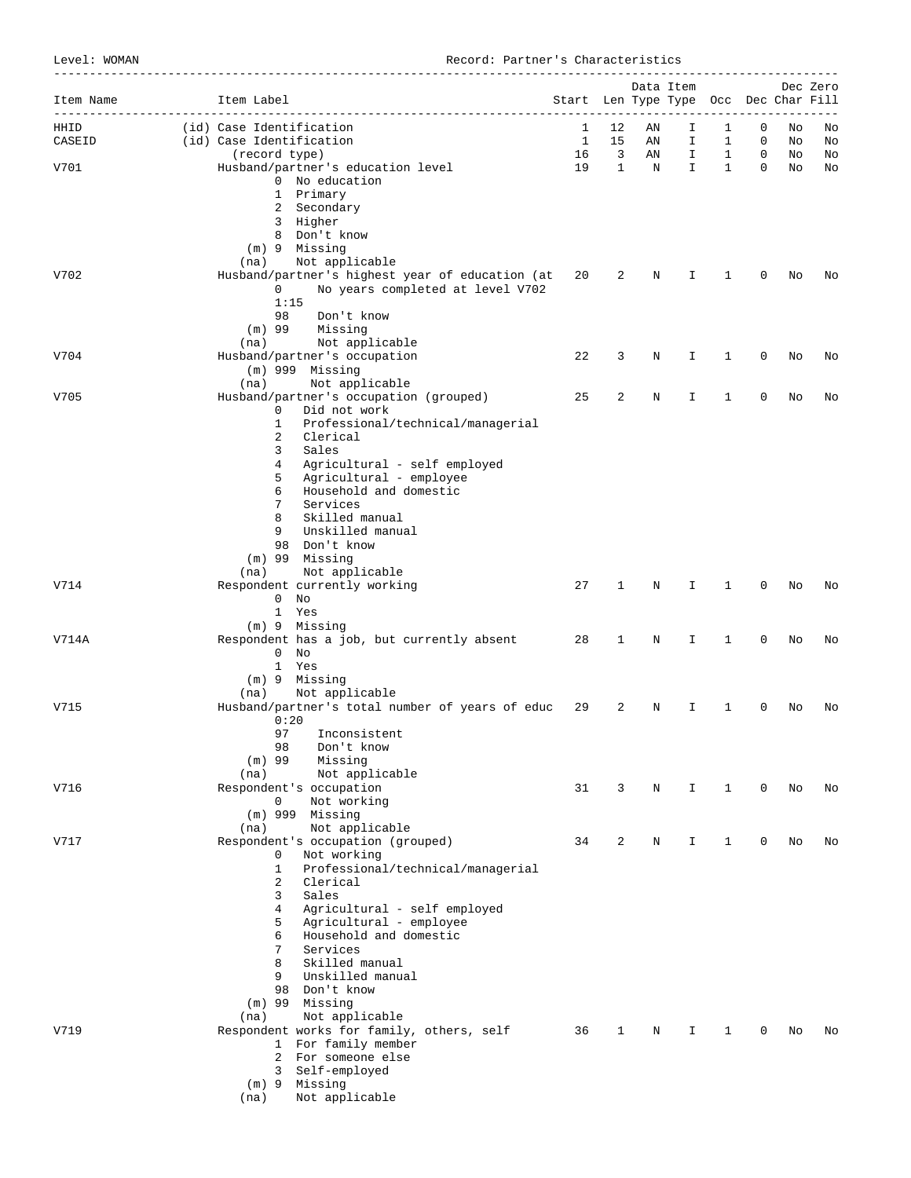Level: WOMAN Record: Partner's Characteristics

| Item Name | Item Label | Start | Len | Data Type | Item Type | Occ | Dec | Dec Char | Zero Fill |
|---|---|---|---|---|---|---|---|---|---|
| HHID | (id) Case Identification | 1 | 12 | AN | I | 1 | 0 | No | No |
| CASEID | (id) Case Identification | 1 | 15 | AN | I | 1 | 0 | No | No |
| | (record type) | 16 | 3 | AN | I | 1 | 0 | No | No |
| V701 | Husband/partner's education level<br>0 No education<br>1 Primary<br>2 Secondary<br>3 Higher<br>8 Don't know<br>(m) 9 Missing<br>(na) Not applicable | 19 | 1 | N | I | 1 | 0 | No | No |
| V702 | Husband/partner's highest year of education (at<br>0 No years completed at level V702<br>1:15<br>98 Don't know<br>(m) 99 Missing<br>(na) Not applicable | 20 | 2 | N | I | 1 | 0 | No | No |
| V704 | Husband/partner's occupation<br>(m) 999 Missing<br>(na) Not applicable | 22 | 3 | N | I | 1 | 0 | No | No |
| V705 | Husband/partner's occupation (grouped)<br>0 Did not work<br>1 Professional/technical/managerial<br>2 Clerical<br>3 Sales<br>4 Agricultural - self employed<br>5 Agricultural - employee<br>6 Household and domestic<br>7 Services<br>8 Skilled manual<br>9 Unskilled manual<br>98 Don't know<br>(m) 99 Missing<br>(na) Not applicable | 25 | 2 | N | I | 1 | 0 | No | No |
| V714 | Respondent currently working<br>0 No<br>1 Yes<br>(m) 9 Missing | 27 | 1 | N | I | 1 | 0 | No | No |
| V714A | Respondent has a job, but currently absent<br>0 No<br>1 Yes<br>(m) 9 Missing<br>(na) Not applicable | 28 | 1 | N | I | 1 | 0 | No | No |
| V715 | Husband/partner's total number of years of educ<br>0:20<br>97 Inconsistent<br>98 Don't know<br>(m) 99 Missing<br>(na) Not applicable | 29 | 2 | N | I | 1 | 0 | No | No |
| V716 | Respondent's occupation<br>0 Not working<br>(m) 999 Missing<br>(na) Not applicable | 31 | 3 | N | I | 1 | 0 | No | No |
| V717 | Respondent's occupation (grouped)<br>0 Not working<br>1 Professional/technical/managerial<br>2 Clerical<br>3 Sales<br>4 Agricultural - self employed<br>5 Agricultural - employee<br>6 Household and domestic<br>7 Services<br>8 Skilled manual<br>9 Unskilled manual<br>98 Don't know<br>(m) 99 Missing<br>(na) Not applicable | 34 | 2 | N | I | 1 | 0 | No | No |
| V719 | Respondent works for family, others, self<br>1 For family member<br>2 For someone else<br>3 Self-employed<br>(m) 9 Missing<br>(na) Not applicable | 36 | 1 | N | I | 1 | 0 | No | No |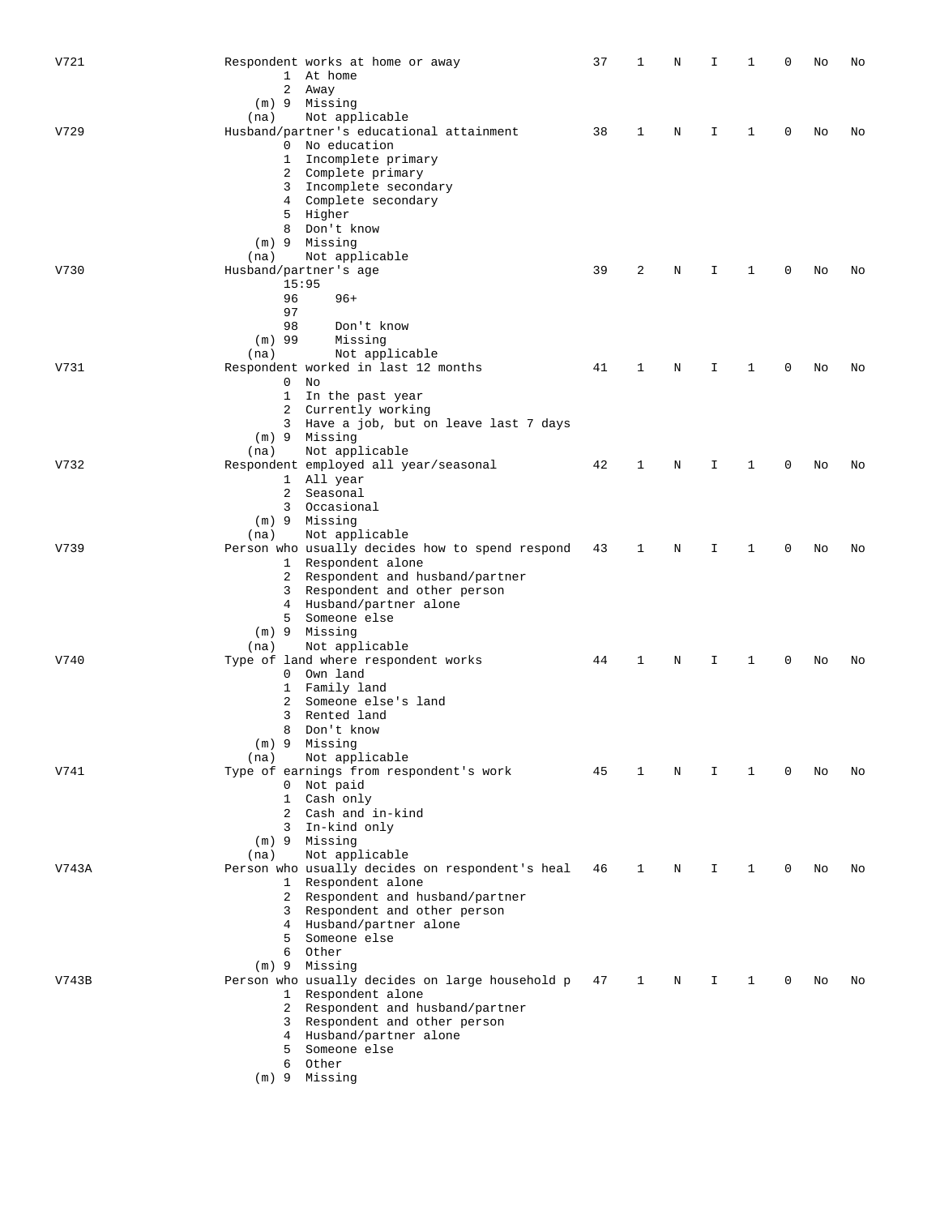```
V721                Respondent works at home or away              37   1   N   I   1   0   No   No
                           1  At home
                           2  Away
                       (m) 9  Missing
                      (na)    Not applicable
V729                Husband/partner's educational attainment      38   1   N   I   1   0   No   No
                           0  No education
                           1  Incomplete primary
                           2  Complete primary
                           3  Incomplete secondary
                           4  Complete secondary
                           5  Higher
                           8  Don't know
                       (m) 9  Missing
                      (na)    Not applicable
V730                Husband/partner's age                         39   2   N   I   1   0   No   No
                          15:95
                          96      96+
                          97
                          98      Don't know
                       (m) 99     Missing
                      (na)        Not applicable
V731                Respondent worked in last 12 months           41   1   N   I   1   0   No   No
                           0  No
                           1  In the past year
                           2  Currently working
                           3  Have a job, but on leave last 7 days
                       (m) 9  Missing
                      (na)    Not applicable
V732                Respondent employed all year/seasonal         42   1   N   I   1   0   No   No
                           1  All year
                           2  Seasonal
                           3  Occasional
                       (m) 9  Missing
                      (na)    Not applicable
V739                Person who usually decides how to spend respond  43   1   N   I   1   0   No   No
                           1  Respondent alone
                           2  Respondent and husband/partner
                           3  Respondent and other person
                           4  Husband/partner alone
                           5  Someone else
                       (m) 9  Missing
                      (na)    Not applicable
V740                Type of land where respondent works           44   1   N   I   1   0   No   No
                           0  Own land
                           1  Family land
                           2  Someone else's land
                           3  Rented land
                           8  Don't know
                       (m) 9  Missing
                      (na)    Not applicable
V741                Type of earnings from respondent's work       45   1   N   I   1   0   No   No
                           0  Not paid
                           1  Cash only
                           2  Cash and in-kind
                           3  In-kind only
                       (m) 9  Missing
                      (na)    Not applicable
V743A               Person who usually decides on respondent's heal  46   1   N   I   1   0   No   No
                           1  Respondent alone
                           2  Respondent and husband/partner
                           3  Respondent and other person
                           4  Husband/partner alone
                           5  Someone else
                           6  Other
                       (m) 9  Missing
V743B               Person who usually decides on large household p  47   1   N   I   1   0   No   No
                           1  Respondent alone
                           2  Respondent and husband/partner
                           3  Respondent and other person
                           4  Husband/partner alone
                           5  Someone else
                           6  Other
                       (m) 9  Missing
```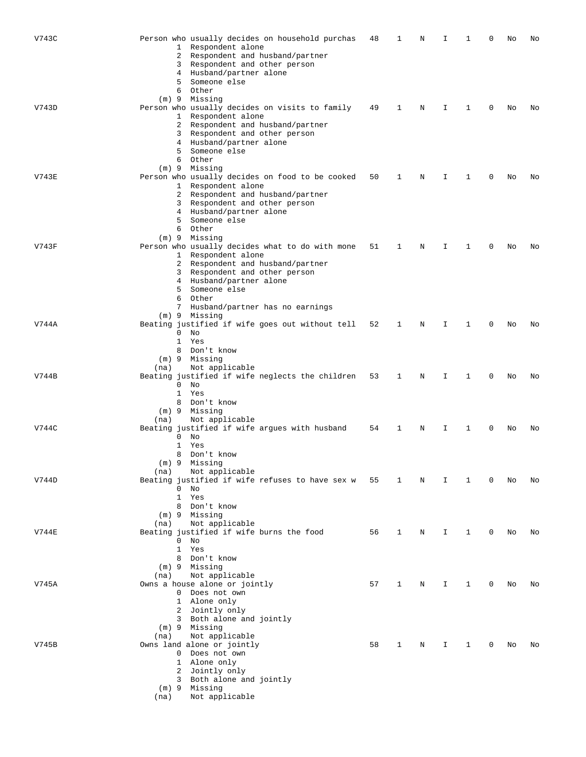```
V743C              Person who usually decides on household purchas   48    1    N    I    1    0   No   No
                          1  Respondent alone
                          2  Respondent and husband/partner
                          3  Respondent and other person
                          4  Husband/partner alone
                          5  Someone else
                          6  Other
                      (m) 9  Missing
V743D              Person who usually decides on visits to family    49    1    N    I    1    0   No   No
                          1  Respondent alone
                          2  Respondent and husband/partner
                          3  Respondent and other person
                          4  Husband/partner alone
                          5  Someone else
                          6  Other
                      (m) 9  Missing
V743E              Person who usually decides on food to be cooked   50    1    N    I    1    0   No   No
                          1  Respondent alone
                          2  Respondent and husband/partner
                          3  Respondent and other person
                          4  Husband/partner alone
                          5  Someone else
                          6  Other
                      (m) 9  Missing
V743F              Person who usually decides what to do with mone   51    1    N    I    1    0   No   No
                          1  Respondent alone
                          2  Respondent and husband/partner
                          3  Respondent and other person
                          4  Husband/partner alone
                          5  Someone else
                          6  Other
                          7  Husband/partner has no earnings
                      (m) 9  Missing
V744A              Beating justified if wife goes out without tell   52    1    N    I    1    0   No   No
                          0  No
                          1  Yes
                          8  Don't know
                      (m) 9  Missing
                     (na)    Not applicable
V744B              Beating justified if wife neglects the children   53    1    N    I    1    0   No   No
                          0  No
                          1  Yes
                          8  Don't know
                      (m) 9  Missing
                     (na)    Not applicable
V744C              Beating justified if wife argues with husband     54    1    N    I    1    0   No   No
                          0  No
                          1  Yes
                          8  Don't know
                      (m) 9  Missing
                     (na)    Not applicable
V744D              Beating justified if wife refuses to have sex w   55    1    N    I    1    0   No   No
                          0  No
                          1  Yes
                          8  Don't know
                      (m) 9  Missing
                     (na)    Not applicable
V744E              Beating justified if wife burns the food          56    1    N    I    1    0   No   No
                          0  No
                          1  Yes
                          8  Don't know
                      (m) 9  Missing
                     (na)    Not applicable
V745A              Owns a house alone or jointly                     57    1    N    I    1    0   No   No
                          0  Does not own
                          1  Alone only
                          2  Jointly only
                          3  Both alone and jointly
                      (m) 9  Missing
                     (na)    Not applicable
V745B              Owns land alone or jointly                        58    1    N    I    1    0   No   No
                          0  Does not own
                          1  Alone only
                          2  Jointly only
                          3  Both alone and jointly
                      (m) 9  Missing
                     (na)    Not applicable
```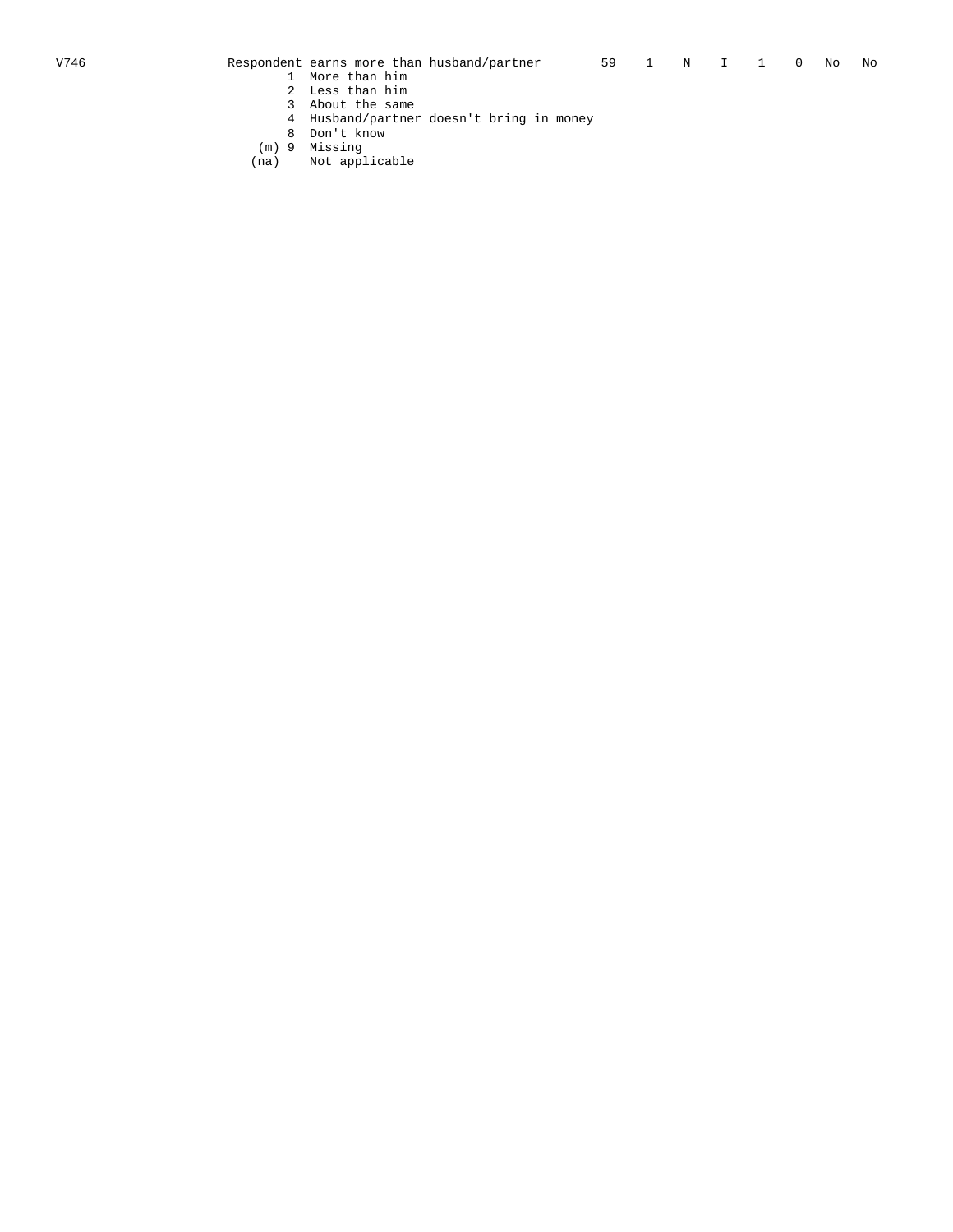```
V746                 Respondent earns more than husband/partner        59    1    N    I    1    0   No   No
                             1  More than him
                             2  Less than him
                             3  About the same
                             4  Husband/partner doesn't bring in money
                             8  Don't know
                         (m) 9  Missing
                        (na)    Not applicable
```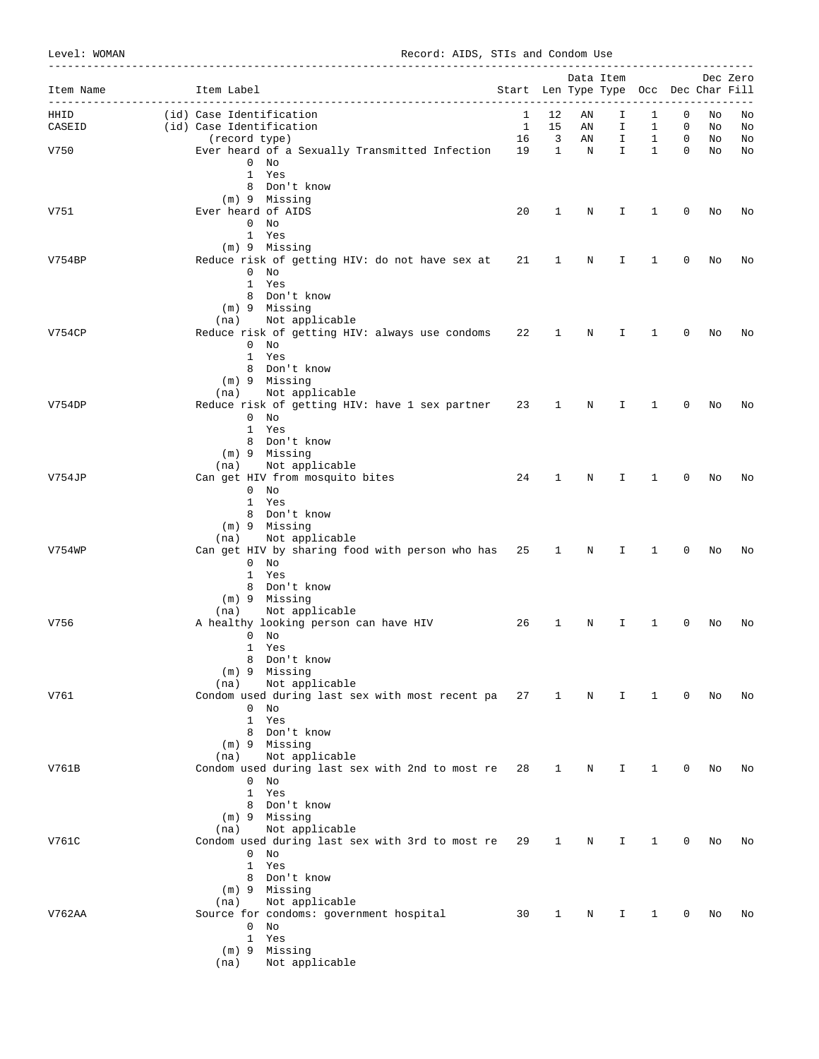Level: WOMAN Record: AIDS, STIs and Condom Use

| Item Name | Item Label | Start | Len | Data Type | Item Type | Occ | Dec | Dec Char | Zero Fill |
|---|---|---|---|---|---|---|---|---|---|
| HHID | (id) Case Identification | 1 | 12 | AN | I | 1 | 0 | No | No |
| CASEID | (id) Case Identification | 1 | 15 | AN | I | 1 | 0 | No | No |
| | (record type) | 16 | 3 | AN | I | 1 | 0 | No | No |
| V750 | Ever heard of a Sexually Transmitted Infection | 19 | 1 | N | I | 1 | 0 | No | No |
| | 0 No | | | | | | | | |
| | 1 Yes | | | | | | | | |
| | 8 Don't know | | | | | | | | |
| | (m) 9 Missing | | | | | | | | |
| V751 | Ever heard of AIDS | 20 | 1 | N | I | 1 | 0 | No | No |
| | 0 No | | | | | | | | |
| | 1 Yes | | | | | | | | |
| | (m) 9 Missing | | | | | | | | |
| V754BP | Reduce risk of getting HIV: do not have sex at | 21 | 1 | N | I | 1 | 0 | No | No |
| | 0 No | | | | | | | | |
| | 1 Yes | | | | | | | | |
| | 8 Don't know | | | | | | | | |
| | (m) 9 Missing | | | | | | | | |
| | (na) Not applicable | | | | | | | | |
| V754CP | Reduce risk of getting HIV: always use condoms | 22 | 1 | N | I | 1 | 0 | No | No |
| | 0 No | | | | | | | | |
| | 1 Yes | | | | | | | | |
| | 8 Don't know | | | | | | | | |
| | (m) 9 Missing | | | | | | | | |
| | (na) Not applicable | | | | | | | | |
| V754DP | Reduce risk of getting HIV: have 1 sex partner | 23 | 1 | N | I | 1 | 0 | No | No |
| | 0 No | | | | | | | | |
| | 1 Yes | | | | | | | | |
| | 8 Don't know | | | | | | | | |
| | (m) 9 Missing | | | | | | | | |
| | (na) Not applicable | | | | | | | | |
| V754JP | Can get HIV from mosquito bites | 24 | 1 | N | I | 1 | 0 | No | No |
| | 0 No | | | | | | | | |
| | 1 Yes | | | | | | | | |
| | 8 Don't know | | | | | | | | |
| | (m) 9 Missing | | | | | | | | |
| | (na) Not applicable | | | | | | | | |
| V754WP | Can get HIV by sharing food with person who has | 25 | 1 | N | I | 1 | 0 | No | No |
| | 0 No | | | | | | | | |
| | 1 Yes | | | | | | | | |
| | 8 Don't know | | | | | | | | |
| | (m) 9 Missing | | | | | | | | |
| | (na) Not applicable | | | | | | | | |
| V756 | A healthy looking person can have HIV | 26 | 1 | N | I | 1 | 0 | No | No |
| | 0 No | | | | | | | | |
| | 1 Yes | | | | | | | | |
| | 8 Don't know | | | | | | | | |
| | (m) 9 Missing | | | | | | | | |
| | (na) Not applicable | | | | | | | | |
| V761 | Condom used during last sex with most recent pa | 27 | 1 | N | I | 1 | 0 | No | No |
| | 0 No | | | | | | | | |
| | 1 Yes | | | | | | | | |
| | 8 Don't know | | | | | | | | |
| | (m) 9 Missing | | | | | | | | |
| | (na) Not applicable | | | | | | | | |
| V761B | Condom used during last sex with 2nd to most re | 28 | 1 | N | I | 1 | 0 | No | No |
| | 0 No | | | | | | | | |
| | 1 Yes | | | | | | | | |
| | 8 Don't know | | | | | | | | |
| | (m) 9 Missing | | | | | | | | |
| | (na) Not applicable | | | | | | | | |
| V761C | Condom used during last sex with 3rd to most re | 29 | 1 | N | I | 1 | 0 | No | No |
| | 0 No | | | | | | | | |
| | 1 Yes | | | | | | | | |
| | 8 Don't know | | | | | | | | |
| | (m) 9 Missing | | | | | | | | |
| | (na) Not applicable | | | | | | | | |
| V762AA | Source for condoms: government hospital | 30 | 1 | N | I | 1 | 0 | No | No |
| | 0 No | | | | | | | | |
| | 1 Yes | | | | | | | | |
| | (m) 9 Missing | | | | | | | | |
| | (na) Not applicable | | | | | | | | |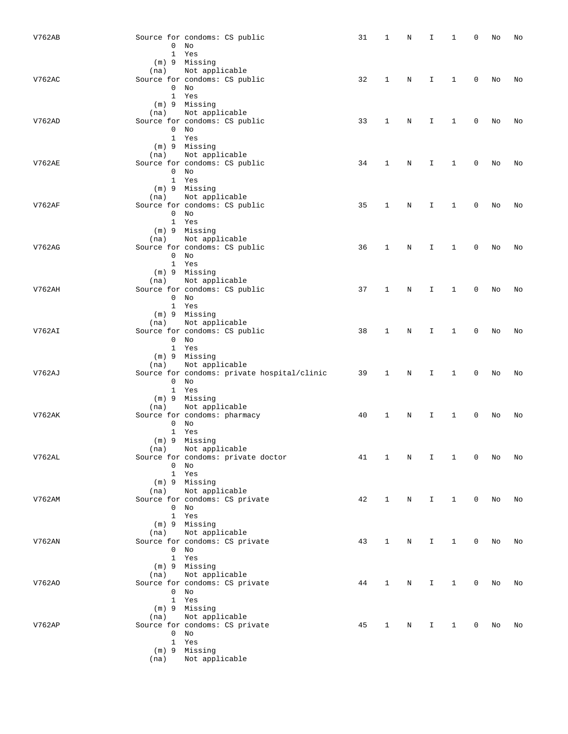```
V762AB                Source for condoms: CS public                 31    1    N    I    1    0    No    No
                            0  No
                            1  Yes
                        (m) 9  Missing
                       (na)    Not applicable
V762AC                Source for condoms: CS public                 32    1    N    I    1    0    No    No
                            0  No
                            1  Yes
                        (m) 9  Missing
                       (na)    Not applicable
V762AD                Source for condoms: CS public                 33    1    N    I    1    0    No    No
                            0  No
                            1  Yes
                        (m) 9  Missing
                       (na)    Not applicable
V762AE                Source for condoms: CS public                 34    1    N    I    1    0    No    No
                            0  No
                            1  Yes
                        (m) 9  Missing
                       (na)    Not applicable
V762AF                Source for condoms: CS public                 35    1    N    I    1    0    No    No
                            0  No
                            1  Yes
                        (m) 9  Missing
                       (na)    Not applicable
V762AG                Source for condoms: CS public                 36    1    N    I    1    0    No    No
                            0  No
                            1  Yes
                        (m) 9  Missing
                       (na)    Not applicable
V762AH                Source for condoms: CS public                 37    1    N    I    1    0    No    No
                            0  No
                            1  Yes
                        (m) 9  Missing
                       (na)    Not applicable
V762AI                Source for condoms: CS public                 38    1    N    I    1    0    No    No
                            0  No
                            1  Yes
                        (m) 9  Missing
                       (na)    Not applicable
V762AJ                Source for condoms: private hospital/clinic   39    1    N    I    1    0    No    No
                            0  No
                            1  Yes
                        (m) 9  Missing
                       (na)    Not applicable
V762AK                Source for condoms: pharmacy                  40    1    N    I    1    0    No    No
                            0  No
                            1  Yes
                        (m) 9  Missing
                       (na)    Not applicable
V762AL                Source for condoms: private doctor            41    1    N    I    1    0    No    No
                            0  No
                            1  Yes
                        (m) 9  Missing
                       (na)    Not applicable
V762AM                Source for condoms: CS private                42    1    N    I    1    0    No    No
                            0  No
                            1  Yes
                        (m) 9  Missing
                       (na)    Not applicable
V762AN                Source for condoms: CS private                43    1    N    I    1    0    No    No
                            0  No
                            1  Yes
                        (m) 9  Missing
                       (na)    Not applicable
V762AO                Source for condoms: CS private                44    1    N    I    1    0    No    No
                            0  No
                            1  Yes
                        (m) 9  Missing
                       (na)    Not applicable
V762AP                Source for condoms: CS private                45    1    N    I    1    0    No    No
                            0  No
                            1  Yes
                        (m) 9  Missing
                       (na)    Not applicable
```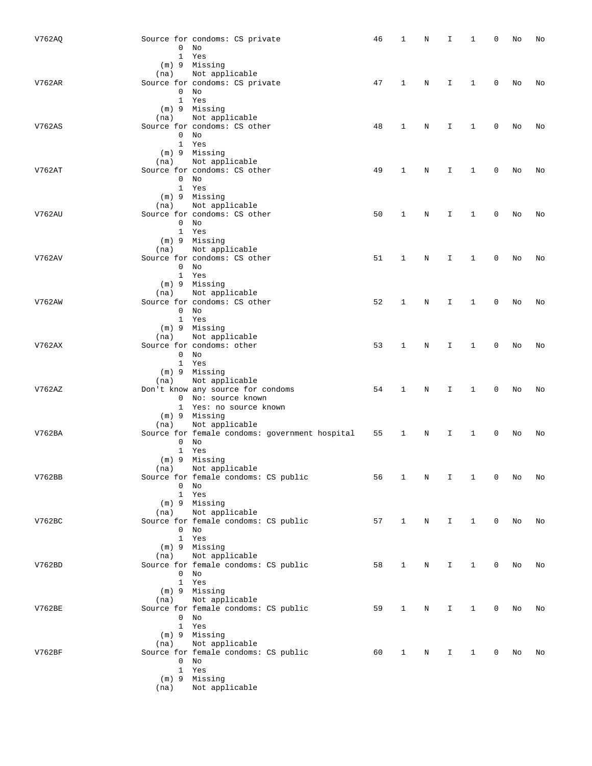```
V762AQ                Source for condoms: CS private                46    1    N    I    1    0    No    No
                             0  No
                             1  Yes
                         (m) 9  Missing
                        (na)    Not applicable
V762AR                Source for condoms: CS private                47    1    N    I    1    0    No    No
                             0  No
                             1  Yes
                         (m) 9  Missing
                        (na)    Not applicable
V762AS                Source for condoms: CS other                  48    1    N    I    1    0    No    No
                             0  No
                             1  Yes
                         (m) 9  Missing
                        (na)    Not applicable
V762AT                Source for condoms: CS other                  49    1    N    I    1    0    No    No
                             0  No
                             1  Yes
                         (m) 9  Missing
                        (na)    Not applicable
V762AU                Source for condoms: CS other                  50    1    N    I    1    0    No    No
                             0  No
                             1  Yes
                         (m) 9  Missing
                        (na)    Not applicable
V762AV                Source for condoms: CS other                  51    1    N    I    1    0    No    No
                             0  No
                             1  Yes
                         (m) 9  Missing
                        (na)    Not applicable
V762AW                Source for condoms: CS other                  52    1    N    I    1    0    No    No
                             0  No
                             1  Yes
                         (m) 9  Missing
                        (na)    Not applicable
V762AX                Source for condoms: other                     53    1    N    I    1    0    No    No
                             0  No
                             1  Yes
                         (m) 9  Missing
                        (na)    Not applicable
V762AZ                Don't know any source for condoms             54    1    N    I    1    0    No    No
                             0  No: source known
                             1  Yes: no source known
                         (m) 9  Missing
                        (na)    Not applicable
V762BA                Source for female condoms: government hospital 55   1    N    I    1    0    No    No
                             0  No
                             1  Yes
                         (m) 9  Missing
                        (na)    Not applicable
V762BB                Source for female condoms: CS public          56    1    N    I    1    0    No    No
                             0  No
                             1  Yes
                         (m) 9  Missing
                        (na)    Not applicable
V762BC                Source for female condoms: CS public          57    1    N    I    1    0    No    No
                             0  No
                             1  Yes
                         (m) 9  Missing
                        (na)    Not applicable
V762BD                Source for female condoms: CS public          58    1    N    I    1    0    No    No
                             0  No
                             1  Yes
                         (m) 9  Missing
                        (na)    Not applicable
V762BE                Source for female condoms: CS public          59    1    N    I    1    0    No    No
                             0  No
                             1  Yes
                         (m) 9  Missing
                        (na)    Not applicable
V762BF                Source for female condoms: CS public          60    1    N    I    1    0    No    No
                             0  No
                             1  Yes
                         (m) 9  Missing
                        (na)    Not applicable
```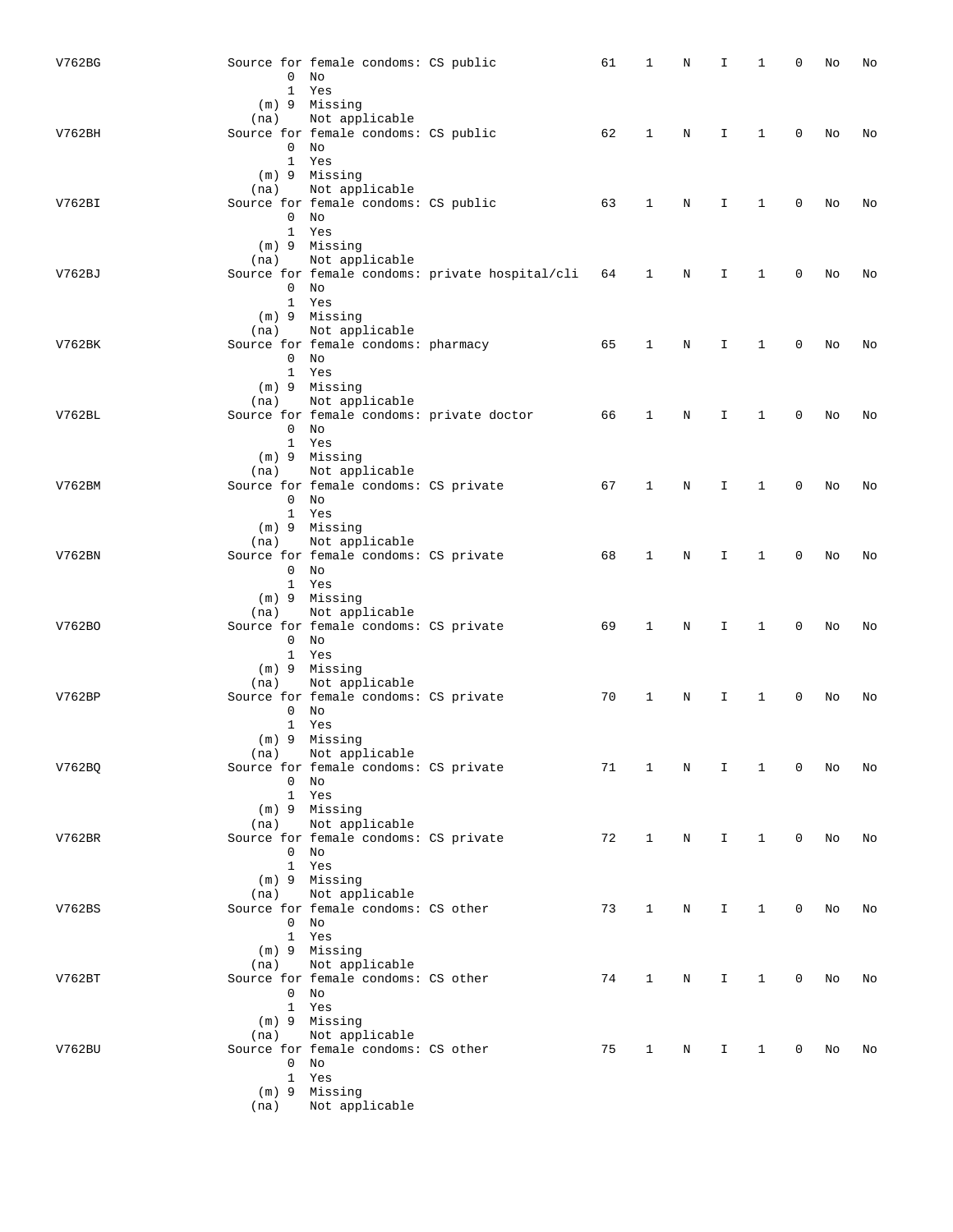```
V762BG                 Source for female condoms: CS public             61    1    N    I    1    0   No    No
                            0  No
                            1  Yes
                        (m) 9  Missing
                       (na)    Not applicable
V762BH                 Source for female condoms: CS public             62    1    N    I    1    0   No    No
                            0  No
                            1  Yes
                        (m) 9  Missing
                       (na)    Not applicable
V762BI                 Source for female condoms: CS public             63    1    N    I    1    0   No    No
                            0  No
                            1  Yes
                        (m) 9  Missing
                       (na)    Not applicable
V762BJ                 Source for female condoms: private hospital/cli  64    1    N    I    1    0   No    No
                            0  No
                            1  Yes
                        (m) 9  Missing
                       (na)    Not applicable
V762BK                 Source for female condoms: pharmacy              65    1    N    I    1    0   No    No
                            0  No
                            1  Yes
                        (m) 9  Missing
                       (na)    Not applicable
V762BL                 Source for female condoms: private doctor        66    1    N    I    1    0   No    No
                            0  No
                            1  Yes
                        (m) 9  Missing
                       (na)    Not applicable
V762BM                 Source for female condoms: CS private            67    1    N    I    1    0   No    No
                            0  No
                            1  Yes
                        (m) 9  Missing
                       (na)    Not applicable
V762BN                 Source for female condoms: CS private            68    1    N    I    1    0   No    No
                            0  No
                            1  Yes
                        (m) 9  Missing
                       (na)    Not applicable
V762BO                 Source for female condoms: CS private            69    1    N    I    1    0   No    No
                            0  No
                            1  Yes
                        (m) 9  Missing
                       (na)    Not applicable
V762BP                 Source for female condoms: CS private            70    1    N    I    1    0   No    No
                            0  No
                            1  Yes
                        (m) 9  Missing
                       (na)    Not applicable
V762BQ                 Source for female condoms: CS private            71    1    N    I    1    0   No    No
                            0  No
                            1  Yes
                        (m) 9  Missing
                       (na)    Not applicable
V762BR                 Source for female condoms: CS private            72    1    N    I    1    0   No    No
                            0  No
                            1  Yes
                        (m) 9  Missing
                       (na)    Not applicable
V762BS                 Source for female condoms: CS other              73    1    N    I    1    0   No    No
                            0  No
                            1  Yes
                        (m) 9  Missing
                       (na)    Not applicable
V762BT                 Source for female condoms: CS other              74    1    N    I    1    0   No    No
                            0  No
                            1  Yes
                        (m) 9  Missing
                       (na)    Not applicable
V762BU                 Source for female condoms: CS other              75    1    N    I    1    0   No    No
                            0  No
                            1  Yes
                        (m) 9  Missing
                       (na)    Not applicable
```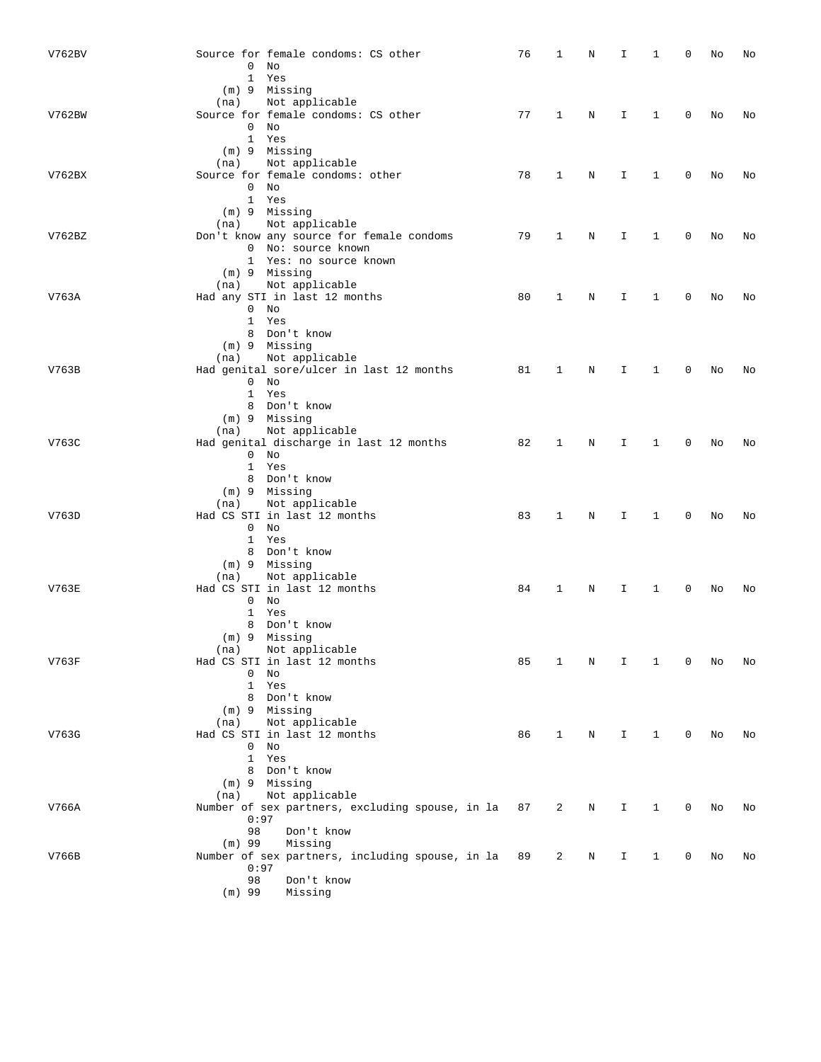```
V762BV              Source for female condoms: CS other          76    1    N    I    1    0    No    No
                          0  No
                          1  Yes
                      (m) 9  Missing
                     (na)    Not applicable
V762BW              Source for female condoms: CS other          77    1    N    I    1    0    No    No
                          0  No
                          1  Yes
                      (m) 9  Missing
                     (na)    Not applicable
V762BX              Source for female condoms: other             78    1    N    I    1    0    No    No
                          0  No
                          1  Yes
                      (m) 9  Missing
                     (na)    Not applicable
V762BZ              Don't know any source for female condoms     79    1    N    I    1    0    No    No
                          0  No: source known
                          1  Yes: no source known
                      (m) 9  Missing
                     (na)    Not applicable
V763A               Had any STI in last 12 months                80    1    N    I    1    0    No    No
                          0  No
                          1  Yes
                          8  Don't know
                      (m) 9  Missing
                     (na)    Not applicable
V763B               Had genital sore/ulcer in last 12 months     81    1    N    I    1    0    No    No
                          0  No
                          1  Yes
                          8  Don't know
                      (m) 9  Missing
                     (na)    Not applicable
V763C               Had genital discharge in last 12 months      82    1    N    I    1    0    No    No
                          0  No
                          1  Yes
                          8  Don't know
                      (m) 9  Missing
                     (na)    Not applicable
V763D               Had CS STI in last 12 months                 83    1    N    I    1    0    No    No
                          0  No
                          1  Yes
                          8  Don't know
                      (m) 9  Missing
                     (na)    Not applicable
V763E               Had CS STI in last 12 months                 84    1    N    I    1    0    No    No
                          0  No
                          1  Yes
                          8  Don't know
                      (m) 9  Missing
                     (na)    Not applicable
V763F               Had CS STI in last 12 months                 85    1    N    I    1    0    No    No
                          0  No
                          1  Yes
                          8  Don't know
                      (m) 9  Missing
                     (na)    Not applicable
V763G               Had CS STI in last 12 months                 86    1    N    I    1    0    No    No
                          0  No
                          1  Yes
                          8  Don't know
                      (m) 9  Missing
                     (na)    Not applicable
V766A               Number of sex partners, excluding spouse, in la  87    2    N    I    1    0    No    No
                         0:97
                         98    Don't know
                     (m) 99    Missing
V766B               Number of sex partners, including spouse, in la  89    2    N    I    1    0    No    No
                         0:97
                         98    Don't know
                     (m) 99    Missing
```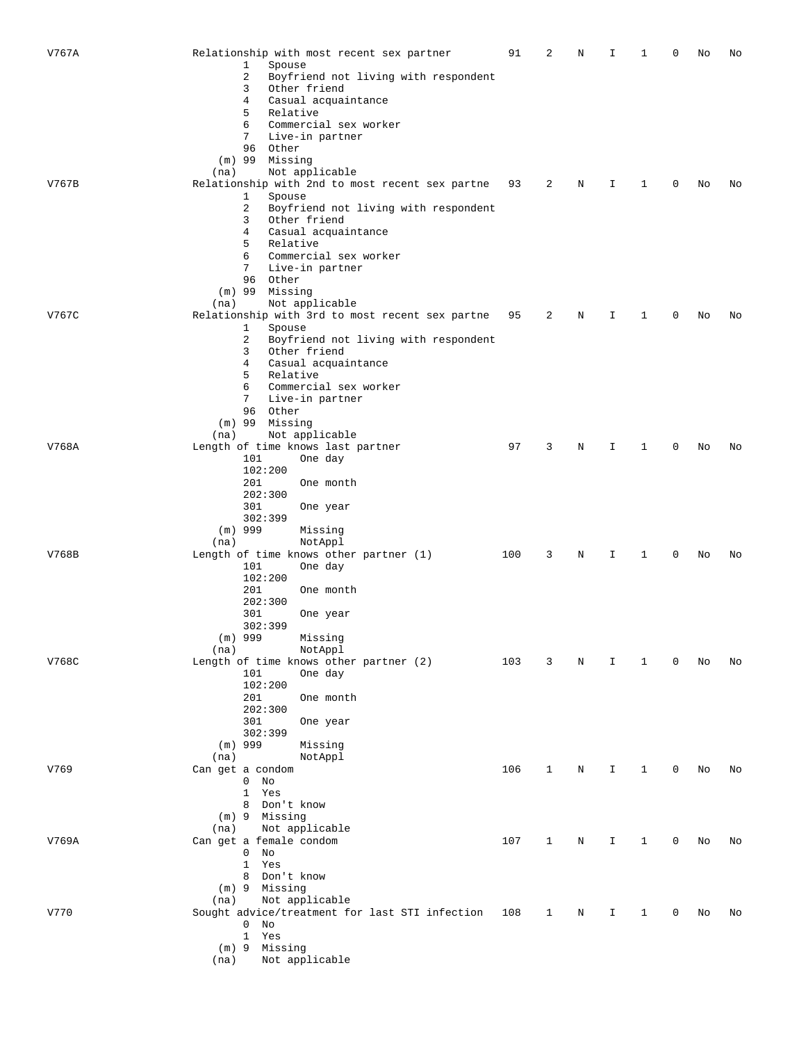```
V767A                Relationship with most recent sex partner        91    2    N    I    1    0    No    No
                             1   Spouse
                             2   Boyfriend not living with respondent
                             3   Other friend
                             4   Casual acquaintance
                             5   Relative
                             6   Commercial sex worker
                             7   Live-in partner
                            96  Other
                         (m) 99  Missing
                        (na)     Not applicable
V767B                Relationship with 2nd to most recent sex partne  93    2    N    I    1    0    No    No
                             1   Spouse
                             2   Boyfriend not living with respondent
                             3   Other friend
                             4   Casual acquaintance
                             5   Relative
                             6   Commercial sex worker
                             7   Live-in partner
                            96  Other
                         (m) 99  Missing
                        (na)     Not applicable
V767C                Relationship with 3rd to most recent sex partne  95    2    N    I    1    0    No    No
                             1   Spouse
                             2   Boyfriend not living with respondent
                             3   Other friend
                             4   Casual acquaintance
                             5   Relative
                             6   Commercial sex worker
                             7   Live-in partner
                            96  Other
                         (m) 99  Missing
                        (na)     Not applicable
V768A                Length of time knows last partner                97    3    N    I    1    0    No    No
                             101       One day
                             102:200
                             201       One month
                             202:300
                             301       One year
                             302:399
                         (m) 999       Missing
                        (na)           NotAppl
V768B                Length of time knows other partner (1)          100    3    N    I    1    0    No    No
                             101       One day
                             102:200
                             201       One month
                             202:300
                             301       One year
                             302:399
                         (m) 999       Missing
                        (na)           NotAppl
V768C                Length of time knows other partner (2)          103    3    N    I    1    0    No    No
                             101       One day
                             102:200
                             201       One month
                             202:300
                             301       One year
                             302:399
                         (m) 999       Missing
                        (na)           NotAppl
V769                 Can get a condom                                106    1    N    I    1    0    No    No
                             0  No
                             1  Yes
                             8  Don't know
                         (m) 9  Missing
                        (na)    Not applicable
V769A                Can get a female condom                         107    1    N    I    1    0    No    No
                             0  No
                             1  Yes
                             8  Don't know
                         (m) 9  Missing
                        (na)    Not applicable
V770                 Sought advice/treatment for last STI infection  108    1    N    I    1    0    No    No
                             0  No
                             1  Yes
                         (m) 9  Missing
                        (na)    Not applicable
```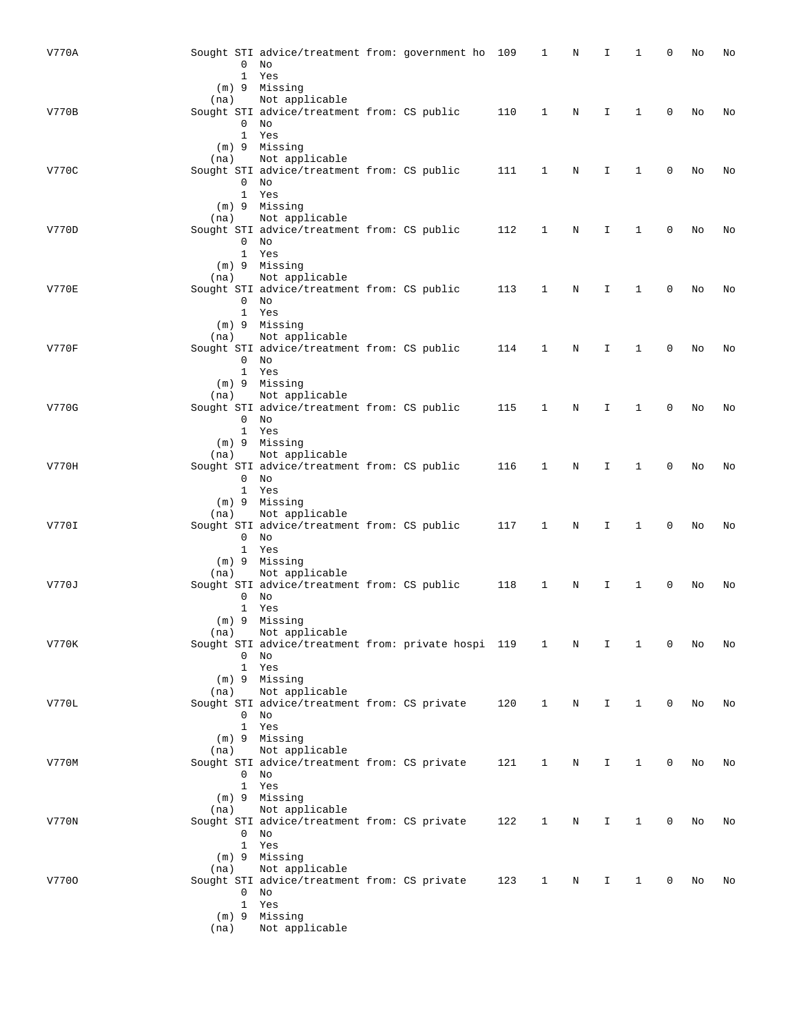```
V770A                  Sought STI advice/treatment from: government ho  109    1    N    I    1    0   No    No
                              0  No
                              1  Yes
                          (m) 9  Missing
                         (na)    Not applicable
V770B                  Sought STI advice/treatment from: CS public      110    1    N    I    1    0   No    No
                              0  No
                              1  Yes
                          (m) 9  Missing
                         (na)    Not applicable
V770C                  Sought STI advice/treatment from: CS public      111    1    N    I    1    0   No    No
                              0  No
                              1  Yes
                          (m) 9  Missing
                         (na)    Not applicable
V770D                  Sought STI advice/treatment from: CS public      112    1    N    I    1    0   No    No
                              0  No
                              1  Yes
                          (m) 9  Missing
                         (na)    Not applicable
V770E                  Sought STI advice/treatment from: CS public      113    1    N    I    1    0   No    No
                              0  No
                              1  Yes
                          (m) 9  Missing
                         (na)    Not applicable
V770F                  Sought STI advice/treatment from: CS public      114    1    N    I    1    0   No    No
                              0  No
                              1  Yes
                          (m) 9  Missing
                         (na)    Not applicable
V770G                  Sought STI advice/treatment from: CS public      115    1    N    I    1    0   No    No
                              0  No
                              1  Yes
                          (m) 9  Missing
                         (na)    Not applicable
V770H                  Sought STI advice/treatment from: CS public      116    1    N    I    1    0   No    No
                              0  No
                              1  Yes
                          (m) 9  Missing
                         (na)    Not applicable
V770I                  Sought STI advice/treatment from: CS public      117    1    N    I    1    0   No    No
                              0  No
                              1  Yes
                          (m) 9  Missing
                         (na)    Not applicable
V770J                  Sought STI advice/treatment from: CS public      118    1    N    I    1    0   No    No
                              0  No
                              1  Yes
                          (m) 9  Missing
                         (na)    Not applicable
V770K                  Sought STI advice/treatment from: private hospi  119    1    N    I    1    0   No    No
                              0  No
                              1  Yes
                          (m) 9  Missing
                         (na)    Not applicable
V770L                  Sought STI advice/treatment from: CS private     120    1    N    I    1    0   No    No
                              0  No
                              1  Yes
                          (m) 9  Missing
                         (na)    Not applicable
V770M                  Sought STI advice/treatment from: CS private     121    1    N    I    1    0   No    No
                              0  No
                              1  Yes
                          (m) 9  Missing
                         (na)    Not applicable
V770N                  Sought STI advice/treatment from: CS private     122    1    N    I    1    0   No    No
                              0  No
                              1  Yes
                          (m) 9  Missing
                         (na)    Not applicable
V770O                  Sought STI advice/treatment from: CS private     123    1    N    I    1    0   No    No
                              0  No
                              1  Yes
                          (m) 9  Missing
                         (na)    Not applicable
```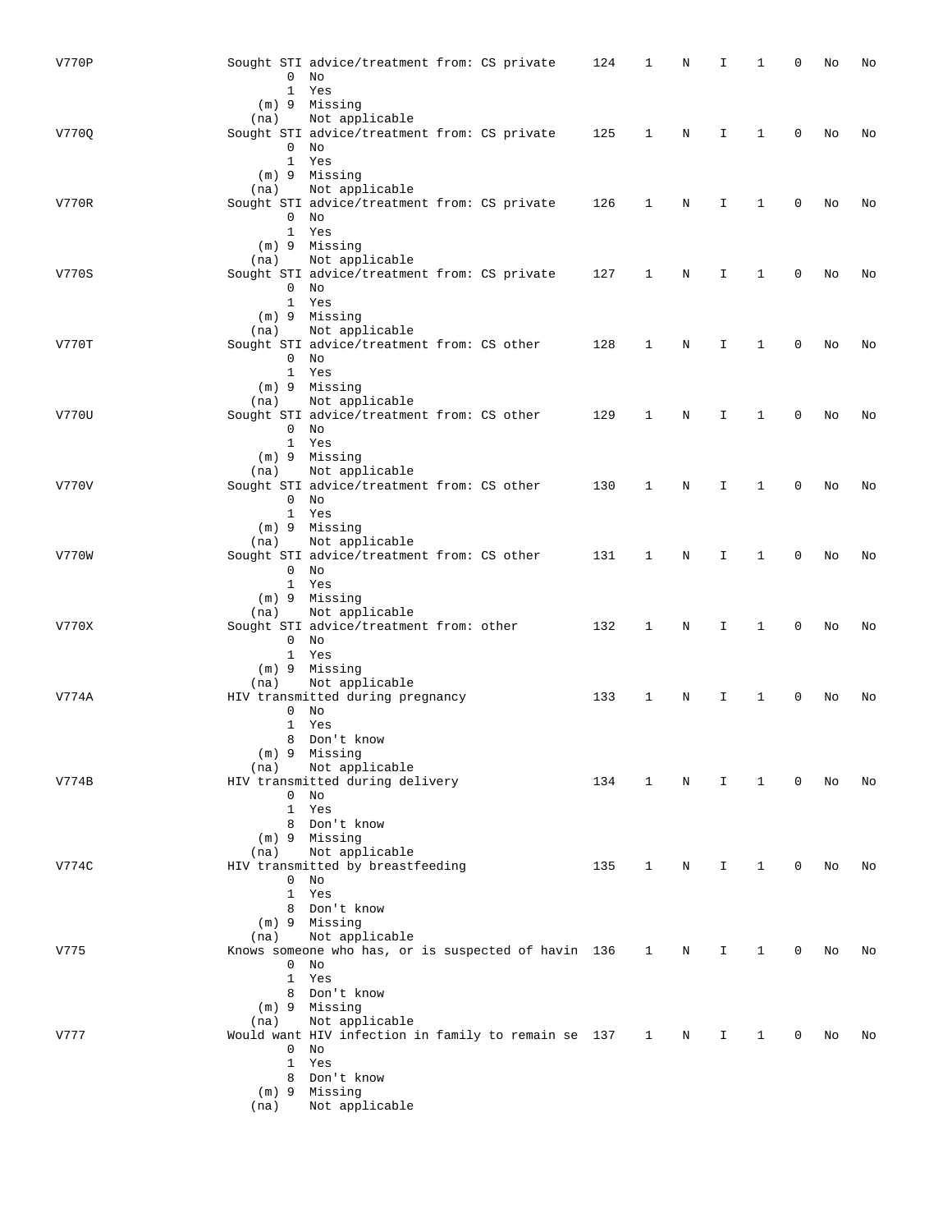```
V770P                  Sought STI advice/treatment from: CS private     124    1    N    I    1    0   No   No
                             0  No
                             1  Yes
                         (m) 9  Missing
                        (na)    Not applicable
V770Q                  Sought STI advice/treatment from: CS private     125    1    N    I    1    0   No   No
                             0  No
                             1  Yes
                         (m) 9  Missing
                        (na)    Not applicable
V770R                  Sought STI advice/treatment from: CS private     126    1    N    I    1    0   No   No
                             0  No
                             1  Yes
                         (m) 9  Missing
                        (na)    Not applicable
V770S                  Sought STI advice/treatment from: CS private     127    1    N    I    1    0   No   No
                             0  No
                             1  Yes
                         (m) 9  Missing
                        (na)    Not applicable
V770T                  Sought STI advice/treatment from: CS other       128    1    N    I    1    0   No   No
                             0  No
                             1  Yes
                         (m) 9  Missing
                        (na)    Not applicable
V770U                  Sought STI advice/treatment from: CS other       129    1    N    I    1    0   No   No
                             0  No
                             1  Yes
                         (m) 9  Missing
                        (na)    Not applicable
V770V                  Sought STI advice/treatment from: CS other       130    1    N    I    1    0   No   No
                             0  No
                             1  Yes
                         (m) 9  Missing
                        (na)    Not applicable
V770W                  Sought STI advice/treatment from: CS other       131    1    N    I    1    0   No   No
                             0  No
                             1  Yes
                         (m) 9  Missing
                        (na)    Not applicable
V770X                  Sought STI advice/treatment from: other          132    1    N    I    1    0   No   No
                             0  No
                             1  Yes
                         (m) 9  Missing
                        (na)    Not applicable
V774A                  HIV transmitted during pregnancy                 133    1    N    I    1    0   No   No
                             0  No
                             1  Yes
                             8  Don't know
                         (m) 9  Missing
                        (na)    Not applicable
V774B                  HIV transmitted during delivery                  134    1    N    I    1    0   No   No
                             0  No
                             1  Yes
                             8  Don't know
                         (m) 9  Missing
                        (na)    Not applicable
V774C                  HIV transmitted by breastfeeding                 135    1    N    I    1    0   No   No
                             0  No
                             1  Yes
                             8  Don't know
                         (m) 9  Missing
                        (na)    Not applicable
V775                   Knows someone who has, or is suspected of havin  136    1    N    I    1    0   No   No
                             0  No
                             1  Yes
                             8  Don't know
                         (m) 9  Missing
                        (na)    Not applicable
V777                   Would want HIV infection in family to remain se  137    1    N    I    1    0   No   No
                             0  No
                             1  Yes
                             8  Don't know
                         (m) 9  Missing
                        (na)    Not applicable
```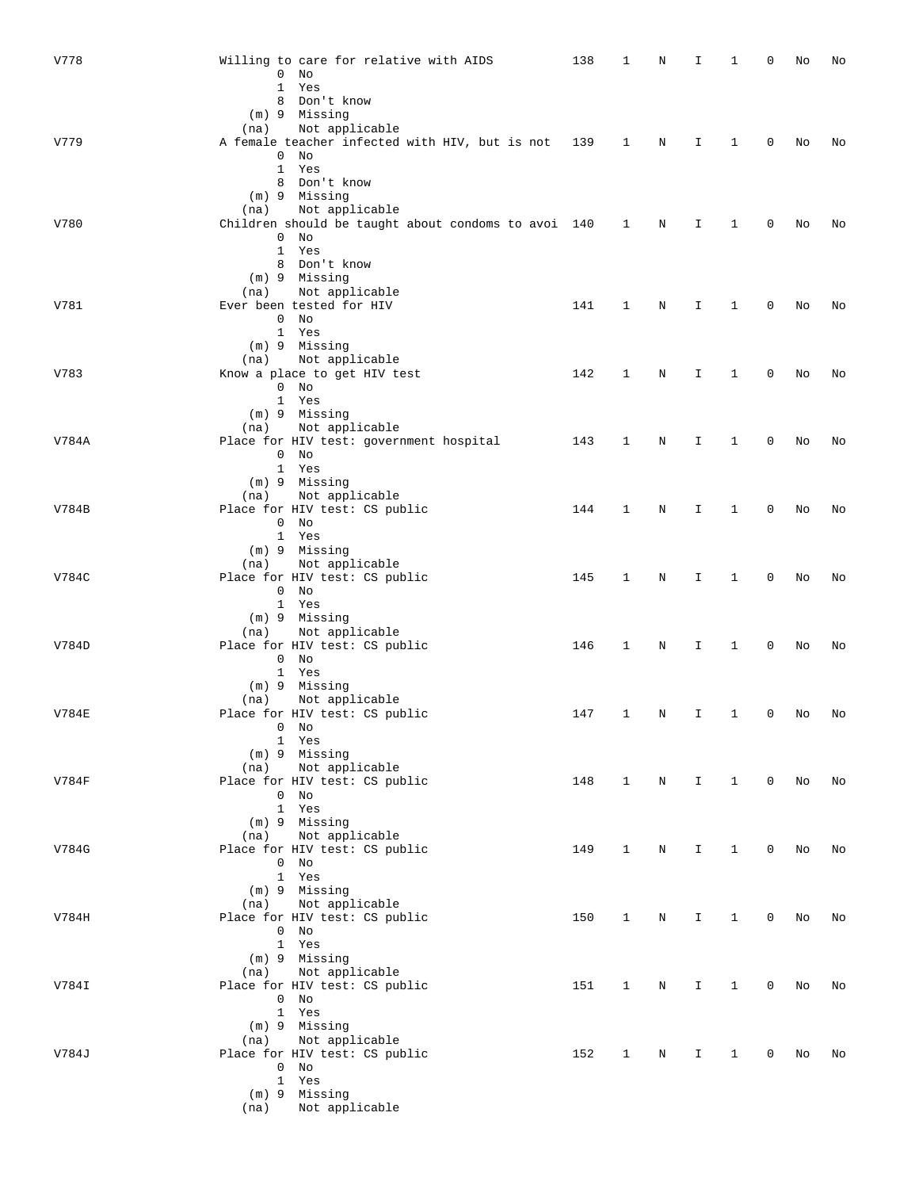```
V778                Willing to care for relative with AIDS          138   1   N   I   1   0   No   No
                          0  No
                          1  Yes
                          8  Don't know
                      (m) 9  Missing
                     (na)    Not applicable
V779                A female teacher infected with HIV, but is not  139   1   N   I   1   0   No   No
                          0  No
                          1  Yes
                          8  Don't know
                      (m) 9  Missing
                     (na)    Not applicable
V780                Children should be taught about condoms to avoi 140   1   N   I   1   0   No   No
                          0  No
                          1  Yes
                          8  Don't know
                      (m) 9  Missing
                     (na)    Not applicable
V781                Ever been tested for HIV                        141   1   N   I   1   0   No   No
                          0  No
                          1  Yes
                      (m) 9  Missing
                     (na)    Not applicable
V783                Know a place to get HIV test                    142   1   N   I   1   0   No   No
                          0  No
                          1  Yes
                      (m) 9  Missing
                     (na)    Not applicable
V784A               Place for HIV test: government hospital         143   1   N   I   1   0   No   No
                          0  No
                          1  Yes
                      (m) 9  Missing
                     (na)    Not applicable
V784B               Place for HIV test: CS public                   144   1   N   I   1   0   No   No
                          0  No
                          1  Yes
                      (m) 9  Missing
                     (na)    Not applicable
V784C               Place for HIV test: CS public                   145   1   N   I   1   0   No   No
                          0  No
                          1  Yes
                      (m) 9  Missing
                     (na)    Not applicable
V784D               Place for HIV test: CS public                   146   1   N   I   1   0   No   No
                          0  No
                          1  Yes
                      (m) 9  Missing
                     (na)    Not applicable
V784E               Place for HIV test: CS public                   147   1   N   I   1   0   No   No
                          0  No
                          1  Yes
                      (m) 9  Missing
                     (na)    Not applicable
V784F               Place for HIV test: CS public                   148   1   N   I   1   0   No   No
                          0  No
                          1  Yes
                      (m) 9  Missing
                     (na)    Not applicable
V784G               Place for HIV test: CS public                   149   1   N   I   1   0   No   No
                          0  No
                          1  Yes
                      (m) 9  Missing
                     (na)    Not applicable
V784H               Place for HIV test: CS public                   150   1   N   I   1   0   No   No
                          0  No
                          1  Yes
                      (m) 9  Missing
                     (na)    Not applicable
V784I               Place for HIV test: CS public                   151   1   N   I   1   0   No   No
                          0  No
                          1  Yes
                      (m) 9  Missing
                     (na)    Not applicable
V784J               Place for HIV test: CS public                   152   1   N   I   1   0   No   No
                          0  No
                          1  Yes
                      (m) 9  Missing
                     (na)    Not applicable
```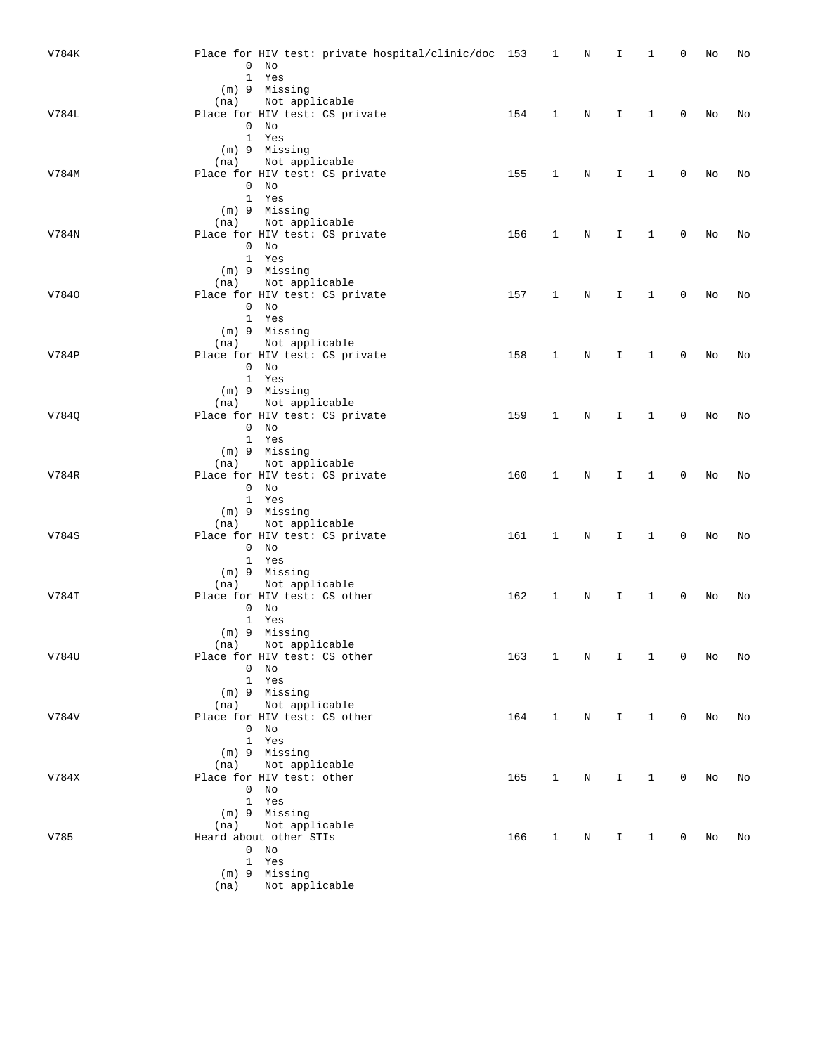```
V784K                Place for HIV test: private hospital/clinic/doc  153    1    N    I    1    0    No    No
                          0  No
                          1  Yes
                      (m) 9  Missing
                     (na)    Not applicable
V784L                Place for HIV test: CS private                   154    1    N    I    1    0    No    No
                          0  No
                          1  Yes
                      (m) 9  Missing
                     (na)    Not applicable
V784M                Place for HIV test: CS private                   155    1    N    I    1    0    No    No
                          0  No
                          1  Yes
                      (m) 9  Missing
                     (na)    Not applicable
V784N                Place for HIV test: CS private                   156    1    N    I    1    0    No    No
                          0  No
                          1  Yes
                      (m) 9  Missing
                     (na)    Not applicable
V784O                Place for HIV test: CS private                   157    1    N    I    1    0    No    No
                          0  No
                          1  Yes
                      (m) 9  Missing
                     (na)    Not applicable
V784P                Place for HIV test: CS private                   158    1    N    I    1    0    No    No
                          0  No
                          1  Yes
                      (m) 9  Missing
                     (na)    Not applicable
V784Q                Place for HIV test: CS private                   159    1    N    I    1    0    No    No
                          0  No
                          1  Yes
                      (m) 9  Missing
                     (na)    Not applicable
V784R                Place for HIV test: CS private                   160    1    N    I    1    0    No    No
                          0  No
                          1  Yes
                      (m) 9  Missing
                     (na)    Not applicable
V784S                Place for HIV test: CS private                   161    1    N    I    1    0    No    No
                          0  No
                          1  Yes
                      (m) 9  Missing
                     (na)    Not applicable
V784T                Place for HIV test: CS other                     162    1    N    I    1    0    No    No
                          0  No
                          1  Yes
                      (m) 9  Missing
                     (na)    Not applicable
V784U                Place for HIV test: CS other                     163    1    N    I    1    0    No    No
                          0  No
                          1  Yes
                      (m) 9  Missing
                     (na)    Not applicable
V784V                Place for HIV test: CS other                     164    1    N    I    1    0    No    No
                          0  No
                          1  Yes
                      (m) 9  Missing
                     (na)    Not applicable
V784X                Place for HIV test: other                        165    1    N    I    1    0    No    No
                          0  No
                          1  Yes
                      (m) 9  Missing
                     (na)    Not applicable
V785                 Heard about other STIs                           166    1    N    I    1    0    No    No
                          0  No
                          1  Yes
                      (m) 9  Missing
                     (na)    Not applicable
```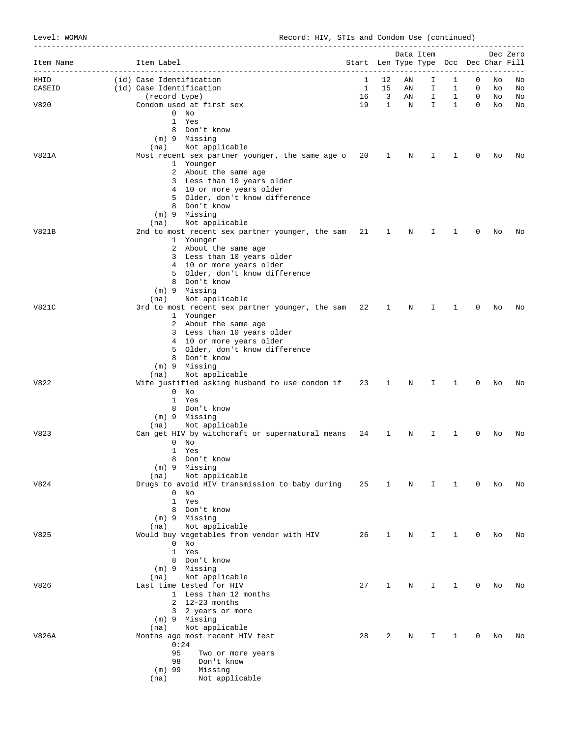Level: WOMAN                                          Record: HIV, STIs and Condom Use (continued)

| Item Name | Item Label | Start | Len | Data Type | Item Type | Occ | Dec | Dec Char | Zero Fill |
|---|---|---|---|---|---|---|---|---|---|
| HHID | (id) Case Identification | 1 | 12 | AN | I | 1 | 0 | No | No |
| CASEID | (id) Case Identification | 1 | 15 | AN | I | 1 | 0 | No | No |
| | (record type) | 16 | 3 | AN | I | 1 | 0 | No | No |
| V820 | Condom used at first sex | 19 | 1 | N | I | 1 | 0 | No | No |
| | 0 No | | | | | | | | |
| | 1 Yes | | | | | | | | |
| | 8 Don't know | | | | | | | | |
| | (m) 9 Missing | | | | | | | | |
| | (na) Not applicable | | | | | | | | |
| V821A | Most recent sex partner younger, the same age o | 20 | 1 | N | I | 1 | 0 | No | No |
| | 1 Younger | | | | | | | | |
| | 2 About the same age | | | | | | | | |
| | 3 Less than 10 years older | | | | | | | | |
| | 4 10 or more years older | | | | | | | | |
| | 5 Older, don't know difference | | | | | | | | |
| | 8 Don't know | | | | | | | | |
| | (m) 9 Missing | | | | | | | | |
| | (na) Not applicable | | | | | | | | |
| V821B | 2nd to most recent sex partner younger, the sam | 21 | 1 | N | I | 1 | 0 | No | No |
| | 1 Younger | | | | | | | | |
| | 2 About the same age | | | | | | | | |
| | 3 Less than 10 years older | | | | | | | | |
| | 4 10 or more years older | | | | | | | | |
| | 5 Older, don't know difference | | | | | | | | |
| | 8 Don't know | | | | | | | | |
| | (m) 9 Missing | | | | | | | | |
| | (na) Not applicable | | | | | | | | |
| V821C | 3rd to most recent sex partner younger, the sam | 22 | 1 | N | I | 1 | 0 | No | No |
| | 1 Younger | | | | | | | | |
| | 2 About the same age | | | | | | | | |
| | 3 Less than 10 years older | | | | | | | | |
| | 4 10 or more years older | | | | | | | | |
| | 5 Older, don't know difference | | | | | | | | |
| | 8 Don't know | | | | | | | | |
| | (m) 9 Missing | | | | | | | | |
| | (na) Not applicable | | | | | | | | |
| V822 | Wife justified asking husband to use condom if | 23 | 1 | N | I | 1 | 0 | No | No |
| | 0 No | | | | | | | | |
| | 1 Yes | | | | | | | | |
| | 8 Don't know | | | | | | | | |
| | (m) 9 Missing | | | | | | | | |
| | (na) Not applicable | | | | | | | | |
| V823 | Can get HIV by witchcraft or supernatural means | 24 | 1 | N | I | 1 | 0 | No | No |
| | 0 No | | | | | | | | |
| | 1 Yes | | | | | | | | |
| | 8 Don't know | | | | | | | | |
| | (m) 9 Missing | | | | | | | | |
| | (na) Not applicable | | | | | | | | |
| V824 | Drugs to avoid HIV transmission to baby during | 25 | 1 | N | I | 1 | 0 | No | No |
| | 0 No | | | | | | | | |
| | 1 Yes | | | | | | | | |
| | 8 Don't know | | | | | | | | |
| | (m) 9 Missing | | | | | | | | |
| | (na) Not applicable | | | | | | | | |
| V825 | Would buy vegetables from vendor with HIV | 26 | 1 | N | I | 1 | 0 | No | No |
| | 0 No | | | | | | | | |
| | 1 Yes | | | | | | | | |
| | 8 Don't know | | | | | | | | |
| | (m) 9 Missing | | | | | | | | |
| | (na) Not applicable | | | | | | | | |
| V826 | Last time tested for HIV | 27 | 1 | N | I | 1 | 0 | No | No |
| | 1 Less than 12 months | | | | | | | | |
| | 2 12-23 months | | | | | | | | |
| | 3 2 years or more | | | | | | | | |
| | (m) 9 Missing | | | | | | | | |
| | (na) Not applicable | | | | | | | | |
| V826A | Months ago most recent HIV test | 28 | 2 | N | I | 1 | 0 | No | No |
| | 0:24 | | | | | | | | |
| | 95 Two or more years | | | | | | | | |
| | 98 Don't know | | | | | | | | |
| | (m) 99 Missing | | | | | | | | |
| | (na) Not applicable | | | | | | | | |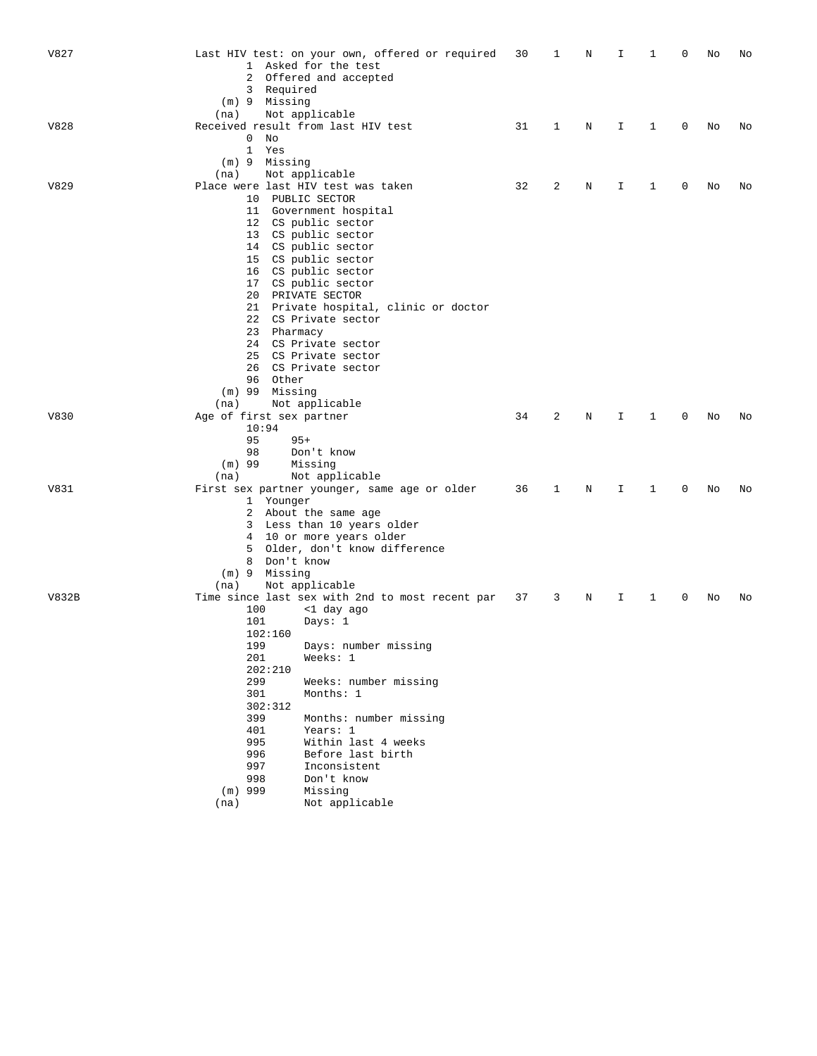```
V827                Last HIV test: on your own, offered or required  30   1   N   I   1   0   No   No
                           1  Asked for the test
                           2  Offered and accepted
                           3  Required
                       (m) 9  Missing
                      (na)    Not applicable
V828                Received result from last HIV test               31   1   N   I   1   0   No   No
                           0  No
                           1  Yes
                       (m) 9  Missing
                      (na)    Not applicable
V829                Place were last HIV test was taken               32   2   N   I   1   0   No   No
                          10  PUBLIC SECTOR
                          11  Government hospital
                          12  CS public sector
                          13  CS public sector
                          14  CS public sector
                          15  CS public sector
                          16  CS public sector
                          17  CS public sector
                          20  PRIVATE SECTOR
                          21  Private hospital, clinic or doctor
                          22  CS Private sector
                          23  Pharmacy
                          24  CS Private sector
                          25  CS Private sector
                          26  CS Private sector
                          96  Other
                      (m) 99  Missing
                      (na)    Not applicable
V830                Age of first sex partner                         34   2   N   I   1   0   No   No
                          10:94
                          95      95+
                          98      Don't know
                      (m) 99      Missing
                      (na)        Not applicable
V831                First sex partner younger, same age or older     36   1   N   I   1   0   No   No
                           1  Younger
                           2  About the same age
                           3  Less than 10 years older
                           4  10 or more years older
                           5  Older, don't know difference
                           8  Don't know
                       (m) 9  Missing
                      (na)    Not applicable
V832B               Time since last sex with 2nd to most recent par  37   3   N   I   1   0   No   No
                          100        <1 day ago
                          101        Days: 1
                          102:160
                          199        Days: number missing
                          201        Weeks: 1
                          202:210
                          299        Weeks: number missing
                          301        Months: 1
                          302:312
                          399        Months: number missing
                          401        Years: 1
                          995        Within last 4 weeks
                          996        Before last birth
                          997        Inconsistent
                          998        Don't know
                      (m) 999        Missing
                      (na)           Not applicable
```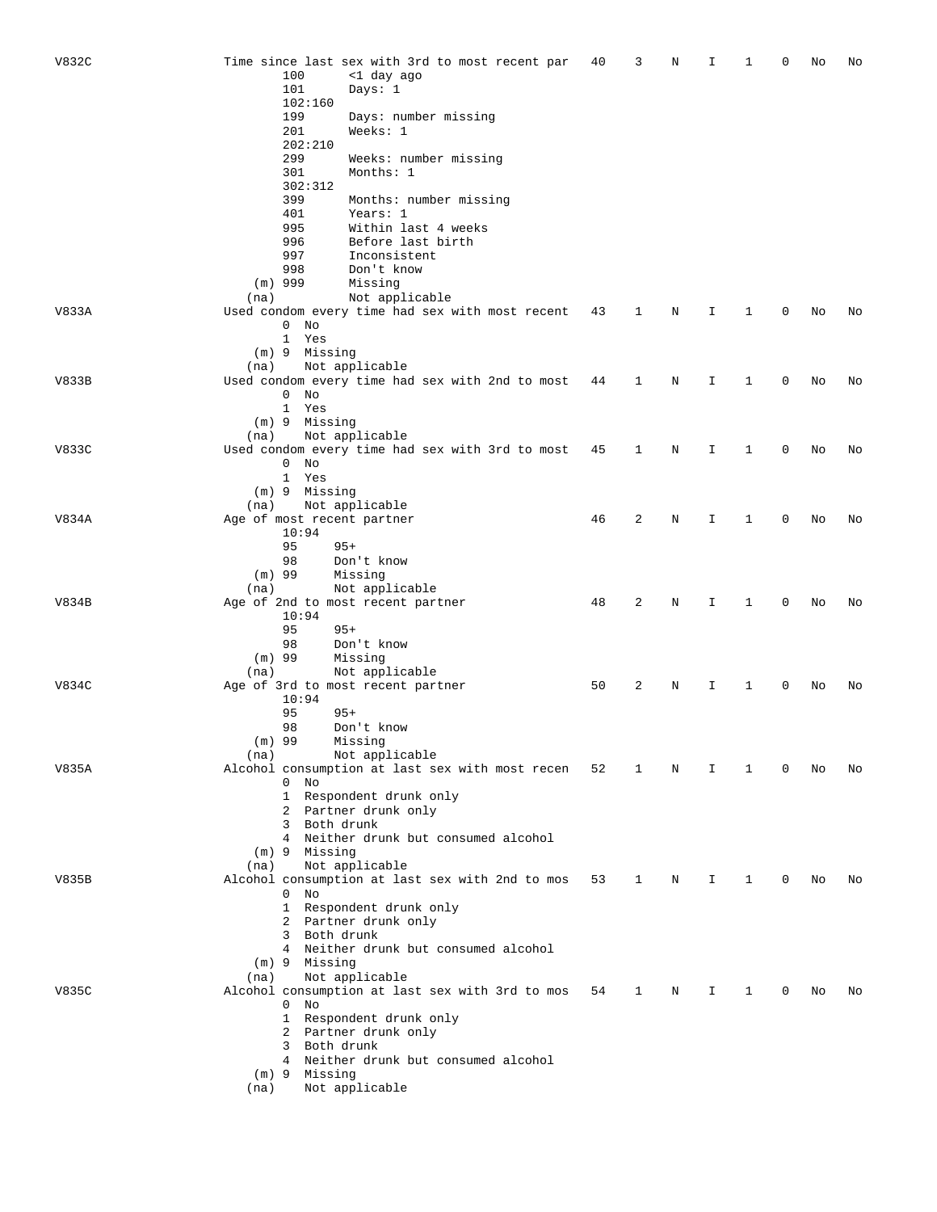```
V832C           Time since last sex with 3rd to most recent par   40    3    N    I    1    0   No   No
                        100      <1 day ago
                        101      Days: 1
                        102:160
                        199      Days: number missing
                        201      Weeks: 1
                        202:210
                        299      Weeks: number missing
                        301      Months: 1
                        302:312
                        399      Months: number missing
                        401      Years: 1
                        995      Within last 4 weeks
                        996      Before last birth
                        997      Inconsistent
                        998      Don't know
                    (m) 999      Missing
                   (na)          Not applicable
V833A           Used condom every time had sex with most recent   43    1    N    I    1    0   No   No
                        0  No
                        1  Yes
                    (m) 9  Missing
                   (na)    Not applicable
V833B           Used condom every time had sex with 2nd to most   44    1    N    I    1    0   No   No
                        0  No
                        1  Yes
                    (m) 9  Missing
                   (na)    Not applicable
V833C           Used condom every time had sex with 3rd to most   45    1    N    I    1    0   No   No
                        0  No
                        1  Yes
                    (m) 9  Missing
                   (na)    Not applicable
V834A           Age of most recent partner                        46    2    N    I    1    0   No   No
                        10:94
                        95      95+
                        98      Don't know
                    (m) 99      Missing
                   (na)         Not applicable
V834B           Age of 2nd to most recent partner                 48    2    N    I    1    0   No   No
                        10:94
                        95      95+
                        98      Don't know
                    (m) 99      Missing
                   (na)         Not applicable
V834C           Age of 3rd to most recent partner                 50    2    N    I    1    0   No   No
                        10:94
                        95      95+
                        98      Don't know
                    (m) 99      Missing
                   (na)         Not applicable
V835A           Alcohol consumption at last sex with most recen   52    1    N    I    1    0   No   No
                        0  No
                        1  Respondent drunk only
                        2  Partner drunk only
                        3  Both drunk
                        4  Neither drunk but consumed alcohol
                    (m) 9  Missing
                   (na)    Not applicable
V835B           Alcohol consumption at last sex with 2nd to mos   53    1    N    I    1    0   No   No
                        0  No
                        1  Respondent drunk only
                        2  Partner drunk only
                        3  Both drunk
                        4  Neither drunk but consumed alcohol
                    (m) 9  Missing
                   (na)    Not applicable
V835C           Alcohol consumption at last sex with 3rd to mos   54    1    N    I    1    0   No   No
                        0  No
                        1  Respondent drunk only
                        2  Partner drunk only
                        3  Both drunk
                        4  Neither drunk but consumed alcohol
                    (m) 9  Missing
                   (na)    Not applicable
```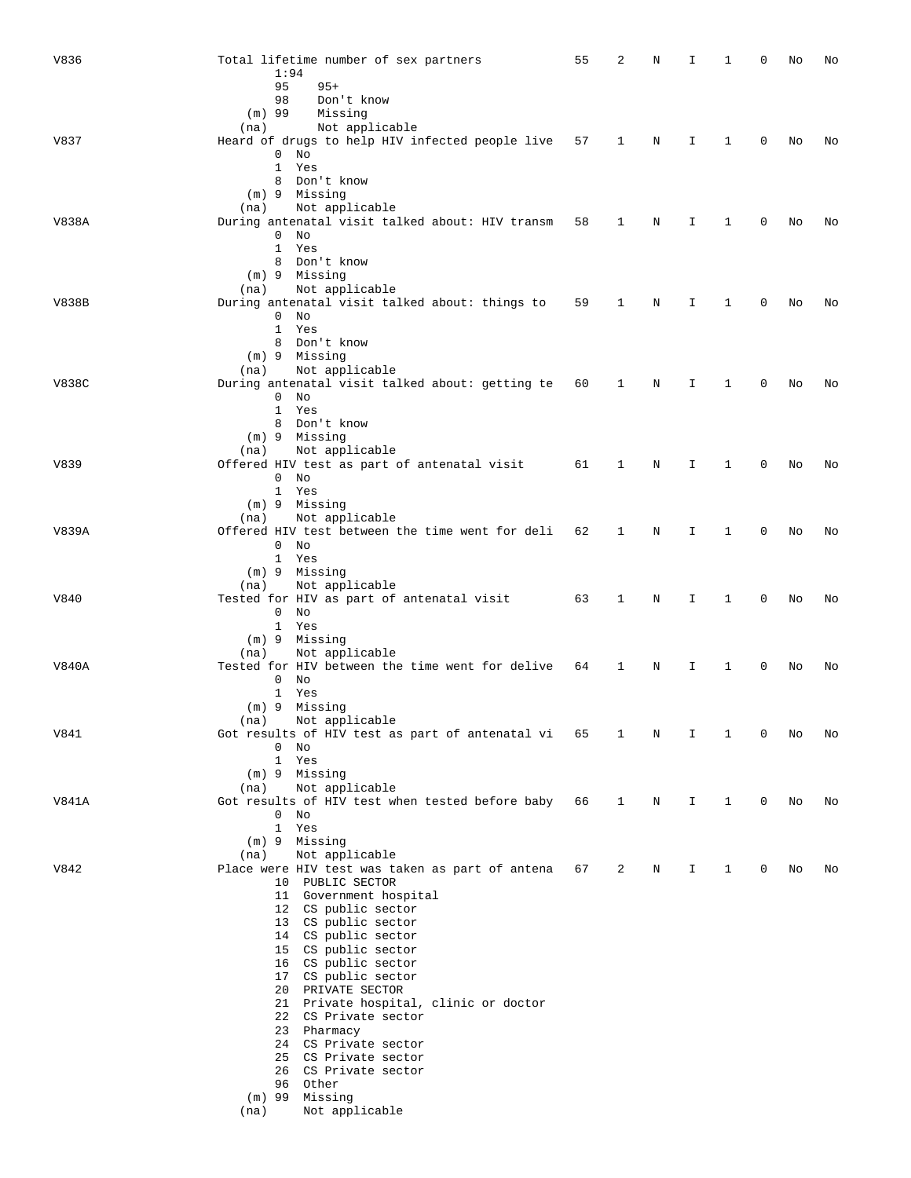```
V836                Total lifetime number of sex partners          55    2    N    I    1    0    No    No
                          1:94
                          95    95+
                          98    Don't know
                      (m) 99    Missing
                     (na)       Not applicable
V837                Heard of drugs to help HIV infected people live  57    1    N    I    1    0    No    No
                          0  No
                          1  Yes
                          8  Don't know
                      (m) 9  Missing
                     (na)    Not applicable
V838A               During antenatal visit talked about: HIV transm  58    1    N    I    1    0    No    No
                          0  No
                          1  Yes
                          8  Don't know
                      (m) 9  Missing
                     (na)    Not applicable
V838B               During antenatal visit talked about: things to   59    1    N    I    1    0    No    No
                          0  No
                          1  Yes
                          8  Don't know
                      (m) 9  Missing
                     (na)    Not applicable
V838C               During antenatal visit talked about: getting te  60    1    N    I    1    0    No    No
                          0  No
                          1  Yes
                          8  Don't know
                      (m) 9  Missing
                     (na)    Not applicable
V839                Offered HIV test as part of antenatal visit      61    1    N    I    1    0    No    No
                          0  No
                          1  Yes
                      (m) 9  Missing
                     (na)    Not applicable
V839A               Offered HIV test between the time went for deli  62    1    N    I    1    0    No    No
                          0  No
                          1  Yes
                      (m) 9  Missing
                     (na)    Not applicable
V840                Tested for HIV as part of antenatal visit        63    1    N    I    1    0    No    No
                          0  No
                          1  Yes
                      (m) 9  Missing
                     (na)    Not applicable
V840A               Tested for HIV between the time went for delive  64    1    N    I    1    0    No    No
                          0  No
                          1  Yes
                      (m) 9  Missing
                     (na)    Not applicable
V841                Got results of HIV test as part of antenatal vi  65    1    N    I    1    0    No    No
                          0  No
                          1  Yes
                      (m) 9  Missing
                     (na)    Not applicable
V841A               Got results of HIV test when tested before baby  66    1    N    I    1    0    No    No
                          0  No
                          1  Yes
                      (m) 9  Missing
                     (na)    Not applicable
V842                Place were HIV test was taken as part of antena  67    2    N    I    1    0    No    No
                          10  PUBLIC SECTOR
                          11  Government hospital
                          12  CS public sector
                          13  CS public sector
                          14  CS public sector
                          15  CS public sector
                          16  CS public sector
                          17  CS public sector
                          20  PRIVATE SECTOR
                          21  Private hospital, clinic or doctor
                          22  CS Private sector
                          23  Pharmacy
                          24  CS Private sector
                          25  CS Private sector
                          26  CS Private sector
                          96  Other
                      (m) 99  Missing
                     (na)     Not applicable
```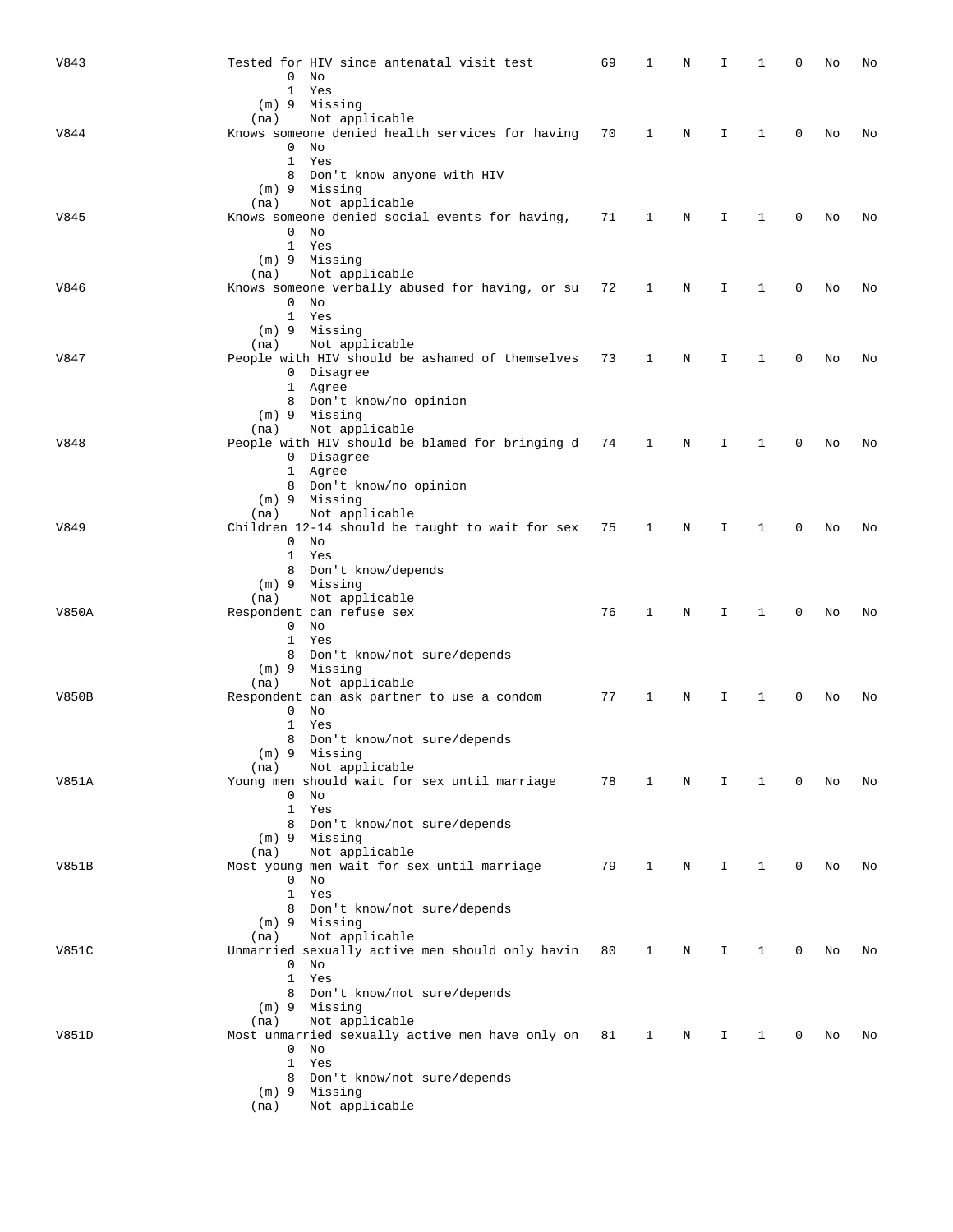```
V843                Tested for HIV since antenatal visit test        69   1   N   I   1   0   No   No
                        0  No
                        1  Yes
                    (m) 9  Missing
                    (na)   Not applicable
V844                Knows someone denied health services for having  70   1   N   I   1   0   No   No
                        0  No
                        1  Yes
                        8  Don't know anyone with HIV
                    (m) 9  Missing
                    (na)   Not applicable
V845                Knows someone denied social events for having,   71   1   N   I   1   0   No   No
                        0  No
                        1  Yes
                    (m) 9  Missing
                    (na)   Not applicable
V846                Knows someone verbally abused for having, or su  72   1   N   I   1   0   No   No
                        0  No
                        1  Yes
                    (m) 9  Missing
                    (na)   Not applicable
V847                People with HIV should be ashamed of themselves  73   1   N   I   1   0   No   No
                        0  Disagree
                        1  Agree
                        8  Don't know/no opinion
                    (m) 9  Missing
                    (na)   Not applicable
V848                People with HIV should be blamed for bringing d  74   1   N   I   1   0   No   No
                        0  Disagree
                        1  Agree
                        8  Don't know/no opinion
                    (m) 9  Missing
                    (na)   Not applicable
V849                Children 12-14 should be taught to wait for sex  75   1   N   I   1   0   No   No
                        0  No
                        1  Yes
                        8  Don't know/depends
                    (m) 9  Missing
                    (na)   Not applicable
V850A               Respondent can refuse sex                        76   1   N   I   1   0   No   No
                        0  No
                        1  Yes
                        8  Don't know/not sure/depends
                    (m) 9  Missing
                    (na)   Not applicable
V850B               Respondent can ask partner to use a condom       77   1   N   I   1   0   No   No
                        0  No
                        1  Yes
                        8  Don't know/not sure/depends
                    (m) 9  Missing
                    (na)   Not applicable
V851A               Young men should wait for sex until marriage     78   1   N   I   1   0   No   No
                        0  No
                        1  Yes
                        8  Don't know/not sure/depends
                    (m) 9  Missing
                    (na)   Not applicable
V851B               Most young men wait for sex until marriage       79   1   N   I   1   0   No   No
                        0  No
                        1  Yes
                        8  Don't know/not sure/depends
                    (m) 9  Missing
                    (na)   Not applicable
V851C               Unmarried sexually active men should only havin  80   1   N   I   1   0   No   No
                        0  No
                        1  Yes
                        8  Don't know/not sure/depends
                    (m) 9  Missing
                    (na)   Not applicable
V851D               Most unmarried sexually active men have only on  81   1   N   I   1   0   No   No
                        0  No
                        1  Yes
                        8  Don't know/not sure/depends
                    (m) 9  Missing
                    (na)   Not applicable
```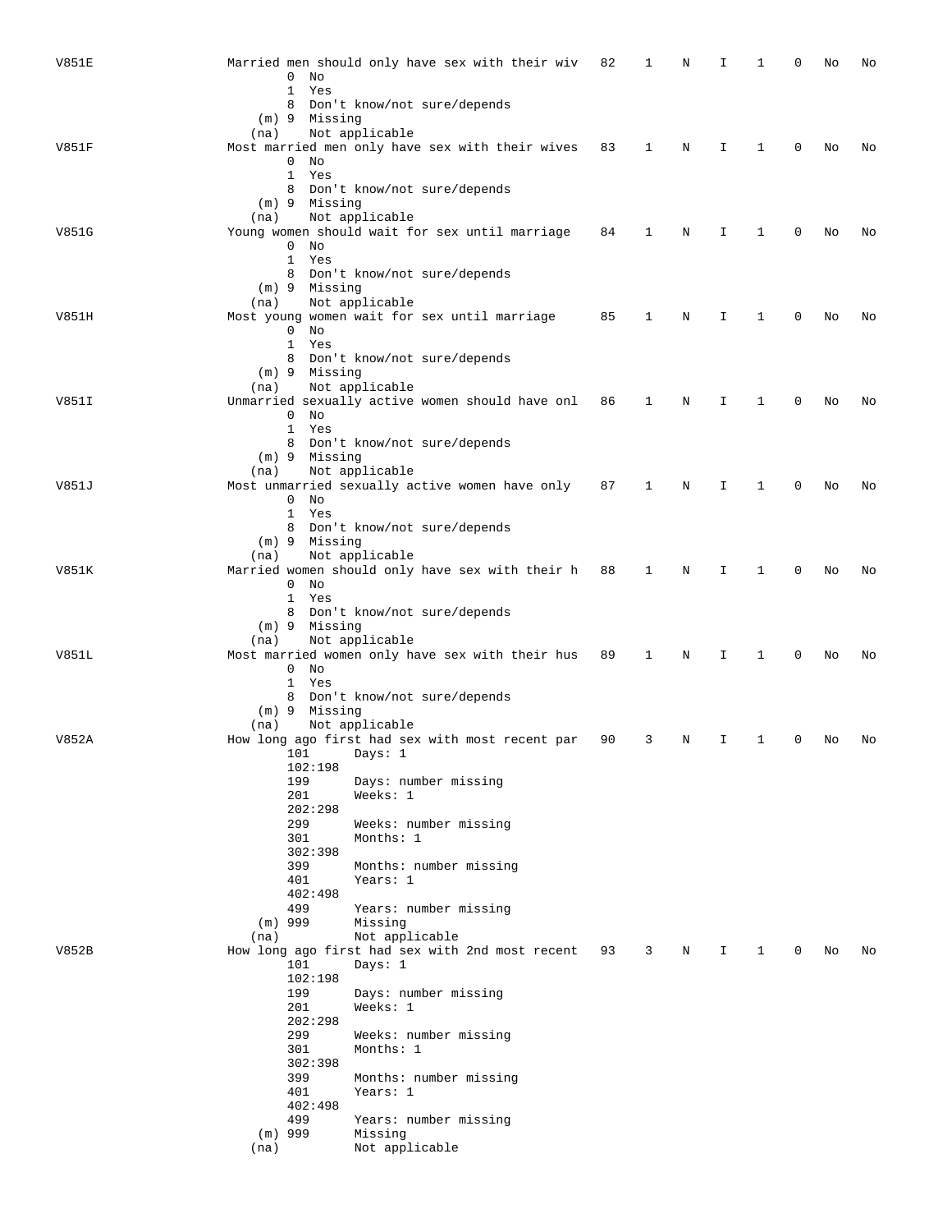```
V851E                Married men should only have sex with their wiv   82    1    N    I    1    0    No    No
                         0  No
                         1  Yes
                         8  Don't know/not sure/depends
                     (m) 9  Missing
                     (na)   Not applicable
V851F                Most married men only have sex with their wives   83    1    N    I    1    0    No    No
                         0  No
                         1  Yes
                         8  Don't know/not sure/depends
                     (m) 9  Missing
                     (na)   Not applicable
V851G                Young women should wait for sex until marriage    84    1    N    I    1    0    No    No
                         0  No
                         1  Yes
                         8  Don't know/not sure/depends
                     (m) 9  Missing
                     (na)   Not applicable
V851H                Most young women wait for sex until marriage      85    1    N    I    1    0    No    No
                         0  No
                         1  Yes
                         8  Don't know/not sure/depends
                     (m) 9  Missing
                     (na)   Not applicable
V851I                Unmarried sexually active women should have onl   86    1    N    I    1    0    No    No
                         0  No
                         1  Yes
                         8  Don't know/not sure/depends
                     (m) 9  Missing
                     (na)   Not applicable
V851J                Most unmarried sexually active women have only    87    1    N    I    1    0    No    No
                         0  No
                         1  Yes
                         8  Don't know/not sure/depends
                     (m) 9  Missing
                     (na)   Not applicable
V851K                Married women should only have sex with their h   88    1    N    I    1    0    No    No
                         0  No
                         1  Yes
                         8  Don't know/not sure/depends
                     (m) 9  Missing
                     (na)   Not applicable
V851L                Most married women only have sex with their hus   89    1    N    I    1    0    No    No
                         0  No
                         1  Yes
                         8  Don't know/not sure/depends
                     (m) 9  Missing
                     (na)   Not applicable
V852A                How long ago first had sex with most recent par   90    3    N    I    1    0    No    No
                        101      Days: 1
                        102:198
                        199      Days: number missing
                        201      Weeks: 1
                        202:298
                        299      Weeks: number missing
                        301      Months: 1
                        302:398
                        399      Months: number missing
                        401      Years: 1
                        402:498
                        499      Years: number missing
                     (m) 999     Missing
                     (na)        Not applicable
V852B                How long ago first had sex with 2nd most recent   93    3    N    I    1    0    No    No
                        101      Days: 1
                        102:198
                        199      Days: number missing
                        201      Weeks: 1
                        202:298
                        299      Weeks: number missing
                        301      Months: 1
                        302:398
                        399      Months: number missing
                        401      Years: 1
                        402:498
                        499      Years: number missing
                     (m) 999     Missing
                     (na)        Not applicable
```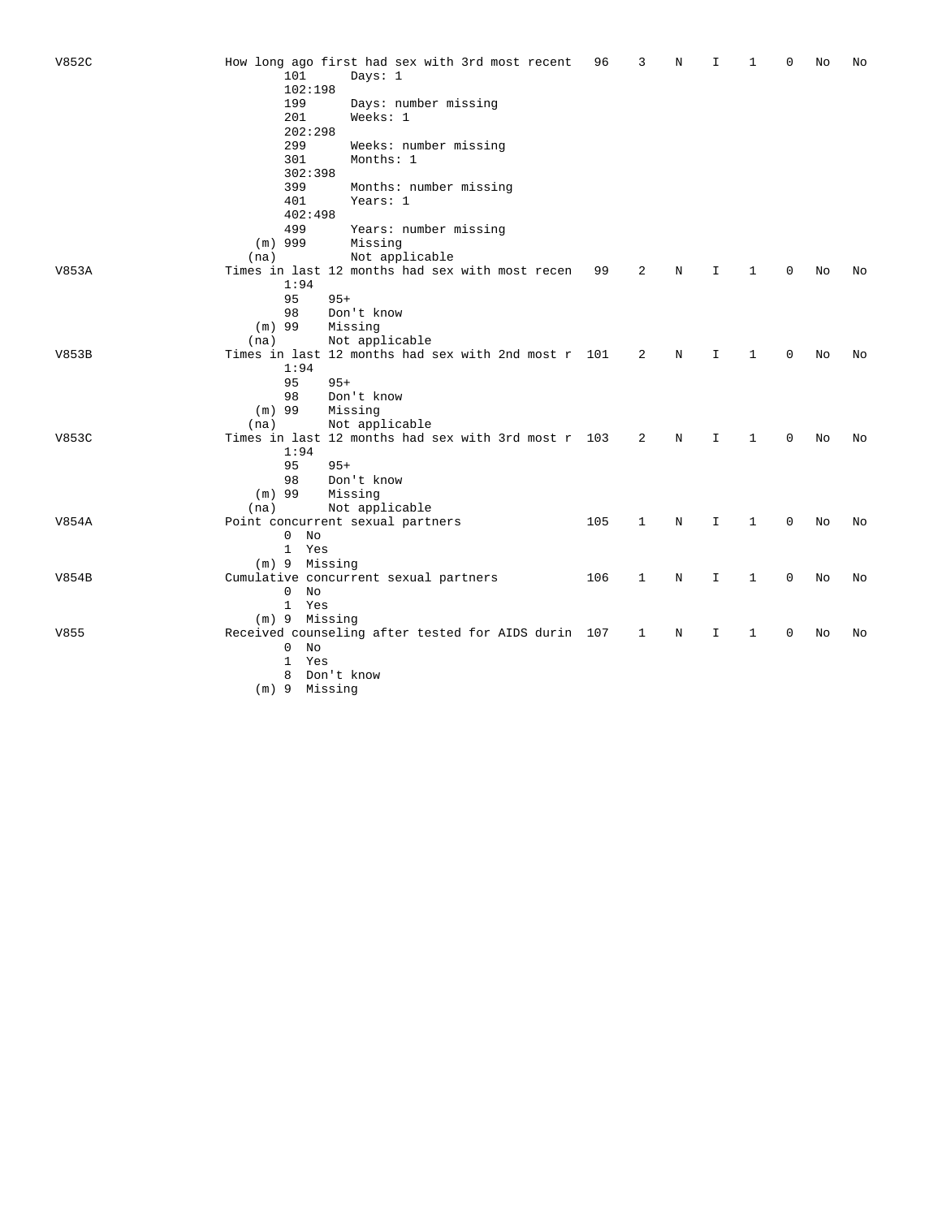```
V852C                How long ago first had sex with 3rd most recent   96    3    N    I    1    0   No   No
                              101      Days: 1
                              102:198
                              199      Days: number missing
                              201      Weeks: 1
                              202:298
                              299      Weeks: number missing
                              301      Months: 1
                              302:398
                              399      Months: number missing
                              401      Years: 1
                              402:498
                              499      Years: number missing
                          (m) 999      Missing
                         (na)          Not applicable
V853A                Times in last 12 months had sex with most recen   99    2    N    I    1    0   No   No
                              1:94
                              95    95+
                              98    Don't know
                          (m) 99    Missing
                         (na)       Not applicable
V853B                Times in last 12 months had sex with 2nd most r  101    2    N    I    1    0   No   No
                              1:94
                              95    95+
                              98    Don't know
                          (m) 99    Missing
                         (na)       Not applicable
V853C                Times in last 12 months had sex with 3rd most r  103    2    N    I    1    0   No   No
                              1:94
                              95    95+
                              98    Don't know
                          (m) 99    Missing
                         (na)       Not applicable
V854A                Point concurrent sexual partners                 105    1    N    I    1    0   No   No
                              0  No
                              1  Yes
                          (m) 9  Missing
V854B                Cumulative concurrent sexual partners            106    1    N    I    1    0   No   No
                              0  No
                              1  Yes
                          (m) 9  Missing
V855                 Received counseling after tested for AIDS durin  107    1    N    I    1    0   No   No
                              0  No
                              1  Yes
                              8  Don't know
                          (m) 9  Missing
```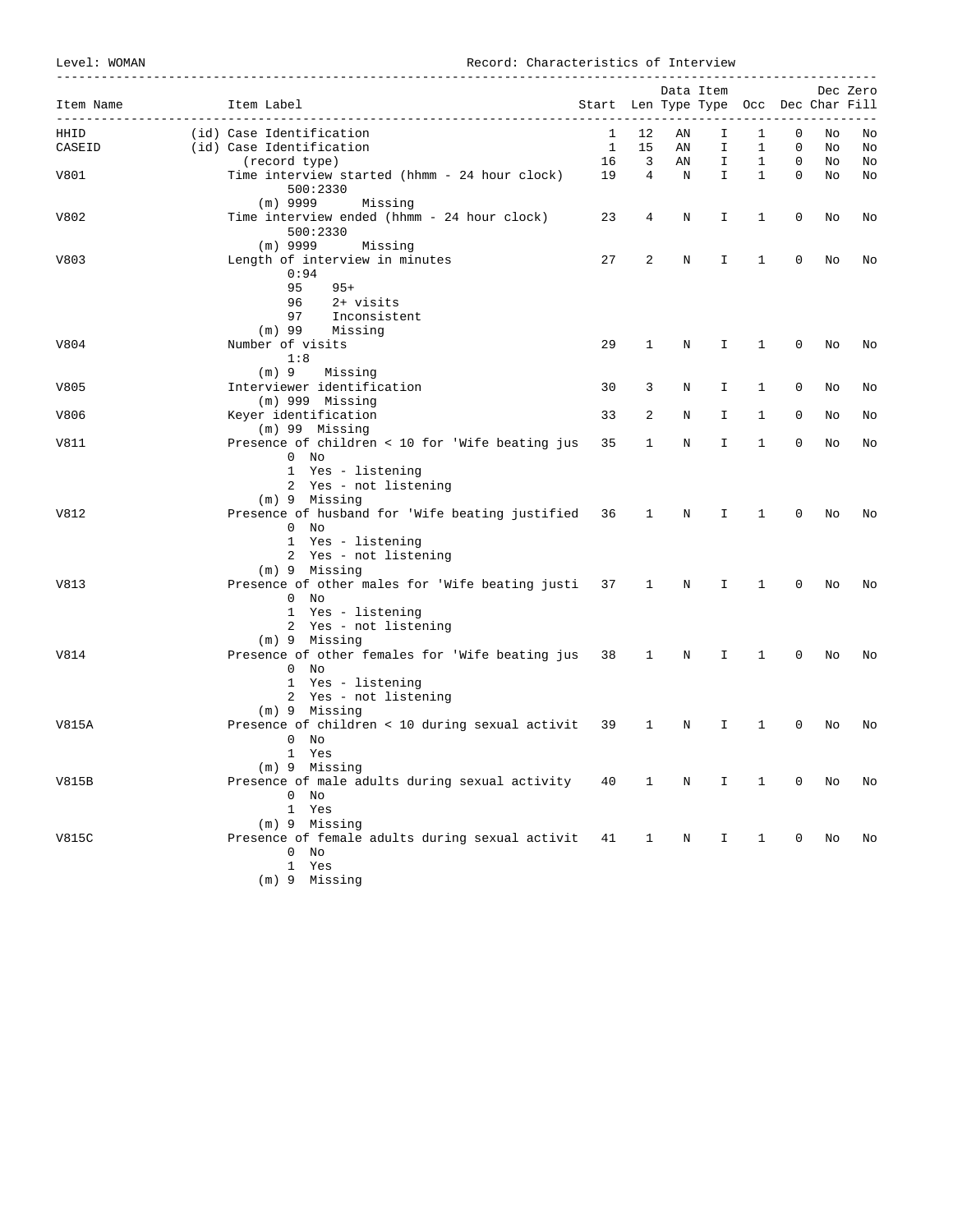Level: WOMAN　　　　　　　　　　　　　　　　　Record: Characteristics of Interview

| Item Name | Item Label | Start | Len | Data Type | Item Type | Occ | Dec | Dec Char | Zero Fill |
|---|---|---|---|---|---|---|---|---|---|
| HHID | (id) Case Identification | 1 | 12 | AN | I | 1 | 0 | No | No |
| CASEID | (id) Case Identification | 1 | 15 | AN | I | 1 | 0 | No | No |
| | (record type) | 16 | 3 | AN | I | 1 | 0 | No | No |
| V801 | Time interview started (hhmm - 24 hour clock)<br>500:2330<br>(m) 9999 Missing | 19 | 4 | N | I | 1 | 0 | No | No |
| V802 | Time interview ended (hhmm - 24 hour clock)<br>500:2330<br>(m) 9999 Missing | 23 | 4 | N | I | 1 | 0 | No | No |
| V803 | Length of interview in minutes<br>0:94<br>95 95+<br>96 2+ visits<br>97 Inconsistent<br>(m) 99 Missing | 27 | 2 | N | I | 1 | 0 | No | No |
| V804 | Number of visits<br>1:8<br>(m) 9 Missing | 29 | 1 | N | I | 1 | 0 | No | No |
| V805 | Interviewer identification<br>(m) 999 Missing | 30 | 3 | N | I | 1 | 0 | No | No |
| V806 | Keyer identification<br>(m) 99 Missing | 33 | 2 | N | I | 1 | 0 | No | No |
| V811 | Presence of children < 10 for 'Wife beating jus<br>0 No<br>1 Yes - listening<br>2 Yes - not listening<br>(m) 9 Missing | 35 | 1 | N | I | 1 | 0 | No | No |
| V812 | Presence of husband for 'Wife beating justified<br>0 No<br>1 Yes - listening<br>2 Yes - not listening<br>(m) 9 Missing | 36 | 1 | N | I | 1 | 0 | No | No |
| V813 | Presence of other males for 'Wife beating justi<br>0 No<br>1 Yes - listening<br>2 Yes - not listening<br>(m) 9 Missing | 37 | 1 | N | I | 1 | 0 | No | No |
| V814 | Presence of other females for 'Wife beating jus<br>0 No<br>1 Yes - listening<br>2 Yes - not listening<br>(m) 9 Missing | 38 | 1 | N | I | 1 | 0 | No | No |
| V815A | Presence of children < 10 during sexual activit<br>0 No<br>1 Yes<br>(m) 9 Missing | 39 | 1 | N | I | 1 | 0 | No | No |
| V815B | Presence of male adults during sexual activity<br>0 No<br>1 Yes<br>(m) 9 Missing | 40 | 1 | N | I | 1 | 0 | No | No |
| V815C | Presence of female adults during sexual activit<br>0 No<br>1 Yes<br>(m) 9 Missing | 41 | 1 | N | I | 1 | 0 | No | No |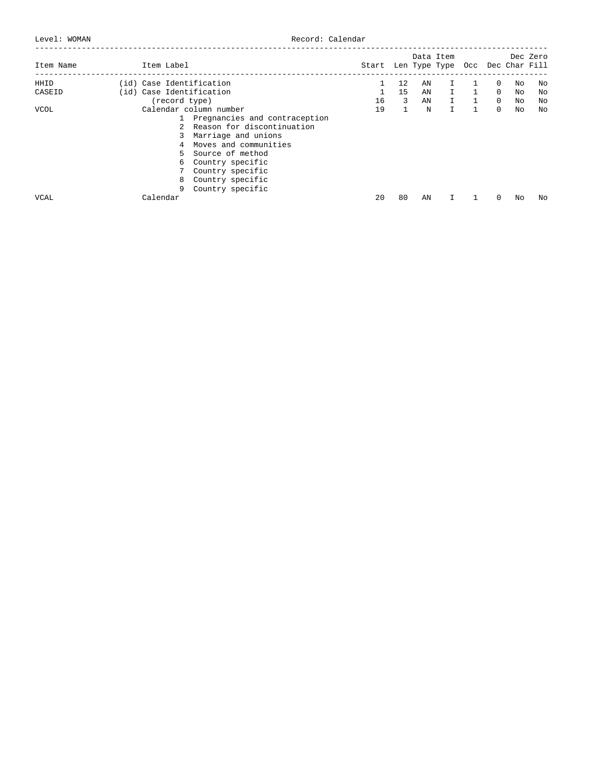Level: WOMAN Record: Calendar

| Item Name | Item Label | Start | Len | Data Type | Item Type | Occ | Dec | Dec Char | Zero Fill |
|---|---|---|---|---|---|---|---|---|---|
| HHID | (id) Case Identification | 1 | 12 | AN | I | 1 | 0 | No | No |
| CASEID | (id) Case Identification | 1 | 15 | AN | I | 1 | 0 | No | No |
| | (record type) | 16 | 3 | AN | I | 1 | 0 | No | No |
| VCOL | Calendar column number | 19 | 1 | N | I | 1 | 0 | No | No |
| | 1 Pregnancies and contraception | | | | | | | | |
| | 2 Reason for discontinuation | | | | | | | | |
| | 3 Marriage and unions | | | | | | | | |
| | 4 Moves and communities | | | | | | | | |
| | 5 Source of method | | | | | | | | |
| | 6 Country specific | | | | | | | | |
| | 7 Country specific | | | | | | | | |
| | 8 Country specific | | | | | | | | |
| | 9 Country specific | | | | | | | | |
| VCAL | Calendar | 20 | 80 | AN | I | 1 | 0 | No | No |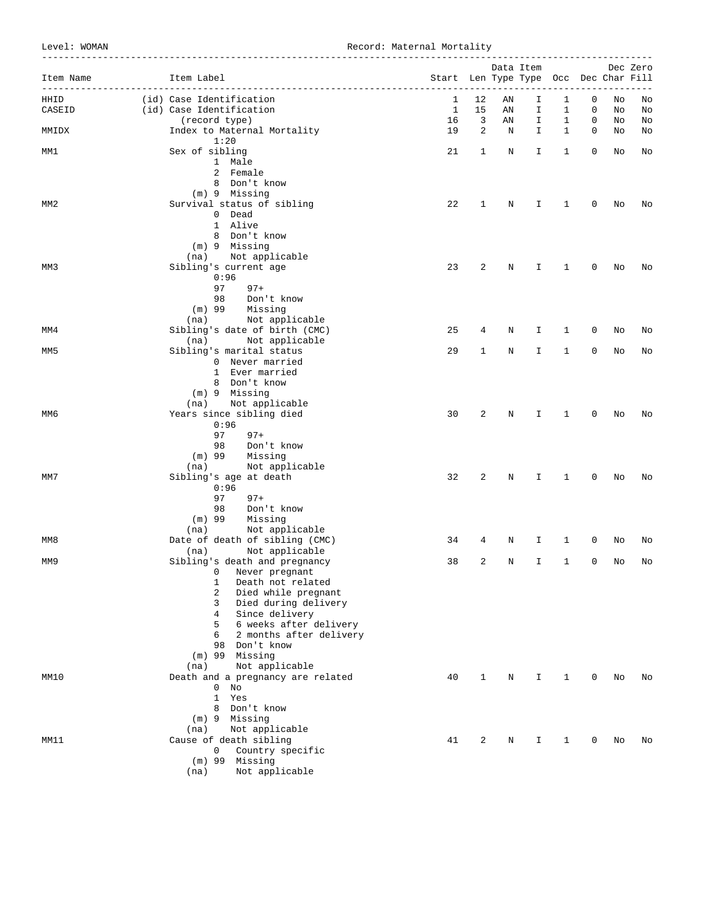Level: WOMAN                                                    Record: Maternal Mortality

| Item Name | Item Label | Start | Len | Data Type | Item Type | Occ | Dec | Dec Char | Zero Fill |
|---|---|---|---|---|---|---|---|---|---|
| HHID | (id) Case Identification | 1 | 12 | AN | I | 1 | 0 | No | No |
| CASEID | (id) Case Identification | 1 | 15 | AN | I | 1 | 0 | No | No |
| | (record type) | 16 | 3 | AN | I | 1 | 0 | No | No |
| MMIDX | Index to Maternal Mortality<br>1:20 | 19 | 2 | N | I | 1 | 0 | No | No |
| MM1 | Sex of sibling<br>1 Male<br>2 Female<br>8 Don't know<br>(m) 9 Missing | 21 | 1 | N | I | 1 | 0 | No | No |
| MM2 | Survival status of sibling<br>0 Dead<br>1 Alive<br>8 Don't know<br>(m) 9 Missing<br>(na) Not applicable | 22 | 1 | N | I | 1 | 0 | No | No |
| MM3 | Sibling's current age<br>0:96<br>97 97+<br>98 Don't know<br>(m) 99 Missing<br>(na) Not applicable | 23 | 2 | N | I | 1 | 0 | No | No |
| MM4 | Sibling's date of birth (CMC)<br>(na) Not applicable | 25 | 4 | N | I | 1 | 0 | No | No |
| MM5 | Sibling's marital status<br>0 Never married<br>1 Ever married<br>8 Don't know<br>(m) 9 Missing<br>(na) Not applicable | 29 | 1 | N | I | 1 | 0 | No | No |
| MM6 | Years since sibling died<br>0:96<br>97 97+<br>98 Don't know<br>(m) 99 Missing<br>(na) Not applicable | 30 | 2 | N | I | 1 | 0 | No | No |
| MM7 | Sibling's age at death<br>0:96<br>97 97+<br>98 Don't know<br>(m) 99 Missing<br>(na) Not applicable | 32 | 2 | N | I | 1 | 0 | No | No |
| MM8 | Date of death of sibling (CMC)<br>(na) Not applicable | 34 | 4 | N | I | 1 | 0 | No | No |
| MM9 | Sibling's death and pregnancy<br>0 Never pregnant<br>1 Death not related<br>2 Died while pregnant<br>3 Died during delivery<br>4 Since delivery<br>5 6 weeks after delivery<br>6 2 months after delivery<br>98 Don't know<br>(m) 99 Missing<br>(na) Not applicable | 38 | 2 | N | I | 1 | 0 | No | No |
| MM10 | Death and a pregnancy are related<br>0 No<br>1 Yes<br>8 Don't know<br>(m) 9 Missing<br>(na) Not applicable | 40 | 1 | N | I | 1 | 0 | No | No |
| MM11 | Cause of death sibling<br>0 Country specific<br>(m) 99 Missing<br>(na) Not applicable | 41 | 2 | N | I | 1 | 0 | No | No |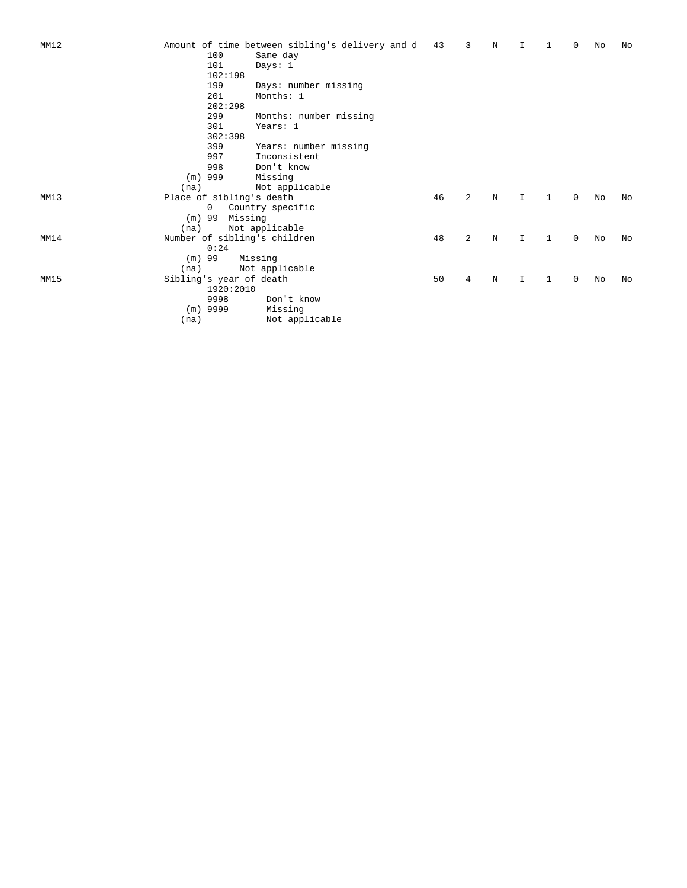| | | | | | | | | | |
|---|---|---|---|---|---|---|---|---|---|
| MM12 | Amount of time between sibling's delivery and d | 43 | 3 | N | I | 1 | 0 | No | No |
| | 100 Same day | | | | | | | | |
| | 101 Days: 1 | | | | | | | | |
| | 102:198 | | | | | | | | |
| | 199 Days: number missing | | | | | | | | |
| | 201 Months: 1 | | | | | | | | |
| | 202:298 | | | | | | | | |
| | 299 Months: number missing | | | | | | | | |
| | 301 Years: 1 | | | | | | | | |
| | 302:398 | | | | | | | | |
| | 399 Years: number missing | | | | | | | | |
| | 997 Inconsistent | | | | | | | | |
| | 998 Don't know | | | | | | | | |
| | (m) 999 Missing | | | | | | | | |
| | (na) Not applicable | | | | | | | | |
| MM13 | Place of sibling's death | 46 | 2 | N | I | 1 | 0 | No | No |
| | 0 Country specific | | | | | | | | |
| | (m) 99 Missing | | | | | | | | |
| | (na) Not applicable | | | | | | | | |
| MM14 | Number of sibling's children | 48 | 2 | N | I | 1 | 0 | No | No |
| | 0:24 | | | | | | | | |
| | (m) 99 Missing | | | | | | | | |
| | (na) Not applicable | | | | | | | | |
| MM15 | Sibling's year of death | 50 | 4 | N | I | 1 | 0 | No | No |
| | 1920:2010 | | | | | | | | |
| | 9998 Don't know | | | | | | | | |
| | (m) 9999 Missing | | | | | | | | |
| | (na) Not applicable | | | | | | | | |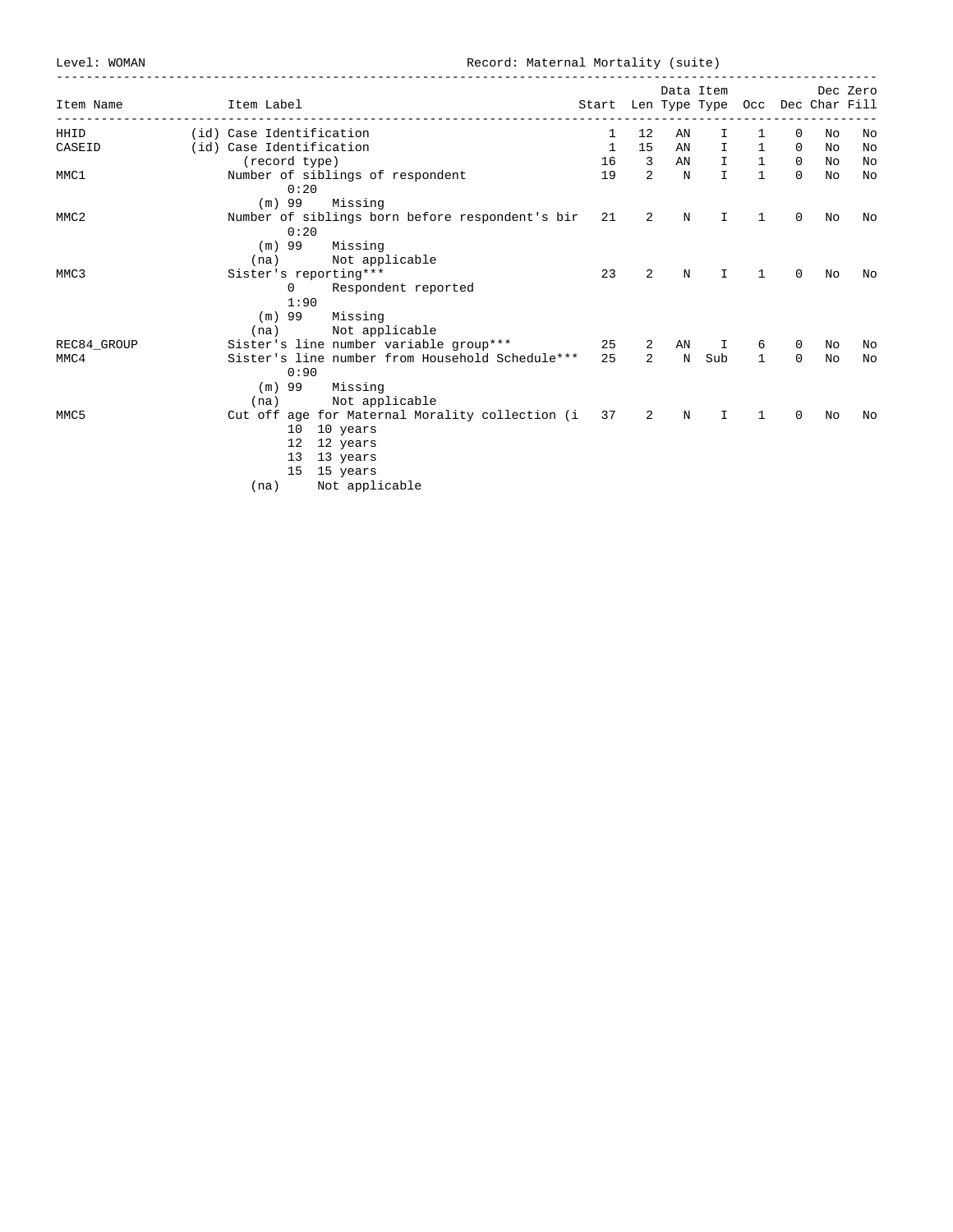Level: WOMAN | Record: Maternal Mortality (suite)

| Item Name | Item Label | Start | Len | Data Type | Item Type | Occ | Dec | Dec Char | Zero Fill |
|---|---|---|---|---|---|---|---|---|---|
| HHID | (id) Case Identification | 1 | 12 | AN | I | 1 | 0 | No | No |
| CASEID | (id) Case Identification | 1 | 15 | AN | I | 1 | 0 | No | No |
| | (record type) | 16 | 3 | AN | I | 1 | 0 | No | No |
| MMC1 | Number of siblings of respondent<br>0:20<br>(m) 99 Missing | 19 | 2 | N | I | 1 | 0 | No | No |
| MMC2 | Number of siblings born before respondent's bir<br>0:20<br>(m) 99 Missing<br>(na) Not applicable | 21 | 2 | N | I | 1 | 0 | No | No |
| MMC3 | Sister's reporting***<br>0 Respondent reported<br>1:90<br>(m) 99 Missing<br>(na) Not applicable | 23 | 2 | N | I | 1 | 0 | No | No |
| REC84_GROUP | Sister's line number variable group*** | 25 | 2 | AN | I | 6 | 0 | No | No |
| MMC4 | Sister's line number from Household Schedule***<br>0:90<br>(m) 99 Missing<br>(na) Not applicable | 25 | 2 | N | Sub | 1 | 0 | No | No |
| MMC5 | Cut off age for Maternal Morality collection (i<br>10 10 years<br>12 12 years<br>13 13 years<br>15 15 years<br>(na) Not applicable | 37 | 2 | N | I | 1 | 0 | No | No |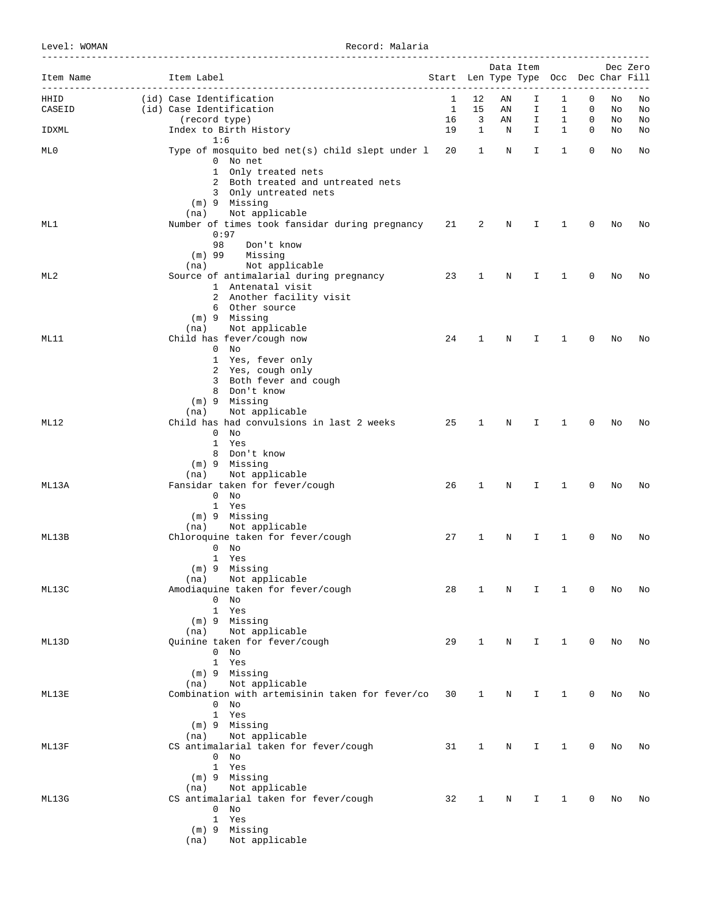Level: WOMAN Record: Malaria

| Item Name | Item Label | Start | Len | Data Type | Item Type | Occ | Dec | Dec Char | Zero Fill |
|---|---|---|---|---|---|---|---|---|---|
| HHID | (id) Case Identification | 1 | 12 | AN | I | 1 | 0 | No | No |
| CASEID | (id) Case Identification | 1 | 15 | AN | I | 1 | 0 | No | No |
| | (record type) | 16 | 3 | AN | I | 1 | 0 | No | No |
| IDXML | Index to Birth History<br>1:6 | 19 | 1 | N | I | 1 | 0 | No | No |
| ML0 | Type of mosquito bed net(s) child slept under l<br>0 No net<br>1 Only treated nets<br>2 Both treated and untreated nets<br>3 Only untreated nets<br>(m) 9 Missing<br>(na) Not applicable | 20 | 1 | N | I | 1 | 0 | No | No |
| ML1 | Number of times took fansidar during pregnancy<br>0:97<br>98 Don't know<br>(m) 99 Missing<br>(na) Not applicable | 21 | 2 | N | I | 1 | 0 | No | No |
| ML2 | Source of antimalarial during pregnancy<br>1 Antenatal visit<br>2 Another facility visit<br>6 Other source<br>(m) 9 Missing<br>(na) Not applicable | 23 | 1 | N | I | 1 | 0 | No | No |
| ML11 | Child has fever/cough now<br>0 No<br>1 Yes, fever only<br>2 Yes, cough only<br>3 Both fever and cough<br>8 Don't know<br>(m) 9 Missing<br>(na) Not applicable | 24 | 1 | N | I | 1 | 0 | No | No |
| ML12 | Child has had convulsions in last 2 weeks<br>0 No<br>1 Yes<br>8 Don't know<br>(m) 9 Missing<br>(na) Not applicable | 25 | 1 | N | I | 1 | 0 | No | No |
| ML13A | Fansidar taken for fever/cough<br>0 No<br>1 Yes<br>(m) 9 Missing<br>(na) Not applicable | 26 | 1 | N | I | 1 | 0 | No | No |
| ML13B | Chloroquine taken for fever/cough<br>0 No<br>1 Yes<br>(m) 9 Missing<br>(na) Not applicable | 27 | 1 | N | I | 1 | 0 | No | No |
| ML13C | Amodiaquine taken for fever/cough<br>0 No<br>1 Yes<br>(m) 9 Missing<br>(na) Not applicable | 28 | 1 | N | I | 1 | 0 | No | No |
| ML13D | Quinine taken for fever/cough<br>0 No<br>1 Yes<br>(m) 9 Missing<br>(na) Not applicable | 29 | 1 | N | I | 1 | 0 | No | No |
| ML13E | Combination with artemisinin taken for fever/co<br>0 No<br>1 Yes<br>(m) 9 Missing<br>(na) Not applicable | 30 | 1 | N | I | 1 | 0 | No | No |
| ML13F | CS antimalarial taken for fever/cough<br>0 No<br>1 Yes<br>(m) 9 Missing<br>(na) Not applicable | 31 | 1 | N | I | 1 | 0 | No | No |
| ML13G | CS antimalarial taken for fever/cough<br>0 No<br>1 Yes<br>(m) 9 Missing<br>(na) Not applicable | 32 | 1 | N | I | 1 | 0 | No | No |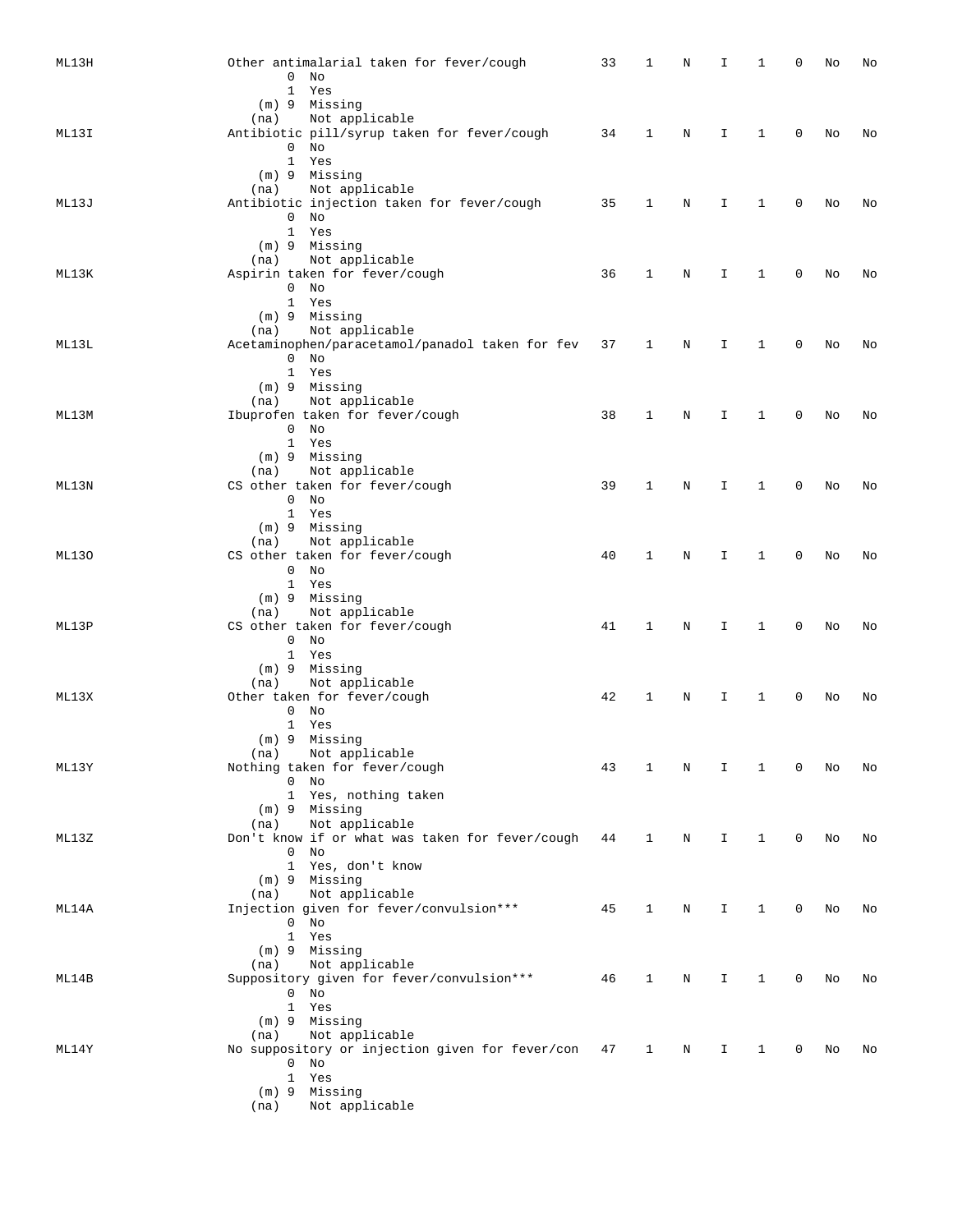```
ML13H                 Other antimalarial taken for fever/cough         33    1    N    I    1    0   No    No
                             0  No
                             1  Yes
                         (m) 9  Missing
                        (na)    Not applicable
ML13I                 Antibiotic pill/syrup taken for fever/cough      34    1    N    I    1    0   No    No
                             0  No
                             1  Yes
                         (m) 9  Missing
                        (na)    Not applicable
ML13J                 Antibiotic injection taken for fever/cough       35    1    N    I    1    0   No    No
                             0  No
                             1  Yes
                         (m) 9  Missing
                        (na)    Not applicable
ML13K                 Aspirin taken for fever/cough                    36    1    N    I    1    0   No    No
                             0  No
                             1  Yes
                         (m) 9  Missing
                        (na)    Not applicable
ML13L                 Acetaminophen/paracetamol/panadol taken for fev  37    1    N    I    1    0   No    No
                             0  No
                             1  Yes
                         (m) 9  Missing
                        (na)    Not applicable
ML13M                 Ibuprofen taken for fever/cough                  38    1    N    I    1    0   No    No
                             0  No
                             1  Yes
                         (m) 9  Missing
                        (na)    Not applicable
ML13N                 CS other taken for fever/cough                   39    1    N    I    1    0   No    No
                             0  No
                             1  Yes
                         (m) 9  Missing
                        (na)    Not applicable
ML13O                 CS other taken for fever/cough                   40    1    N    I    1    0   No    No
                             0  No
                             1  Yes
                         (m) 9  Missing
                        (na)    Not applicable
ML13P                 CS other taken for fever/cough                   41    1    N    I    1    0   No    No
                             0  No
                             1  Yes
                         (m) 9  Missing
                        (na)    Not applicable
ML13X                 Other taken for fever/cough                      42    1    N    I    1    0   No    No
                             0  No
                             1  Yes
                         (m) 9  Missing
                        (na)    Not applicable
ML13Y                 Nothing taken for fever/cough                    43    1    N    I    1    0   No    No
                             0  No
                             1  Yes, nothing taken
                         (m) 9  Missing
                        (na)    Not applicable
ML13Z                 Don't know if or what was taken for fever/cough  44    1    N    I    1    0   No    No
                             0  No
                             1  Yes, don't know
                         (m) 9  Missing
                        (na)    Not applicable
ML14A                 Injection given for fever/convulsion***          45    1    N    I    1    0   No    No
                             0  No
                             1  Yes
                         (m) 9  Missing
                        (na)    Not applicable
ML14B                 Suppository given for fever/convulsion***        46    1    N    I    1    0   No    No
                             0  No
                             1  Yes
                         (m) 9  Missing
                        (na)    Not applicable
ML14Y                 No suppository or injection given for fever/con  47    1    N    I    1    0   No    No
                             0  No
                             1  Yes
                         (m) 9  Missing
                        (na)    Not applicable
```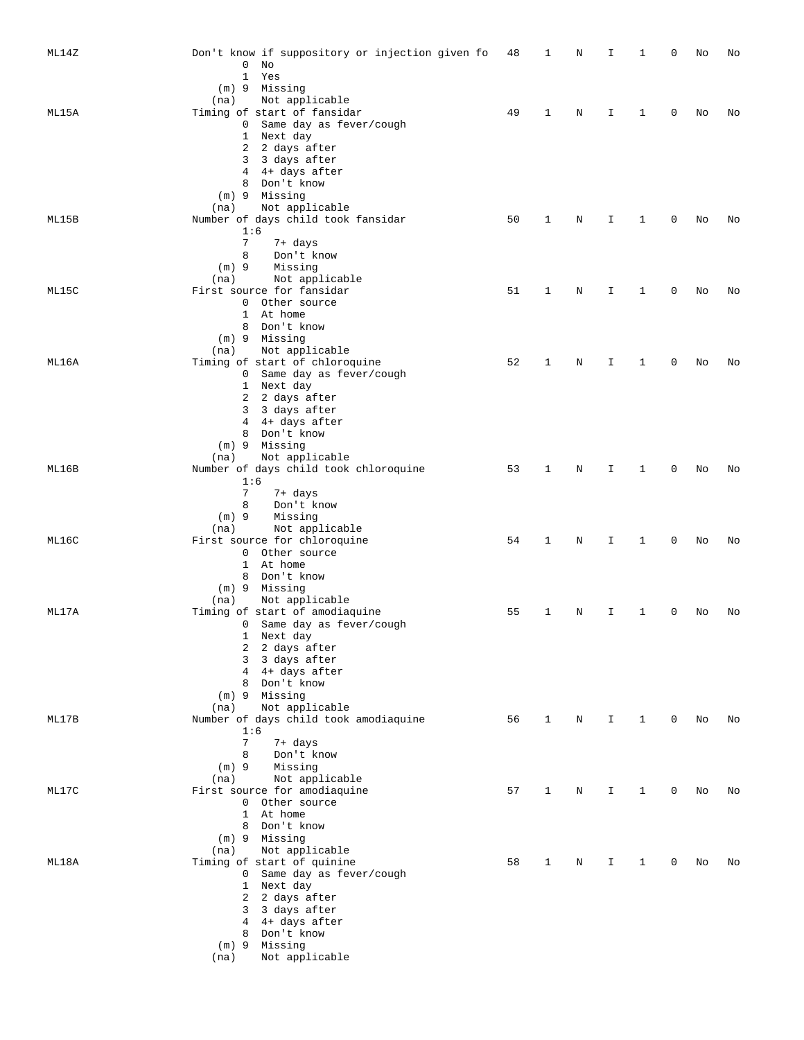```
ML14Z               Don't know if suppository or injection given fo   48    1    N    I    1    0   No    No
                           0  No
                           1  Yes
                       (m) 9  Missing
                      (na)    Not applicable
ML15A               Timing of start of fansidar                       49    1    N    I    1    0   No    No
                           0  Same day as fever/cough
                           1  Next day
                           2  2 days after
                           3  3 days after
                           4  4+ days after
                           8  Don't know
                       (m) 9  Missing
                      (na)    Not applicable
ML15B               Number of days child took fansidar                50    1    N    I    1    0   No    No
                          1:6
                           7    7+ days
                           8    Don't know
                       (m) 9    Missing
                      (na)      Not applicable
ML15C               First source for fansidar                         51    1    N    I    1    0   No    No
                           0  Other source
                           1  At home
                           8  Don't know
                       (m) 9  Missing
                      (na)    Not applicable
ML16A               Timing of start of chloroquine                    52    1    N    I    1    0   No    No
                           0  Same day as fever/cough
                           1  Next day
                           2  2 days after
                           3  3 days after
                           4  4+ days after
                           8  Don't know
                       (m) 9  Missing
                      (na)    Not applicable
ML16B               Number of days child took chloroquine             53    1    N    I    1    0   No    No
                          1:6
                           7    7+ days
                           8    Don't know
                       (m) 9    Missing
                      (na)      Not applicable
ML16C               First source for chloroquine                      54    1    N    I    1    0   No    No
                           0  Other source
                           1  At home
                           8  Don't know
                       (m) 9  Missing
                      (na)    Not applicable
ML17A               Timing of start of amodiaquine                    55    1    N    I    1    0   No    No
                           0  Same day as fever/cough
                           1  Next day
                           2  2 days after
                           3  3 days after
                           4  4+ days after
                           8  Don't know
                       (m) 9  Missing
                      (na)    Not applicable
ML17B               Number of days child took amodiaquine             56    1    N    I    1    0   No    No
                          1:6
                           7    7+ days
                           8    Don't know
                       (m) 9    Missing
                      (na)      Not applicable
ML17C               First source for amodiaquine                      57    1    N    I    1    0   No    No
                           0  Other source
                           1  At home
                           8  Don't know
                       (m) 9  Missing
                      (na)    Not applicable
ML18A               Timing of start of quinine                        58    1    N    I    1    0   No    No
                           0  Same day as fever/cough
                           1  Next day
                           2  2 days after
                           3  3 days after
                           4  4+ days after
                           8  Don't know
                       (m) 9  Missing
                      (na)    Not applicable
```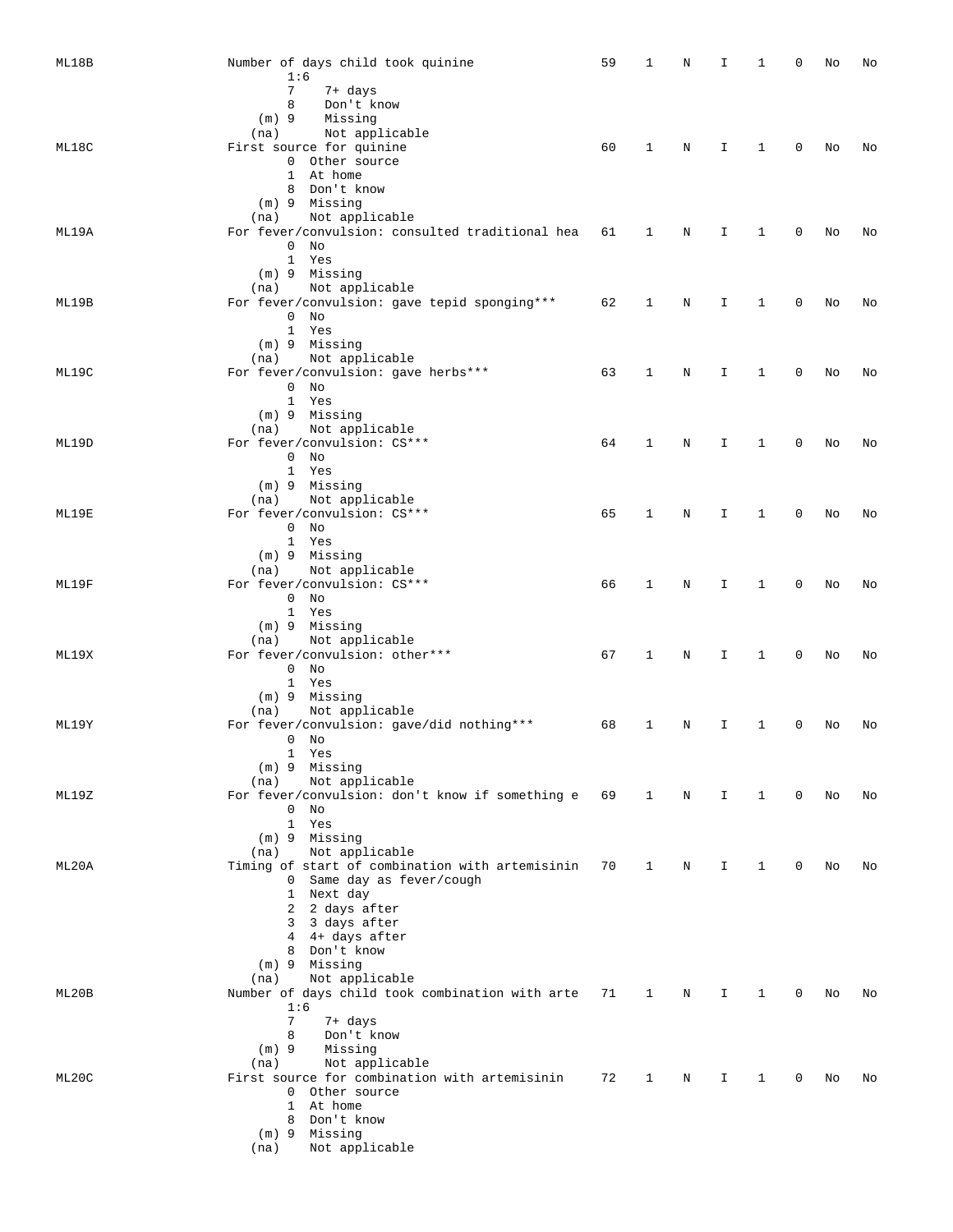```
ML18B                Number of days child took quinine               59    1    N    I    1    0    No    No
                            1:6
                             7    7+ days
                             8    Don't know
                         (m) 9    Missing
                        (na)      Not applicable
ML18C                First source for quinine                        60    1    N    I    1    0    No    No
                             0  Other source
                             1  At home
                             8  Don't know
                         (m) 9  Missing
                        (na)    Not applicable
ML19A                For fever/convulsion: consulted traditional hea 61    1    N    I    1    0    No    No
                             0  No
                             1  Yes
                         (m) 9  Missing
                        (na)    Not applicable
ML19B                For fever/convulsion: gave tepid sponging***    62    1    N    I    1    0    No    No
                             0  No
                             1  Yes
                         (m) 9  Missing
                        (na)    Not applicable
ML19C                For fever/convulsion: gave herbs***             63    1    N    I    1    0    No    No
                             0  No
                             1  Yes
                         (m) 9  Missing
                        (na)    Not applicable
ML19D                For fever/convulsion: CS***                     64    1    N    I    1    0    No    No
                             0  No
                             1  Yes
                         (m) 9  Missing
                        (na)    Not applicable
ML19E                For fever/convulsion: CS***                     65    1    N    I    1    0    No    No
                             0  No
                             1  Yes
                         (m) 9  Missing
                        (na)    Not applicable
ML19F                For fever/convulsion: CS***                     66    1    N    I    1    0    No    No
                             0  No
                             1  Yes
                         (m) 9  Missing
                        (na)    Not applicable
ML19X                For fever/convulsion: other***                  67    1    N    I    1    0    No    No
                             0  No
                             1  Yes
                         (m) 9  Missing
                        (na)    Not applicable
ML19Y                For fever/convulsion: gave/did nothing***       68    1    N    I    1    0    No    No
                             0  No
                             1  Yes
                         (m) 9  Missing
                        (na)    Not applicable
ML19Z                For fever/convulsion: don't know if something e 69    1    N    I    1    0    No    No
                             0  No
                             1  Yes
                         (m) 9  Missing
                        (na)    Not applicable
ML20A                Timing of start of combination with artemisinin 70    1    N    I    1    0    No    No
                             0  Same day as fever/cough
                             1  Next day
                             2  2 days after
                             3  3 days after
                             4  4+ days after
                             8  Don't know
                         (m) 9  Missing
                        (na)    Not applicable
ML20B                Number of days child took combination with arte 71    1    N    I    1    0    No    No
                            1:6
                             7    7+ days
                             8    Don't know
                         (m) 9    Missing
                        (na)      Not applicable
ML20C                First source for combination with artemisinin   72    1    N    I    1    0    No    No
                             0  Other source
                             1  At home
                             8  Don't know
                         (m) 9  Missing
                        (na)    Not applicable
```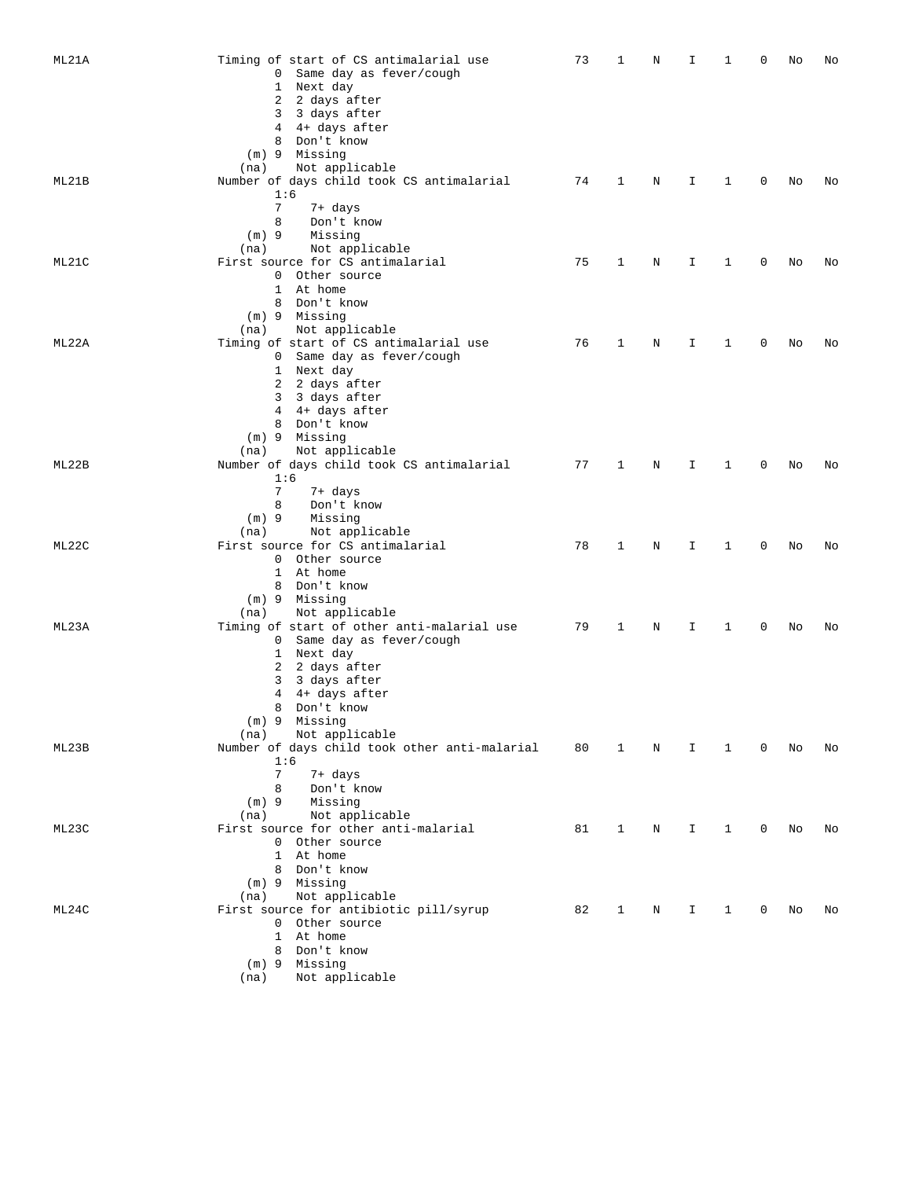```
ML21A                Timing of start of CS antimalarial use          73    1    N    I    1    0   No    No
                            0  Same day as fever/cough
                            1  Next day
                            2  2 days after
                            3  3 days after
                            4  4+ days after
                            8  Don't know
                        (m) 9  Missing
                       (na)    Not applicable
ML21B                Number of days child took CS antimalarial       74    1    N    I    1    0   No    No
                            1:6
                            7    7+ days
                            8    Don't know
                        (m) 9    Missing
                       (na)      Not applicable
ML21C                First source for CS antimalarial                75    1    N    I    1    0   No    No
                            0  Other source
                            1  At home
                            8  Don't know
                        (m) 9  Missing
                       (na)    Not applicable
ML22A                Timing of start of CS antimalarial use          76    1    N    I    1    0   No    No
                            0  Same day as fever/cough
                            1  Next day
                            2  2 days after
                            3  3 days after
                            4  4+ days after
                            8  Don't know
                        (m) 9  Missing
                       (na)    Not applicable
ML22B                Number of days child took CS antimalarial       77    1    N    I    1    0   No    No
                            1:6
                            7    7+ days
                            8    Don't know
                        (m) 9    Missing
                       (na)      Not applicable
ML22C                First source for CS antimalarial                78    1    N    I    1    0   No    No
                            0  Other source
                            1  At home
                            8  Don't know
                        (m) 9  Missing
                       (na)    Not applicable
ML23A                Timing of start of other anti-malarial use      79    1    N    I    1    0   No    No
                            0  Same day as fever/cough
                            1  Next day
                            2  2 days after
                            3  3 days after
                            4  4+ days after
                            8  Don't know
                        (m) 9  Missing
                       (na)    Not applicable
ML23B                Number of days child took other anti-malarial   80    1    N    I    1    0   No    No
                            1:6
                            7    7+ days
                            8    Don't know
                        (m) 9    Missing
                       (na)      Not applicable
ML23C                First source for other anti-malarial            81    1    N    I    1    0   No    No
                            0  Other source
                            1  At home
                            8  Don't know
                        (m) 9  Missing
                       (na)    Not applicable
ML24C                First source for antibiotic pill/syrup          82    1    N    I    1    0   No    No
                            0  Other source
                            1  At home
                            8  Don't know
                        (m) 9  Missing
                       (na)    Not applicable
```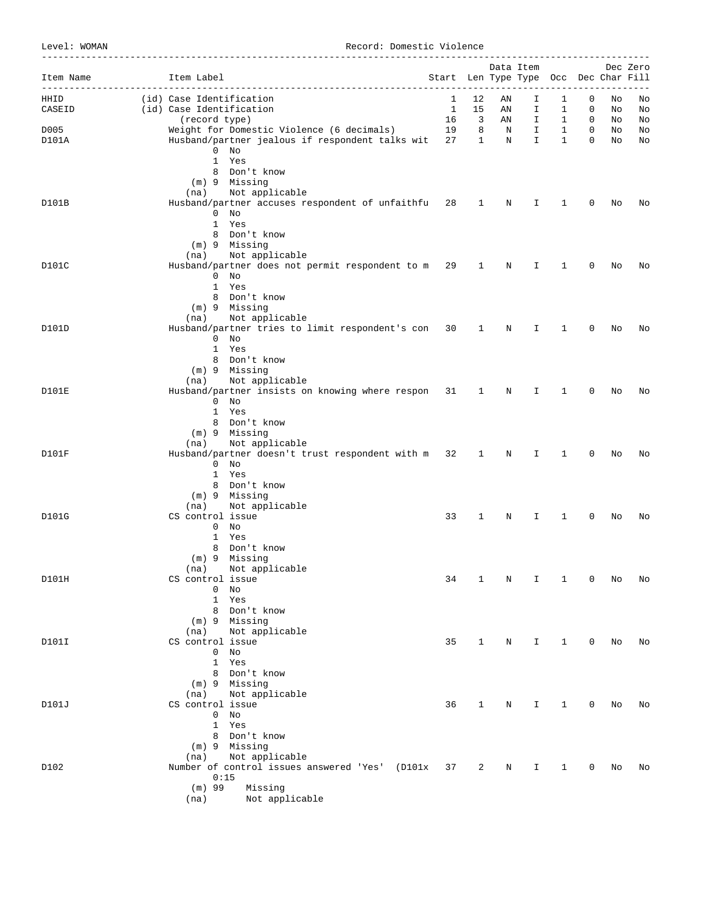Level: WOMAN Record: Domestic Violence

| Item Name | Item Label | Start | Len | Data Type | Item Type | Occ | Dec | Dec Char | Zero Fill |
|---|---|---|---|---|---|---|---|---|---|
| HHID | (id) Case Identification | 1 | 12 | AN | I | 1 | 0 | No | No |
| CASEID | (id) Case Identification | 1 | 15 | AN | I | 1 | 0 | No | No |
| | (record type) | 16 | 3 | AN | I | 1 | 0 | No | No |
| D005 | Weight for Domestic Violence (6 decimals) | 19 | 8 | N | I | 1 | 0 | No | No |
| D101A | Husband/partner jealous if respondent talks wit<br>0 No<br>1 Yes<br>8 Don't know<br>(m) 9 Missing<br>(na) Not applicable | 27 | 1 | N | I | 1 | 0 | No | No |
| D101B | Husband/partner accuses respondent of unfaithfu<br>0 No<br>1 Yes<br>8 Don't know<br>(m) 9 Missing<br>(na) Not applicable | 28 | 1 | N | I | 1 | 0 | No | No |
| D101C | Husband/partner does not permit respondent to m<br>0 No<br>1 Yes<br>8 Don't know<br>(m) 9 Missing<br>(na) Not applicable | 29 | 1 | N | I | 1 | 0 | No | No |
| D101D | Husband/partner tries to limit respondent's con<br>0 No<br>1 Yes<br>8 Don't know<br>(m) 9 Missing<br>(na) Not applicable | 30 | 1 | N | I | 1 | 0 | No | No |
| D101E | Husband/partner insists on knowing where respon<br>0 No<br>1 Yes<br>8 Don't know<br>(m) 9 Missing<br>(na) Not applicable | 31 | 1 | N | I | 1 | 0 | No | No |
| D101F | Husband/partner doesn't trust respondent with m<br>0 No<br>1 Yes<br>8 Don't know<br>(m) 9 Missing<br>(na) Not applicable | 32 | 1 | N | I | 1 | 0 | No | No |
| D101G | CS control issue<br>0 No<br>1 Yes<br>8 Don't know<br>(m) 9 Missing<br>(na) Not applicable | 33 | 1 | N | I | 1 | 0 | No | No |
| D101H | CS control issue<br>0 No<br>1 Yes<br>8 Don't know<br>(m) 9 Missing<br>(na) Not applicable | 34 | 1 | N | I | 1 | 0 | No | No |
| D101I | CS control issue<br>0 No<br>1 Yes<br>8 Don't know<br>(m) 9 Missing<br>(na) Not applicable | 35 | 1 | N | I | 1 | 0 | No | No |
| D101J | CS control issue<br>0 No<br>1 Yes<br>8 Don't know<br>(m) 9 Missing<br>(na) Not applicable | 36 | 1 | N | I | 1 | 0 | No | No |
| D102 | Number of control issues answered 'Yes' (D101x<br>0:15<br>(m) 99 Missing<br>(na) Not applicable | 37 | 2 | N | I | 1 | 0 | No | No |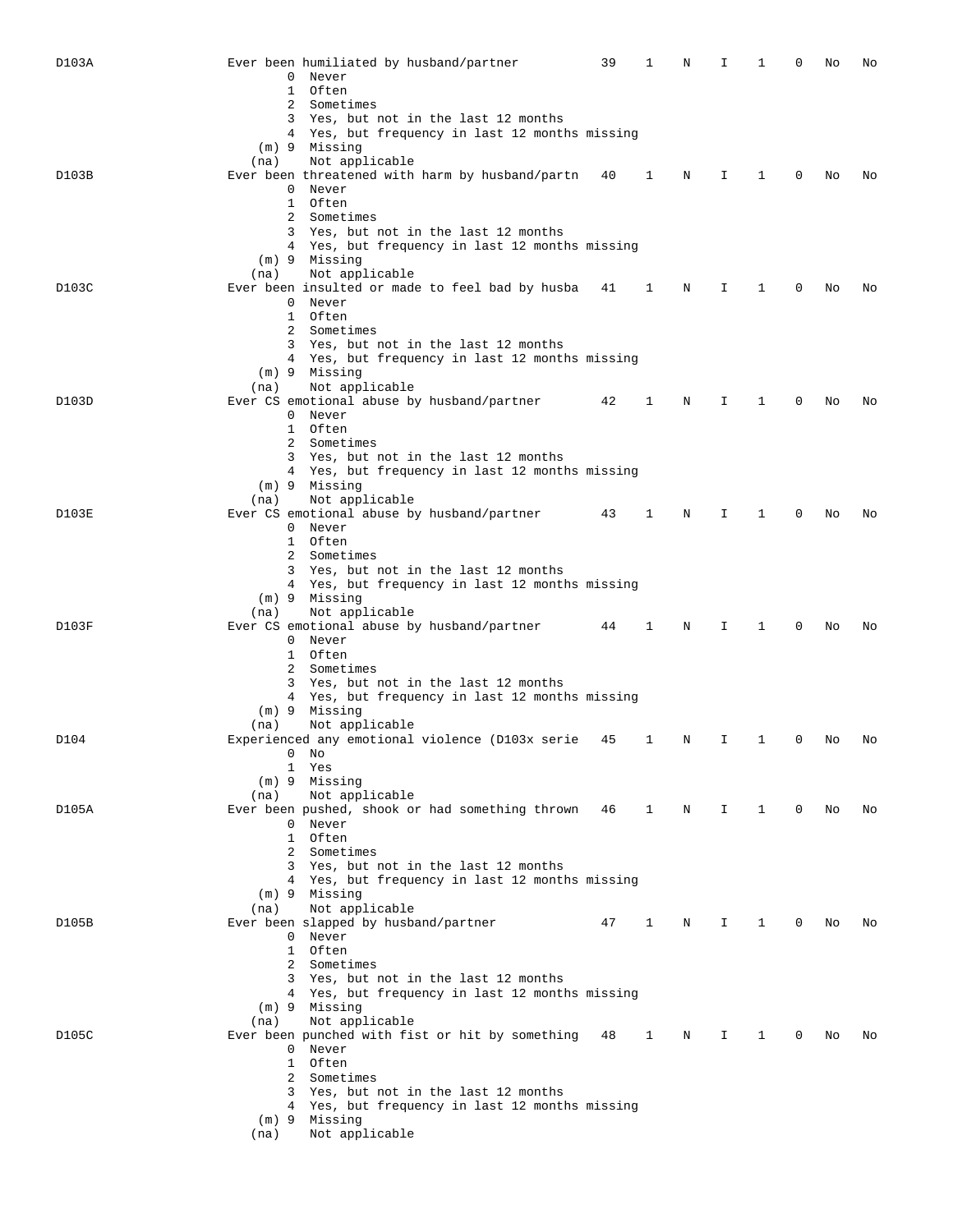```
D103A                Ever been humiliated by husband/partner          39    1    N    I    1    0    No    No
                           0  Never
                           1  Often
                           2  Sometimes
                           3  Yes, but not in the last 12 months
                           4  Yes, but frequency in last 12 months missing
                       (m) 9  Missing
                      (na)    Not applicable
D103B                Ever been threatened with harm by husband/partn  40    1    N    I    1    0    No    No
                           0  Never
                           1  Often
                           2  Sometimes
                           3  Yes, but not in the last 12 months
                           4  Yes, but frequency in last 12 months missing
                       (m) 9  Missing
                      (na)    Not applicable
D103C                Ever been insulted or made to feel bad by husba  41    1    N    I    1    0    No    No
                           0  Never
                           1  Often
                           2  Sometimes
                           3  Yes, but not in the last 12 months
                           4  Yes, but frequency in last 12 months missing
                       (m) 9  Missing
                      (na)    Not applicable
D103D                Ever CS emotional abuse by husband/partner       42    1    N    I    1    0    No    No
                           0  Never
                           1  Often
                           2  Sometimes
                           3  Yes, but not in the last 12 months
                           4  Yes, but frequency in last 12 months missing
                       (m) 9  Missing
                      (na)    Not applicable
D103E                Ever CS emotional abuse by husband/partner       43    1    N    I    1    0    No    No
                           0  Never
                           1  Often
                           2  Sometimes
                           3  Yes, but not in the last 12 months
                           4  Yes, but frequency in last 12 months missing
                       (m) 9  Missing
                      (na)    Not applicable
D103F                Ever CS emotional abuse by husband/partner       44    1    N    I    1    0    No    No
                           0  Never
                           1  Often
                           2  Sometimes
                           3  Yes, but not in the last 12 months
                           4  Yes, but frequency in last 12 months missing
                       (m) 9  Missing
                      (na)    Not applicable
D104                 Experienced any emotional violence (D103x serie  45    1    N    I    1    0    No    No
                           0  No
                           1  Yes
                       (m) 9  Missing
                      (na)    Not applicable
D105A                Ever been pushed, shook or had something thrown  46    1    N    I    1    0    No    No
                           0  Never
                           1  Often
                           2  Sometimes
                           3  Yes, but not in the last 12 months
                           4  Yes, but frequency in last 12 months missing
                       (m) 9  Missing
                      (na)    Not applicable
D105B                Ever been slapped by husband/partner             47    1    N    I    1    0    No    No
                           0  Never
                           1  Often
                           2  Sometimes
                           3  Yes, but not in the last 12 months
                           4  Yes, but frequency in last 12 months missing
                       (m) 9  Missing
                      (na)    Not applicable
D105C                Ever been punched with fist or hit by something  48    1    N    I    1    0    No    No
                           0  Never
                           1  Often
                           2  Sometimes
                           3  Yes, but not in the last 12 months
                           4  Yes, but frequency in last 12 months missing
                       (m) 9  Missing
                      (na)    Not applicable
```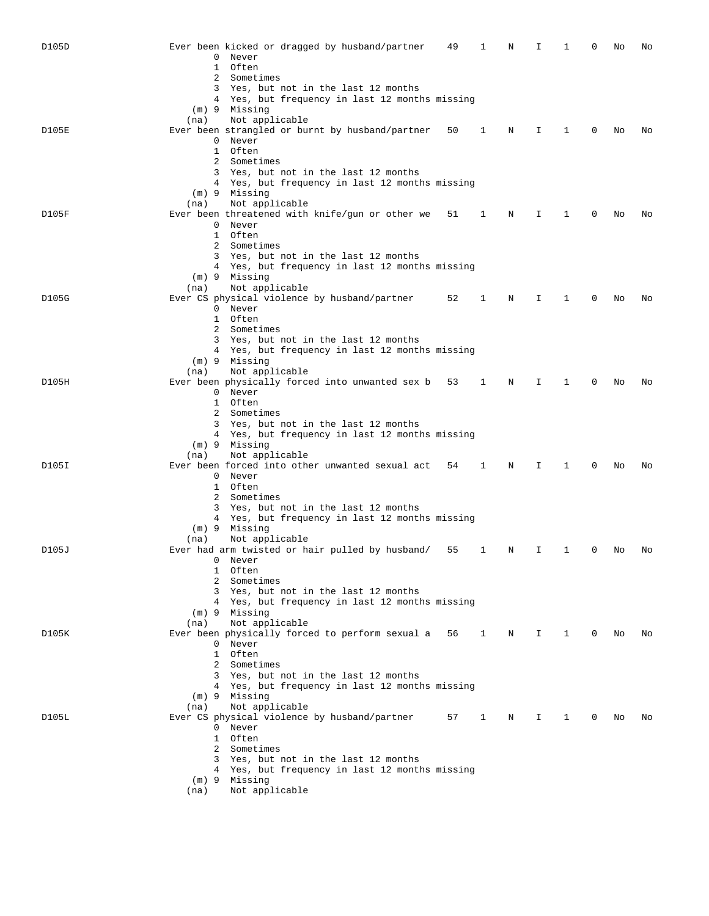```
D105D                Ever been kicked or dragged by husband/partner    49    1    N    I    1    0   No    No
                             0  Never
                             1  Often
                             2  Sometimes
                             3  Yes, but not in the last 12 months
                             4  Yes, but frequency in last 12 months missing
                         (m) 9  Missing
                        (na)    Not applicable
D105E                Ever been strangled or burnt by husband/partner   50    1    N    I    1    0   No    No
                             0  Never
                             1  Often
                             2  Sometimes
                             3  Yes, but not in the last 12 months
                             4  Yes, but frequency in last 12 months missing
                         (m) 9  Missing
                        (na)    Not applicable
D105F                Ever been threatened with knife/gun or other we   51    1    N    I    1    0   No    No
                             0  Never
                             1  Often
                             2  Sometimes
                             3  Yes, but not in the last 12 months
                             4  Yes, but frequency in last 12 months missing
                         (m) 9  Missing
                        (na)    Not applicable
D105G                Ever CS physical violence by husband/partner      52    1    N    I    1    0   No    No
                             0  Never
                             1  Often
                             2  Sometimes
                             3  Yes, but not in the last 12 months
                             4  Yes, but frequency in last 12 months missing
                         (m) 9  Missing
                        (na)    Not applicable
D105H                Ever been physically forced into unwanted sex b   53    1    N    I    1    0   No    No
                             0  Never
                             1  Often
                             2  Sometimes
                             3  Yes, but not in the last 12 months
                             4  Yes, but frequency in last 12 months missing
                         (m) 9  Missing
                        (na)    Not applicable
D105I                Ever been forced into other unwanted sexual act   54    1    N    I    1    0   No    No
                             0  Never
                             1  Often
                             2  Sometimes
                             3  Yes, but not in the last 12 months
                             4  Yes, but frequency in last 12 months missing
                         (m) 9  Missing
                        (na)    Not applicable
D105J                Ever had arm twisted or hair pulled by husband/   55    1    N    I    1    0   No    No
                             0  Never
                             1  Often
                             2  Sometimes
                             3  Yes, but not in the last 12 months
                             4  Yes, but frequency in last 12 months missing
                         (m) 9  Missing
                        (na)    Not applicable
D105K                Ever been physically forced to perform sexual a   56    1    N    I    1    0   No    No
                             0  Never
                             1  Often
                             2  Sometimes
                             3  Yes, but not in the last 12 months
                             4  Yes, but frequency in last 12 months missing
                         (m) 9  Missing
                        (na)    Not applicable
D105L                Ever CS physical violence by husband/partner      57    1    N    I    1    0   No    No
                             0  Never
                             1  Often
                             2  Sometimes
                             3  Yes, but not in the last 12 months
                             4  Yes, but frequency in last 12 months missing
                         (m) 9  Missing
                        (na)    Not applicable
```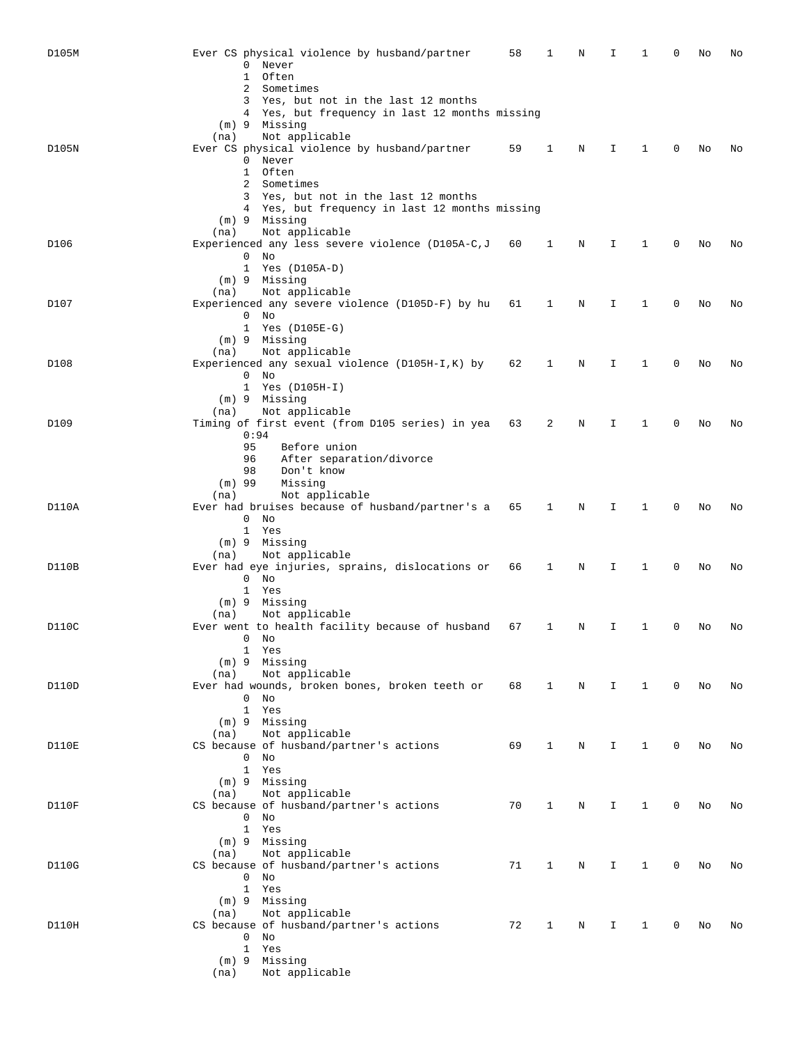```
D105M                Ever CS physical violence by husband/partner      58    1    N    I    1    0   No   No
                         0  Never
                         1  Often
                         2  Sometimes
                         3  Yes, but not in the last 12 months
                         4  Yes, but frequency in last 12 months missing
                     (m) 9  Missing
                    (na)    Not applicable
D105N                Ever CS physical violence by husband/partner      59    1    N    I    1    0   No   No
                         0  Never
                         1  Often
                         2  Sometimes
                         3  Yes, but not in the last 12 months
                         4  Yes, but frequency in last 12 months missing
                     (m) 9  Missing
                    (na)    Not applicable
D106                 Experienced any less severe violence (D105A-C,J   60    1    N    I    1    0   No   No
                         0  No
                         1  Yes (D105A-D)
                     (m) 9  Missing
                    (na)    Not applicable
D107                 Experienced any severe violence (D105D-F) by hu   61    1    N    I    1    0   No   No
                         0  No
                         1  Yes (D105E-G)
                     (m) 9  Missing
                    (na)    Not applicable
D108                 Experienced any sexual violence (D105H-I,K) by    62    1    N    I    1    0   No   No
                         0  No
                         1  Yes (D105H-I)
                     (m) 9  Missing
                    (na)    Not applicable
D109                 Timing of first event (from D105 series) in yea   63    2    N    I    1    0   No   No
                        0:94
                        95    Before union
                        96    After separation/divorce
                        98    Don't know
                     (m) 99   Missing
                    (na)      Not applicable
D110A                Ever had bruises because of husband/partner's a   65    1    N    I    1    0   No   No
                         0  No
                         1  Yes
                     (m) 9  Missing
                    (na)    Not applicable
D110B                Ever had eye injuries, sprains, dislocations or   66    1    N    I    1    0   No   No
                         0  No
                         1  Yes
                     (m) 9  Missing
                    (na)    Not applicable
D110C                Ever went to health facility because of husband   67    1    N    I    1    0   No   No
                         0  No
                         1  Yes
                     (m) 9  Missing
                    (na)    Not applicable
D110D                Ever had wounds, broken bones, broken teeth or    68    1    N    I    1    0   No   No
                         0  No
                         1  Yes
                     (m) 9  Missing
                    (na)    Not applicable
D110E                CS because of husband/partner's actions           69    1    N    I    1    0   No   No
                         0  No
                         1  Yes
                     (m) 9  Missing
                    (na)    Not applicable
D110F                CS because of husband/partner's actions           70    1    N    I    1    0   No   No
                         0  No
                         1  Yes
                     (m) 9  Missing
                    (na)    Not applicable
D110G                CS because of husband/partner's actions           71    1    N    I    1    0   No   No
                         0  No
                         1  Yes
                     (m) 9  Missing
                    (na)    Not applicable
D110H                CS because of husband/partner's actions           72    1    N    I    1    0   No   No
                         0  No
                         1  Yes
                     (m) 9  Missing
                    (na)    Not applicable
```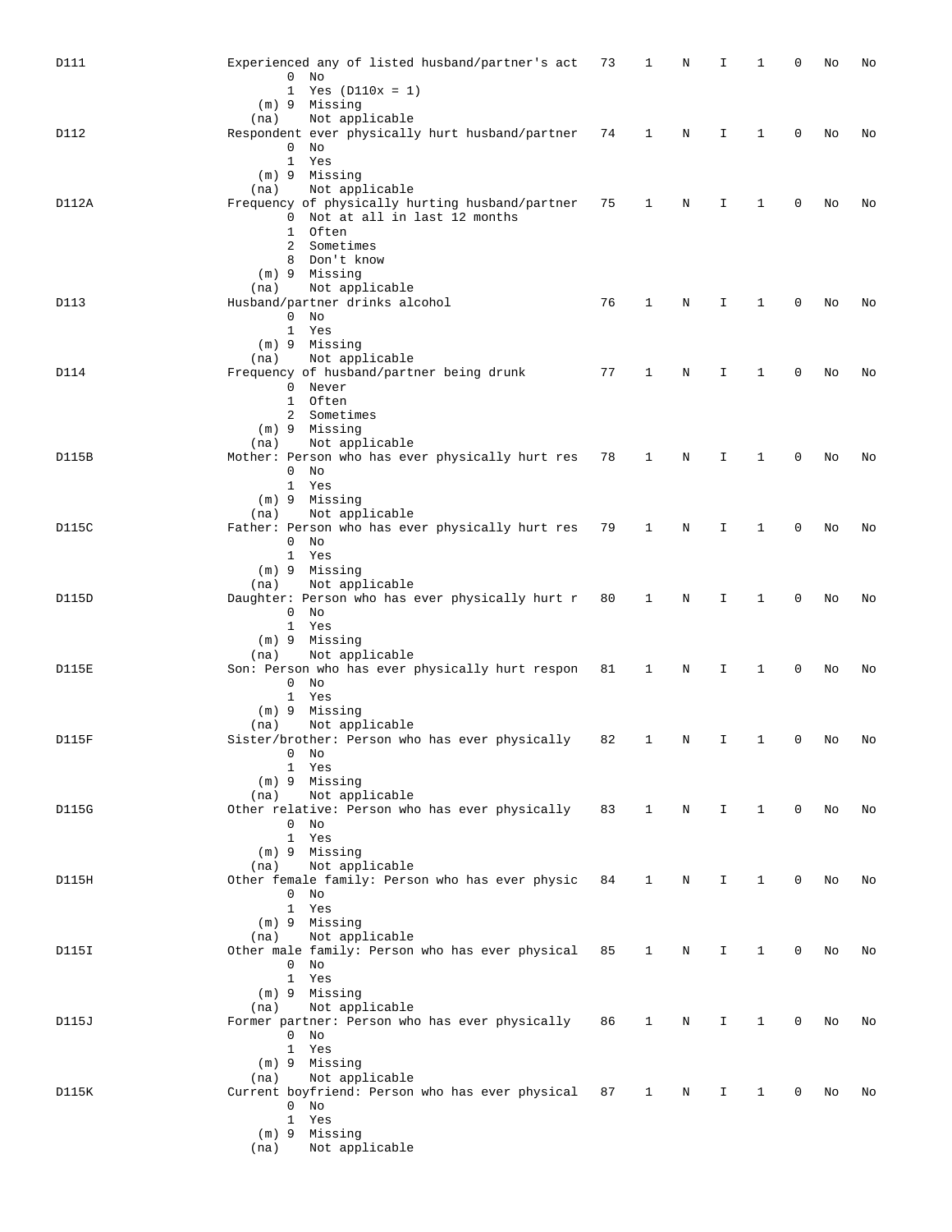```
D111                Experienced any of listed husband/partner's act   73    1    N    I    1    0   No   No
                           0  No
                           1  Yes (D110x = 1)
                       (m) 9  Missing
                      (na)    Not applicable
D112                Respondent ever physically hurt husband/partner   74    1    N    I    1    0   No   No
                           0  No
                           1  Yes
                       (m) 9  Missing
                      (na)    Not applicable
D112A               Frequency of physically hurting husband/partner   75    1    N    I    1    0   No   No
                           0  Not at all in last 12 months
                           1  Often
                           2  Sometimes
                           8  Don't know
                       (m) 9  Missing
                      (na)    Not applicable
D113                Husband/partner drinks alcohol                    76    1    N    I    1    0   No   No
                           0  No
                           1  Yes
                       (m) 9  Missing
                      (na)    Not applicable
D114                Frequency of husband/partner being drunk          77    1    N    I    1    0   No   No
                           0  Never
                           1  Often
                           2  Sometimes
                       (m) 9  Missing
                      (na)    Not applicable
D115B               Mother: Person who has ever physically hurt res   78    1    N    I    1    0   No   No
                           0  No
                           1  Yes
                       (m) 9  Missing
                      (na)    Not applicable
D115C               Father: Person who has ever physically hurt res   79    1    N    I    1    0   No   No
                           0  No
                           1  Yes
                       (m) 9  Missing
                      (na)    Not applicable
D115D               Daughter: Person who has ever physically hurt r   80    1    N    I    1    0   No   No
                           0  No
                           1  Yes
                       (m) 9  Missing
                      (na)    Not applicable
D115E               Son: Person who has ever physically hurt respon   81    1    N    I    1    0   No   No
                           0  No
                           1  Yes
                       (m) 9  Missing
                      (na)    Not applicable
D115F               Sister/brother: Person who has ever physically    82    1    N    I    1    0   No   No
                           0  No
                           1  Yes
                       (m) 9  Missing
                      (na)    Not applicable
D115G               Other relative: Person who has ever physically    83    1    N    I    1    0   No   No
                           0  No
                           1  Yes
                       (m) 9  Missing
                      (na)    Not applicable
D115H               Other female family: Person who has ever physic   84    1    N    I    1    0   No   No
                           0  No
                           1  Yes
                       (m) 9  Missing
                      (na)    Not applicable
D115I               Other male family: Person who has ever physical   85    1    N    I    1    0   No   No
                           0  No
                           1  Yes
                       (m) 9  Missing
                      (na)    Not applicable
D115J               Former partner: Person who has ever physically    86    1    N    I    1    0   No   No
                           0  No
                           1  Yes
                       (m) 9  Missing
                      (na)    Not applicable
D115K               Current boyfriend: Person who has ever physical   87    1    N    I    1    0   No   No
                           0  No
                           1  Yes
                       (m) 9  Missing
                      (na)    Not applicable
```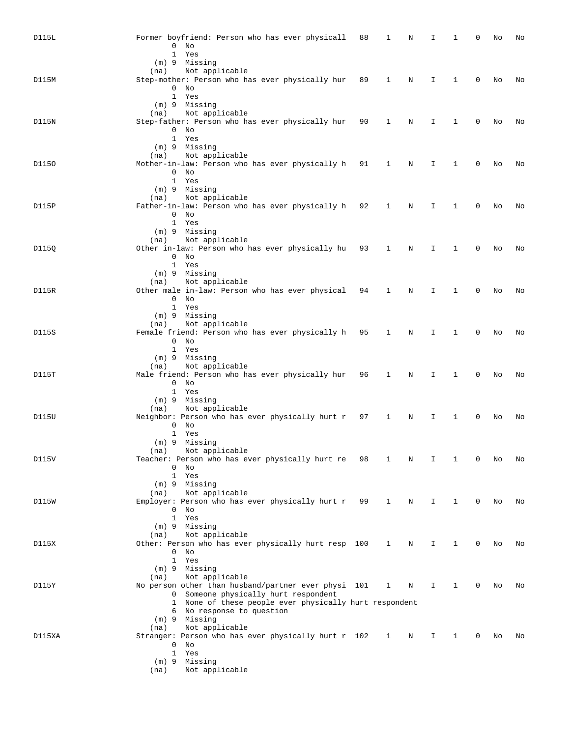```
D115L                Former boyfriend: Person who has ever physicall   88    1    N    I    1    0   No    No
                           0  No
                           1  Yes
                       (m) 9  Missing
                      (na)    Not applicable
D115M                Step-mother: Person who has ever physically hur   89    1    N    I    1    0   No    No
                           0  No
                           1  Yes
                       (m) 9  Missing
                      (na)    Not applicable
D115N                Step-father: Person who has ever physically hur   90    1    N    I    1    0   No    No
                           0  No
                           1  Yes
                       (m) 9  Missing
                      (na)    Not applicable
D115O                Mother-in-law: Person who has ever physically h   91    1    N    I    1    0   No    No
                           0  No
                           1  Yes
                       (m) 9  Missing
                      (na)    Not applicable
D115P                Father-in-law: Person who has ever physically h   92    1    N    I    1    0   No    No
                           0  No
                           1  Yes
                       (m) 9  Missing
                      (na)    Not applicable
D115Q                Other in-law: Person who has ever physically hu   93    1    N    I    1    0   No    No
                           0  No
                           1  Yes
                       (m) 9  Missing
                      (na)    Not applicable
D115R                Other male in-law: Person who has ever physical   94    1    N    I    1    0   No    No
                           0  No
                           1  Yes
                       (m) 9  Missing
                      (na)    Not applicable
D115S                Female friend: Person who has ever physically h   95    1    N    I    1    0   No    No
                           0  No
                           1  Yes
                       (m) 9  Missing
                      (na)    Not applicable
D115T                Male friend: Person who has ever physically hur   96    1    N    I    1    0   No    No
                           0  No
                           1  Yes
                       (m) 9  Missing
                      (na)    Not applicable
D115U                Neighbor: Person who has ever physically hurt r   97    1    N    I    1    0   No    No
                           0  No
                           1  Yes
                       (m) 9  Missing
                      (na)    Not applicable
D115V                Teacher: Person who has ever physically hurt re   98    1    N    I    1    0   No    No
                           0  No
                           1  Yes
                       (m) 9  Missing
                      (na)    Not applicable
D115W                Employer: Person who has ever physically hurt r   99    1    N    I    1    0   No    No
                           0  No
                           1  Yes
                       (m) 9  Missing
                      (na)    Not applicable
D115X                Other: Person who has ever physically hurt resp  100    1    N    I    1    0   No    No
                           0  No
                           1  Yes
                       (m) 9  Missing
                      (na)    Not applicable
D115Y                No person other than husband/partner ever physi  101    1    N    I    1    0   No    No
                           0  Someone physically hurt respondent
                           1  None of these people ever physically hurt respondent
                           6  No response to question
                       (m) 9  Missing
                      (na)    Not applicable
D115XA               Stranger: Person who has ever physically hurt r  102    1    N    I    1    0   No    No
                           0  No
                           1  Yes
                       (m) 9  Missing
                      (na)    Not applicable
```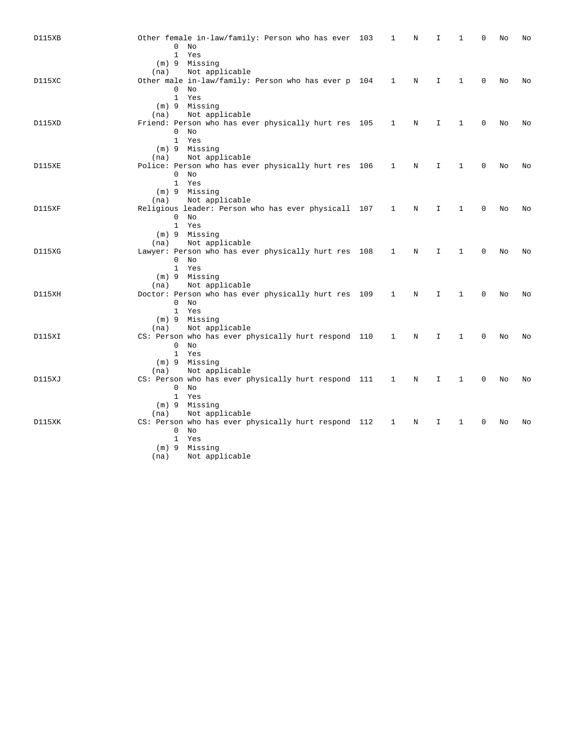| | | | | | | | | | |
|---|---|---|---|---|---|---|---|---|---|
| D115XB | Other female in-law/family: Person who has ever | 103 | 1 | N | I | 1 | 0 | No | No |
| | 0 No<br>1 Yes<br>(m) 9 Missing<br>(na) Not applicable | | | | | | | | |
| D115XC | Other male in-law/family: Person who has ever p | 104 | 1 | N | I | 1 | 0 | No | No |
| | 0 No<br>1 Yes<br>(m) 9 Missing<br>(na) Not applicable | | | | | | | | |
| D115XD | Friend: Person who has ever physically hurt res | 105 | 1 | N | I | 1 | 0 | No | No |
| | 0 No<br>1 Yes<br>(m) 9 Missing<br>(na) Not applicable | | | | | | | | |
| D115XE | Police: Person who has ever physically hurt res | 106 | 1 | N | I | 1 | 0 | No | No |
| | 0 No<br>1 Yes<br>(m) 9 Missing<br>(na) Not applicable | | | | | | | | |
| D115XF | Religious leader: Person who has ever physicall | 107 | 1 | N | I | 1 | 0 | No | No |
| | 0 No<br>1 Yes<br>(m) 9 Missing<br>(na) Not applicable | | | | | | | | |
| D115XG | Lawyer: Person who has ever physically hurt res | 108 | 1 | N | I | 1 | 0 | No | No |
| | 0 No<br>1 Yes<br>(m) 9 Missing<br>(na) Not applicable | | | | | | | | |
| D115XH | Doctor: Person who has ever physically hurt res | 109 | 1 | N | I | 1 | 0 | No | No |
| | 0 No<br>1 Yes<br>(m) 9 Missing<br>(na) Not applicable | | | | | | | | |
| D115XI | CS: Person who has ever physically hurt respond | 110 | 1 | N | I | 1 | 0 | No | No |
| | 0 No<br>1 Yes<br>(m) 9 Missing<br>(na) Not applicable | | | | | | | | |
| D115XJ | CS: Person who has ever physically hurt respond | 111 | 1 | N | I | 1 | 0 | No | No |
| | 0 No<br>1 Yes<br>(m) 9 Missing<br>(na) Not applicable | | | | | | | | |
| D115XK | CS: Person who has ever physically hurt respond | 112 | 1 | N | I | 1 | 0 | No | No |
| | 0 No<br>1 Yes<br>(m) 9 Missing<br>(na) Not applicable | | | | | | | | |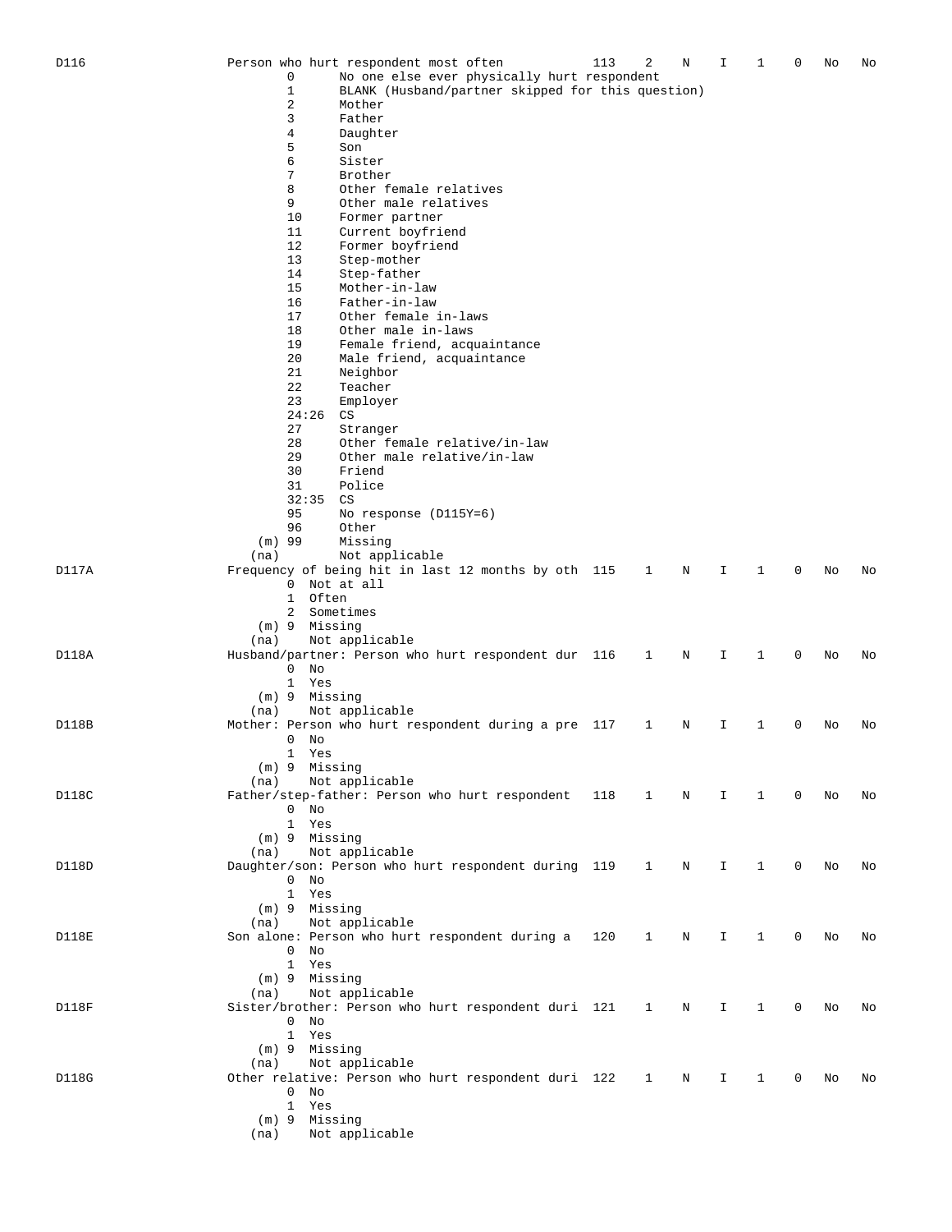```
D116                Person who hurt respondent most often           113    2    N    I    1    0    No    No
                        0       No one else ever physically hurt respondent
                        1       BLANK (Husband/partner skipped for this question)
                        2       Mother
                        3       Father
                        4       Daughter
                        5       Son
                        6       Sister
                        7       Brother
                        8       Other female relatives
                        9       Other male relatives
                        10      Former partner
                        11      Current boyfriend
                        12      Former boyfriend
                        13      Step-mother
                        14      Step-father
                        15      Mother-in-law
                        16      Father-in-law
                        17      Other female in-laws
                        18      Other male in-laws
                        19      Female friend, acquaintance
                        20      Male friend, acquaintance
                        21      Neighbor
                        22      Teacher
                        23      Employer
                        24:26   CS
                        27      Stranger
                        28      Other female relative/in-law
                        29      Other male relative/in-law
                        30      Friend
                        31      Police
                        32:35   CS
                        95      No response (D115Y=6)
                        96      Other
                    (m) 99      Missing
                    (na)        Not applicable
D117A               Frequency of being hit in last 12 months by oth 115    1    N    I    1    0    No    No
                        0  Not at all
                        1  Often
                        2  Sometimes
                    (m) 9  Missing
                    (na)   Not applicable
D118A               Husband/partner: Person who hurt respondent dur 116    1    N    I    1    0    No    No
                        0  No
                        1  Yes
                    (m) 9  Missing
                    (na)   Not applicable
D118B               Mother: Person who hurt respondent during a pre 117    1    N    I    1    0    No    No
                        0  No
                        1  Yes
                    (m) 9  Missing
                    (na)   Not applicable
D118C               Father/step-father: Person who hurt respondent  118    1    N    I    1    0    No    No
                        0  No
                        1  Yes
                    (m) 9  Missing
                    (na)   Not applicable
D118D               Daughter/son: Person who hurt respondent during 119    1    N    I    1    0    No    No
                        0  No
                        1  Yes
                    (m) 9  Missing
                    (na)   Not applicable
D118E               Son alone: Person who hurt respondent during a  120    1    N    I    1    0    No    No
                        0  No
                        1  Yes
                    (m) 9  Missing
                    (na)   Not applicable
D118F               Sister/brother: Person who hurt respondent duri 121    1    N    I    1    0    No    No
                        0  No
                        1  Yes
                    (m) 9  Missing
                    (na)   Not applicable
D118G               Other relative: Person who hurt respondent duri 122    1    N    I    1    0    No    No
                        0  No
                        1  Yes
                    (m) 9  Missing
                    (na)   Not applicable
```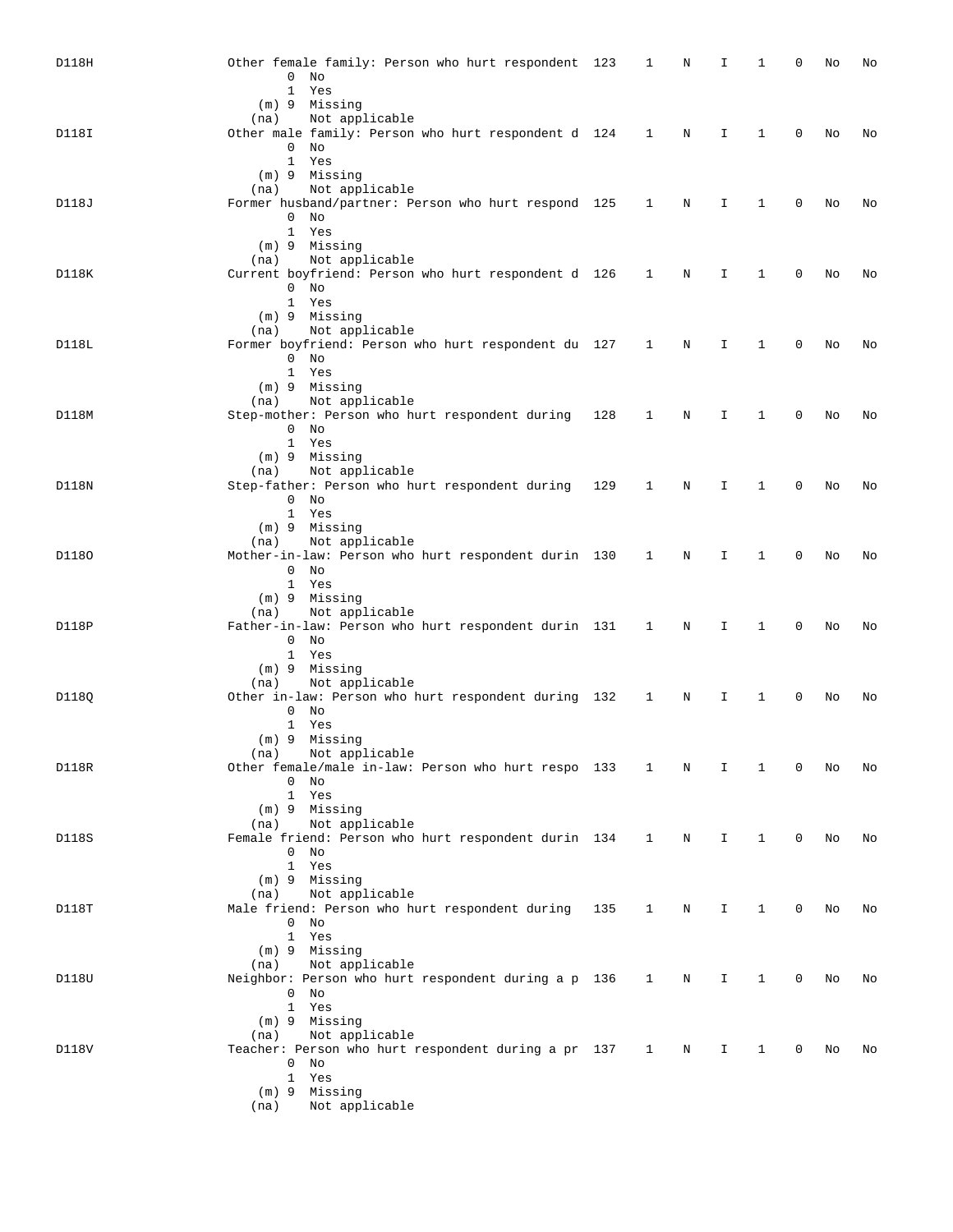```
D118H                 Other female family: Person who hurt respondent  123    1    N    I    1    0    No    No
                            0  No
                            1  Yes
                        (m) 9  Missing
                       (na)    Not applicable
D118I                 Other male family: Person who hurt respondent d  124    1    N    I    1    0    No    No
                            0  No
                            1  Yes
                        (m) 9  Missing
                       (na)    Not applicable
D118J                 Former husband/partner: Person who hurt respond  125    1    N    I    1    0    No    No
                            0  No
                            1  Yes
                        (m) 9  Missing
                       (na)    Not applicable
D118K                 Current boyfriend: Person who hurt respondent d  126    1    N    I    1    0    No    No
                            0  No
                            1  Yes
                        (m) 9  Missing
                       (na)    Not applicable
D118L                 Former boyfriend: Person who hurt respondent du  127    1    N    I    1    0    No    No
                            0  No
                            1  Yes
                        (m) 9  Missing
                       (na)    Not applicable
D118M                 Step-mother: Person who hurt respondent during   128    1    N    I    1    0    No    No
                            0  No
                            1  Yes
                        (m) 9  Missing
                       (na)    Not applicable
D118N                 Step-father: Person who hurt respondent during   129    1    N    I    1    0    No    No
                            0  No
                            1  Yes
                        (m) 9  Missing
                       (na)    Not applicable
D118O                 Mother-in-law: Person who hurt respondent durin  130    1    N    I    1    0    No    No
                            0  No
                            1  Yes
                        (m) 9  Missing
                       (na)    Not applicable
D118P                 Father-in-law: Person who hurt respondent durin  131    1    N    I    1    0    No    No
                            0  No
                            1  Yes
                        (m) 9  Missing
                       (na)    Not applicable
D118Q                 Other in-law: Person who hurt respondent during  132    1    N    I    1    0    No    No
                            0  No
                            1  Yes
                        (m) 9  Missing
                       (na)    Not applicable
D118R                 Other female/male in-law: Person who hurt respo  133    1    N    I    1    0    No    No
                            0  No
                            1  Yes
                        (m) 9  Missing
                       (na)    Not applicable
D118S                 Female friend: Person who hurt respondent durin  134    1    N    I    1    0    No    No
                            0  No
                            1  Yes
                        (m) 9  Missing
                       (na)    Not applicable
D118T                 Male friend: Person who hurt respondent during   135    1    N    I    1    0    No    No
                            0  No
                            1  Yes
                        (m) 9  Missing
                       (na)    Not applicable
D118U                 Neighbor: Person who hurt respondent during a p  136    1    N    I    1    0    No    No
                            0  No
                            1  Yes
                        (m) 9  Missing
                       (na)    Not applicable
D118V                 Teacher: Person who hurt respondent during a pr  137    1    N    I    1    0    No    No
                            0  No
                            1  Yes
                        (m) 9  Missing
                       (na)    Not applicable
```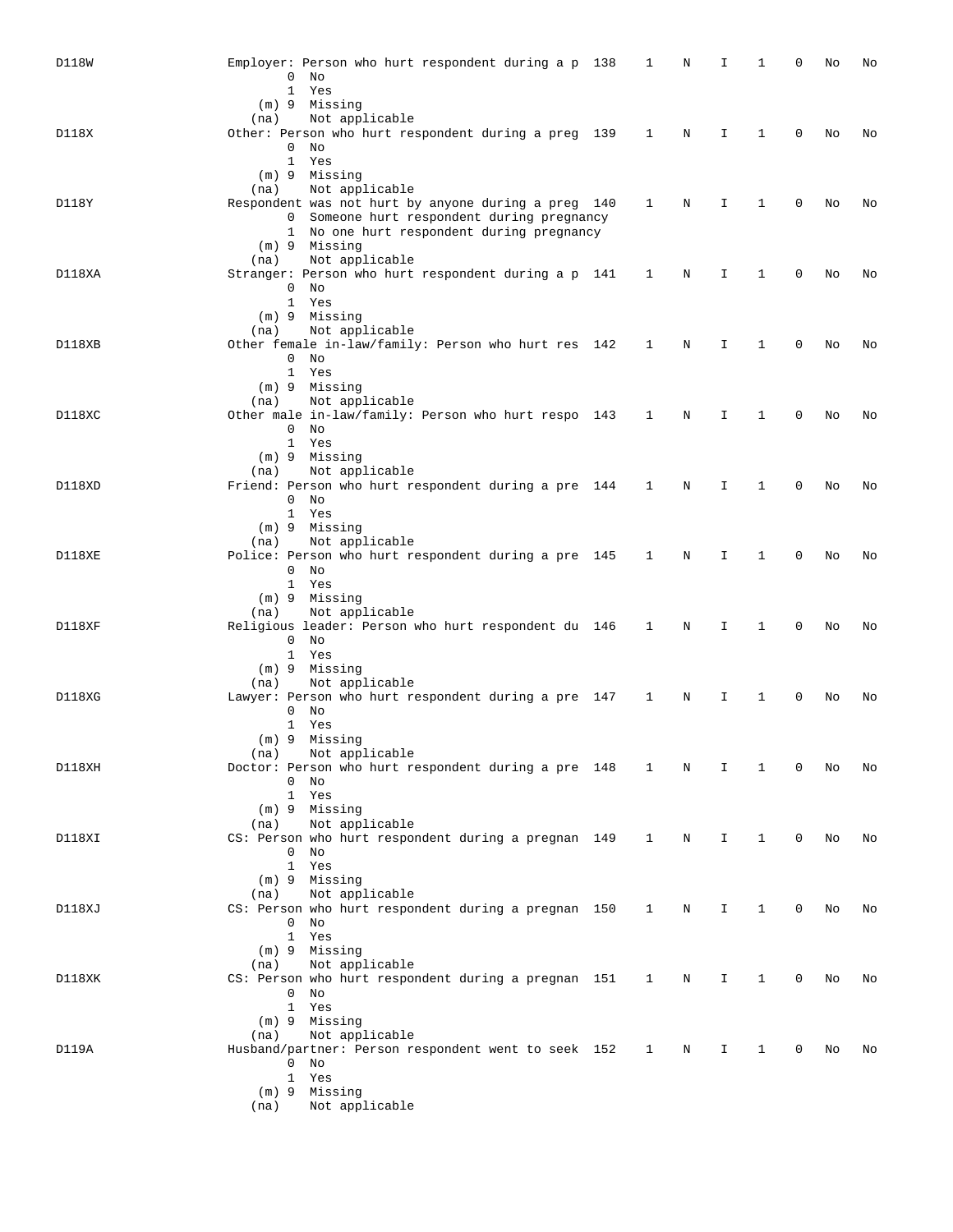```
D118W               Employer: Person who hurt respondent during a p  138    1    N    I    1    0    No    No
                           0  No
                           1  Yes
                       (m) 9  Missing
                      (na)    Not applicable
D118X               Other: Person who hurt respondent during a preg  139    1    N    I    1    0    No    No
                           0  No
                           1  Yes
                       (m) 9  Missing
                      (na)    Not applicable
D118Y               Respondent was not hurt by anyone during a preg  140    1    N    I    1    0    No    No
                           0  Someone hurt respondent during pregnancy
                           1  No one hurt respondent during pregnancy
                       (m) 9  Missing
                      (na)    Not applicable
D118XA              Stranger: Person who hurt respondent during a p  141    1    N    I    1    0    No    No
                           0  No
                           1  Yes
                       (m) 9  Missing
                      (na)    Not applicable
D118XB              Other female in-law/family: Person who hurt res  142    1    N    I    1    0    No    No
                           0  No
                           1  Yes
                       (m) 9  Missing
                      (na)    Not applicable
D118XC              Other male in-law/family: Person who hurt respo  143    1    N    I    1    0    No    No
                           0  No
                           1  Yes
                       (m) 9  Missing
                      (na)    Not applicable
D118XD              Friend: Person who hurt respondent during a pre  144    1    N    I    1    0    No    No
                           0  No
                           1  Yes
                       (m) 9  Missing
                      (na)    Not applicable
D118XE              Police: Person who hurt respondent during a pre  145    1    N    I    1    0    No    No
                           0  No
                           1  Yes
                       (m) 9  Missing
                      (na)    Not applicable
D118XF              Religious leader: Person who hurt respondent du  146    1    N    I    1    0    No    No
                           0  No
                           1  Yes
                       (m) 9  Missing
                      (na)    Not applicable
D118XG              Lawyer: Person who hurt respondent during a pre  147    1    N    I    1    0    No    No
                           0  No
                           1  Yes
                       (m) 9  Missing
                      (na)    Not applicable
D118XH              Doctor: Person who hurt respondent during a pre  148    1    N    I    1    0    No    No
                           0  No
                           1  Yes
                       (m) 9  Missing
                      (na)    Not applicable
D118XI              CS: Person who hurt respondent during a pregnan  149    1    N    I    1    0    No    No
                           0  No
                           1  Yes
                       (m) 9  Missing
                      (na)    Not applicable
D118XJ              CS: Person who hurt respondent during a pregnan  150    1    N    I    1    0    No    No
                           0  No
                           1  Yes
                       (m) 9  Missing
                      (na)    Not applicable
D118XK              CS: Person who hurt respondent during a pregnan  151    1    N    I    1    0    No    No
                           0  No
                           1  Yes
                       (m) 9  Missing
                      (na)    Not applicable
D119A               Husband/partner: Person respondent went to seek  152    1    N    I    1    0    No    No
                           0  No
                           1  Yes
                       (m) 9  Missing
                      (na)    Not applicable
```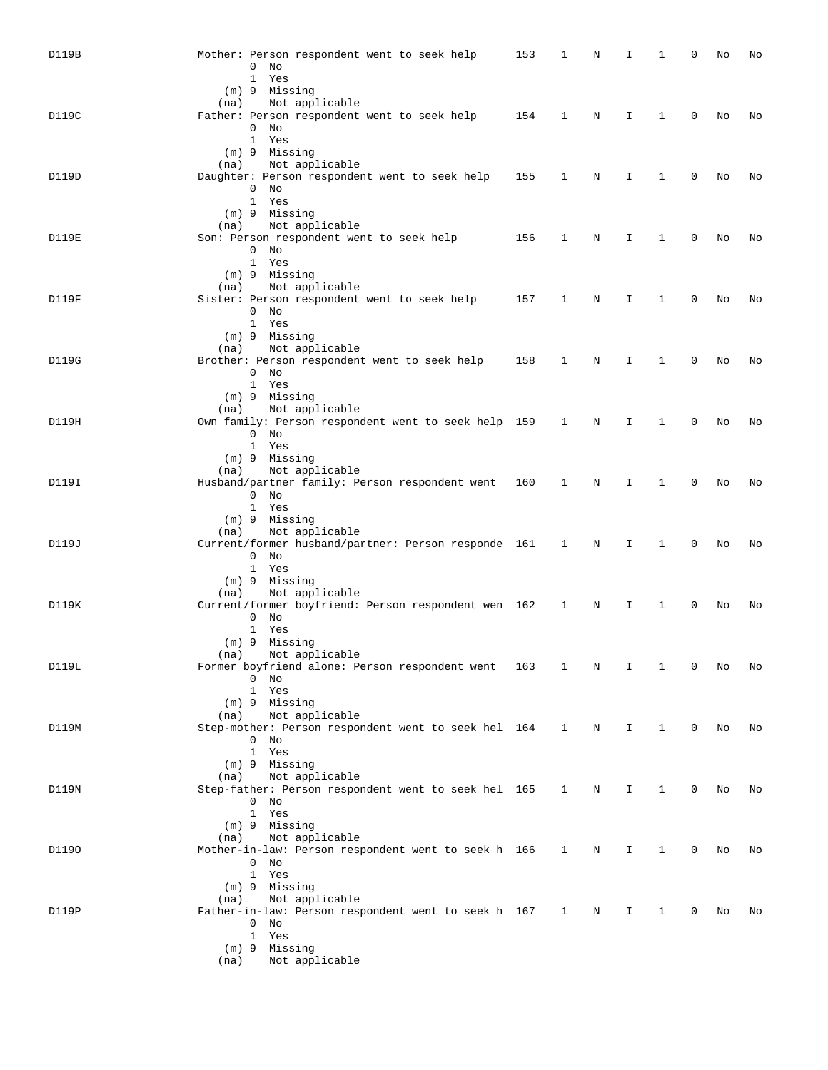```
D119B                Mother: Person respondent went to seek help      153    1    N    I    1    0    No    No
                            0  No
                            1  Yes
                        (m) 9  Missing
                       (na)    Not applicable
D119C                Father: Person respondent went to seek help      154    1    N    I    1    0    No    No
                            0  No
                            1  Yes
                        (m) 9  Missing
                       (na)    Not applicable
D119D                Daughter: Person respondent went to seek help    155    1    N    I    1    0    No    No
                            0  No
                            1  Yes
                        (m) 9  Missing
                       (na)    Not applicable
D119E                Son: Person respondent went to seek help         156    1    N    I    1    0    No    No
                            0  No
                            1  Yes
                        (m) 9  Missing
                       (na)    Not applicable
D119F                Sister: Person respondent went to seek help      157    1    N    I    1    0    No    No
                            0  No
                            1  Yes
                        (m) 9  Missing
                       (na)    Not applicable
D119G                Brother: Person respondent went to seek help     158    1    N    I    1    0    No    No
                            0  No
                            1  Yes
                        (m) 9  Missing
                       (na)    Not applicable
D119H                Own family: Person respondent went to seek help  159    1    N    I    1    0    No    No
                            0  No
                            1  Yes
                        (m) 9  Missing
                       (na)    Not applicable
D119I                Husband/partner family: Person respondent went   160    1    N    I    1    0    No    No
                            0  No
                            1  Yes
                        (m) 9  Missing
                       (na)    Not applicable
D119J                Current/former husband/partner: Person responde  161    1    N    I    1    0    No    No
                            0  No
                            1  Yes
                        (m) 9  Missing
                       (na)    Not applicable
D119K                Current/former boyfriend: Person respondent wen  162    1    N    I    1    0    No    No
                            0  No
                            1  Yes
                        (m) 9  Missing
                       (na)    Not applicable
D119L                Former boyfriend alone: Person respondent went   163    1    N    I    1    0    No    No
                            0  No
                            1  Yes
                        (m) 9  Missing
                       (na)    Not applicable
D119M                Step-mother: Person respondent went to seek hel  164    1    N    I    1    0    No    No
                            0  No
                            1  Yes
                        (m) 9  Missing
                       (na)    Not applicable
D119N                Step-father: Person respondent went to seek hel  165    1    N    I    1    0    No    No
                            0  No
                            1  Yes
                        (m) 9  Missing
                       (na)    Not applicable
D119O                Mother-in-law: Person respondent went to seek h  166    1    N    I    1    0    No    No
                            0  No
                            1  Yes
                        (m) 9  Missing
                       (na)    Not applicable
D119P                Father-in-law: Person respondent went to seek h  167    1    N    I    1    0    No    No
                            0  No
                            1  Yes
                        (m) 9  Missing
                       (na)    Not applicable
```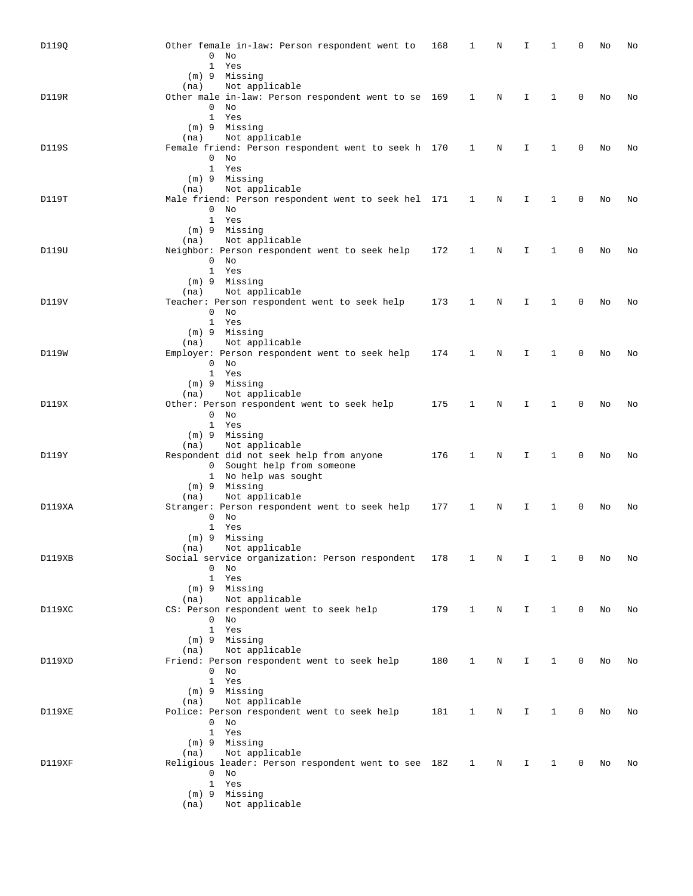```
D119Q                Other female in-law: Person respondent went to   168    1    N    I    1    0    No    No
                           0  No
                           1  Yes
                       (m) 9  Missing
                      (na)    Not applicable
D119R                Other male in-law: Person respondent went to se  169    1    N    I    1    0    No    No
                           0  No
                           1  Yes
                       (m) 9  Missing
                      (na)    Not applicable
D119S                Female friend: Person respondent went to seek h  170    1    N    I    1    0    No    No
                           0  No
                           1  Yes
                       (m) 9  Missing
                      (na)    Not applicable
D119T                Male friend: Person respondent went to seek hel  171    1    N    I    1    0    No    No
                           0  No
                           1  Yes
                       (m) 9  Missing
                      (na)    Not applicable
D119U                Neighbor: Person respondent went to seek help    172    1    N    I    1    0    No    No
                           0  No
                           1  Yes
                       (m) 9  Missing
                      (na)    Not applicable
D119V                Teacher: Person respondent went to seek help     173    1    N    I    1    0    No    No
                           0  No
                           1  Yes
                       (m) 9  Missing
                      (na)    Not applicable
D119W                Employer: Person respondent went to seek help    174    1    N    I    1    0    No    No
                           0  No
                           1  Yes
                       (m) 9  Missing
                      (na)    Not applicable
D119X                Other: Person respondent went to seek help       175    1    N    I    1    0    No    No
                           0  No
                           1  Yes
                       (m) 9  Missing
                      (na)    Not applicable
D119Y                Respondent did not seek help from anyone         176    1    N    I    1    0    No    No
                           0  Sought help from someone
                           1  No help was sought
                       (m) 9  Missing
                      (na)    Not applicable
D119XA               Stranger: Person respondent went to seek help    177    1    N    I    1    0    No    No
                           0  No
                           1  Yes
                       (m) 9  Missing
                      (na)    Not applicable
D119XB               Social service organization: Person respondent   178    1    N    I    1    0    No    No
                           0  No
                           1  Yes
                       (m) 9  Missing
                      (na)    Not applicable
D119XC               CS: Person respondent went to seek help          179    1    N    I    1    0    No    No
                           0  No
                           1  Yes
                       (m) 9  Missing
                      (na)    Not applicable
D119XD               Friend: Person respondent went to seek help      180    1    N    I    1    0    No    No
                           0  No
                           1  Yes
                       (m) 9  Missing
                      (na)    Not applicable
D119XE               Police: Person respondent went to seek help      181    1    N    I    1    0    No    No
                           0  No
                           1  Yes
                       (m) 9  Missing
                      (na)    Not applicable
D119XF               Religious leader: Person respondent went to see  182    1    N    I    1    0    No    No
                           0  No
                           1  Yes
                       (m) 9  Missing
                      (na)    Not applicable
```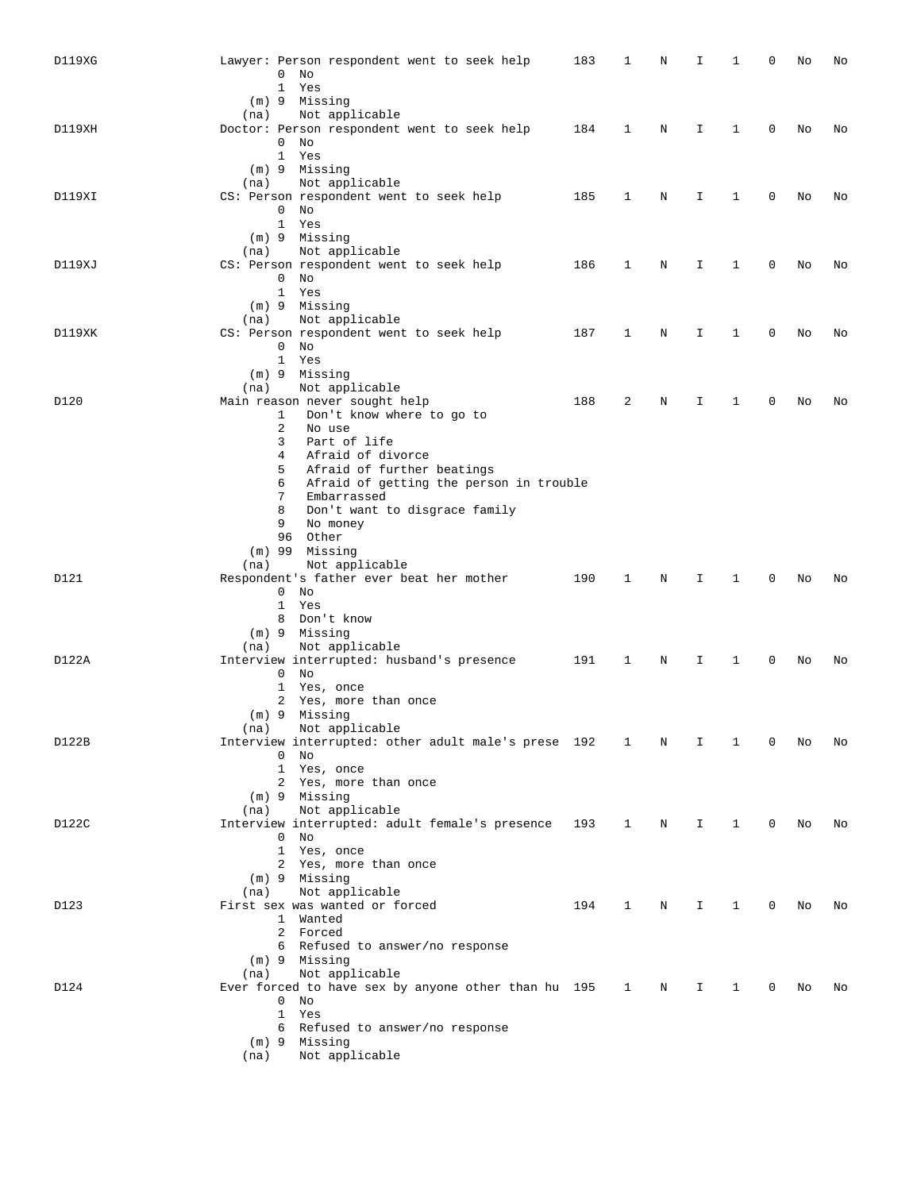```
D119XG              Lawyer: Person respondent went to seek help      183    1    N    I    1    0    No    No
                          0  No
                          1  Yes
                      (m) 9  Missing
                     (na)    Not applicable
D119XH              Doctor: Person respondent went to seek help      184    1    N    I    1    0    No    No
                          0  No
                          1  Yes
                      (m) 9  Missing
                     (na)    Not applicable
D119XI              CS: Person respondent went to seek help          185    1    N    I    1    0    No    No
                          0  No
                          1  Yes
                      (m) 9  Missing
                     (na)    Not applicable
D119XJ              CS: Person respondent went to seek help          186    1    N    I    1    0    No    No
                          0  No
                          1  Yes
                      (m) 9  Missing
                     (na)    Not applicable
D119XK              CS: Person respondent went to seek help          187    1    N    I    1    0    No    No
                          0  No
                          1  Yes
                      (m) 9  Missing
                     (na)    Not applicable
D120                Main reason never sought help                    188    2    N    I    1    0    No    No
                          1   Don't know where to go to
                          2   No use
                          3   Part of life
                          4   Afraid of divorce
                          5   Afraid of further beatings
                          6   Afraid of getting the person in trouble
                          7   Embarrassed
                          8   Don't want to disgrace family
                          9   No money
                         96  Other
                      (m) 99  Missing
                     (na)     Not applicable
D121                Respondent's father ever beat her mother         190    1    N    I    1    0    No    No
                          0  No
                          1  Yes
                          8  Don't know
                      (m) 9  Missing
                     (na)    Not applicable
D122A               Interview interrupted: husband's presence        191    1    N    I    1    0    No    No
                          0  No
                          1  Yes, once
                          2  Yes, more than once
                      (m) 9  Missing
                     (na)    Not applicable
D122B               Interview interrupted: other adult male's prese  192    1    N    I    1    0    No    No
                          0  No
                          1  Yes, once
                          2  Yes, more than once
                      (m) 9  Missing
                     (na)    Not applicable
D122C               Interview interrupted: adult female's presence   193    1    N    I    1    0    No    No
                          0  No
                          1  Yes, once
                          2  Yes, more than once
                      (m) 9  Missing
                     (na)    Not applicable
D123                First sex was wanted or forced                   194    1    N    I    1    0    No    No
                          1  Wanted
                          2  Forced
                          6  Refused to answer/no response
                      (m) 9  Missing
                     (na)    Not applicable
D124                Ever forced to have sex by anyone other than hu  195    1    N    I    1    0    No    No
                          0  No
                          1  Yes
                          6  Refused to answer/no response
                      (m) 9  Missing
                     (na)    Not applicable
```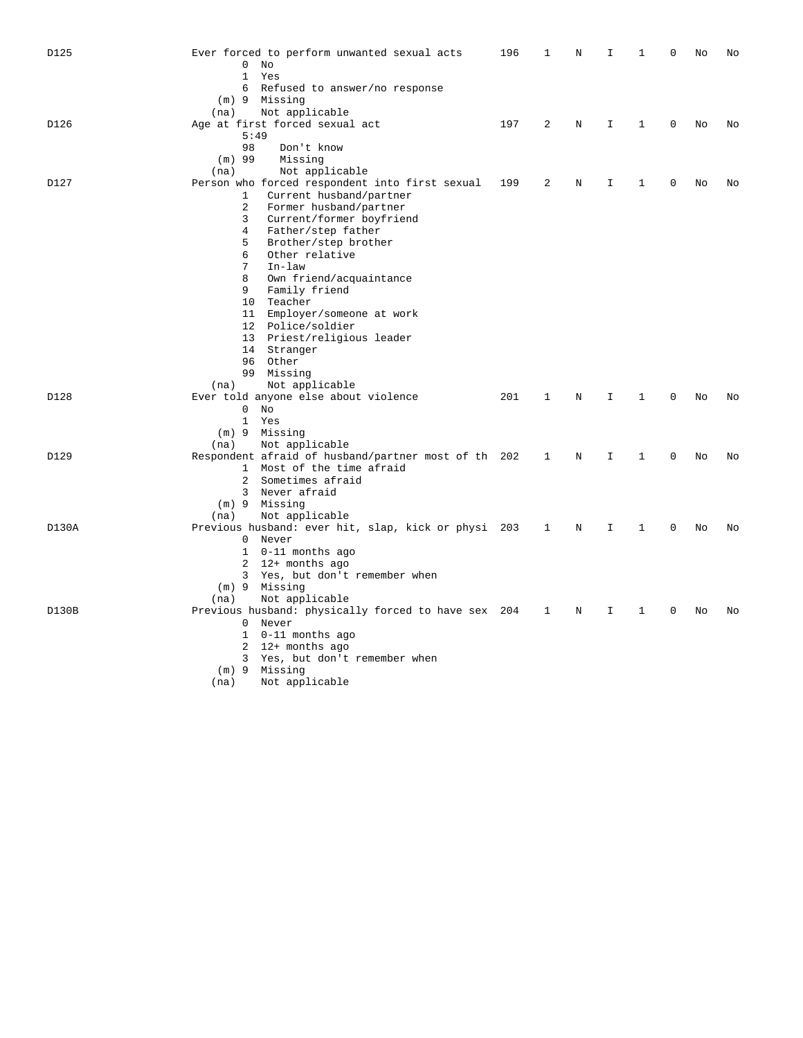| | | | | | | | | | |
|---|---|---|---|---|---|---|---|---|---|
| D125 | Ever forced to perform unwanted sexual acts | 196 | 1 | N | I | 1 | 0 | No | No |
| | 0 No<br>1 Yes<br>6 Refused to answer/no response<br>(m) 9 Missing<br>(na) Not applicable | | | | | | | | |
| D126 | Age at first forced sexual act | 197 | 2 | N | I | 1 | 0 | No | No |
| | 5:49<br>98 Don't know<br>(m) 99 Missing<br>(na) Not applicable | | | | | | | | |
| D127 | Person who forced respondent into first sexual | 199 | 2 | N | I | 1 | 0 | No | No |
| | 1 Current husband/partner<br>2 Former husband/partner<br>3 Current/former boyfriend<br>4 Father/step father<br>5 Brother/step brother<br>6 Other relative<br>7 In-law<br>8 Own friend/acquaintance<br>9 Family friend<br>10 Teacher<br>11 Employer/someone at work<br>12 Police/soldier<br>13 Priest/religious leader<br>14 Stranger<br>96 Other<br>99 Missing<br>(na) Not applicable | | | | | | | | |
| D128 | Ever told anyone else about violence | 201 | 1 | N | I | 1 | 0 | No | No |
| | 0 No<br>1 Yes<br>(m) 9 Missing<br>(na) Not applicable | | | | | | | | |
| D129 | Respondent afraid of husband/partner most of th | 202 | 1 | N | I | 1 | 0 | No | No |
| | 1 Most of the time afraid<br>2 Sometimes afraid<br>3 Never afraid<br>(m) 9 Missing<br>(na) Not applicable | | | | | | | | |
| D130A | Previous husband: ever hit, slap, kick or physi | 203 | 1 | N | I | 1 | 0 | No | No |
| | 0 Never<br>1 0-11 months ago<br>2 12+ months ago<br>3 Yes, but don't remember when<br>(m) 9 Missing<br>(na) Not applicable | | | | | | | | |
| D130B | Previous husband: physically forced to have sex | 204 | 1 | N | I | 1 | 0 | No | No |
| | 0 Never<br>1 0-11 months ago<br>2 12+ months ago<br>3 Yes, but don't remember when<br>(m) 9 Missing<br>(na) Not applicable | | | | | | | | |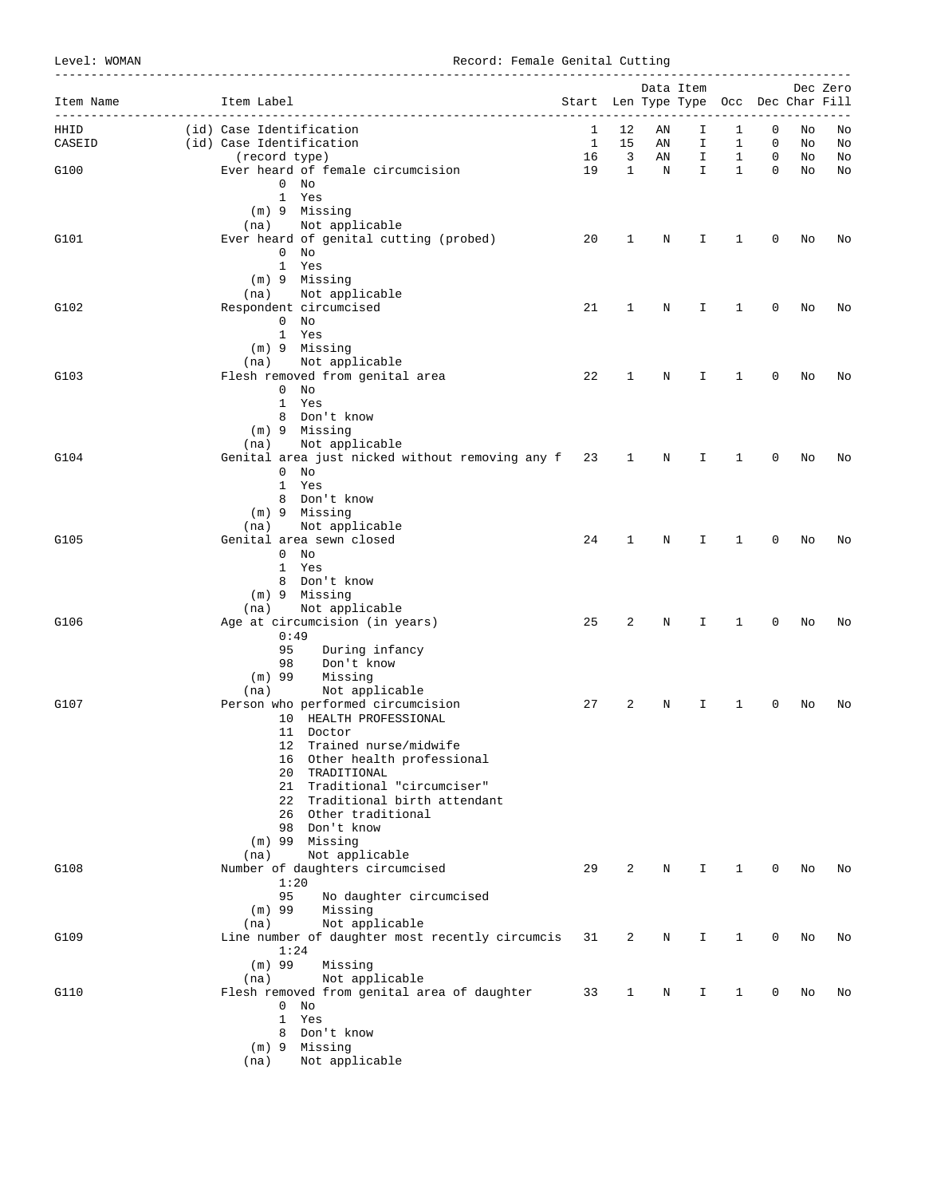Level: WOMAN Record: Female Genital Cutting

| Item Name | Item Label | Start | Len | Data Type | Item Type | Occ | Dec | Dec Char | Zero Fill |
|---|---|---|---|---|---|---|---|---|---|
| HHID | (id) Case Identification | 1 | 12 | AN | I | 1 | 0 | No | No |
| CASEID | (id) Case Identification | 1 | 15 | AN | I | 1 | 0 | No | No |
| | (record type) | 16 | 3 | AN | I | 1 | 0 | No | No |
| G100 | Ever heard of female circumcision<br>0 No<br>1 Yes<br>(m) 9 Missing<br>(na) Not applicable | 19 | 1 | N | I | 1 | 0 | No | No |
| G101 | Ever heard of genital cutting (probed)<br>0 No<br>1 Yes<br>(m) 9 Missing<br>(na) Not applicable | 20 | 1 | N | I | 1 | 0 | No | No |
| G102 | Respondent circumcised<br>0 No<br>1 Yes<br>(m) 9 Missing<br>(na) Not applicable | 21 | 1 | N | I | 1 | 0 | No | No |
| G103 | Flesh removed from genital area<br>0 No<br>1 Yes<br>8 Don't know<br>(m) 9 Missing<br>(na) Not applicable | 22 | 1 | N | I | 1 | 0 | No | No |
| G104 | Genital area just nicked without removing any f<br>0 No<br>1 Yes<br>8 Don't know<br>(m) 9 Missing<br>(na) Not applicable | 23 | 1 | N | I | 1 | 0 | No | No |
| G105 | Genital area sewn closed<br>0 No<br>1 Yes<br>8 Don't know<br>(m) 9 Missing<br>(na) Not applicable | 24 | 1 | N | I | 1 | 0 | No | No |
| G106 | Age at circumcision (in years)<br>0:49<br>95 During infancy<br>98 Don't know<br>(m) 99 Missing<br>(na) Not applicable | 25 | 2 | N | I | 1 | 0 | No | No |
| G107 | Person who performed circumcision<br>10 HEALTH PROFESSIONAL<br>11 Doctor<br>12 Trained nurse/midwife<br>16 Other health professional<br>20 TRADITIONAL<br>21 Traditional "circumciser"<br>22 Traditional birth attendant<br>26 Other traditional<br>98 Don't know<br>(m) 99 Missing<br>(na) Not applicable | 27 | 2 | N | I | 1 | 0 | No | No |
| G108 | Number of daughters circumcised<br>1:20<br>95 No daughter circumcised<br>(m) 99 Missing<br>(na) Not applicable | 29 | 2 | N | I | 1 | 0 | No | No |
| G109 | Line number of daughter most recently circumcis<br>1:24<br>(m) 99 Missing<br>(na) Not applicable | 31 | 2 | N | I | 1 | 0 | No | No |
| G110 | Flesh removed from genital area of daughter<br>0 No<br>1 Yes<br>8 Don't know<br>(m) 9 Missing<br>(na) Not applicable | 33 | 1 | N | I | 1 | 0 | No | No |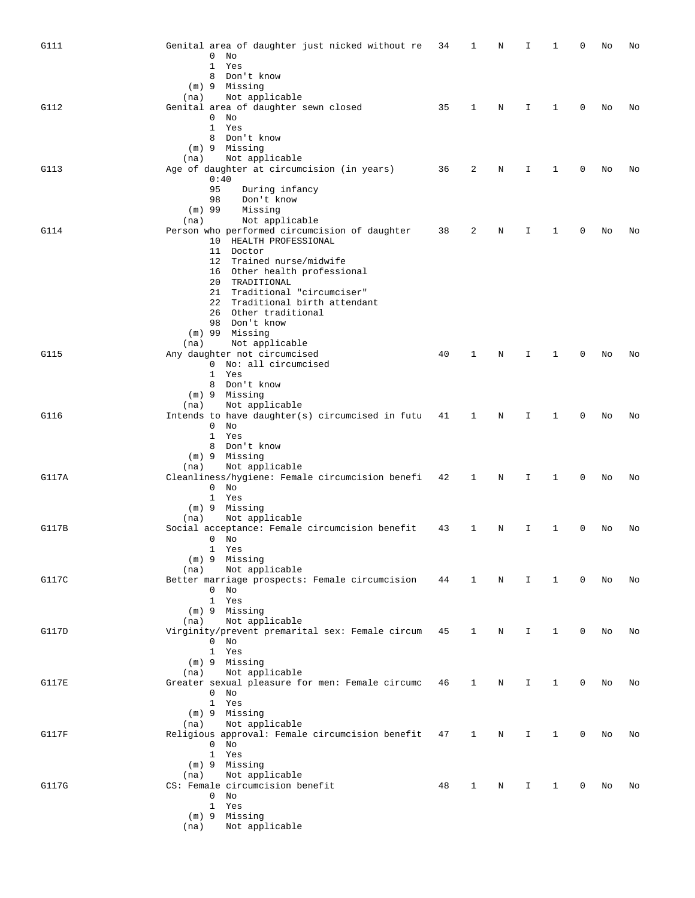| | | | | | | | | | |
|---|---|---|---|---|---|---|---|---|---|
| G111 | Genital area of daughter just nicked without re<br>0 No<br>1 Yes<br>8 Don't know<br>(m) 9 Missing<br>(na) Not applicable | 34 | 1 | N | I | 1 | 0 | No | No |
| G112 | Genital area of daughter sewn closed<br>0 No<br>1 Yes<br>8 Don't know<br>(m) 9 Missing<br>(na) Not applicable | 35 | 1 | N | I | 1 | 0 | No | No |
| G113 | Age of daughter at circumcision (in years)<br>0:40<br>95 During infancy<br>98 Don't know<br>(m) 99 Missing<br>(na) Not applicable | 36 | 2 | N | I | 1 | 0 | No | No |
| G114 | Person who performed circumcision of daughter<br>10 HEALTH PROFESSIONAL<br>11 Doctor<br>12 Trained nurse/midwife<br>16 Other health professional<br>20 TRADITIONAL<br>21 Traditional "circumciser"<br>22 Traditional birth attendant<br>26 Other traditional<br>98 Don't know<br>(m) 99 Missing<br>(na) Not applicable | 38 | 2 | N | I | 1 | 0 | No | No |
| G115 | Any daughter not circumcised<br>0 No: all circumcised<br>1 Yes<br>8 Don't know<br>(m) 9 Missing<br>(na) Not applicable | 40 | 1 | N | I | 1 | 0 | No | No |
| G116 | Intends to have daughter(s) circumcised in futu<br>0 No<br>1 Yes<br>8 Don't know<br>(m) 9 Missing<br>(na) Not applicable | 41 | 1 | N | I | 1 | 0 | No | No |
| G117A | Cleanliness/hygiene: Female circumcision benefi<br>0 No<br>1 Yes<br>(m) 9 Missing<br>(na) Not applicable | 42 | 1 | N | I | 1 | 0 | No | No |
| G117B | Social acceptance: Female circumcision benefit<br>0 No<br>1 Yes<br>(m) 9 Missing<br>(na) Not applicable | 43 | 1 | N | I | 1 | 0 | No | No |
| G117C | Better marriage prospects: Female circumcision<br>0 No<br>1 Yes<br>(m) 9 Missing<br>(na) Not applicable | 44 | 1 | N | I | 1 | 0 | No | No |
| G117D | Virginity/prevent premarital sex: Female circum<br>0 No<br>1 Yes<br>(m) 9 Missing<br>(na) Not applicable | 45 | 1 | N | I | 1 | 0 | No | No |
| G117E | Greater sexual pleasure for men: Female circumc<br>0 No<br>1 Yes<br>(m) 9 Missing<br>(na) Not applicable | 46 | 1 | N | I | 1 | 0 | No | No |
| G117F | Religious approval: Female circumcision benefit<br>0 No<br>1 Yes<br>(m) 9 Missing<br>(na) Not applicable | 47 | 1 | N | I | 1 | 0 | No | No |
| G117G | CS: Female circumcision benefit<br>0 No<br>1 Yes<br>(m) 9 Missing<br>(na) Not applicable | 48 | 1 | N | I | 1 | 0 | No | No |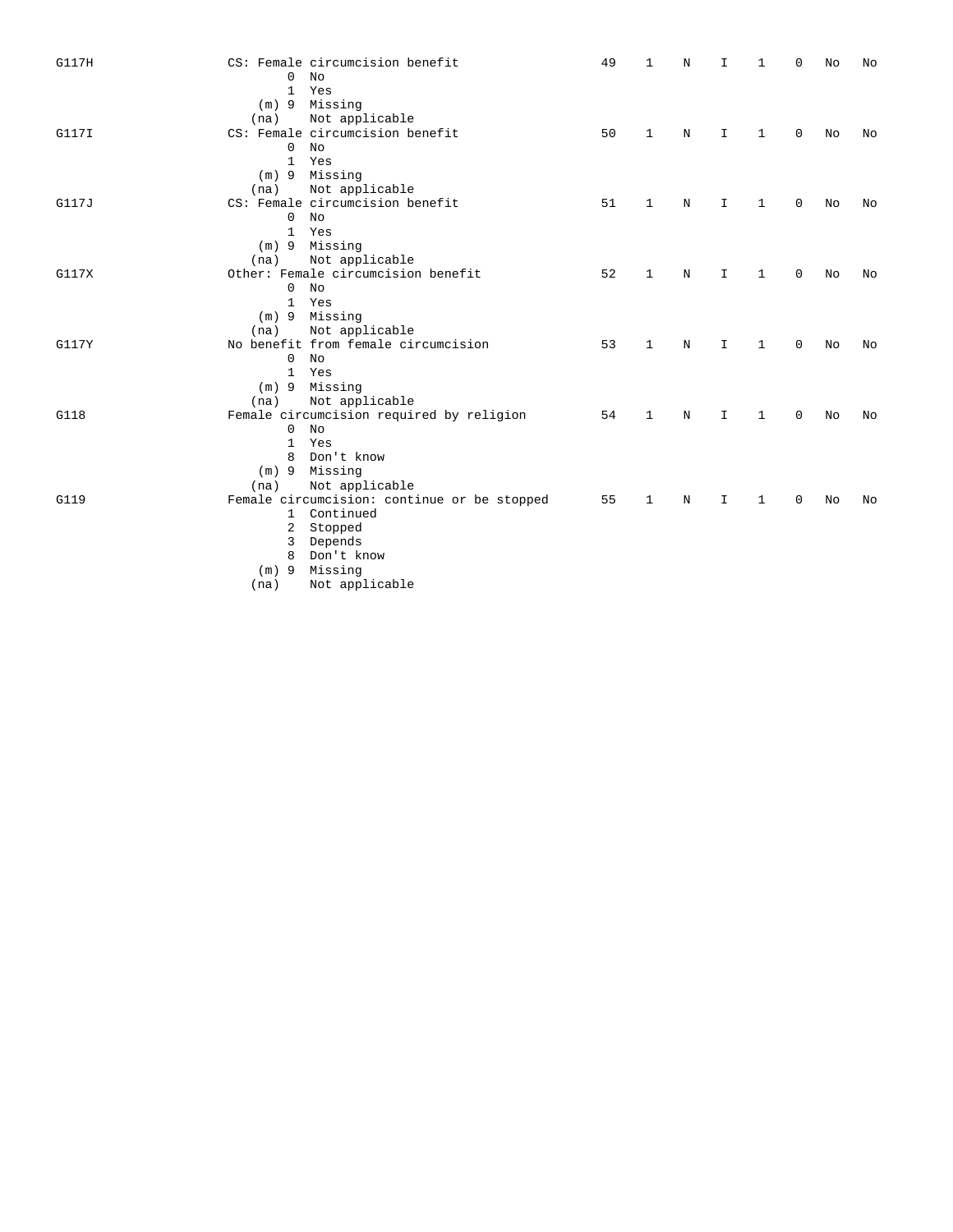| | | | | | | | | | |
|---|---|---|---|---|---|---|---|---|---|
| G117H | CS: Female circumcision benefit | 49 | 1 | N | I | 1 | 0 | No | No |
| | 0 No | | | | | | | | |
| | 1 Yes | | | | | | | | |
| | (m) 9 Missing | | | | | | | | |
| | (na) Not applicable | | | | | | | | |
| G117I | CS: Female circumcision benefit | 50 | 1 | N | I | 1 | 0 | No | No |
| | 0 No | | | | | | | | |
| | 1 Yes | | | | | | | | |
| | (m) 9 Missing | | | | | | | | |
| | (na) Not applicable | | | | | | | | |
| G117J | CS: Female circumcision benefit | 51 | 1 | N | I | 1 | 0 | No | No |
| | 0 No | | | | | | | | |
| | 1 Yes | | | | | | | | |
| | (m) 9 Missing | | | | | | | | |
| | (na) Not applicable | | | | | | | | |
| G117X | Other: Female circumcision benefit | 52 | 1 | N | I | 1 | 0 | No | No |
| | 0 No | | | | | | | | |
| | 1 Yes | | | | | | | | |
| | (m) 9 Missing | | | | | | | | |
| | (na) Not applicable | | | | | | | | |
| G117Y | No benefit from female circumcision | 53 | 1 | N | I | 1 | 0 | No | No |
| | 0 No | | | | | | | | |
| | 1 Yes | | | | | | | | |
| | (m) 9 Missing | | | | | | | | |
| | (na) Not applicable | | | | | | | | |
| G118 | Female circumcision required by religion | 54 | 1 | N | I | 1 | 0 | No | No |
| | 0 No | | | | | | | | |
| | 1 Yes | | | | | | | | |
| | 8 Don't know | | | | | | | | |
| | (m) 9 Missing | | | | | | | | |
| | (na) Not applicable | | | | | | | | |
| G119 | Female circumcision: continue or be stopped | 55 | 1 | N | I | 1 | 0 | No | No |
| | 1 Continued | | | | | | | | |
| | 2 Stopped | | | | | | | | |
| | 3 Depends | | | | | | | | |
| | 8 Don't know | | | | | | | | |
| | (m) 9 Missing | | | | | | | | |
| | (na) Not applicable | | | | | | | | |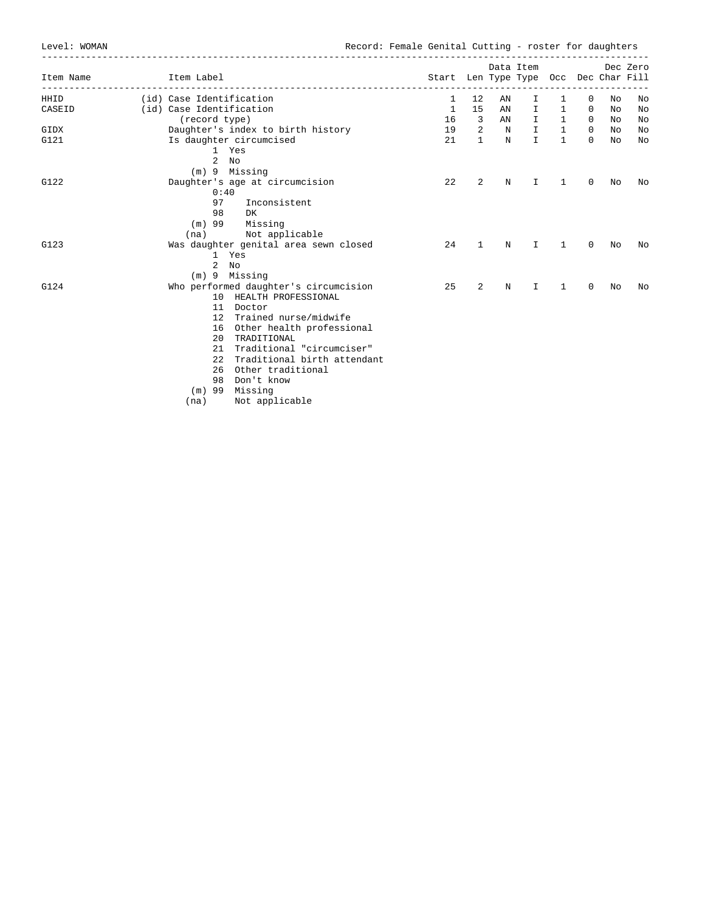Level: WOMAN                                                    Record: Female Genital Cutting - roster for daughters

| Item Name | Item Label | Start | Len | Data Type | Item Type | Occ | Dec | Dec Char | Zero Fill |
|---|---|---|---|---|---|---|---|---|---|
| HHID | (id) Case Identification | 1 | 12 | AN | I | 1 | 0 | No | No |
| CASEID | (id) Case Identification | 1 | 15 | AN | I | 1 | 0 | No | No |
| | (record type) | 16 | 3 | AN | I | 1 | 0 | No | No |
| GIDX | Daughter's index to birth history | 19 | 2 | N | I | 1 | 0 | No | No |
| G121 | Is daughter circumcised<br>1 Yes<br>2 No<br>(m) 9 Missing | 21 | 1 | N | I | 1 | 0 | No | No |
| G122 | Daughter's age at circumcision<br>0:40<br>97 Inconsistent<br>98 DK<br>(m) 99 Missing<br>(na) Not applicable | 22 | 2 | N | I | 1 | 0 | No | No |
| G123 | Was daughter genital area sewn closed<br>1 Yes<br>2 No<br>(m) 9 Missing | 24 | 1 | N | I | 1 | 0 | No | No |
| G124 | Who performed daughter's circumcision<br>10 HEALTH PROFESSIONAL<br>11 Doctor<br>12 Trained nurse/midwife<br>16 Other health professional<br>20 TRADITIONAL<br>21 Traditional "circumciser"<br>22 Traditional birth attendant<br>26 Other traditional<br>98 Don't know<br>(m) 99 Missing<br>(na) Not applicable | 25 | 2 | N | I | 1 | 0 | No | No |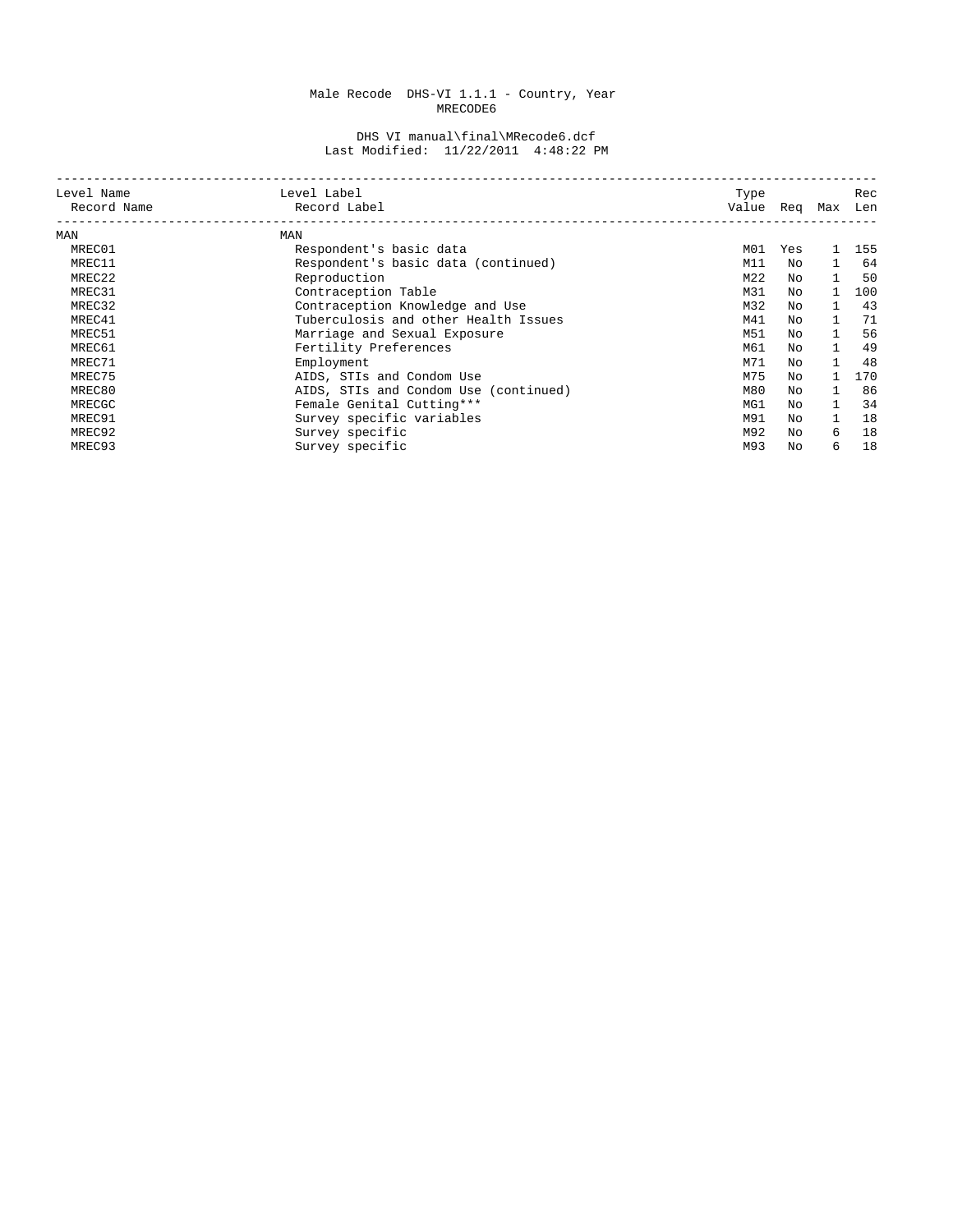Male Recode DHS-VI 1.1.1 - Country, Year
MRECODE6

DHS VI manual\final\MRecode6.dcf
Last Modified: 11/22/2011 4:48:22 PM

| Level Name / Record Name | Level Label / Record Label | Type Value | Req | Max | Rec Len |
|---|---|---|---|---|---|
| MAN | MAN | | | | |
| MREC01 | Respondent's basic data | M01 | Yes | 1 | 155 |
| MREC11 | Respondent's basic data (continued) | M11 | No | 1 | 64 |
| MREC22 | Reproduction | M22 | No | 1 | 50 |
| MREC31 | Contraception Table | M31 | No | 1 | 100 |
| MREC32 | Contraception Knowledge and Use | M32 | No | 1 | 43 |
| MREC41 | Tuberculosis and other Health Issues | M41 | No | 1 | 71 |
| MREC51 | Marriage and Sexual Exposure | M51 | No | 1 | 56 |
| MREC61 | Fertility Preferences | M61 | No | 1 | 49 |
| MREC71 | Employment | M71 | No | 1 | 48 |
| MREC75 | AIDS, STIs and Condom Use | M75 | No | 1 | 170 |
| MREC80 | AIDS, STIs and Condom Use (continued) | M80 | No | 1 | 86 |
| MRECGC | Female Genital Cutting*** | MG1 | No | 1 | 34 |
| MREC91 | Survey specific variables | M91 | No | 1 | 18 |
| MREC92 | Survey specific | M92 | No | 6 | 18 |
| MREC93 | Survey specific | M93 | No | 6 | 18 |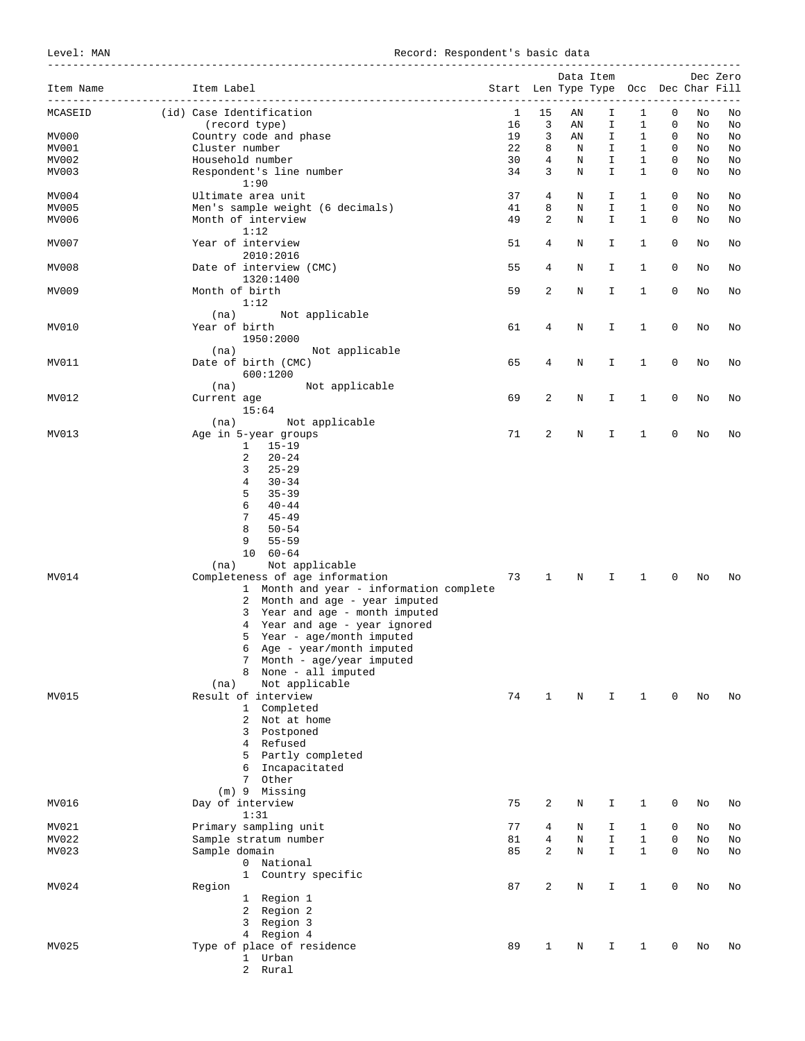Level: MAN Record: Respondent's basic data

| Item Name | Item Label | Start | Len | Data Type | Item Type | Occ | Dec | Dec Char | Zero Fill |
|---|---|---|---|---|---|---|---|---|---|
| MCASEID | (id) Case Identification | 1 | 15 | AN | I | 1 | 0 | No | No |
| | (record type) | 16 | 3 | AN | I | 1 | 0 | No | No |
| MV000 | Country code and phase | 19 | 3 | AN | I | 1 | 0 | No | No |
| MV001 | Cluster number | 22 | 8 | N | I | 1 | 0 | No | No |
| MV002 | Household number | 30 | 4 | N | I | 1 | 0 | No | No |
| MV003 | Respondent's line number<br>1:90 | 34 | 3 | N | I | 1 | 0 | No | No |
| MV004 | Ultimate area unit | 37 | 4 | N | I | 1 | 0 | No | No |
| MV005 | Men's sample weight (6 decimals) | 41 | 8 | N | I | 1 | 0 | No | No |
| MV006 | Month of interview<br>1:12 | 49 | 2 | N | I | 1 | 0 | No | No |
| MV007 | Year of interview<br>2010:2016 | 51 | 4 | N | I | 1 | 0 | No | No |
| MV008 | Date of interview (CMC)<br>1320:1400 | 55 | 4 | N | I | 1 | 0 | No | No |
| MV009 | Month of birth<br>1:12<br>(na) Not applicable | 59 | 2 | N | I | 1 | 0 | No | No |
| MV010 | Year of birth<br>1950:2000<br>(na) Not applicable | 61 | 4 | N | I | 1 | 0 | No | No |
| MV011 | Date of birth (CMC)<br>600:1200<br>(na) Not applicable | 65 | 4 | N | I | 1 | 0 | No | No |
| MV012 | Current age<br>15:64<br>(na) Not applicable | 69 | 2 | N | I | 1 | 0 | No | No |
| MV013 | Age in 5-year groups<br>1 15-19<br>2 20-24<br>3 25-29<br>4 30-34<br>5 35-39<br>6 40-44<br>7 45-49<br>8 50-54<br>9 55-59<br>10 60-64<br>(na) Not applicable | 71 | 2 | N | I | 1 | 0 | No | No |
| MV014 | Completeness of age information<br>1 Month and year - information complete<br>2 Month and age - year imputed<br>3 Year and age - month imputed<br>4 Year and age - year ignored<br>5 Year - age/month imputed<br>6 Age - year/month imputed<br>7 Month - age/year imputed<br>8 None - all imputed<br>(na) Not applicable | 73 | 1 | N | I | 1 | 0 | No | No |
| MV015 | Result of interview<br>1 Completed<br>2 Not at home<br>3 Postponed<br>4 Refused<br>5 Partly completed<br>6 Incapacitated<br>7 Other<br>(m) 9 Missing | 74 | 1 | N | I | 1 | 0 | No | No |
| MV016 | Day of interview<br>1:31 | 75 | 2 | N | I | 1 | 0 | No | No |
| MV021 | Primary sampling unit | 77 | 4 | N | I | 1 | 0 | No | No |
| MV022 | Sample stratum number | 81 | 4 | N | I | 1 | 0 | No | No |
| MV023 | Sample domain<br>0 National<br>1 Country specific | 85 | 2 | N | I | 1 | 0 | No | No |
| MV024 | Region<br>1 Region 1<br>2 Region 2<br>3 Region 3<br>4 Region 4 | 87 | 2 | N | I | 1 | 0 | No | No |
| MV025 | Type of place of residence<br>1 Urban<br>2 Rural | 89 | 1 | N | I | 1 | 0 | No | No |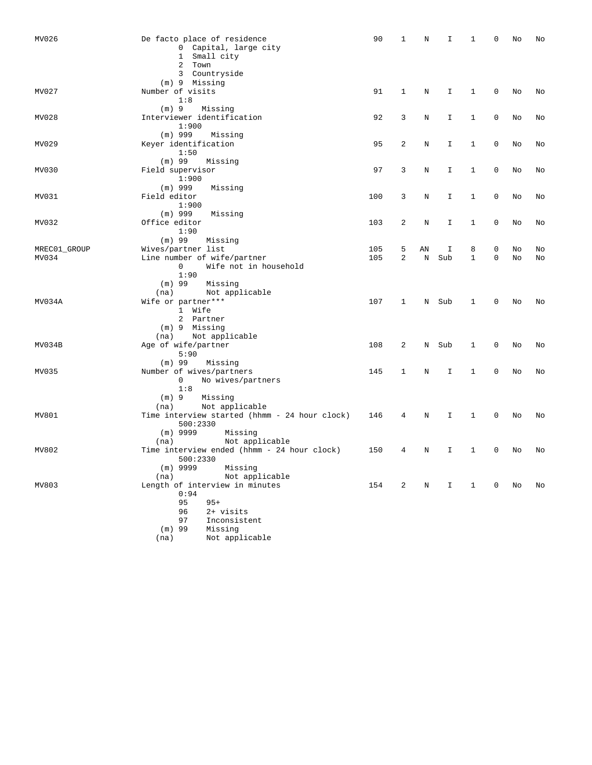| | | | | | | | | | |
|---|---|---|---|---|---|---|---|---|---|
| MV026 | De facto place of residence<br>0 Capital, large city<br>1 Small city<br>2 Town<br>3 Countryside<br>(m) 9 Missing | 90 | 1 | N | I | 1 | 0 | No | No |
| MV027 | Number of visits<br>1:8<br>(m) 9 Missing | 91 | 1 | N | I | 1 | 0 | No | No |
| MV028 | Interviewer identification<br>1:900<br>(m) 999 Missing | 92 | 3 | N | I | 1 | 0 | No | No |
| MV029 | Keyer identification<br>1:50<br>(m) 99 Missing | 95 | 2 | N | I | 1 | 0 | No | No |
| MV030 | Field supervisor<br>1:900<br>(m) 999 Missing | 97 | 3 | N | I | 1 | 0 | No | No |
| MV031 | Field editor<br>1:900<br>(m) 999 Missing | 100 | 3 | N | I | 1 | 0 | No | No |
| MV032 | Office editor<br>1:90<br>(m) 99 Missing | 103 | 2 | N | I | 1 | 0 | No | No |
| MREC01_GROUP | Wives/partner list | 105 | 5 | AN | I | 8 | 0 | No | No |
| MV034 | Line number of wife/partner<br>0 Wife not in household<br>1:90<br>(m) 99 Missing<br>(na) Not applicable | 105 | 2 | N | Sub | 1 | 0 | No | No |
| MV034A | Wife or partner***<br>1 Wife<br>2 Partner<br>(m) 9 Missing<br>(na) Not applicable | 107 | 1 | N | Sub | 1 | 0 | No | No |
| MV034B | Age of wife/partner<br>5:90<br>(m) 99 Missing | 108 | 2 | N | Sub | 1 | 0 | No | No |
| MV035 | Number of wives/partners<br>0 No wives/partners<br>1:8<br>(m) 9 Missing<br>(na) Not applicable | 145 | 1 | N | I | 1 | 0 | No | No |
| MV801 | Time interview started (hhmm - 24 hour clock)<br>500:2330<br>(m) 9999 Missing<br>(na) Not applicable | 146 | 4 | N | I | 1 | 0 | No | No |
| MV802 | Time interview ended (hhmm - 24 hour clock)<br>500:2330<br>(m) 9999 Missing<br>(na) Not applicable | 150 | 4 | N | I | 1 | 0 | No | No |
| MV803 | Length of interview in minutes<br>0:94<br>95 95+<br>96 2+ visits<br>97 Inconsistent<br>(m) 99 Missing<br>(na) Not applicable | 154 | 2 | N | I | 1 | 0 | No | No |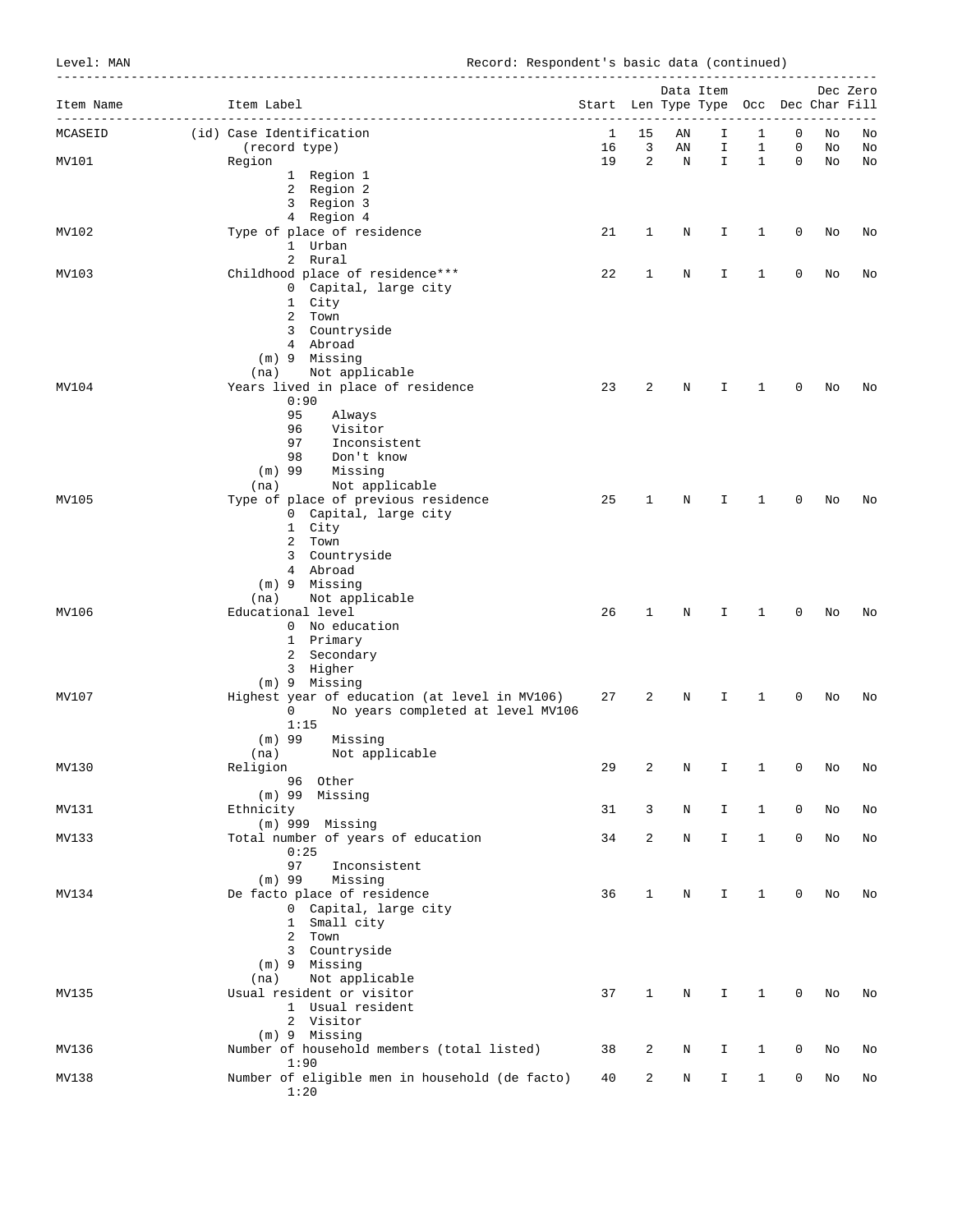Level: MAN Record: Respondent's basic data (continued)

| Item Name | Item Label | Start | Len | Data Type | Item Type | Occ | Dec | Dec Char | Zero Fill |
|---|---|---|---|---|---|---|---|---|---|
| MCASEID | (id) Case Identification | 1 | 15 | AN | I | 1 | 0 | No | No |
| | (record type) | 16 | 3 | AN | I | 1 | 0 | No | No |
| MV101 | Region<br>1 Region 1<br>2 Region 2<br>3 Region 3<br>4 Region 4 | 19 | 2 | N | I | 1 | 0 | No | No |
| MV102 | Type of place of residence<br>1 Urban<br>2 Rural | 21 | 1 | N | I | 1 | 0 | No | No |
| MV103 | Childhood place of residence***<br>0 Capital, large city<br>1 City<br>2 Town<br>3 Countryside<br>4 Abroad<br>(m) 9 Missing<br>(na) Not applicable | 22 | 1 | N | I | 1 | 0 | No | No |
| MV104 | Years lived in place of residence<br>0:90<br>95 Always<br>96 Visitor<br>97 Inconsistent<br>98 Don't know<br>(m) 99 Missing<br>(na) Not applicable | 23 | 2 | N | I | 1 | 0 | No | No |
| MV105 | Type of place of previous residence<br>0 Capital, large city<br>1 City<br>2 Town<br>3 Countryside<br>4 Abroad<br>(m) 9 Missing<br>(na) Not applicable | 25 | 1 | N | I | 1 | 0 | No | No |
| MV106 | Educational level<br>0 No education<br>1 Primary<br>2 Secondary<br>3 Higher<br>(m) 9 Missing | 26 | 1 | N | I | 1 | 0 | No | No |
| MV107 | Highest year of education (at level in MV106)<br>0 No years completed at level MV106<br>1:15<br>(m) 99 Missing<br>(na) Not applicable | 27 | 2 | N | I | 1 | 0 | No | No |
| MV130 | Religion<br>96 Other<br>(m) 99 Missing | 29 | 2 | N | I | 1 | 0 | No | No |
| MV131 | Ethnicity<br>(m) 999 Missing | 31 | 3 | N | I | 1 | 0 | No | No |
| MV133 | Total number of years of education<br>0:25<br>97 Inconsistent<br>(m) 99 Missing | 34 | 2 | N | I | 1 | 0 | No | No |
| MV134 | De facto place of residence<br>0 Capital, large city<br>1 Small city<br>2 Town<br>3 Countryside<br>(m) 9 Missing<br>(na) Not applicable | 36 | 1 | N | I | 1 | 0 | No | No |
| MV135 | Usual resident or visitor<br>1 Usual resident<br>2 Visitor<br>(m) 9 Missing | 37 | 1 | N | I | 1 | 0 | No | No |
| MV136 | Number of household members (total listed)<br>1:90 | 38 | 2 | N | I | 1 | 0 | No | No |
| MV138 | Number of eligible men in household (de facto)<br>1:20 | 40 | 2 | N | I | 1 | 0 | No | No |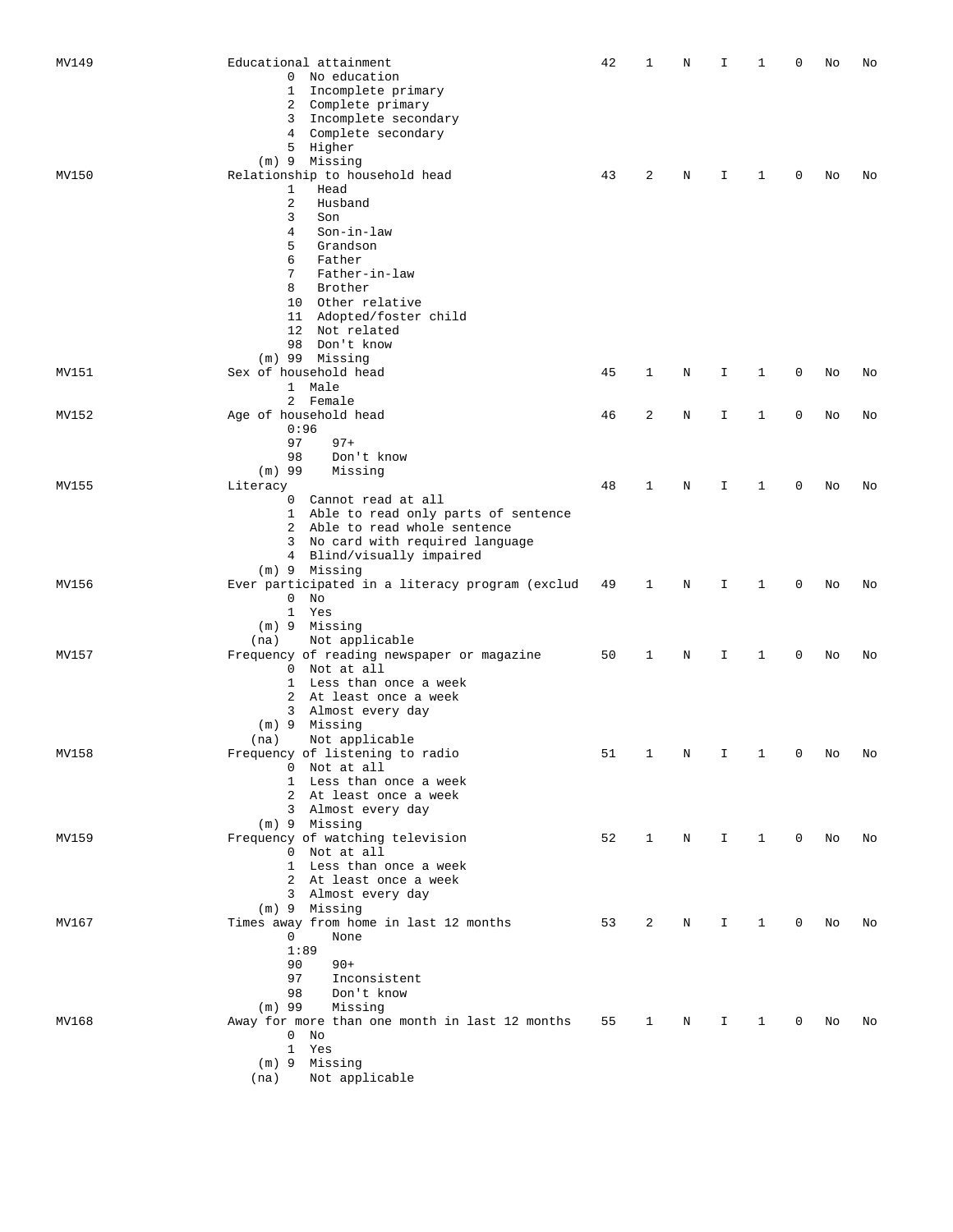```
MV149               Educational attainment                          42   1   N   I   1   0   No   No
                            0  No education
                            1  Incomplete primary
                            2  Complete primary
                            3  Incomplete secondary
                            4  Complete secondary
                            5  Higher
                        (m) 9  Missing
MV150               Relationship to household head                  43   2   N   I   1   0   No   No
                            1   Head
                            2   Husband
                            3   Son
                            4   Son-in-law
                            5   Grandson
                            6   Father
                            7   Father-in-law
                            8   Brother
                            10  Other relative
                            11  Adopted/foster child
                            12  Not related
                            98  Don't know
                        (m) 99  Missing
MV151               Sex of household head                           45   1   N   I   1   0   No   No
                            1  Male
                            2  Female
MV152               Age of household head                           46   2   N   I   1   0   No   No
                            0:96
                            97    97+
                            98    Don't know
                        (m) 99    Missing
MV155               Literacy                                        48   1   N   I   1   0   No   No
                            0  Cannot read at all
                            1  Able to read only parts of sentence
                            2  Able to read whole sentence
                            3  No card with required language
                            4  Blind/visually impaired
                        (m) 9  Missing
MV156               Ever participated in a literacy program (exclud 49   1   N   I   1   0   No   No
                            0  No
                            1  Yes
                        (m) 9  Missing
                       (na)    Not applicable
MV157               Frequency of reading newspaper or magazine      50   1   N   I   1   0   No   No
                            0  Not at all
                            1  Less than once a week
                            2  At least once a week
                            3  Almost every day
                        (m) 9  Missing
                       (na)    Not applicable
MV158               Frequency of listening to radio                 51   1   N   I   1   0   No   No
                            0  Not at all
                            1  Less than once a week
                            2  At least once a week
                            3  Almost every day
                        (m) 9  Missing
MV159               Frequency of watching television                52   1   N   I   1   0   No   No
                            0  Not at all
                            1  Less than once a week
                            2  At least once a week
                            3  Almost every day
                        (m) 9  Missing
MV167               Times away from home in last 12 months          53   2   N   I   1   0   No   No
                            0     None
                            1:89
                            90    90+
                            97    Inconsistent
                            98    Don't know
                        (m) 99    Missing
MV168               Away for more than one month in last 12 months  55   1   N   I   1   0   No   No
                            0  No
                            1  Yes
                        (m) 9  Missing
                       (na)    Not applicable
```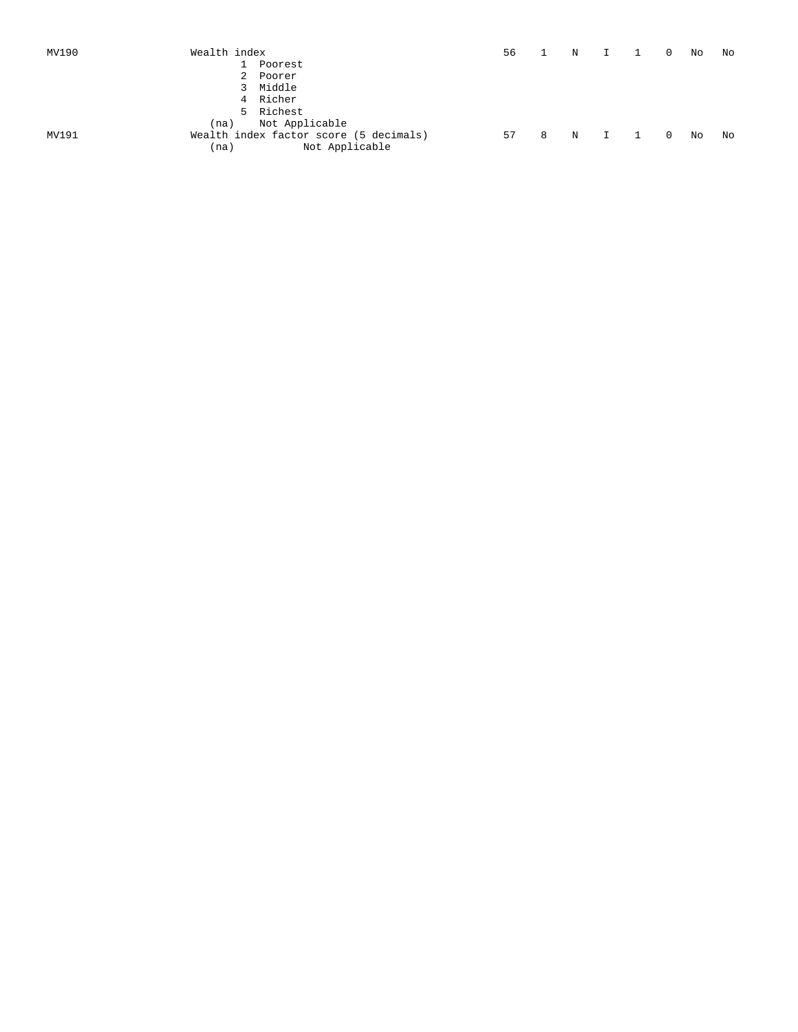| | | | | | | | | | |
|---|---|---|---|---|---|---|---|---|---|
| MV190 | Wealth index | 56 | 1 | N | I | 1 | 0 | No | No |
| | 1 Poorest | | | | | | | | |
| | 2 Poorer | | | | | | | | |
| | 3 Middle | | | | | | | | |
| | 4 Richer | | | | | | | | |
| | 5 Richest | | | | | | | | |
| | (na) Not Applicable | | | | | | | | |
| MV191 | Wealth index factor score (5 decimals) | 57 | 8 | N | I | 1 | 0 | No | No |
| | (na) Not Applicable | | | | | | | | |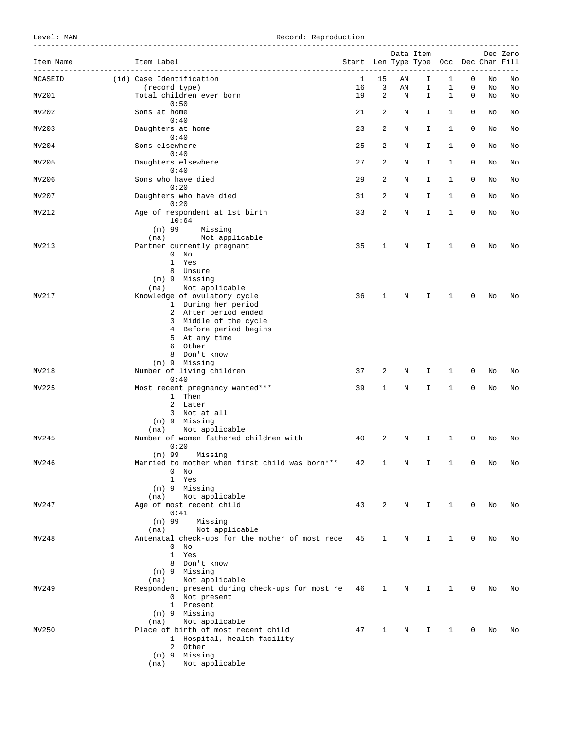Level: MAN Record: Reproduction

| Item Name | Item Label | Start | Len | Data Type | Item Type | Occ | Dec | Dec Char | Zero Fill |
|---|---|---|---|---|---|---|---|---|---|
| MCASEID | (id) Case Identification | 1 | 15 | AN | I | 1 | 0 | No | No |
| | (record type) | 16 | 3 | AN | I | 1 | 0 | No | No |
| MV201 | Total children ever born<br>0:50 | 19 | 2 | N | I | 1 | 0 | No | No |
| MV202 | Sons at home<br>0:40 | 21 | 2 | N | I | 1 | 0 | No | No |
| MV203 | Daughters at home<br>0:40 | 23 | 2 | N | I | 1 | 0 | No | No |
| MV204 | Sons elsewhere<br>0:40 | 25 | 2 | N | I | 1 | 0 | No | No |
| MV205 | Daughters elsewhere<br>0:40 | 27 | 2 | N | I | 1 | 0 | No | No |
| MV206 | Sons who have died<br>0:20 | 29 | 2 | N | I | 1 | 0 | No | No |
| MV207 | Daughters who have died<br>0:20 | 31 | 2 | N | I | 1 | 0 | No | No |
| MV212 | Age of respondent at 1st birth<br>10:64<br>(m) 99 Missing<br>(na) Not applicable | 33 | 2 | N | I | 1 | 0 | No | No |
| MV213 | Partner currently pregnant<br>0 No<br>1 Yes<br>8 Unsure<br>(m) 9 Missing<br>(na) Not applicable | 35 | 1 | N | I | 1 | 0 | No | No |
| MV217 | Knowledge of ovulatory cycle<br>1 During her period<br>2 After period ended<br>3 Middle of the cycle<br>4 Before period begins<br>5 At any time<br>6 Other<br>8 Don't know<br>(m) 9 Missing | 36 | 1 | N | I | 1 | 0 | No | No |
| MV218 | Number of living children<br>0:40 | 37 | 2 | N | I | 1 | 0 | No | No |
| MV225 | Most recent pregnancy wanted***<br>1 Then<br>2 Later<br>3 Not at all<br>(m) 9 Missing<br>(na) Not applicable | 39 | 1 | N | I | 1 | 0 | No | No |
| MV245 | Number of women fathered children with<br>0:20<br>(m) 99 Missing | 40 | 2 | N | I | 1 | 0 | No | No |
| MV246 | Married to mother when first child was born***<br>0 No<br>1 Yes<br>(m) 9 Missing<br>(na) Not applicable | 42 | 1 | N | I | 1 | 0 | No | No |
| MV247 | Age of most recent child<br>0:41<br>(m) 99 Missing<br>(na) Not applicable | 43 | 2 | N | I | 1 | 0 | No | No |
| MV248 | Antenatal check-ups for the mother of most rece<br>0 No<br>1 Yes<br>8 Don't know<br>(m) 9 Missing<br>(na) Not applicable | 45 | 1 | N | I | 1 | 0 | No | No |
| MV249 | Respondent present during check-ups for most re<br>0 Not present<br>1 Present<br>(m) 9 Missing<br>(na) Not applicable | 46 | 1 | N | I | 1 | 0 | No | No |
| MV250 | Place of birth of most recent child<br>1 Hospital, health facility<br>2 Other<br>(m) 9 Missing<br>(na) Not applicable | 47 | 1 | N | I | 1 | 0 | No | No |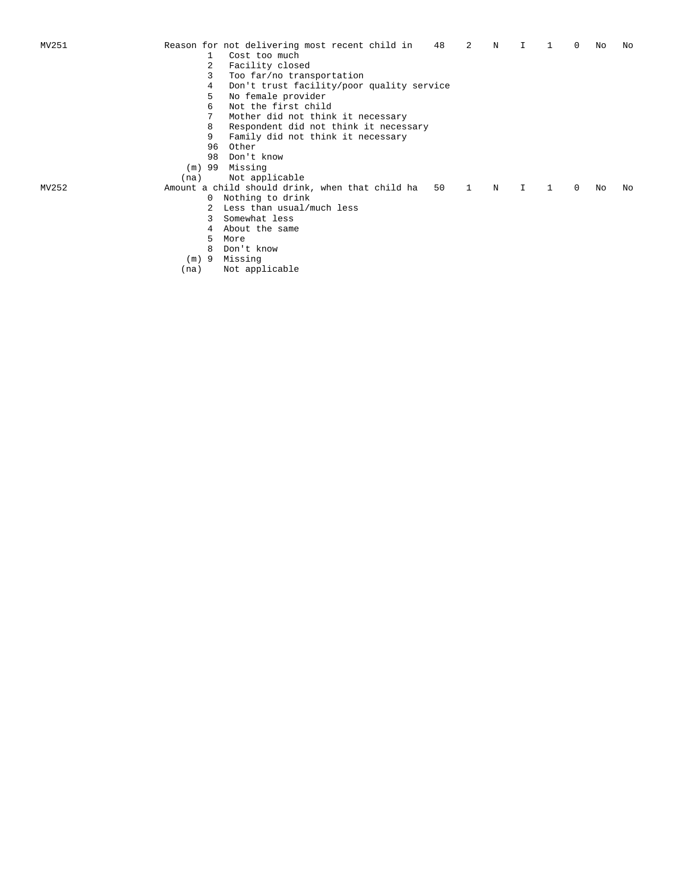```
MV251               Reason for not delivering most recent child in    48    2    N    I    1    0    No    No
                          1   Cost too much
                          2   Facility closed
                          3   Too far/no transportation
                          4   Don't trust facility/poor quality service
                          5   No female provider
                          6   Not the first child
                          7   Mother did not think it necessary
                          8   Respondent did not think it necessary
                          9   Family did not think it necessary
                          96  Other
                          98  Don't know
                      (m) 99  Missing
                     (na)     Not applicable
MV252               Amount a child should drink, when that child ha   50    1    N    I    1    0    No    No
                          0  Nothing to drink
                          2  Less than usual/much less
                          3  Somewhat less
                          4  About the same
                          5  More
                          8  Don't know
                      (m) 9  Missing
                     (na)    Not applicable
```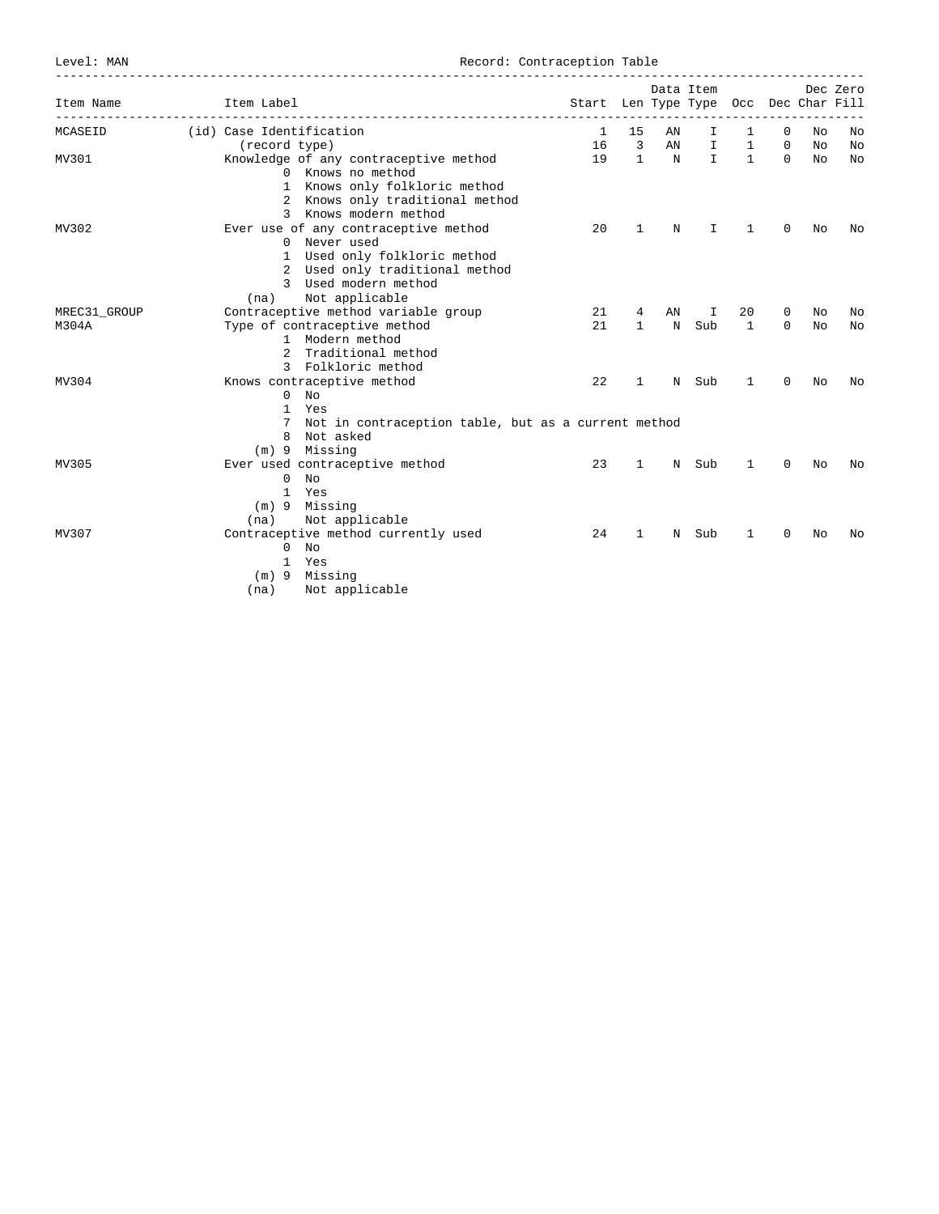Level: MAN                                                    Record: Contraception Table

| Item Name | Item Label | Start | Len | Data Type | Item Type | Occ | Dec | Dec Char | Zero Fill |
|---|---|---|---|---|---|---|---|---|---|
| MCASEID | (id) Case Identification | 1 | 15 | AN | I | 1 | 0 | No | No |
| | (record type) | 16 | 3 | AN | I | 1 | 0 | No | No |
| MV301 | Knowledge of any contraceptive method | 19 | 1 | N | I | 1 | 0 | No | No |
| | 0 Knows no method | | | | | | | | |
| | 1 Knows only folkloric method | | | | | | | | |
| | 2 Knows only traditional method | | | | | | | | |
| | 3 Knows modern method | | | | | | | | |
| MV302 | Ever use of any contraceptive method | 20 | 1 | N | I | 1 | 0 | No | No |
| | 0 Never used | | | | | | | | |
| | 1 Used only folkloric method | | | | | | | | |
| | 2 Used only traditional method | | | | | | | | |
| | 3 Used modern method | | | | | | | | |
| | (na) Not applicable | | | | | | | | |
| MREC31_GROUP | Contraceptive method variable group | 21 | 4 | AN | I | 20 | 0 | No | No |
| M304A | Type of contraceptive method | 21 | 1 | N | Sub | 1 | 0 | No | No |
| | 1 Modern method | | | | | | | | |
| | 2 Traditional method | | | | | | | | |
| | 3 Folkloric method | | | | | | | | |
| MV304 | Knows contraceptive method | 22 | 1 | N | Sub | 1 | 0 | No | No |
| | 0 No | | | | | | | | |
| | 1 Yes | | | | | | | | |
| | 7 Not in contraception table, but as a current method | | | | | | | | |
| | 8 Not asked | | | | | | | | |
| | (m) 9 Missing | | | | | | | | |
| MV305 | Ever used contraceptive method | 23 | 1 | N | Sub | 1 | 0 | No | No |
| | 0 No | | | | | | | | |
| | 1 Yes | | | | | | | | |
| | (m) 9 Missing | | | | | | | | |
| | (na) Not applicable | | | | | | | | |
| MV307 | Contraceptive method currently used | 24 | 1 | N | Sub | 1 | 0 | No | No |
| | 0 No | | | | | | | | |
| | 1 Yes | | | | | | | | |
| | (m) 9 Missing | | | | | | | | |
| | (na) Not applicable | | | | | | | | |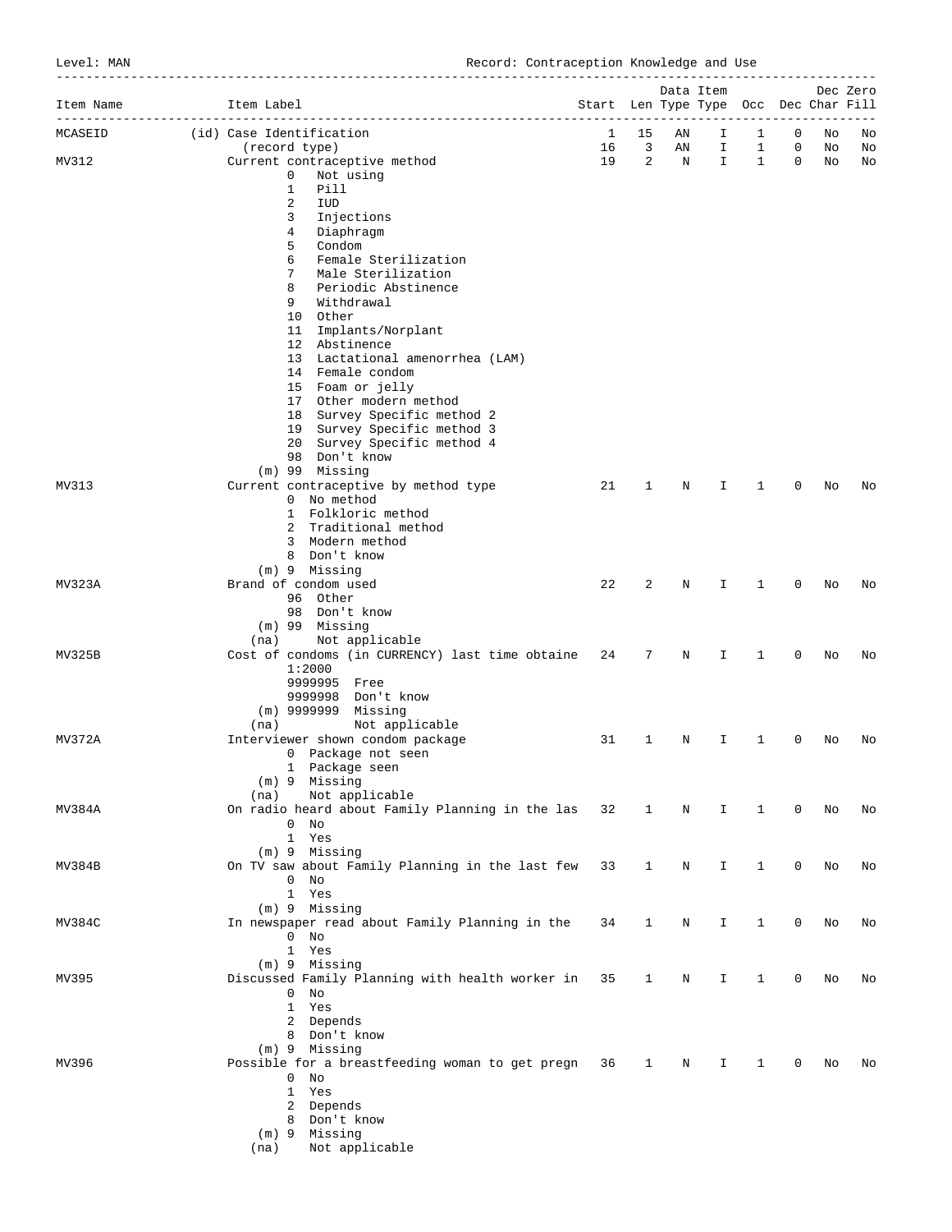Level: MAN Record: Contraception Knowledge and Use

```
----------------------------------------------------------------------------------------------------
                                                                       Data Item              Dec Zero
Item Name              Item Label                              Start  Len Type Type  Occ  Dec Char Fill
----------------------------------------------------------------------------------------------------
MCASEID            (id) Case Identification                       1    15   AN    I    1    0   No   No
                        (record type)                            16     3   AN    I    1    0   No   No
MV312                   Current contraceptive method             19     2    N    I    1    0   No   No
                                0   Not using
                                1   Pill
                                2   IUD
                                3   Injections
                                4   Diaphragm
                                5   Condom
                                6   Female Sterilization
                                7   Male Sterilization
                                8   Periodic Abstinence
                                9   Withdrawal
                                10  Other
                                11  Implants/Norplant
                                12  Abstinence
                                13  Lactational amenorrhea (LAM)
                                14  Female condom
                                15  Foam or jelly
                                17  Other modern method
                                18  Survey Specific method 2
                                19  Survey Specific method 3
                                20  Survey Specific method 4
                                98  Don't know
                            (m) 99  Missing
MV313                   Current contraceptive by method type     21     1    N    I    1    0   No   No
                                0  No method
                                1  Folkloric method
                                2  Traditional method
                                3  Modern method
                                8  Don't know
                            (m) 9  Missing
MV323A                  Brand of condom used                     22     2    N    I    1    0   No   No
                                96  Other
                                98  Don't know
                            (m) 99  Missing
                           (na)     Not applicable
MV325B                  Cost of condoms (in CURRENCY) last time obtaine  24   7    N    I    1    0   No   No
                                1:2000
                                9999995  Free
                                9999998  Don't know
                            (m) 9999999  Missing
                           (na)          Not applicable
MV372A                  Interviewer shown condom package         31     1    N    I    1    0   No   No
                                0  Package not seen
                                1  Package seen
                            (m) 9  Missing
                           (na)    Not applicable
MV384A                  On radio heard about Family Planning in the las  32   1    N    I    1    0   No   No
                                0  No
                                1  Yes
                            (m) 9  Missing
MV384B                  On TV saw about Family Planning in the last few  33   1    N    I    1    0   No   No
                                0  No
                                1  Yes
                            (m) 9  Missing
MV384C                  In newspaper read about Family Planning in the   34   1    N    I    1    0   No   No
                                0  No
                                1  Yes
                            (m) 9  Missing
MV395                   Discussed Family Planning with health worker in  35   1    N    I    1    0   No   No
                                0  No
                                1  Yes
                                2  Depends
                                8  Don't know
                            (m) 9  Missing
MV396                   Possible for a breastfeeding woman to get pregn  36   1    N    I    1    0   No   No
                                0  No
                                1  Yes
                                2  Depends
                                8  Don't know
                            (m) 9  Missing
                           (na)    Not applicable
```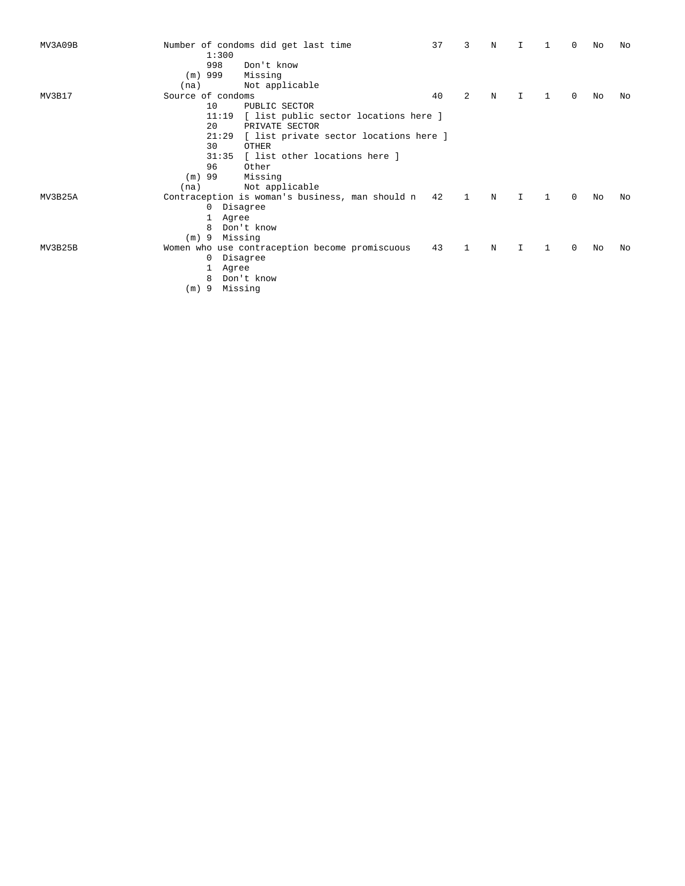```
MV3A09B           Number of condoms did get last time             37    3    N    I    1    0    No    No
                          1:300
                          998    Don't know
                      (m) 999    Missing
                     (na)        Not applicable
MV3B17            Source of condoms                               40    2    N    I    1    0    No    No
                          10     PUBLIC SECTOR
                          11:19  [ list public sector locations here ]
                          20     PRIVATE SECTOR
                          21:29  [ list private sector locations here ]
                          30     OTHER
                          31:35  [ list other locations here ]
                          96     Other
                      (m) 99     Missing
                     (na)        Not applicable
MV3B25A           Contraception is woman's business, man should n  42    1    N    I    1    0    No    No
                          0  Disagree
                          1  Agree
                          8  Don't know
                      (m) 9  Missing
MV3B25B           Women who use contraception become promiscuous   43    1    N    I    1    0    No    No
                          0  Disagree
                          1  Agree
                          8  Don't know
                      (m) 9  Missing
```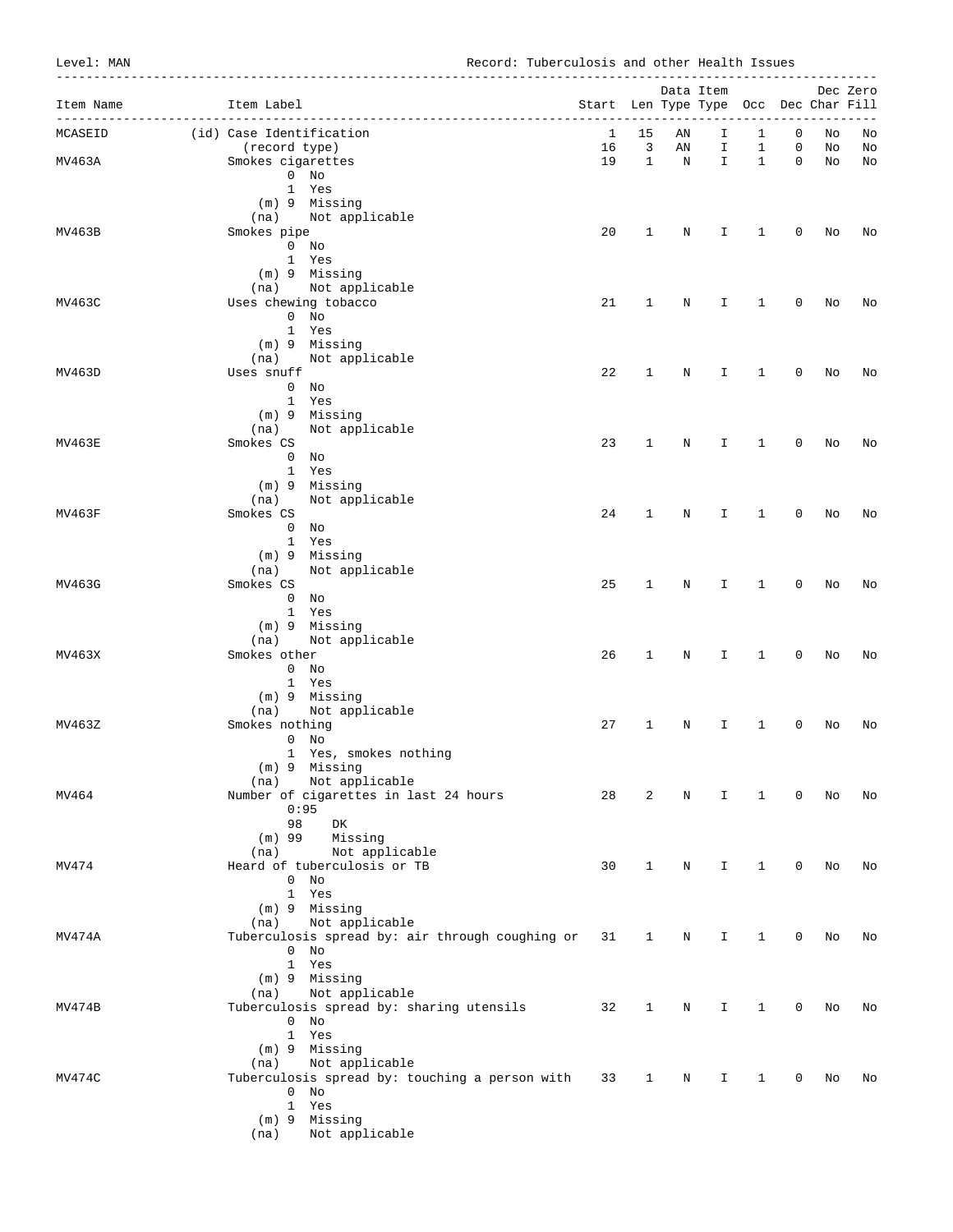Level: MAN                                    Record: Tuberculosis and other Health Issues

| Item Name | Item Label | Start | Len | Data Type | Item Type | Occ | Dec | Dec Char | Zero Fill |
|---|---|---|---|---|---|---|---|---|---|
| MCASEID | (id) Case Identification | 1 | 15 | AN | I | 1 | 0 | No | No |
| | (record type) | 16 | 3 | AN | I | 1 | 0 | No | No |
| MV463A | Smokes cigarettes<br>0 No<br>1 Yes<br>(m) 9 Missing<br>(na) Not applicable | 19 | 1 | N | I | 1 | 0 | No | No |
| MV463B | Smokes pipe<br>0 No<br>1 Yes<br>(m) 9 Missing<br>(na) Not applicable | 20 | 1 | N | I | 1 | 0 | No | No |
| MV463C | Uses chewing tobacco<br>0 No<br>1 Yes<br>(m) 9 Missing<br>(na) Not applicable | 21 | 1 | N | I | 1 | 0 | No | No |
| MV463D | Uses snuff<br>0 No<br>1 Yes<br>(m) 9 Missing<br>(na) Not applicable | 22 | 1 | N | I | 1 | 0 | No | No |
| MV463E | Smokes CS<br>0 No<br>1 Yes<br>(m) 9 Missing<br>(na) Not applicable | 23 | 1 | N | I | 1 | 0 | No | No |
| MV463F | Smokes CS<br>0 No<br>1 Yes<br>(m) 9 Missing<br>(na) Not applicable | 24 | 1 | N | I | 1 | 0 | No | No |
| MV463G | Smokes CS<br>0 No<br>1 Yes<br>(m) 9 Missing<br>(na) Not applicable | 25 | 1 | N | I | 1 | 0 | No | No |
| MV463X | Smokes other<br>0 No<br>1 Yes<br>(m) 9 Missing<br>(na) Not applicable | 26 | 1 | N | I | 1 | 0 | No | No |
| MV463Z | Smokes nothing<br>0 No<br>1 Yes, smokes nothing<br>(m) 9 Missing<br>(na) Not applicable | 27 | 1 | N | I | 1 | 0 | No | No |
| MV464 | Number of cigarettes in last 24 hours<br>0:95<br>98 DK<br>(m) 99 Missing<br>(na) Not applicable | 28 | 2 | N | I | 1 | 0 | No | No |
| MV474 | Heard of tuberculosis or TB<br>0 No<br>1 Yes<br>(m) 9 Missing<br>(na) Not applicable | 30 | 1 | N | I | 1 | 0 | No | No |
| MV474A | Tuberculosis spread by: air through coughing or<br>0 No<br>1 Yes<br>(m) 9 Missing<br>(na) Not applicable | 31 | 1 | N | I | 1 | 0 | No | No |
| MV474B | Tuberculosis spread by: sharing utensils<br>0 No<br>1 Yes<br>(m) 9 Missing<br>(na) Not applicable | 32 | 1 | N | I | 1 | 0 | No | No |
| MV474C | Tuberculosis spread by: touching a person with<br>0 No<br>1 Yes<br>(m) 9 Missing<br>(na) Not applicable | 33 | 1 | N | I | 1 | 0 | No | No |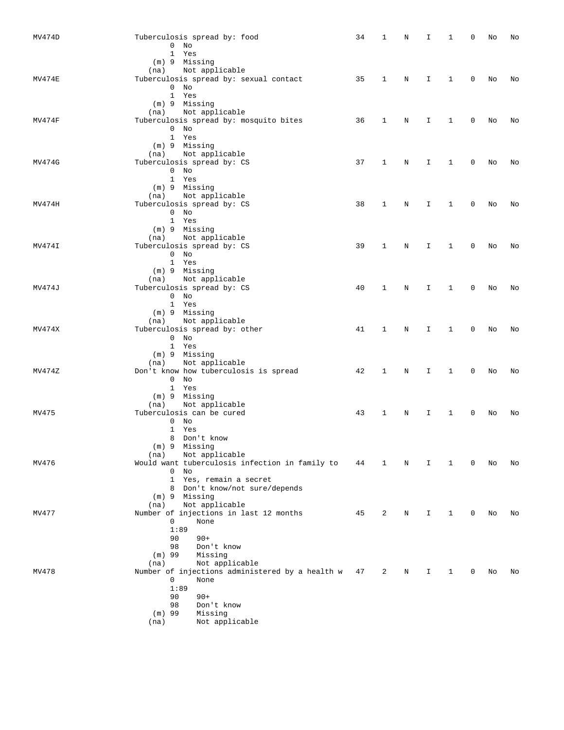```
MV474D          Tuberculosis spread by: food                     34   1   N   I   1   0   No   No
                       0  No
                       1  Yes
                   (m) 9  Missing
                  (na)    Not applicable
MV474E          Tuberculosis spread by: sexual contact           35   1   N   I   1   0   No   No
                       0  No
                       1  Yes
                   (m) 9  Missing
                  (na)    Not applicable
MV474F          Tuberculosis spread by: mosquito bites           36   1   N   I   1   0   No   No
                       0  No
                       1  Yes
                   (m) 9  Missing
                  (na)    Not applicable
MV474G          Tuberculosis spread by: CS                       37   1   N   I   1   0   No   No
                       0  No
                       1  Yes
                   (m) 9  Missing
                  (na)    Not applicable
MV474H          Tuberculosis spread by: CS                       38   1   N   I   1   0   No   No
                       0  No
                       1  Yes
                   (m) 9  Missing
                  (na)    Not applicable
MV474I          Tuberculosis spread by: CS                       39   1   N   I   1   0   No   No
                       0  No
                       1  Yes
                   (m) 9  Missing
                  (na)    Not applicable
MV474J          Tuberculosis spread by: CS                       40   1   N   I   1   0   No   No
                       0  No
                       1  Yes
                   (m) 9  Missing
                  (na)    Not applicable
MV474X          Tuberculosis spread by: other                    41   1   N   I   1   0   No   No
                       0  No
                       1  Yes
                   (m) 9  Missing
                  (na)    Not applicable
MV474Z          Don't know how tuberculosis is spread            42   1   N   I   1   0   No   No
                       0  No
                       1  Yes
                   (m) 9  Missing
                  (na)    Not applicable
MV475           Tuberculosis can be cured                        43   1   N   I   1   0   No   No
                       0  No
                       1  Yes
                       8  Don't know
                   (m) 9  Missing
                  (na)    Not applicable
MV476           Would want tuberculosis infection in family to   44   1   N   I   1   0   No   No
                       0  No
                       1  Yes, remain a secret
                       8  Don't know/not sure/depends
                   (m) 9  Missing
                  (na)    Not applicable
MV477           Number of injections in last 12 months           45   2   N   I   1   0   No   No
                       0     None
                       1:89
                       90    90+
                       98    Don't know
                   (m) 99    Missing
                  (na)       Not applicable
MV478           Number of injections administered by a health w  47   2   N   I   1   0   No   No
                       0     None
                       1:89
                       90    90+
                       98    Don't know
                   (m) 99    Missing
                  (na)       Not applicable
```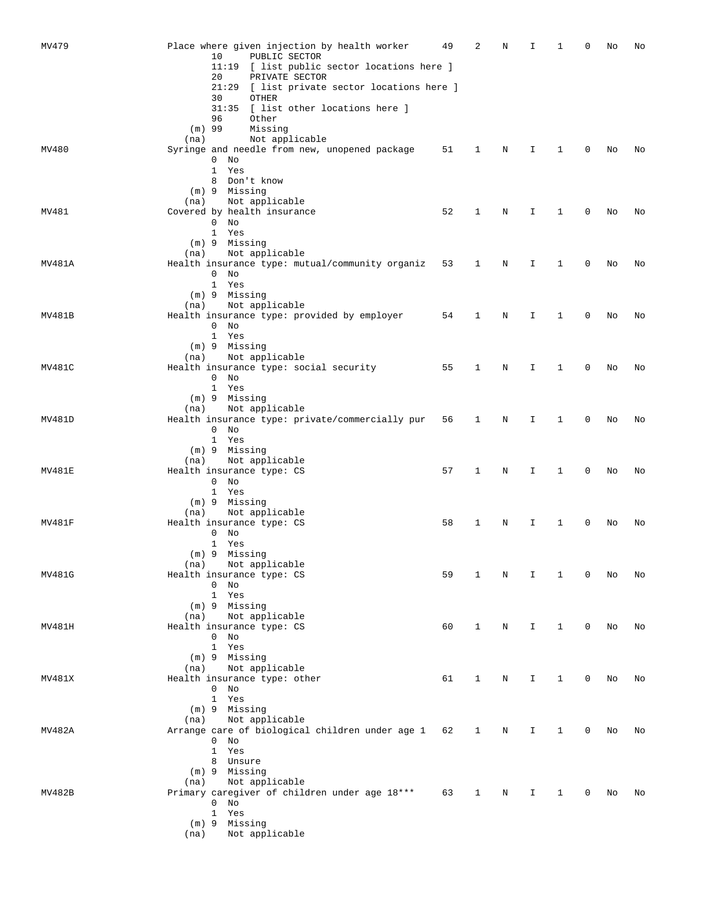```
MV479              Place where given injection by health worker      49    2    N    I    1    0    No    No
                          10      PUBLIC SECTOR
                          11:19  [ list public sector locations here ]
                          20      PRIVATE SECTOR
                          21:29  [ list private sector locations here ]
                          30      OTHER
                          31:35  [ list other locations here ]
                          96      Other
                      (m) 99      Missing
                     (na)         Not applicable
MV480              Syringe and needle from new, unopened package     51    1    N    I    1    0    No    No
                          0  No
                          1  Yes
                          8  Don't know
                      (m) 9  Missing
                     (na)    Not applicable
MV481              Covered by health insurance                       52    1    N    I    1    0    No    No
                          0  No
                          1  Yes
                      (m) 9  Missing
                     (na)    Not applicable
MV481A             Health insurance type: mutual/community organiz   53    1    N    I    1    0    No    No
                          0  No
                          1  Yes
                      (m) 9  Missing
                     (na)    Not applicable
MV481B             Health insurance type: provided by employer       54    1    N    I    1    0    No    No
                          0  No
                          1  Yes
                      (m) 9  Missing
                     (na)    Not applicable
MV481C             Health insurance type: social security            55    1    N    I    1    0    No    No
                          0  No
                          1  Yes
                      (m) 9  Missing
                     (na)    Not applicable
MV481D             Health insurance type: private/commercially pur   56    1    N    I    1    0    No    No
                          0  No
                          1  Yes
                      (m) 9  Missing
                     (na)    Not applicable
MV481E             Health insurance type: CS                         57    1    N    I    1    0    No    No
                          0  No
                          1  Yes
                      (m) 9  Missing
                     (na)    Not applicable
MV481F             Health insurance type: CS                         58    1    N    I    1    0    No    No
                          0  No
                          1  Yes
                      (m) 9  Missing
                     (na)    Not applicable
MV481G             Health insurance type: CS                         59    1    N    I    1    0    No    No
                          0  No
                          1  Yes
                      (m) 9  Missing
                     (na)    Not applicable
MV481H             Health insurance type: CS                         60    1    N    I    1    0    No    No
                          0  No
                          1  Yes
                      (m) 9  Missing
                     (na)    Not applicable
MV481X             Health insurance type: other                      61    1    N    I    1    0    No    No
                          0  No
                          1  Yes
                      (m) 9  Missing
                     (na)    Not applicable
MV482A             Arrange care of biological children under age 1   62    1    N    I    1    0    No    No
                          0  No
                          1  Yes
                          8  Unsure
                      (m) 9  Missing
                     (na)    Not applicable
MV482B             Primary caregiver of children under age 18***     63    1    N    I    1    0    No    No
                          0  No
                          1  Yes
                      (m) 9  Missing
                     (na)    Not applicable
```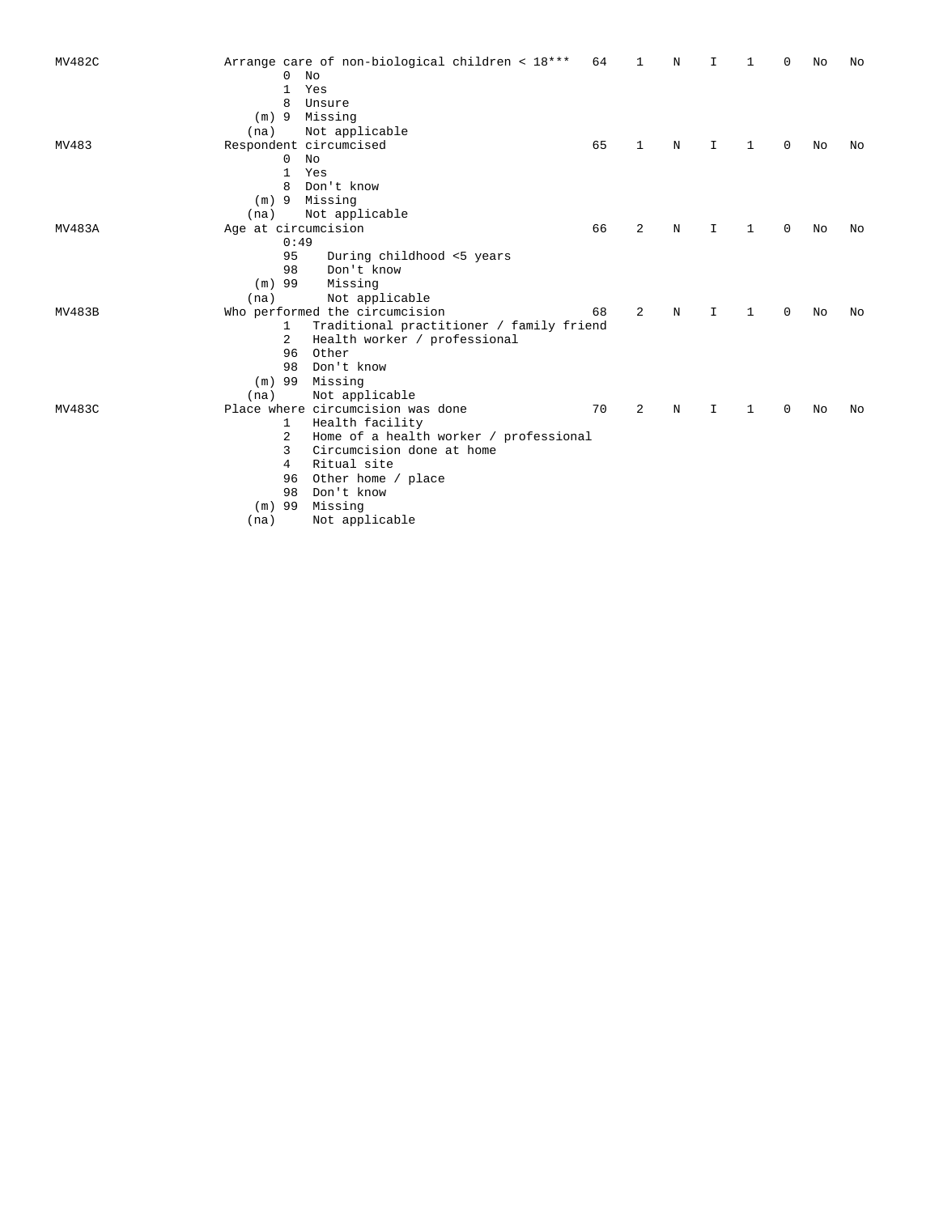```
MV482C              Arrange care of non-biological children < 18***   64    1    N    I    1    0   No    No
                            0  No
                            1  Yes
                            8  Unsure
                        (m) 9  Missing
                       (na)    Not applicable
MV483               Respondent circumcised                             65    1    N    I    1    0   No    No
                            0  No
                            1  Yes
                            8  Don't know
                        (m) 9  Missing
                       (na)    Not applicable
MV483A              Age at circumcision                                66    2    N    I    1    0   No    No
                         0:49
                           95    During childhood <5 years
                           98    Don't know
                       (m) 99    Missing
                       (na)      Not applicable
MV483B              Who performed the circumcision                     68    2    N    I    1    0   No    No
                            1   Traditional practitioner / family friend
                            2   Health worker / professional
                           96   Other
                           98   Don't know
                       (m) 99   Missing
                       (na)     Not applicable
MV483C              Place where circumcision was done                  70    2    N    I    1    0   No    No
                            1   Health facility
                            2   Home of a health worker / professional
                            3   Circumcision done at home
                            4   Ritual site
                           96   Other home / place
                           98   Don't know
                       (m) 99   Missing
                       (na)     Not applicable
```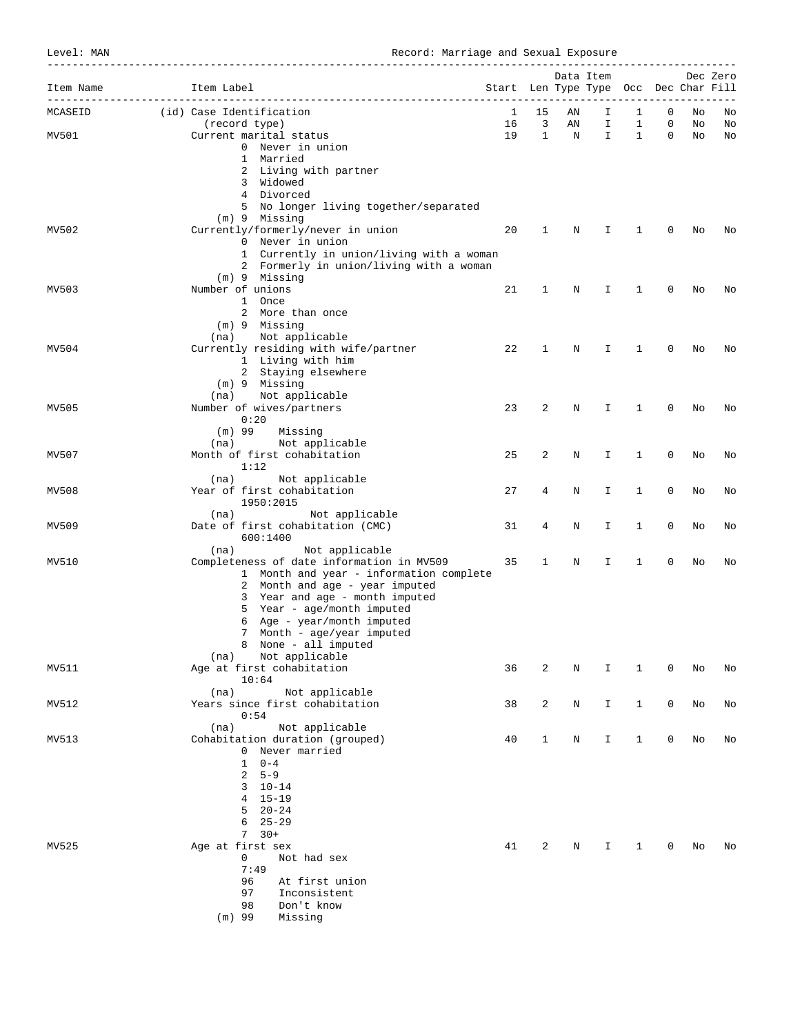Level: MAN Record: Marriage and Sexual Exposure

| Item Name | Item Label | Start | Len | Data Type | Item Type | Occ | Dec | Dec Char | Zero Fill |
|---|---|---|---|---|---|---|---|---|---|
| MCASEID | (id) Case Identification | 1 | 15 | AN | I | 1 | 0 | No | No |
| | (record type) | 16 | 3 | AN | I | 1 | 0 | No | No |
| MV501 | Current marital status<br>0 Never in union<br>1 Married<br>2 Living with partner<br>3 Widowed<br>4 Divorced<br>5 No longer living together/separated<br>(m) 9 Missing | 19 | 1 | N | I | 1 | 0 | No | No |
| MV502 | Currently/formerly/never in union<br>0 Never in union<br>1 Currently in union/living with a woman<br>2 Formerly in union/living with a woman<br>(m) 9 Missing | 20 | 1 | N | I | 1 | 0 | No | No |
| MV503 | Number of unions<br>1 Once<br>2 More than once<br>(m) 9 Missing<br>(na) Not applicable | 21 | 1 | N | I | 1 | 0 | No | No |
| MV504 | Currently residing with wife/partner<br>1 Living with him<br>2 Staying elsewhere<br>(m) 9 Missing<br>(na) Not applicable | 22 | 1 | N | I | 1 | 0 | No | No |
| MV505 | Number of wives/partners<br>0:20<br>(m) 99 Missing<br>(na) Not applicable | 23 | 2 | N | I | 1 | 0 | No | No |
| MV507 | Month of first cohabitation<br>1:12<br>(na) Not applicable | 25 | 2 | N | I | 1 | 0 | No | No |
| MV508 | Year of first cohabitation<br>1950:2015<br>(na) Not applicable | 27 | 4 | N | I | 1 | 0 | No | No |
| MV509 | Date of first cohabitation (CMC)<br>600:1400<br>(na) Not applicable | 31 | 4 | N | I | 1 | 0 | No | No |
| MV510 | Completeness of date information in MV509<br>1 Month and year - information complete<br>2 Month and age - year imputed<br>3 Year and age - month imputed<br>5 Year - age/month imputed<br>6 Age - year/month imputed<br>7 Month - age/year imputed<br>8 None - all imputed<br>(na) Not applicable | 35 | 1 | N | I | 1 | 0 | No | No |
| MV511 | Age at first cohabitation<br>10:64<br>(na) Not applicable | 36 | 2 | N | I | 1 | 0 | No | No |
| MV512 | Years since first cohabitation<br>0:54<br>(na) Not applicable | 38 | 2 | N | I | 1 | 0 | No | No |
| MV513 | Cohabitation duration (grouped)<br>0 Never married<br>1 0-4<br>2 5-9<br>3 10-14<br>4 15-19<br>5 20-24<br>6 25-29<br>7 30+ | 40 | 1 | N | I | 1 | 0 | No | No |
| MV525 | Age at first sex<br>0 Not had sex<br>7:49<br>96 At first union<br>97 Inconsistent<br>98 Don't know<br>(m) 99 Missing | 41 | 2 | N | I | 1 | 0 | No | No |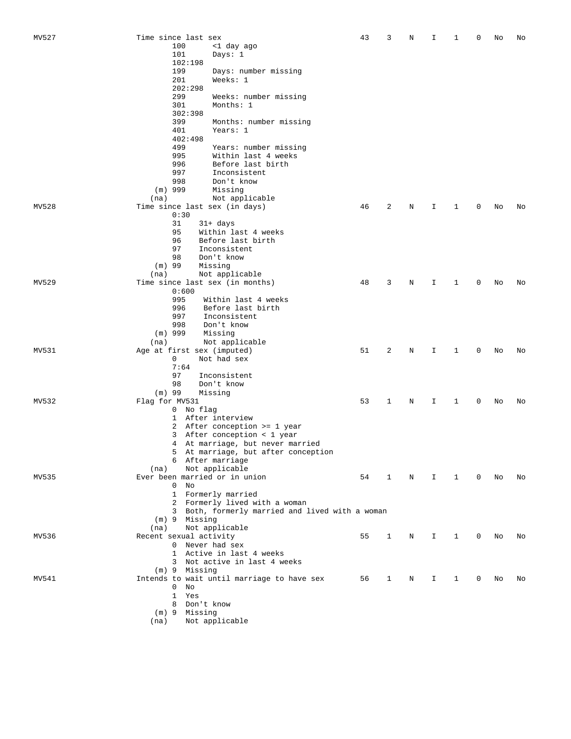```
MV527             Time since last sex                          43   3   N   I   1   0   No   No
                         100      <1 day ago
                         101      Days: 1
                         102:198
                         199      Days: number missing
                         201      Weeks: 1
                         202:298
                         299      Weeks: number missing
                         301      Months: 1
                         302:398
                         399      Months: number missing
                         401      Years: 1
                         402:498
                         499      Years: number missing
                         995      Within last 4 weeks
                         996      Before last birth
                         997      Inconsistent
                         998      Don't know
                     (m) 999      Missing
                    (na)          Not applicable
MV528             Time since last sex (in days)                46   2   N   I   1   0   No   No
                         0:30
                         31    31+ days
                         95    Within last 4 weeks
                         96    Before last birth
                         97    Inconsistent
                         98    Don't know
                     (m) 99    Missing
                    (na)       Not applicable
MV529             Time since last sex (in months)              48   3   N   I   1   0   No   No
                         0:600
                         995    Within last 4 weeks
                         996    Before last birth
                         997    Inconsistent
                         998    Don't know
                     (m) 999    Missing
                    (na)        Not applicable
MV531             Age at first sex (imputed)                   51   2   N   I   1   0   No   No
                         0     Not had sex
                         7:64
                         97    Inconsistent
                         98    Don't know
                     (m) 99    Missing
MV532             Flag for MV531                               53   1   N   I   1   0   No   No
                         0  No flag
                         1  After interview
                         2  After conception >= 1 year
                         3  After conception < 1 year
                         4  At marriage, but never married
                         5  At marriage, but after conception
                         6  After marriage
                    (na)    Not applicable
MV535             Ever been married or in union                54   1   N   I   1   0   No   No
                         0  No
                         1  Formerly married
                         2  Formerly lived with a woman
                         3  Both, formerly married and lived with a woman
                     (m) 9  Missing
                    (na)    Not applicable
MV536             Recent sexual activity                       55   1   N   I   1   0   No   No
                         0  Never had sex
                         1  Active in last 4 weeks
                         3  Not active in last 4 weeks
                     (m) 9  Missing
MV541             Intends to wait until marriage to have sex   56   1   N   I   1   0   No   No
                         0  No
                         1  Yes
                         8  Don't know
                     (m) 9  Missing
                    (na)    Not applicable
```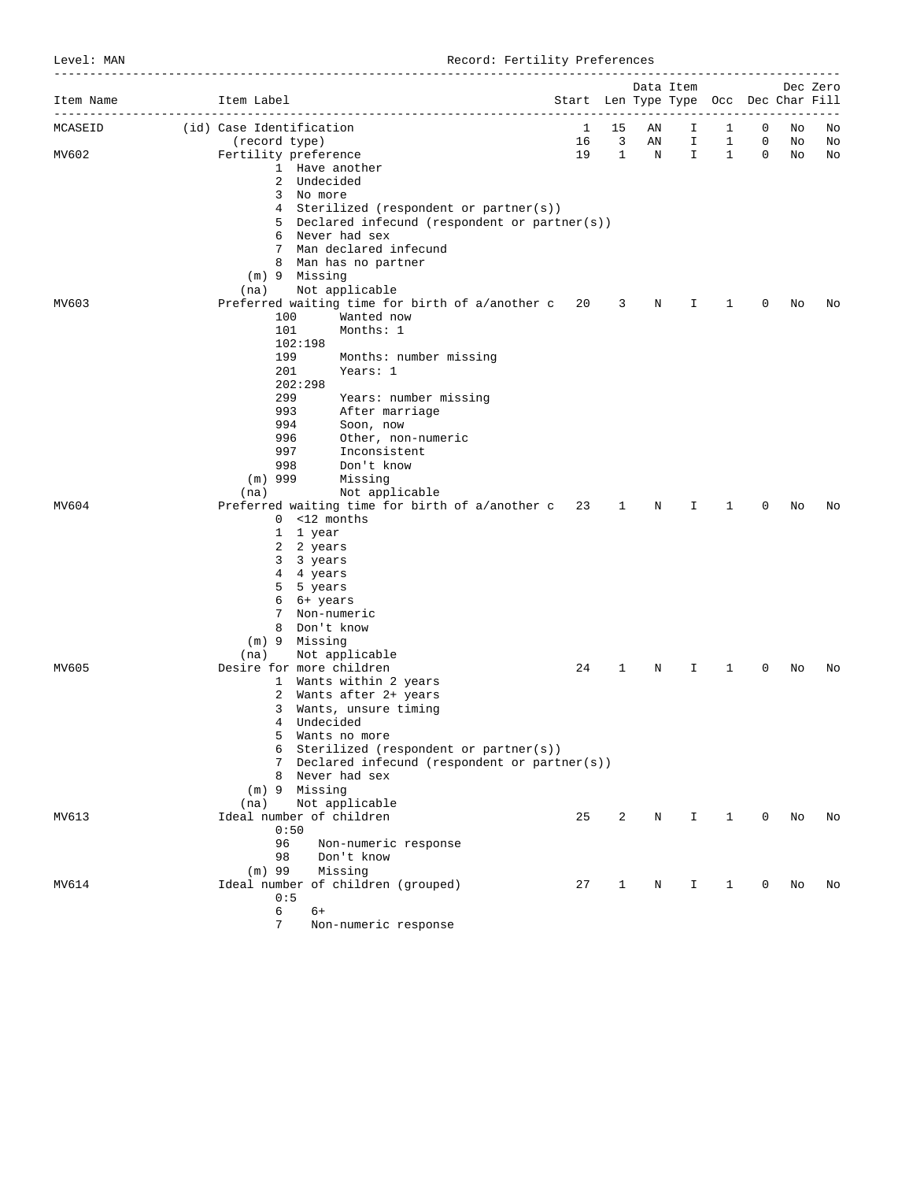Level: MAN Record: Fertility Preferences

| Item Name | Item Label | Start | Len | Data Type | Item Type | Occ | Dec | Dec Char | Zero Fill |
|---|---|---|---|---|---|---|---|---|---|
| MCASEID | (id) Case Identification | 1 | 15 | AN | I | 1 | 0 | No | No |
| | (record type) | 16 | 3 | AN | I | 1 | 0 | No | No |
| MV602 | Fertility preference | 19 | 1 | N | I | 1 | 0 | No | No |
| | 1 Have another | | | | | | | | |
| | 2 Undecided | | | | | | | | |
| | 3 No more | | | | | | | | |
| | 4 Sterilized (respondent or partner(s)) | | | | | | | | |
| | 5 Declared infecund (respondent or partner(s)) | | | | | | | | |
| | 6 Never had sex | | | | | | | | |
| | 7 Man declared infecund | | | | | | | | |
| | 8 Man has no partner | | | | | | | | |
| | (m) 9 Missing | | | | | | | | |
| | (na) Not applicable | | | | | | | | |
| MV603 | Preferred waiting time for birth of a/another c | 20 | 3 | N | I | 1 | 0 | No | No |
| | 100 Wanted now | | | | | | | | |
| | 101 Months: 1 | | | | | | | | |
| | 102:198 | | | | | | | | |
| | 199 Months: number missing | | | | | | | | |
| | 201 Years: 1 | | | | | | | | |
| | 202:298 | | | | | | | | |
| | 299 Years: number missing | | | | | | | | |
| | 993 After marriage | | | | | | | | |
| | 994 Soon, now | | | | | | | | |
| | 996 Other, non-numeric | | | | | | | | |
| | 997 Inconsistent | | | | | | | | |
| | 998 Don't know | | | | | | | | |
| | (m) 999 Missing | | | | | | | | |
| | (na) Not applicable | | | | | | | | |
| MV604 | Preferred waiting time for birth of a/another c | 23 | 1 | N | I | 1 | 0 | No | No |
| | 0 <12 months | | | | | | | | |
| | 1 1 year | | | | | | | | |
| | 2 2 years | | | | | | | | |
| | 3 3 years | | | | | | | | |
| | 4 4 years | | | | | | | | |
| | 5 5 years | | | | | | | | |
| | 6 6+ years | | | | | | | | |
| | 7 Non-numeric | | | | | | | | |
| | 8 Don't know | | | | | | | | |
| | (m) 9 Missing | | | | | | | | |
| | (na) Not applicable | | | | | | | | |
| MV605 | Desire for more children | 24 | 1 | N | I | 1 | 0 | No | No |
| | 1 Wants within 2 years | | | | | | | | |
| | 2 Wants after 2+ years | | | | | | | | |
| | 3 Wants, unsure timing | | | | | | | | |
| | 4 Undecided | | | | | | | | |
| | 5 Wants no more | | | | | | | | |
| | 6 Sterilized (respondent or partner(s)) | | | | | | | | |
| | 7 Declared infecund (respondent or partner(s)) | | | | | | | | |
| | 8 Never had sex | | | | | | | | |
| | (m) 9 Missing | | | | | | | | |
| | (na) Not applicable | | | | | | | | |
| MV613 | Ideal number of children | 25 | 2 | N | I | 1 | 0 | No | No |
| | 0:50 | | | | | | | | |
| | 96 Non-numeric response | | | | | | | | |
| | 98 Don't know | | | | | | | | |
| | (m) 99 Missing | | | | | | | | |
| MV614 | Ideal number of children (grouped) | 27 | 1 | N | I | 1 | 0 | No | No |
| | 0:5 | | | | | | | | |
| | 6 6+ | | | | | | | | |
| | 7 Non-numeric response | | | | | | | | |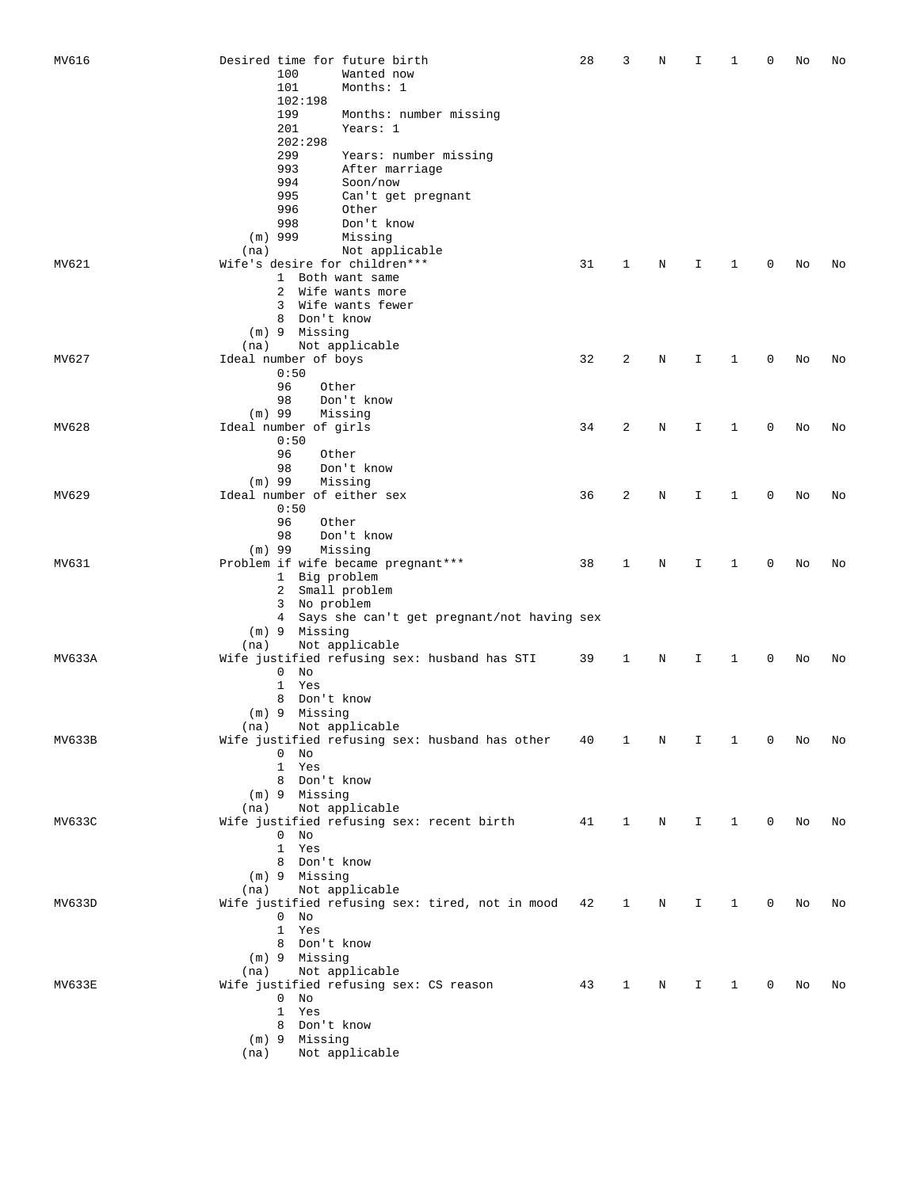```
MV616                Desired time for future birth                  28    3    N    I    1    0    No    No
                             100      Wanted now
                             101      Months: 1
                             102:198
                             199      Months: number missing
                             201      Years: 1
                             202:298
                             299      Years: number missing
                             993      After marriage
                             994      Soon/now
                             995      Can't get pregnant
                             996      Other
                             998      Don't know
                         (m) 999      Missing
                        (na)          Not applicable
MV621                Wife's desire for children***                  31    1    N    I    1    0    No    No
                             1  Both want same
                             2  Wife wants more
                             3  Wife wants fewer
                             8  Don't know
                         (m) 9  Missing
                        (na)    Not applicable
MV627                Ideal number of boys                           32    2    N    I    1    0    No    No
                             0:50
                             96    Other
                             98    Don't know
                         (m) 99    Missing
MV628                Ideal number of girls                          34    2    N    I    1    0    No    No
                             0:50
                             96    Other
                             98    Don't know
                         (m) 99    Missing
MV629                Ideal number of either sex                     36    2    N    I    1    0    No    No
                             0:50
                             96    Other
                             98    Don't know
                         (m) 99    Missing
MV631                Problem if wife became pregnant***             38    1    N    I    1    0    No    No
                             1  Big problem
                             2  Small problem
                             3  No problem
                             4  Says she can't get pregnant/not having sex
                         (m) 9  Missing
                        (na)    Not applicable
MV633A               Wife justified refusing sex: husband has STI   39    1    N    I    1    0    No    No
                             0  No
                             1  Yes
                             8  Don't know
                         (m) 9  Missing
                        (na)    Not applicable
MV633B               Wife justified refusing sex: husband has other 40    1    N    I    1    0    No    No
                             0  No
                             1  Yes
                             8  Don't know
                         (m) 9  Missing
                        (na)    Not applicable
MV633C               Wife justified refusing sex: recent birth      41    1    N    I    1    0    No    No
                             0  No
                             1  Yes
                             8  Don't know
                         (m) 9  Missing
                        (na)    Not applicable
MV633D               Wife justified refusing sex: tired, not in mood 42   1    N    I    1    0    No    No
                             0  No
                             1  Yes
                             8  Don't know
                         (m) 9  Missing
                        (na)    Not applicable
MV633E               Wife justified refusing sex: CS reason         43    1    N    I    1    0    No    No
                             0  No
                             1  Yes
                             8  Don't know
                         (m) 9  Missing
                        (na)    Not applicable
```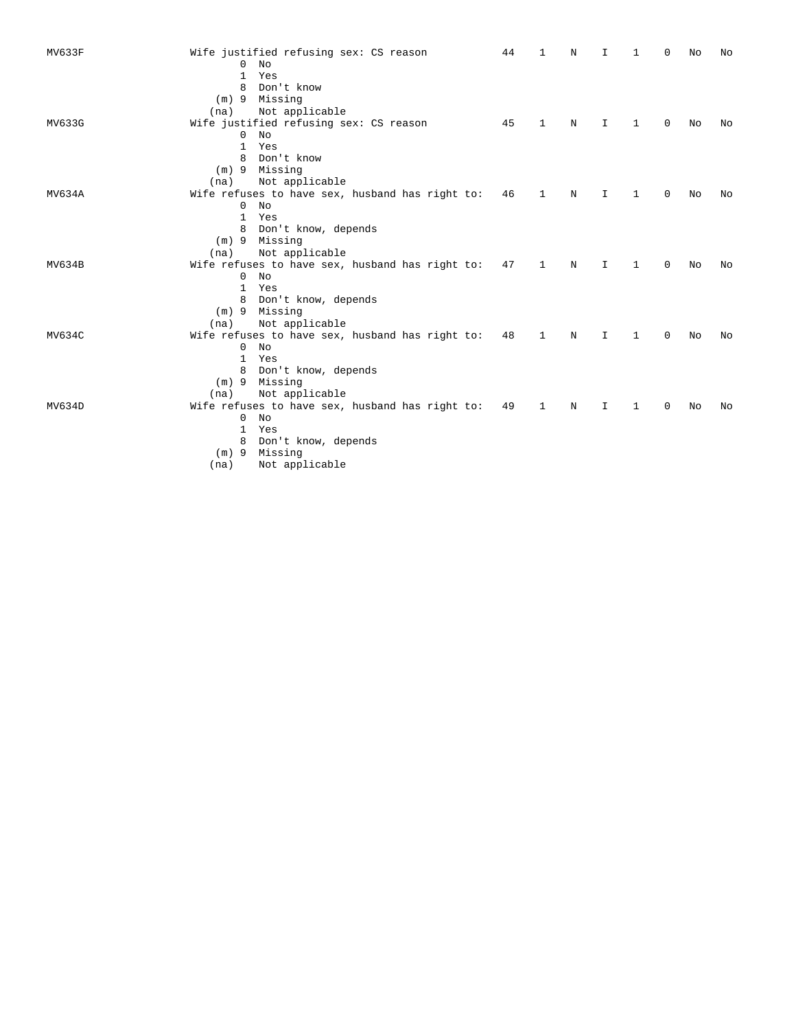```
MV633F              Wife justified refusing sex: CS reason            44   1   N   I   1   0   No   No
                           0  No
                           1  Yes
                           8  Don't know
                       (m) 9  Missing
                      (na)    Not applicable
MV633G              Wife justified refusing sex: CS reason            45   1   N   I   1   0   No   No
                           0  No
                           1  Yes
                           8  Don't know
                       (m) 9  Missing
                      (na)    Not applicable
MV634A              Wife refuses to have sex, husband has right to:   46   1   N   I   1   0   No   No
                           0  No
                           1  Yes
                           8  Don't know, depends
                       (m) 9  Missing
                      (na)    Not applicable
MV634B              Wife refuses to have sex, husband has right to:   47   1   N   I   1   0   No   No
                           0  No
                           1  Yes
                           8  Don't know, depends
                       (m) 9  Missing
                      (na)    Not applicable
MV634C              Wife refuses to have sex, husband has right to:   48   1   N   I   1   0   No   No
                           0  No
                           1  Yes
                           8  Don't know, depends
                       (m) 9  Missing
                      (na)    Not applicable
MV634D              Wife refuses to have sex, husband has right to:   49   1   N   I   1   0   No   No
                           0  No
                           1  Yes
                           8  Don't know, depends
                       (m) 9  Missing
                      (na)    Not applicable
```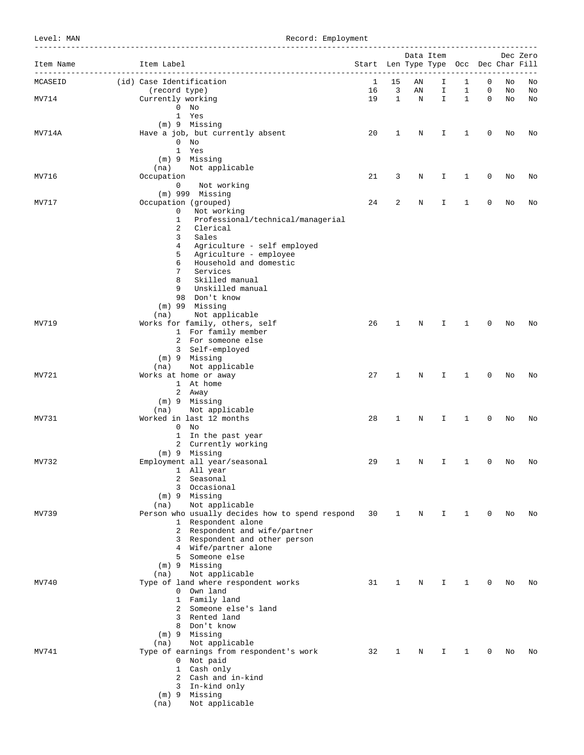Level: MAN                                         Record: Employment

```
-----------------------------------------------------------------------------------------------------------
                                                                         Data Item                 Dec Zero
Item Name          Item Label                                  Start Len Type Type  Occ  Dec Char Fill
-----------------------------------------------------------------------------------------------------------
MCASEID        (id) Case Identification                          1   15   AN    I    1    0   No   No
                   (record type)                                16    3   AN    I    1    0   No   No
MV714              Currently working                            19    1    N    I    1    0   No   No
                       0  No
                       1  Yes
                   (m) 9  Missing
MV714A             Have a job, but currently absent             20    1    N    I    1    0   No   No
                       0  No
                       1  Yes
                   (m) 9  Missing
                  (na)    Not applicable
MV716              Occupation                                   21    3    N    I    1    0   No   No
                       0    Not working
                   (m) 999  Missing
MV717              Occupation (grouped)                         24    2    N    I    1    0   No   No
                       0   Not working
                       1   Professional/technical/managerial
                       2   Clerical
                       3   Sales
                       4   Agriculture - self employed
                       5   Agriculture - employee
                       6   Household and domestic
                       7   Services
                       8   Skilled manual
                       9   Unskilled manual
                       98  Don't know
                   (m) 99  Missing
                  (na)     Not applicable
MV719              Works for family, others, self               26    1    N    I    1    0   No   No
                       1  For family member
                       2  For someone else
                       3  Self-employed
                   (m) 9  Missing
                  (na)    Not applicable
MV721              Works at home or away                        27    1    N    I    1    0   No   No
                       1  At home
                       2  Away
                   (m) 9  Missing
                  (na)    Not applicable
MV731              Worked in last 12 months                     28    1    N    I    1    0   No   No
                       0  No
                       1  In the past year
                       2  Currently working
                   (m) 9  Missing
MV732              Employment all year/seasonal                 29    1    N    I    1    0   No   No
                       1  All year
                       2  Seasonal
                       3  Occasional
                   (m) 9  Missing
                  (na)    Not applicable
MV739              Person who usually decides how to spend respond  30    1    N    I    1    0   No   No
                       1  Respondent alone
                       2  Respondent and wife/partner
                       3  Respondent and other person
                       4  Wife/partner alone
                       5  Someone else
                   (m) 9  Missing
                  (na)    Not applicable
MV740              Type of land where respondent works          31    1    N    I    1    0   No   No
                       0  Own land
                       1  Family land
                       2  Someone else's land
                       3  Rented land
                       8  Don't know
                   (m) 9  Missing
                  (na)    Not applicable
MV741              Type of earnings from respondent's work      32    1    N    I    1    0   No   No
                       0  Not paid
                       1  Cash only
                       2  Cash and in-kind
                       3  In-kind only
                   (m) 9  Missing
                  (na)    Not applicable
```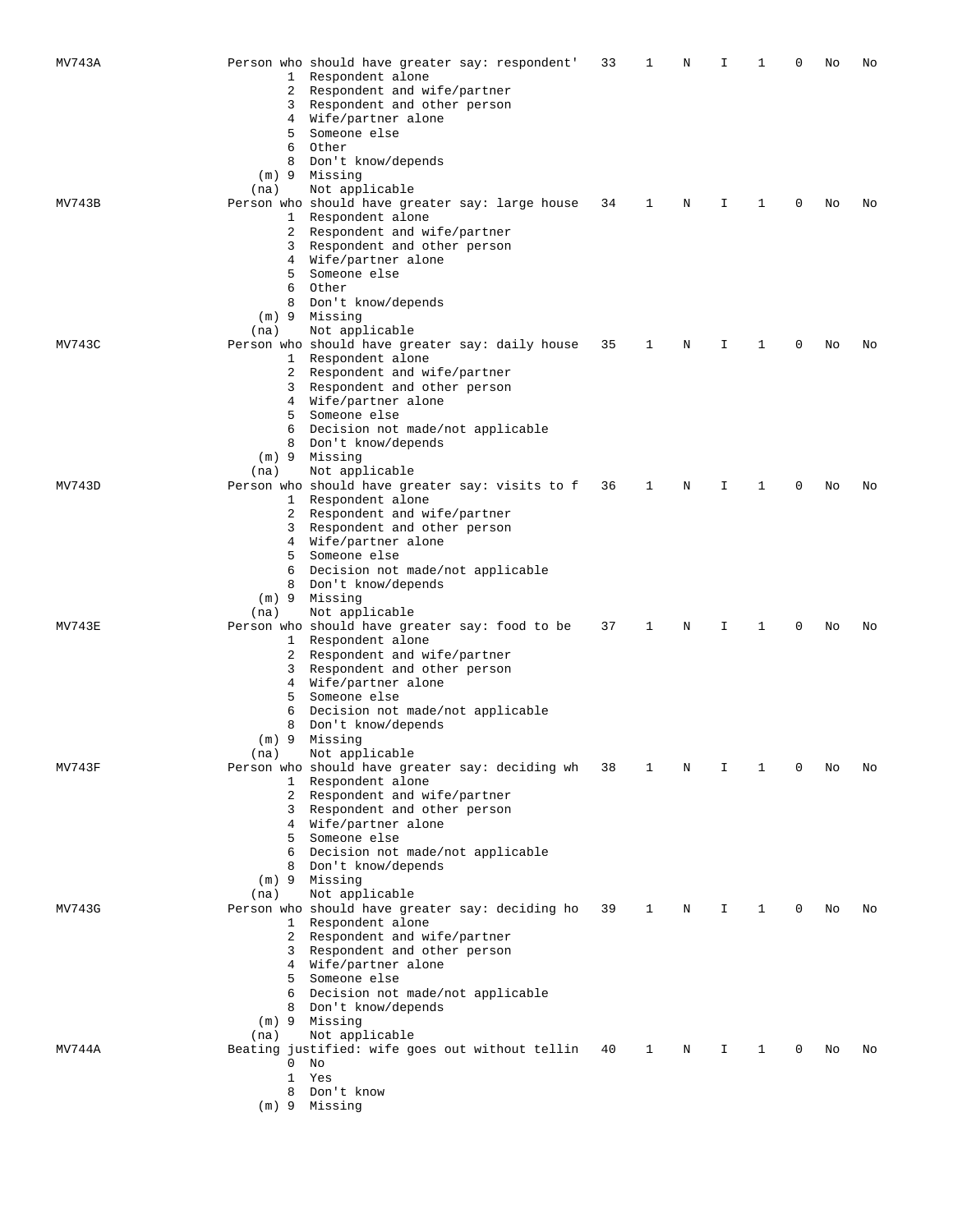```
MV743A                  Person who should have greater say: respondent'   33    1    N    I    1    0    No    No
                                1  Respondent alone
                                2  Respondent and wife/partner
                                3  Respondent and other person
                                4  Wife/partner alone
                                5  Someone else
                                6  Other
                                8  Don't know/depends
                            (m) 9  Missing
                           (na)    Not applicable
MV743B                  Person who should have greater say: large house   34    1    N    I    1    0    No    No
                                1  Respondent alone
                                2  Respondent and wife/partner
                                3  Respondent and other person
                                4  Wife/partner alone
                                5  Someone else
                                6  Other
                                8  Don't know/depends
                            (m) 9  Missing
                           (na)    Not applicable
MV743C                  Person who should have greater say: daily house   35    1    N    I    1    0    No    No
                                1  Respondent alone
                                2  Respondent and wife/partner
                                3  Respondent and other person
                                4  Wife/partner alone
                                5  Someone else
                                6  Decision not made/not applicable
                                8  Don't know/depends
                            (m) 9  Missing
                           (na)    Not applicable
MV743D                  Person who should have greater say: visits to f   36    1    N    I    1    0    No    No
                                1  Respondent alone
                                2  Respondent and wife/partner
                                3  Respondent and other person
                                4  Wife/partner alone
                                5  Someone else
                                6  Decision not made/not applicable
                                8  Don't know/depends
                            (m) 9  Missing
                           (na)    Not applicable
MV743E                  Person who should have greater say: food to be    37    1    N    I    1    0    No    No
                                1  Respondent alone
                                2  Respondent and wife/partner
                                3  Respondent and other person
                                4  Wife/partner alone
                                5  Someone else
                                6  Decision not made/not applicable
                                8  Don't know/depends
                            (m) 9  Missing
                           (na)    Not applicable
MV743F                  Person who should have greater say: deciding wh   38    1    N    I    1    0    No    No
                                1  Respondent alone
                                2  Respondent and wife/partner
                                3  Respondent and other person
                                4  Wife/partner alone
                                5  Someone else
                                6  Decision not made/not applicable
                                8  Don't know/depends
                            (m) 9  Missing
                           (na)    Not applicable
MV743G                  Person who should have greater say: deciding ho   39    1    N    I    1    0    No    No
                                1  Respondent alone
                                2  Respondent and wife/partner
                                3  Respondent and other person
                                4  Wife/partner alone
                                5  Someone else
                                6  Decision not made/not applicable
                                8  Don't know/depends
                            (m) 9  Missing
                           (na)    Not applicable
MV744A                  Beating justified: wife goes out without tellin   40    1    N    I    1    0    No    No
                                0  No
                                1  Yes
                                8  Don't know
                            (m) 9  Missing
```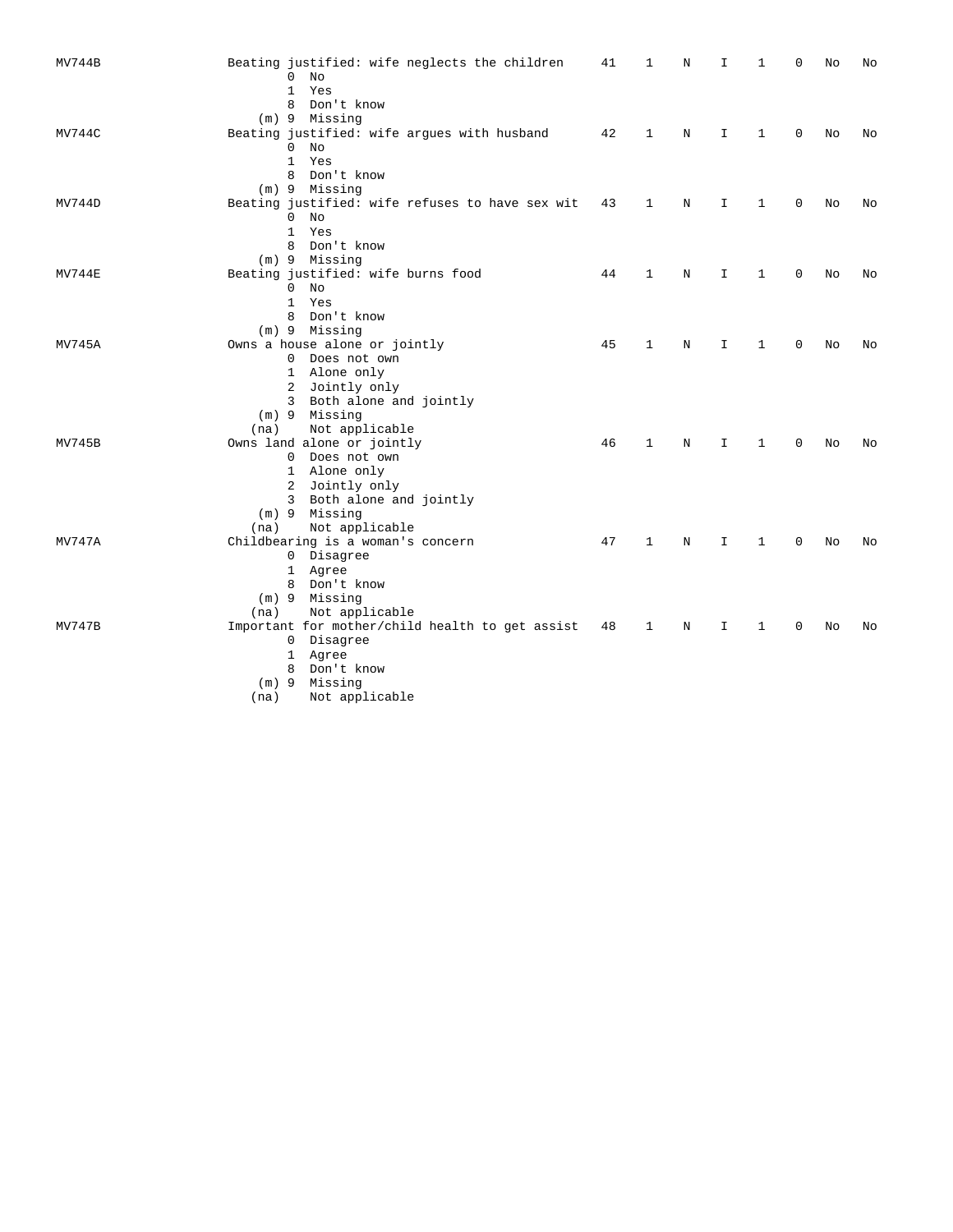```
MV744B              Beating justified: wife neglects the children     41    1    N    I    1    0    No    No
                           0  No
                           1  Yes
                           8  Don't know
                       (m) 9  Missing
MV744C              Beating justified: wife argues with husband       42    1    N    I    1    0    No    No
                           0  No
                           1  Yes
                           8  Don't know
                       (m) 9  Missing
MV744D              Beating justified: wife refuses to have sex wit   43    1    N    I    1    0    No    No
                           0  No
                           1  Yes
                           8  Don't know
                       (m) 9  Missing
MV744E              Beating justified: wife burns food                44    1    N    I    1    0    No    No
                           0  No
                           1  Yes
                           8  Don't know
                       (m) 9  Missing
MV745A              Owns a house alone or jointly                     45    1    N    I    1    0    No    No
                           0  Does not own
                           1  Alone only
                           2  Jointly only
                           3  Both alone and jointly
                       (m) 9  Missing
                      (na)    Not applicable
MV745B              Owns land alone or jointly                        46    1    N    I    1    0    No    No
                           0  Does not own
                           1  Alone only
                           2  Jointly only
                           3  Both alone and jointly
                       (m) 9  Missing
                      (na)    Not applicable
MV747A              Childbearing is a woman's concern                 47    1    N    I    1    0    No    No
                           0  Disagree
                           1  Agree
                           8  Don't know
                       (m) 9  Missing
                      (na)    Not applicable
MV747B              Important for mother/child health to get assist   48    1    N    I    1    0    No    No
                           0  Disagree
                           1  Agree
                           8  Don't know
                       (m) 9  Missing
                      (na)    Not applicable
```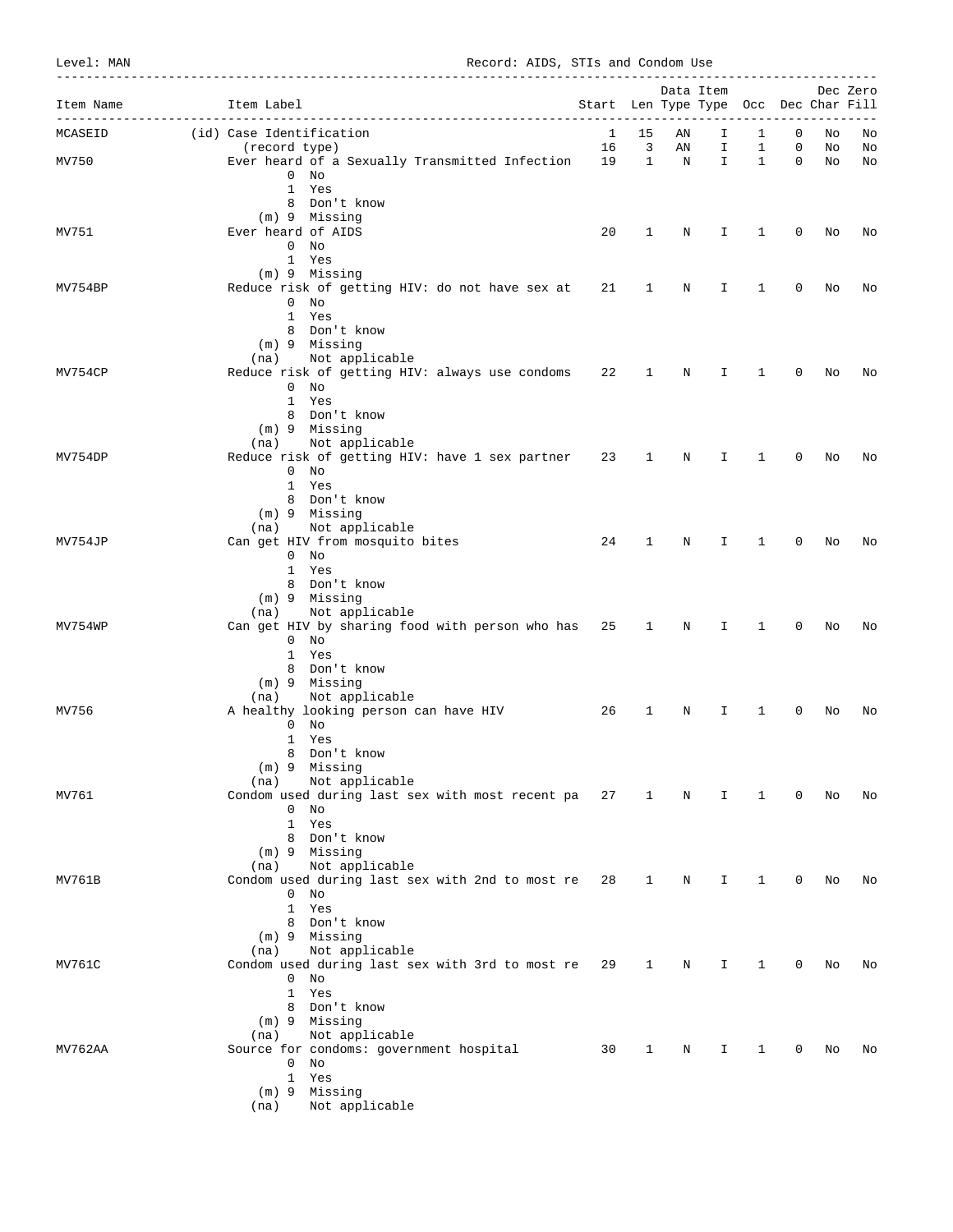Level: MAN                                                                    Record: AIDS, STIs and Condom Use

```
------------------------------------------------------------------------------------------------------
                                                                              Data Item          Dec Zero
Item Name            Item Label                                        Start  Len Type Type  Occ  Dec Char Fill
------------------------------------------------------------------------------------------------------
MCASEID         (id) Case Identification                                  1   15   AN    I    1    0   No   No
                     (record type)                                       16    3   AN    I    1    0   No   No
MV750                Ever heard of a Sexually Transmitted Infection      19    1    N    I    1    0   No   No
                           0  No
                           1  Yes
                           8  Don't know
                       (m) 9  Missing
MV751                Ever heard of AIDS                                  20    1    N    I    1    0   No   No
                           0  No
                           1  Yes
                       (m) 9  Missing
MV754BP              Reduce risk of getting HIV: do not have sex at      21    1    N    I    1    0   No   No
                           0  No
                           1  Yes
                           8  Don't know
                       (m) 9  Missing
                      (na)    Not applicable
MV754CP              Reduce risk of getting HIV: always use condoms      22    1    N    I    1    0   No   No
                           0  No
                           1  Yes
                           8  Don't know
                       (m) 9  Missing
                      (na)    Not applicable
MV754DP              Reduce risk of getting HIV: have 1 sex partner      23    1    N    I    1    0   No   No
                           0  No
                           1  Yes
                           8  Don't know
                       (m) 9  Missing
                      (na)    Not applicable
MV754JP              Can get HIV from mosquito bites                     24    1    N    I    1    0   No   No
                           0  No
                           1  Yes
                           8  Don't know
                       (m) 9  Missing
                      (na)    Not applicable
MV754WP              Can get HIV by sharing food with person who has     25    1    N    I    1    0   No   No
                           0  No
                           1  Yes
                           8  Don't know
                       (m) 9  Missing
                      (na)    Not applicable
MV756                A healthy looking person can have HIV               26    1    N    I    1    0   No   No
                           0  No
                           1  Yes
                           8  Don't know
                       (m) 9  Missing
                      (na)    Not applicable
MV761                Condom used during last sex with most recent pa     27    1    N    I    1    0   No   No
                           0  No
                           1  Yes
                           8  Don't know
                       (m) 9  Missing
                      (na)    Not applicable
MV761B               Condom used during last sex with 2nd to most re     28    1    N    I    1    0   No   No
                           0  No
                           1  Yes
                           8  Don't know
                       (m) 9  Missing
                      (na)    Not applicable
MV761C               Condom used during last sex with 3rd to most re     29    1    N    I    1    0   No   No
                           0  No
                           1  Yes
                           8  Don't know
                       (m) 9  Missing
                      (na)    Not applicable
MV762AA              Source for condoms: government hospital             30    1    N    I    1    0   No   No
                           0  No
                           1  Yes
                       (m) 9  Missing
                      (na)    Not applicable
```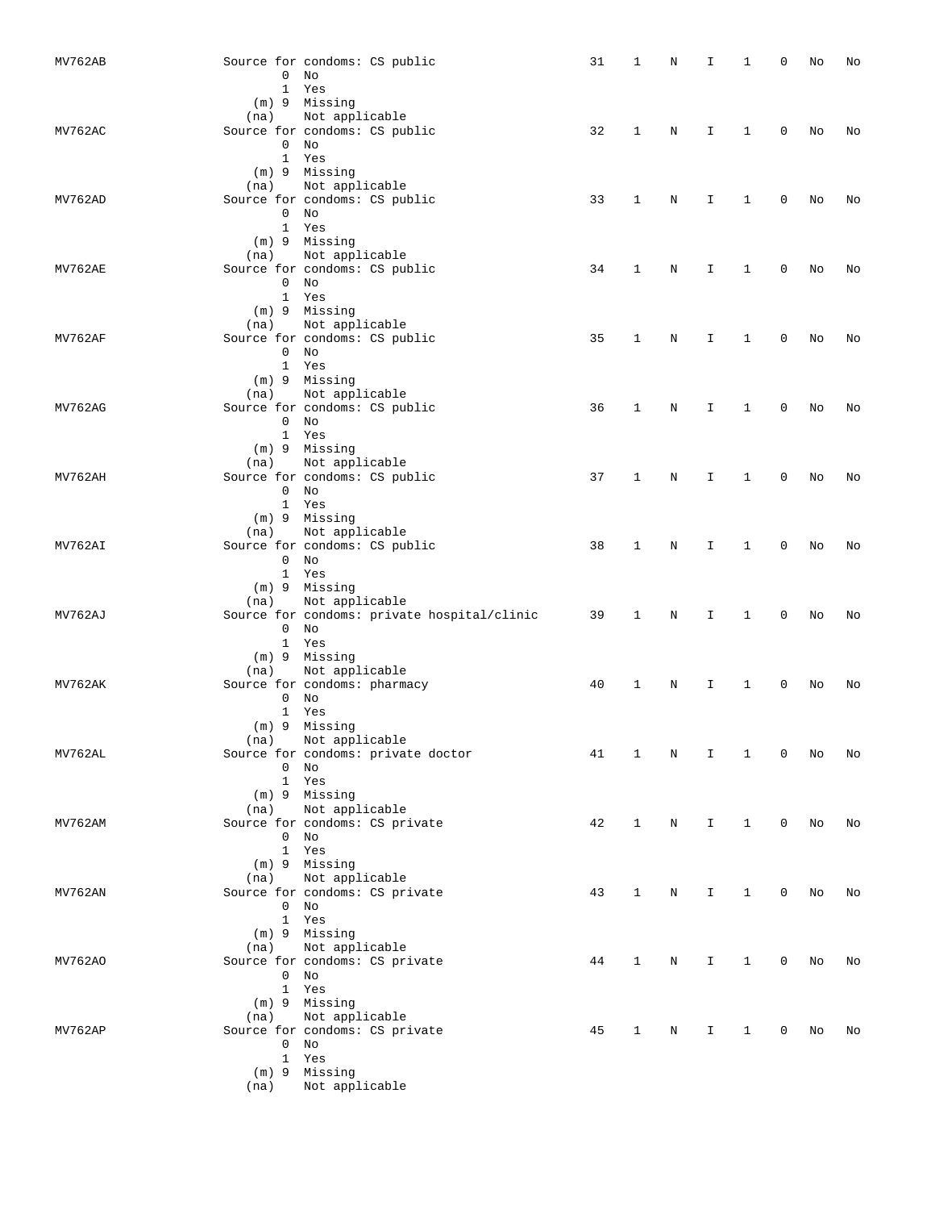```
MV762AB                 Source for condoms: CS public                  31    1    N    I    1    0    No    No
                              0  No
                              1  Yes
                          (m) 9  Missing
                         (na)    Not applicable
MV762AC                 Source for condoms: CS public                  32    1    N    I    1    0    No    No
                              0  No
                              1  Yes
                          (m) 9  Missing
                         (na)    Not applicable
MV762AD                 Source for condoms: CS public                  33    1    N    I    1    0    No    No
                              0  No
                              1  Yes
                          (m) 9  Missing
                         (na)    Not applicable
MV762AE                 Source for condoms: CS public                  34    1    N    I    1    0    No    No
                              0  No
                              1  Yes
                          (m) 9  Missing
                         (na)    Not applicable
MV762AF                 Source for condoms: CS public                  35    1    N    I    1    0    No    No
                              0  No
                              1  Yes
                          (m) 9  Missing
                         (na)    Not applicable
MV762AG                 Source for condoms: CS public                  36    1    N    I    1    0    No    No
                              0  No
                              1  Yes
                          (m) 9  Missing
                         (na)    Not applicable
MV762AH                 Source for condoms: CS public                  37    1    N    I    1    0    No    No
                              0  No
                              1  Yes
                          (m) 9  Missing
                         (na)    Not applicable
MV762AI                 Source for condoms: CS public                  38    1    N    I    1    0    No    No
                              0  No
                              1  Yes
                          (m) 9  Missing
                         (na)    Not applicable
MV762AJ                 Source for condoms: private hospital/clinic    39    1    N    I    1    0    No    No
                              0  No
                              1  Yes
                          (m) 9  Missing
                         (na)    Not applicable
MV762AK                 Source for condoms: pharmacy                   40    1    N    I    1    0    No    No
                              0  No
                              1  Yes
                          (m) 9  Missing
                         (na)    Not applicable
MV762AL                 Source for condoms: private doctor             41    1    N    I    1    0    No    No
                              0  No
                              1  Yes
                          (m) 9  Missing
                         (na)    Not applicable
MV762AM                 Source for condoms: CS private                 42    1    N    I    1    0    No    No
                              0  No
                              1  Yes
                          (m) 9  Missing
                         (na)    Not applicable
MV762AN                 Source for condoms: CS private                 43    1    N    I    1    0    No    No
                              0  No
                              1  Yes
                          (m) 9  Missing
                         (na)    Not applicable
MV762AO                 Source for condoms: CS private                 44    1    N    I    1    0    No    No
                              0  No
                              1  Yes
                          (m) 9  Missing
                         (na)    Not applicable
MV762AP                 Source for condoms: CS private                 45    1    N    I    1    0    No    No
                              0  No
                              1  Yes
                          (m) 9  Missing
                         (na)    Not applicable
```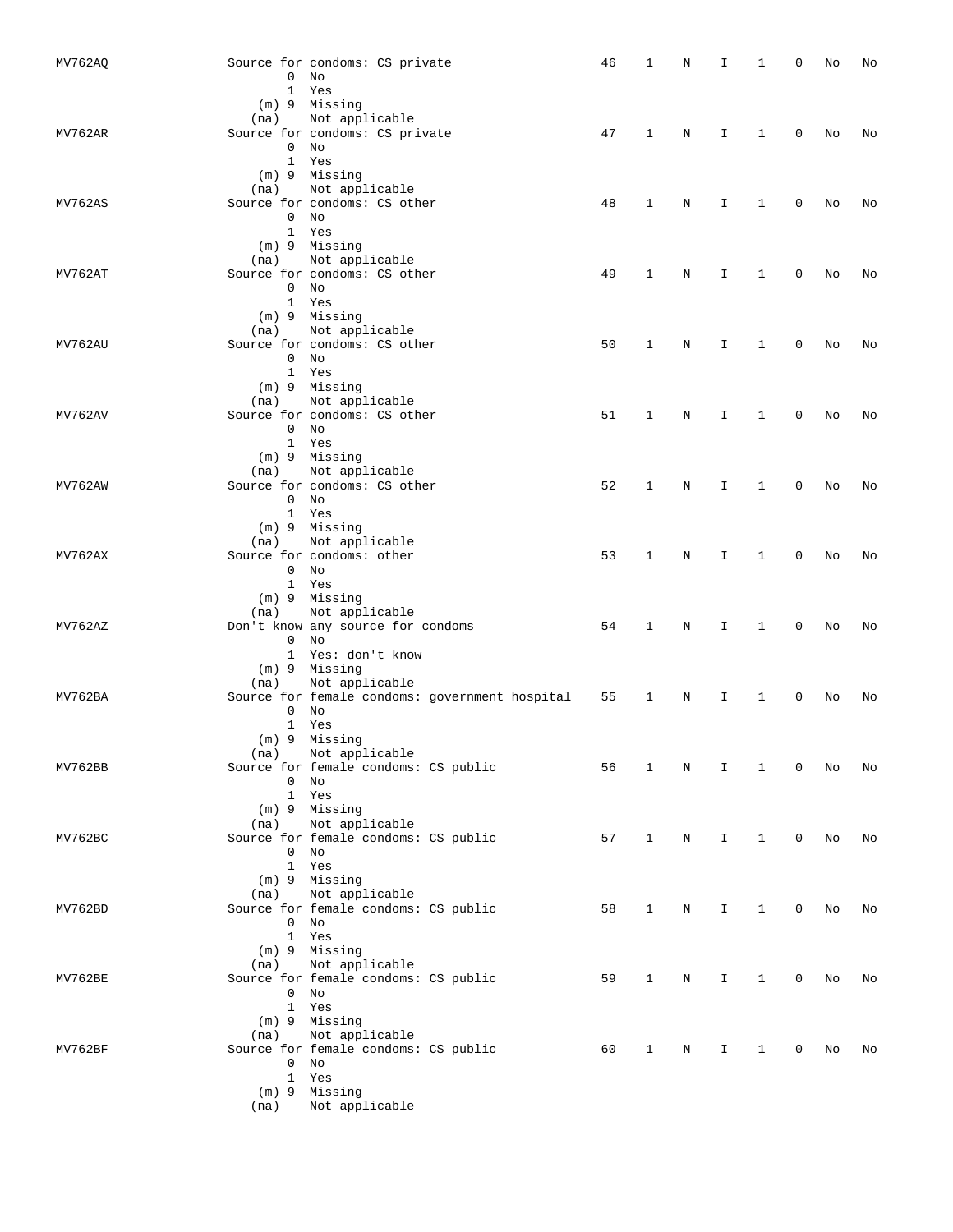```
MV762AQ              Source for condoms: CS private              46    1    N    I    1    0    No    No
                             0  No
                             1  Yes
                         (m) 9  Missing
                          (na)  Not applicable
MV762AR              Source for condoms: CS private              47    1    N    I    1    0    No    No
                             0  No
                             1  Yes
                         (m) 9  Missing
                          (na)  Not applicable
MV762AS              Source for condoms: CS other                48    1    N    I    1    0    No    No
                             0  No
                             1  Yes
                         (m) 9  Missing
                          (na)  Not applicable
MV762AT              Source for condoms: CS other                49    1    N    I    1    0    No    No
                             0  No
                             1  Yes
                         (m) 9  Missing
                          (na)  Not applicable
MV762AU              Source for condoms: CS other                50    1    N    I    1    0    No    No
                             0  No
                             1  Yes
                         (m) 9  Missing
                          (na)  Not applicable
MV762AV              Source for condoms: CS other                51    1    N    I    1    0    No    No
                             0  No
                             1  Yes
                         (m) 9  Missing
                          (na)  Not applicable
MV762AW              Source for condoms: CS other                52    1    N    I    1    0    No    No
                             0  No
                             1  Yes
                         (m) 9  Missing
                          (na)  Not applicable
MV762AX              Source for condoms: other                   53    1    N    I    1    0    No    No
                             0  No
                             1  Yes
                         (m) 9  Missing
                          (na)  Not applicable
MV762AZ              Don't know any source for condoms           54    1    N    I    1    0    No    No
                             0  No
                             1  Yes: don't know
                         (m) 9  Missing
                          (na)  Not applicable
MV762BA              Source for female condoms: government hospital   55    1    N    I    1    0    No    No
                             0  No
                             1  Yes
                         (m) 9  Missing
                          (na)  Not applicable
MV762BB              Source for female condoms: CS public        56    1    N    I    1    0    No    No
                             0  No
                             1  Yes
                         (m) 9  Missing
                          (na)  Not applicable
MV762BC              Source for female condoms: CS public        57    1    N    I    1    0    No    No
                             0  No
                             1  Yes
                         (m) 9  Missing
                          (na)  Not applicable
MV762BD              Source for female condoms: CS public        58    1    N    I    1    0    No    No
                             0  No
                             1  Yes
                         (m) 9  Missing
                          (na)  Not applicable
MV762BE              Source for female condoms: CS public        59    1    N    I    1    0    No    No
                             0  No
                             1  Yes
                         (m) 9  Missing
                          (na)  Not applicable
MV762BF              Source for female condoms: CS public        60    1    N    I    1    0    No    No
                             0  No
                             1  Yes
                         (m) 9  Missing
                          (na)  Not applicable
```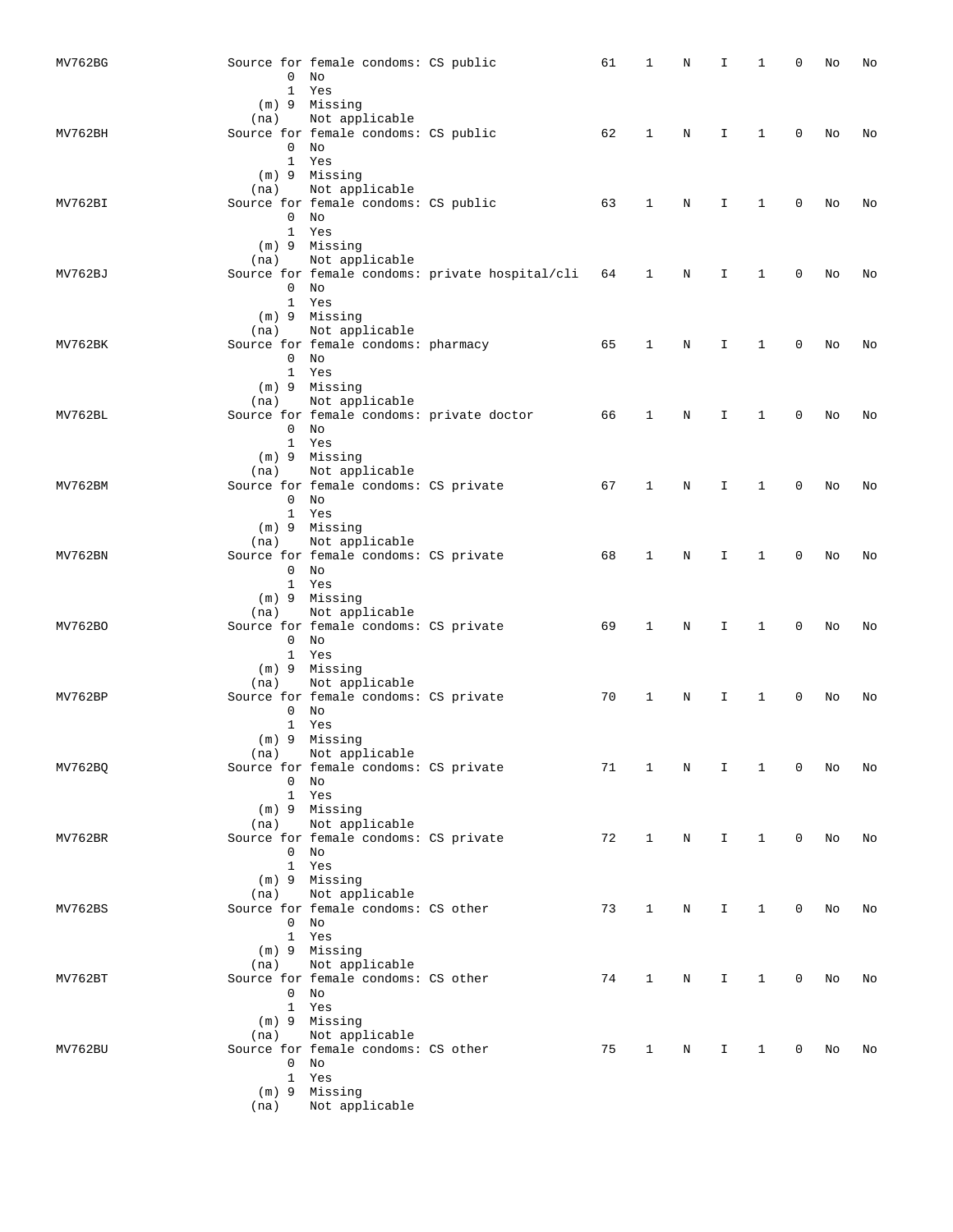```
MV762BG          Source for female condoms: CS public            61   1   N   I   1   0   No   No
                        0  No
                        1  Yes
                    (m) 9  Missing
                   (na)    Not applicable
MV762BH          Source for female condoms: CS public            62   1   N   I   1   0   No   No
                        0  No
                        1  Yes
                    (m) 9  Missing
                   (na)    Not applicable
MV762BI          Source for female condoms: CS public            63   1   N   I   1   0   No   No
                        0  No
                        1  Yes
                    (m) 9  Missing
                   (na)    Not applicable
MV762BJ          Source for female condoms: private hospital/cli 64   1   N   I   1   0   No   No
                        0  No
                        1  Yes
                    (m) 9  Missing
                   (na)    Not applicable
MV762BK          Source for female condoms: pharmacy             65   1   N   I   1   0   No   No
                        0  No
                        1  Yes
                    (m) 9  Missing
                   (na)    Not applicable
MV762BL          Source for female condoms: private doctor       66   1   N   I   1   0   No   No
                        0  No
                        1  Yes
                    (m) 9  Missing
                   (na)    Not applicable
MV762BM          Source for female condoms: CS private           67   1   N   I   1   0   No   No
                        0  No
                        1  Yes
                    (m) 9  Missing
                   (na)    Not applicable
MV762BN          Source for female condoms: CS private           68   1   N   I   1   0   No   No
                        0  No
                        1  Yes
                    (m) 9  Missing
                   (na)    Not applicable
MV762BO          Source for female condoms: CS private           69   1   N   I   1   0   No   No
                        0  No
                        1  Yes
                    (m) 9  Missing
                   (na)    Not applicable
MV762BP          Source for female condoms: CS private           70   1   N   I   1   0   No   No
                        0  No
                        1  Yes
                    (m) 9  Missing
                   (na)    Not applicable
MV762BQ          Source for female condoms: CS private           71   1   N   I   1   0   No   No
                        0  No
                        1  Yes
                    (m) 9  Missing
                   (na)    Not applicable
MV762BR          Source for female condoms: CS private           72   1   N   I   1   0   No   No
                        0  No
                        1  Yes
                    (m) 9  Missing
                   (na)    Not applicable
MV762BS          Source for female condoms: CS other             73   1   N   I   1   0   No   No
                        0  No
                        1  Yes
                    (m) 9  Missing
                   (na)    Not applicable
MV762BT          Source for female condoms: CS other             74   1   N   I   1   0   No   No
                        0  No
                        1  Yes
                    (m) 9  Missing
                   (na)    Not applicable
MV762BU          Source for female condoms: CS other             75   1   N   I   1   0   No   No
                        0  No
                        1  Yes
                    (m) 9  Missing
                   (na)    Not applicable
```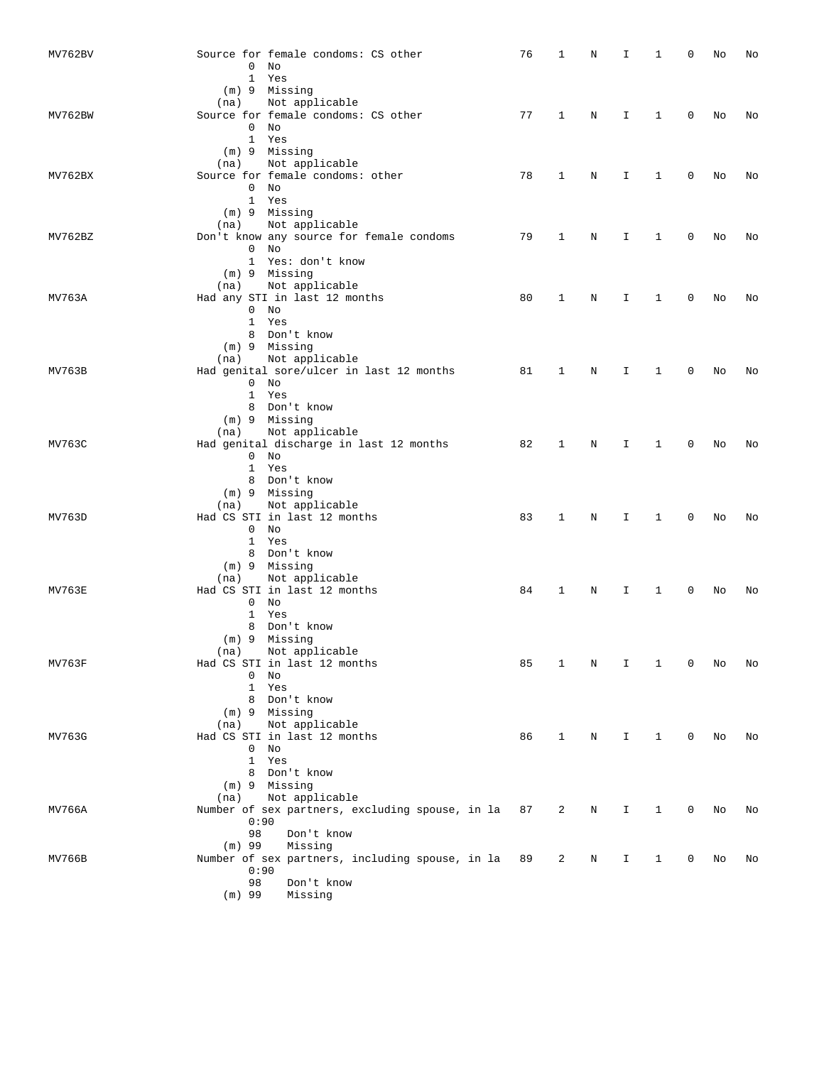```
MV762BV              Source for female condoms: CS other            76    1    N    I    1    0    No    No
                             0  No
                             1  Yes
                         (m) 9  Missing
                        (na)    Not applicable
MV762BW              Source for female condoms: CS other            77    1    N    I    1    0    No    No
                             0  No
                             1  Yes
                         (m) 9  Missing
                        (na)    Not applicable
MV762BX              Source for female condoms: other               78    1    N    I    1    0    No    No
                             0  No
                             1  Yes
                         (m) 9  Missing
                        (na)    Not applicable
MV762BZ              Don't know any source for female condoms       79    1    N    I    1    0    No    No
                             0  No
                             1  Yes: don't know
                         (m) 9  Missing
                        (na)    Not applicable
MV763A               Had any STI in last 12 months                  80    1    N    I    1    0    No    No
                             0  No
                             1  Yes
                             8  Don't know
                         (m) 9  Missing
                        (na)    Not applicable
MV763B               Had genital sore/ulcer in last 12 months       81    1    N    I    1    0    No    No
                             0  No
                             1  Yes
                             8  Don't know
                         (m) 9  Missing
                        (na)    Not applicable
MV763C               Had genital discharge in last 12 months        82    1    N    I    1    0    No    No
                             0  No
                             1  Yes
                             8  Don't know
                         (m) 9  Missing
                        (na)    Not applicable
MV763D               Had CS STI in last 12 months                   83    1    N    I    1    0    No    No
                             0  No
                             1  Yes
                             8  Don't know
                         (m) 9  Missing
                        (na)    Not applicable
MV763E               Had CS STI in last 12 months                   84    1    N    I    1    0    No    No
                             0  No
                             1  Yes
                             8  Don't know
                         (m) 9  Missing
                        (na)    Not applicable
MV763F               Had CS STI in last 12 months                   85    1    N    I    1    0    No    No
                             0  No
                             1  Yes
                             8  Don't know
                         (m) 9  Missing
                        (na)    Not applicable
MV763G               Had CS STI in last 12 months                   86    1    N    I    1    0    No    No
                             0  No
                             1  Yes
                             8  Don't know
                         (m) 9  Missing
                        (na)    Not applicable
MV766A               Number of sex partners, excluding spouse, in la 87   2    N    I    1    0    No    No
                             0:90
                             98    Don't know
                         (m) 99    Missing
MV766B               Number of sex partners, including spouse, in la 89   2    N    I    1    0    No    No
                             0:90
                             98    Don't know
                         (m) 99    Missing
```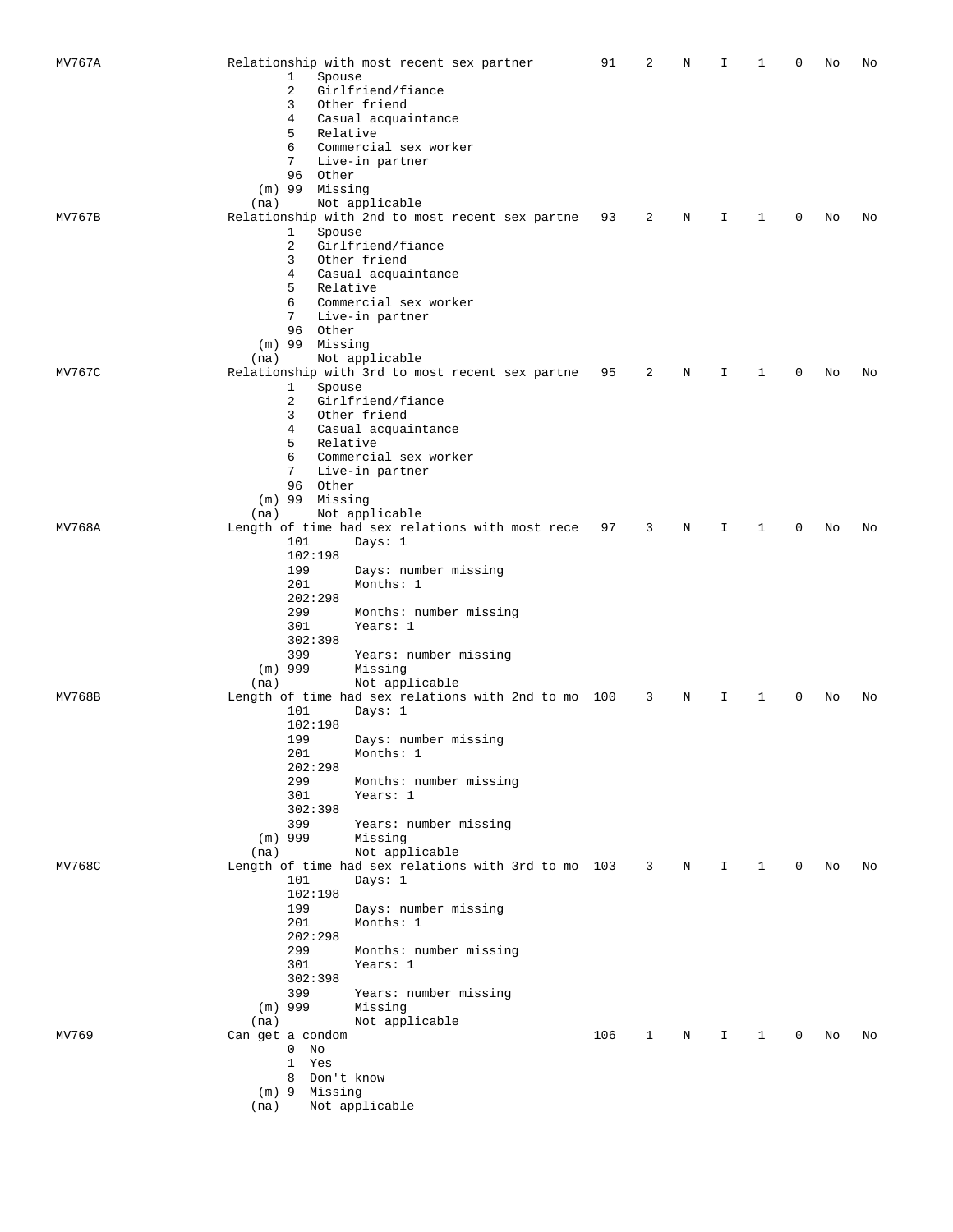```
MV767A               Relationship with most recent sex partner         91    2    N    I    1    0   No   No
                            1   Spouse
                            2   Girlfriend/fiance
                            3   Other friend
                            4   Casual acquaintance
                            5   Relative
                            6   Commercial sex worker
                            7   Live-in partner
                           96   Other
                        (m) 99  Missing
                       (na)     Not applicable
MV767B               Relationship with 2nd to most recent sex partne   93    2    N    I    1    0   No   No
                            1   Spouse
                            2   Girlfriend/fiance
                            3   Other friend
                            4   Casual acquaintance
                            5   Relative
                            6   Commercial sex worker
                            7   Live-in partner
                           96   Other
                        (m) 99  Missing
                       (na)     Not applicable
MV767C               Relationship with 3rd to most recent sex partne   95    2    N    I    1    0   No   No
                            1   Spouse
                            2   Girlfriend/fiance
                            3   Other friend
                            4   Casual acquaintance
                            5   Relative
                            6   Commercial sex worker
                            7   Live-in partner
                           96   Other
                        (m) 99  Missing
                       (na)     Not applicable
MV768A               Length of time had sex relations with most rece   97    3    N    I    1    0   No   No
                          101       Days: 1
                          102:198
                          199       Days: number missing
                          201       Months: 1
                          202:298
                          299       Months: number missing
                          301       Years: 1
                          302:398
                          399       Years: number missing
                      (m) 999       Missing
                     (na)           Not applicable
MV768B               Length of time had sex relations with 2nd to mo  100    3    N    I    1    0   No   No
                          101       Days: 1
                          102:198
                          199       Days: number missing
                          201       Months: 1
                          202:298
                          299       Months: number missing
                          301       Years: 1
                          302:398
                          399       Years: number missing
                      (m) 999       Missing
                     (na)           Not applicable
MV768C               Length of time had sex relations with 3rd to mo  103    3    N    I    1    0   No   No
                          101       Days: 1
                          102:198
                          199       Days: number missing
                          201       Months: 1
                          202:298
                          299       Months: number missing
                          301       Years: 1
                          302:398
                          399       Years: number missing
                      (m) 999       Missing
                     (na)           Not applicable
MV769                Can get a condom                                 106    1    N    I    1    0   No   No
                          0  No
                          1  Yes
                          8  Don't know
                      (m) 9  Missing
                     (na)    Not applicable
```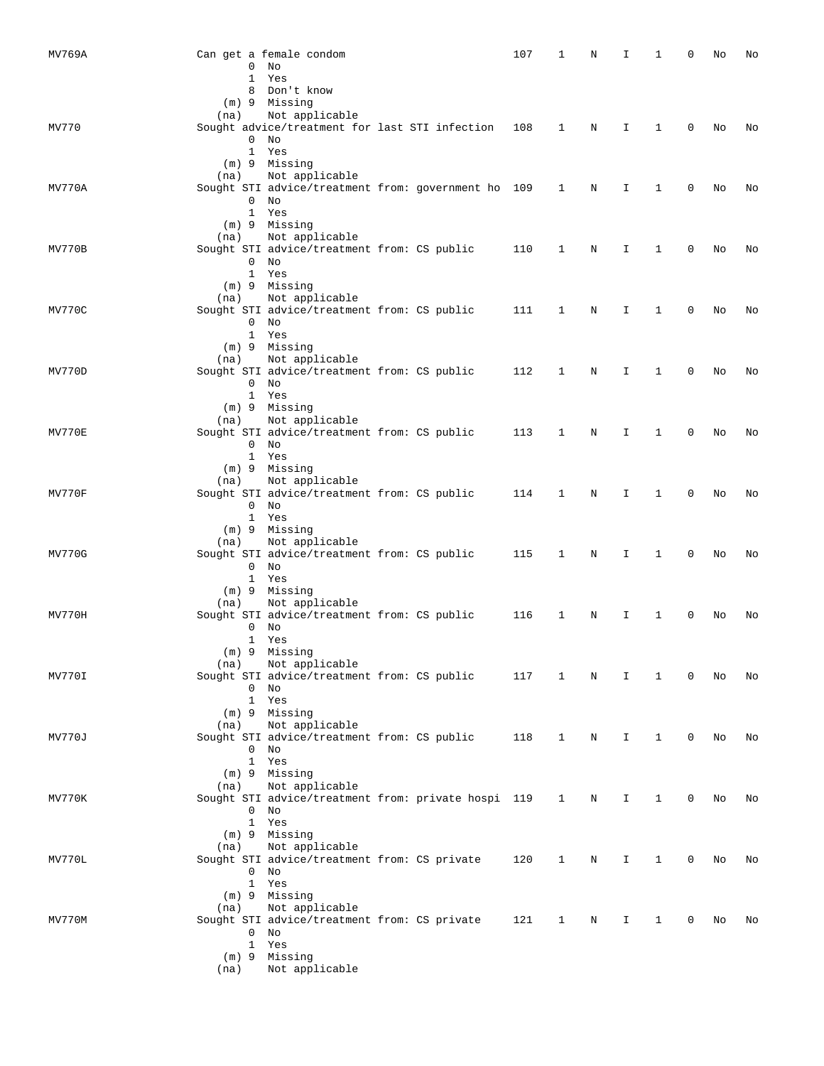```
MV769A               Can get a female condom                      107    1    N    I    1    0   No    No
                          0  No
                          1  Yes
                          8  Don't know
                      (m) 9  Missing
                     (na)    Not applicable
MV770                Sought advice/treatment for last STI infection   108    1    N    I    1    0   No    No
                          0  No
                          1  Yes
                      (m) 9  Missing
                     (na)    Not applicable
MV770A               Sought STI advice/treatment from: government ho  109    1    N    I    1    0   No    No
                          0  No
                          1  Yes
                      (m) 9  Missing
                     (na)    Not applicable
MV770B               Sought STI advice/treatment from: CS public      110    1    N    I    1    0   No    No
                          0  No
                          1  Yes
                      (m) 9  Missing
                     (na)    Not applicable
MV770C               Sought STI advice/treatment from: CS public      111    1    N    I    1    0   No    No
                          0  No
                          1  Yes
                      (m) 9  Missing
                     (na)    Not applicable
MV770D               Sought STI advice/treatment from: CS public      112    1    N    I    1    0   No    No
                          0  No
                          1  Yes
                      (m) 9  Missing
                     (na)    Not applicable
MV770E               Sought STI advice/treatment from: CS public      113    1    N    I    1    0   No    No
                          0  No
                          1  Yes
                      (m) 9  Missing
                     (na)    Not applicable
MV770F               Sought STI advice/treatment from: CS public      114    1    N    I    1    0   No    No
                          0  No
                          1  Yes
                      (m) 9  Missing
                     (na)    Not applicable
MV770G               Sought STI advice/treatment from: CS public      115    1    N    I    1    0   No    No
                          0  No
                          1  Yes
                      (m) 9  Missing
                     (na)    Not applicable
MV770H               Sought STI advice/treatment from: CS public      116    1    N    I    1    0   No    No
                          0  No
                          1  Yes
                      (m) 9  Missing
                     (na)    Not applicable
MV770I               Sought STI advice/treatment from: CS public      117    1    N    I    1    0   No    No
                          0  No
                          1  Yes
                      (m) 9  Missing
                     (na)    Not applicable
MV770J               Sought STI advice/treatment from: CS public      118    1    N    I    1    0   No    No
                          0  No
                          1  Yes
                      (m) 9  Missing
                     (na)    Not applicable
MV770K               Sought STI advice/treatment from: private hospi  119    1    N    I    1    0   No    No
                          0  No
                          1  Yes
                      (m) 9  Missing
                     (na)    Not applicable
MV770L               Sought STI advice/treatment from: CS private     120    1    N    I    1    0   No    No
                          0  No
                          1  Yes
                      (m) 9  Missing
                     (na)    Not applicable
MV770M               Sought STI advice/treatment from: CS private     121    1    N    I    1    0   No    No
                          0  No
                          1  Yes
                      (m) 9  Missing
                     (na)    Not applicable
```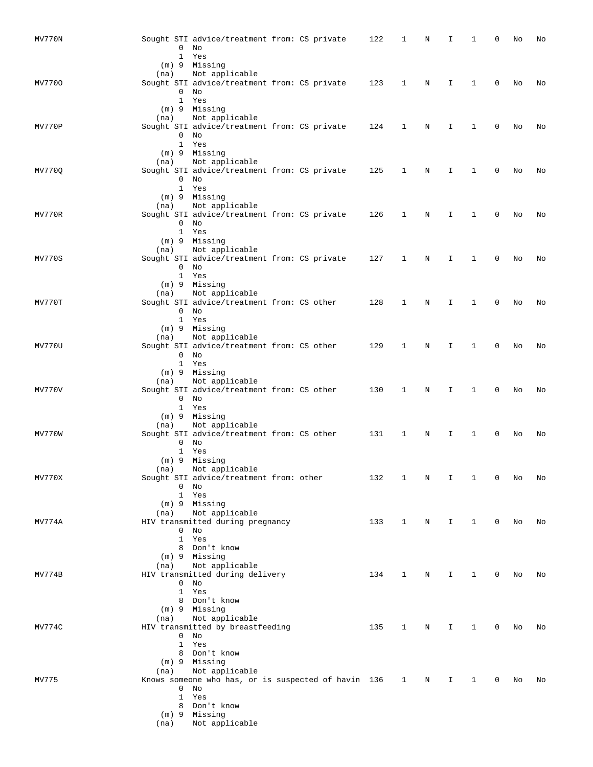```
MV770N                Sought STI advice/treatment from: CS private     122    1    N    I    1    0   No   No
                            0  No
                            1  Yes
                        (m) 9  Missing
                       (na)    Not applicable
MV770O                Sought STI advice/treatment from: CS private     123    1    N    I    1    0   No   No
                            0  No
                            1  Yes
                        (m) 9  Missing
                       (na)    Not applicable
MV770P                Sought STI advice/treatment from: CS private     124    1    N    I    1    0   No   No
                            0  No
                            1  Yes
                        (m) 9  Missing
                       (na)    Not applicable
MV770Q                Sought STI advice/treatment from: CS private     125    1    N    I    1    0   No   No
                            0  No
                            1  Yes
                        (m) 9  Missing
                       (na)    Not applicable
MV770R                Sought STI advice/treatment from: CS private     126    1    N    I    1    0   No   No
                            0  No
                            1  Yes
                        (m) 9  Missing
                       (na)    Not applicable
MV770S                Sought STI advice/treatment from: CS private     127    1    N    I    1    0   No   No
                            0  No
                            1  Yes
                        (m) 9  Missing
                       (na)    Not applicable
MV770T                Sought STI advice/treatment from: CS other       128    1    N    I    1    0   No   No
                            0  No
                            1  Yes
                        (m) 9  Missing
                       (na)    Not applicable
MV770U                Sought STI advice/treatment from: CS other       129    1    N    I    1    0   No   No
                            0  No
                            1  Yes
                        (m) 9  Missing
                       (na)    Not applicable
MV770V                Sought STI advice/treatment from: CS other       130    1    N    I    1    0   No   No
                            0  No
                            1  Yes
                        (m) 9  Missing
                       (na)    Not applicable
MV770W                Sought STI advice/treatment from: CS other       131    1    N    I    1    0   No   No
                            0  No
                            1  Yes
                        (m) 9  Missing
                       (na)    Not applicable
MV770X                Sought STI advice/treatment from: other          132    1    N    I    1    0   No   No
                            0  No
                            1  Yes
                        (m) 9  Missing
                       (na)    Not applicable
MV774A                HIV transmitted during pregnancy                 133    1    N    I    1    0   No   No
                            0  No
                            1  Yes
                            8  Don't know
                        (m) 9  Missing
                       (na)    Not applicable
MV774B                HIV transmitted during delivery                  134    1    N    I    1    0   No   No
                            0  No
                            1  Yes
                            8  Don't know
                        (m) 9  Missing
                       (na)    Not applicable
MV774C                HIV transmitted by breastfeeding                 135    1    N    I    1    0   No   No
                            0  No
                            1  Yes
                            8  Don't know
                        (m) 9  Missing
                       (na)    Not applicable
MV775                 Knows someone who has, or is suspected of havin  136    1    N    I    1    0   No   No
                            0  No
                            1  Yes
                            8  Don't know
                        (m) 9  Missing
                       (na)    Not applicable
```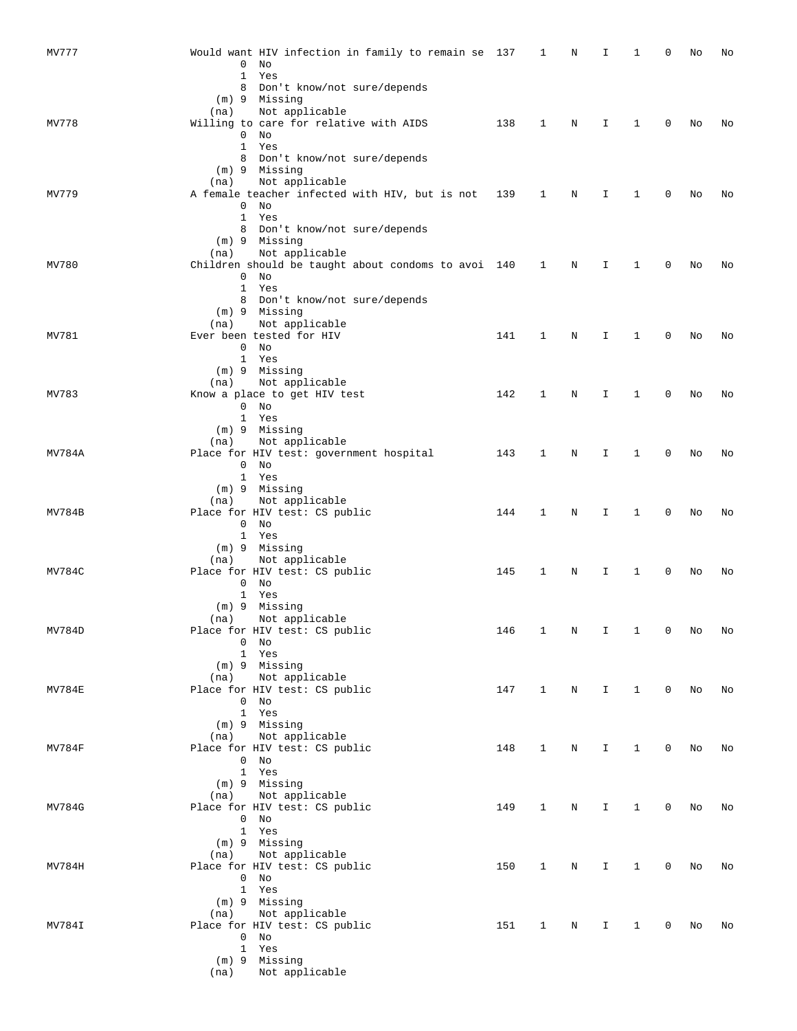```
MV777                Would want HIV infection in family to remain se  137    1    N    I    1    0   No    No
                          0  No
                          1  Yes
                          8  Don't know/not sure/depends
                      (m) 9  Missing
                     (na)    Not applicable
MV778                Willing to care for relative with AIDS           138    1    N    I    1    0   No    No
                          0  No
                          1  Yes
                          8  Don't know/not sure/depends
                      (m) 9  Missing
                     (na)    Not applicable
MV779                A female teacher infected with HIV, but is not   139    1    N    I    1    0   No    No
                          0  No
                          1  Yes
                          8  Don't know/not sure/depends
                      (m) 9  Missing
                     (na)    Not applicable
MV780                Children should be taught about condoms to avoi  140    1    N    I    1    0   No    No
                          0  No
                          1  Yes
                          8  Don't know/not sure/depends
                      (m) 9  Missing
                     (na)    Not applicable
MV781                Ever been tested for HIV                         141    1    N    I    1    0   No    No
                          0  No
                          1  Yes
                      (m) 9  Missing
                     (na)    Not applicable
MV783                Know a place to get HIV test                     142    1    N    I    1    0   No    No
                          0  No
                          1  Yes
                      (m) 9  Missing
                     (na)    Not applicable
MV784A               Place for HIV test: government hospital          143    1    N    I    1    0   No    No
                          0  No
                          1  Yes
                      (m) 9  Missing
                     (na)    Not applicable
MV784B               Place for HIV test: CS public                    144    1    N    I    1    0   No    No
                          0  No
                          1  Yes
                      (m) 9  Missing
                     (na)    Not applicable
MV784C               Place for HIV test: CS public                    145    1    N    I    1    0   No    No
                          0  No
                          1  Yes
                      (m) 9  Missing
                     (na)    Not applicable
MV784D               Place for HIV test: CS public                    146    1    N    I    1    0   No    No
                          0  No
                          1  Yes
                      (m) 9  Missing
                     (na)    Not applicable
MV784E               Place for HIV test: CS public                    147    1    N    I    1    0   No    No
                          0  No
                          1  Yes
                      (m) 9  Missing
                     (na)    Not applicable
MV784F               Place for HIV test: CS public                    148    1    N    I    1    0   No    No
                          0  No
                          1  Yes
                      (m) 9  Missing
                     (na)    Not applicable
MV784G               Place for HIV test: CS public                    149    1    N    I    1    0   No    No
                          0  No
                          1  Yes
                      (m) 9  Missing
                     (na)    Not applicable
MV784H               Place for HIV test: CS public                    150    1    N    I    1    0   No    No
                          0  No
                          1  Yes
                      (m) 9  Missing
                     (na)    Not applicable
MV784I               Place for HIV test: CS public                    151    1    N    I    1    0   No    No
                          0  No
                          1  Yes
                      (m) 9  Missing
                     (na)    Not applicable
```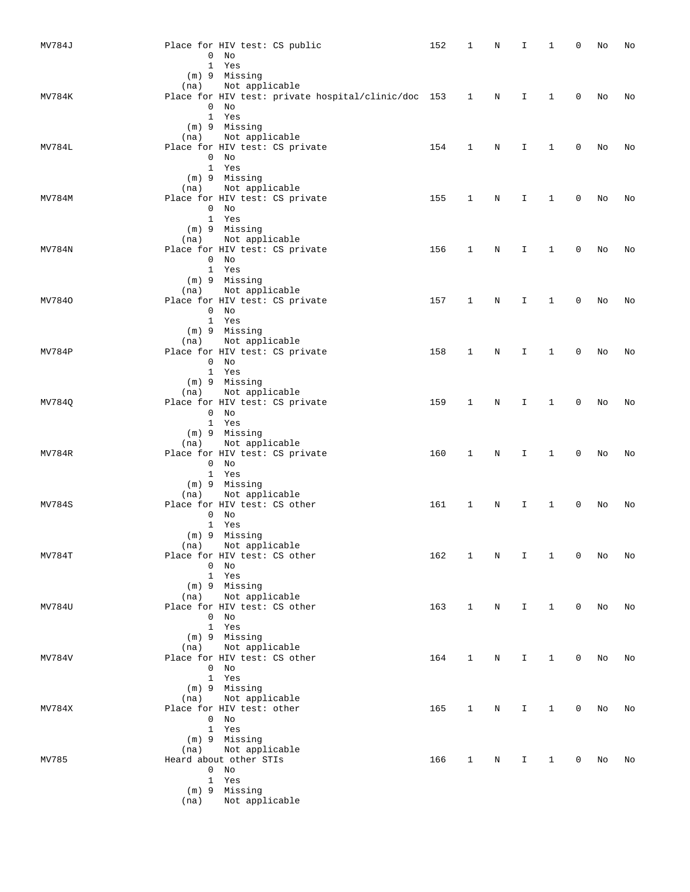```
MV784J              Place for HIV test: CS public                  152    1    N    I    1    0   No    No
                           0  No
                           1  Yes
                       (m) 9  Missing
                      (na)    Not applicable
MV784K              Place for HIV test: private hospital/clinic/doc 153   1    N    I    1    0   No    No
                           0  No
                           1  Yes
                       (m) 9  Missing
                      (na)    Not applicable
MV784L              Place for HIV test: CS private                 154    1    N    I    1    0   No    No
                           0  No
                           1  Yes
                       (m) 9  Missing
                      (na)    Not applicable
MV784M              Place for HIV test: CS private                 155    1    N    I    1    0   No    No
                           0  No
                           1  Yes
                       (m) 9  Missing
                      (na)    Not applicable
MV784N              Place for HIV test: CS private                 156    1    N    I    1    0   No    No
                           0  No
                           1  Yes
                       (m) 9  Missing
                      (na)    Not applicable
MV784O              Place for HIV test: CS private                 157    1    N    I    1    0   No    No
                           0  No
                           1  Yes
                       (m) 9  Missing
                      (na)    Not applicable
MV784P              Place for HIV test: CS private                 158    1    N    I    1    0   No    No
                           0  No
                           1  Yes
                       (m) 9  Missing
                      (na)    Not applicable
MV784Q              Place for HIV test: CS private                 159    1    N    I    1    0   No    No
                           0  No
                           1  Yes
                       (m) 9  Missing
                      (na)    Not applicable
MV784R              Place for HIV test: CS private                 160    1    N    I    1    0   No    No
                           0  No
                           1  Yes
                       (m) 9  Missing
                      (na)    Not applicable
MV784S              Place for HIV test: CS other                   161    1    N    I    1    0   No    No
                           0  No
                           1  Yes
                       (m) 9  Missing
                      (na)    Not applicable
MV784T              Place for HIV test: CS other                   162    1    N    I    1    0   No    No
                           0  No
                           1  Yes
                       (m) 9  Missing
                      (na)    Not applicable
MV784U              Place for HIV test: CS other                   163    1    N    I    1    0   No    No
                           0  No
                           1  Yes
                       (m) 9  Missing
                      (na)    Not applicable
MV784V              Place for HIV test: CS other                   164    1    N    I    1    0   No    No
                           0  No
                           1  Yes
                       (m) 9  Missing
                      (na)    Not applicable
MV784X              Place for HIV test: other                      165    1    N    I    1    0   No    No
                           0  No
                           1  Yes
                       (m) 9  Missing
                      (na)    Not applicable
MV785               Heard about other STIs                         166    1    N    I    1    0   No    No
                           0  No
                           1  Yes
                       (m) 9  Missing
                      (na)    Not applicable
```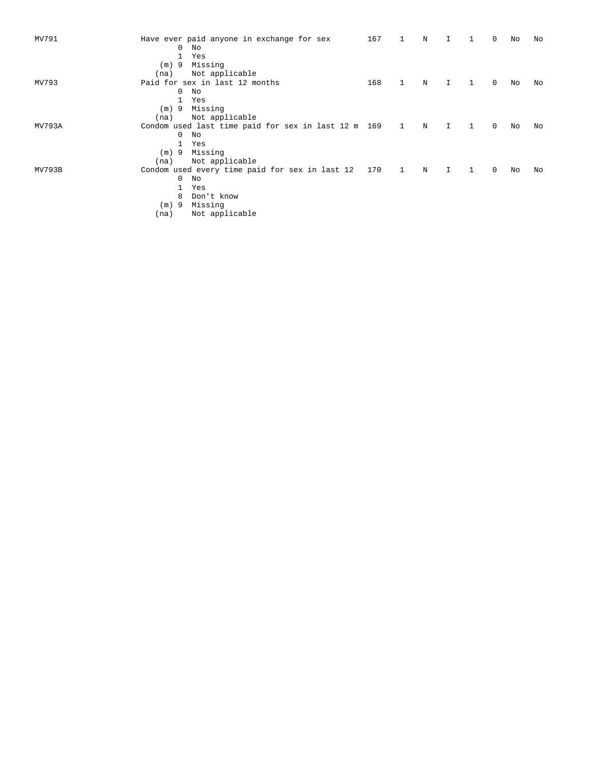```
MV791                Have ever paid anyone in exchange for sex        167    1    N    I    1    0   No   No
                            0  No
                            1  Yes
                        (m) 9  Missing
                       (na)    Not applicable
MV793                Paid for sex in last 12 months                   168    1    N    I    1    0   No   No
                            0  No
                            1  Yes
                        (m) 9  Missing
                       (na)    Not applicable
MV793A               Condom used last time paid for sex in last 12 m  169    1    N    I    1    0   No   No
                            0  No
                            1  Yes
                        (m) 9  Missing
                       (na)    Not applicable
MV793B               Condom used every time paid for sex in last 12   170    1    N    I    1    0   No   No
                            0  No
                            1  Yes
                            8  Don't know
                        (m) 9  Missing
                       (na)    Not applicable
```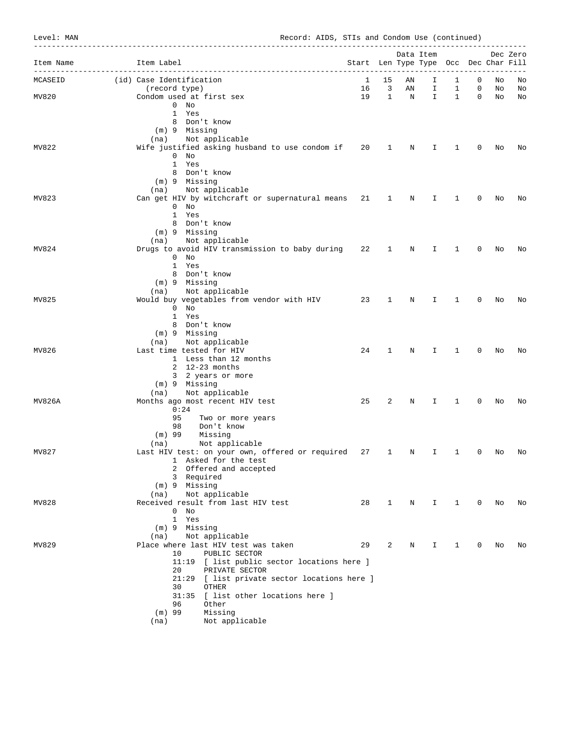Level: MAN                                              Record: AIDS, STIs and Condom Use (continued)

| Item Name | Item Label | Start | Len | Data Type | Item Type | Occ | Dec | Dec Char | Zero Fill |
|---|---|---|---|---|---|---|---|---|---|
| MCASEID | (id) Case Identification | 1 | 15 | AN | I | 1 | 0 | No | No |
| | (record type) | 16 | 3 | AN | I | 1 | 0 | No | No |
| MV820 | Condom used at first sex<br>0 No<br>1 Yes<br>8 Don't know<br>(m) 9 Missing<br>(na) Not applicable | 19 | 1 | N | I | 1 | 0 | No | No |
| MV822 | Wife justified asking husband to use condom if<br>0 No<br>1 Yes<br>8 Don't know<br>(m) 9 Missing<br>(na) Not applicable | 20 | 1 | N | I | 1 | 0 | No | No |
| MV823 | Can get HIV by witchcraft or supernatural means<br>0 No<br>1 Yes<br>8 Don't know<br>(m) 9 Missing<br>(na) Not applicable | 21 | 1 | N | I | 1 | 0 | No | No |
| MV824 | Drugs to avoid HIV transmission to baby during<br>0 No<br>1 Yes<br>8 Don't know<br>(m) 9 Missing<br>(na) Not applicable | 22 | 1 | N | I | 1 | 0 | No | No |
| MV825 | Would buy vegetables from vendor with HIV<br>0 No<br>1 Yes<br>8 Don't know<br>(m) 9 Missing<br>(na) Not applicable | 23 | 1 | N | I | 1 | 0 | No | No |
| MV826 | Last time tested for HIV<br>1 Less than 12 months<br>2 12-23 months<br>3 2 years or more<br>(m) 9 Missing<br>(na) Not applicable | 24 | 1 | N | I | 1 | 0 | No | No |
| MV826A | Months ago most recent HIV test<br>0:24<br>95 Two or more years<br>98 Don't know<br>(m) 99 Missing<br>(na) Not applicable | 25 | 2 | N | I | 1 | 0 | No | No |
| MV827 | Last HIV test: on your own, offered or required<br>1 Asked for the test<br>2 Offered and accepted<br>3 Required<br>(m) 9 Missing<br>(na) Not applicable | 27 | 1 | N | I | 1 | 0 | No | No |
| MV828 | Received result from last HIV test<br>0 No<br>1 Yes<br>(m) 9 Missing<br>(na) Not applicable | 28 | 1 | N | I | 1 | 0 | No | No |
| MV829 | Place where last HIV test was taken<br>10 PUBLIC SECTOR<br>11:19 [ list public sector locations here ]<br>20 PRIVATE SECTOR<br>21:29 [ list private sector locations here ]<br>30 OTHER<br>31:35 [ list other locations here ]<br>96 Other<br>(m) 99 Missing<br>(na) Not applicable | 29 | 2 | N | I | 1 | 0 | No | No |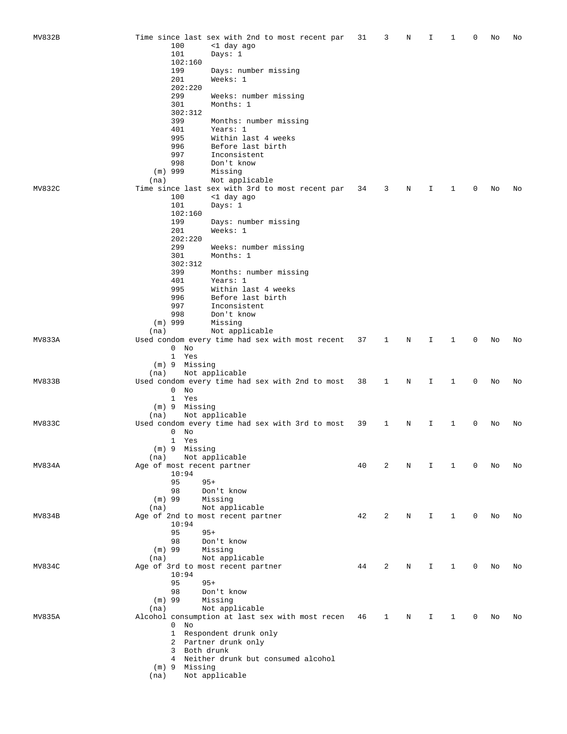```
MV832B                  Time since last sex with 2nd to most recent par   31    3    N    I    1    0   No    No
                                100      <1 day ago
                                101      Days: 1
                                102:160
                                199      Days: number missing
                                201      Weeks: 1
                                202:220
                                299      Weeks: number missing
                                301      Months: 1
                                302:312
                                399      Months: number missing
                                401      Years: 1
                                995      Within last 4 weeks
                                996      Before last birth
                                997      Inconsistent
                                998      Don't know
                            (m) 999      Missing
                           (na)          Not applicable
MV832C                  Time since last sex with 3rd to most recent par   34    3    N    I    1    0   No    No
                                100      <1 day ago
                                101      Days: 1
                                102:160
                                199      Days: number missing
                                201      Weeks: 1
                                202:220
                                299      Weeks: number missing
                                301      Months: 1
                                302:312
                                399      Months: number missing
                                401      Years: 1
                                995      Within last 4 weeks
                                996      Before last birth
                                997      Inconsistent
                                998      Don't know
                            (m) 999      Missing
                           (na)          Not applicable
MV833A                  Used condom every time had sex with most recent   37    1    N    I    1    0   No    No
                                0  No
                                1  Yes
                            (m) 9  Missing
                           (na)    Not applicable
MV833B                  Used condom every time had sex with 2nd to most   38    1    N    I    1    0   No    No
                                0  No
                                1  Yes
                            (m) 9  Missing
                           (na)    Not applicable
MV833C                  Used condom every time had sex with 3rd to most   39    1    N    I    1    0   No    No
                                0  No
                                1  Yes
                            (m) 9  Missing
                           (na)    Not applicable
MV834A                  Age of most recent partner                        40    2    N    I    1    0   No    No
                                10:94
                                95     95+
                                98     Don't know
                            (m) 99     Missing
                           (na)        Not applicable
MV834B                  Age of 2nd to most recent partner                 42    2    N    I    1    0   No    No
                                10:94
                                95     95+
                                98     Don't know
                            (m) 99     Missing
                           (na)        Not applicable
MV834C                  Age of 3rd to most recent partner                 44    2    N    I    1    0   No    No
                                10:94
                                95     95+
                                98     Don't know
                            (m) 99     Missing
                           (na)        Not applicable
MV835A                  Alcohol consumption at last sex with most recen   46    1    N    I    1    0   No    No
                                0  No
                                1  Respondent drunk only
                                2  Partner drunk only
                                3  Both drunk
                                4  Neither drunk but consumed alcohol
                            (m) 9  Missing
                           (na)    Not applicable
```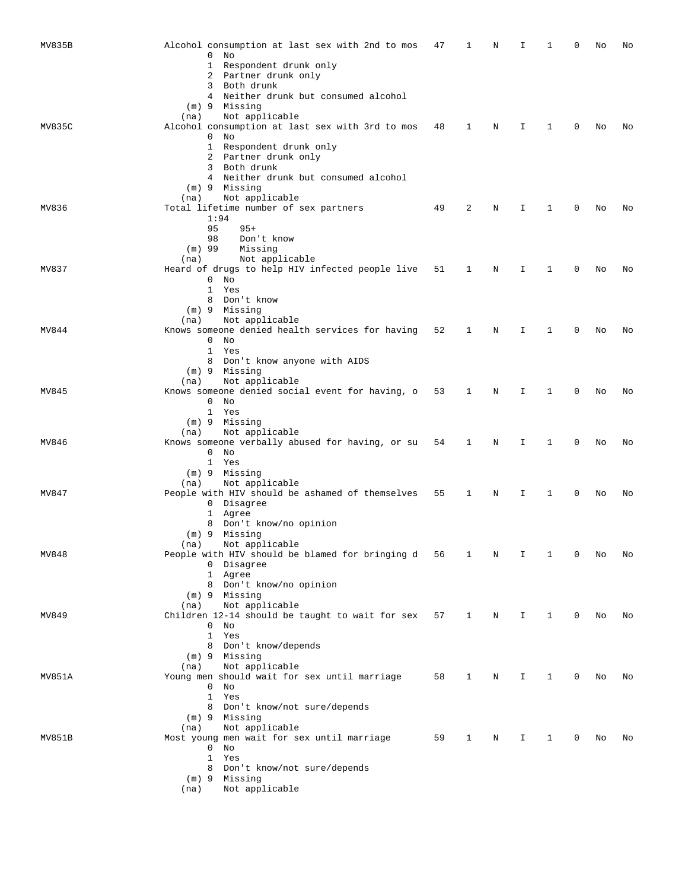```
MV835B               Alcohol consumption at last sex with 2nd to mos   47    1    N    I    1    0    No    No
                             0  No
                             1  Respondent drunk only
                             2  Partner drunk only
                             3  Both drunk
                             4  Neither drunk but consumed alcohol
                         (m) 9  Missing
                        (na)    Not applicable
MV835C               Alcohol consumption at last sex with 3rd to mos   48    1    N    I    1    0    No    No
                             0  No
                             1  Respondent drunk only
                             2  Partner drunk only
                             3  Both drunk
                             4  Neither drunk but consumed alcohol
                         (m) 9  Missing
                        (na)    Not applicable
MV836                Total lifetime number of sex partners             49    2    N    I    1    0    No    No
                            1:94
                            95     95+
                            98     Don't know
                         (m) 99    Missing
                        (na)       Not applicable
MV837                Heard of drugs to help HIV infected people live   51    1    N    I    1    0    No    No
                             0  No
                             1  Yes
                             8  Don't know
                         (m) 9  Missing
                        (na)    Not applicable
MV844                Knows someone denied health services for having   52    1    N    I    1    0    No    No
                             0  No
                             1  Yes
                             8  Don't know anyone with AIDS
                         (m) 9  Missing
                        (na)    Not applicable
MV845                Knows someone denied social event for having, o   53    1    N    I    1    0    No    No
                             0  No
                             1  Yes
                         (m) 9  Missing
                        (na)    Not applicable
MV846                Knows someone verbally abused for having, or su   54    1    N    I    1    0    No    No
                             0  No
                             1  Yes
                         (m) 9  Missing
                        (na)    Not applicable
MV847                People with HIV should be ashamed of themselves   55    1    N    I    1    0    No    No
                             0  Disagree
                             1  Agree
                             8  Don't know/no opinion
                         (m) 9  Missing
                        (na)    Not applicable
MV848                People with HIV should be blamed for bringing d   56    1    N    I    1    0    No    No
                             0  Disagree
                             1  Agree
                             8  Don't know/no opinion
                         (m) 9  Missing
                        (na)    Not applicable
MV849                Children 12-14 should be taught to wait for sex   57    1    N    I    1    0    No    No
                             0  No
                             1  Yes
                             8  Don't know/depends
                         (m) 9  Missing
                        (na)    Not applicable
MV851A               Young men should wait for sex until marriage      58    1    N    I    1    0    No    No
                             0  No
                             1  Yes
                             8  Don't know/not sure/depends
                         (m) 9  Missing
                        (na)    Not applicable
MV851B               Most young men wait for sex until marriage        59    1    N    I    1    0    No    No
                             0  No
                             1  Yes
                             8  Don't know/not sure/depends
                         (m) 9  Missing
                        (na)    Not applicable
```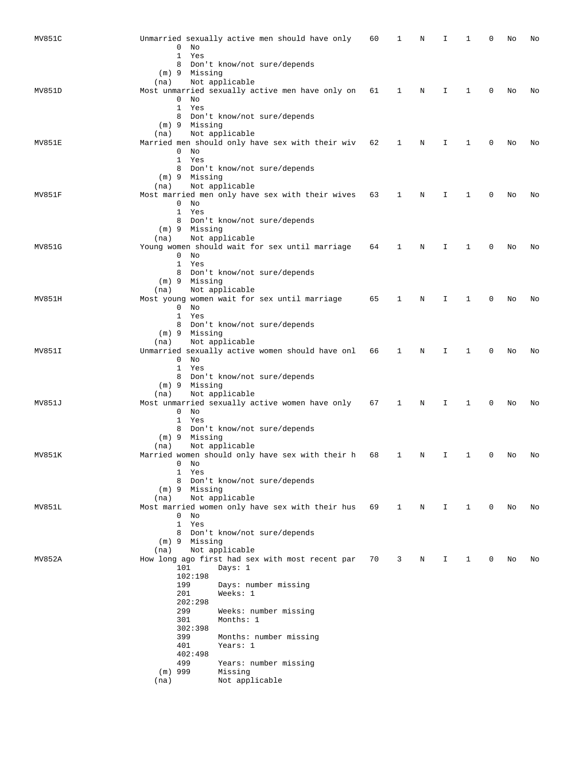```
MV851C               Unmarried sexually active men should have only   60    1    N    I    1    0   No   No
                          0  No
                          1  Yes
                          8  Don't know/not sure/depends
                      (m) 9  Missing
                     (na)    Not applicable
MV851D               Most unmarried sexually active men have only on  61    1    N    I    1    0   No   No
                          0  No
                          1  Yes
                          8  Don't know/not sure/depends
                      (m) 9  Missing
                     (na)    Not applicable
MV851E               Married men should only have sex with their wiv  62    1    N    I    1    0   No   No
                          0  No
                          1  Yes
                          8  Don't know/not sure/depends
                      (m) 9  Missing
                     (na)    Not applicable
MV851F               Most married men only have sex with their wives  63    1    N    I    1    0   No   No
                          0  No
                          1  Yes
                          8  Don't know/not sure/depends
                      (m) 9  Missing
                     (na)    Not applicable
MV851G               Young women should wait for sex until marriage   64    1    N    I    1    0   No   No
                          0  No
                          1  Yes
                          8  Don't know/not sure/depends
                      (m) 9  Missing
                     (na)    Not applicable
MV851H               Most young women wait for sex until marriage     65    1    N    I    1    0   No   No
                          0  No
                          1  Yes
                          8  Don't know/not sure/depends
                      (m) 9  Missing
                     (na)    Not applicable
MV851I               Unmarried sexually active women should have onl  66    1    N    I    1    0   No   No
                          0  No
                          1  Yes
                          8  Don't know/not sure/depends
                      (m) 9  Missing
                     (na)    Not applicable
MV851J               Most unmarried sexually active women have only   67    1    N    I    1    0   No   No
                          0  No
                          1  Yes
                          8  Don't know/not sure/depends
                      (m) 9  Missing
                     (na)    Not applicable
MV851K               Married women should only have sex with their h  68    1    N    I    1    0   No   No
                          0  No
                          1  Yes
                          8  Don't know/not sure/depends
                      (m) 9  Missing
                     (na)    Not applicable
MV851L               Most married women only have sex with their hus  69    1    N    I    1    0   No   No
                          0  No
                          1  Yes
                          8  Don't know/not sure/depends
                      (m) 9  Missing
                     (na)    Not applicable
MV852A               How long ago first had sex with most recent par  70    3    N    I    1    0   No   No
                        101       Days: 1
                        102:198
                        199       Days: number missing
                        201       Weeks: 1
                        202:298
                        299       Weeks: number missing
                        301       Months: 1
                        302:398
                        399       Months: number missing
                        401       Years: 1
                        402:498
                        499       Years: number missing
                      (m) 999     Missing
                     (na)         Not applicable
```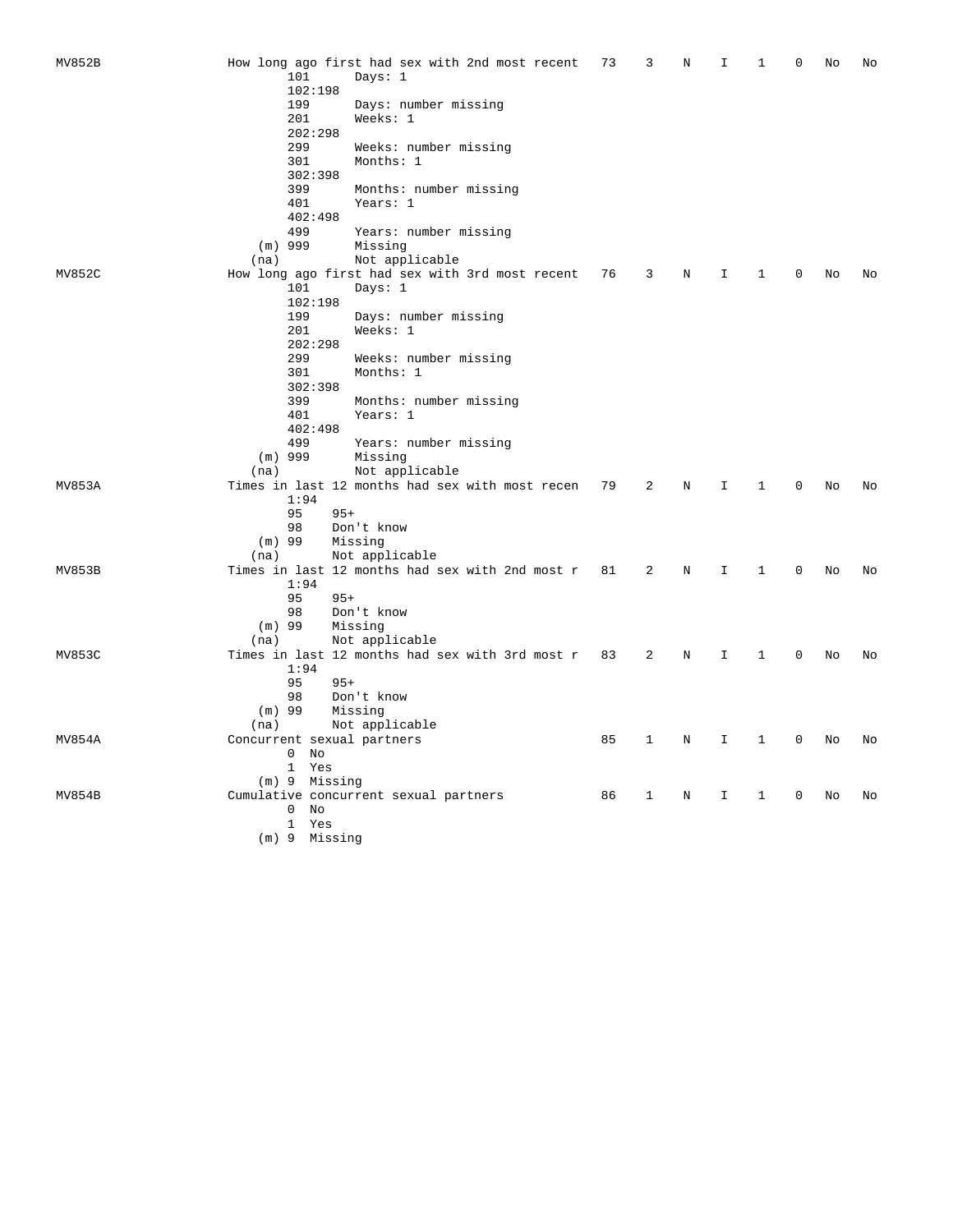```
MV852B                  How long ago first had sex with 2nd most recent   73    3    N    I    1    0   No    No
                                101       Days: 1
                                102:198
                                199       Days: number missing
                                201       Weeks: 1
                                202:298
                                299       Weeks: number missing
                                301       Months: 1
                                302:398
                                399       Months: number missing
                                401       Years: 1
                                402:498
                                499       Years: number missing
                            (m) 999       Missing
                           (na)           Not applicable
MV852C                  How long ago first had sex with 3rd most recent   76    3    N    I    1    0   No    No
                                101       Days: 1
                                102:198
                                199       Days: number missing
                                201       Weeks: 1
                                202:298
                                299       Weeks: number missing
                                301       Months: 1
                                302:398
                                399       Months: number missing
                                401       Years: 1
                                402:498
                                499       Years: number missing
                            (m) 999       Missing
                           (na)           Not applicable
MV853A                  Times in last 12 months had sex with most recen   79    2    N    I    1    0   No    No
                                1:94
                                95     95+
                                98     Don't know
                            (m) 99     Missing
                           (na)        Not applicable
MV853B                  Times in last 12 months had sex with 2nd most r   81    2    N    I    1    0   No    No
                                1:94
                                95     95+
                                98     Don't know
                            (m) 99     Missing
                           (na)        Not applicable
MV853C                  Times in last 12 months had sex with 3rd most r   83    2    N    I    1    0   No    No
                                1:94
                                95     95+
                                98     Don't know
                            (m) 99     Missing
                           (na)        Not applicable
MV854A                  Concurrent sexual partners                        85    1    N    I    1    0   No    No
                                0  No
                                1  Yes
                            (m) 9  Missing
MV854B                  Cumulative concurrent sexual partners             86    1    N    I    1    0   No    No
                                0  No
                                1  Yes
                            (m) 9  Missing
```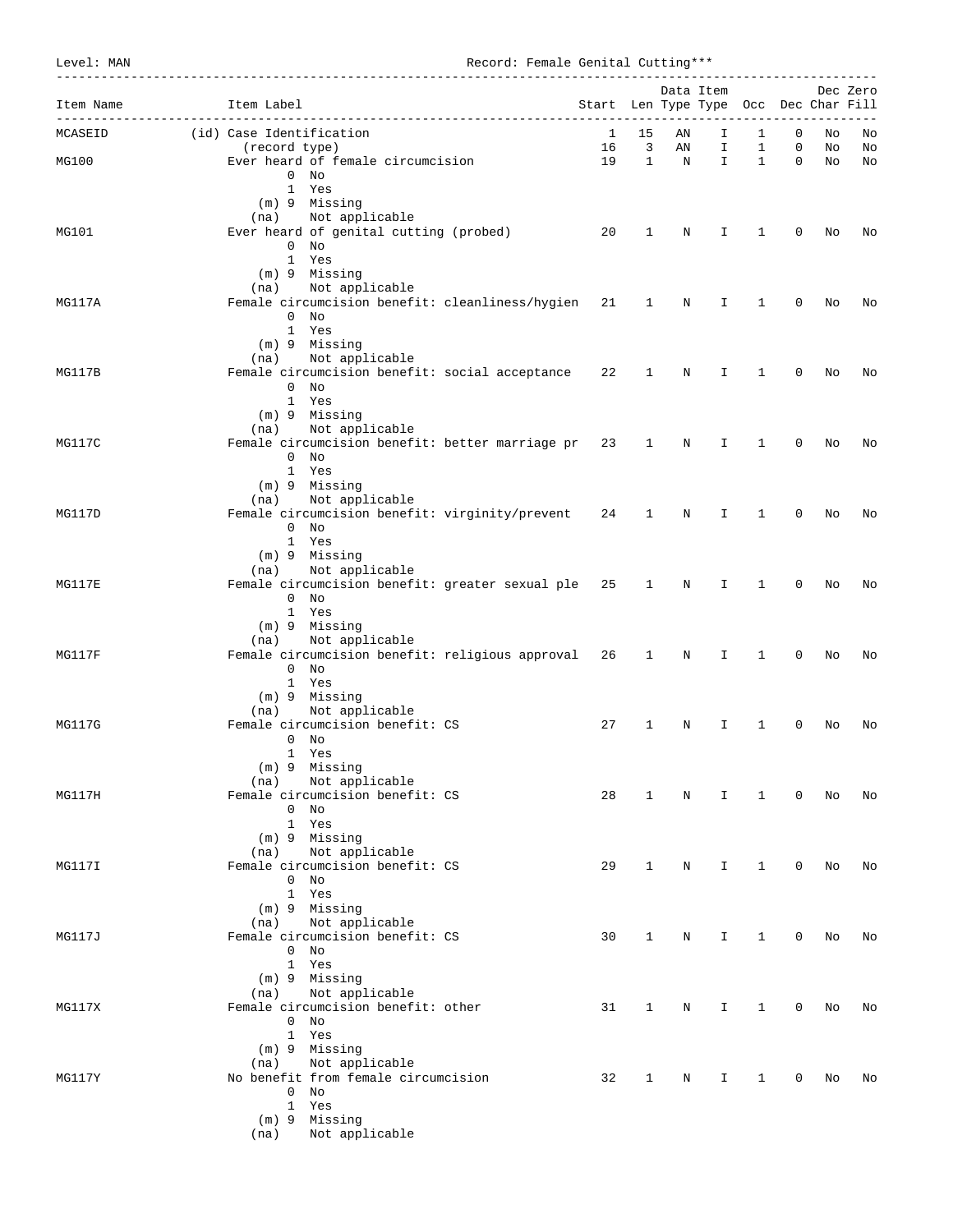Level: MAN Record: Female Genital Cutting***

| Item Name | Item Label | Start | Len | Data Type | Item Type | Occ | Dec | Dec Char | Zero Fill |
|---|---|---|---|---|---|---|---|---|---|
| MCASEID | (id) Case Identification | 1 | 15 | AN | I | 1 | 0 | No | No |
| | (record type) | 16 | 3 | AN | I | 1 | 0 | No | No |
| MG100 | Ever heard of female circumcision<br>0 No<br>1 Yes<br>(m) 9 Missing<br>(na) Not applicable | 19 | 1 | N | I | 1 | 0 | No | No |
| MG101 | Ever heard of genital cutting (probed)<br>0 No<br>1 Yes<br>(m) 9 Missing<br>(na) Not applicable | 20 | 1 | N | I | 1 | 0 | No | No |
| MG117A | Female circumcision benefit: cleanliness/hygien<br>0 No<br>1 Yes<br>(m) 9 Missing<br>(na) Not applicable | 21 | 1 | N | I | 1 | 0 | No | No |
| MG117B | Female circumcision benefit: social acceptance<br>0 No<br>1 Yes<br>(m) 9 Missing<br>(na) Not applicable | 22 | 1 | N | I | 1 | 0 | No | No |
| MG117C | Female circumcision benefit: better marriage pr<br>0 No<br>1 Yes<br>(m) 9 Missing<br>(na) Not applicable | 23 | 1 | N | I | 1 | 0 | No | No |
| MG117D | Female circumcision benefit: virginity/prevent<br>0 No<br>1 Yes<br>(m) 9 Missing<br>(na) Not applicable | 24 | 1 | N | I | 1 | 0 | No | No |
| MG117E | Female circumcision benefit: greater sexual ple<br>0 No<br>1 Yes<br>(m) 9 Missing<br>(na) Not applicable | 25 | 1 | N | I | 1 | 0 | No | No |
| MG117F | Female circumcision benefit: religious approval<br>0 No<br>1 Yes<br>(m) 9 Missing<br>(na) Not applicable | 26 | 1 | N | I | 1 | 0 | No | No |
| MG117G | Female circumcision benefit: CS<br>0 No<br>1 Yes<br>(m) 9 Missing<br>(na) Not applicable | 27 | 1 | N | I | 1 | 0 | No | No |
| MG117H | Female circumcision benefit: CS<br>0 No<br>1 Yes<br>(m) 9 Missing<br>(na) Not applicable | 28 | 1 | N | I | 1 | 0 | No | No |
| MG117I | Female circumcision benefit: CS<br>0 No<br>1 Yes<br>(m) 9 Missing<br>(na) Not applicable | 29 | 1 | N | I | 1 | 0 | No | No |
| MG117J | Female circumcision benefit: CS<br>0 No<br>1 Yes<br>(m) 9 Missing<br>(na) Not applicable | 30 | 1 | N | I | 1 | 0 | No | No |
| MG117X | Female circumcision benefit: other<br>0 No<br>1 Yes<br>(m) 9 Missing<br>(na) Not applicable | 31 | 1 | N | I | 1 | 0 | No | No |
| MG117Y | No benefit from female circumcision<br>0 No<br>1 Yes<br>(m) 9 Missing<br>(na) Not applicable | 32 | 1 | N | I | 1 | 0 | No | No |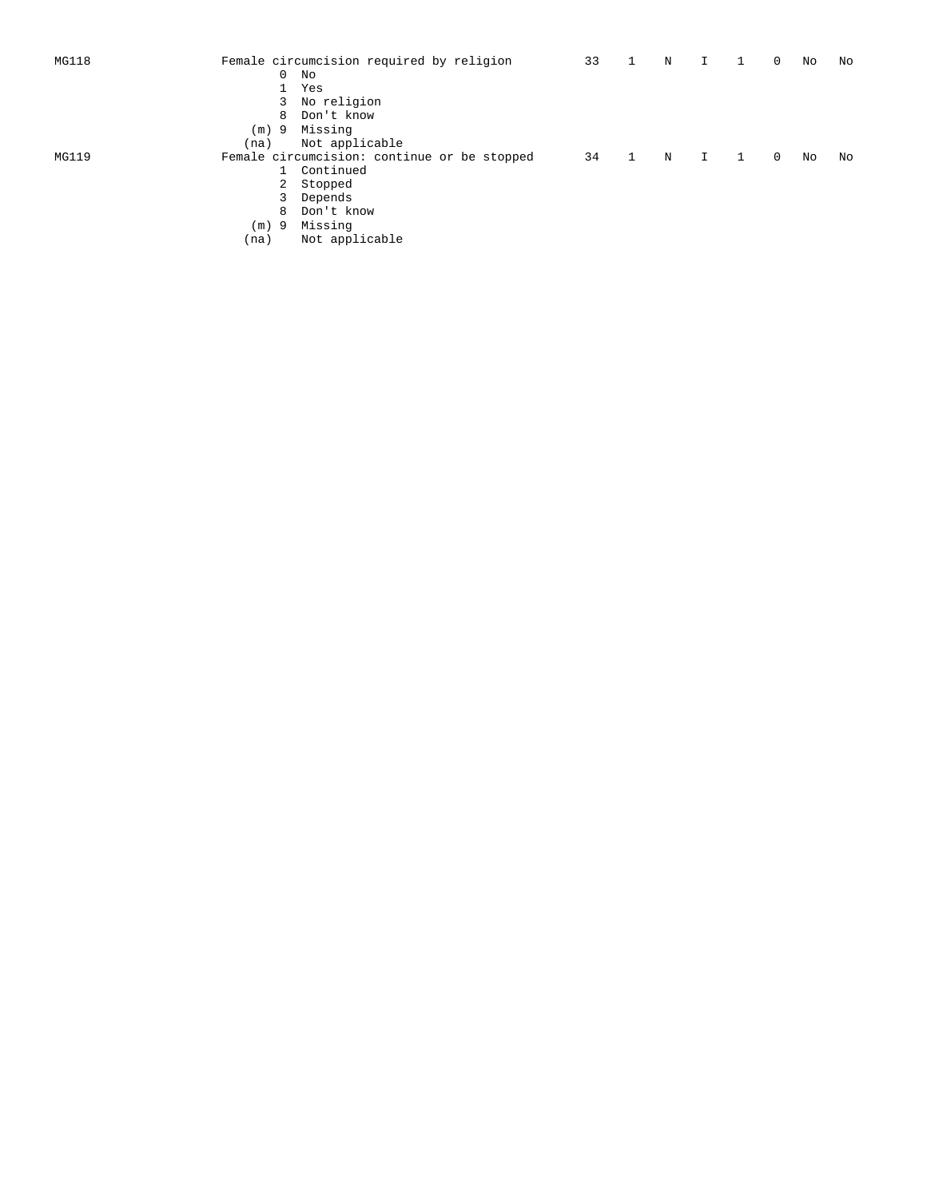| | | | | | | | | | |
|---|---|---|---|---|---|---|---|---|---|
| MG118 | Female circumcision required by religion | 33 | 1 | N | I | 1 | 0 | No | No |
| | 0 No | | | | | | | | |
| | 1 Yes | | | | | | | | |
| | 3 No religion | | | | | | | | |
| | 8 Don't know | | | | | | | | |
| | (m) 9 Missing | | | | | | | | |
| | (na) Not applicable | | | | | | | | |
| MG119 | Female circumcision: continue or be stopped | 34 | 1 | N | I | 1 | 0 | No | No |
| | 1 Continued | | | | | | | | |
| | 2 Stopped | | | | | | | | |
| | 3 Depends | | | | | | | | |
| | 8 Don't know | | | | | | | | |
| | (m) 9 Missing | | | | | | | | |
| | (na) Not applicable | | | | | | | | |